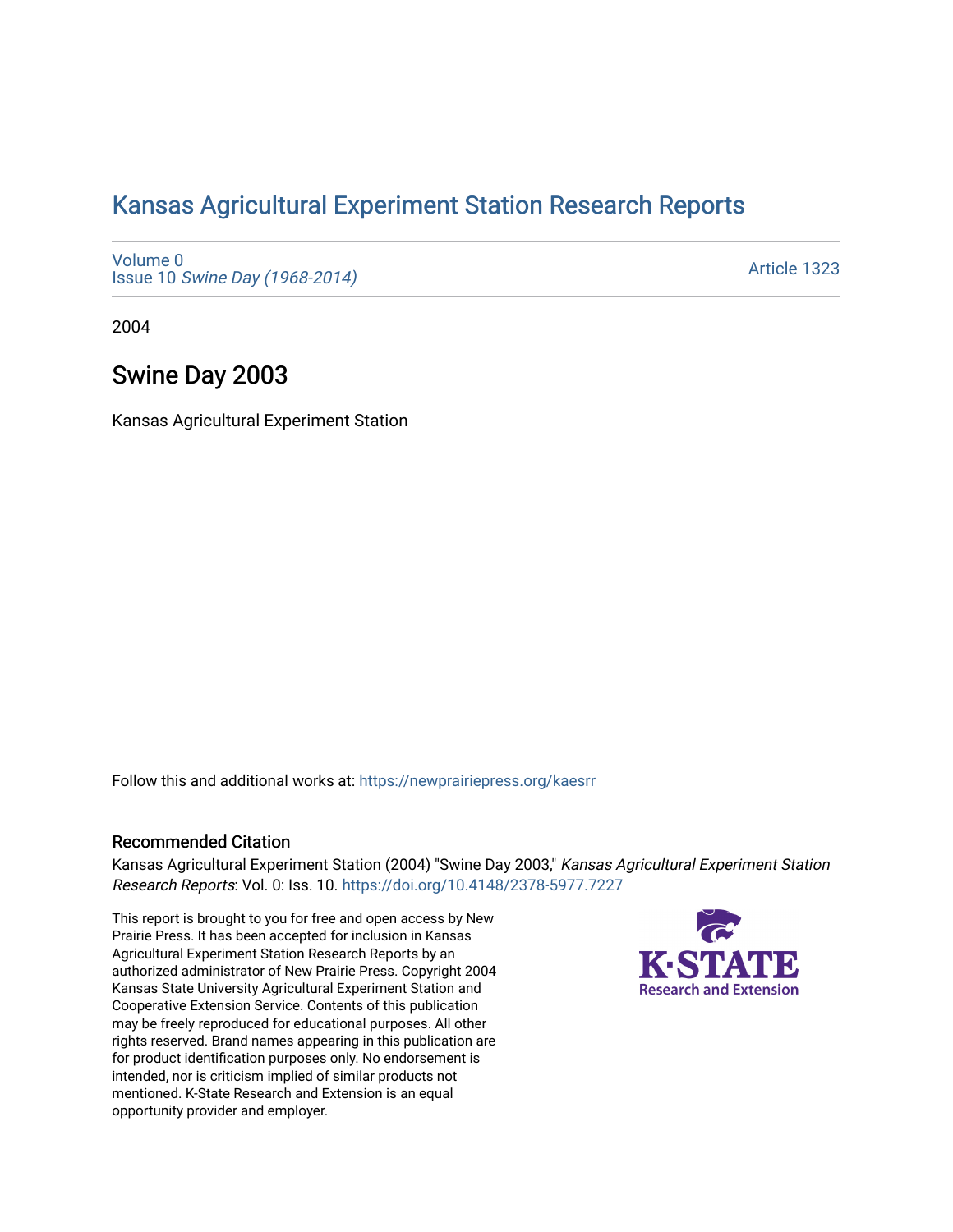# Kansas Agricultural Experiment Station Research Reports

Volume 0
Issue 10 *Swine Day (1968-2014)*

Article 1323

2004

## Swine Day 2003

Kansas Agricultural Experiment Station

Follow this and additional works at: https://newprairiepress.org/kaesrr

### Recommended Citation

Kansas Agricultural Experiment Station (2004) "Swine Day 2003," *Kansas Agricultural Experiment Station Research Reports*: Vol. 0: Iss. 10. https://doi.org/10.4148/2378-5977.7227

This report is brought to you for free and open access by New Prairie Press. It has been accepted for inclusion in Kansas Agricultural Experiment Station Research Reports by an authorized administrator of New Prairie Press. Copyright 2004 Kansas State University Agricultural Experiment Station and Cooperative Extension Service. Contents of this publication may be freely reproduced for educational purposes. All other rights reserved. Brand names appearing in this publication are for product identification purposes only. No endorsement is intended, nor is criticism implied of similar products not mentioned. K-State Research and Extension is an equal opportunity provider and employer.

K-STATE
Research and Extension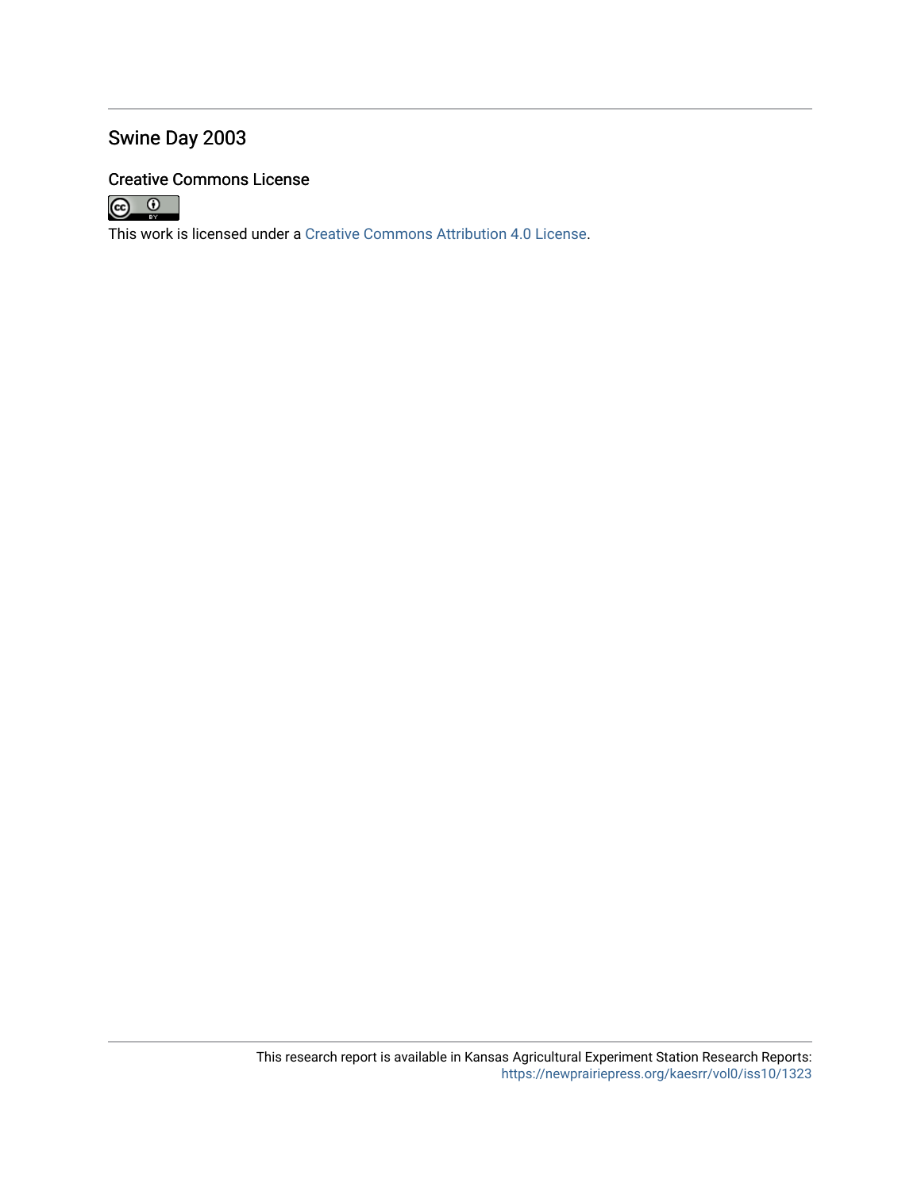## Swine Day 2003

### Creative Commons License

This work is licensed under a Creative Commons Attribution 4.0 License.

This research report is available in Kansas Agricultural Experiment Station Research Reports: https://newprairiepress.org/kaesrr/vol0/iss10/1323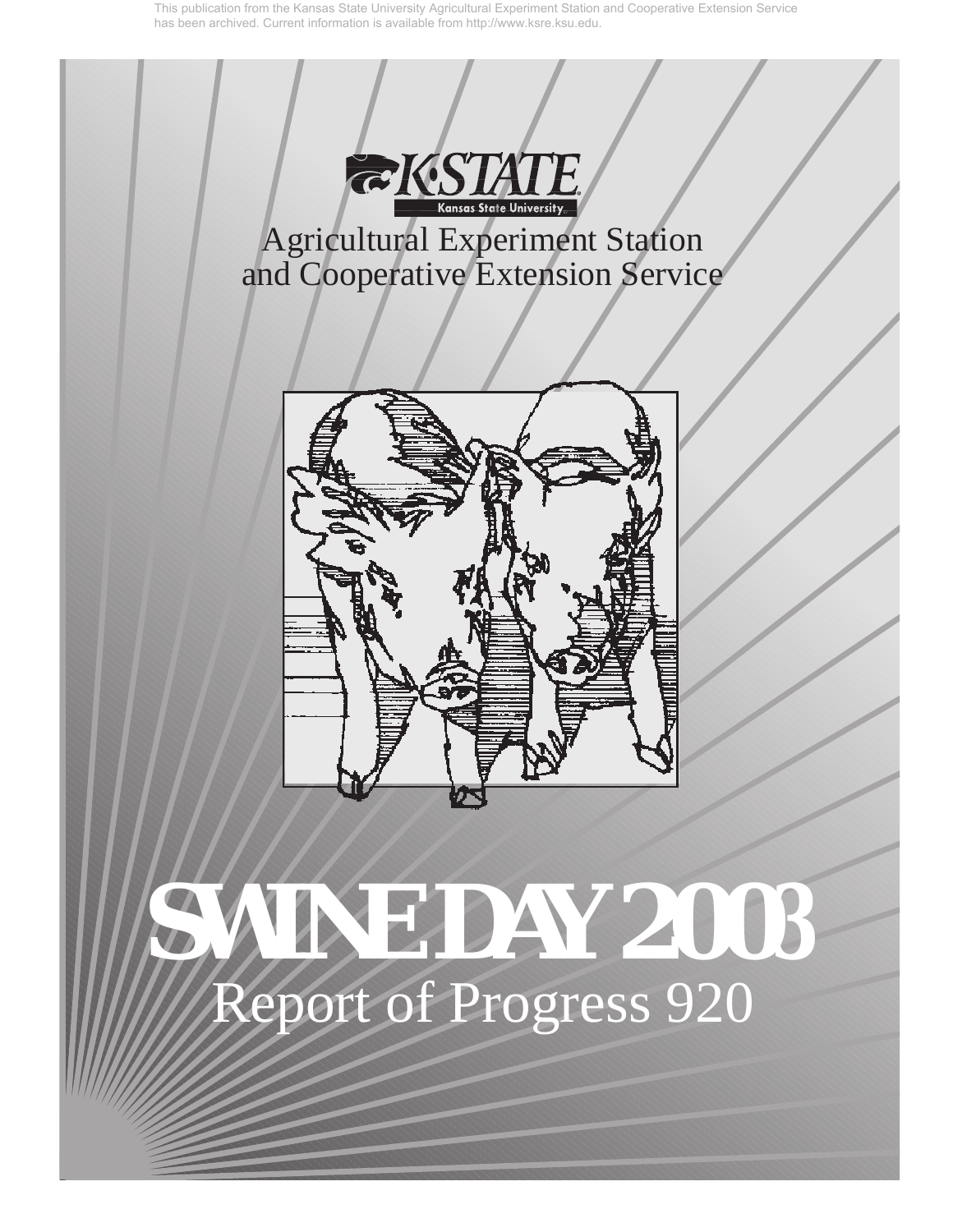This publication from the Kansas State University Agricultural Experiment Station and Cooperative Extension Service has been archived. Current information is available from http://www.ksre.ksu.edu.

K-STATE
Kansas State University

Agricultural Experiment Station
and Cooperative Extension Service

# SWINE DAY 2003

## Report of Progress 920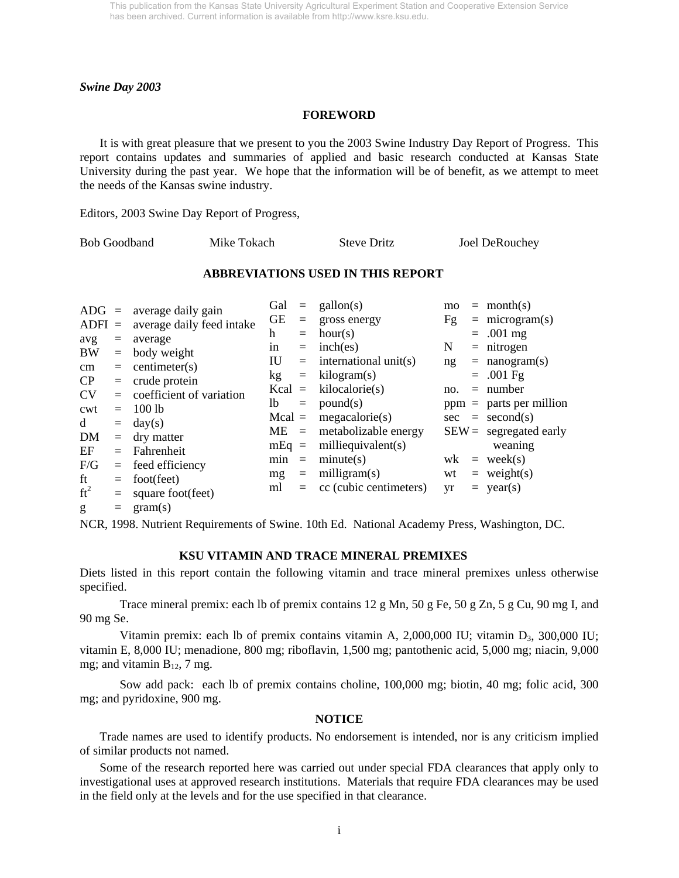This publication from the Kansas State University Agricultural Experiment Station and Cooperative Extension Service has been archived. Current information is available from http://www.ksre.ksu.edu.

*Swine Day 2003*

## FOREWORD

It is with great pleasure that we present to you the 2003 Swine Industry Day Report of Progress. This report contains updates and summaries of applied and basic research conducted at Kansas State University during the past year. We hope that the information will be of benefit, as we attempt to meet the needs of the Kansas swine industry.

Editors, 2003 Swine Day Report of Progress,

Bob Goodband Mike Tokach Steve Dritz Joel DeRouchey

## ABBREVIATIONS USED IN THIS REPORT

| | | | | | | | | |
|---|---|---|---|---|---|---|---|---|
| ADG | = | average daily gain | Gal | = | gallon(s) | mo | = | month(s) |
| ADFI | = | average daily feed intake | GE | = | gross energy | Fg | = | microgram(s) |
| avg | = | average | h | = | hour(s) | | = | .001 mg |
| BW | = | body weight | in | = | inch(es) | N | = | nitrogen |
| cm | = | centimeter(s) | IU | = | international unit(s) | ng | = | nanogram(s) |
| CP | = | crude protein | kg | = | kilogram(s) | | = | .001 Fg |
| CV | = | coefficient of variation | Kcal | = | kilocalorie(s) | no. | = | number |
| cwt | = | 100 lb | lb | = | pound(s) | ppm | = | parts per million |
| d | = | day(s) | Mcal | = | megacalorie(s) | sec | = | second(s) |
| DM | = | dry matter | ME | = | metabolizable energy | SEW | = | segregated early weaning |
| EF | = | Fahrenheit | mEq | = | milliequivalent(s) | wk | = | week(s) |
| F/G | = | feed efficiency | min | = | minute(s) | wt | = | weight(s) |
| ft | = | foot(feet) | mg | = | milligram(s) | yr | = | year(s) |
| $ft^2$ | = | square foot(feet) | ml | = | cc (cubic centimeters) | | | |
| g | = | gram(s) | | | | | | |

NCR, 1998. Nutrient Requirements of Swine. 10th Ed. National Academy Press, Washington, DC.

## KSU VITAMIN AND TRACE MINERAL PREMIXES

Diets listed in this report contain the following vitamin and trace mineral premixes unless otherwise specified.

Trace mineral premix: each lb of premix contains 12 g Mn, 50 g Fe, 50 g Zn, 5 g Cu, 90 mg I, and 90 mg Se.

Vitamin premix: each lb of premix contains vitamin A, 2,000,000 IU; vitamin $D_3$, 300,000 IU; vitamin E, 8,000 IU; menadione, 800 mg; riboflavin, 1,500 mg; pantothenic acid, 5,000 mg; niacin, 9,000 mg; and vitamin $B_{12}$, 7 mg.

Sow add pack: each lb of premix contains choline, 100,000 mg; biotin, 40 mg; folic acid, 300 mg; and pyridoxine, 900 mg.

## NOTICE

Trade names are used to identify products. No endorsement is intended, nor is any criticism implied of similar products not named.

Some of the research reported here was carried out under special FDA clearances that apply only to investigational uses at approved research institutions. Materials that require FDA clearances may be used in the field only at the levels and for the use specified in that clearance.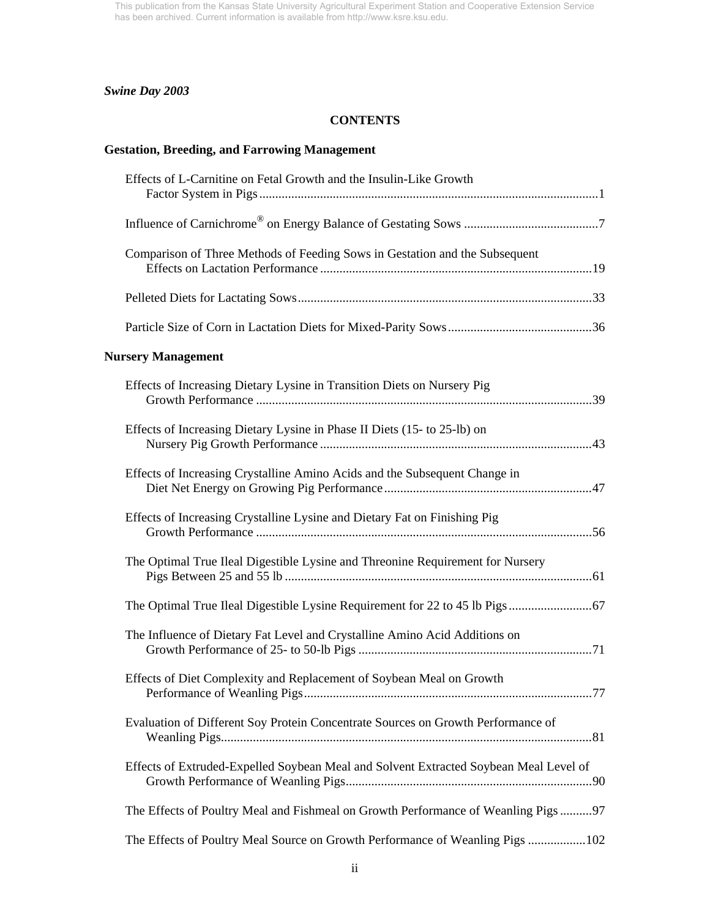This publication from the Kansas State University Agricultural Experiment Station and Cooperative Extension Service has been archived. Current information is available from http://www.ksre.ksu.edu.

*Swine Day 2003*

## CONTENTS

### Gestation, Breeding, and Farrowing Management

Effects of L-Carnitine on Fetal Growth and the Insulin-Like Growth Factor System in Pigs .......... 1

Influence of Carnichrome® on Energy Balance of Gestating Sows .......... 7

Comparison of Three Methods of Feeding Sows in Gestation and the Subsequent Effects on Lactation Performance .......... 19

Pelleted Diets for Lactating Sows .......... 33

Particle Size of Corn in Lactation Diets for Mixed-Parity Sows .......... 36

### Nursery Management

Effects of Increasing Dietary Lysine in Transition Diets on Nursery Pig Growth Performance .......... 39

Effects of Increasing Dietary Lysine in Phase II Diets (15- to 25-lb) on Nursery Pig Growth Performance .......... 43

Effects of Increasing Crystalline Amino Acids and the Subsequent Change in Diet Net Energy on Growing Pig Performance .......... 47

Effects of Increasing Crystalline Lysine and Dietary Fat on Finishing Pig Growth Performance .......... 56

The Optimal True Ileal Digestible Lysine and Threonine Requirement for Nursery Pigs Between 25 and 55 lb .......... 61

The Optimal True Ileal Digestible Lysine Requirement for 22 to 45 lb Pigs .......... 67

The Influence of Dietary Fat Level and Crystalline Amino Acid Additions on Growth Performance of 25- to 50-lb Pigs .......... 71

Effects of Diet Complexity and Replacement of Soybean Meal on Growth Performance of Weanling Pigs .......... 77

Evaluation of Different Soy Protein Concentrate Sources on Growth Performance of Weanling Pigs .......... 81

Effects of Extruded-Expelled Soybean Meal and Solvent Extracted Soybean Meal Level of Growth Performance of Weanling Pigs .......... 90

The Effects of Poultry Meal and Fishmeal on Growth Performance of Weanling Pigs .......... 97

The Effects of Poultry Meal Source on Growth Performance of Weanling Pigs .......... 102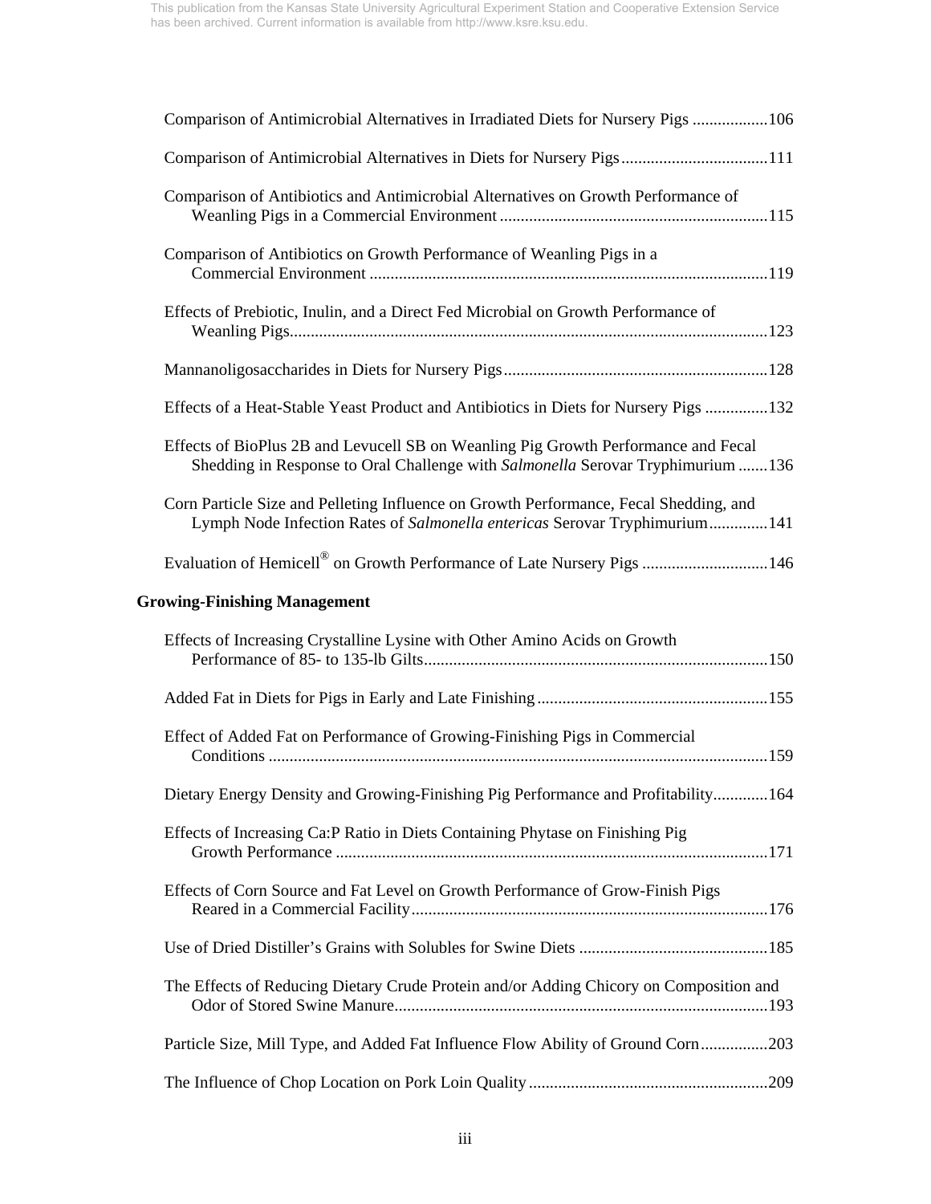Comparison of Antimicrobial Alternatives in Irradiated Diets for Nursery Pigs ..................106

Comparison of Antimicrobial Alternatives in Diets for Nursery Pigs...................................111

Comparison of Antibiotics and Antimicrobial Alternatives on Growth Performance of Weanling Pigs in a Commercial Environment ...............................................................115

Comparison of Antibiotics on Growth Performance of Weanling Pigs in a Commercial Environment ..............................................................................................119

Effects of Prebiotic, Inulin, and a Direct Fed Microbial on Growth Performance of Weanling Pigs.................................................................................................................123

Mannanoligosaccharides in Diets for Nursery Pigs..............................................................128

Effects of a Heat-Stable Yeast Product and Antibiotics in Diets for Nursery Pigs ...............132

Effects of BioPlus 2B and Levucell SB on Weanling Pig Growth Performance and Fecal Shedding in Response to Oral Challenge with *Salmonella* Serovar Tryphimurium .......136

Corn Particle Size and Pelleting Influence on Growth Performance, Fecal Shedding, and Lymph Node Infection Rates of *Salmonella entericas* Serovar Tryphimurium..............141

Evaluation of Hemicell® on Growth Performance of Late Nursery Pigs .............................146

## Growing-Finishing Management

Effects of Increasing Crystalline Lysine with Other Amino Acids on Growth Performance of 85- to 135-lb Gilts.................................................................................150

Added Fat in Diets for Pigs in Early and Late Finishing......................................................155

Effect of Added Fat on Performance of Growing-Finishing Pigs in Commercial Conditions ......................................................................................................................159

Dietary Energy Density and Growing-Finishing Pig Performance and Profitability.............164

Effects of Increasing Ca:P Ratio in Diets Containing Phytase on Finishing Pig Growth Performance ......................................................................................................171

Effects of Corn Source and Fat Level on Growth Performance of Grow-Finish Pigs Reared in a Commercial Facility....................................................................................176

Use of Dried Distiller's Grains with Solubles for Swine Diets .............................................185

The Effects of Reducing Dietary Crude Protein and/or Adding Chicory on Composition and Odor of Stored Swine Manure........................................................................................193

Particle Size, Mill Type, and Added Fat Influence Flow Ability of Ground Corn................203

The Influence of Chop Location on Pork Loin Quality.........................................................209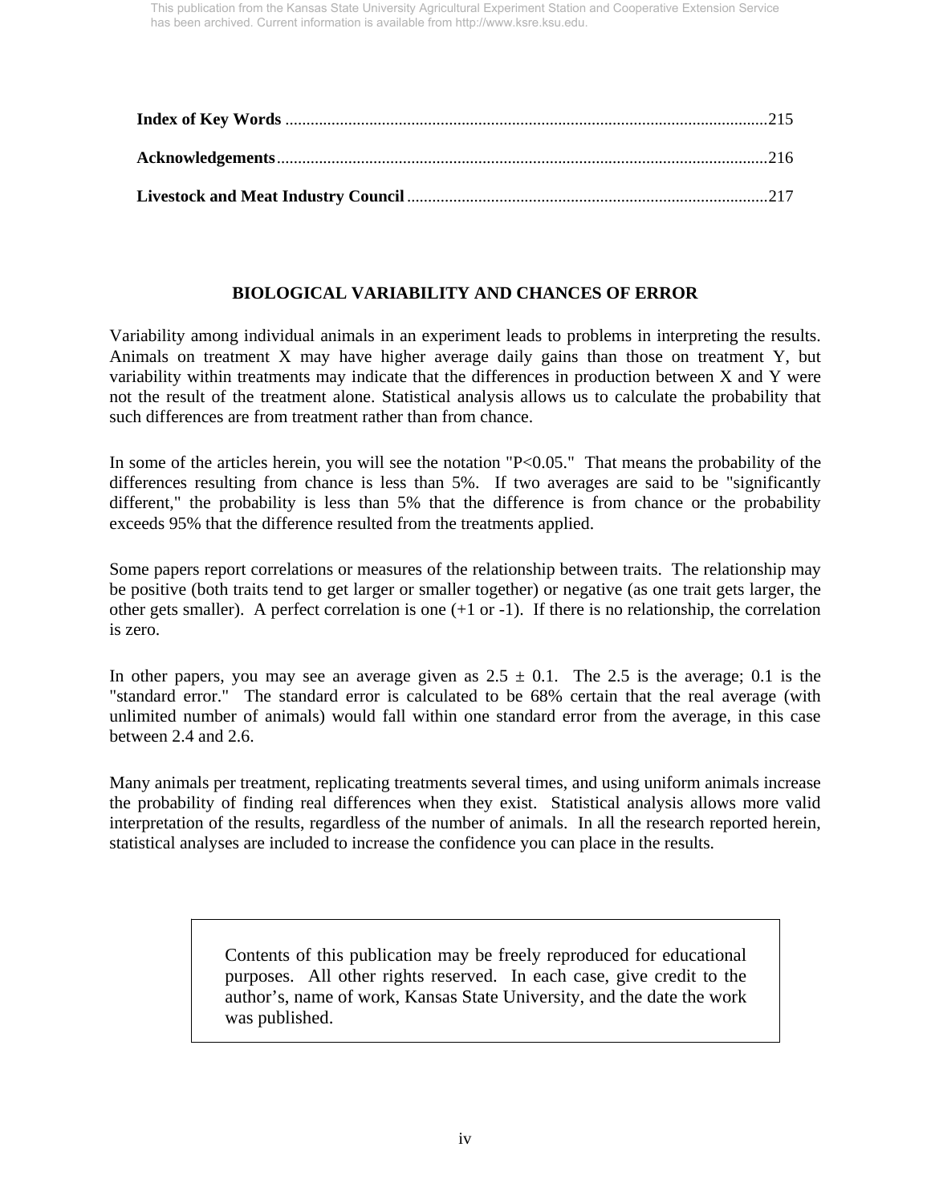**Index of Key Words** ..................................................................................................................215

**Acknowledgements**...................................................................................................................216

**Livestock and Meat Industry Council**.....................................................................................217

## BIOLOGICAL VARIABILITY AND CHANCES OF ERROR

Variability among individual animals in an experiment leads to problems in interpreting the results. Animals on treatment X may have higher average daily gains than those on treatment Y, but variability within treatments may indicate that the differences in production between X and Y were not the result of the treatment alone. Statistical analysis allows us to calculate the probability that such differences are from treatment rather than from chance.

In some of the articles herein, you will see the notation "$P<0.05$." That means the probability of the differences resulting from chance is less than 5%. If two averages are said to be "significantly different," the probability is less than 5% that the difference is from chance or the probability exceeds 95% that the difference resulted from the treatments applied.

Some papers report correlations or measures of the relationship between traits. The relationship may be positive (both traits tend to get larger or smaller together) or negative (as one trait gets larger, the other gets smaller). A perfect correlation is one (+1 or -1). If there is no relationship, the correlation is zero.

In other papers, you may see an average given as $2.5 \pm 0.1$. The 2.5 is the average; 0.1 is the "standard error." The standard error is calculated to be 68% certain that the real average (with unlimited number of animals) would fall within one standard error from the average, in this case between 2.4 and 2.6.

Many animals per treatment, replicating treatments several times, and using uniform animals increase the probability of finding real differences when they exist. Statistical analysis allows more valid interpretation of the results, regardless of the number of animals. In all the research reported herein, statistical analyses are included to increase the confidence you can place in the results.

> Contents of this publication may be freely reproduced for educational purposes. All other rights reserved. In each case, give credit to the author's, name of work, Kansas State University, and the date the work was published.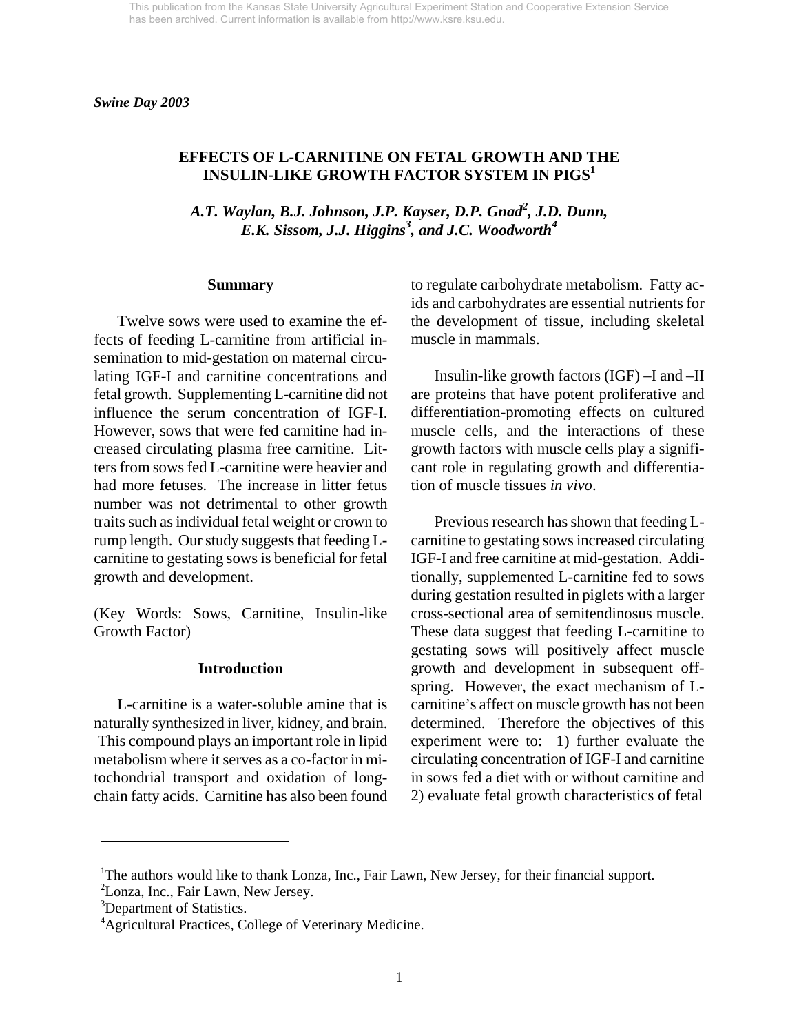*Swine Day 2003*

# EFFECTS OF L-CARNITINE ON FETAL GROWTH AND THE INSULIN-LIKE GROWTH FACTOR SYSTEM IN PIGS[1]

*A.T. Waylan, B.J. Johnson, J.P. Kayser, D.P. Gnad[2], J.D. Dunn, E.K. Sissom, J.J. Higgins[3], and J.C. Woodworth[4]*

## Summary

Twelve sows were used to examine the effects of feeding L-carnitine from artificial insemination to mid-gestation on maternal circulating IGF-I and carnitine concentrations and fetal growth. Supplementing L-carnitine did not influence the serum concentration of IGF-I. However, sows that were fed carnitine had increased circulating plasma free carnitine. Litters from sows fed L-carnitine were heavier and had more fetuses. The increase in litter fetus number was not detrimental to other growth traits such as individual fetal weight or crown to rump length. Our study suggests that feeding L-carnitine to gestating sows is beneficial for fetal growth and development.

(Key Words: Sows, Carnitine, Insulin-like Growth Factor)

## Introduction

L-carnitine is a water-soluble amine that is naturally synthesized in liver, kidney, and brain. This compound plays an important role in lipid metabolism where it serves as a co-factor in mitochondrial transport and oxidation of long-chain fatty acids. Carnitine has also been found to regulate carbohydrate metabolism. Fatty acids and carbohydrates are essential nutrients for the development of tissue, including skeletal muscle in mammals.

Insulin-like growth factors (IGF) –I and –II are proteins that have potent proliferative and differentiation-promoting effects on cultured muscle cells, and the interactions of these growth factors with muscle cells play a significant role in regulating growth and differentiation of muscle tissues *in vivo*.

Previous research has shown that feeding L-carnitine to gestating sows increased circulating IGF-I and free carnitine at mid-gestation. Additionally, supplemented L-carnitine fed to sows during gestation resulted in piglets with a larger cross-sectional area of semitendinosus muscle. These data suggest that feeding L-carnitine to gestating sows will positively affect muscle growth and development in subsequent offspring. However, the exact mechanism of L-carnitine's affect on muscle growth has not been determined. Therefore the objectives of this experiment were to: 1) further evaluate the circulating concentration of IGF-I and carnitine in sows fed a diet with or without carnitine and 2) evaluate fetal growth characteristics of fetal

---

[1]The authors would like to thank Lonza, Inc., Fair Lawn, New Jersey, for their financial support.
[2]Lonza, Inc., Fair Lawn, New Jersey.
[3]Department of Statistics.
[4]Agricultural Practices, College of Veterinary Medicine.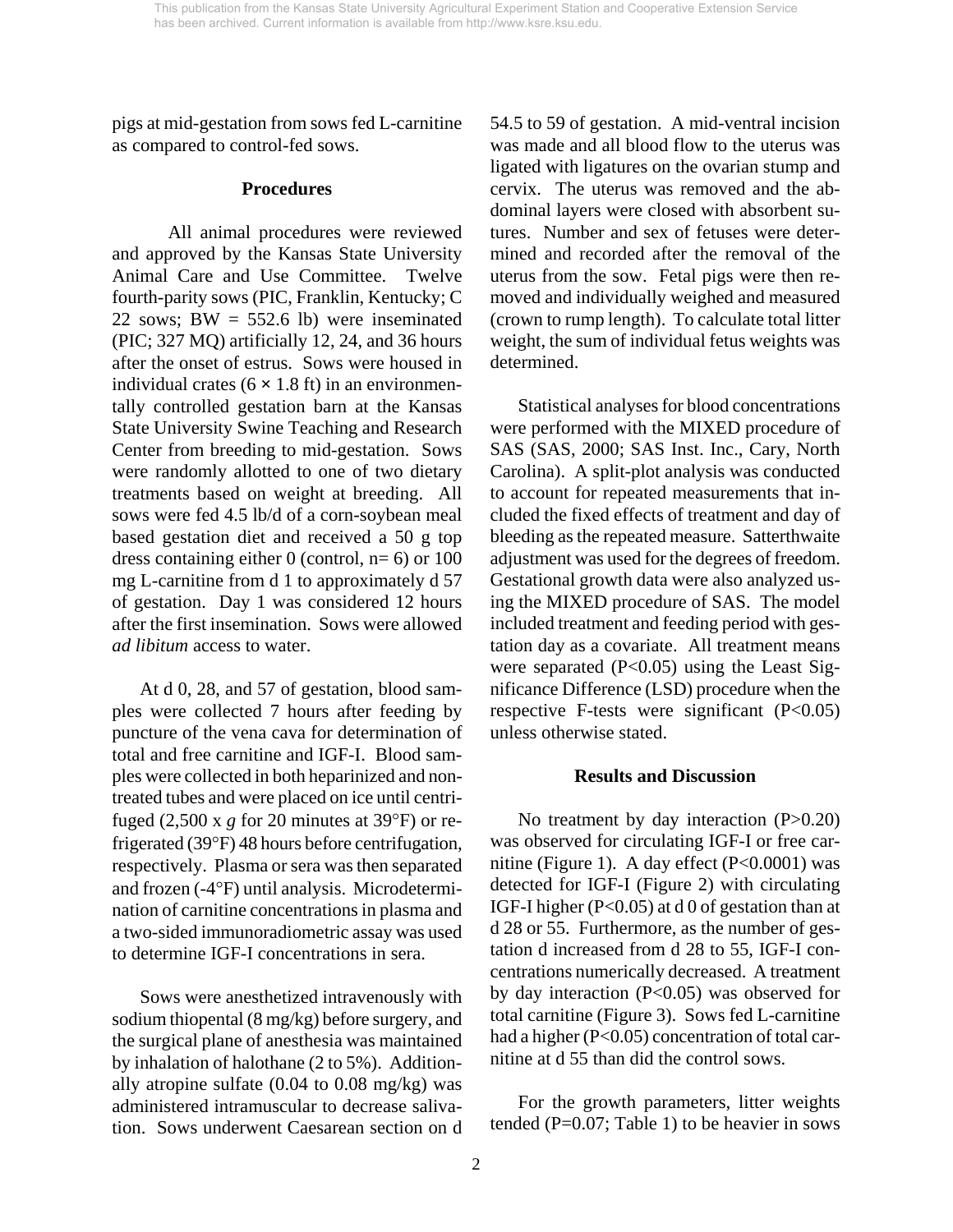pigs at mid-gestation from sows fed L-carnitine as compared to control-fed sows.

## Procedures

All animal procedures were reviewed and approved by the Kansas State University Animal Care and Use Committee. Twelve fourth-parity sows (PIC, Franklin, Kentucky; C 22 sows; BW = 552.6 lb) were inseminated (PIC; 327 MQ) artificially 12, 24, and 36 hours after the onset of estrus. Sows were housed in individual crates (6 × 1.8 ft) in an environmentally controlled gestation barn at the Kansas State University Swine Teaching and Research Center from breeding to mid-gestation. Sows were randomly allotted to one of two dietary treatments based on weight at breeding. All sows were fed 4.5 lb/d of a corn-soybean meal based gestation diet and received a 50 g top dress containing either 0 (control, n= 6) or 100 mg L-carnitine from d 1 to approximately d 57 of gestation. Day 1 was considered 12 hours after the first insemination. Sows were allowed *ad libitum* access to water.

At d 0, 28, and 57 of gestation, blood samples were collected 7 hours after feeding by puncture of the vena cava for determination of total and free carnitine and IGF-I. Blood samples were collected in both heparinized and nontreated tubes and were placed on ice until centrifuged (2,500 x *g* for 20 minutes at 39°F) or refrigerated (39°F) 48 hours before centrifugation, respectively. Plasma or sera was then separated and frozen (-4°F) until analysis. Microdetermination of carnitine concentrations in plasma and a two-sided immunoradiometric assay was used to determine IGF-I concentrations in sera.

Sows were anesthetized intravenously with sodium thiopental (8 mg/kg) before surgery, and the surgical plane of anesthesia was maintained by inhalation of halothane (2 to 5%). Additionally atropine sulfate (0.04 to 0.08 mg/kg) was administered intramuscular to decrease salivation. Sows underwent Caesarean section on d 54.5 to 59 of gestation. A mid-ventral incision was made and all blood flow to the uterus was ligated with ligatures on the ovarian stump and cervix. The uterus was removed and the abdominal layers were closed with absorbent sutures. Number and sex of fetuses were determined and recorded after the removal of the uterus from the sow. Fetal pigs were then removed and individually weighed and measured (crown to rump length). To calculate total litter weight, the sum of individual fetus weights was determined.

Statistical analyses for blood concentrations were performed with the MIXED procedure of SAS (SAS, 2000; SAS Inst. Inc., Cary, North Carolina). A split-plot analysis was conducted to account for repeated measurements that included the fixed effects of treatment and day of bleeding as the repeated measure. Satterthwaite adjustment was used for the degrees of freedom. Gestational growth data were also analyzed using the MIXED procedure of SAS. The model included treatment and feeding period with gestation day as a covariate. All treatment means were separated ($P<0.05$) using the Least Significance Difference (LSD) procedure when the respective F-tests were significant ($P<0.05$) unless otherwise stated.

## Results and Discussion

No treatment by day interaction ($P>0.20$) was observed for circulating IGF-I or free carnitine (Figure 1). A day effect ($P<0.0001$) was detected for IGF-I (Figure 2) with circulating IGF-I higher ($P<0.05$) at d 0 of gestation than at d 28 or 55. Furthermore, as the number of gestation d increased from d 28 to 55, IGF-I concentrations numerically decreased. A treatment by day interaction ($P<0.05$) was observed for total carnitine (Figure 3). Sows fed L-carnitine had a higher ($P<0.05$) concentration of total carnitine at d 55 than did the control sows.

For the growth parameters, litter weights tended ($P=0.07$; Table 1) to be heavier in sows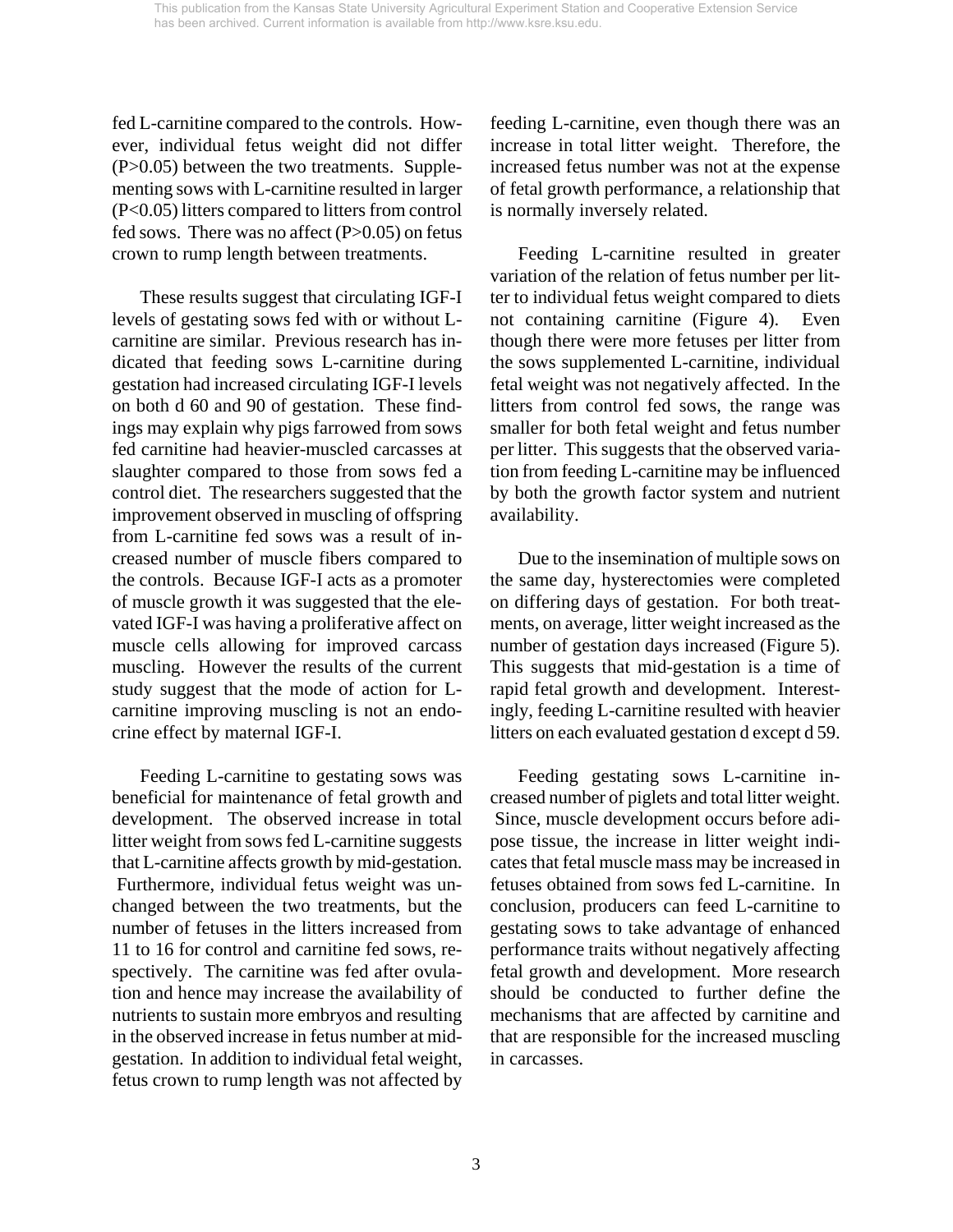fed L-carnitine compared to the controls. However, individual fetus weight did not differ ($P>0.05$) between the two treatments. Supplementing sows with L-carnitine resulted in larger ($P<0.05$) litters compared to litters from control fed sows. There was no affect ($P>0.05$) on fetus crown to rump length between treatments.

These results suggest that circulating IGF-I levels of gestating sows fed with or without L-carnitine are similar. Previous research has indicated that feeding sows L-carnitine during gestation had increased circulating IGF-I levels on both d 60 and 90 of gestation. These findings may explain why pigs farrowed from sows fed carnitine had heavier-muscled carcasses at slaughter compared to those from sows fed a control diet. The researchers suggested that the improvement observed in muscling of offspring from L-carnitine fed sows was a result of increased number of muscle fibers compared to the controls. Because IGF-I acts as a promoter of muscle growth it was suggested that the elevated IGF-I was having a proliferative affect on muscle cells allowing for improved carcass muscling. However the results of the current study suggest that the mode of action for L-carnitine improving muscling is not an endocrine effect by maternal IGF-I.

Feeding L-carnitine to gestating sows was beneficial for maintenance of fetal growth and development. The observed increase in total litter weight from sows fed L-carnitine suggests that L-carnitine affects growth by mid-gestation. Furthermore, individual fetus weight was unchanged between the two treatments, but the number of fetuses in the litters increased from 11 to 16 for control and carnitine fed sows, respectively. The carnitine was fed after ovulation and hence may increase the availability of nutrients to sustain more embryos and resulting in the observed increase in fetus number at mid-gestation. In addition to individual fetal weight, fetus crown to rump length was not affected by feeding L-carnitine, even though there was an increase in total litter weight. Therefore, the increased fetus number was not at the expense of fetal growth performance, a relationship that is normally inversely related.

Feeding L-carnitine resulted in greater variation of the relation of fetus number per litter to individual fetus weight compared to diets not containing carnitine (Figure 4). Even though there were more fetuses per litter from the sows supplemented L-carnitine, individual fetal weight was not negatively affected. In the litters from control fed sows, the range was smaller for both fetal weight and fetus number per litter. This suggests that the observed variation from feeding L-carnitine may be influenced by both the growth factor system and nutrient availability.

Due to the insemination of multiple sows on the same day, hysterectomies were completed on differing days of gestation. For both treatments, on average, litter weight increased as the number of gestation days increased (Figure 5). This suggests that mid-gestation is a time of rapid fetal growth and development. Interestingly, feeding L-carnitine resulted with heavier litters on each evaluated gestation d except d 59.

Feeding gestating sows L-carnitine increased number of piglets and total litter weight. Since, muscle development occurs before adipose tissue, the increase in litter weight indicates that fetal muscle mass may be increased in fetuses obtained from sows fed L-carnitine. In conclusion, producers can feed L-carnitine to gestating sows to take advantage of enhanced performance traits without negatively affecting fetal growth and development. More research should be conducted to further define the mechanisms that are affected by carnitine and that are responsible for the increased muscling in carcasses.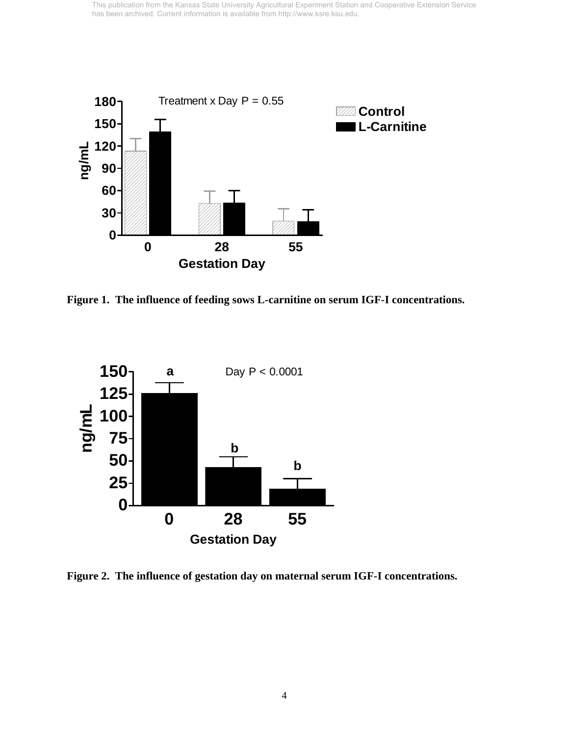Figure 1. The influence of feeding sows L-carnitine on serum IGF-I concentrations.

Figure 2. The influence of gestation day on maternal serum IGF-I concentrations.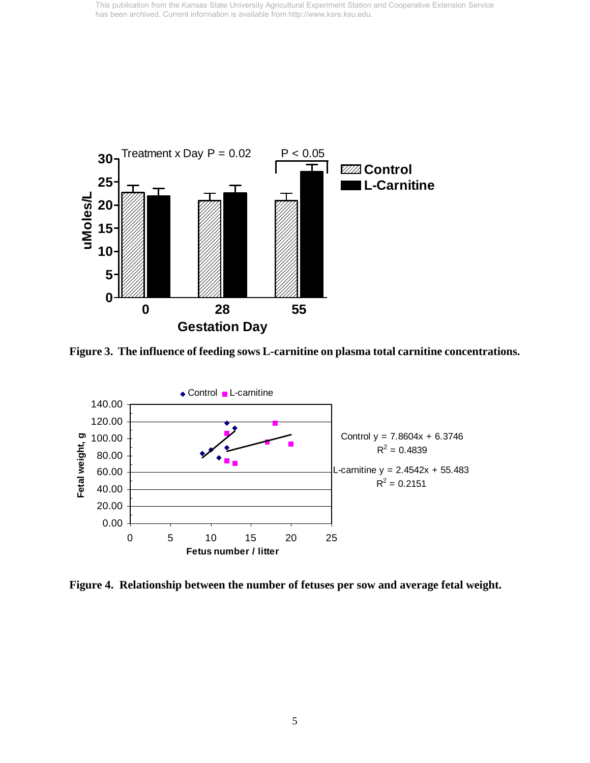This publication from the Kansas State University Agricultural Experiment Station and Cooperative Extension Service has been archived. Current information is available from http://www.ksre.ksu.edu.

**Figure 3. The influence of feeding sows L-carnitine on plasma total carnitine concentrations.**

**Figure 4. Relationship between the number of fetuses per sow and average fetal weight.**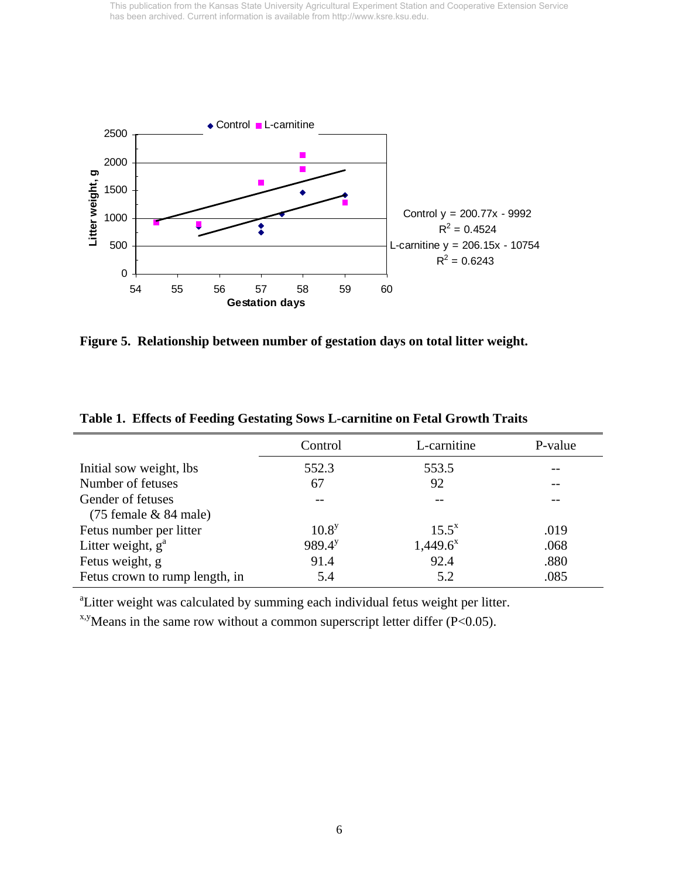Control $y = 200.77x - 9992$, $R^2 = 0.4524$

L-carnitine $y = 206.15x - 10754$, $R^2 = 0.6243$

**Figure 5. Relationship between number of gestation days on total litter weight.**

**Table 1. Effects of Feeding Gestating Sows L-carnitine on Fetal Growth Traits**

| | Control | L-carnitine | P-value |
|---|---|---|---|
| Initial sow weight, lbs | 552.3 | 553.5 | -- |
| Number of fetuses | 67 | 92 | -- |
| Gender of fetuses (75 female & 84 male) | -- | -- | -- |
| Fetus number per litter | 10.8[y] | 15.5[x] | .019 |
| Litter weight, g[a] | 989.4[y] | 1,449.6[x] | .068 |
| Fetus weight, g | 91.4 | 92.4 | .880 |
| Fetus crown to rump length, in | 5.4 | 5.2 | .085 |

[a]Litter weight was calculated by summing each individual fetus weight per litter.

[x,y]Means in the same row without a common superscript letter differ ($P<0.05$).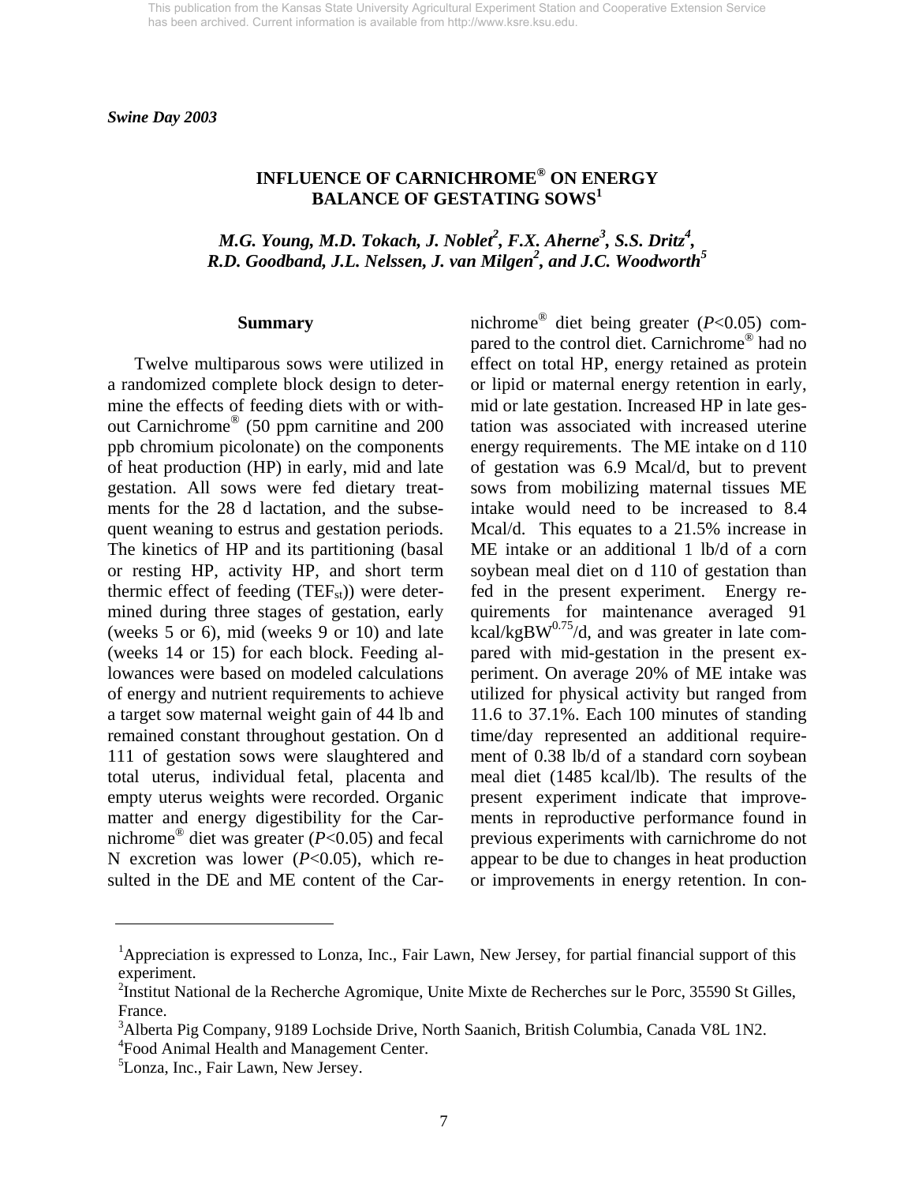*Swine Day 2003*

# INFLUENCE OF CARNICHROME® ON ENERGY BALANCE OF GESTATING SOWS[1]

*M.G. Young, M.D. Tokach, J. Noblet[2], F.X. Aherne[3], S.S. Dritz[4], R.D. Goodband, J.L. Nelssen, J. van Milgen[2], and J.C. Woodworth[5]*

## Summary

Twelve multiparous sows were utilized in a randomized complete block design to determine the effects of feeding diets with or without Carnichrome® (50 ppm carnitine and 200 ppb chromium picolonate) on the components of heat production (HP) in early, mid and late gestation. All sows were fed dietary treatments for the 28 d lactation, and the subsequent weaning to estrus and gestation periods. The kinetics of HP and its partitioning (basal or resting HP, activity HP, and short term thermic effect of feeding ($TEF_{st}$)) were determined during three stages of gestation, early (weeks 5 or 6), mid (weeks 9 or 10) and late (weeks 14 or 15) for each block. Feeding allowances were based on modeled calculations of energy and nutrient requirements to achieve a target sow maternal weight gain of 44 lb and remained constant throughout gestation. On d 111 of gestation sows were slaughtered and total uterus, individual fetal, placenta and empty uterus weights were recorded. Organic matter and energy digestibility for the Carnichrome® diet was greater ($P$<0.05) and fecal N excretion was lower ($P$<0.05), which resulted in the DE and ME content of the Carnichrome® diet being greater ($P$<0.05) compared to the control diet. Carnichrome® had no effect on total HP, energy retained as protein or lipid or maternal energy retention in early, mid or late gestation. Increased HP in late gestation was associated with increased uterine energy requirements. The ME intake on d 110 of gestation was 6.9 Mcal/d, but to prevent sows from mobilizing maternal tissues ME intake would need to be increased to 8.4 Mcal/d. This equates to a 21.5% increase in ME intake or an additional 1 lb/d of a corn soybean meal diet on d 110 of gestation than fed in the present experiment. Energy requirements for maintenance averaged 91 kcal/kgBW$^{0.75}$/d, and was greater in late compared with mid-gestation in the present experiment. On average 20% of ME intake was utilized for physical activity but ranged from 11.6 to 37.1%. Each 100 minutes of standing time/day represented an additional requirement of 0.38 lb/d of a standard corn soybean meal diet (1485 kcal/lb). The results of the present experiment indicate that improvements in reproductive performance found in previous experiments with carnichrome do not appear to be due to changes in heat production or improvements in energy retention. In con-

---

[1]Appreciation is expressed to Lonza, Inc., Fair Lawn, New Jersey, for partial financial support of this experiment.

[2]Institut National de la Recherche Agromique, Unite Mixte de Recherches sur le Porc, 35590 St Gilles, France.

[3]Alberta Pig Company, 9189 Lochside Drive, North Saanich, British Columbia, Canada V8L 1N2.

[4]Food Animal Health and Management Center.

[5]Lonza, Inc., Fair Lawn, New Jersey.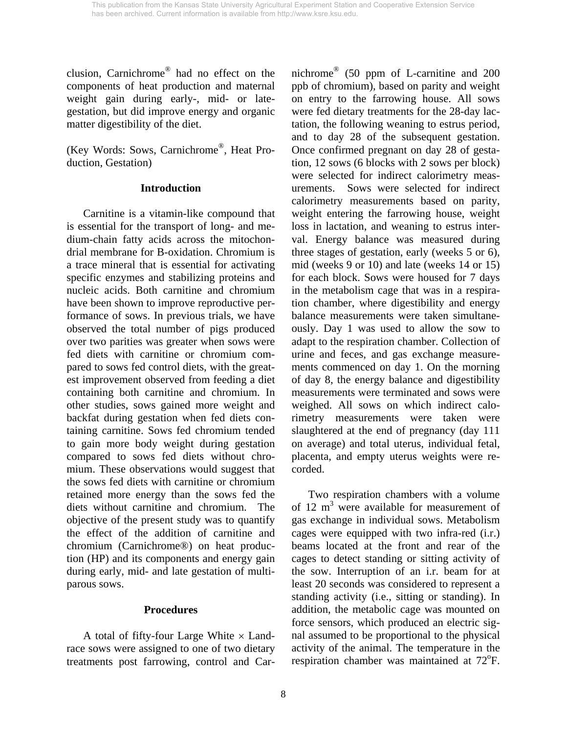clusion, Carnichrome® had no effect on the components of heat production and maternal weight gain during early-, mid- or late-gestation, but did improve energy and organic matter digestibility of the diet.

(Key Words: Sows, Carnichrome®, Heat Production, Gestation)

## Introduction

Carnitine is a vitamin-like compound that is essential for the transport of long- and medium-chain fatty acids across the mitochondrial membrane for B-oxidation. Chromium is a trace mineral that is essential for activating specific enzymes and stabilizing proteins and nucleic acids. Both carnitine and chromium have been shown to improve reproductive performance of sows. In previous trials, we have observed the total number of pigs produced over two parities was greater when sows were fed diets with carnitine or chromium compared to sows fed control diets, with the greatest improvement observed from feeding a diet containing both carnitine and chromium. In other studies, sows gained more weight and backfat during gestation when fed diets containing carnitine. Sows fed chromium tended to gain more body weight during gestation compared to sows fed diets without chromium. These observations would suggest that the sows fed diets with carnitine or chromium retained more energy than the sows fed the diets without carnitine and chromium. The objective of the present study was to quantify the effect of the addition of carnitine and chromium (Carnichrome®) on heat production (HP) and its components and energy gain during early, mid- and late gestation of multiparous sows.

## Procedures

A total of fifty-four Large White × Landrace sows were assigned to one of two dietary treatments post farrowing, control and Carnichrome® (50 ppm of L-carnitine and 200 ppb of chromium), based on parity and weight on entry to the farrowing house. All sows were fed dietary treatments for the 28-day lactation, the following weaning to estrus period, and to day 28 of the subsequent gestation. Once confirmed pregnant on day 28 of gestation, 12 sows (6 blocks with 2 sows per block) were selected for indirect calorimetry measurements. Sows were selected for indirect calorimetry measurements based on parity, weight entering the farrowing house, weight loss in lactation, and weaning to estrus interval. Energy balance was measured during three stages of gestation, early (weeks 5 or 6), mid (weeks 9 or 10) and late (weeks 14 or 15) for each block. Sows were housed for 7 days in the metabolism cage that was in a respiration chamber, where digestibility and energy balance measurements were taken simultaneously. Day 1 was used to allow the sow to adapt to the respiration chamber. Collection of urine and feces, and gas exchange measurements commenced on day 1. On the morning of day 8, the energy balance and digestibility measurements were terminated and sows were weighed. All sows on which indirect calorimetry measurements were taken were slaughtered at the end of pregnancy (day 111 on average) and total uterus, individual fetal, placenta, and empty uterus weights were recorded.

Two respiration chambers with a volume of 12 $m^3$ were available for measurement of gas exchange in individual sows. Metabolism cages were equipped with two infra-red (i.r.) beams located at the front and rear of the cages to detect standing or sitting activity of the sow. Interruption of an i.r. beam for at least 20 seconds was considered to represent a standing activity (i.e., sitting or standing). In addition, the metabolic cage was mounted on force sensors, which produced an electric signal assumed to be proportional to the physical activity of the animal. The temperature in the respiration chamber was maintained at 72°F.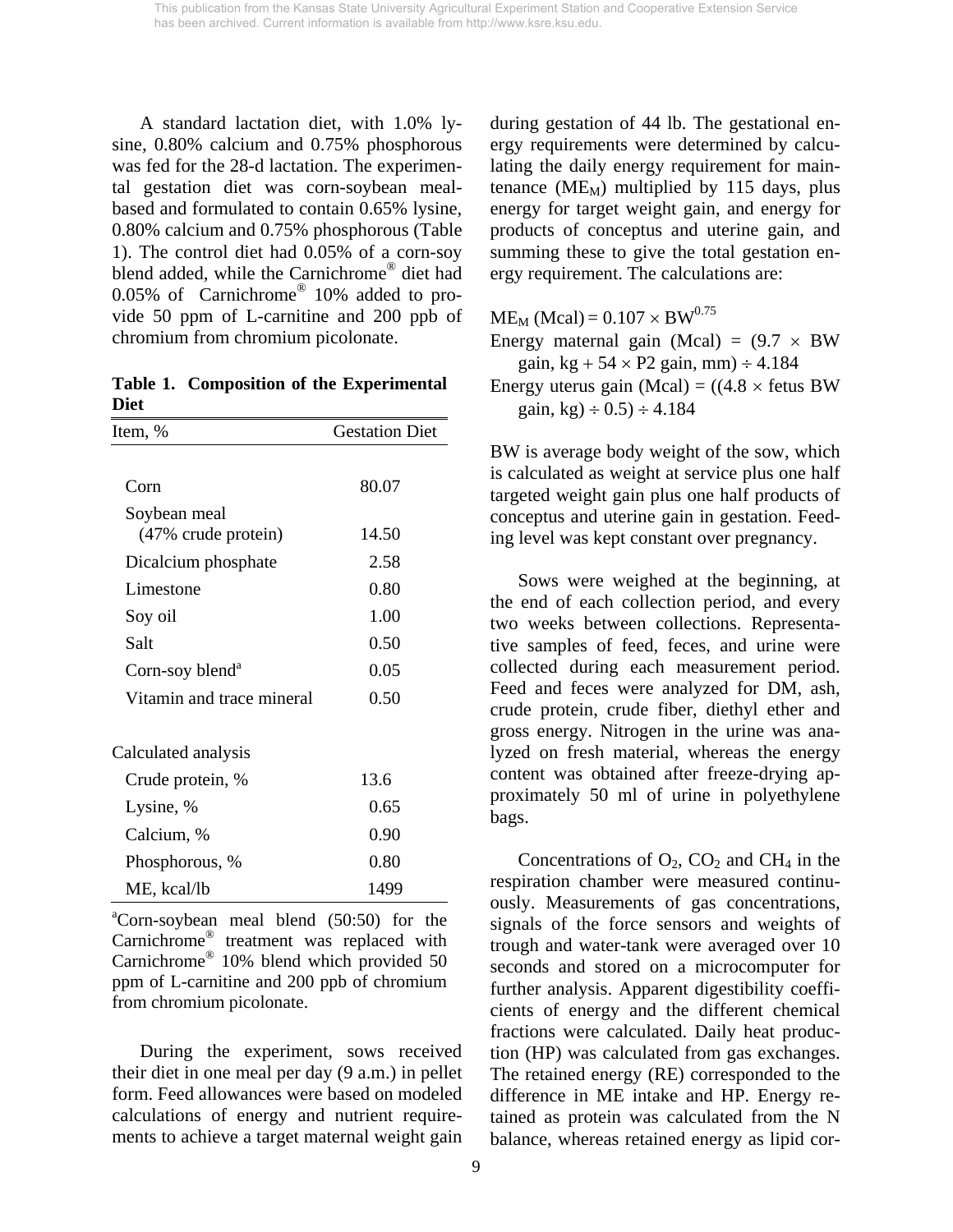A standard lactation diet, with 1.0% lysine, 0.80% calcium and 0.75% phosphorous was fed for the 28-d lactation. The experimental gestation diet was corn-soybean meal-based and formulated to contain 0.65% lysine, 0.80% calcium and 0.75% phosphorous (Table 1). The control diet had 0.05% of a corn-soy blend added, while the Carnichrome® diet had 0.05% of Carnichrome® 10% added to provide 50 ppm of L-carnitine and 200 ppb of chromium from chromium picolonate.

**Table 1. Composition of the Experimental Diet**

| Item, % | Gestation Diet |
|---|---|
| Corn | 80.07 |
| Soybean meal (47% crude protein) | 14.50 |
| Dicalcium phosphate | 2.58 |
| Limestone | 0.80 |
| Soy oil | 1.00 |
| Salt | 0.50 |
| Corn-soy blend[a] | 0.05 |
| Vitamin and trace mineral | 0.50 |
| Calculated analysis | |
| Crude protein, % | 13.6 |
| Lysine, % | 0.65 |
| Calcium, % | 0.90 |
| Phosphorous, % | 0.80 |
| ME, kcal/lb | 1499 |

[a]Corn-soybean meal blend (50:50) for the Carnichrome® treatment was replaced with Carnichrome® 10% blend which provided 50 ppm of L-carnitine and 200 ppb of chromium from chromium picolonate.

During the experiment, sows received their diet in one meal per day (9 a.m.) in pellet form. Feed allowances were based on modeled calculations of energy and nutrient requirements to achieve a target maternal weight gain during gestation of 44 lb. The gestational energy requirements were determined by calculating the daily energy requirement for maintenance ($ME_M$) multiplied by 115 days, plus energy for target weight gain, and energy for products of conceptus and uterine gain, and summing these to give the total gestation energy requirement. The calculations are:

$ME_M \text{ (Mcal)} = 0.107 \times BW^{0.75}$

Energy maternal gain (Mcal) = $(9.7 \times \text{BW gain, kg} + 54 \times \text{P2 gain, mm}) \div 4.184$

Energy uterus gain (Mcal) = $((4.8 \times \text{fetus BW gain, kg}) \div 0.5) \div 4.184$

BW is average body weight of the sow, which is calculated as weight at service plus one half targeted weight gain plus one half products of conceptus and uterine gain in gestation. Feeding level was kept constant over pregnancy.

Sows were weighed at the beginning, at the end of each collection period, and every two weeks between collections. Representative samples of feed, feces, and urine were collected during each measurement period. Feed and feces were analyzed for DM, ash, crude protein, crude fiber, diethyl ether and gross energy. Nitrogen in the urine was analyzed on fresh material, whereas the energy content was obtained after freeze-drying approximately 50 ml of urine in polyethylene bags.

Concentrations of $O_2$, $CO_2$ and $CH_4$ in the respiration chamber were measured continuously. Measurements of gas concentrations, signals of the force sensors and weights of trough and water-tank were averaged over 10 seconds and stored on a microcomputer for further analysis. Apparent digestibility coefficients of energy and the different chemical fractions were calculated. Daily heat production (HP) was calculated from gas exchanges. The retained energy (RE) corresponded to the difference in ME intake and HP. Energy retained as protein was calculated from the N balance, whereas retained energy as lipid cor-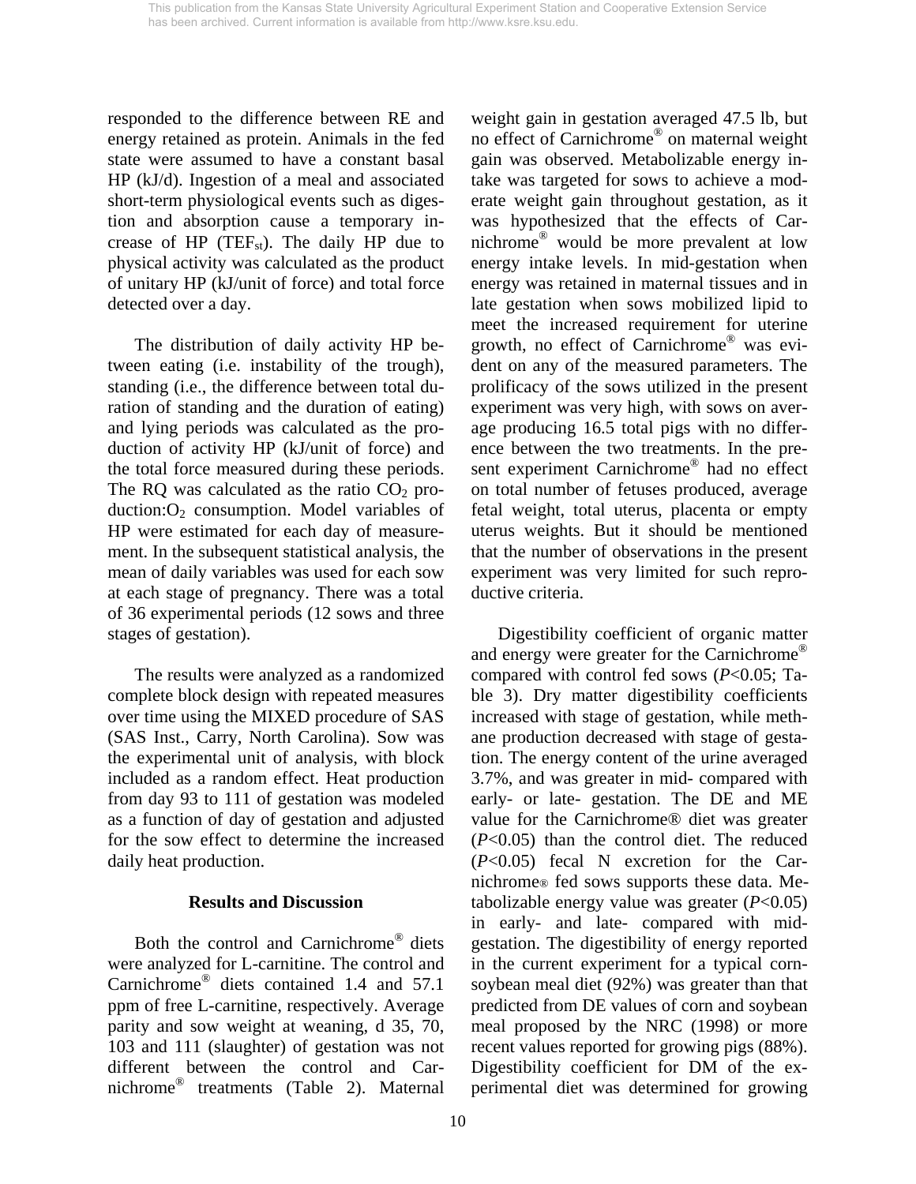responded to the difference between RE and energy retained as protein. Animals in the fed state were assumed to have a constant basal HP (kJ/d). Ingestion of a meal and associated short-term physiological events such as digestion and absorption cause a temporary increase of HP ($TEF_{st}$). The daily HP due to physical activity was calculated as the product of unitary HP (kJ/unit of force) and total force detected over a day.

The distribution of daily activity HP between eating (i.e. instability of the trough), standing (i.e., the difference between total duration of standing and the duration of eating) and lying periods was calculated as the production of activity HP (kJ/unit of force) and the total force measured during these periods. The RQ was calculated as the ratio $CO_2$ production:$O_2$ consumption. Model variables of HP were estimated for each day of measurement. In the subsequent statistical analysis, the mean of daily variables was used for each sow at each stage of pregnancy. There was a total of 36 experimental periods (12 sows and three stages of gestation).

The results were analyzed as a randomized complete block design with repeated measures over time using the MIXED procedure of SAS (SAS Inst., Carry, North Carolina). Sow was the experimental unit of analysis, with block included as a random effect. Heat production from day 93 to 111 of gestation was modeled as a function of day of gestation and adjusted for the sow effect to determine the increased daily heat production.

## Results and Discussion

Both the control and Carnichrome® diets were analyzed for L-carnitine. The control and Carnichrome® diets contained 1.4 and 57.1 ppm of free L-carnitine, respectively. Average parity and sow weight at weaning, d 35, 70, 103 and 111 (slaughter) of gestation was not different between the control and Carnichrome® treatments (Table 2). Maternal weight gain in gestation averaged 47.5 lb, but no effect of Carnichrome® on maternal weight gain was observed. Metabolizable energy intake was targeted for sows to achieve a moderate weight gain throughout gestation, as it was hypothesized that the effects of Carnichrome® would be more prevalent at low energy intake levels. In mid-gestation when energy was retained in maternal tissues and in late gestation when sows mobilized lipid to meet the increased requirement for uterine growth, no effect of Carnichrome® was evident on any of the measured parameters. The prolificacy of the sows utilized in the present experiment was very high, with sows on average producing 16.5 total pigs with no difference between the two treatments. In the present experiment Carnichrome® had no effect on total number of fetuses produced, average fetal weight, total uterus, placenta or empty uterus weights. But it should be mentioned that the number of observations in the present experiment was very limited for such reproductive criteria.

Digestibility coefficient of organic matter and energy were greater for the Carnichrome® compared with control fed sows ($P<0.05$; Table 3). Dry matter digestibility coefficients increased with stage of gestation, while methane production decreased with stage of gestation. The energy content of the urine averaged 3.7%, and was greater in mid- compared with early- or late- gestation. The DE and ME value for the Carnichrome® diet was greater ($P<0.05$) than the control diet. The reduced ($P<0.05$) fecal N excretion for the Carnichrome® fed sows supports these data. Metabolizable energy value was greater ($P<0.05$) in early- and late- compared with mid-gestation. The digestibility of energy reported in the current experiment for a typical corn-soybean meal diet (92%) was greater than that predicted from DE values of corn and soybean meal proposed by the NRC (1998) or more recent values reported for growing pigs (88%). Digestibility coefficient for DM of the experimental diet was determined for growing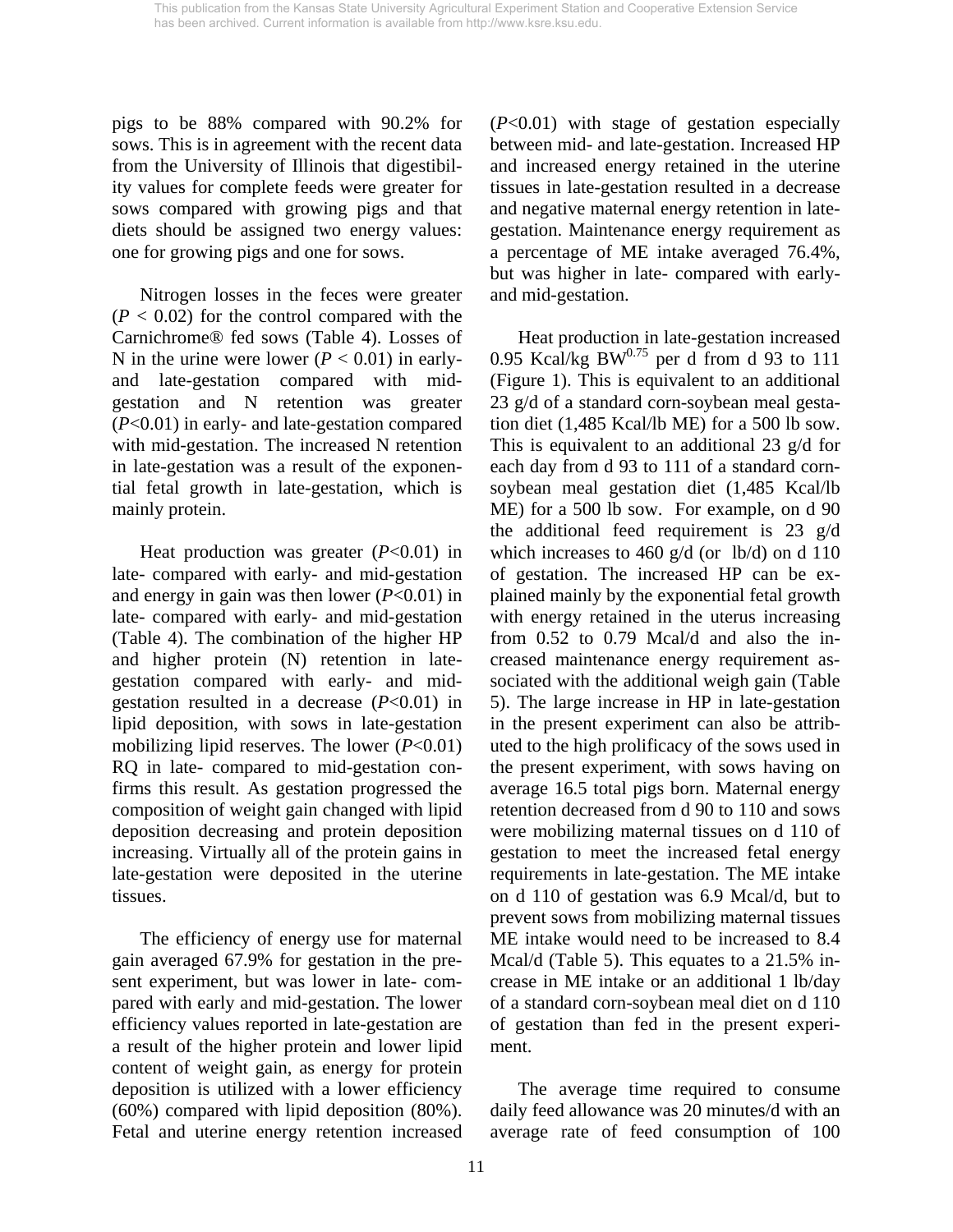pigs to be 88% compared with 90.2% for sows. This is in agreement with the recent data from the University of Illinois that digestibility values for complete feeds were greater for sows compared with growing pigs and that diets should be assigned two energy values: one for growing pigs and one for sows.

Nitrogen losses in the feces were greater ($P < 0.02$) for the control compared with the Carnichrome® fed sows (Table 4). Losses of N in the urine were lower ($P < 0.01$) in early- and late-gestation compared with mid-gestation and N retention was greater ($P<0.01$) in early- and late-gestation compared with mid-gestation. The increased N retention in late-gestation was a result of the exponential fetal growth in late-gestation, which is mainly protein.

Heat production was greater ($P<0.01$) in late- compared with early- and mid-gestation and energy in gain was then lower ($P<0.01$) in late- compared with early- and mid-gestation (Table 4). The combination of the higher HP and higher protein (N) retention in late-gestation compared with early- and mid-gestation resulted in a decrease ($P<0.01$) in lipid deposition, with sows in late-gestation mobilizing lipid reserves. The lower ($P<0.01$) RQ in late- compared to mid-gestation confirms this result. As gestation progressed the composition of weight gain changed with lipid deposition decreasing and protein deposition increasing. Virtually all of the protein gains in late-gestation were deposited in the uterine tissues.

The efficiency of energy use for maternal gain averaged 67.9% for gestation in the present experiment, but was lower in late- compared with early and mid-gestation. The lower efficiency values reported in late-gestation are a result of the higher protein and lower lipid content of weight gain, as energy for protein deposition is utilized with a lower efficiency (60%) compared with lipid deposition (80%). Fetal and uterine energy retention increased ($P<0.01$) with stage of gestation especially between mid- and late-gestation. Increased HP and increased energy retained in the uterine tissues in late-gestation resulted in a decrease and negative maternal energy retention in late-gestation. Maintenance energy requirement as a percentage of ME intake averaged 76.4%, but was higher in late- compared with early- and mid-gestation.

Heat production in late-gestation increased 0.95 Kcal/kg $BW^{0.75}$ per d from d 93 to 111 (Figure 1). This is equivalent to an additional 23 g/d of a standard corn-soybean meal gestation diet (1,485 Kcal/lb ME) for a 500 lb sow. This is equivalent to an additional 23 g/d for each day from d 93 to 111 of a standard corn-soybean meal gestation diet (1,485 Kcal/lb ME) for a 500 lb sow. For example, on d 90 the additional feed requirement is 23 g/d which increases to 460 g/d (or lb/d) on d 110 of gestation. The increased HP can be explained mainly by the exponential fetal growth with energy retained in the uterus increasing from 0.52 to 0.79 Mcal/d and also the increased maintenance energy requirement associated with the additional weigh gain (Table 5). The large increase in HP in late-gestation in the present experiment can also be attributed to the high prolificacy of the sows used in the present experiment, with sows having on average 16.5 total pigs born. Maternal energy retention decreased from d 90 to 110 and sows were mobilizing maternal tissues on d 110 of gestation to meet the increased fetal energy requirements in late-gestation. The ME intake on d 110 of gestation was 6.9 Mcal/d, but to prevent sows from mobilizing maternal tissues ME intake would need to be increased to 8.4 Mcal/d (Table 5). This equates to a 21.5% increase in ME intake or an additional 1 lb/day of a standard corn-soybean meal diet on d 110 of gestation than fed in the present experiment.

The average time required to consume daily feed allowance was 20 minutes/d with an average rate of feed consumption of 100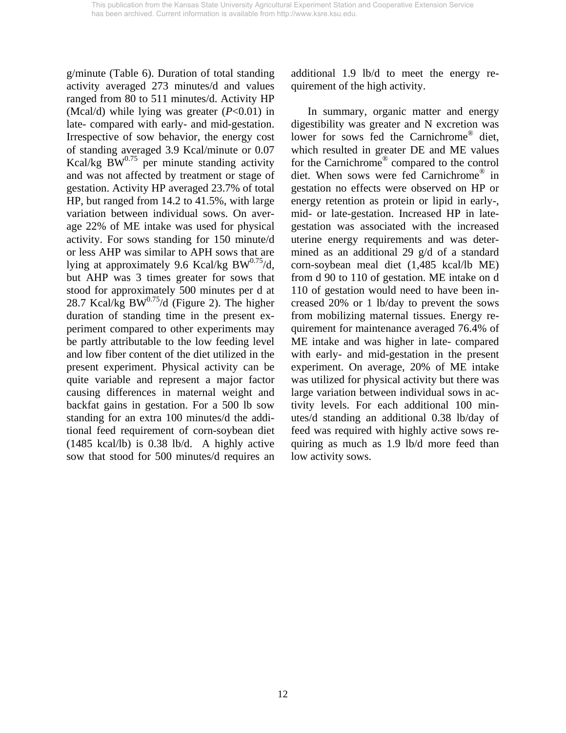g/minute (Table 6). Duration of total standing activity averaged 273 minutes/d and values ranged from 80 to 511 minutes/d. Activity HP (Mcal/d) while lying was greater (*P*<0.01) in late- compared with early- and mid-gestation. Irrespective of sow behavior, the energy cost of standing averaged 3.9 Kcal/minute or 0.07 Kcal/kg $BW^{0.75}$ per minute standing activity and was not affected by treatment or stage of gestation. Activity HP averaged 23.7% of total HP, but ranged from 14.2 to 41.5%, with large variation between individual sows. On average 22% of ME intake was used for physical activity. For sows standing for 150 minute/d or less AHP was similar to APH sows that are lying at approximately 9.6 Kcal/kg $BW^{0.75}$/d, but AHP was 3 times greater for sows that stood for approximately 500 minutes per d at 28.7 Kcal/kg $BW^{0.75}$/d (Figure 2). The higher duration of standing time in the present experiment compared to other experiments may be partly attributable to the low feeding level and low fiber content of the diet utilized in the present experiment. Physical activity can be quite variable and represent a major factor causing differences in maternal weight and backfat gains in gestation. For a 500 lb sow standing for an extra 100 minutes/d the additional feed requirement of corn-soybean diet (1485 kcal/lb) is 0.38 lb/d. A highly active sow that stood for 500 minutes/d requires an additional 1.9 lb/d to meet the energy requirement of the high activity.

In summary, organic matter and energy digestibility was greater and N excretion was lower for sows fed the Carnichrome® diet, which resulted in greater DE and ME values for the Carnichrome® compared to the control diet. When sows were fed Carnichrome® in gestation no effects were observed on HP or energy retention as protein or lipid in early-, mid- or late-gestation. Increased HP in late-gestation was associated with the increased uterine energy requirements and was determined as an additional 29 g/d of a standard corn-soybean meal diet (1,485 kcal/lb ME) from d 90 to 110 of gestation. ME intake on d 110 of gestation would need to have been increased 20% or 1 lb/day to prevent the sows from mobilizing maternal tissues. Energy requirement for maintenance averaged 76.4% of ME intake and was higher in late- compared with early- and mid-gestation in the present experiment. On average, 20% of ME intake was utilized for physical activity but there was large variation between individual sows in activity levels. For each additional 100 minutes/d standing an additional 0.38 lb/day of feed was required with highly active sows requiring as much as 1.9 lb/d more feed than low activity sows.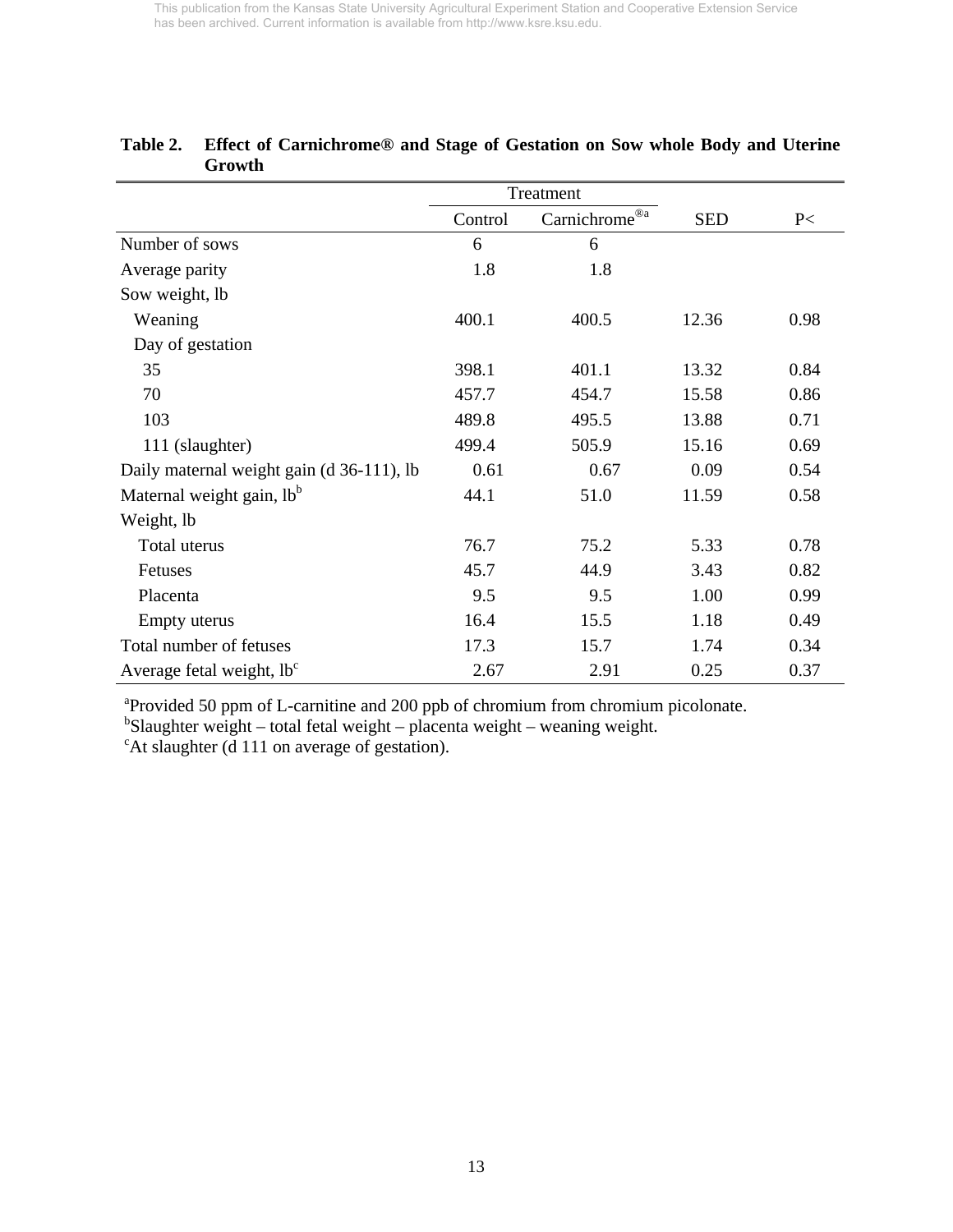**Table 2. Effect of Carnichrome® and Stage of Gestation on Sow whole Body and Uterine Growth**

| | Treatment | | | |
|---|---|---|---|---|
| | Control | Carnichrome®[a] | SED | P< |
| Number of sows | 6 | 6 | | |
| Average parity | 1.8 | 1.8 | | |
| Sow weight, lb | | | | |
| Weaning | 400.1 | 400.5 | 12.36 | 0.98 |
| Day of gestation | | | | |
| 35 | 398.1 | 401.1 | 13.32 | 0.84 |
| 70 | 457.7 | 454.7 | 15.58 | 0.86 |
| 103 | 489.8 | 495.5 | 13.88 | 0.71 |
| 111 (slaughter) | 499.4 | 505.9 | 15.16 | 0.69 |
| Daily maternal weight gain (d 36-111), lb | 0.61 | 0.67 | 0.09 | 0.54 |
| Maternal weight gain, lb[b] | 44.1 | 51.0 | 11.59 | 0.58 |
| Weight, lb | | | | |
| Total uterus | 76.7 | 75.2 | 5.33 | 0.78 |
| Fetuses | 45.7 | 44.9 | 3.43 | 0.82 |
| Placenta | 9.5 | 9.5 | 1.00 | 0.99 |
| Empty uterus | 16.4 | 15.5 | 1.18 | 0.49 |
| Total number of fetuses | 17.3 | 15.7 | 1.74 | 0.34 |
| Average fetal weight, lb[c] | 2.67 | 2.91 | 0.25 | 0.37 |

[a]Provided 50 ppm of L-carnitine and 200 ppb of chromium from chromium picolonate.
[b]Slaughter weight – total fetal weight – placenta weight – weaning weight.
[c]At slaughter (d 111 on average of gestation).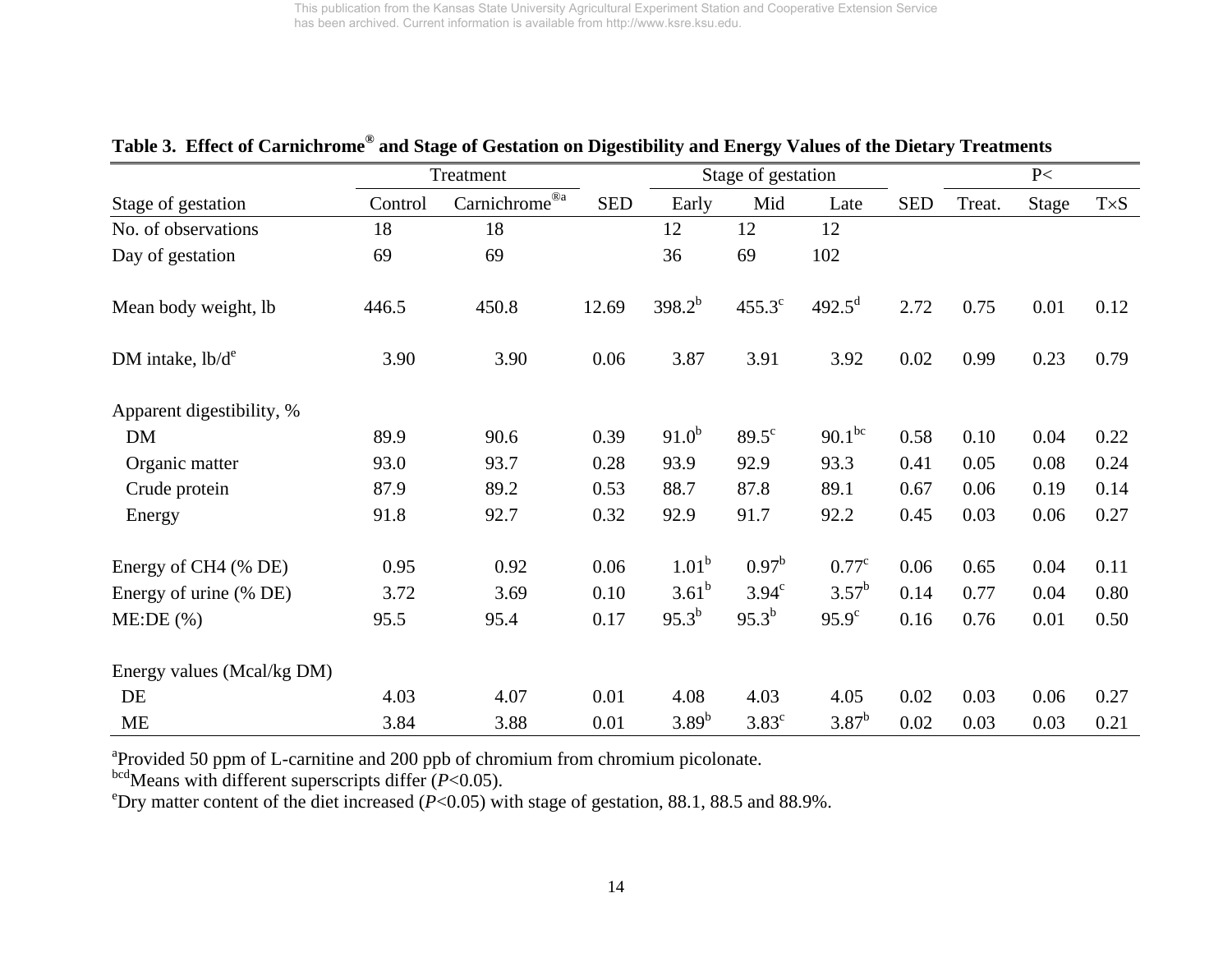**Table 3. Effect of Carnichrome® and Stage of Gestation on Digestibility and Energy Values of the Dietary Treatments**

| | Treatment | | | Stage of gestation | | | | P< | | |
|---|---|---|---|---|---|---|---|---|---|---|
| Stage of gestation | Control | Carnichrome®[a] | SED | Early | Mid | Late | SED | Treat. | Stage | T×S |
| No. of observations | 18 | 18 | | 12 | 12 | 12 | | | | |
| Day of gestation | 69 | 69 | | 36 | 69 | 102 | | | | |
| Mean body weight, lb | 446.5 | 450.8 | 12.69 | 398.2[b] | 455.3[c] | 492.5[d] | 2.72 | 0.75 | 0.01 | 0.12 |
| DM intake, lb/d[e] | 3.90 | 3.90 | 0.06 | 3.87 | 3.91 | 3.92 | 0.02 | 0.99 | 0.23 | 0.79 |
| Apparent digestibility, % | | | | | | | | | | |
| DM | 89.9 | 90.6 | 0.39 | 91.0[b] | 89.5[c] | 90.1[bc] | 0.58 | 0.10 | 0.04 | 0.22 |
| Organic matter | 93.0 | 93.7 | 0.28 | 93.9 | 92.9 | 93.3 | 0.41 | 0.05 | 0.08 | 0.24 |
| Crude protein | 87.9 | 89.2 | 0.53 | 88.7 | 87.8 | 89.1 | 0.67 | 0.06 | 0.19 | 0.14 |
| Energy | 91.8 | 92.7 | 0.32 | 92.9 | 91.7 | 92.2 | 0.45 | 0.03 | 0.06 | 0.27 |
| Energy of CH4 (% DE) | 0.95 | 0.92 | 0.06 | 1.01[b] | 0.97[b] | 0.77[c] | 0.06 | 0.65 | 0.04 | 0.11 |
| Energy of urine (% DE) | 3.72 | 3.69 | 0.10 | 3.61[b] | 3.94[c] | 3.57[b] | 0.14 | 0.77 | 0.04 | 0.80 |
| ME:DE (%) | 95.5 | 95.4 | 0.17 | 95.3[b] | 95.3[b] | 95.9[c] | 0.16 | 0.76 | 0.01 | 0.50 |
| Energy values (Mcal/kg DM) | | | | | | | | | | |
| DE | 4.03 | 4.07 | 0.01 | 4.08 | 4.03 | 4.05 | 0.02 | 0.03 | 0.06 | 0.27 |
| ME | 3.84 | 3.88 | 0.01 | 3.89[b] | 3.83[c] | 3.87[b] | 0.02 | 0.03 | 0.03 | 0.21 |

[a]Provided 50 ppm of L-carnitine and 200 ppb of chromium from chromium picolonate.
[bcd]Means with different superscripts differ ($P$<0.05).
[e]Dry matter content of the diet increased ($P$<0.05) with stage of gestation, 88.1, 88.5 and 88.9%.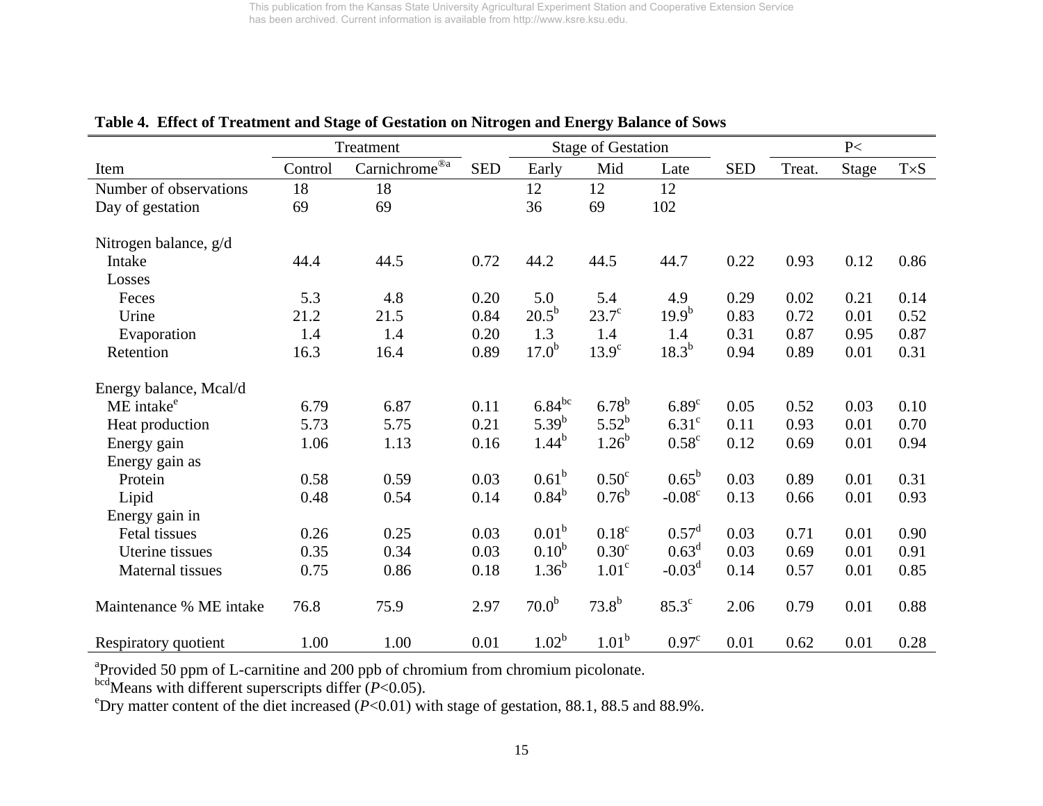**Table 4. Effect of Treatment and Stage of Gestation on Nitrogen and Energy Balance of Sows**

| | Treatment | | | Stage of Gestation | | | | P< | | |
|---|---|---|---|---|---|---|---|---|---|---|
| Item | Control | Carnichrome®[a] | SED | Early | Mid | Late | SED | Treat. | Stage | T×S |
| Number of observations | 18 | 18 | | 12 | 12 | 12 | | | | |
| Day of gestation | 69 | 69 | | 36 | 69 | 102 | | | | |
| Nitrogen balance, g/d | | | | | | | | | | |
| Intake | 44.4 | 44.5 | 0.72 | 44.2 | 44.5 | 44.7 | 0.22 | 0.93 | 0.12 | 0.86 |
| Losses | | | | | | | | | | |
| Feces | 5.3 | 4.8 | 0.20 | 5.0 | 5.4 | 4.9 | 0.29 | 0.02 | 0.21 | 0.14 |
| Urine | 21.2 | 21.5 | 0.84 | 20.5[b] | 23.7[c] | 19.9[b] | 0.83 | 0.72 | 0.01 | 0.52 |
| Evaporation | 1.4 | 1.4 | 0.20 | 1.3 | 1.4 | 1.4 | 0.31 | 0.87 | 0.95 | 0.87 |
| Retention | 16.3 | 16.4 | 0.89 | 17.0[b] | 13.9[c] | 18.3[b] | 0.94 | 0.89 | 0.01 | 0.31 |
| Energy balance, Mcal/d | | | | | | | | | | |
| ME intake[e] | 6.79 | 6.87 | 0.11 | 6.84[bc] | 6.78[b] | 6.89[c] | 0.05 | 0.52 | 0.03 | 0.10 |
| Heat production | 5.73 | 5.75 | 0.21 | 5.39[b] | 5.52[b] | 6.31[c] | 0.11 | 0.93 | 0.01 | 0.70 |
| Energy gain | 1.06 | 1.13 | 0.16 | 1.44[b] | 1.26[b] | 0.58[c] | 0.12 | 0.69 | 0.01 | 0.94 |
| Energy gain as | | | | | | | | | | |
| Protein | 0.58 | 0.59 | 0.03 | 0.61[b] | 0.50[c] | 0.65[b] | 0.03 | 0.89 | 0.01 | 0.31 |
| Lipid | 0.48 | 0.54 | 0.14 | 0.84[b] | 0.76[b] | -0.08[c] | 0.13 | 0.66 | 0.01 | 0.93 |
| Energy gain in | | | | | | | | | | |
| Fetal tissues | 0.26 | 0.25 | 0.03 | 0.01[b] | 0.18[c] | 0.57[d] | 0.03 | 0.71 | 0.01 | 0.90 |
| Uterine tissues | 0.35 | 0.34 | 0.03 | 0.10[b] | 0.30[c] | 0.63[d] | 0.03 | 0.69 | 0.01 | 0.91 |
| Maternal tissues | 0.75 | 0.86 | 0.18 | 1.36[b] | 1.01[c] | -0.03[d] | 0.14 | 0.57 | 0.01 | 0.85 |
| Maintenance % ME intake | 76.8 | 75.9 | 2.97 | 70.0[b] | 73.8[b] | 85.3[c] | 2.06 | 0.79 | 0.01 | 0.88 |
| Respiratory quotient | 1.00 | 1.00 | 0.01 | 1.02[b] | 1.01[b] | 0.97[c] | 0.01 | 0.62 | 0.01 | 0.28 |

[a]Provided 50 ppm of L-carnitine and 200 ppb of chromium from chromium picolonate.
[bcd]Means with different superscripts differ ($P<0.05$).
[e]Dry matter content of the diet increased ($P<0.01$) with stage of gestation, 88.1, 88.5 and 88.9%.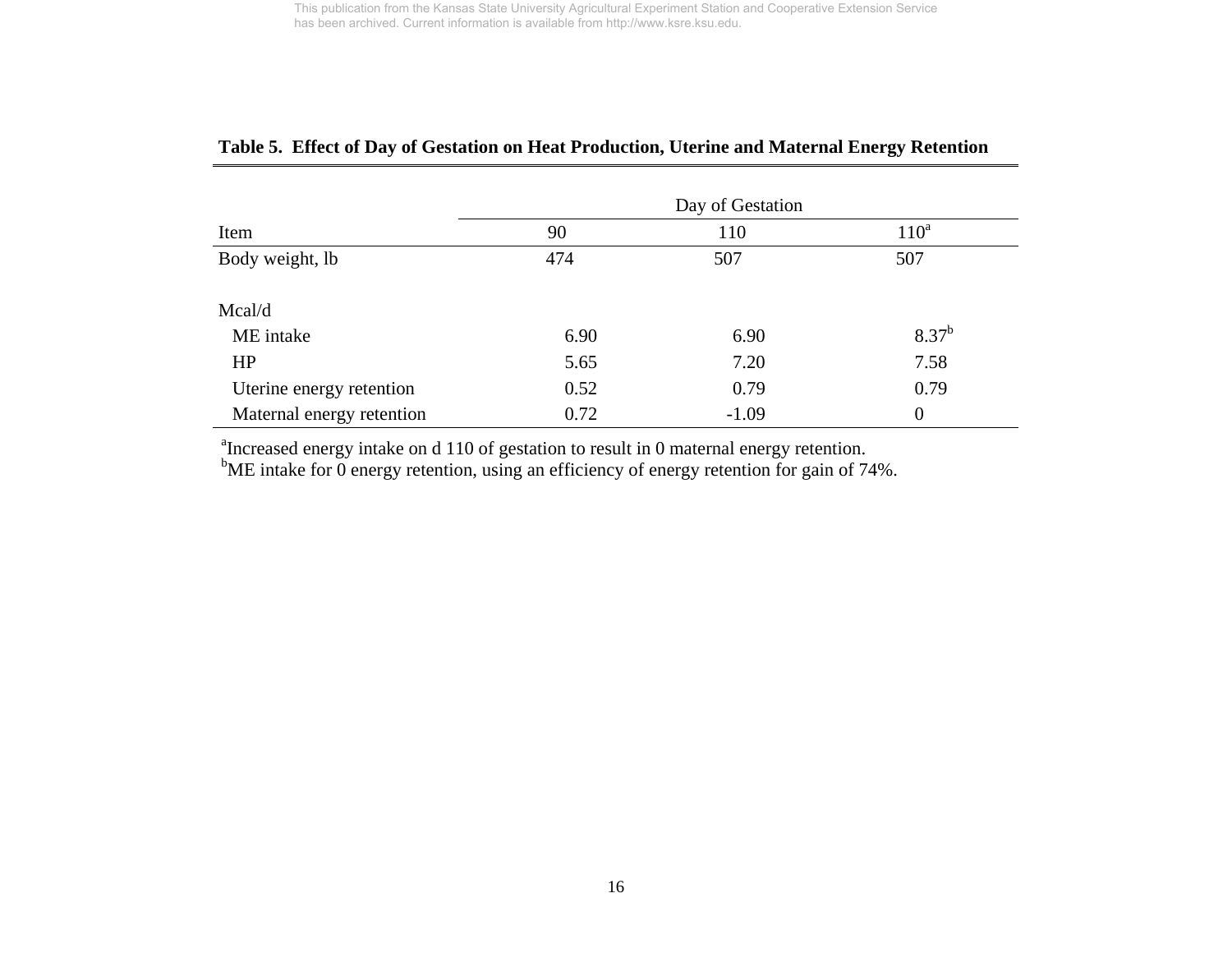**Table 5. Effect of Day of Gestation on Heat Production, Uterine and Maternal Energy Retention**

| | Day of Gestation | | |
|---|---|---|---|
| Item | 90 | 110 | 110[a] |
| Body weight, lb | 474 | 507 | 507 |
| Mcal/d | | | |
| ME intake | 6.90 | 6.90 | 8.37[b] |
| HP | 5.65 | 7.20 | 7.58 |
| Uterine energy retention | 0.52 | 0.79 | 0.79 |
| Maternal energy retention | 0.72 | -1.09 | 0 |

[a]Increased energy intake on d 110 of gestation to result in 0 maternal energy retention.
[b]ME intake for 0 energy retention, using an efficiency of energy retention for gain of 74%.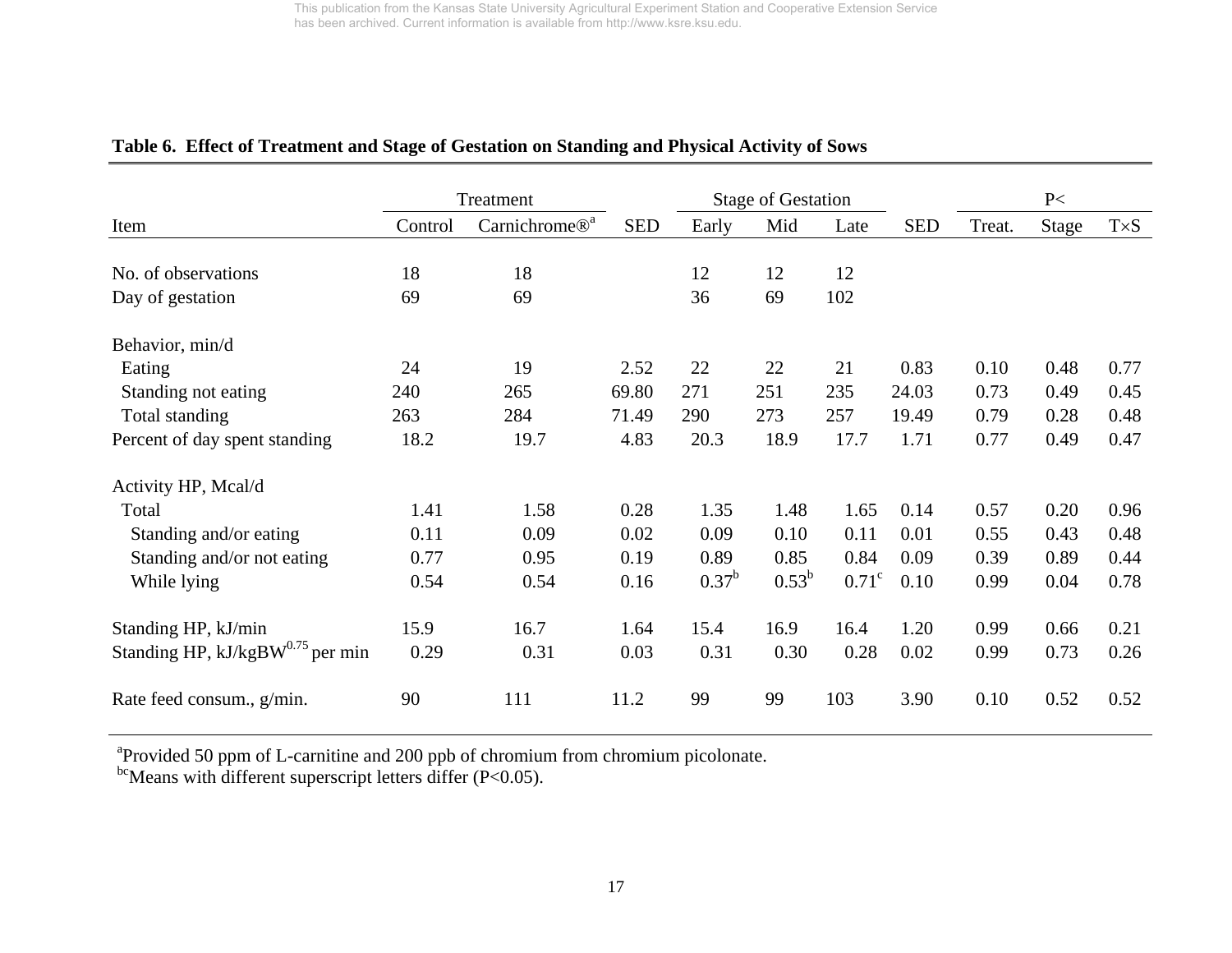**Table 6. Effect of Treatment and Stage of Gestation on Standing and Physical Activity of Sows**

| | Treatment | | | Stage of Gestation | | | | P< | | |
|---|---|---|---|---|---|---|---|---|---|---|
| Item | Control | Carnichrome®[a] | SED | Early | Mid | Late | SED | Treat. | Stage | T×S |
| No. of observations | 18 | 18 | | 12 | 12 | 12 | | | | |
| Day of gestation | 69 | 69 | | 36 | 69 | 102 | | | | |
| Behavior, min/d | | | | | | | | | | |
| Eating | 24 | 19 | 2.52 | 22 | 22 | 21 | 0.83 | 0.10 | 0.48 | 0.77 |
| Standing not eating | 240 | 265 | 69.80 | 271 | 251 | 235 | 24.03 | 0.73 | 0.49 | 0.45 |
| Total standing | 263 | 284 | 71.49 | 290 | 273 | 257 | 19.49 | 0.79 | 0.28 | 0.48 |
| Percent of day spent standing | 18.2 | 19.7 | 4.83 | 20.3 | 18.9 | 17.7 | 1.71 | 0.77 | 0.49 | 0.47 |
| Activity HP, Mcal/d | | | | | | | | | | |
| Total | 1.41 | 1.58 | 0.28 | 1.35 | 1.48 | 1.65 | 0.14 | 0.57 | 0.20 | 0.96 |
| Standing and/or eating | 0.11 | 0.09 | 0.02 | 0.09 | 0.10 | 0.11 | 0.01 | 0.55 | 0.43 | 0.48 |
| Standing and/or not eating | 0.77 | 0.95 | 0.19 | 0.89 | 0.85 | 0.84 | 0.09 | 0.39 | 0.89 | 0.44 |
| While lying | 0.54 | 0.54 | 0.16 | 0.37[b] | 0.53[b] | 0.71[c] | 0.10 | 0.99 | 0.04 | 0.78 |
| Standing HP, kJ/min | 15.9 | 16.7 | 1.64 | 15.4 | 16.9 | 16.4 | 1.20 | 0.99 | 0.66 | 0.21 |
| Standing HP, $kJ/kgBW^{0.75}$ per min | 0.29 | 0.31 | 0.03 | 0.31 | 0.30 | 0.28 | 0.02 | 0.99 | 0.73 | 0.26 |
| Rate feed consum., g/min. | 90 | 111 | 11.2 | 99 | 99 | 103 | 3.90 | 0.10 | 0.52 | 0.52 |

[a]Provided 50 ppm of L-carnitine and 200 ppb of chromium from chromium picolonate.
[bc]Means with different superscript letters differ (P<0.05).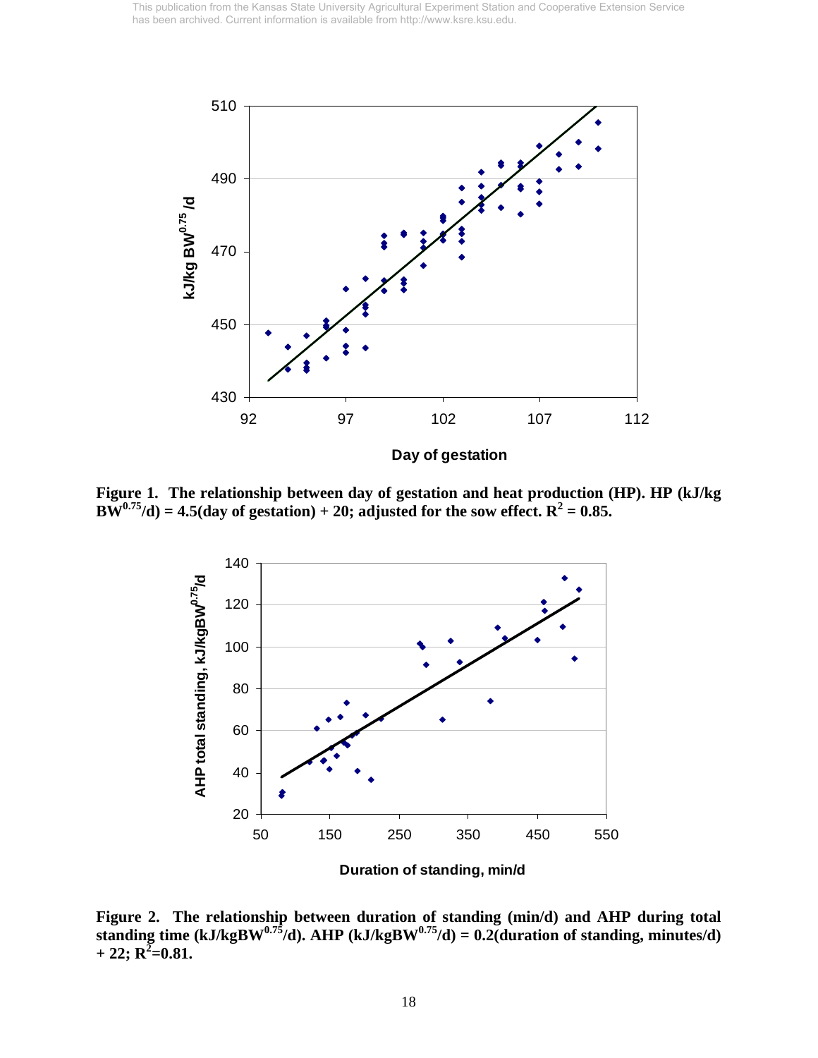This publication from the Kansas State University Agricultural Experiment Station and Cooperative Extension Service has been archived. Current information is available from http://www.ksre.ksu.edu.

**Figure 1. The relationship between day of gestation and heat production (HP). HP (kJ/kg $BW^{0.75}$/d) = 4.5(day of gestation) + 20; adjusted for the sow effect. $R^2$ = 0.85.**

**Figure 2. The relationship between duration of standing (min/d) and AHP during total standing time (kJ/kg$BW^{0.75}$/d). AHP (kJ/kg$BW^{0.75}$/d) = 0.2(duration of standing, minutes/d) + 22; $R^2$=0.81.**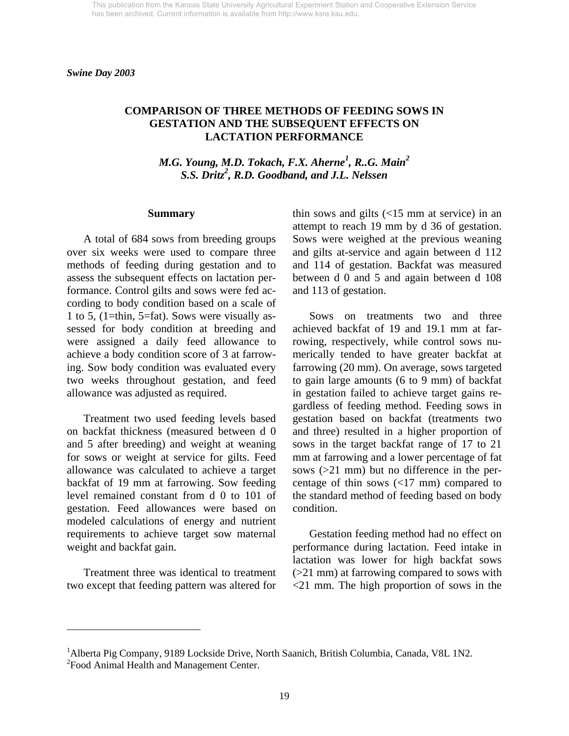*Swine Day 2003*

# COMPARISON OF THREE METHODS OF FEEDING SOWS IN GESTATION AND THE SUBSEQUENT EFFECTS ON LACTATION PERFORMANCE

***M.G. Young, M.D. Tokach, F.X. Aherne[1], R..G. Main[2] S.S. Dritz[2], R.D. Goodband, and J.L. Nelssen***

## Summary

A total of 684 sows from breeding groups over six weeks were used to compare three methods of feeding during gestation and to assess the subsequent effects on lactation performance. Control gilts and sows were fed according to body condition based on a scale of 1 to 5, (1=thin, 5=fat). Sows were visually assessed for body condition at breeding and were assigned a daily feed allowance to achieve a body condition score of 3 at farrowing. Sow body condition was evaluated every two weeks throughout gestation, and feed allowance was adjusted as required.

Treatment two used feeding levels based on backfat thickness (measured between d 0 and 5 after breeding) and weight at weaning for sows or weight at service for gilts. Feed allowance was calculated to achieve a target backfat of 19 mm at farrowing. Sow feeding level remained constant from d 0 to 101 of gestation. Feed allowances were based on modeled calculations of energy and nutrient requirements to achieve target sow maternal weight and backfat gain.

Treatment three was identical to treatment two except that feeding pattern was altered for thin sows and gilts (<15 mm at service) in an attempt to reach 19 mm by d 36 of gestation. Sows were weighed at the previous weaning and gilts at-service and again between d 112 and 114 of gestation. Backfat was measured between d 0 and 5 and again between d 108 and 113 of gestation.

Sows on treatments two and three achieved backfat of 19 and 19.1 mm at farrowing, respectively, while control sows numerically tended to have greater backfat at farrowing (20 mm). On average, sows targeted to gain large amounts (6 to 9 mm) of backfat in gestation failed to achieve target gains regardless of feeding method. Feeding sows in gestation based on backfat (treatments two and three) resulted in a higher proportion of sows in the target backfat range of 17 to 21 mm at farrowing and a lower percentage of fat sows (>21 mm) but no difference in the percentage of thin sows (<17 mm) compared to the standard method of feeding based on body condition.

Gestation feeding method had no effect on performance during lactation. Feed intake in lactation was lower for high backfat sows (>21 mm) at farrowing compared to sows with <21 mm. The high proportion of sows in the

[1]Alberta Pig Company, 9189 Lockside Drive, North Saanich, British Columbia, Canada, V8L 1N2.
[2]Food Animal Health and Management Center.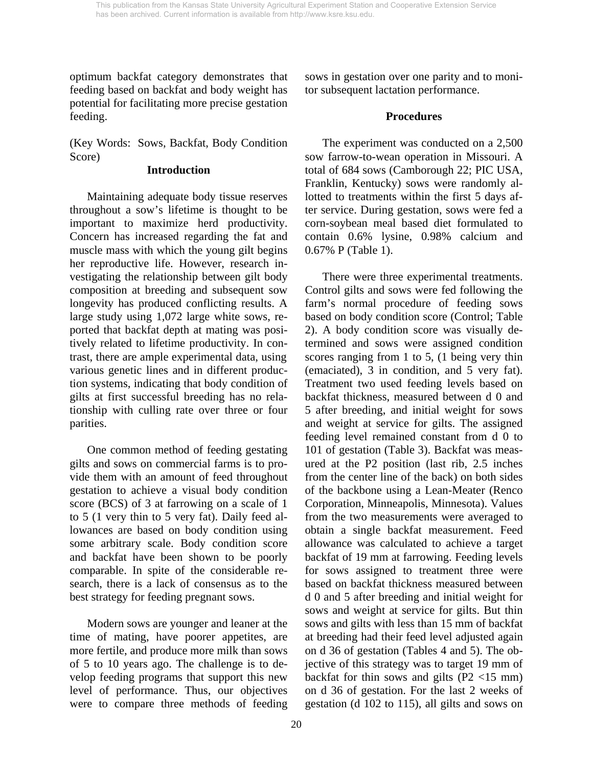optimum backfat category demonstrates that feeding based on backfat and body weight has potential for facilitating more precise gestation feeding.

(Key Words: Sows, Backfat, Body Condition Score)

## Introduction

Maintaining adequate body tissue reserves throughout a sow's lifetime is thought to be important to maximize herd productivity. Concern has increased regarding the fat and muscle mass with which the young gilt begins her reproductive life. However, research investigating the relationship between gilt body composition at breeding and subsequent sow longevity has produced conflicting results. A large study using 1,072 large white sows, reported that backfat depth at mating was positively related to lifetime productivity. In contrast, there are ample experimental data, using various genetic lines and in different production systems, indicating that body condition of gilts at first successful breeding has no relationship with culling rate over three or four parities.

One common method of feeding gestating gilts and sows on commercial farms is to provide them with an amount of feed throughout gestation to achieve a visual body condition score (BCS) of 3 at farrowing on a scale of 1 to 5 (1 very thin to 5 very fat). Daily feed allowances are based on body condition using some arbitrary scale. Body condition score and backfat have been shown to be poorly comparable. In spite of the considerable research, there is a lack of consensus as to the best strategy for feeding pregnant sows.

Modern sows are younger and leaner at the time of mating, have poorer appetites, are more fertile, and produce more milk than sows of 5 to 10 years ago. The challenge is to develop feeding programs that support this new level of performance. Thus, our objectives were to compare three methods of feeding sows in gestation over one parity and to monitor subsequent lactation performance.

## Procedures

The experiment was conducted on a 2,500 sow farrow-to-wean operation in Missouri. A total of 684 sows (Camborough 22; PIC USA, Franklin, Kentucky) sows were randomly allotted to treatments within the first 5 days after service. During gestation, sows were fed a corn-soybean meal based diet formulated to contain 0.6% lysine, 0.98% calcium and 0.67% P (Table 1).

There were three experimental treatments. Control gilts and sows were fed following the farm's normal procedure of feeding sows based on body condition score (Control; Table 2). A body condition score was visually determined and sows were assigned condition scores ranging from 1 to 5, (1 being very thin (emaciated), 3 in condition, and 5 very fat). Treatment two used feeding levels based on backfat thickness, measured between d 0 and 5 after breeding, and initial weight for sows and weight at service for gilts. The assigned feeding level remained constant from d 0 to 101 of gestation (Table 3). Backfat was measured at the P2 position (last rib, 2.5 inches from the center line of the back) on both sides of the backbone using a Lean-Meater (Renco Corporation, Minneapolis, Minnesota). Values from the two measurements were averaged to obtain a single backfat measurement. Feed allowance was calculated to achieve a target backfat of 19 mm at farrowing. Feeding levels for sows assigned to treatment three were based on backfat thickness measured between d 0 and 5 after breeding and initial weight for sows and weight at service for gilts. But thin sows and gilts with less than 15 mm of backfat at breeding had their feed level adjusted again on d 36 of gestation (Tables 4 and 5). The objective of this strategy was to target 19 mm of backfat for thin sows and gilts (P2 <15 mm) on d 36 of gestation. For the last 2 weeks of gestation (d 102 to 115), all gilts and sows on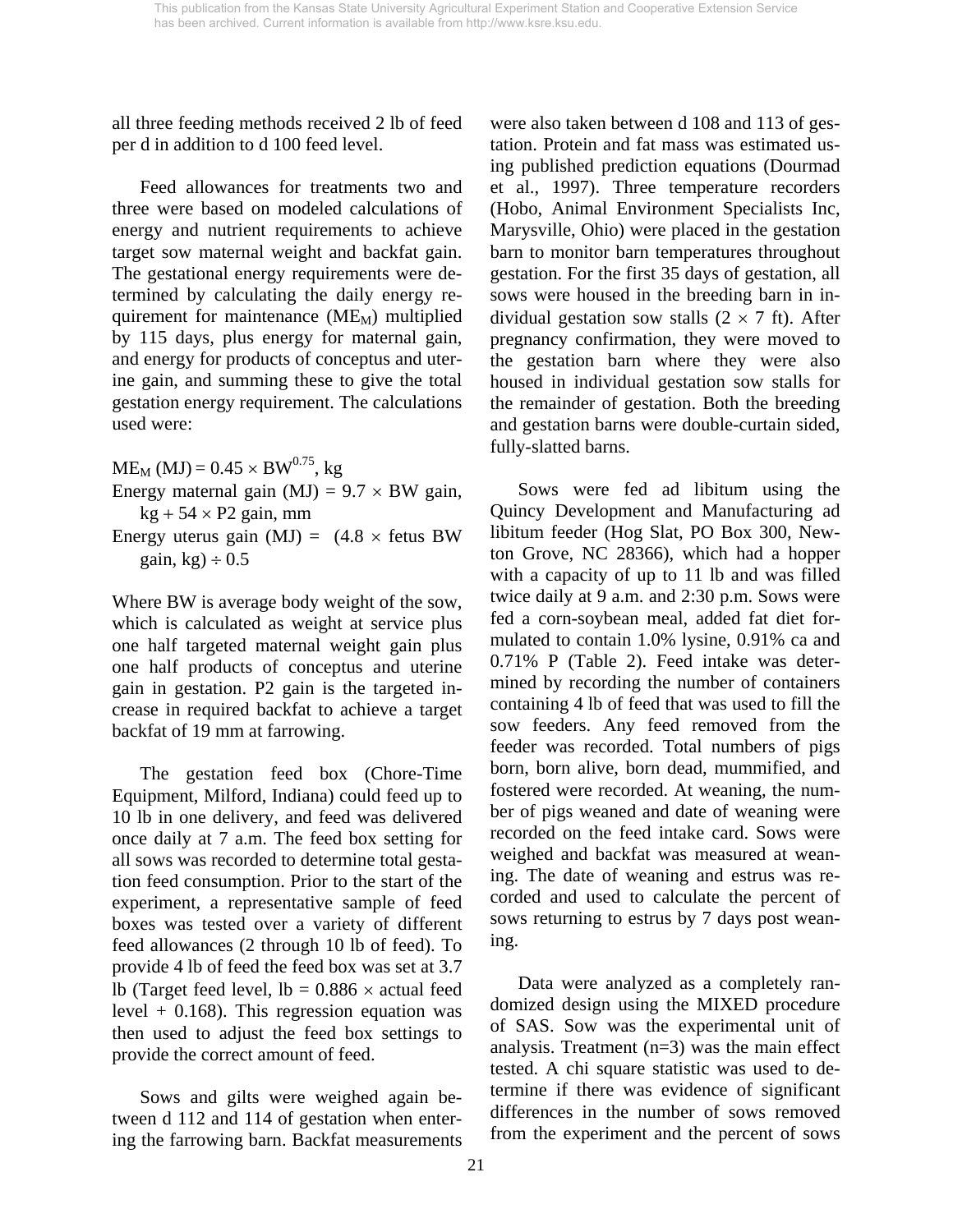all three feeding methods received 2 lb of feed per d in addition to d 100 feed level.

Feed allowances for treatments two and three were based on modeled calculations of energy and nutrient requirements to achieve target sow maternal weight and backfat gain. The gestational energy requirements were determined by calculating the daily energy requirement for maintenance ($ME_M$) multiplied by 115 days, plus energy for maternal gain, and energy for products of conceptus and uterine gain, and summing these to give the total gestation energy requirement. The calculations used were:

$ME_M$ (MJ) = $0.45 \times BW^{0.75}$, kg

Energy maternal gain (MJ) = $9.7 \times$ BW gain, kg + $54 \times$ P2 gain, mm

Energy uterus gain (MJ) = $(4.8 \times$ fetus BW gain, kg$) \div 0.5$

Where BW is average body weight of the sow, which is calculated as weight at service plus one half targeted maternal weight gain plus one half products of conceptus and uterine gain in gestation. P2 gain is the targeted increase in required backfat to achieve a target backfat of 19 mm at farrowing.

The gestation feed box (Chore-Time Equipment, Milford, Indiana) could feed up to 10 lb in one delivery, and feed was delivered once daily at 7 a.m. The feed box setting for all sows was recorded to determine total gestation feed consumption. Prior to the start of the experiment, a representative sample of feed boxes was tested over a variety of different feed allowances (2 through 10 lb of feed). To provide 4 lb of feed the feed box was set at 3.7 lb (Target feed level, lb = $0.886 \times$ actual feed level + 0.168). This regression equation was then used to adjust the feed box settings to provide the correct amount of feed.

Sows and gilts were weighed again between d 112 and 114 of gestation when entering the farrowing barn. Backfat measurements were also taken between d 108 and 113 of gestation. Protein and fat mass was estimated using published prediction equations (Dourmad et al., 1997). Three temperature recorders (Hobo, Animal Environment Specialists Inc, Marysville, Ohio) were placed in the gestation barn to monitor barn temperatures throughout gestation. For the first 35 days of gestation, all sows were housed in the breeding barn in individual gestation sow stalls ($2 \times 7$ ft). After pregnancy confirmation, they were moved to the gestation barn where they were also housed in individual gestation sow stalls for the remainder of gestation. Both the breeding and gestation barns were double-curtain sided, fully-slatted barns.

Sows were fed ad libitum using the Quincy Development and Manufacturing ad libitum feeder (Hog Slat, PO Box 300, Newton Grove, NC 28366), which had a hopper with a capacity of up to 11 lb and was filled twice daily at 9 a.m. and 2:30 p.m. Sows were fed a corn-soybean meal, added fat diet formulated to contain 1.0% lysine, 0.91% ca and 0.71% P (Table 2). Feed intake was determined by recording the number of containers containing 4 lb of feed that was used to fill the sow feeders. Any feed removed from the feeder was recorded. Total numbers of pigs born, born alive, born dead, mummified, and fostered were recorded. At weaning, the number of pigs weaned and date of weaning were recorded on the feed intake card. Sows were weighed and backfat was measured at weaning. The date of weaning and estrus was recorded and used to calculate the percent of sows returning to estrus by 7 days post weaning.

Data were analyzed as a completely randomized design using the MIXED procedure of SAS. Sow was the experimental unit of analysis. Treatment (n=3) was the main effect tested. A chi square statistic was used to determine if there was evidence of significant differences in the number of sows removed from the experiment and the percent of sows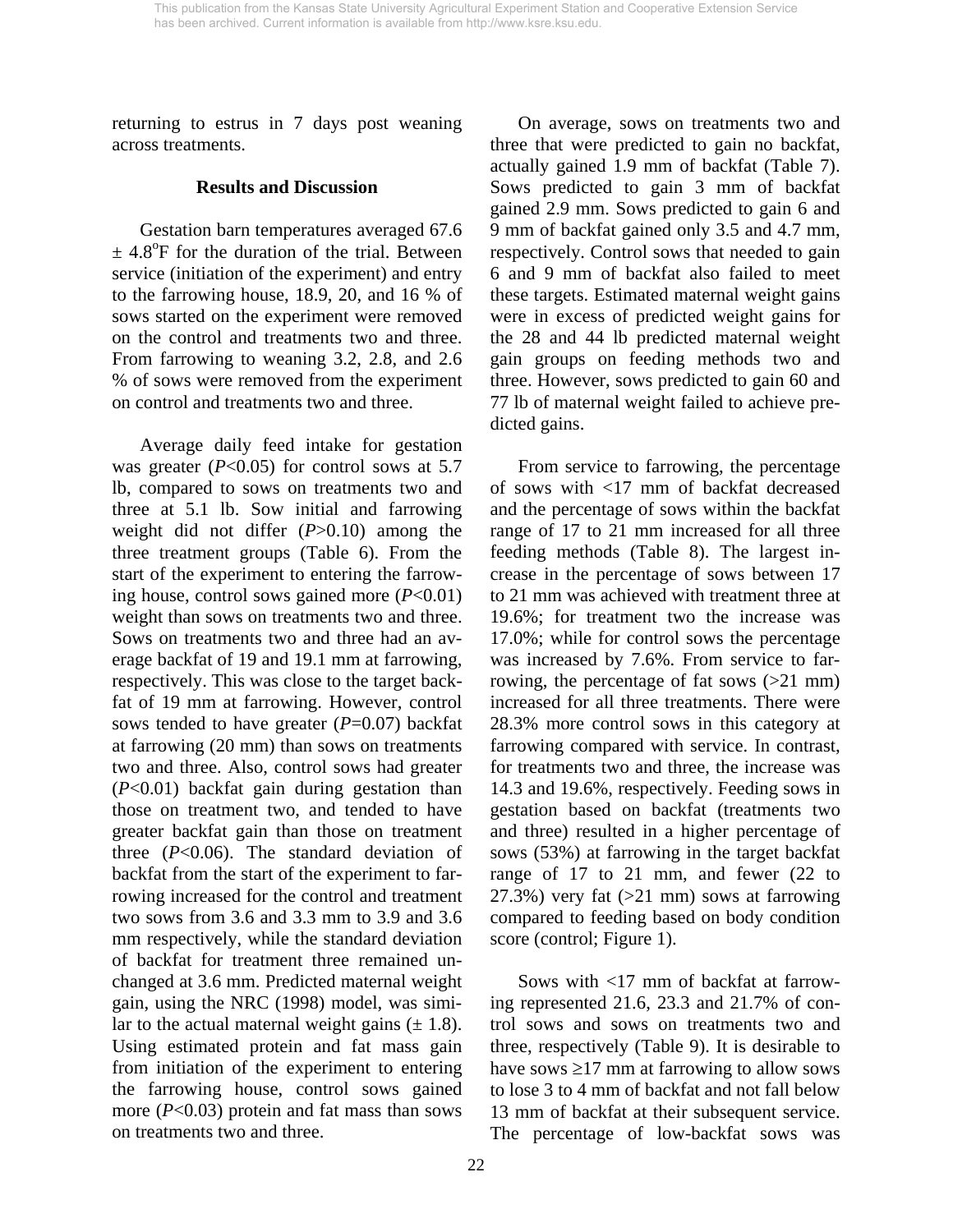returning to estrus in 7 days post weaning across treatments.

## Results and Discussion

Gestation barn temperatures averaged 67.6 ± 4.8°F for the duration of the trial. Between service (initiation of the experiment) and entry to the farrowing house, 18.9, 20, and 16 % of sows started on the experiment were removed on the control and treatments two and three. From farrowing to weaning 3.2, 2.8, and 2.6 % of sows were removed from the experiment on control and treatments two and three.

Average daily feed intake for gestation was greater ($P<0.05$) for control sows at 5.7 lb, compared to sows on treatments two and three at 5.1 lb. Sow initial and farrowing weight did not differ ($P>0.10$) among the three treatment groups (Table 6). From the start of the experiment to entering the farrowing house, control sows gained more ($P<0.01$) weight than sows on treatments two and three. Sows on treatments two and three had an average backfat of 19 and 19.1 mm at farrowing, respectively. This was close to the target backfat of 19 mm at farrowing. However, control sows tended to have greater ($P=0.07$) backfat at farrowing (20 mm) than sows on treatments two and three. Also, control sows had greater ($P<0.01$) backfat gain during gestation than those on treatment two, and tended to have greater backfat gain than those on treatment three ($P<0.06$). The standard deviation of backfat from the start of the experiment to farrowing increased for the control and treatment two sows from 3.6 and 3.3 mm to 3.9 and 3.6 mm respectively, while the standard deviation of backfat for treatment three remained unchanged at 3.6 mm. Predicted maternal weight gain, using the NRC (1998) model, was similar to the actual maternal weight gains (± 1.8). Using estimated protein and fat mass gain from initiation of the experiment to entering the farrowing house, control sows gained more ($P<0.03$) protein and fat mass than sows on treatments two and three.

On average, sows on treatments two and three that were predicted to gain no backfat, actually gained 1.9 mm of backfat (Table 7). Sows predicted to gain 3 mm of backfat gained 2.9 mm. Sows predicted to gain 6 and 9 mm of backfat gained only 3.5 and 4.7 mm, respectively. Control sows that needed to gain 6 and 9 mm of backfat also failed to meet these targets. Estimated maternal weight gains were in excess of predicted weight gains for the 28 and 44 lb predicted maternal weight gain groups on feeding methods two and three. However, sows predicted to gain 60 and 77 lb of maternal weight failed to achieve predicted gains.

From service to farrowing, the percentage of sows with <17 mm of backfat decreased and the percentage of sows within the backfat range of 17 to 21 mm increased for all three feeding methods (Table 8). The largest increase in the percentage of sows between 17 to 21 mm was achieved with treatment three at 19.6%; for treatment two the increase was 17.0%; while for control sows the percentage was increased by 7.6%. From service to farrowing, the percentage of fat sows (>21 mm) increased for all three treatments. There were 28.3% more control sows in this category at farrowing compared with service. In contrast, for treatments two and three, the increase was 14.3 and 19.6%, respectively. Feeding sows in gestation based on backfat (treatments two and three) resulted in a higher percentage of sows (53%) at farrowing in the target backfat range of 17 to 21 mm, and fewer (22 to 27.3%) very fat (>21 mm) sows at farrowing compared to feeding based on body condition score (control; Figure 1).

Sows with <17 mm of backfat at farrowing represented 21.6, 23.3 and 21.7% of control sows and sows on treatments two and three, respectively (Table 9). It is desirable to have sows ≥17 mm at farrowing to allow sows to lose 3 to 4 mm of backfat and not fall below 13 mm of backfat at their subsequent service. The percentage of low-backfat sows was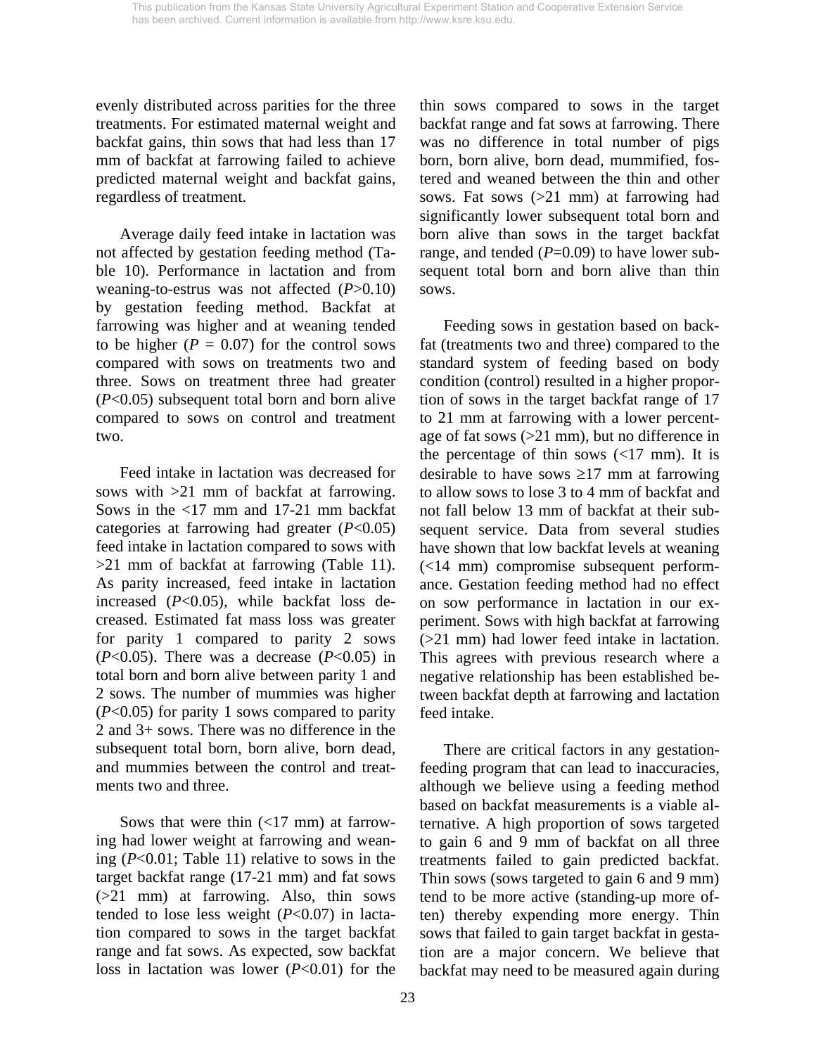evenly distributed across parities for the three treatments. For estimated maternal weight and backfat gains, thin sows that had less than 17 mm of backfat at farrowing failed to achieve predicted maternal weight and backfat gains, regardless of treatment.

Average daily feed intake in lactation was not affected by gestation feeding method (Table 10). Performance in lactation and from weaning-to-estrus was not affected ($P$>0.10) by gestation feeding method. Backfat at farrowing was higher and at weaning tended to be higher ($P$ = 0.07) for the control sows compared with sows on treatments two and three. Sows on treatment three had greater ($P$<0.05) subsequent total born and born alive compared to sows on control and treatment two.

Feed intake in lactation was decreased for sows with >21 mm of backfat at farrowing. Sows in the <17 mm and 17-21 mm backfat categories at farrowing had greater ($P$<0.05) feed intake in lactation compared to sows with >21 mm of backfat at farrowing (Table 11). As parity increased, feed intake in lactation increased ($P$<0.05), while backfat loss decreased. Estimated fat mass loss was greater for parity 1 compared to parity 2 sows ($P$<0.05). There was a decrease ($P$<0.05) in total born and born alive between parity 1 and 2 sows. The number of mummies was higher ($P$<0.05) for parity 1 sows compared to parity 2 and 3+ sows. There was no difference in the subsequent total born, born alive, born dead, and mummies between the control and treatments two and three.

Sows that were thin (<17 mm) at farrowing had lower weight at farrowing and weaning ($P$<0.01; Table 11) relative to sows in the target backfat range (17-21 mm) and fat sows (>21 mm) at farrowing. Also, thin sows tended to lose less weight ($P$<0.07) in lactation compared to sows in the target backfat range and fat sows. As expected, sow backfat loss in lactation was lower ($P$<0.01) for the thin sows compared to sows in the target backfat range and fat sows at farrowing. There was no difference in total number of pigs born, born alive, born dead, mummified, fostered and weaned between the thin and other sows. Fat sows (>21 mm) at farrowing had significantly lower subsequent total born and born alive than sows in the target backfat range, and tended ($P$=0.09) to have lower subsequent total born and born alive than thin sows.

Feeding sows in gestation based on backfat (treatments two and three) compared to the standard system of feeding based on body condition (control) resulted in a higher proportion of sows in the target backfat range of 17 to 21 mm at farrowing with a lower percentage of fat sows (>21 mm), but no difference in the percentage of thin sows (<17 mm). It is desirable to have sows ≥17 mm at farrowing to allow sows to lose 3 to 4 mm of backfat and not fall below 13 mm of backfat at their subsequent service. Data from several studies have shown that low backfat levels at weaning (<14 mm) compromise subsequent performance. Gestation feeding method had no effect on sow performance in lactation in our experiment. Sows with high backfat at farrowing (>21 mm) had lower feed intake in lactation. This agrees with previous research where a negative relationship has been established between backfat depth at farrowing and lactation feed intake.

There are critical factors in any gestation-feeding program that can lead to inaccuracies, although we believe using a feeding method based on backfat measurements is a viable alternative. A high proportion of sows targeted to gain 6 and 9 mm of backfat on all three treatments failed to gain predicted backfat. Thin sows (sows targeted to gain 6 and 9 mm) tend to be more active (standing-up more often) thereby expending more energy. Thin sows that failed to gain target backfat in gestation are a major concern. We believe that backfat may need to be measured again during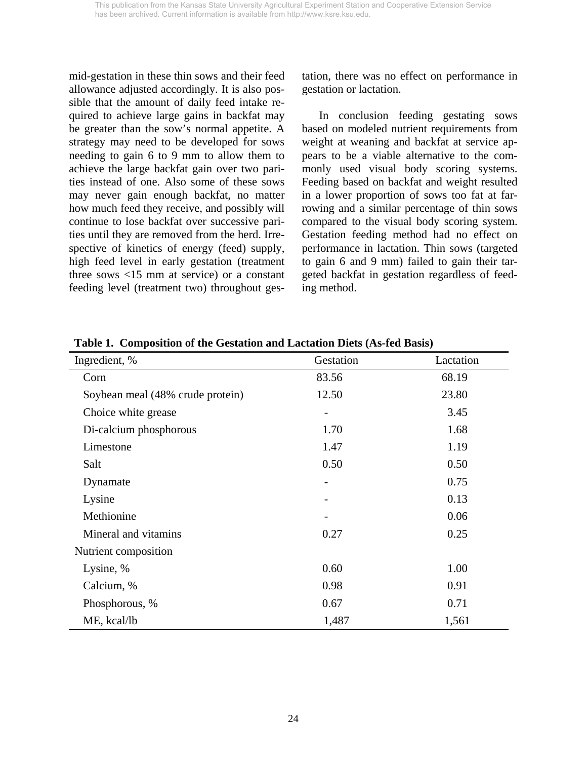mid-gestation in these thin sows and their feed allowance adjusted accordingly. It is also possible that the amount of daily feed intake required to achieve large gains in backfat may be greater than the sow's normal appetite. A strategy may need to be developed for sows needing to gain 6 to 9 mm to allow them to achieve the large backfat gain over two parities instead of one. Also some of these sows may never gain enough backfat, no matter how much feed they receive, and possibly will continue to lose backfat over successive parities until they are removed from the herd. Irrespective of kinetics of energy (feed) supply, high feed level in early gestation (treatment three sows <15 mm at service) or a constant feeding level (treatment two) throughout gestation, there was no effect on performance in gestation or lactation.

In conclusion feeding gestating sows based on modeled nutrient requirements from weight at weaning and backfat at service appears to be a viable alternative to the commonly used visual body scoring systems. Feeding based on backfat and weight resulted in a lower proportion of sows too fat at farrowing and a similar percentage of thin sows compared to the visual body scoring system. Gestation feeding method had no effect on performance in lactation. Thin sows (targeted to gain 6 and 9 mm) failed to gain their targeted backfat in gestation regardless of feeding method.

**Table 1. Composition of the Gestation and Lactation Diets (As-fed Basis)**

| Ingredient, % | Gestation | Lactation |
|---|---|---|
| Corn | 83.56 | 68.19 |
| Soybean meal (48% crude protein) | 12.50 | 23.80 |
| Choice white grease | - | 3.45 |
| Di-calcium phosphorous | 1.70 | 1.68 |
| Limestone | 1.47 | 1.19 |
| Salt | 0.50 | 0.50 |
| Dynamate | - | 0.75 |
| Lysine | - | 0.13 |
| Methionine | - | 0.06 |
| Mineral and vitamins | 0.27 | 0.25 |
| Nutrient composition | | |
| Lysine, % | 0.60 | 1.00 |
| Calcium, % | 0.98 | 0.91 |
| Phosphorous, % | 0.67 | 0.71 |
| ME, kcal/lb | 1,487 | 1,561 |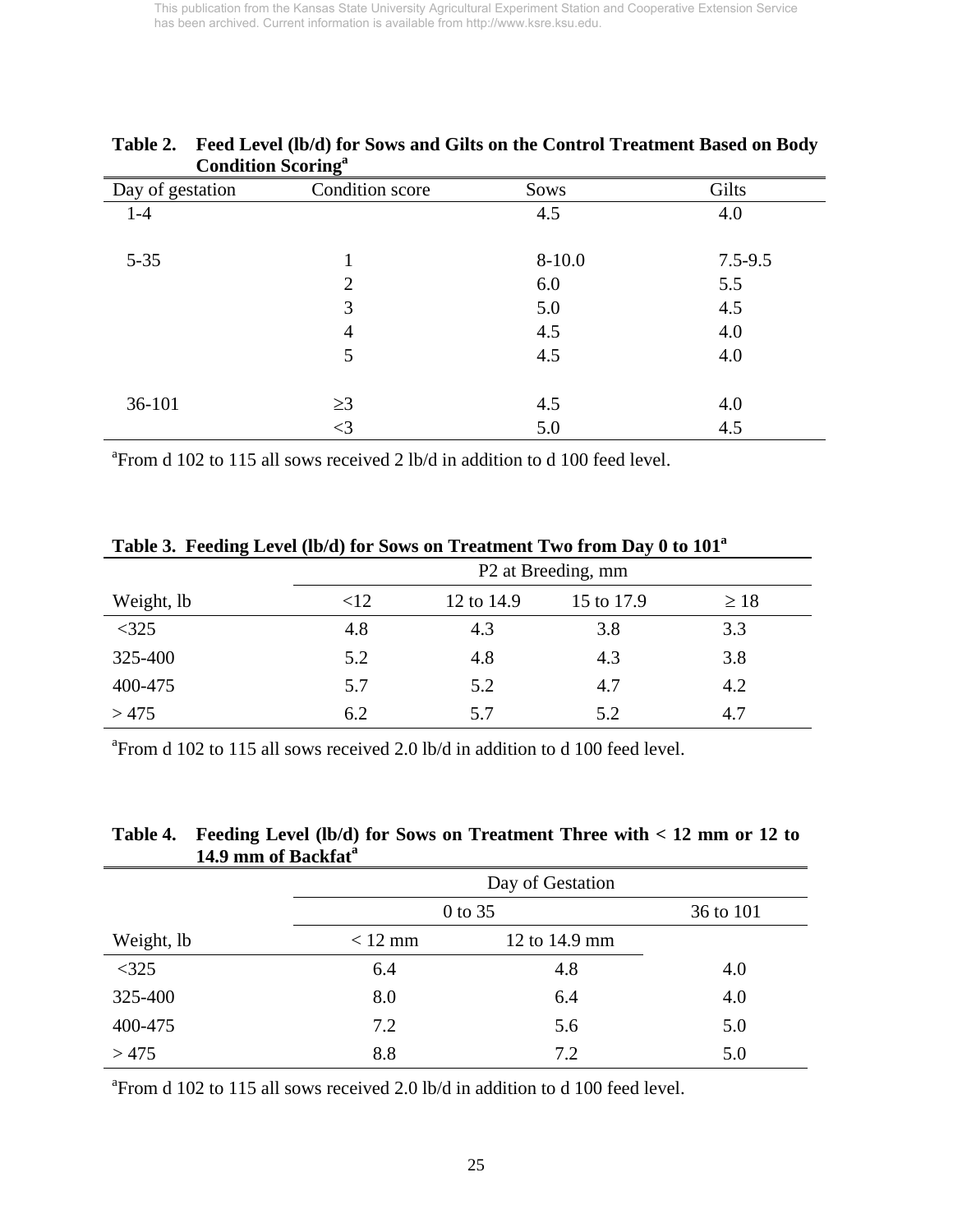**Table 2. Feed Level (lb/d) for Sows and Gilts on the Control Treatment Based on Body Condition Scoring[a]**

| Day of gestation | Condition score | Sows | Gilts |
|---|---|---|---|
| 1-4 | | 4.5 | 4.0 |
| 5-35 | 1 | 8-10.0 | 7.5-9.5 |
| | 2 | 6.0 | 5.5 |
| | 3 | 5.0 | 4.5 |
| | 4 | 4.5 | 4.0 |
| | 5 | 4.5 | 4.0 |
| 36-101 | ≥3 | 4.5 | 4.0 |
| | <3 | 5.0 | 4.5 |

[a]From d 102 to 115 all sows received 2 lb/d in addition to d 100 feed level.

**Table 3. Feeding Level (lb/d) for Sows on Treatment Two from Day 0 to 101[a]**

| | P2 at Breeding, mm | | | |
|---|---|---|---|---|
| Weight, lb | <12 | 12 to 14.9 | 15 to 17.9 | ≥ 18 |
| <325 | 4.8 | 4.3 | 3.8 | 3.3 |
| 325-400 | 5.2 | 4.8 | 4.3 | 3.8 |
| 400-475 | 5.7 | 5.2 | 4.7 | 4.2 |
| > 475 | 6.2 | 5.7 | 5.2 | 4.7 |

[a]From d 102 to 115 all sows received 2.0 lb/d in addition to d 100 feed level.

**Table 4. Feeding Level (lb/d) for Sows on Treatment Three with < 12 mm or 12 to 14.9 mm of Backfat[a]**

| | Day of Gestation | | |
|---|---|---|---|
| | 0 to 35 | | 36 to 101 |
| Weight, lb | < 12 mm | 12 to 14.9 mm | |
| <325 | 6.4 | 4.8 | 4.0 |
| 325-400 | 8.0 | 6.4 | 4.0 |
| 400-475 | 7.2 | 5.6 | 5.0 |
| > 475 | 8.8 | 7.2 | 5.0 |

[a]From d 102 to 115 all sows received 2.0 lb/d in addition to d 100 feed level.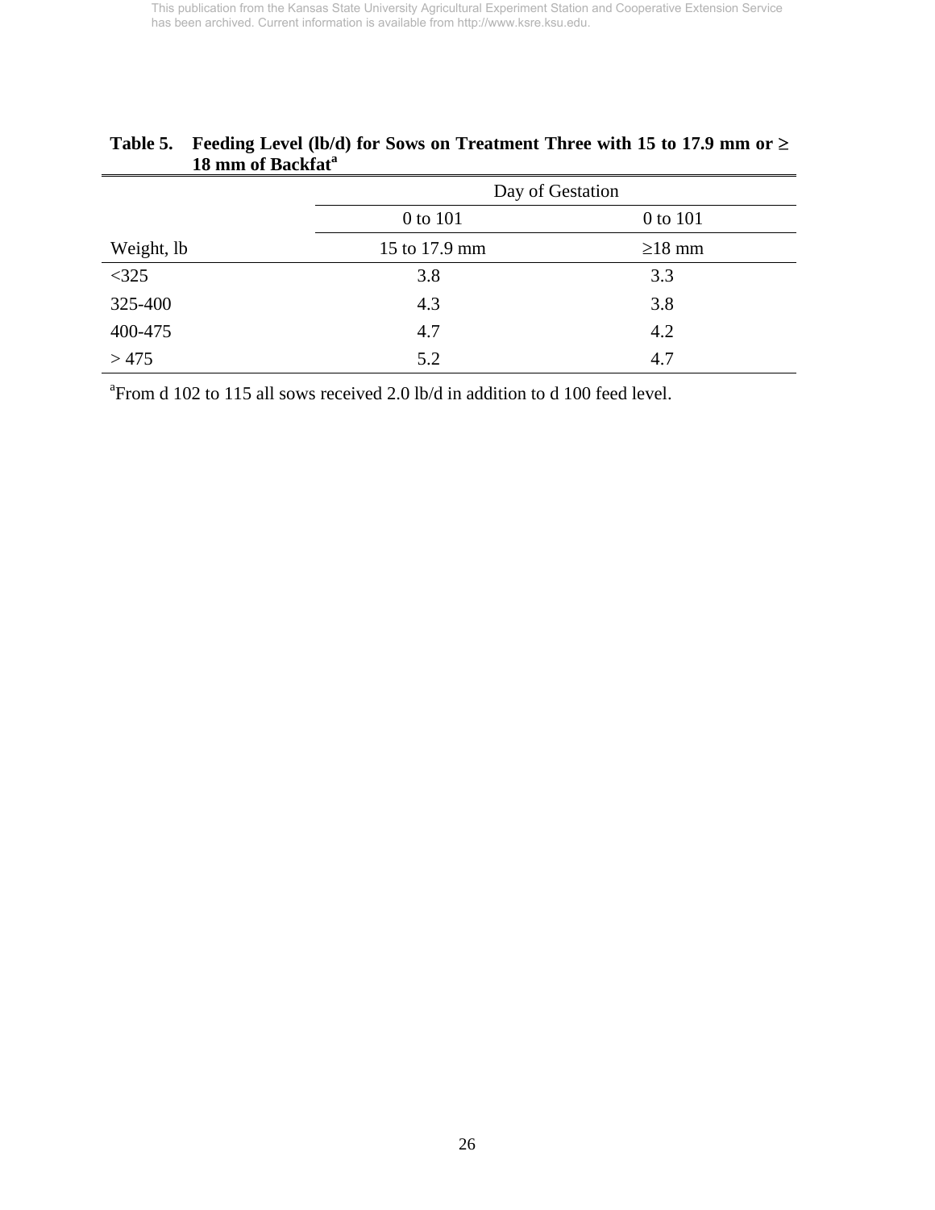**Table 5. Feeding Level (lb/d) for Sows on Treatment Three with 15 to 17.9 mm or ≥ 18 mm of Backfat[a]**

| | Day of Gestation | |
|---|---|---|
| | 0 to 101 | 0 to 101 |
| Weight, lb | 15 to 17.9 mm | ≥18 mm |
| <325 | 3.8 | 3.3 |
| 325-400 | 4.3 | 3.8 |
| 400-475 | 4.7 | 4.2 |
| > 475 | 5.2 | 4.7 |

[a]From d 102 to 115 all sows received 2.0 lb/d in addition to d 100 feed level.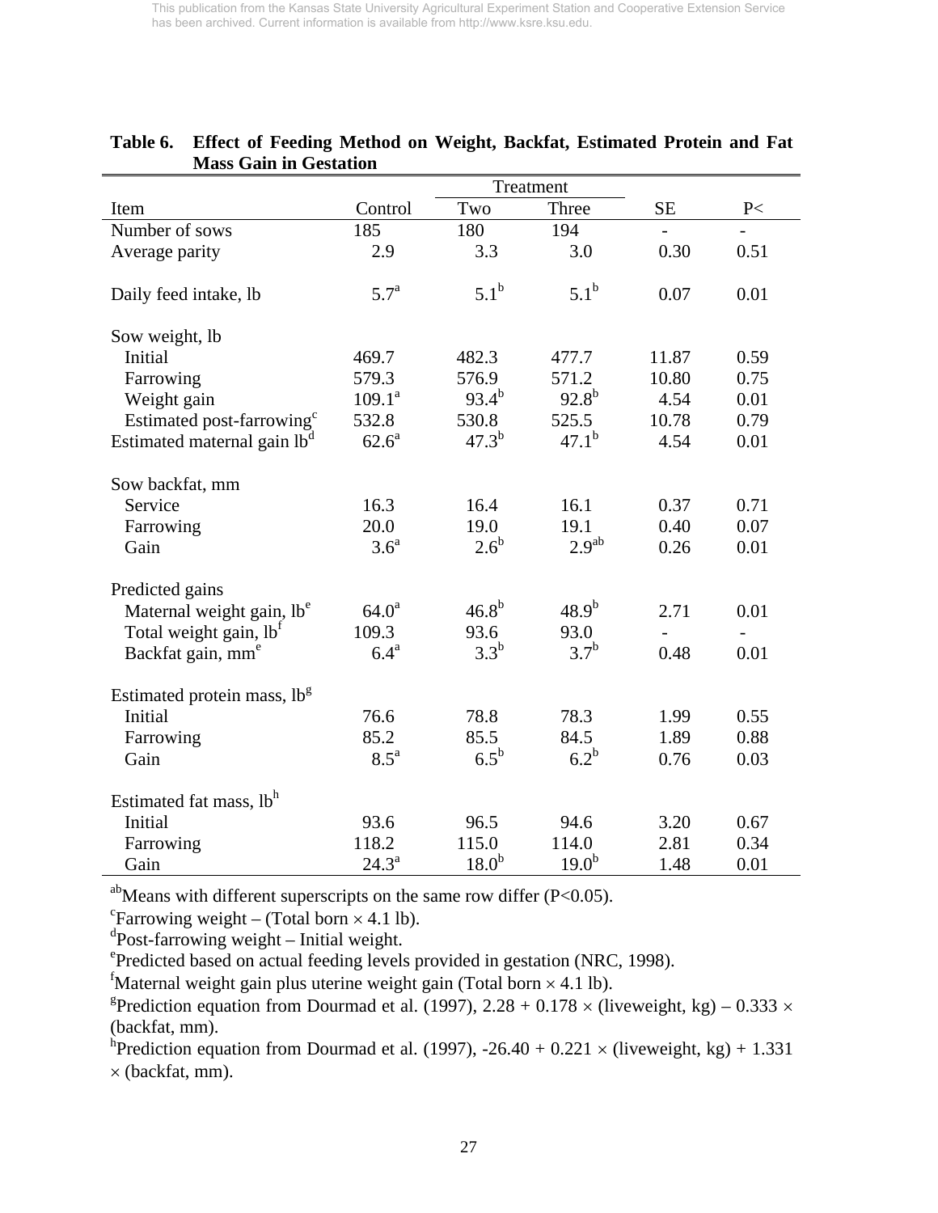This publication from the Kansas State University Agricultural Experiment Station and Cooperative Extension Service has been archived. Current information is available from http://www.ksre.ksu.edu.

**Table 6. Effect of Feeding Method on Weight, Backfat, Estimated Protein and Fat Mass Gain in Gestation**

| | | Treatment | | | |
|---|---|---|---|---|---|
| Item | Control | Two | Three | SE | P< |
| Number of sows | 185 | 180 | 194 | - | - |
| Average parity | 2.9 | 3.3 | 3.0 | 0.30 | 0.51 |
| Daily feed intake, lb | 5.7[a] | 5.1[b] | 5.1[b] | 0.07 | 0.01 |
| Sow weight, lb | | | | | |
| Initial | 469.7 | 482.3 | 477.7 | 11.87 | 0.59 |
| Farrowing | 579.3 | 576.9 | 571.2 | 10.80 | 0.75 |
| Weight gain | 109.1[a] | 93.4[b] | 92.8[b] | 4.54 | 0.01 |
| Estimated post-farrowing[c] | 532.8 | 530.8 | 525.5 | 10.78 | 0.79 |
| Estimated maternal gain lb[d] | 62.6[a] | 47.3[b] | 47.1[b] | 4.54 | 0.01 |
| Sow backfat, mm | | | | | |
| Service | 16.3 | 16.4 | 16.1 | 0.37 | 0.71 |
| Farrowing | 20.0 | 19.0 | 19.1 | 0.40 | 0.07 |
| Gain | 3.6[a] | 2.6[b] | 2.9[ab] | 0.26 | 0.01 |
| Predicted gains | | | | | |
| Maternal weight gain, lb[e] | 64.0[a] | 46.8[b] | 48.9[b] | 2.71 | 0.01 |
| Total weight gain, lb[f] | 109.3 | 93.6 | 93.0 | - | - |
| Backfat gain, mm[e] | 6.4[a] | 3.3[b] | 3.7[b] | 0.48 | 0.01 |
| Estimated protein mass, lb[g] | | | | | |
| Initial | 76.6 | 78.8 | 78.3 | 1.99 | 0.55 |
| Farrowing | 85.2 | 85.5 | 84.5 | 1.89 | 0.88 |
| Gain | 8.5[a] | 6.5[b] | 6.2[b] | 0.76 | 0.03 |
| Estimated fat mass, lb[h] | | | | | |
| Initial | 93.6 | 96.5 | 94.6 | 3.20 | 0.67 |
| Farrowing | 118.2 | 115.0 | 114.0 | 2.81 | 0.34 |
| Gain | 24.3[a] | 18.0[b] | 19.0[b] | 1.48 | 0.01 |

[ab]Means with different superscripts on the same row differ ($P<0.05$).
[c]Farrowing weight – (Total born × 4.1 lb).
[d]Post-farrowing weight – Initial weight.
[e]Predicted based on actual feeding levels provided in gestation (NRC, 1998).
[f]Maternal weight gain plus uterine weight gain (Total born × 4.1 lb).
[g]Prediction equation from Dourmad et al. (1997), $2.28 + 0.178 \times$ (liveweight, kg) $- 0.333 \times$ (backfat, mm).
[h]Prediction equation from Dourmad et al. (1997), $-26.40 + 0.221 \times$ (liveweight, kg) $+ 1.331 \times$ (backfat, mm).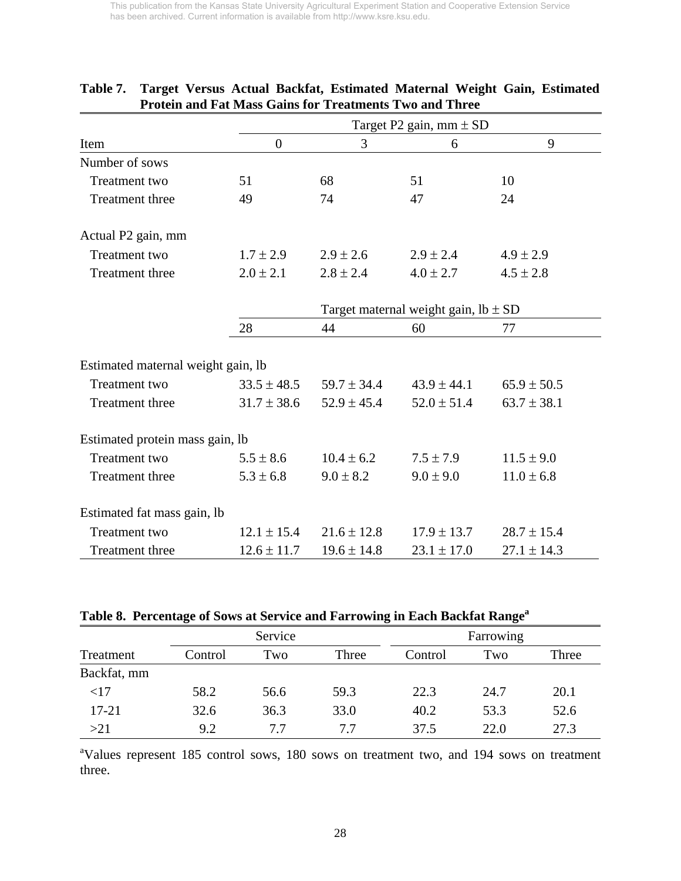This publication from the Kansas State University Agricultural Experiment Station and Cooperative Extension Service has been archived. Current information is available from http://www.ksre.ksu.edu.

**Table 7. Target Versus Actual Backfat, Estimated Maternal Weight Gain, Estimated Protein and Fat Mass Gains for Treatments Two and Three**

| | Target P2 gain, mm ± SD | | | |
|---|---|---|---|---|
| Item | 0 | 3 | 6 | 9 |
| Number of sows | | | | |
| Treatment two | 51 | 68 | 51 | 10 |
| Treatment three | 49 | 74 | 47 | 24 |
| Actual P2 gain, mm | | | | |
| Treatment two | 1.7 ± 2.9 | 2.9 ± 2.6 | 2.9 ± 2.4 | 4.9 ± 2.9 |
| Treatment three | 2.0 ± 2.1 | 2.8 ± 2.4 | 4.0 ± 2.7 | 4.5 ± 2.8 |
| | Target maternal weight gain, lb ± SD | | | |
| | 28 | 44 | 60 | 77 |
| Estimated maternal weight gain, lb | | | | |
| Treatment two | 33.5 ± 48.5 | 59.7 ± 34.4 | 43.9 ± 44.1 | 65.9 ± 50.5 |
| Treatment three | 31.7 ± 38.6 | 52.9 ± 45.4 | 52.0 ± 51.4 | 63.7 ± 38.1 |
| Estimated protein mass gain, lb | | | | |
| Treatment two | 5.5 ± 8.6 | 10.4 ± 6.2 | 7.5 ± 7.9 | 11.5 ± 9.0 |
| Treatment three | 5.3 ± 6.8 | 9.0 ± 8.2 | 9.0 ± 9.0 | 11.0 ± 6.8 |
| Estimated fat mass gain, lb | | | | |
| Treatment two | 12.1 ± 15.4 | 21.6 ± 12.8 | 17.9 ± 13.7 | 28.7 ± 15.4 |
| Treatment three | 12.6 ± 11.7 | 19.6 ± 14.8 | 23.1 ± 17.0 | 27.1 ± 14.3 |

**Table 8. Percentage of Sows at Service and Farrowing in Each Backfat Range[a]**

| | Service | | | Farrowing | | |
|---|---|---|---|---|---|---|
| Treatment | Control | Two | Three | Control | Two | Three |
| Backfat, mm | | | | | | |
| <17 | 58.2 | 56.6 | 59.3 | 22.3 | 24.7 | 20.1 |
| 17-21 | 32.6 | 36.3 | 33.0 | 40.2 | 53.3 | 52.6 |
| >21 | 9.2 | 7.7 | 7.7 | 37.5 | 22.0 | 27.3 |

[a]Values represent 185 control sows, 180 sows on treatment two, and 194 sows on treatment three.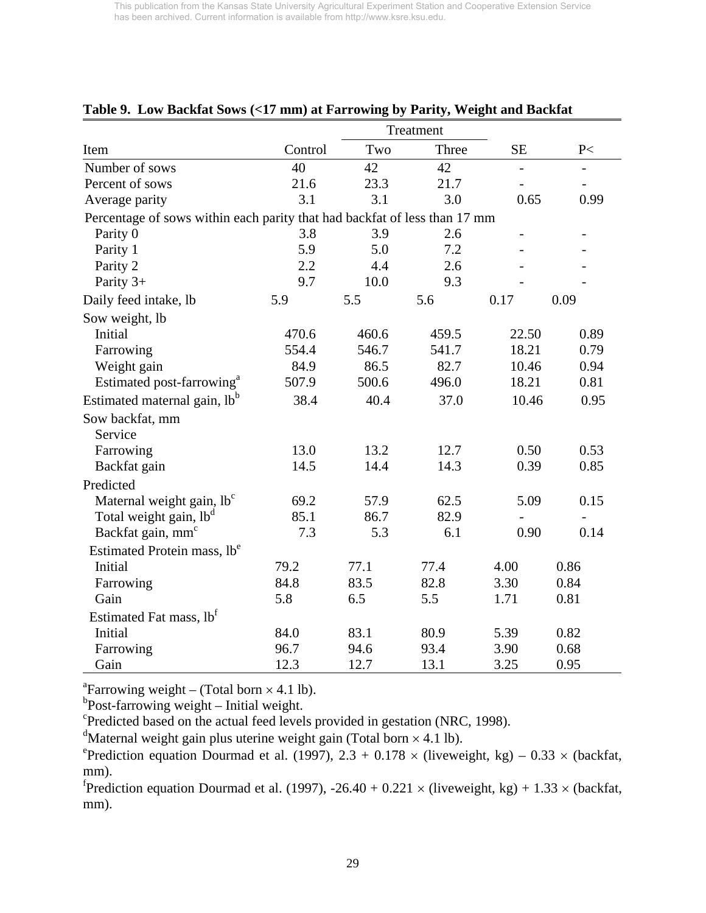**Table 9. Low Backfat Sows (<17 mm) at Farrowing by Parity, Weight and Backfat**

| | | Treatment | | | |
|---|---|---|---|---|---|
| Item | Control | Two | Three | SE | P< |
| Number of sows | 40 | 42 | 42 | - | - |
| Percent of sows | 21.6 | 23.3 | 21.7 | - | - |
| Average parity | 3.1 | 3.1 | 3.0 | 0.65 | 0.99 |
| Percentage of sows within each parity that had backfat of less than 17 mm | | | | | |
| Parity 0 | 3.8 | 3.9 | 2.6 | - | - |
| Parity 1 | 5.9 | 5.0 | 7.2 | - | - |
| Parity 2 | 2.2 | 4.4 | 2.6 | - | - |
| Parity 3+ | 9.7 | 10.0 | 9.3 | - | - |
| Daily feed intake, lb | 5.9 | 5.5 | 5.6 | 0.17 | 0.09 |
| Sow weight, lb | | | | | |
| Initial | 470.6 | 460.6 | 459.5 | 22.50 | 0.89 |
| Farrowing | 554.4 | 546.7 | 541.7 | 18.21 | 0.79 |
| Weight gain | 84.9 | 86.5 | 82.7 | 10.46 | 0.94 |
| Estimated post-farrowing[a] | 507.9 | 500.6 | 496.0 | 18.21 | 0.81 |
| Estimated maternal gain, lb[b] | 38.4 | 40.4 | 37.0 | 10.46 | 0.95 |
| Sow backfat, mm | | | | | |
| Service | | | | | |
| Farrowing | 13.0 | 13.2 | 12.7 | 0.50 | 0.53 |
| Backfat gain | 14.5 | 14.4 | 14.3 | 0.39 | 0.85 |
| Predicted | | | | | |
| Maternal weight gain, lb[c] | 69.2 | 57.9 | 62.5 | 5.09 | 0.15 |
| Total weight gain, lb[d] | 85.1 | 86.7 | 82.9 | - | - |
| Backfat gain, mm[c] | 7.3 | 5.3 | 6.1 | 0.90 | 0.14 |
| Estimated Protein mass, lb[e] | | | | | |
| Initial | 79.2 | 77.1 | 77.4 | 4.00 | 0.86 |
| Farrowing | 84.8 | 83.5 | 82.8 | 3.30 | 0.84 |
| Gain | 5.8 | 6.5 | 5.5 | 1.71 | 0.81 |
| Estimated Fat mass, lb[f] | | | | | |
| Initial | 84.0 | 83.1 | 80.9 | 5.39 | 0.82 |
| Farrowing | 96.7 | 94.6 | 93.4 | 3.90 | 0.68 |
| Gain | 12.3 | 12.7 | 13.1 | 3.25 | 0.95 |

[a]Farrowing weight – (Total born × 4.1 lb).
[b]Post-farrowing weight – Initial weight.
[c]Predicted based on the actual feed levels provided in gestation (NRC, 1998).
[d]Maternal weight gain plus uterine weight gain (Total born × 4.1 lb).
[e]Prediction equation Dourmad et al. (1997), $2.3 + 0.178 \times$ (liveweight, kg) $- 0.33 \times$ (backfat, mm).
[f]Prediction equation Dourmad et al. (1997), $-26.40 + 0.221 \times$ (liveweight, kg) $+ 1.33 \times$ (backfat, mm).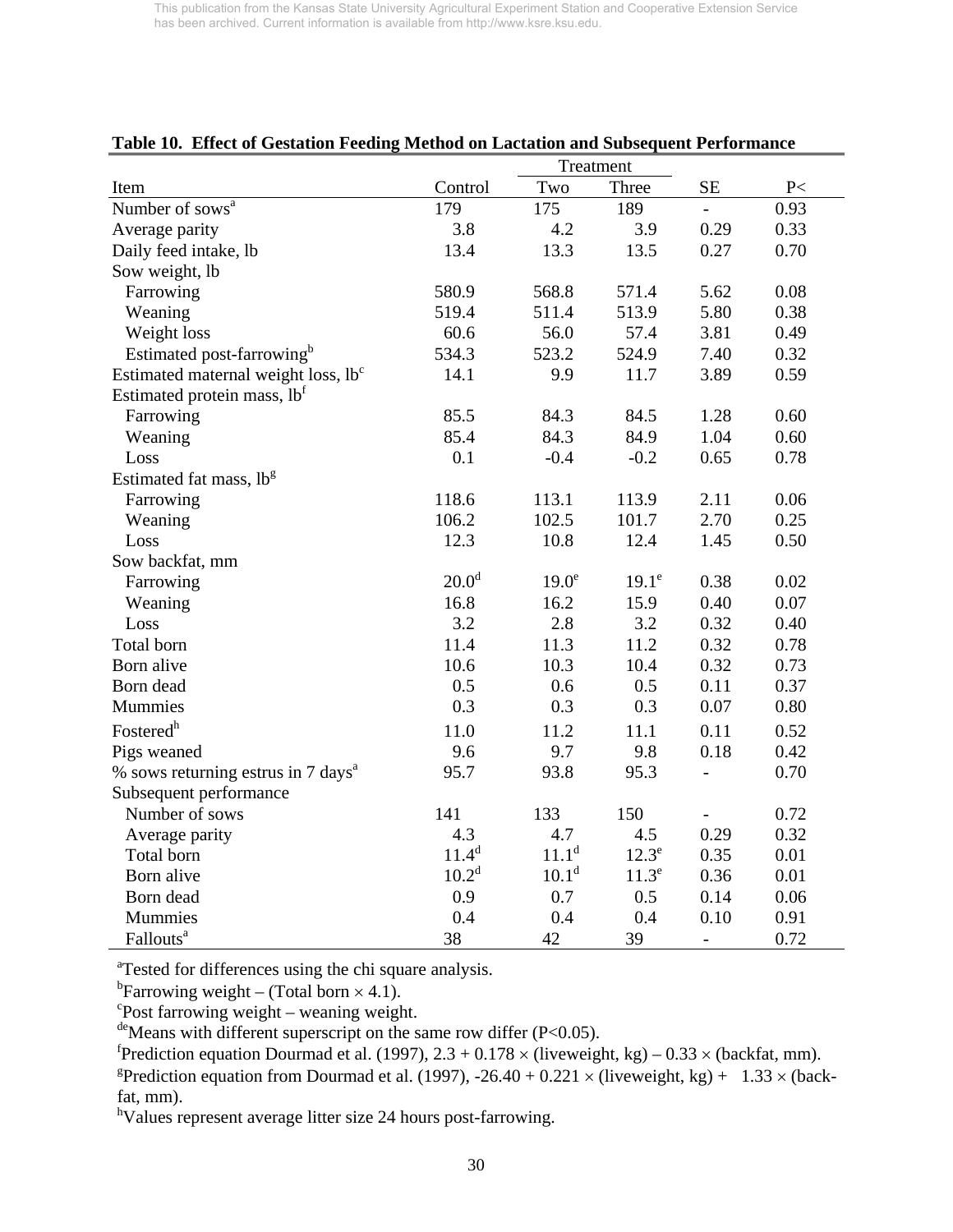**Table 10. Effect of Gestation Feeding Method on Lactation and Subsequent Performance**

| Item | Control | Treatment Two | Treatment Three | SE | P< |
|---|---|---|---|---|---|
| Number of sows[a] | 179 | 175 | 189 | - | 0.93 |
| Average parity | 3.8 | 4.2 | 3.9 | 0.29 | 0.33 |
| Daily feed intake, lb | 13.4 | 13.3 | 13.5 | 0.27 | 0.70 |
| Sow weight, lb | | | | | |
| Farrowing | 580.9 | 568.8 | 571.4 | 5.62 | 0.08 |
| Weaning | 519.4 | 511.4 | 513.9 | 5.80 | 0.38 |
| Weight loss | 60.6 | 56.0 | 57.4 | 3.81 | 0.49 |
| Estimated post-farrowing[b] | 534.3 | 523.2 | 524.9 | 7.40 | 0.32 |
| Estimated maternal weight loss, lb[c] | 14.1 | 9.9 | 11.7 | 3.89 | 0.59 |
| Estimated protein mass, lb[f] | | | | | |
| Farrowing | 85.5 | 84.3 | 84.5 | 1.28 | 0.60 |
| Weaning | 85.4 | 84.3 | 84.9 | 1.04 | 0.60 |
| Loss | 0.1 | -0.4 | -0.2 | 0.65 | 0.78 |
| Estimated fat mass, lb[g] | | | | | |
| Farrowing | 118.6 | 113.1 | 113.9 | 2.11 | 0.06 |
| Weaning | 106.2 | 102.5 | 101.7 | 2.70 | 0.25 |
| Loss | 12.3 | 10.8 | 12.4 | 1.45 | 0.50 |
| Sow backfat, mm | | | | | |
| Farrowing | 20.0[d] | 19.0[e] | 19.1[e] | 0.38 | 0.02 |
| Weaning | 16.8 | 16.2 | 15.9 | 0.40 | 0.07 |
| Loss | 3.2 | 2.8 | 3.2 | 0.32 | 0.40 |
| Total born | 11.4 | 11.3 | 11.2 | 0.32 | 0.78 |
| Born alive | 10.6 | 10.3 | 10.4 | 0.32 | 0.73 |
| Born dead | 0.5 | 0.6 | 0.5 | 0.11 | 0.37 |
| Mummies | 0.3 | 0.3 | 0.3 | 0.07 | 0.80 |
| Fostered[h] | 11.0 | 11.2 | 11.1 | 0.11 | 0.52 |
| Pigs weaned | 9.6 | 9.7 | 9.8 | 0.18 | 0.42 |
| % sows returning estrus in 7 days[a] | 95.7 | 93.8 | 95.3 | - | 0.70 |
| Subsequent performance | | | | | |
| Number of sows | 141 | 133 | 150 | - | 0.72 |
| Average parity | 4.3 | 4.7 | 4.5 | 0.29 | 0.32 |
| Total born | 11.4[d] | 11.1[d] | 12.3[e] | 0.35 | 0.01 |
| Born alive | 10.2[d] | 10.1[d] | 11.3[e] | 0.36 | 0.01 |
| Born dead | 0.9 | 0.7 | 0.5 | 0.14 | 0.06 |
| Mummies | 0.4 | 0.4 | 0.4 | 0.10 | 0.91 |
| Fallouts[a] | 38 | 42 | 39 | - | 0.72 |

[a]Tested for differences using the chi square analysis.

[b]Farrowing weight – (Total born × 4.1).

[c]Post farrowing weight – weaning weight.

[de]Means with different superscript on the same row differ ($P<0.05$).

[f]Prediction equation Dourmad et al. (1997), $2.3 + 0.178 \times$ (liveweight, kg) – $0.33 \times$ (backfat, mm).

[g]Prediction equation from Dourmad et al. (1997), $-26.40 + 0.221 \times$ (liveweight, kg) + $1.33 \times$ (backfat, mm).

[h]Values represent average litter size 24 hours post-farrowing.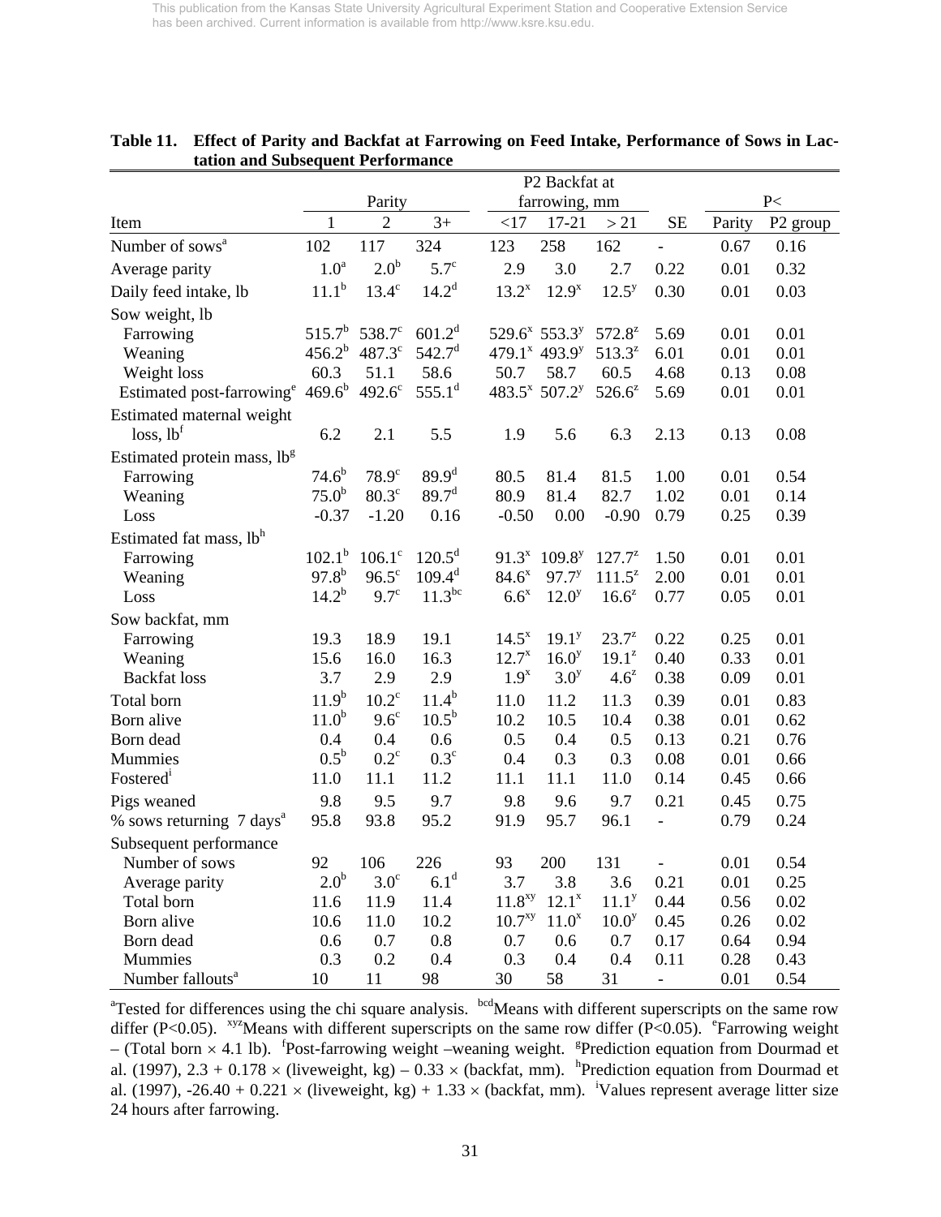**Table 11. Effect of Parity and Backfat at Farrowing on Feed Intake, Performance of Sows in Lactation and Subsequent Performance**

| | Parity | | | P2 Backfat at farrowing, mm | | | | P< | |
|---|---|---|---|---|---|---|---|---|---|
| Item | 1 | 2 | 3+ | <17 | 17-21 | > 21 | SE | Parity | P2 group |
| Number of sows[a] | 102 | 117 | 324 | 123 | 258 | 162 | - | 0.67 | 0.16 |
| Average parity | 1.0[a] | 2.0[b] | 5.7[c] | 2.9 | 3.0 | 2.7 | 0.22 | 0.01 | 0.32 |
| Daily feed intake, lb | 11.1[b] | 13.4[c] | 14.2[d] | 13.2[x] | 12.9[x] | 12.5[y] | 0.30 | 0.01 | 0.03 |
| Sow weight, lb | | | | | | | | | |
| Farrowing | 515.7[b] | 538.7[c] | 601.2[d] | 529.6[x] | 553.3[y] | 572.8[z] | 5.69 | 0.01 | 0.01 |
| Weaning | 456.2[b] | 487.3[c] | 542.7[d] | 479.1[x] | 493.9[y] | 513.3[z] | 6.01 | 0.01 | 0.01 |
| Weight loss | 60.3 | 51.1 | 58.6 | 50.7 | 58.7 | 60.5 | 4.68 | 0.13 | 0.08 |
| Estimated post-farrowing[e] | 469.6[b] | 492.6[c] | 555.1[d] | 483.5[x] | 507.2[y] | 526.6[z] | 5.69 | 0.01 | 0.01 |
| Estimated maternal weight loss, lb[f] | 6.2 | 2.1 | 5.5 | 1.9 | 5.6 | 6.3 | 2.13 | 0.13 | 0.08 |
| Estimated protein mass, lb[g] | | | | | | | | | |
| Farrowing | 74.6[b] | 78.9[c] | 89.9[d] | 80.5 | 81.4 | 81.5 | 1.00 | 0.01 | 0.54 |
| Weaning | 75.0[b] | 80.3[c] | 89.7[d] | 80.9 | 81.4 | 82.7 | 1.02 | 0.01 | 0.14 |
| Loss | -0.37 | -1.20 | 0.16 | -0.50 | 0.00 | -0.90 | 0.79 | 0.25 | 0.39 |
| Estimated fat mass, lb[h] | | | | | | | | | |
| Farrowing | 102.1[b] | 106.1[c] | 120.5[d] | 91.3[x] | 109.8[y] | 127.7[z] | 1.50 | 0.01 | 0.01 |
| Weaning | 97.8[b] | 96.5[c] | 109.4[d] | 84.6[x] | 97.7[y] | 111.5[z] | 2.00 | 0.01 | 0.01 |
| Loss | 14.2[b] | 9.7[c] | 11.3[bc] | 6.6[x] | 12.0[y] | 16.6[z] | 0.77 | 0.05 | 0.01 |
| Sow backfat, mm | | | | | | | | | |
| Farrowing | 19.3 | 18.9 | 19.1 | 14.5[x] | 19.1[y] | 23.7[z] | 0.22 | 0.25 | 0.01 |
| Weaning | 15.6 | 16.0 | 16.3 | 12.7[x] | 16.0[y] | 19.1[z] | 0.40 | 0.33 | 0.01 |
| Backfat loss | 3.7 | 2.9 | 2.9 | 1.9[x] | 3.0[y] | 4.6[z] | 0.38 | 0.09 | 0.01 |
| Total born | 11.9[b] | 10.2[c] | 11.4[b] | 11.0 | 11.2 | 11.3 | 0.39 | 0.01 | 0.83 |
| Born alive | 11.0[b] | 9.6[c] | 10.5[b] | 10.2 | 10.5 | 10.4 | 0.38 | 0.01 | 0.62 |
| Born dead | 0.4 | 0.4 | 0.6 | 0.5 | 0.4 | 0.5 | 0.13 | 0.21 | 0.76 |
| Mummies | 0.5[b] | 0.2[c] | 0.3[c] | 0.4 | 0.3 | 0.3 | 0.08 | 0.01 | 0.66 |
| Fostered[i] | 11.0 | 11.1 | 11.2 | 11.1 | 11.1 | 11.0 | 0.14 | 0.45 | 0.66 |
| Pigs weaned | 9.8 | 9.5 | 9.7 | 9.8 | 9.6 | 9.7 | 0.21 | 0.45 | 0.75 |
| % sows returning 7 days[a] | 95.8 | 93.8 | 95.2 | 91.9 | 95.7 | 96.1 | - | 0.79 | 0.24 |
| Subsequent performance | | | | | | | | | |
| Number of sows | 92 | 106 | 226 | 93 | 200 | 131 | - | 0.01 | 0.54 |
| Average parity | 2.0[b] | 3.0[c] | 6.1[d] | 3.7 | 3.8 | 3.6 | 0.21 | 0.01 | 0.25 |
| Total born | 11.6 | 11.9 | 11.4 | 11.8[xy] | 12.1[x] | 11.1[y] | 0.44 | 0.56 | 0.02 |
| Born alive | 10.6 | 11.0 | 10.2 | 10.7[xy] | 11.0[x] | 10.0[y] | 0.45 | 0.26 | 0.02 |
| Born dead | 0.6 | 0.7 | 0.8 | 0.7 | 0.6 | 0.7 | 0.17 | 0.64 | 0.94 |
| Mummies | 0.3 | 0.2 | 0.4 | 0.3 | 0.4 | 0.4 | 0.11 | 0.28 | 0.43 |
| Number fallouts[a] | 10 | 11 | 98 | 30 | 58 | 31 | - | 0.01 | 0.54 |

[a]Tested for differences using the chi square analysis. [bcd]Means with different superscripts on the same row differ (P<0.05). [xyz]Means with different superscripts on the same row differ (P<0.05). [e]Farrowing weight – (Total born × 4.1 lb). [f]Post-farrowing weight –weaning weight. [g]Prediction equation from Dourmad et al. (1997), $2.3 + 0.178 \times$ (liveweight, kg) – $0.33 \times$ (backfat, mm). [h]Prediction equation from Dourmad et al. (1997), $-26.40 + 0.221 \times$ (liveweight, kg) + $1.33 \times$ (backfat, mm). [i]Values represent average litter size 24 hours after farrowing.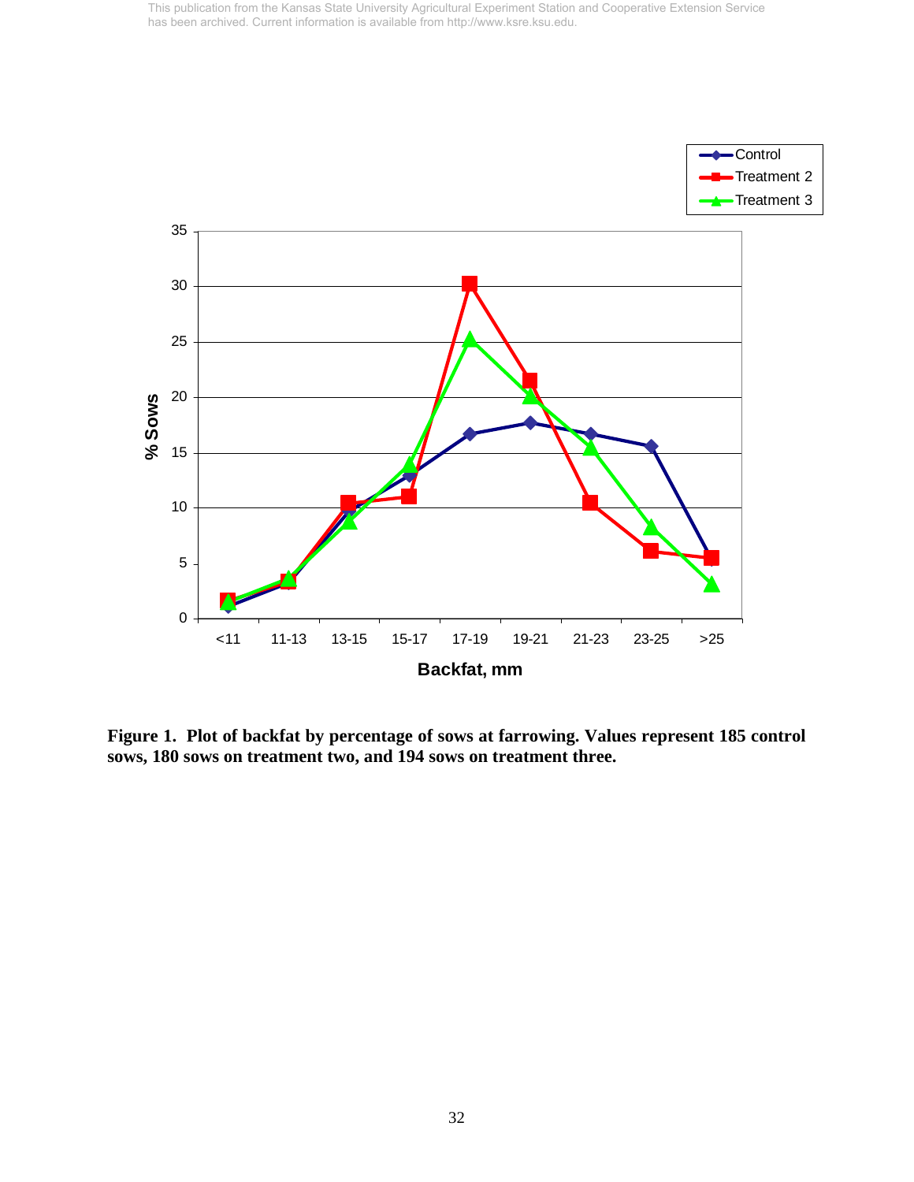**Figure 1. Plot of backfat by percentage of sows at farrowing. Values represent 185 control sows, 180 sows on treatment two, and 194 sows on treatment three.**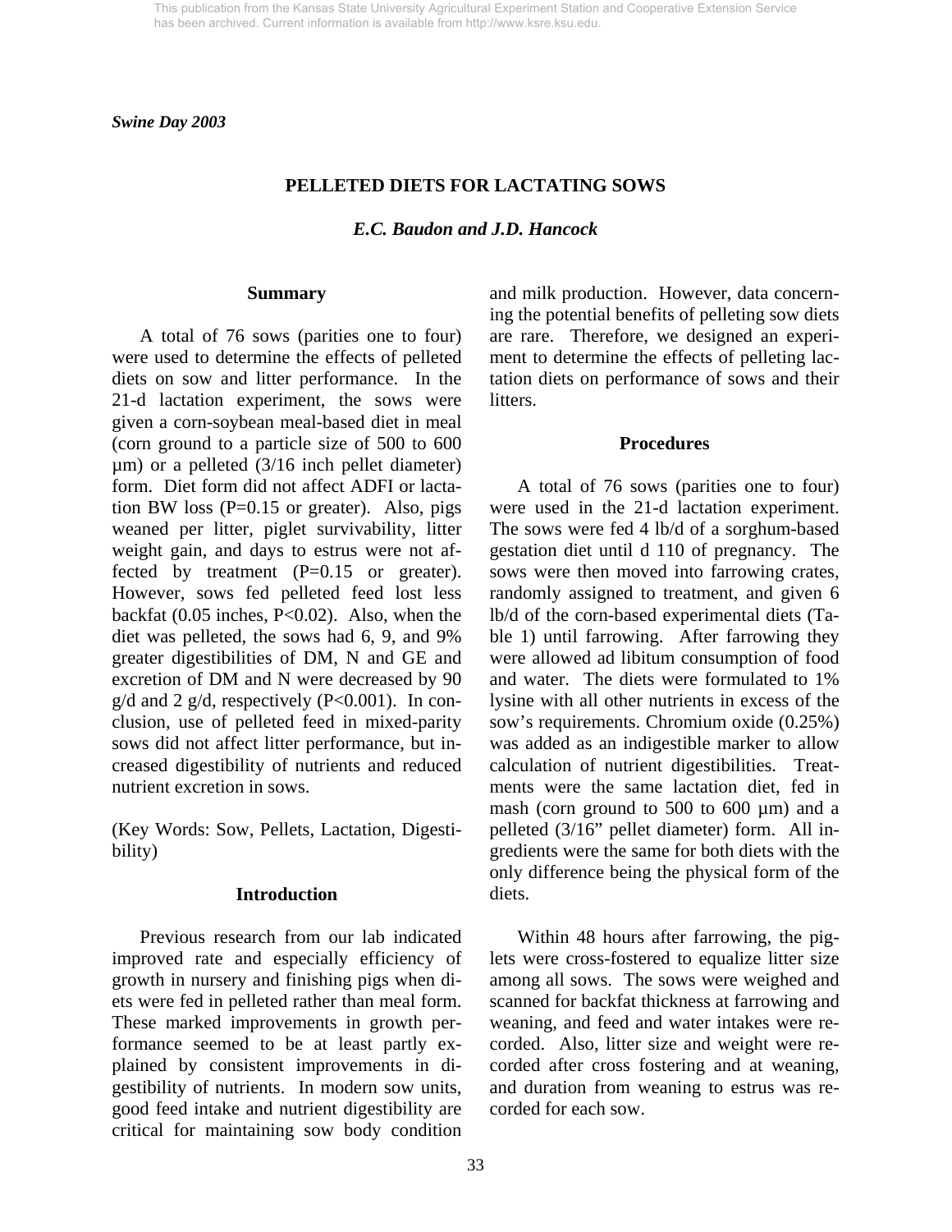*Swine Day 2003*

# PELLETED DIETS FOR LACTATING SOWS

***E.C. Baudon and J.D. Hancock***

## Summary

A total of 76 sows (parities one to four) were used to determine the effects of pelleted diets on sow and litter performance. In the 21-d lactation experiment, the sows were given a corn-soybean meal-based diet in meal (corn ground to a particle size of 500 to 600 µm) or a pelleted (3/16 inch pellet diameter) form. Diet form did not affect ADFI or lactation BW loss (P=0.15 or greater). Also, pigs weaned per litter, piglet survivability, litter weight gain, and days to estrus were not affected by treatment (P=0.15 or greater). However, sows fed pelleted feed lost less backfat (0.05 inches, P<0.02). Also, when the diet was pelleted, the sows had 6, 9, and 9% greater digestibilities of DM, N and GE and excretion of DM and N were decreased by 90 g/d and 2 g/d, respectively (P<0.001). In conclusion, use of pelleted feed in mixed-parity sows did not affect litter performance, but increased digestibility of nutrients and reduced nutrient excretion in sows.

(Key Words: Sow, Pellets, Lactation, Digestibility)

## Introduction

Previous research from our lab indicated improved rate and especially efficiency of growth in nursery and finishing pigs when diets were fed in pelleted rather than meal form. These marked improvements in growth performance seemed to be at least partly explained by consistent improvements in digestibility of nutrients. In modern sow units, good feed intake and nutrient digestibility are critical for maintaining sow body condition and milk production. However, data concerning the potential benefits of pelleting sow diets are rare. Therefore, we designed an experiment to determine the effects of pelleting lactation diets on performance of sows and their litters.

## Procedures

A total of 76 sows (parities one to four) were used in the 21-d lactation experiment. The sows were fed 4 lb/d of a sorghum-based gestation diet until d 110 of pregnancy. The sows were then moved into farrowing crates, randomly assigned to treatment, and given 6 lb/d of the corn-based experimental diets (Table 1) until farrowing. After farrowing they were allowed ad libitum consumption of food and water. The diets were formulated to 1% lysine with all other nutrients in excess of the sow's requirements. Chromium oxide (0.25%) was added as an indigestible marker to allow calculation of nutrient digestibilities. Treatments were the same lactation diet, fed in mash (corn ground to 500 to 600 µm) and a pelleted (3/16" pellet diameter) form. All ingredients were the same for both diets with the only difference being the physical form of the diets.

Within 48 hours after farrowing, the piglets were cross-fostered to equalize litter size among all sows. The sows were weighed and scanned for backfat thickness at farrowing and weaning, and feed and water intakes were recorded. Also, litter size and weight were recorded after cross fostering and at weaning, and duration from weaning to estrus was recorded for each sow.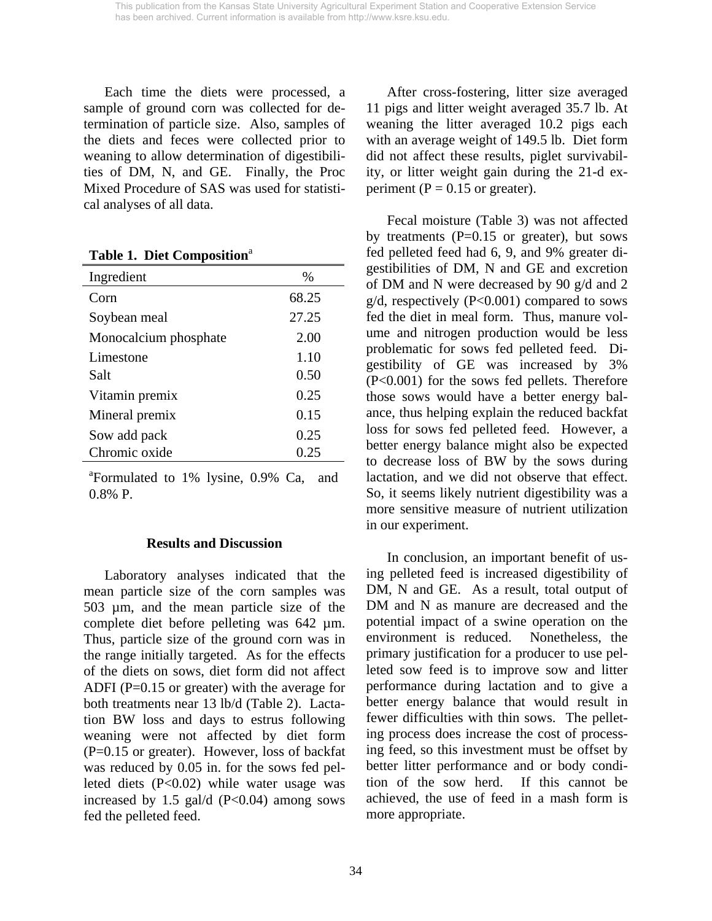Each time the diets were processed, a sample of ground corn was collected for determination of particle size. Also, samples of the diets and feces were collected prior to weaning to allow determination of digestibilities of DM, N, and GE. Finally, the Proc Mixed Procedure of SAS was used for statistical analyses of all data.

**Table 1. Diet Composition**[a]

| Ingredient | % |
|---|---|
| Corn | 68.25 |
| Soybean meal | 27.25 |
| Monocalcium phosphate | 2.00 |
| Limestone | 1.10 |
| Salt | 0.50 |
| Vitamin premix | 0.25 |
| Mineral premix | 0.15 |
| Sow add pack | 0.25 |
| Chromic oxide | 0.25 |

[a]Formulated to 1% lysine, 0.9% Ca, and 0.8% P.

## Results and Discussion

Laboratory analyses indicated that the mean particle size of the corn samples was 503 µm, and the mean particle size of the complete diet before pelleting was 642 µm. Thus, particle size of the ground corn was in the range initially targeted. As for the effects of the diets on sows, diet form did not affect ADFI (P=0.15 or greater) with the average for both treatments near 13 lb/d (Table 2). Lactation BW loss and days to estrus following weaning were not affected by diet form (P=0.15 or greater). However, loss of backfat was reduced by 0.05 in. for the sows fed pelleted diets (P<0.02) while water usage was increased by 1.5 gal/d (P<0.04) among sows fed the pelleted feed.

After cross-fostering, litter size averaged 11 pigs and litter weight averaged 35.7 lb. At weaning the litter averaged 10.2 pigs each with an average weight of 149.5 lb. Diet form did not affect these results, piglet survivability, or litter weight gain during the 21-d experiment (P = 0.15 or greater).

Fecal moisture (Table 3) was not affected by treatments (P=0.15 or greater), but sows fed pelleted feed had 6, 9, and 9% greater digestibilities of DM, N and GE and excretion of DM and N were decreased by 90 g/d and 2 g/d, respectively (P<0.001) compared to sows fed the diet in meal form. Thus, manure volume and nitrogen production would be less problematic for sows fed pelleted feed. Digestibility of GE was increased by 3% (P<0.001) for the sows fed pellets. Therefore those sows would have a better energy balance, thus helping explain the reduced backfat loss for sows fed pelleted feed. However, a better energy balance might also be expected to decrease loss of BW by the sows during lactation, and we did not observe that effect. So, it seems likely nutrient digestibility was a more sensitive measure of nutrient utilization in our experiment.

In conclusion, an important benefit of using pelleted feed is increased digestibility of DM, N and GE. As a result, total output of DM and N as manure are decreased and the potential impact of a swine operation on the environment is reduced. Nonetheless, the primary justification for a producer to use pelleted sow feed is to improve sow and litter performance during lactation and to give a better energy balance that would result in fewer difficulties with thin sows. The pelleting process does increase the cost of processing feed, so this investment must be offset by better litter performance and or body condition of the sow herd. If this cannot be achieved, the use of feed in a mash form is more appropriate.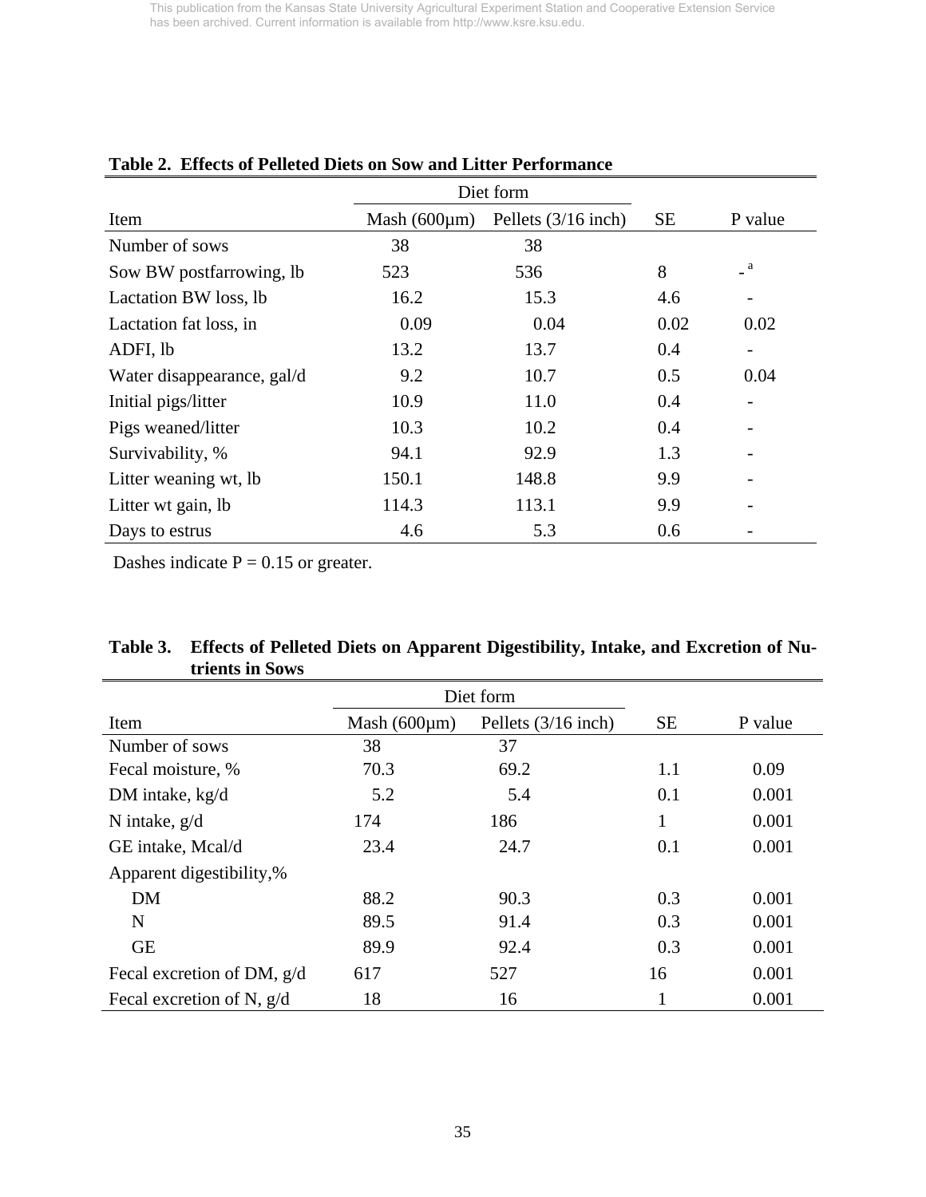This publication from the Kansas State University Agricultural Experiment Station and Cooperative Extension Service has been archived. Current information is available from http://www.ksre.ksu.edu.

**Table 2. Effects of Pelleted Diets on Sow and Litter Performance**

| | Diet form | | | |
|---|---|---|---|---|
| Item | Mash (600μm) | Pellets (3/16 inch) | SE | P value |
| Number of sows | 38 | 38 | | |
| Sow BW postfarrowing, lb | 523 | 536 | 8 | -[a] |
| Lactation BW loss, lb | 16.2 | 15.3 | 4.6 | - |
| Lactation fat loss, in | 0.09 | 0.04 | 0.02 | 0.02 |
| ADFI, lb | 13.2 | 13.7 | 0.4 | - |
| Water disappearance, gal/d | 9.2 | 10.7 | 0.5 | 0.04 |
| Initial pigs/litter | 10.9 | 11.0 | 0.4 | - |
| Pigs weaned/litter | 10.3 | 10.2 | 0.4 | - |
| Survivability, % | 94.1 | 92.9 | 1.3 | - |
| Litter weaning wt, lb | 150.1 | 148.8 | 9.9 | - |
| Litter wt gain, lb | 114.3 | 113.1 | 9.9 | - |
| Days to estrus | 4.6 | 5.3 | 0.6 | - |

Dashes indicate P = 0.15 or greater.

**Table 3. Effects of Pelleted Diets on Apparent Digestibility, Intake, and Excretion of Nutrients in Sows**

| | Diet form | | | |
|---|---|---|---|---|
| Item | Mash (600μm) | Pellets (3/16 inch) | SE | P value |
| Number of sows | 38 | 37 | | |
| Fecal moisture, % | 70.3 | 69.2 | 1.1 | 0.09 |
| DM intake, kg/d | 5.2 | 5.4 | 0.1 | 0.001 |
| N intake, g/d | 174 | 186 | 1 | 0.001 |
| GE intake, Mcal/d | 23.4 | 24.7 | 0.1 | 0.001 |
| Apparent digestibility,% | | | | |
| DM | 88.2 | 90.3 | 0.3 | 0.001 |
| N | 89.5 | 91.4 | 0.3 | 0.001 |
| GE | 89.9 | 92.4 | 0.3 | 0.001 |
| Fecal excretion of DM, g/d | 617 | 527 | 16 | 0.001 |
| Fecal excretion of N, g/d | 18 | 16 | 1 | 0.001 |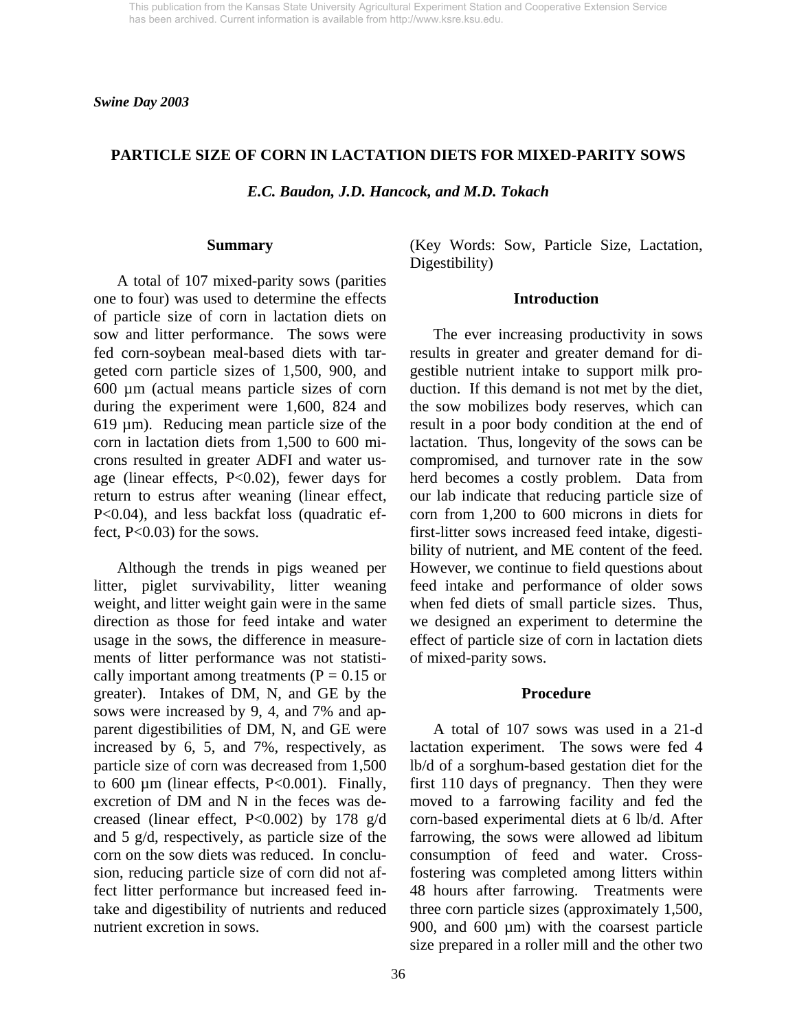*Swine Day 2003*

## PARTICLE SIZE OF CORN IN LACTATION DIETS FOR MIXED-PARITY SOWS

***E.C. Baudon, J.D. Hancock, and M.D. Tokach***

### Summary

A total of 107 mixed-parity sows (parities one to four) was used to determine the effects of particle size of corn in lactation diets on sow and litter performance. The sows were fed corn-soybean meal-based diets with targeted corn particle sizes of 1,500, 900, and 600 µm (actual means particle sizes of corn during the experiment were 1,600, 824 and 619 µm). Reducing mean particle size of the corn in lactation diets from 1,500 to 600 microns resulted in greater ADFI and water usage (linear effects, $P<0.02$), fewer days for return to estrus after weaning (linear effect, $P<0.04$), and less backfat loss (quadratic effect, $P<0.03$) for the sows.

Although the trends in pigs weaned per litter, piglet survivability, litter weaning weight, and litter weight gain were in the same direction as those for feed intake and water usage in the sows, the difference in measurements of litter performance was not statistically important among treatments ($P = 0.15$ or greater). Intakes of DM, N, and GE by the sows were increased by 9, 4, and 7% and apparent digestibilities of DM, N, and GE were increased by 6, 5, and 7%, respectively, as particle size of corn was decreased from 1,500 to 600 µm (linear effects, $P<0.001$). Finally, excretion of DM and N in the feces was decreased (linear effect, $P<0.002$) by 178 g/d and 5 g/d, respectively, as particle size of the corn on the sow diets was reduced. In conclusion, reducing particle size of corn did not affect litter performance but increased feed intake and digestibility of nutrients and reduced nutrient excretion in sows.

(Key Words: Sow, Particle Size, Lactation, Digestibility)

### Introduction

The ever increasing productivity in sows results in greater and greater demand for digestible nutrient intake to support milk production. If this demand is not met by the diet, the sow mobilizes body reserves, which can result in a poor body condition at the end of lactation. Thus, longevity of the sows can be compromised, and turnover rate in the sow herd becomes a costly problem. Data from our lab indicate that reducing particle size of corn from 1,200 to 600 microns in diets for first-litter sows increased feed intake, digestibility of nutrient, and ME content of the feed. However, we continue to field questions about feed intake and performance of older sows when fed diets of small particle sizes. Thus, we designed an experiment to determine the effect of particle size of corn in lactation diets of mixed-parity sows.

### Procedure

A total of 107 sows was used in a 21-d lactation experiment. The sows were fed 4 lb/d of a sorghum-based gestation diet for the first 110 days of pregnancy. Then they were moved to a farrowing facility and fed the corn-based experimental diets at 6 lb/d. After farrowing, the sows were allowed ad libitum consumption of feed and water. Cross-fostering was completed among litters within 48 hours after farrowing. Treatments were three corn particle sizes (approximately 1,500, 900, and 600 µm) with the coarsest particle size prepared in a roller mill and the other two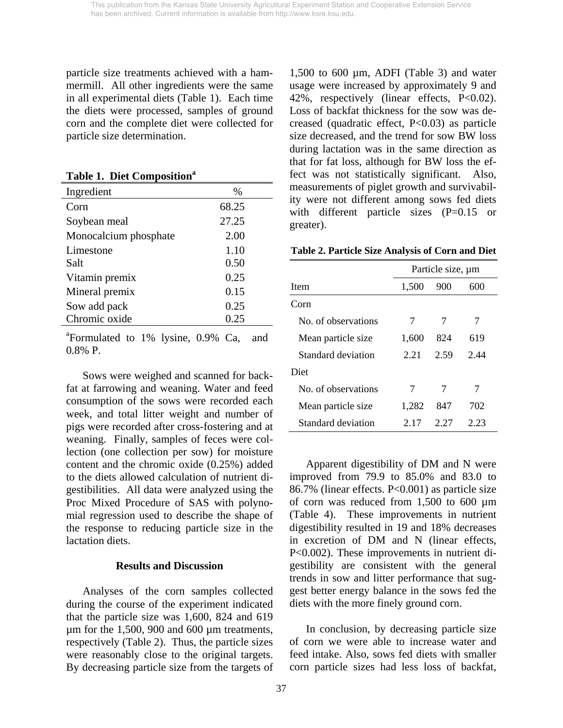particle size treatments achieved with a hammermill. All other ingredients were the same in all experimental diets (Table 1). Each time the diets were processed, samples of ground corn and the complete diet were collected for particle size determination.

**Table 1. Diet Composition[a]**

| Ingredient | % |
|---|---|
| Corn | 68.25 |
| Soybean meal | 27.25 |
| Monocalcium phosphate | 2.00 |
| Limestone | 1.10 |
| Salt | 0.50 |
| Vitamin premix | 0.25 |
| Mineral premix | 0.15 |
| Sow add pack | 0.25 |
| Chromic oxide | 0.25 |

[a]Formulated to 1% lysine, 0.9% Ca, and 0.8% P.

Sows were weighed and scanned for backfat at farrowing and weaning. Water and feed consumption of the sows were recorded each week, and total litter weight and number of pigs were recorded after cross-fostering and at weaning. Finally, samples of feces were collection (one collection per sow) for moisture content and the chromic oxide (0.25%) added to the diets allowed calculation of nutrient digestibilities. All data were analyzed using the Proc Mixed Procedure of SAS with polynomial regression used to describe the shape of the response to reducing particle size in the lactation diets.

## Results and Discussion

Analyses of the corn samples collected during the course of the experiment indicated that the particle size was 1,600, 824 and 619 µm for the 1,500, 900 and 600 µm treatments, respectively (Table 2). Thus, the particle sizes were reasonably close to the original targets. By decreasing particle size from the targets of 1,500 to 600 µm, ADFI (Table 3) and water usage were increased by approximately 9 and 42%, respectively (linear effects, P<0.02). Loss of backfat thickness for the sow was decreased (quadratic effect, P<0.03) as particle size decreased, and the trend for sow BW loss during lactation was in the same direction as that for fat loss, although for BW loss the effect was not statistically significant. Also, measurements of piglet growth and survivability were not different among sows fed diets with different particle sizes (P=0.15 or greater).

**Table 2. Particle Size Analysis of Corn and Diet**

| | Particle size, µm | | |
|---|---|---|---|
| Item | 1,500 | 900 | 600 |
| Corn | | | |
| No. of observations | 7 | 7 | 7 |
| Mean particle size | 1,600 | 824 | 619 |
| Standard deviation | 2.21 | 2.59 | 2.44 |
| Diet | | | |
| No. of observations | 7 | 7 | 7 |
| Mean particle size | 1,282 | 847 | 702 |
| Standard deviation | 2.17 | 2.27 | 2.23 |

Apparent digestibility of DM and N were improved from 79.9 to 85.0% and 83.0 to 86.7% (linear effects. P<0.001) as particle size of corn was reduced from 1,500 to 600 µm (Table 4). These improvements in nutrient digestibility resulted in 19 and 18% decreases in excretion of DM and N (linear effects, P<0.002). These improvements in nutrient digestibility are consistent with the general trends in sow and litter performance that suggest better energy balance in the sows fed the diets with the more finely ground corn.

In conclusion, by decreasing particle size of corn we were able to increase water and feed intake. Also, sows fed diets with smaller corn particle sizes had less loss of backfat,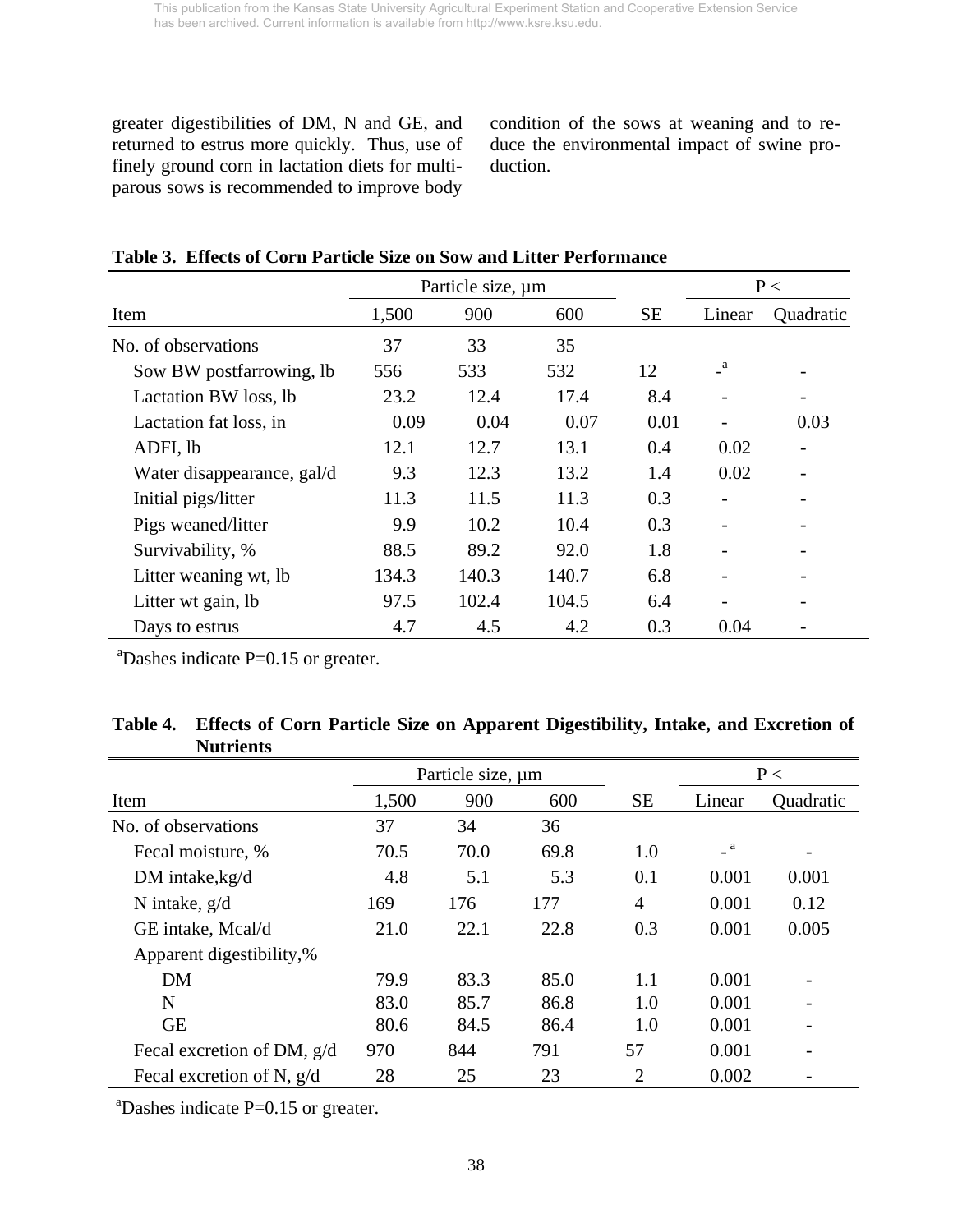greater digestibilities of DM, N and GE, and returned to estrus more quickly. Thus, use of finely ground corn in lactation diets for multiparous sows is recommended to improve body condition of the sows at weaning and to reduce the environmental impact of swine production.

**Table 3. Effects of Corn Particle Size on Sow and Litter Performance**

| | Particle size, µm | | | | P < | |
|---|---|---|---|---|---|---|
| Item | 1,500 | 900 | 600 | SE | Linear | Quadratic |
| No. of observations | 37 | 33 | 35 | | | |
| Sow BW postfarrowing, lb | 556 | 533 | 532 | 12 | -[a] | - |
| Lactation BW loss, lb | 23.2 | 12.4 | 17.4 | 8.4 | - | - |
| Lactation fat loss, in | 0.09 | 0.04 | 0.07 | 0.01 | - | 0.03 |
| ADFI, lb | 12.1 | 12.7 | 13.1 | 0.4 | 0.02 | - |
| Water disappearance, gal/d | 9.3 | 12.3 | 13.2 | 1.4 | 0.02 | - |
| Initial pigs/litter | 11.3 | 11.5 | 11.3 | 0.3 | - | - |
| Pigs weaned/litter | 9.9 | 10.2 | 10.4 | 0.3 | - | - |
| Survivability, % | 88.5 | 89.2 | 92.0 | 1.8 | - | - |
| Litter weaning wt, lb | 134.3 | 140.3 | 140.7 | 6.8 | - | - |
| Litter wt gain, lb | 97.5 | 102.4 | 104.5 | 6.4 | - | - |
| Days to estrus | 4.7 | 4.5 | 4.2 | 0.3 | 0.04 | - |

[a]Dashes indicate P=0.15 or greater.

**Table 4. Effects of Corn Particle Size on Apparent Digestibility, Intake, and Excretion of Nutrients**

| | Particle size, µm | | | | P < | |
|---|---|---|---|---|---|---|
| Item | 1,500 | 900 | 600 | SE | Linear | Quadratic |
| No. of observations | 37 | 34 | 36 | | | |
| Fecal moisture, % | 70.5 | 70.0 | 69.8 | 1.0 | -[a] | - |
| DM intake,kg/d | 4.8 | 5.1 | 5.3 | 0.1 | 0.001 | 0.001 |
| N intake, g/d | 169 | 176 | 177 | 4 | 0.001 | 0.12 |
| GE intake, Mcal/d | 21.0 | 22.1 | 22.8 | 0.3 | 0.001 | 0.005 |
| Apparent digestibility,% | | | | | | |
| DM | 79.9 | 83.3 | 85.0 | 1.1 | 0.001 | - |
| N | 83.0 | 85.7 | 86.8 | 1.0 | 0.001 | - |
| GE | 80.6 | 84.5 | 86.4 | 1.0 | 0.001 | - |
| Fecal excretion of DM, g/d | 970 | 844 | 791 | 57 | 0.001 | - |
| Fecal excretion of N, g/d | 28 | 25 | 23 | 2 | 0.002 | - |

[a]Dashes indicate P=0.15 or greater.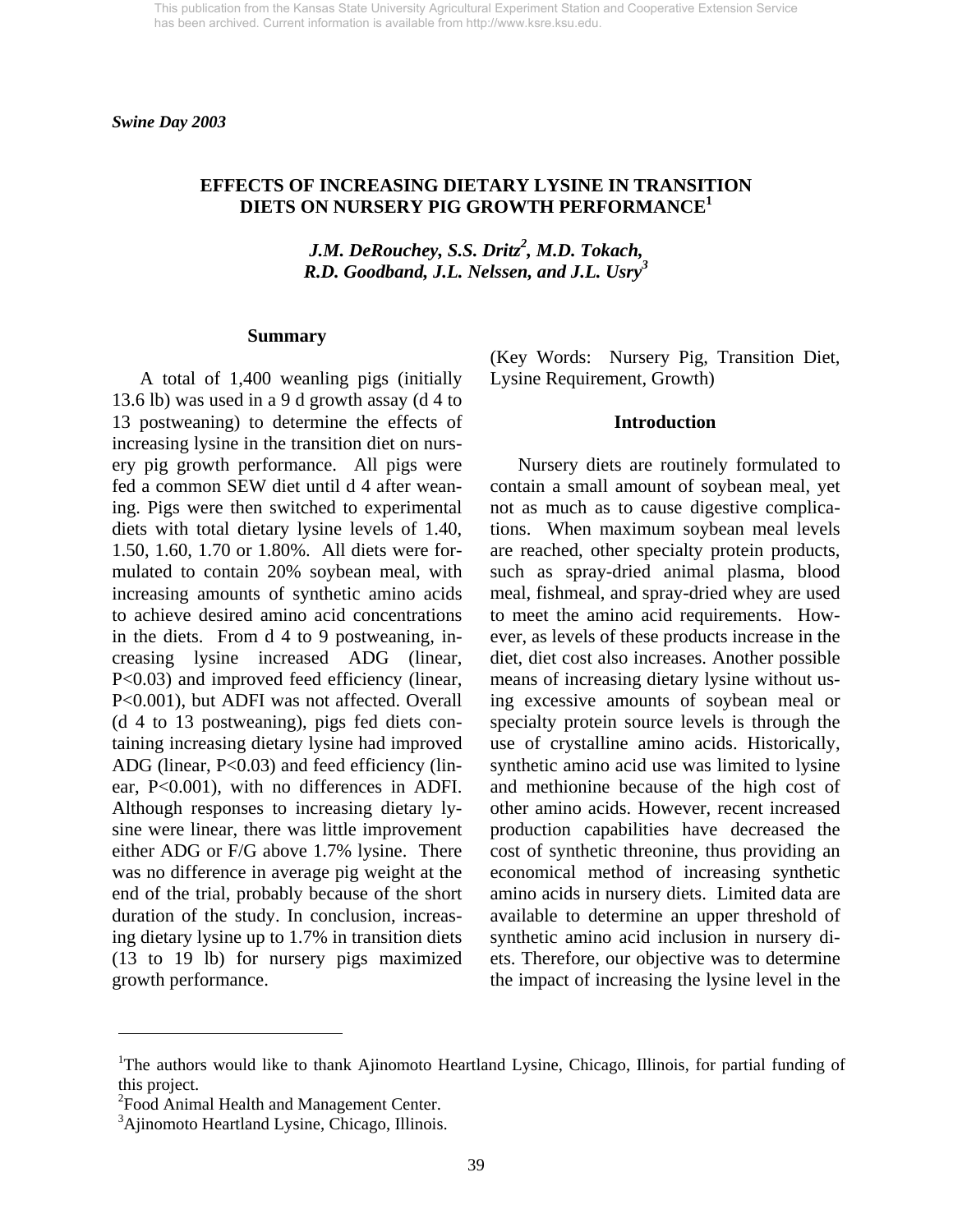This publication from the Kansas State University Agricultural Experiment Station and Cooperative Extension Service has been archived. Current information is available from http://www.ksre.ksu.edu.

*Swine Day 2003*

## EFFECTS OF INCREASING DIETARY LYSINE IN TRANSITION DIETS ON NURSERY PIG GROWTH PERFORMANCE[1]

***J.M. DeRouchey, S.S. Dritz[2], M.D. Tokach, R.D. Goodband, J.L. Nelssen, and J.L. Usry[3]***

### Summary

A total of 1,400 weanling pigs (initially 13.6 lb) was used in a 9 d growth assay (d 4 to 13 postweaning) to determine the effects of increasing lysine in the transition diet on nursery pig growth performance. All pigs were fed a common SEW diet until d 4 after weaning. Pigs were then switched to experimental diets with total dietary lysine levels of 1.40, 1.50, 1.60, 1.70 or 1.80%. All diets were formulated to contain 20% soybean meal, with increasing amounts of synthetic amino acids to achieve desired amino acid concentrations in the diets. From d 4 to 9 postweaning, increasing lysine increased ADG (linear, $P<0.03$) and improved feed efficiency (linear, $P<0.001$), but ADFI was not affected. Overall (d 4 to 13 postweaning), pigs fed diets containing increasing dietary lysine had improved ADG (linear, $P<0.03$) and feed efficiency (linear, $P<0.001$), with no differences in ADFI. Although responses to increasing dietary lysine were linear, there was little improvement either ADG or F/G above 1.7% lysine. There was no difference in average pig weight at the end of the trial, probably because of the short duration of the study. In conclusion, increasing dietary lysine up to 1.7% in transition diets (13 to 19 lb) for nursery pigs maximized growth performance.

(Key Words: Nursery Pig, Transition Diet, Lysine Requirement, Growth)

### Introduction

Nursery diets are routinely formulated to contain a small amount of soybean meal, yet not as much as to cause digestive complications. When maximum soybean meal levels are reached, other specialty protein products, such as spray-dried animal plasma, blood meal, fishmeal, and spray-dried whey are used to meet the amino acid requirements. However, as levels of these products increase in the diet, diet cost also increases. Another possible means of increasing dietary lysine without using excessive amounts of soybean meal or specialty protein source levels is through the use of crystalline amino acids. Historically, synthetic amino acid use was limited to lysine and methionine because of the high cost of other amino acids. However, recent increased production capabilities have decreased the cost of synthetic threonine, thus providing an economical method of increasing synthetic amino acids in nursery diets. Limited data are available to determine an upper threshold of synthetic amino acid inclusion in nursery diets. Therefore, our objective was to determine the impact of increasing the lysine level in the

---

[1]The authors would like to thank Ajinomoto Heartland Lysine, Chicago, Illinois, for partial funding of this project.

[2]Food Animal Health and Management Center.

[3]Ajinomoto Heartland Lysine, Chicago, Illinois.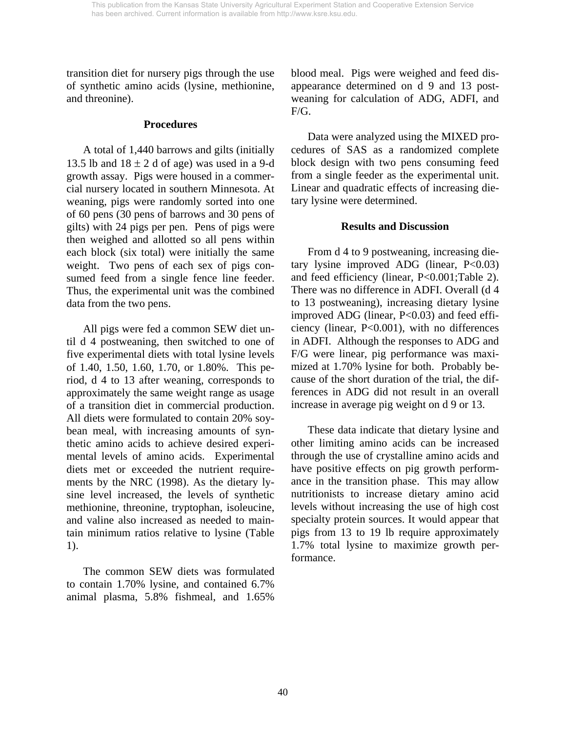transition diet for nursery pigs through the use of synthetic amino acids (lysine, methionine, and threonine).

## Procedures

A total of 1,440 barrows and gilts (initially 13.5 lb and 18 ± 2 d of age) was used in a 9-d growth assay. Pigs were housed in a commercial nursery located in southern Minnesota. At weaning, pigs were randomly sorted into one of 60 pens (30 pens of barrows and 30 pens of gilts) with 24 pigs per pen. Pens of pigs were then weighed and allotted so all pens within each block (six total) were initially the same weight. Two pens of each sex of pigs consumed feed from a single fence line feeder. Thus, the experimental unit was the combined data from the two pens.

All pigs were fed a common SEW diet until d 4 postweaning, then switched to one of five experimental diets with total lysine levels of 1.40, 1.50, 1.60, 1.70, or 1.80%. This period, d 4 to 13 after weaning, corresponds to approximately the same weight range as usage of a transition diet in commercial production. All diets were formulated to contain 20% soybean meal, with increasing amounts of synthetic amino acids to achieve desired experimental levels of amino acids. Experimental diets met or exceeded the nutrient requirements by the NRC (1998). As the dietary lysine level increased, the levels of synthetic methionine, threonine, tryptophan, isoleucine, and valine also increased as needed to maintain minimum ratios relative to lysine (Table 1).

The common SEW diets was formulated to contain 1.70% lysine, and contained 6.7% animal plasma, 5.8% fishmeal, and 1.65% blood meal. Pigs were weighed and feed disappearance determined on d 9 and 13 postweaning for calculation of ADG, ADFI, and F/G.

Data were analyzed using the MIXED procedures of SAS as a randomized complete block design with two pens consuming feed from a single feeder as the experimental unit. Linear and quadratic effects of increasing dietary lysine were determined.

## Results and Discussion

From d 4 to 9 postweaning, increasing dietary lysine improved ADG (linear, $P<0.03$) and feed efficiency (linear, $P<0.001$;Table 2). There was no difference in ADFI. Overall (d 4 to 13 postweaning), increasing dietary lysine improved ADG (linear, $P<0.03$) and feed efficiency (linear, $P<0.001$), with no differences in ADFI. Although the responses to ADG and F/G were linear, pig performance was maximized at 1.70% lysine for both. Probably because of the short duration of the trial, the differences in ADG did not result in an overall increase in average pig weight on d 9 or 13.

These data indicate that dietary lysine and other limiting amino acids can be increased through the use of crystalline amino acids and have positive effects on pig growth performance in the transition phase. This may allow nutritionists to increase dietary amino acid levels without increasing the use of high cost specialty protein sources. It would appear that pigs from 13 to 19 lb require approximately 1.7% total lysine to maximize growth performance.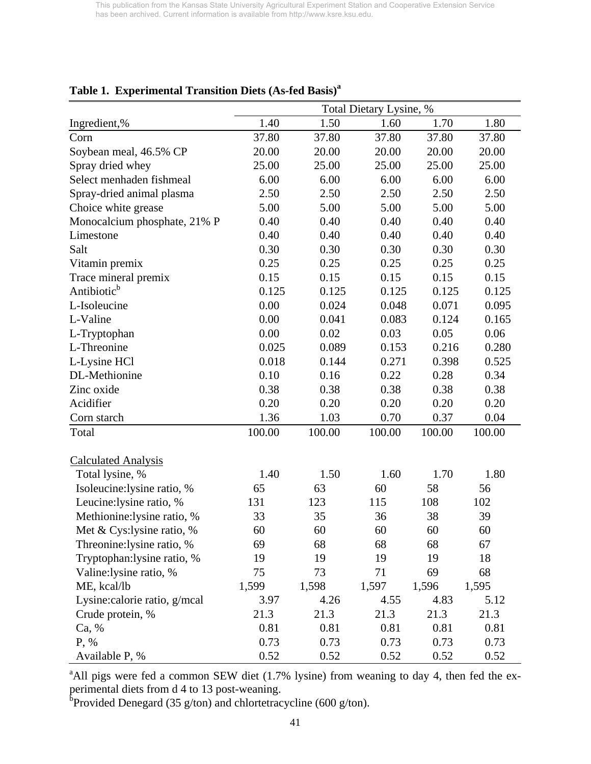**Table 1. Experimental Transition Diets (As-fed Basis)[a]**

| | Total Dietary Lysine, % | | | | |
|---|---|---|---|---|---|
| Ingredient,% | 1.40 | 1.50 | 1.60 | 1.70 | 1.80 |
| Corn | 37.80 | 37.80 | 37.80 | 37.80 | 37.80 |
| Soybean meal, 46.5% CP | 20.00 | 20.00 | 20.00 | 20.00 | 20.00 |
| Spray dried whey | 25.00 | 25.00 | 25.00 | 25.00 | 25.00 |
| Select menhaden fishmeal | 6.00 | 6.00 | 6.00 | 6.00 | 6.00 |
| Spray-dried animal plasma | 2.50 | 2.50 | 2.50 | 2.50 | 2.50 |
| Choice white grease | 5.00 | 5.00 | 5.00 | 5.00 | 5.00 |
| Monocalcium phosphate, 21% P | 0.40 | 0.40 | 0.40 | 0.40 | 0.40 |
| Limestone | 0.40 | 0.40 | 0.40 | 0.40 | 0.40 |
| Salt | 0.30 | 0.30 | 0.30 | 0.30 | 0.30 |
| Vitamin premix | 0.25 | 0.25 | 0.25 | 0.25 | 0.25 |
| Trace mineral premix | 0.15 | 0.15 | 0.15 | 0.15 | 0.15 |
| Antibiotic[b] | 0.125 | 0.125 | 0.125 | 0.125 | 0.125 |
| L-Isoleucine | 0.00 | 0.024 | 0.048 | 0.071 | 0.095 |
| L-Valine | 0.00 | 0.041 | 0.083 | 0.124 | 0.165 |
| L-Tryptophan | 0.00 | 0.02 | 0.03 | 0.05 | 0.06 |
| L-Threonine | 0.025 | 0.089 | 0.153 | 0.216 | 0.280 |
| L-Lysine HCl | 0.018 | 0.144 | 0.271 | 0.398 | 0.525 |
| DL-Methionine | 0.10 | 0.16 | 0.22 | 0.28 | 0.34 |
| Zinc oxide | 0.38 | 0.38 | 0.38 | 0.38 | 0.38 |
| Acidifier | 0.20 | 0.20 | 0.20 | 0.20 | 0.20 |
| Corn starch | 1.36 | 1.03 | 0.70 | 0.37 | 0.04 |
| Total | 100.00 | 100.00 | 100.00 | 100.00 | 100.00 |
| Calculated Analysis | | | | | |
| Total lysine, % | 1.40 | 1.50 | 1.60 | 1.70 | 1.80 |
| Isoleucine:lysine ratio, % | 65 | 63 | 60 | 58 | 56 |
| Leucine:lysine ratio, % | 131 | 123 | 115 | 108 | 102 |
| Methionine:lysine ratio, % | 33 | 35 | 36 | 38 | 39 |
| Met & Cys:lysine ratio, % | 60 | 60 | 60 | 60 | 60 |
| Threonine:lysine ratio, % | 69 | 68 | 68 | 68 | 67 |
| Tryptophan:lysine ratio, % | 19 | 19 | 19 | 19 | 18 |
| Valine:lysine ratio, % | 75 | 73 | 71 | 69 | 68 |
| ME, kcal/lb | 1,599 | 1,598 | 1,597 | 1,596 | 1,595 |
| Lysine:calorie ratio, g/mcal | 3.97 | 4.26 | 4.55 | 4.83 | 5.12 |
| Crude protein, % | 21.3 | 21.3 | 21.3 | 21.3 | 21.3 |
| Ca, % | 0.81 | 0.81 | 0.81 | 0.81 | 0.81 |
| P, % | 0.73 | 0.73 | 0.73 | 0.73 | 0.73 |
| Available P, % | 0.52 | 0.52 | 0.52 | 0.52 | 0.52 |

[a]All pigs were fed a common SEW diet (1.7% lysine) from weaning to day 4, then fed the experimental diets from d 4 to 13 post-weaning.

[b]Provided Denegard (35 g/ton) and chlortetracycline (600 g/ton).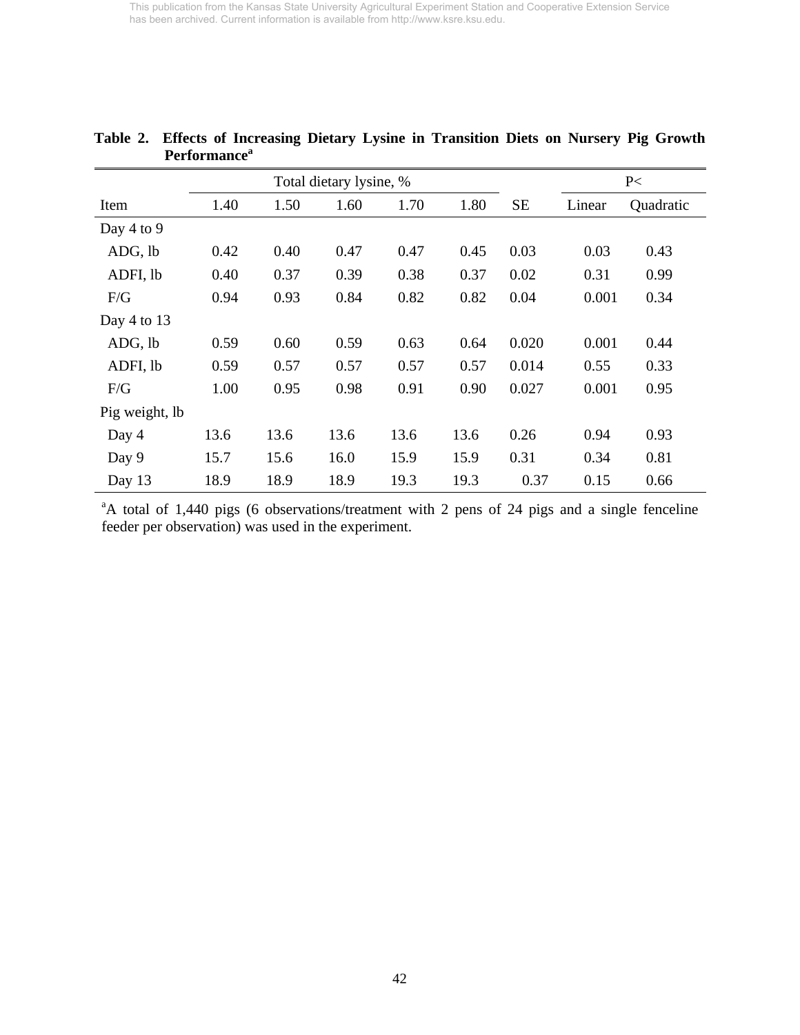**Table 2. Effects of Increasing Dietary Lysine in Transition Diets on Nursery Pig Growth Performance[a]**

| | Total dietary lysine, % | | | | | | P< | |
|---|---|---|---|---|---|---|---|---|
| Item | 1.40 | 1.50 | 1.60 | 1.70 | 1.80 | SE | Linear | Quadratic |
| Day 4 to 9 | | | | | | | | |
| ADG, lb | 0.42 | 0.40 | 0.47 | 0.47 | 0.45 | 0.03 | 0.03 | 0.43 |
| ADFI, lb | 0.40 | 0.37 | 0.39 | 0.38 | 0.37 | 0.02 | 0.31 | 0.99 |
| F/G | 0.94 | 0.93 | 0.84 | 0.82 | 0.82 | 0.04 | 0.001 | 0.34 |
| Day 4 to 13 | | | | | | | | |
| ADG, lb | 0.59 | 0.60 | 0.59 | 0.63 | 0.64 | 0.020 | 0.001 | 0.44 |
| ADFI, lb | 0.59 | 0.57 | 0.57 | 0.57 | 0.57 | 0.014 | 0.55 | 0.33 |
| F/G | 1.00 | 0.95 | 0.98 | 0.91 | 0.90 | 0.027 | 0.001 | 0.95 |
| Pig weight, lb | | | | | | | | |
| Day 4 | 13.6 | 13.6 | 13.6 | 13.6 | 13.6 | 0.26 | 0.94 | 0.93 |
| Day 9 | 15.7 | 15.6 | 16.0 | 15.9 | 15.9 | 0.31 | 0.34 | 0.81 |
| Day 13 | 18.9 | 18.9 | 18.9 | 19.3 | 19.3 | 0.37 | 0.15 | 0.66 |

[a]A total of 1,440 pigs (6 observations/treatment with 2 pens of 24 pigs and a single fenceline feeder per observation) was used in the experiment.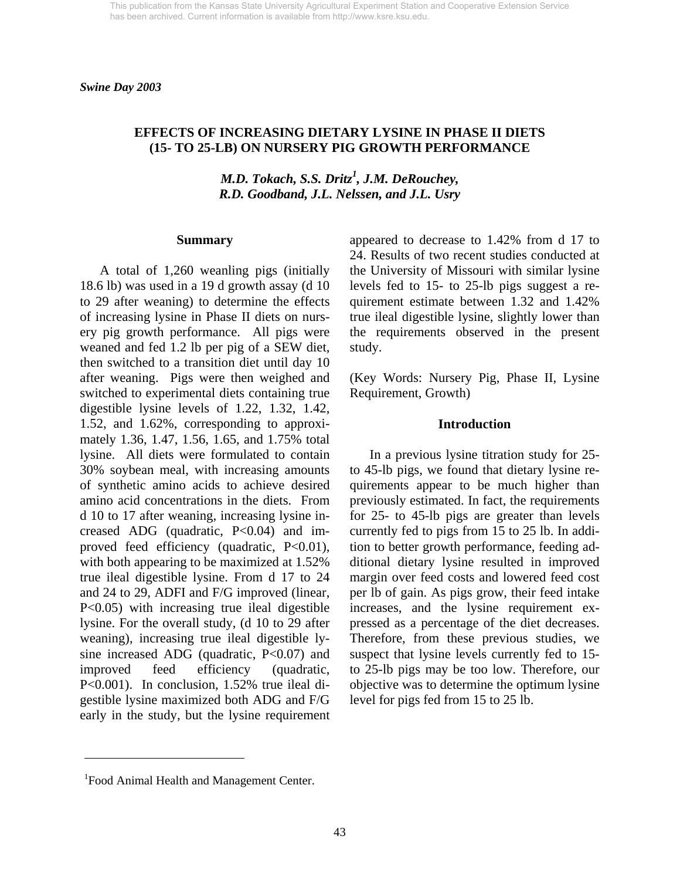*Swine Day 2003*

# EFFECTS OF INCREASING DIETARY LYSINE IN PHASE II DIETS (15- TO 25-LB) ON NURSERY PIG GROWTH PERFORMANCE

*M.D. Tokach, S.S. Dritz[1], J.M. DeRouchey, R.D. Goodband, J.L. Nelssen, and J.L. Usry*

## Summary

A total of 1,260 weanling pigs (initially 18.6 lb) was used in a 19 d growth assay (d 10 to 29 after weaning) to determine the effects of increasing lysine in Phase II diets on nursery pig growth performance. All pigs were weaned and fed 1.2 lb per pig of a SEW diet, then switched to a transition diet until day 10 after weaning. Pigs were then weighed and switched to experimental diets containing true digestible lysine levels of 1.22, 1.32, 1.42, 1.52, and 1.62%, corresponding to approximately 1.36, 1.47, 1.56, 1.65, and 1.75% total lysine. All diets were formulated to contain 30% soybean meal, with increasing amounts of synthetic amino acids to achieve desired amino acid concentrations in the diets. From d 10 to 17 after weaning, increasing lysine increased ADG (quadratic, $P<0.04$) and improved feed efficiency (quadratic, $P<0.01$), with both appearing to be maximized at 1.52% true ileal digestible lysine. From d 17 to 24 and 24 to 29, ADFI and F/G improved (linear, $P<0.05$) with increasing true ileal digestible lysine. For the overall study, (d 10 to 29 after weaning), increasing true ileal digestible lysine increased ADG (quadratic, $P<0.07$) and improved feed efficiency (quadratic, $P<0.001$). In conclusion, 1.52% true ileal digestible lysine maximized both ADG and F/G early in the study, but the lysine requirement appeared to decrease to 1.42% from d 17 to 24. Results of two recent studies conducted at the University of Missouri with similar lysine levels fed to 15- to 25-lb pigs suggest a requirement estimate between 1.32 and 1.42% true ileal digestible lysine, slightly lower than the requirements observed in the present study.

(Key Words: Nursery Pig, Phase II, Lysine Requirement, Growth)

## Introduction

In a previous lysine titration study for 25- to 45-lb pigs, we found that dietary lysine requirements appear to be much higher than previously estimated. In fact, the requirements for 25- to 45-lb pigs are greater than levels currently fed to pigs from 15 to 25 lb. In addition to better growth performance, feeding additional dietary lysine resulted in improved margin over feed costs and lowered feed cost per lb of gain. As pigs grow, their feed intake increases, and the lysine requirement expressed as a percentage of the diet decreases. Therefore, from these previous studies, we suspect that lysine levels currently fed to 15- to 25-lb pigs may be too low. Therefore, our objective was to determine the optimum lysine level for pigs fed from 15 to 25 lb.

[1]Food Animal Health and Management Center.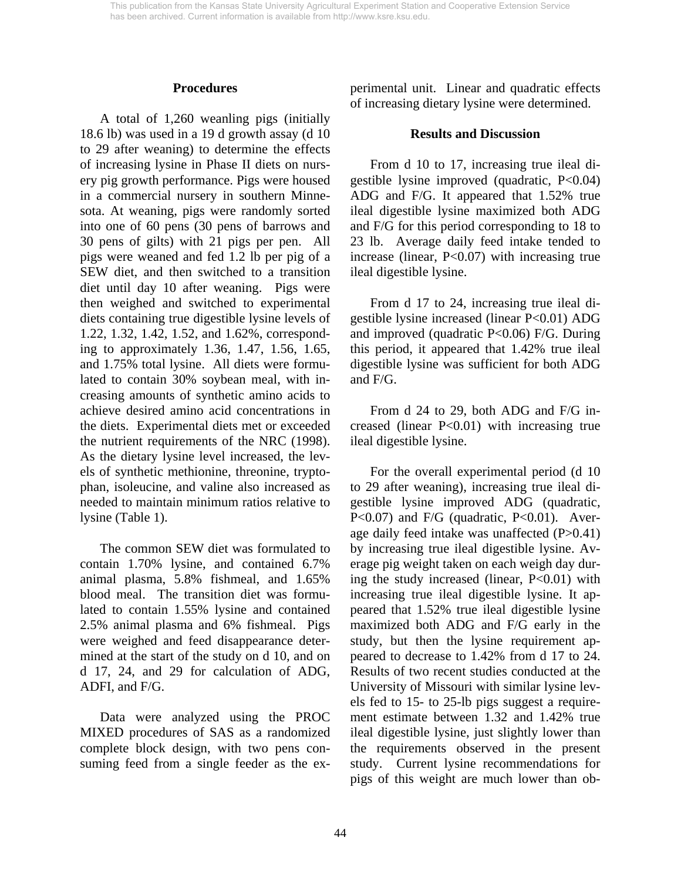## Procedures

A total of 1,260 weanling pigs (initially 18.6 lb) was used in a 19 d growth assay (d 10 to 29 after weaning) to determine the effects of increasing lysine in Phase II diets on nursery pig growth performance. Pigs were housed in a commercial nursery in southern Minnesota. At weaning, pigs were randomly sorted into one of 60 pens (30 pens of barrows and 30 pens of gilts) with 21 pigs per pen. All pigs were weaned and fed 1.2 lb per pig of a SEW diet, and then switched to a transition diet until day 10 after weaning. Pigs were then weighed and switched to experimental diets containing true digestible lysine levels of 1.22, 1.32, 1.42, 1.52, and 1.62%, corresponding to approximately 1.36, 1.47, 1.56, 1.65, and 1.75% total lysine. All diets were formulated to contain 30% soybean meal, with increasing amounts of synthetic amino acids to achieve desired amino acid concentrations in the diets. Experimental diets met or exceeded the nutrient requirements of the NRC (1998). As the dietary lysine level increased, the levels of synthetic methionine, threonine, tryptophan, isoleucine, and valine also increased as needed to maintain minimum ratios relative to lysine (Table 1).

The common SEW diet was formulated to contain 1.70% lysine, and contained 6.7% animal plasma, 5.8% fishmeal, and 1.65% blood meal. The transition diet was formulated to contain 1.55% lysine and contained 2.5% animal plasma and 6% fishmeal. Pigs were weighed and feed disappearance determined at the start of the study on d 10, and on d 17, 24, and 29 for calculation of ADG, ADFI, and F/G.

Data were analyzed using the PROC MIXED procedures of SAS as a randomized complete block design, with two pens consuming feed from a single feeder as the experimental unit. Linear and quadratic effects of increasing dietary lysine were determined.

## Results and Discussion

From d 10 to 17, increasing true ileal digestible lysine improved (quadratic, $P<0.04$) ADG and F/G. It appeared that 1.52% true ileal digestible lysine maximized both ADG and F/G for this period corresponding to 18 to 23 lb. Average daily feed intake tended to increase (linear, $P<0.07$) with increasing true ileal digestible lysine.

From d 17 to 24, increasing true ileal digestible lysine increased (linear $P<0.01$) ADG and improved (quadratic $P<0.06$) F/G. During this period, it appeared that 1.42% true ileal digestible lysine was sufficient for both ADG and F/G.

From d 24 to 29, both ADG and F/G increased (linear $P<0.01$) with increasing true ileal digestible lysine.

For the overall experimental period (d 10 to 29 after weaning), increasing true ileal digestible lysine improved ADG (quadratic, $P<0.07$) and F/G (quadratic, $P<0.01$). Average daily feed intake was unaffected ($P>0.41$) by increasing true ileal digestible lysine. Average pig weight taken on each weigh day during the study increased (linear, $P<0.01$) with increasing true ileal digestible lysine. It appeared that 1.52% true ileal digestible lysine maximized both ADG and F/G early in the study, but then the lysine requirement appeared to decrease to 1.42% from d 17 to 24. Results of two recent studies conducted at the University of Missouri with similar lysine levels fed to 15- to 25-lb pigs suggest a requirement estimate between 1.32 and 1.42% true ileal digestible lysine, just slightly lower than the requirements observed in the present study. Current lysine recommendations for pigs of this weight are much lower than ob-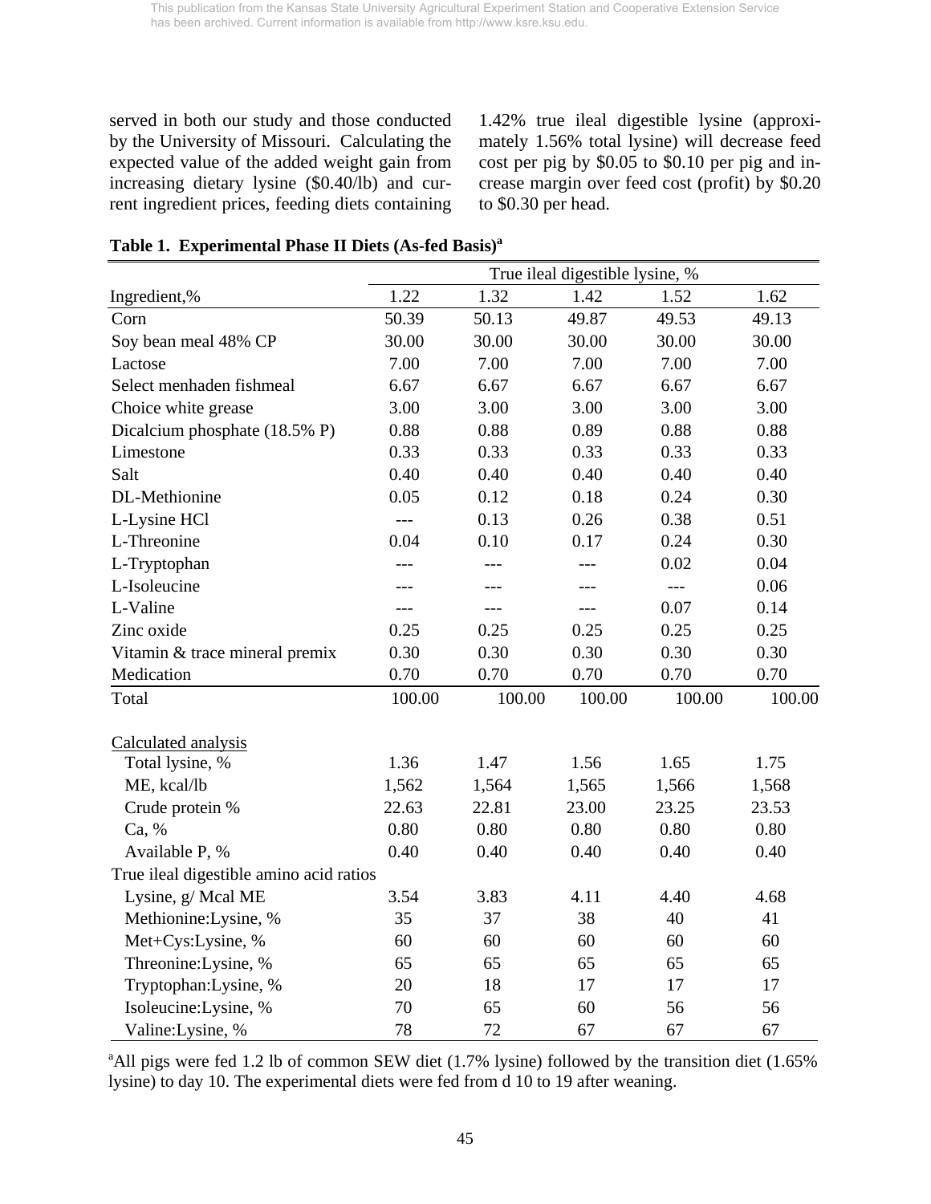served in both our study and those conducted by the University of Missouri. Calculating the expected value of the added weight gain from increasing dietary lysine ($0.40/lb) and current ingredient prices, feeding diets containing 1.42% true ileal digestible lysine (approximately 1.56% total lysine) will decrease feed cost per pig by $0.05 to $0.10 per pig and increase margin over feed cost (profit) by $0.20 to $0.30 per head.

**Table 1. Experimental Phase II Diets (As-fed Basis)[a]**

| | True ileal digestible lysine, % | | | | |
|---|---|---|---|---|---|
| Ingredient,% | 1.22 | 1.32 | 1.42 | 1.52 | 1.62 |
| Corn | 50.39 | 50.13 | 49.87 | 49.53 | 49.13 |
| Soy bean meal 48% CP | 30.00 | 30.00 | 30.00 | 30.00 | 30.00 |
| Lactose | 7.00 | 7.00 | 7.00 | 7.00 | 7.00 |
| Select menhaden fishmeal | 6.67 | 6.67 | 6.67 | 6.67 | 6.67 |
| Choice white grease | 3.00 | 3.00 | 3.00 | 3.00 | 3.00 |
| Dicalcium phosphate (18.5% P) | 0.88 | 0.88 | 0.89 | 0.88 | 0.88 |
| Limestone | 0.33 | 0.33 | 0.33 | 0.33 | 0.33 |
| Salt | 0.40 | 0.40 | 0.40 | 0.40 | 0.40 |
| DL-Methionine | 0.05 | 0.12 | 0.18 | 0.24 | 0.30 |
| L-Lysine HCl | --- | 0.13 | 0.26 | 0.38 | 0.51 |
| L-Threonine | 0.04 | 0.10 | 0.17 | 0.24 | 0.30 |
| L-Tryptophan | --- | --- | --- | 0.02 | 0.04 |
| L-Isoleucine | --- | --- | --- | --- | 0.06 |
| L-Valine | --- | --- | --- | 0.07 | 0.14 |
| Zinc oxide | 0.25 | 0.25 | 0.25 | 0.25 | 0.25 |
| Vitamin & trace mineral premix | 0.30 | 0.30 | 0.30 | 0.30 | 0.30 |
| Medication | 0.70 | 0.70 | 0.70 | 0.70 | 0.70 |
| Total | 100.00 | 100.00 | 100.00 | 100.00 | 100.00 |
| Calculated analysis | | | | | |
| Total lysine, % | 1.36 | 1.47 | 1.56 | 1.65 | 1.75 |
| ME, kcal/lb | 1,562 | 1,564 | 1,565 | 1,566 | 1,568 |
| Crude protein % | 22.63 | 22.81 | 23.00 | 23.25 | 23.53 |
| Ca, % | 0.80 | 0.80 | 0.80 | 0.80 | 0.80 |
| Available P, % | 0.40 | 0.40 | 0.40 | 0.40 | 0.40 |
| True ileal digestible amino acid ratios | | | | | |
| Lysine, g/ Mcal ME | 3.54 | 3.83 | 4.11 | 4.40 | 4.68 |
| Methionine:Lysine, % | 35 | 37 | 38 | 40 | 41 |
| Met+Cys:Lysine, % | 60 | 60 | 60 | 60 | 60 |
| Threonine:Lysine, % | 65 | 65 | 65 | 65 | 65 |
| Tryptophan:Lysine, % | 20 | 18 | 17 | 17 | 17 |
| Isoleucine:Lysine, % | 70 | 65 | 60 | 56 | 56 |
| Valine:Lysine, % | 78 | 72 | 67 | 67 | 67 |

[a]All pigs were fed 1.2 lb of common SEW diet (1.7% lysine) followed by the transition diet (1.65% lysine) to day 10. The experimental diets were fed from d 10 to 19 after weaning.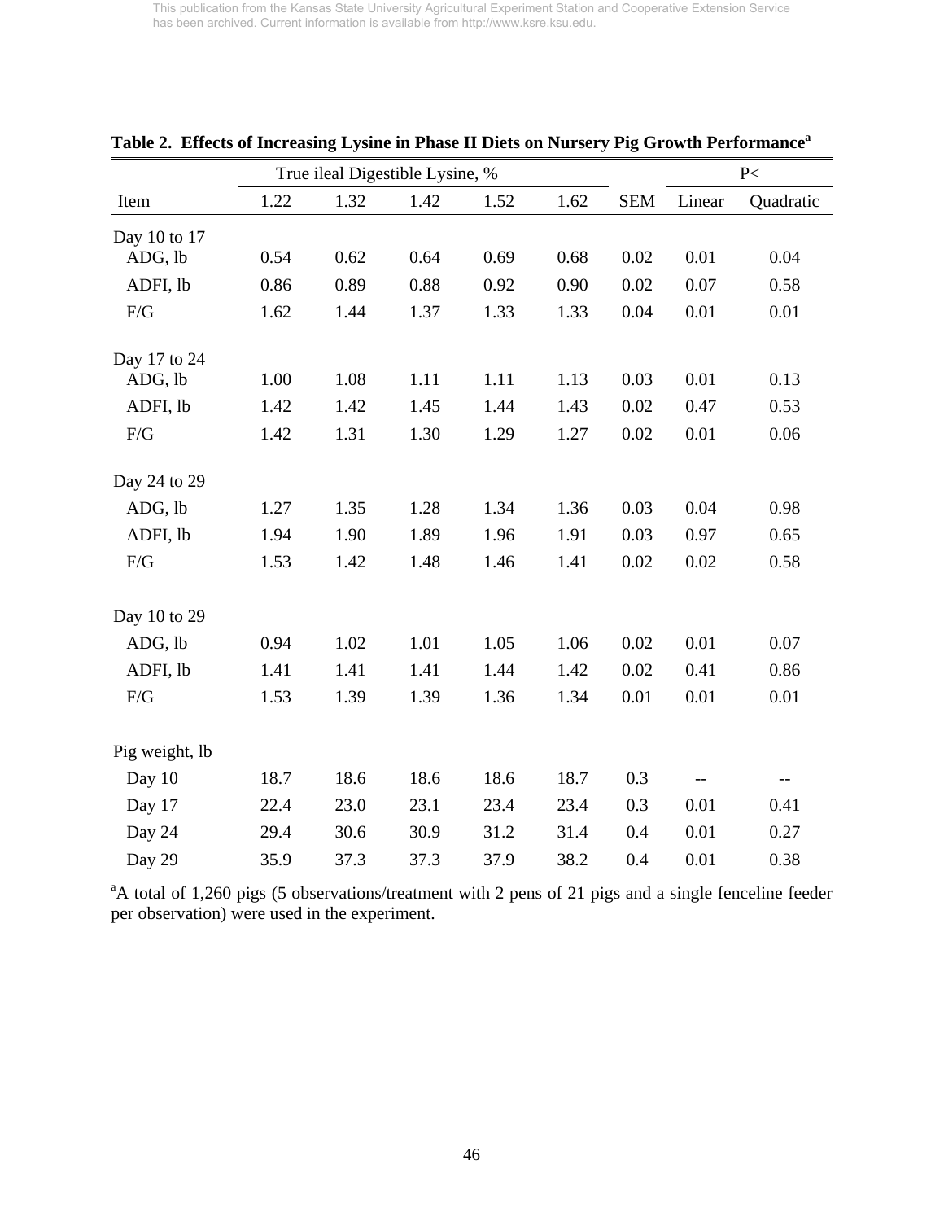**Table 2. Effects of Increasing Lysine in Phase II Diets on Nursery Pig Growth Performance[a]**

| | True ileal Digestible Lysine, % | | | | | | P< | |
|---|---|---|---|---|---|---|---|---|
| Item | 1.22 | 1.32 | 1.42 | 1.52 | 1.62 | SEM | Linear | Quadratic |
| Day 10 to 17 | | | | | | | | |
| ADG, lb | 0.54 | 0.62 | 0.64 | 0.69 | 0.68 | 0.02 | 0.01 | 0.04 |
| ADFI, lb | 0.86 | 0.89 | 0.88 | 0.92 | 0.90 | 0.02 | 0.07 | 0.58 |
| F/G | 1.62 | 1.44 | 1.37 | 1.33 | 1.33 | 0.04 | 0.01 | 0.01 |
| Day 17 to 24 | | | | | | | | |
| ADG, lb | 1.00 | 1.08 | 1.11 | 1.11 | 1.13 | 0.03 | 0.01 | 0.13 |
| ADFI, lb | 1.42 | 1.42 | 1.45 | 1.44 | 1.43 | 0.02 | 0.47 | 0.53 |
| F/G | 1.42 | 1.31 | 1.30 | 1.29 | 1.27 | 0.02 | 0.01 | 0.06 |
| Day 24 to 29 | | | | | | | | |
| ADG, lb | 1.27 | 1.35 | 1.28 | 1.34 | 1.36 | 0.03 | 0.04 | 0.98 |
| ADFI, lb | 1.94 | 1.90 | 1.89 | 1.96 | 1.91 | 0.03 | 0.97 | 0.65 |
| F/G | 1.53 | 1.42 | 1.48 | 1.46 | 1.41 | 0.02 | 0.02 | 0.58 |
| Day 10 to 29 | | | | | | | | |
| ADG, lb | 0.94 | 1.02 | 1.01 | 1.05 | 1.06 | 0.02 | 0.01 | 0.07 |
| ADFI, lb | 1.41 | 1.41 | 1.41 | 1.44 | 1.42 | 0.02 | 0.41 | 0.86 |
| F/G | 1.53 | 1.39 | 1.39 | 1.36 | 1.34 | 0.01 | 0.01 | 0.01 |
| Pig weight, lb | | | | | | | | |
| Day 10 | 18.7 | 18.6 | 18.6 | 18.6 | 18.7 | 0.3 | -- | -- |
| Day 17 | 22.4 | 23.0 | 23.1 | 23.4 | 23.4 | 0.3 | 0.01 | 0.41 |
| Day 24 | 29.4 | 30.6 | 30.9 | 31.2 | 31.4 | 0.4 | 0.01 | 0.27 |
| Day 29 | 35.9 | 37.3 | 37.3 | 37.9 | 38.2 | 0.4 | 0.01 | 0.38 |

[a]A total of 1,260 pigs (5 observations/treatment with 2 pens of 21 pigs and a single fenceline feeder per observation) were used in the experiment.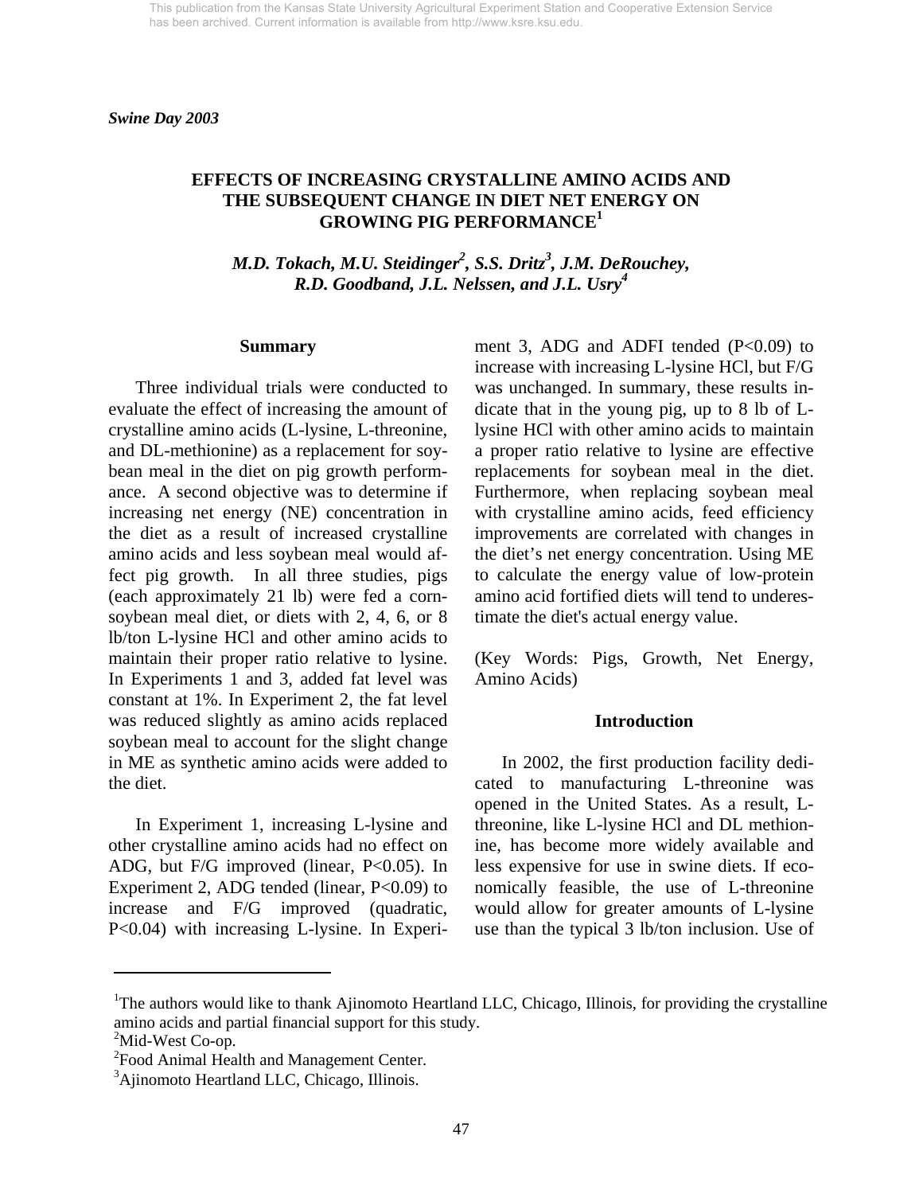This publication from the Kansas State University Agricultural Experiment Station and Cooperative Extension Service has been archived. Current information is available from http://www.ksre.ksu.edu.

*Swine Day 2003*

# EFFECTS OF INCREASING CRYSTALLINE AMINO ACIDS AND THE SUBSEQUENT CHANGE IN DIET NET ENERGY ON GROWING PIG PERFORMANCE[1]

*M.D. Tokach, M.U. Steidinger[2], S.S. Dritz[3], J.M. DeRouchey, R.D. Goodband, J.L. Nelssen, and J.L. Usry[4]*

## Summary

Three individual trials were conducted to evaluate the effect of increasing the amount of crystalline amino acids (L-lysine, L-threonine, and DL-methionine) as a replacement for soybean meal in the diet on pig growth performance. A second objective was to determine if increasing net energy (NE) concentration in the diet as a result of increased crystalline amino acids and less soybean meal would affect pig growth. In all three studies, pigs (each approximately 21 lb) were fed a corn-soybean meal diet, or diets with 2, 4, 6, or 8 lb/ton L-lysine HCl and other amino acids to maintain their proper ratio relative to lysine. In Experiments 1 and 3, added fat level was constant at 1%. In Experiment 2, the fat level was reduced slightly as amino acids replaced soybean meal to account for the slight change in ME as synthetic amino acids were added to the diet.

In Experiment 1, increasing L-lysine and other crystalline amino acids had no effect on ADG, but F/G improved (linear, $P<0.05$). In Experiment 2, ADG tended (linear, $P<0.09$) to increase and F/G improved (quadratic, $P<0.04$) with increasing L-lysine. In Experiment 3, ADG and ADFI tended ($P<0.09$) to increase with increasing L-lysine HCl, but F/G was unchanged. In summary, these results indicate that in the young pig, up to 8 lb of L-lysine HCl with other amino acids to maintain a proper ratio relative to lysine are effective replacements for soybean meal in the diet. Furthermore, when replacing soybean meal with crystalline amino acids, feed efficiency improvements are correlated with changes in the diet's net energy concentration. Using ME to calculate the energy value of low-protein amino acid fortified diets will tend to underestimate the diet's actual energy value.

(Key Words: Pigs, Growth, Net Energy, Amino Acids)

## Introduction

In 2002, the first production facility dedicated to manufacturing L-threonine was opened in the United States. As a result, L-threonine, like L-lysine HCl and DL methionine, has become more widely available and less expensive for use in swine diets. If economically feasible, the use of L-threonine would allow for greater amounts of L-lysine use than the typical 3 lb/ton inclusion. Use of

---

[1]The authors would like to thank Ajinomoto Heartland LLC, Chicago, Illinois, for providing the crystalline amino acids and partial financial support for this study.

[2]Mid-West Co-op.

[2]Food Animal Health and Management Center.

[3]Ajinomoto Heartland LLC, Chicago, Illinois.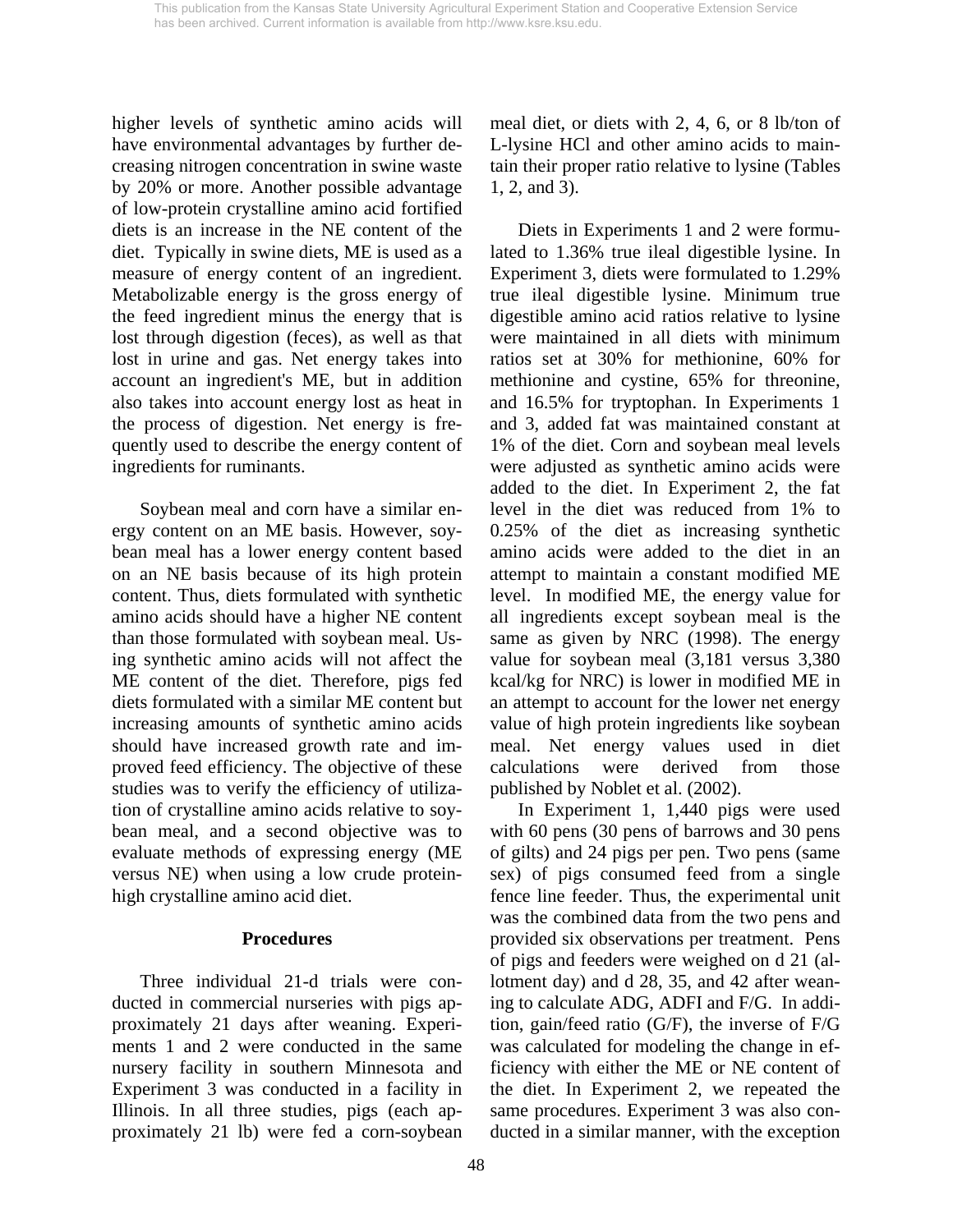higher levels of synthetic amino acids will have environmental advantages by further decreasing nitrogen concentration in swine waste by 20% or more. Another possible advantage of low-protein crystalline amino acid fortified diets is an increase in the NE content of the diet. Typically in swine diets, ME is used as a measure of energy content of an ingredient. Metabolizable energy is the gross energy of the feed ingredient minus the energy that is lost through digestion (feces), as well as that lost in urine and gas. Net energy takes into account an ingredient's ME, but in addition also takes into account energy lost as heat in the process of digestion. Net energy is frequently used to describe the energy content of ingredients for ruminants.

Soybean meal and corn have a similar energy content on an ME basis. However, soybean meal has a lower energy content based on an NE basis because of its high protein content. Thus, diets formulated with synthetic amino acids should have a higher NE content than those formulated with soybean meal. Using synthetic amino acids will not affect the ME content of the diet. Therefore, pigs fed diets formulated with a similar ME content but increasing amounts of synthetic amino acids should have increased growth rate and improved feed efficiency. The objective of these studies was to verify the efficiency of utilization of crystalline amino acids relative to soybean meal, and a second objective was to evaluate methods of expressing energy (ME versus NE) when using a low crude protein-high crystalline amino acid diet.

## Procedures

Three individual 21-d trials were conducted in commercial nurseries with pigs approximately 21 days after weaning. Experiments 1 and 2 were conducted in the same nursery facility in southern Minnesota and Experiment 3 was conducted in a facility in Illinois. In all three studies, pigs (each approximately 21 lb) were fed a corn-soybean meal diet, or diets with 2, 4, 6, or 8 lb/ton of L-lysine HCl and other amino acids to maintain their proper ratio relative to lysine (Tables 1, 2, and 3).

Diets in Experiments 1 and 2 were formulated to 1.36% true ileal digestible lysine. In Experiment 3, diets were formulated to 1.29% true ileal digestible lysine. Minimum true digestible amino acid ratios relative to lysine were maintained in all diets with minimum ratios set at 30% for methionine, 60% for methionine and cystine, 65% for threonine, and 16.5% for tryptophan. In Experiments 1 and 3, added fat was maintained constant at 1% of the diet. Corn and soybean meal levels were adjusted as synthetic amino acids were added to the diet. In Experiment 2, the fat level in the diet was reduced from 1% to 0.25% of the diet as increasing synthetic amino acids were added to the diet in an attempt to maintain a constant modified ME level. In modified ME, the energy value for all ingredients except soybean meal is the same as given by NRC (1998). The energy value for soybean meal (3,181 versus 3,380 kcal/kg for NRC) is lower in modified ME in an attempt to account for the lower net energy value of high protein ingredients like soybean meal. Net energy values used in diet calculations were derived from those published by Noblet et al. (2002).

In Experiment 1, 1,440 pigs were used with 60 pens (30 pens of barrows and 30 pens of gilts) and 24 pigs per pen. Two pens (same sex) of pigs consumed feed from a single fence line feeder. Thus, the experimental unit was the combined data from the two pens and provided six observations per treatment. Pens of pigs and feeders were weighed on d 21 (allotment day) and d 28, 35, and 42 after weaning to calculate ADG, ADFI and F/G. In addition, gain/feed ratio (G/F), the inverse of F/G was calculated for modeling the change in efficiency with either the ME or NE content of the diet. In Experiment 2, we repeated the same procedures. Experiment 3 was also conducted in a similar manner, with the exception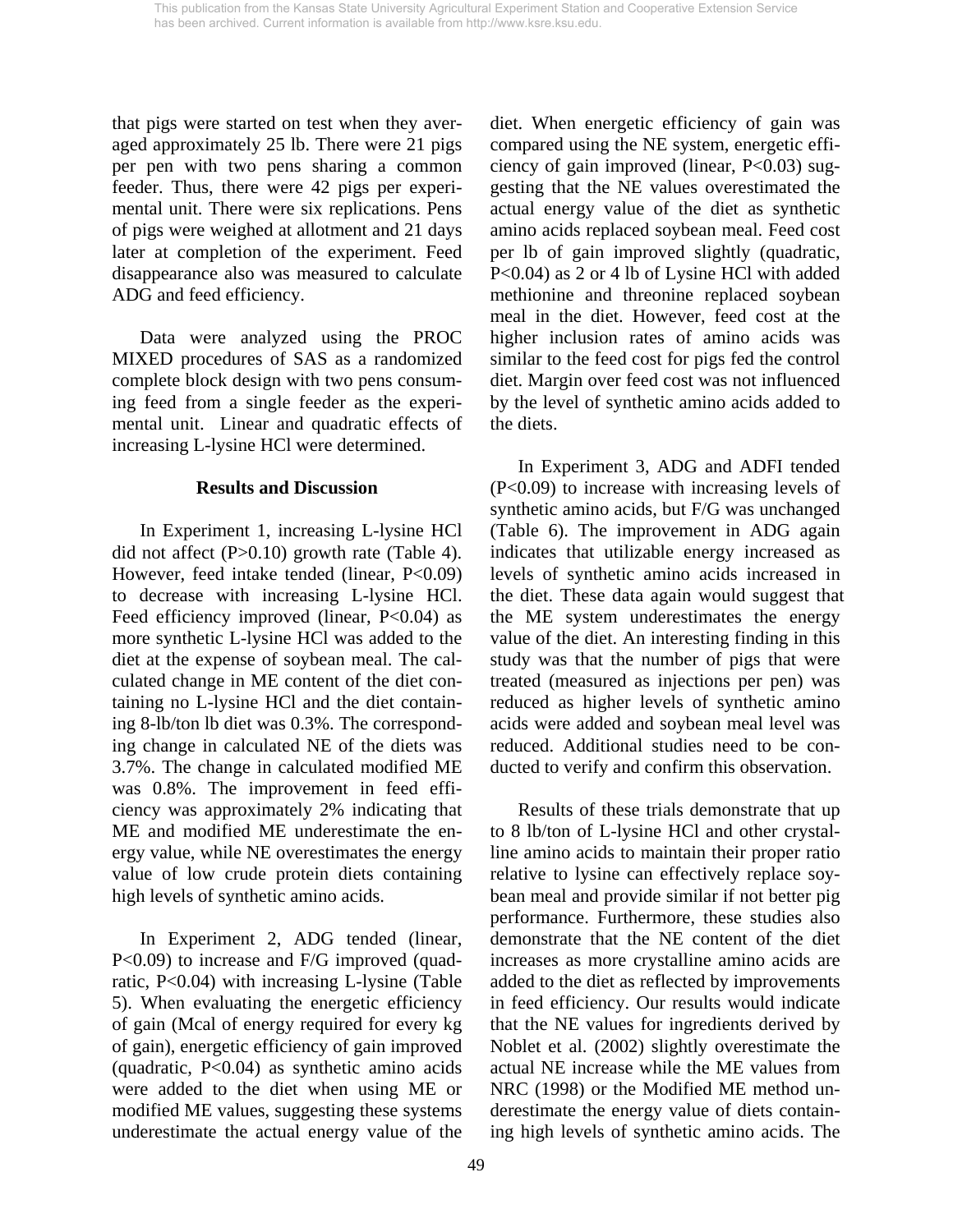that pigs were started on test when they averaged approximately 25 lb. There were 21 pigs per pen with two pens sharing a common feeder. Thus, there were 42 pigs per experimental unit. There were six replications. Pens of pigs were weighed at allotment and 21 days later at completion of the experiment. Feed disappearance also was measured to calculate ADG and feed efficiency.

Data were analyzed using the PROC MIXED procedures of SAS as a randomized complete block design with two pens consuming feed from a single feeder as the experimental unit. Linear and quadratic effects of increasing L-lysine HCl were determined.

## Results and Discussion

In Experiment 1, increasing L-lysine HCl did not affect ($P>0.10$) growth rate (Table 4). However, feed intake tended (linear, $P<0.09$) to decrease with increasing L-lysine HCl. Feed efficiency improved (linear, $P<0.04$) as more synthetic L-lysine HCl was added to the diet at the expense of soybean meal. The calculated change in ME content of the diet containing no L-lysine HCl and the diet containing 8-lb/ton lb diet was 0.3%. The corresponding change in calculated NE of the diets was 3.7%. The change in calculated modified ME was 0.8%. The improvement in feed efficiency was approximately 2% indicating that ME and modified ME underestimate the energy value, while NE overestimates the energy value of low crude protein diets containing high levels of synthetic amino acids.

In Experiment 2, ADG tended (linear, $P<0.09$) to increase and F/G improved (quadratic, $P<0.04$) with increasing L-lysine (Table 5). When evaluating the energetic efficiency of gain (Mcal of energy required for every kg of gain), energetic efficiency of gain improved (quadratic, $P<0.04$) as synthetic amino acids were added to the diet when using ME or modified ME values, suggesting these systems underestimate the actual energy value of the diet. When energetic efficiency of gain was compared using the NE system, energetic efficiency of gain improved (linear, $P<0.03$) suggesting that the NE values overestimated the actual energy value of the diet as synthetic amino acids replaced soybean meal. Feed cost per lb of gain improved slightly (quadratic, $P<0.04$) as 2 or 4 lb of Lysine HCl with added methionine and threonine replaced soybean meal in the diet. However, feed cost at the higher inclusion rates of amino acids was similar to the feed cost for pigs fed the control diet. Margin over feed cost was not influenced by the level of synthetic amino acids added to the diets.

In Experiment 3, ADG and ADFI tended ($P<0.09$) to increase with increasing levels of synthetic amino acids, but F/G was unchanged (Table 6). The improvement in ADG again indicates that utilizable energy increased as levels of synthetic amino acids increased in the diet. These data again would suggest that the ME system underestimates the energy value of the diet. An interesting finding in this study was that the number of pigs that were treated (measured as injections per pen) was reduced as higher levels of synthetic amino acids were added and soybean meal level was reduced. Additional studies need to be conducted to verify and confirm this observation.

Results of these trials demonstrate that up to 8 lb/ton of L-lysine HCl and other crystalline amino acids to maintain their proper ratio relative to lysine can effectively replace soybean meal and provide similar if not better pig performance. Furthermore, these studies also demonstrate that the NE content of the diet increases as more crystalline amino acids are added to the diet as reflected by improvements in feed efficiency. Our results would indicate that the NE values for ingredients derived by Noblet et al. (2002) slightly overestimate the actual NE increase while the ME values from NRC (1998) or the Modified ME method underestimate the energy value of diets containing high levels of synthetic amino acids. The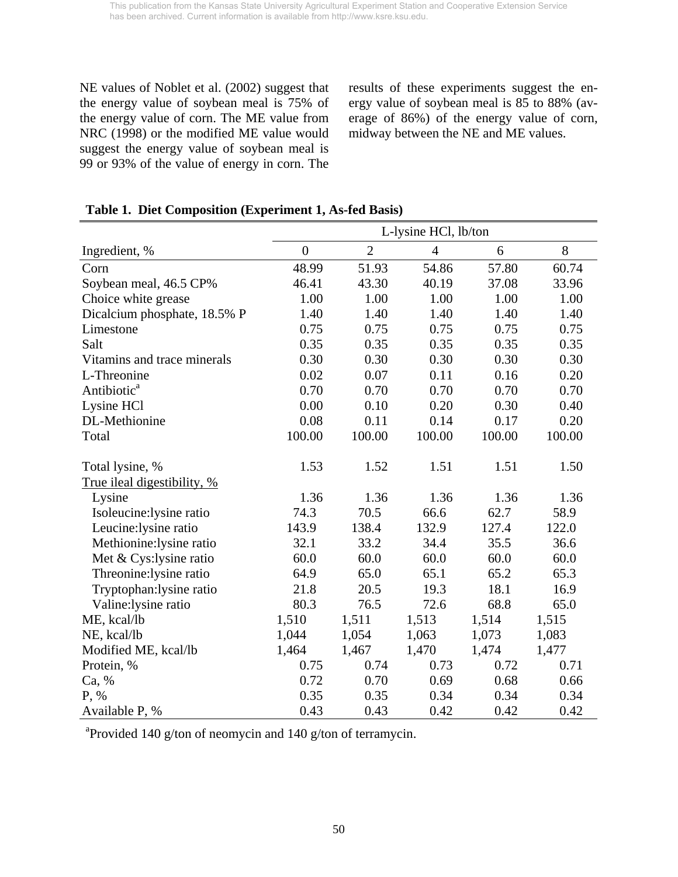NE values of Noblet et al. (2002) suggest that the energy value of soybean meal is 75% of the energy value of corn. The ME value from NRC (1998) or the modified ME value would suggest the energy value of soybean meal is 99 or 93% of the value of energy in corn. The results of these experiments suggest the energy value of soybean meal is 85 to 88% (average of 86%) of the energy value of corn, midway between the NE and ME values.

**Table 1. Diet Composition (Experiment 1, As-fed Basis)**

| | L-lysine HCl, lb/ton | | | | |
|---|---|---|---|---|---|
| Ingredient, % | 0 | 2 | 4 | 6 | 8 |
| Corn | 48.99 | 51.93 | 54.86 | 57.80 | 60.74 |
| Soybean meal, 46.5 CP% | 46.41 | 43.30 | 40.19 | 37.08 | 33.96 |
| Choice white grease | 1.00 | 1.00 | 1.00 | 1.00 | 1.00 |
| Dicalcium phosphate, 18.5% P | 1.40 | 1.40 | 1.40 | 1.40 | 1.40 |
| Limestone | 0.75 | 0.75 | 0.75 | 0.75 | 0.75 |
| Salt | 0.35 | 0.35 | 0.35 | 0.35 | 0.35 |
| Vitamins and trace minerals | 0.30 | 0.30 | 0.30 | 0.30 | 0.30 |
| L-Threonine | 0.02 | 0.07 | 0.11 | 0.16 | 0.20 |
| Antibiotic[a] | 0.70 | 0.70 | 0.70 | 0.70 | 0.70 |
| Lysine HCl | 0.00 | 0.10 | 0.20 | 0.30 | 0.40 |
| DL-Methionine | 0.08 | 0.11 | 0.14 | 0.17 | 0.20 |
| Total | 100.00 | 100.00 | 100.00 | 100.00 | 100.00 |
| | | | | | |
| Total lysine, % | 1.53 | 1.52 | 1.51 | 1.51 | 1.50 |
| True ileal digestibility, % | | | | | |
| Lysine | 1.36 | 1.36 | 1.36 | 1.36 | 1.36 |
| Isoleucine:lysine ratio | 74.3 | 70.5 | 66.6 | 62.7 | 58.9 |
| Leucine:lysine ratio | 143.9 | 138.4 | 132.9 | 127.4 | 122.0 |
| Methionine:lysine ratio | 32.1 | 33.2 | 34.4 | 35.5 | 36.6 |
| Met & Cys:lysine ratio | 60.0 | 60.0 | 60.0 | 60.0 | 60.0 |
| Threonine:lysine ratio | 64.9 | 65.0 | 65.1 | 65.2 | 65.3 |
| Tryptophan:lysine ratio | 21.8 | 20.5 | 19.3 | 18.1 | 16.9 |
| Valine:lysine ratio | 80.3 | 76.5 | 72.6 | 68.8 | 65.0 |
| ME, kcal/lb | 1,510 | 1,511 | 1,513 | 1,514 | 1,515 |
| NE, kcal/lb | 1,044 | 1,054 | 1,063 | 1,073 | 1,083 |
| Modified ME, kcal/lb | 1,464 | 1,467 | 1,470 | 1,474 | 1,477 |
| Protein, % | 0.75 | 0.74 | 0.73 | 0.72 | 0.71 |
| Ca, % | 0.72 | 0.70 | 0.69 | 0.68 | 0.66 |
| P, % | 0.35 | 0.35 | 0.34 | 0.34 | 0.34 |
| Available P, % | 0.43 | 0.43 | 0.42 | 0.42 | 0.42 |

[a]Provided 140 g/ton of neomycin and 140 g/ton of terramycin.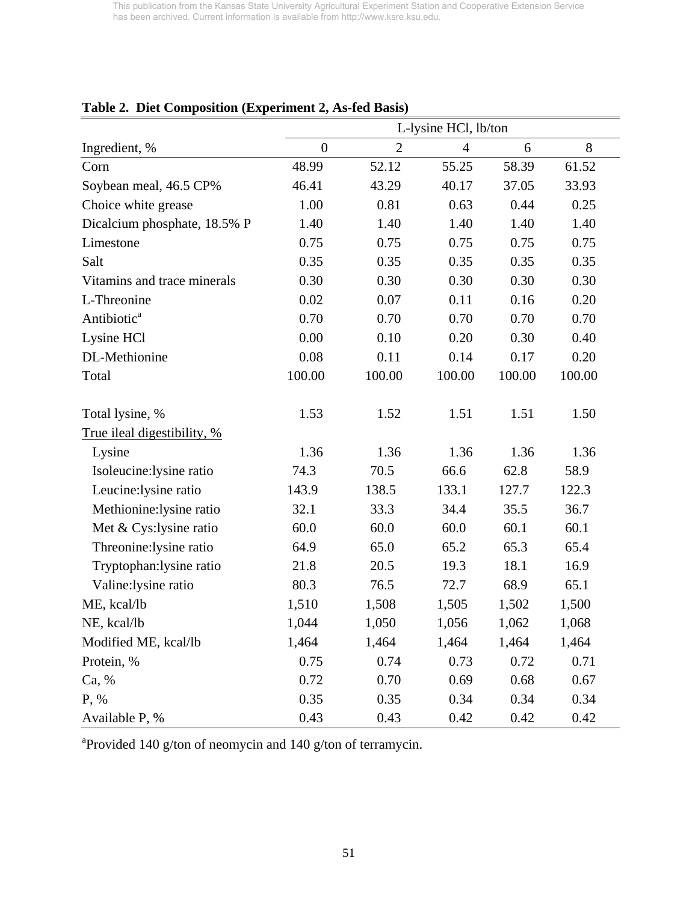This publication from the Kansas State University Agricultural Experiment Station and Cooperative Extension Service has been archived. Current information is available from http://www.ksre.ksu.edu.

**Table 2. Diet Composition (Experiment 2, As-fed Basis)**

| | L-lysine HCl, lb/ton | | | | |
|---|---|---|---|---|---|
| Ingredient, % | 0 | 2 | 4 | 6 | 8 |
| Corn | 48.99 | 52.12 | 55.25 | 58.39 | 61.52 |
| Soybean meal, 46.5 CP% | 46.41 | 43.29 | 40.17 | 37.05 | 33.93 |
| Choice white grease | 1.00 | 0.81 | 0.63 | 0.44 | 0.25 |
| Dicalcium phosphate, 18.5% P | 1.40 | 1.40 | 1.40 | 1.40 | 1.40 |
| Limestone | 0.75 | 0.75 | 0.75 | 0.75 | 0.75 |
| Salt | 0.35 | 0.35 | 0.35 | 0.35 | 0.35 |
| Vitamins and trace minerals | 0.30 | 0.30 | 0.30 | 0.30 | 0.30 |
| L-Threonine | 0.02 | 0.07 | 0.11 | 0.16 | 0.20 |
| Antibiotic[a] | 0.70 | 0.70 | 0.70 | 0.70 | 0.70 |
| Lysine HCl | 0.00 | 0.10 | 0.20 | 0.30 | 0.40 |
| DL-Methionine | 0.08 | 0.11 | 0.14 | 0.17 | 0.20 |
| Total | 100.00 | 100.00 | 100.00 | 100.00 | 100.00 |
| | | | | | |
| Total lysine, % | 1.53 | 1.52 | 1.51 | 1.51 | 1.50 |
| True ileal digestibility, % | | | | | |
| Lysine | 1.36 | 1.36 | 1.36 | 1.36 | 1.36 |
| Isoleucine:lysine ratio | 74.3 | 70.5 | 66.6 | 62.8 | 58.9 |
| Leucine:lysine ratio | 143.9 | 138.5 | 133.1 | 127.7 | 122.3 |
| Methionine:lysine ratio | 32.1 | 33.3 | 34.4 | 35.5 | 36.7 |
| Met & Cys:lysine ratio | 60.0 | 60.0 | 60.0 | 60.1 | 60.1 |
| Threonine:lysine ratio | 64.9 | 65.0 | 65.2 | 65.3 | 65.4 |
| Tryptophan:lysine ratio | 21.8 | 20.5 | 19.3 | 18.1 | 16.9 |
| Valine:lysine ratio | 80.3 | 76.5 | 72.7 | 68.9 | 65.1 |
| ME, kcal/lb | 1,510 | 1,508 | 1,505 | 1,502 | 1,500 |
| NE, kcal/lb | 1,044 | 1,050 | 1,056 | 1,062 | 1,068 |
| Modified ME, kcal/lb | 1,464 | 1,464 | 1,464 | 1,464 | 1,464 |
| Protein, % | 0.75 | 0.74 | 0.73 | 0.72 | 0.71 |
| Ca, % | 0.72 | 0.70 | 0.69 | 0.68 | 0.67 |
| P, % | 0.35 | 0.35 | 0.34 | 0.34 | 0.34 |
| Available P, % | 0.43 | 0.43 | 0.42 | 0.42 | 0.42 |

[a]Provided 140 g/ton of neomycin and 140 g/ton of terramycin.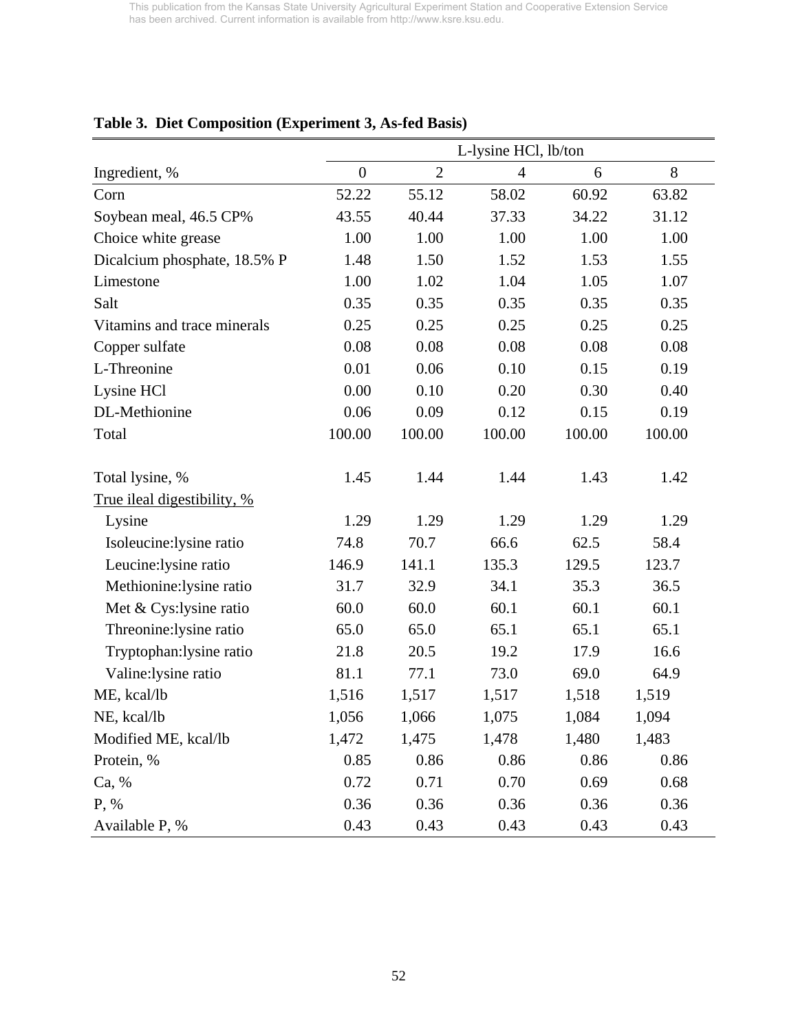This publication from the Kansas State University Agricultural Experiment Station and Cooperative Extension Service has been archived. Current information is available from http://www.ksre.ksu.edu.

**Table 3. Diet Composition (Experiment 3, As-fed Basis)**

| | L-lysine HCl, lb/ton | | | | |
|---|---|---|---|---|---|
| Ingredient, % | 0 | 2 | 4 | 6 | 8 |
| Corn | 52.22 | 55.12 | 58.02 | 60.92 | 63.82 |
| Soybean meal, 46.5 CP% | 43.55 | 40.44 | 37.33 | 34.22 | 31.12 |
| Choice white grease | 1.00 | 1.00 | 1.00 | 1.00 | 1.00 |
| Dicalcium phosphate, 18.5% P | 1.48 | 1.50 | 1.52 | 1.53 | 1.55 |
| Limestone | 1.00 | 1.02 | 1.04 | 1.05 | 1.07 |
| Salt | 0.35 | 0.35 | 0.35 | 0.35 | 0.35 |
| Vitamins and trace minerals | 0.25 | 0.25 | 0.25 | 0.25 | 0.25 |
| Copper sulfate | 0.08 | 0.08 | 0.08 | 0.08 | 0.08 |
| L-Threonine | 0.01 | 0.06 | 0.10 | 0.15 | 0.19 |
| Lysine HCl | 0.00 | 0.10 | 0.20 | 0.30 | 0.40 |
| DL-Methionine | 0.06 | 0.09 | 0.12 | 0.15 | 0.19 |
| Total | 100.00 | 100.00 | 100.00 | 100.00 | 100.00 |
| | | | | | |
| Total lysine, % | 1.45 | 1.44 | 1.44 | 1.43 | 1.42 |
| True ileal digestibility, % | | | | | |
| Lysine | 1.29 | 1.29 | 1.29 | 1.29 | 1.29 |
| Isoleucine:lysine ratio | 74.8 | 70.7 | 66.6 | 62.5 | 58.4 |
| Leucine:lysine ratio | 146.9 | 141.1 | 135.3 | 129.5 | 123.7 |
| Methionine:lysine ratio | 31.7 | 32.9 | 34.1 | 35.3 | 36.5 |
| Met & Cys:lysine ratio | 60.0 | 60.0 | 60.1 | 60.1 | 60.1 |
| Threonine:lysine ratio | 65.0 | 65.0 | 65.1 | 65.1 | 65.1 |
| Tryptophan:lysine ratio | 21.8 | 20.5 | 19.2 | 17.9 | 16.6 |
| Valine:lysine ratio | 81.1 | 77.1 | 73.0 | 69.0 | 64.9 |
| ME, kcal/lb | 1,516 | 1,517 | 1,517 | 1,518 | 1,519 |
| NE, kcal/lb | 1,056 | 1,066 | 1,075 | 1,084 | 1,094 |
| Modified ME, kcal/lb | 1,472 | 1,475 | 1,478 | 1,480 | 1,483 |
| Protein, % | 0.85 | 0.86 | 0.86 | 0.86 | 0.86 |
| Ca, % | 0.72 | 0.71 | 0.70 | 0.69 | 0.68 |
| P, % | 0.36 | 0.36 | 0.36 | 0.36 | 0.36 |
| Available P, % | 0.43 | 0.43 | 0.43 | 0.43 | 0.43 |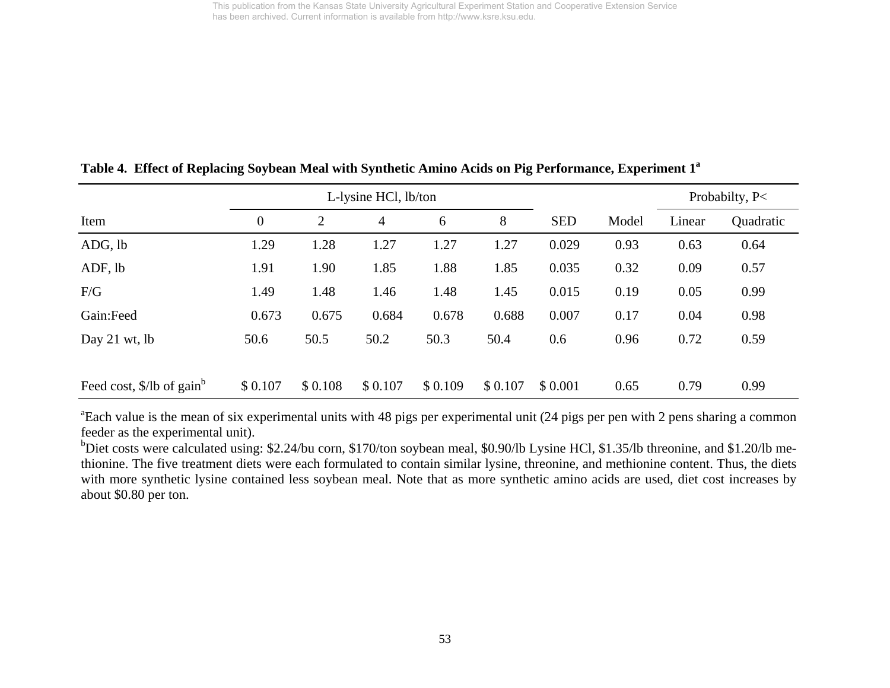**Table 4. Effect of Replacing Soybean Meal with Synthetic Amino Acids on Pig Performance, Experiment 1[a]**

| | L-lysine HCl, lb/ton | | | | | | | Probabilty, P< | |
|---|---|---|---|---|---|---|---|---|---|
| Item | 0 | 2 | 4 | 6 | 8 | SED | Model | Linear | Quadratic |
| ADG, lb | 1.29 | 1.28 | 1.27 | 1.27 | 1.27 | 0.029 | 0.93 | 0.63 | 0.64 |
| ADF, lb | 1.91 | 1.90 | 1.85 | 1.88 | 1.85 | 0.035 | 0.32 | 0.09 | 0.57 |
| F/G | 1.49 | 1.48 | 1.46 | 1.48 | 1.45 | 0.015 | 0.19 | 0.05 | 0.99 |
| Gain:Feed | 0.673 | 0.675 | 0.684 | 0.678 | 0.688 | 0.007 | 0.17 | 0.04 | 0.98 |
| Day 21 wt, lb | 50.6 | 50.5 | 50.2 | 50.3 | 50.4 | 0.6 | 0.96 | 0.72 | 0.59 |
| Feed cost, $/lb of gain[b] | $ 0.107 | $ 0.108 | $ 0.107 | $ 0.109 | $ 0.107 | $ 0.001 | 0.65 | 0.79 | 0.99 |

[a]Each value is the mean of six experimental units with 48 pigs per experimental unit (24 pigs per pen with 2 pens sharing a common feeder as the experimental unit).

[b]Diet costs were calculated using: $2.24/bu corn, $170/ton soybean meal, $0.90/lb Lysine HCl, $1.35/lb threonine, and $1.20/lb methionine. The five treatment diets were each formulated to contain similar lysine, threonine, and methionine content. Thus, the diets with more synthetic lysine contained less soybean meal. Note that as more synthetic amino acids are used, diet cost increases by about $0.80 per ton.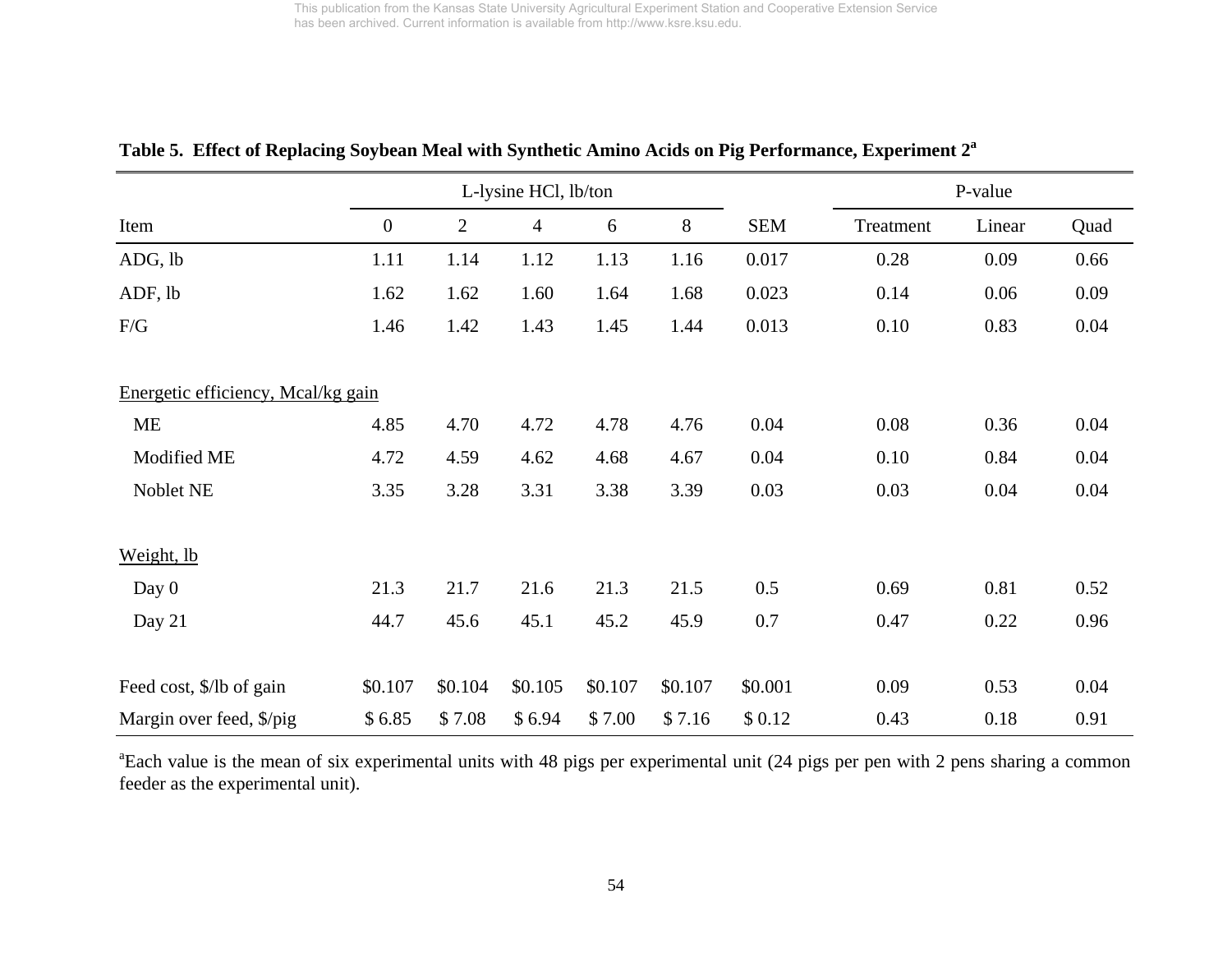**Table 5. Effect of Replacing Soybean Meal with Synthetic Amino Acids on Pig Performance, Experiment 2[a]**

| | L-lysine HCl, lb/ton | | | | | | P-value | | |
|---|---|---|---|---|---|---|---|---|---|
| Item | 0 | 2 | 4 | 6 | 8 | SEM | Treatment | Linear | Quad |
| ADG, lb | 1.11 | 1.14 | 1.12 | 1.13 | 1.16 | 0.017 | 0.28 | 0.09 | 0.66 |
| ADF, lb | 1.62 | 1.62 | 1.60 | 1.64 | 1.68 | 0.023 | 0.14 | 0.06 | 0.09 |
| F/G | 1.46 | 1.42 | 1.43 | 1.45 | 1.44 | 0.013 | 0.10 | 0.83 | 0.04 |
| Energetic efficiency, Mcal/kg gain | | | | | | | | | |
| ME | 4.85 | 4.70 | 4.72 | 4.78 | 4.76 | 0.04 | 0.08 | 0.36 | 0.04 |
| Modified ME | 4.72 | 4.59 | 4.62 | 4.68 | 4.67 | 0.04 | 0.10 | 0.84 | 0.04 |
| Noblet NE | 3.35 | 3.28 | 3.31 | 3.38 | 3.39 | 0.03 | 0.03 | 0.04 | 0.04 |
| Weight, lb | | | | | | | | | |
| Day 0 | 21.3 | 21.7 | 21.6 | 21.3 | 21.5 | 0.5 | 0.69 | 0.81 | 0.52 |
| Day 21 | 44.7 | 45.6 | 45.1 | 45.2 | 45.9 | 0.7 | 0.47 | 0.22 | 0.96 |
| Feed cost, $/lb of gain | $0.107 | $0.104 | $0.105 | $0.107 | $0.107 | $0.001 | 0.09 | 0.53 | 0.04 |
| Margin over feed, $/pig | $ 6.85 | $ 7.08 | $ 6.94 | $ 7.00 | $ 7.16 | $ 0.12 | 0.43 | 0.18 | 0.91 |

[a]Each value is the mean of six experimental units with 48 pigs per experimental unit (24 pigs per pen with 2 pens sharing a common feeder as the experimental unit).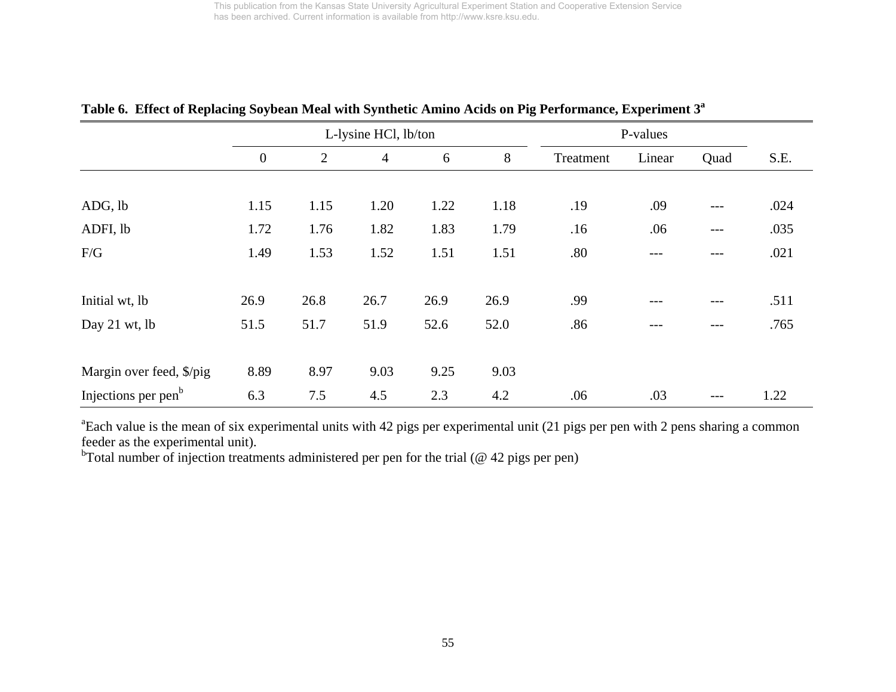**Table 6. Effect of Replacing Soybean Meal with Synthetic Amino Acids on Pig Performance, Experiment 3[a]**

| | L-lysine HCl, lb/ton | | | | | P-values | | | |
|---|---|---|---|---|---|---|---|---|---|
| | 0 | 2 | 4 | 6 | 8 | Treatment | Linear | Quad | S.E. |
| ADG, lb | 1.15 | 1.15 | 1.20 | 1.22 | 1.18 | .19 | .09 | --- | .024 |
| ADFI, lb | 1.72 | 1.76 | 1.82 | 1.83 | 1.79 | .16 | .06 | --- | .035 |
| F/G | 1.49 | 1.53 | 1.52 | 1.51 | 1.51 | .80 | --- | --- | .021 |
| Initial wt, lb | 26.9 | 26.8 | 26.7 | 26.9 | 26.9 | .99 | --- | --- | .511 |
| Day 21 wt, lb | 51.5 | 51.7 | 51.9 | 52.6 | 52.0 | .86 | --- | --- | .765 |
| Margin over feed, $/pig | 8.89 | 8.97 | 9.03 | 9.25 | 9.03 | | | | |
| Injections per pen[b] | 6.3 | 7.5 | 4.5 | 2.3 | 4.2 | .06 | .03 | --- | 1.22 |

[a]Each value is the mean of six experimental units with 42 pigs per experimental unit (21 pigs per pen with 2 pens sharing a common feeder as the experimental unit).

[b]Total number of injection treatments administered per pen for the trial (@ 42 pigs per pen)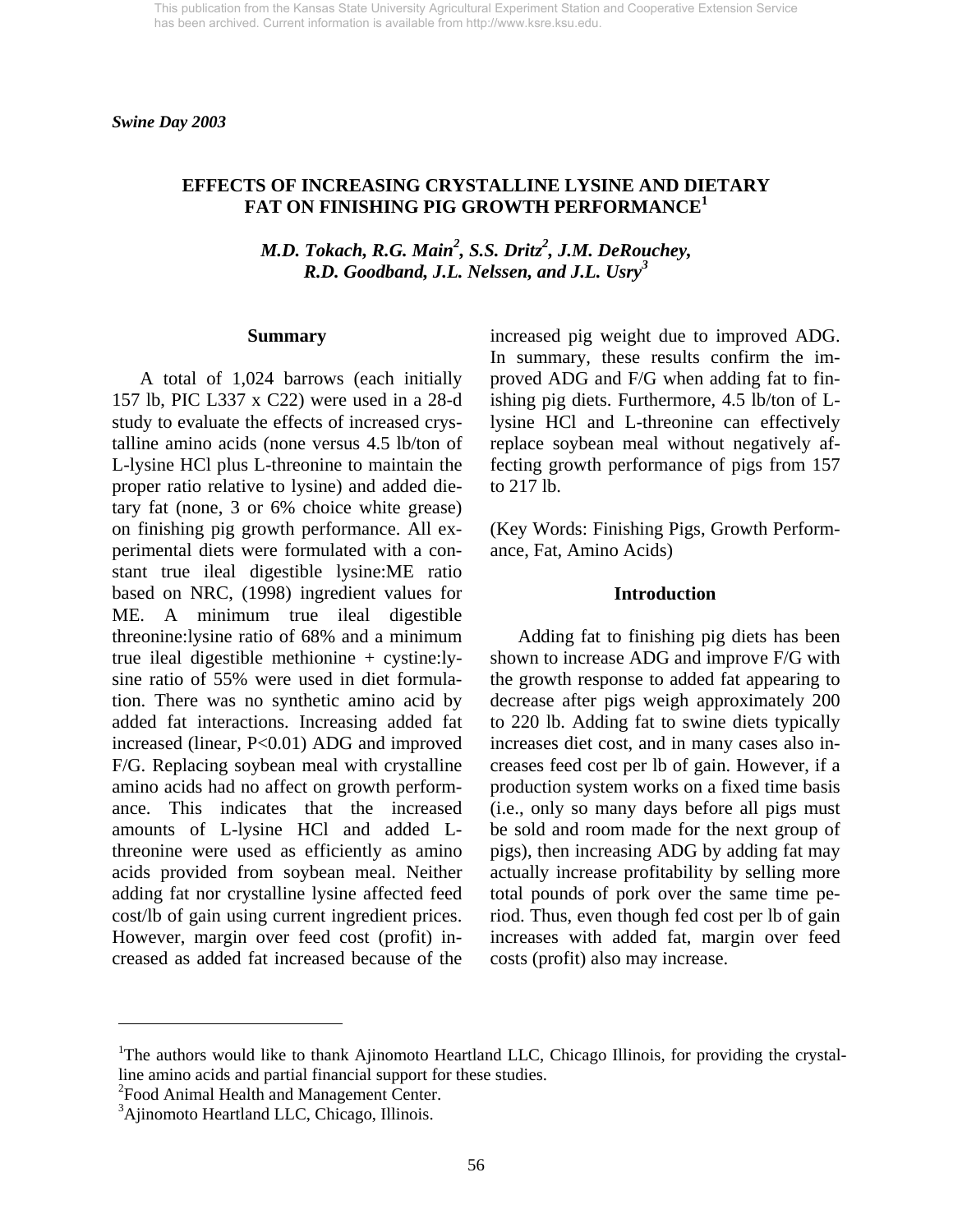This publication from the Kansas State University Agricultural Experiment Station and Cooperative Extension Service has been archived. Current information is available from http://www.ksre.ksu.edu.

*Swine Day 2003*

# EFFECTS OF INCREASING CRYSTALLINE LYSINE AND DIETARY FAT ON FINISHING PIG GROWTH PERFORMANCE[1]

*M.D. Tokach, R.G. Main[2], S.S. Dritz[2], J.M. DeRouchey, R.D. Goodband, J.L. Nelssen, and J.L. Usry[3]*

## Summary

A total of 1,024 barrows (each initially 157 lb, PIC L337 x C22) were used in a 28-d study to evaluate the effects of increased crystalline amino acids (none versus 4.5 lb/ton of L-lysine HCl plus L-threonine to maintain the proper ratio relative to lysine) and added dietary fat (none, 3 or 6% choice white grease) on finishing pig growth performance. All experimental diets were formulated with a constant true ileal digestible lysine:ME ratio based on NRC, (1998) ingredient values for ME. A minimum true ileal digestible threonine:lysine ratio of 68% and a minimum true ileal digestible methionine + cystine:lysine ratio of 55% were used in diet formulation. There was no synthetic amino acid by added fat interactions. Increasing added fat increased (linear, $P<0.01$) ADG and improved F/G. Replacing soybean meal with crystalline amino acids had no affect on growth performance. This indicates that the increased amounts of L-lysine HCl and added L-threonine were used as efficiently as amino acids provided from soybean meal. Neither adding fat nor crystalline lysine affected feed cost/lb of gain using current ingredient prices. However, margin over feed cost (profit) increased as added fat increased because of the increased pig weight due to improved ADG. In summary, these results confirm the improved ADG and F/G when adding fat to finishing pig diets. Furthermore, 4.5 lb/ton of L-lysine HCl and L-threonine can effectively replace soybean meal without negatively affecting growth performance of pigs from 157 to 217 lb.

(Key Words: Finishing Pigs, Growth Performance, Fat, Amino Acids)

## Introduction

Adding fat to finishing pig diets has been shown to increase ADG and improve F/G with the growth response to added fat appearing to decrease after pigs weigh approximately 200 to 220 lb. Adding fat to swine diets typically increases diet cost, and in many cases also increases feed cost per lb of gain. However, if a production system works on a fixed time basis (i.e., only so many days before all pigs must be sold and room made for the next group of pigs), then increasing ADG by adding fat may actually increase profitability by selling more total pounds of pork over the same time period. Thus, even though fed cost per lb of gain increases with added fat, margin over feed costs (profit) also may increase.

---

[1]The authors would like to thank Ajinomoto Heartland LLC, Chicago Illinois, for providing the crystalline amino acids and partial financial support for these studies.

[2]Food Animal Health and Management Center.

[3]Ajinomoto Heartland LLC, Chicago, Illinois.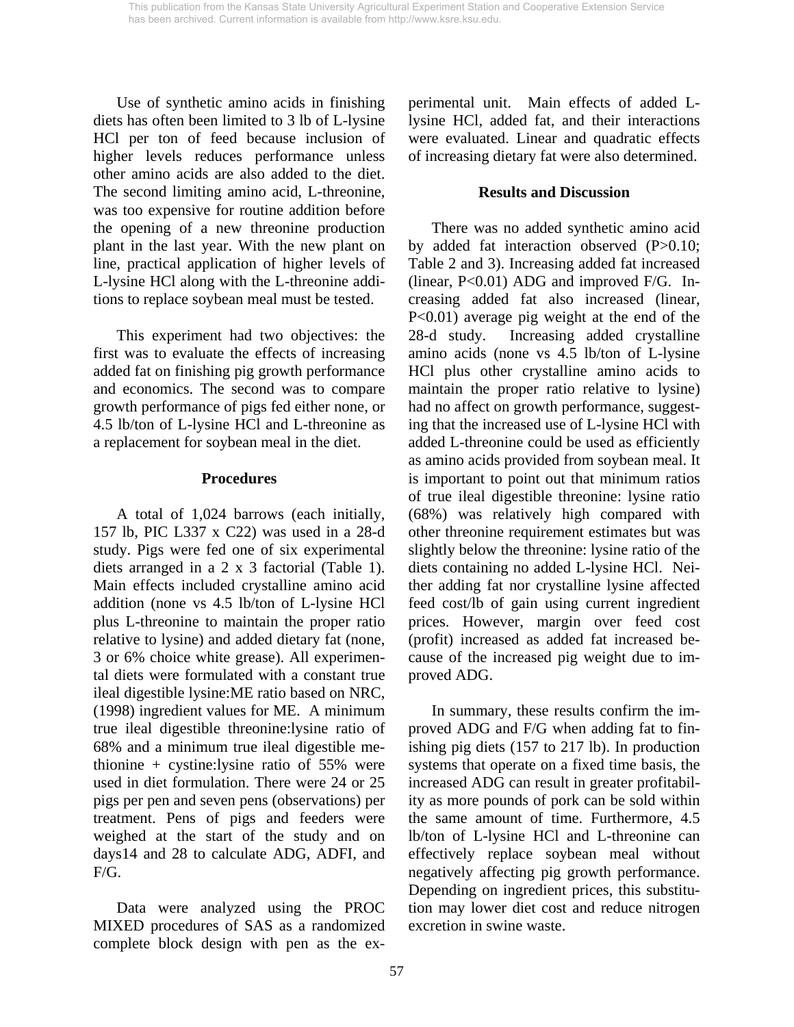Use of synthetic amino acids in finishing diets has often been limited to 3 lb of L-lysine HCl per ton of feed because inclusion of higher levels reduces performance unless other amino acids are also added to the diet. The second limiting amino acid, L-threonine, was too expensive for routine addition before the opening of a new threonine production plant in the last year. With the new plant on line, practical application of higher levels of L-lysine HCl along with the L-threonine additions to replace soybean meal must be tested.

This experiment had two objectives: the first was to evaluate the effects of increasing added fat on finishing pig growth performance and economics. The second was to compare growth performance of pigs fed either none, or 4.5 lb/ton of L-lysine HCl and L-threonine as a replacement for soybean meal in the diet.

## Procedures

A total of 1,024 barrows (each initially, 157 lb, PIC L337 x C22) was used in a 28-d study. Pigs were fed one of six experimental diets arranged in a 2 x 3 factorial (Table 1). Main effects included crystalline amino acid addition (none vs 4.5 lb/ton of L-lysine HCl plus L-threonine to maintain the proper ratio relative to lysine) and added dietary fat (none, 3 or 6% choice white grease). All experimental diets were formulated with a constant true ileal digestible lysine:ME ratio based on NRC, (1998) ingredient values for ME. A minimum true ileal digestible threonine:lysine ratio of 68% and a minimum true ileal digestible methionine + cystine:lysine ratio of 55% were used in diet formulation. There were 24 or 25 pigs per pen and seven pens (observations) per treatment. Pens of pigs and feeders were weighed at the start of the study and on days14 and 28 to calculate ADG, ADFI, and F/G.

Data were analyzed using the PROC MIXED procedures of SAS as a randomized complete block design with pen as the experimental unit. Main effects of added L-lysine HCl, added fat, and their interactions were evaluated. Linear and quadratic effects of increasing dietary fat were also determined.

## Results and Discussion

There was no added synthetic amino acid by added fat interaction observed ($P>0.10$; Table 2 and 3). Increasing added fat increased (linear, $P<0.01$) ADG and improved F/G. Increasing added fat also increased (linear, $P<0.01$) average pig weight at the end of the 28-d study. Increasing added crystalline amino acids (none vs 4.5 lb/ton of L-lysine HCl plus other crystalline amino acids to maintain the proper ratio relative to lysine) had no affect on growth performance, suggesting that the increased use of L-lysine HCl with added L-threonine could be used as efficiently as amino acids provided from soybean meal. It is important to point out that minimum ratios of true ileal digestible threonine: lysine ratio (68%) was relatively high compared with other threonine requirement estimates but was slightly below the threonine: lysine ratio of the diets containing no added L-lysine HCl. Neither adding fat nor crystalline lysine affected feed cost/lb of gain using current ingredient prices. However, margin over feed cost (profit) increased as added fat increased because of the increased pig weight due to improved ADG.

In summary, these results confirm the improved ADG and F/G when adding fat to finishing pig diets (157 to 217 lb). In production systems that operate on a fixed time basis, the increased ADG can result in greater profitability as more pounds of pork can be sold within the same amount of time. Furthermore, 4.5 lb/ton of L-lysine HCl and L-threonine can effectively replace soybean meal without negatively affecting pig growth performance. Depending on ingredient prices, this substitution may lower diet cost and reduce nitrogen excretion in swine waste.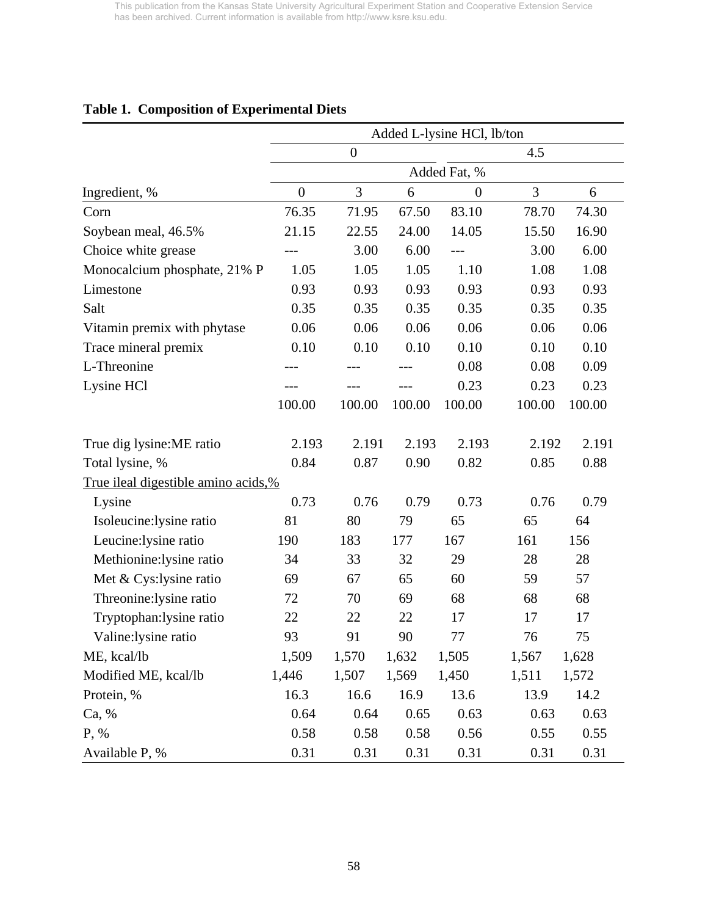This publication from the Kansas State University Agricultural Experiment Station and Cooperative Extension Service has been archived. Current information is available from http://www.ksre.ksu.edu.

**Table 1. Composition of Experimental Diets**

| | Added L-lysine HCl, lb/ton | | | | | |
|---|---|---|---|---|---|---|
| | 0 | | | 4.5 | | |
| | Added Fat, % | | | | | |
| Ingredient, % | 0 | 3 | 6 | 0 | 3 | 6 |
| Corn | 76.35 | 71.95 | 67.50 | 83.10 | 78.70 | 74.30 |
| Soybean meal, 46.5% | 21.15 | 22.55 | 24.00 | 14.05 | 15.50 | 16.90 |
| Choice white grease | --- | 3.00 | 6.00 | --- | 3.00 | 6.00 |
| Monocalcium phosphate, 21% P | 1.05 | 1.05 | 1.05 | 1.10 | 1.08 | 1.08 |
| Limestone | 0.93 | 0.93 | 0.93 | 0.93 | 0.93 | 0.93 |
| Salt | 0.35 | 0.35 | 0.35 | 0.35 | 0.35 | 0.35 |
| Vitamin premix with phytase | 0.06 | 0.06 | 0.06 | 0.06 | 0.06 | 0.06 |
| Trace mineral premix | 0.10 | 0.10 | 0.10 | 0.10 | 0.10 | 0.10 |
| L-Threonine | --- | --- | --- | 0.08 | 0.08 | 0.09 |
| Lysine HCl | --- | --- | --- | 0.23 | 0.23 | 0.23 |
| | 100.00 | 100.00 | 100.00 | 100.00 | 100.00 | 100.00 |
| True dig lysine:ME ratio | 2.193 | 2.191 | 2.193 | 2.193 | 2.192 | 2.191 |
| Total lysine, % | 0.84 | 0.87 | 0.90 | 0.82 | 0.85 | 0.88 |
| True ileal digestible amino acids,% | | | | | | |
| Lysine | 0.73 | 0.76 | 0.79 | 0.73 | 0.76 | 0.79 |
| Isoleucine:lysine ratio | 81 | 80 | 79 | 65 | 65 | 64 |
| Leucine:lysine ratio | 190 | 183 | 177 | 167 | 161 | 156 |
| Methionine:lysine ratio | 34 | 33 | 32 | 29 | 28 | 28 |
| Met & Cys:lysine ratio | 69 | 67 | 65 | 60 | 59 | 57 |
| Threonine:lysine ratio | 72 | 70 | 69 | 68 | 68 | 68 |
| Tryptophan:lysine ratio | 22 | 22 | 22 | 17 | 17 | 17 |
| Valine:lysine ratio | 93 | 91 | 90 | 77 | 76 | 75 |
| ME, kcal/lb | 1,509 | 1,570 | 1,632 | 1,505 | 1,567 | 1,628 |
| Modified ME, kcal/lb | 1,446 | 1,507 | 1,569 | 1,450 | 1,511 | 1,572 |
| Protein, % | 16.3 | 16.6 | 16.9 | 13.6 | 13.9 | 14.2 |
| Ca, % | 0.64 | 0.64 | 0.65 | 0.63 | 0.63 | 0.63 |
| P, % | 0.58 | 0.58 | 0.58 | 0.56 | 0.55 | 0.55 |
| Available P, % | 0.31 | 0.31 | 0.31 | 0.31 | 0.31 | 0.31 |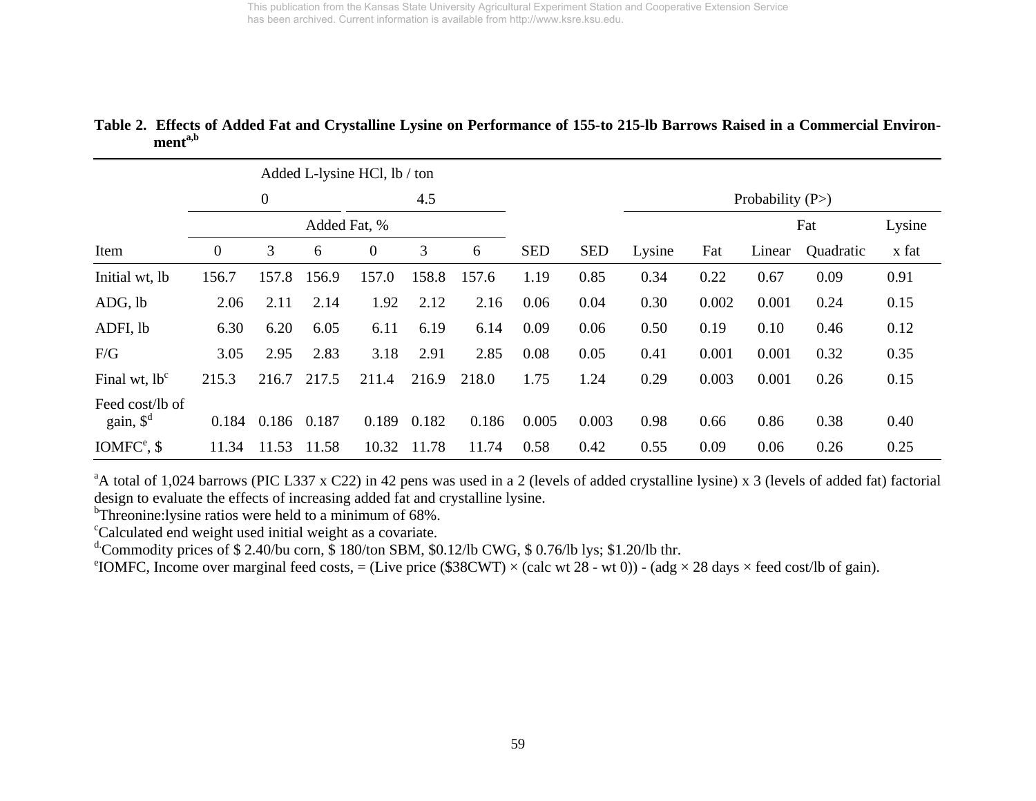**Table 2. Effects of Added Fat and Crystalline Lysine on Performance of 155-to 215-lb Barrows Raised in a Commercial Environment[a,b]**

| | Added L-lysine HCl, lb / ton | | | | | | | | Probability (P>) | | | | |
|---|---|---|---|---|---|---|---|---|---|---|---|---|---|
| | 0 | | | 4.5 | | | | | | | Fat | | Lysine |
| | Added Fat, % | | | | | | | | | | | | |
| Item | 0 | 3 | 6 | 0 | 3 | 6 | SED | SED | Lysine | Fat | Linear | Quadratic | x fat |
| Initial wt, lb | 156.7 | 157.8 | 156.9 | 157.0 | 158.8 | 157.6 | 1.19 | 0.85 | 0.34 | 0.22 | 0.67 | 0.09 | 0.91 |
| ADG, lb | 2.06 | 2.11 | 2.14 | 1.92 | 2.12 | 2.16 | 0.06 | 0.04 | 0.30 | 0.002 | 0.001 | 0.24 | 0.15 |
| ADFI, lb | 6.30 | 6.20 | 6.05 | 6.11 | 6.19 | 6.14 | 0.09 | 0.06 | 0.50 | 0.19 | 0.10 | 0.46 | 0.12 |
| F/G | 3.05 | 2.95 | 2.83 | 3.18 | 2.91 | 2.85 | 0.08 | 0.05 | 0.41 | 0.001 | 0.001 | 0.32 | 0.35 |
| Final wt, lb[c] | 215.3 | 216.7 | 217.5 | 211.4 | 216.9 | 218.0 | 1.75 | 1.24 | 0.29 | 0.003 | 0.001 | 0.26 | 0.15 |
| Feed cost/lb of gain, $[d] | 0.184 | 0.186 | 0.187 | 0.189 | 0.182 | 0.186 | 0.005 | 0.003 | 0.98 | 0.66 | 0.86 | 0.38 | 0.40 |
| IOMFC[e], $ | 11.34 | 11.53 | 11.58 | 10.32 | 11.78 | 11.74 | 0.58 | 0.42 | 0.55 | 0.09 | 0.06 | 0.26 | 0.25 |

[a]A total of 1,024 barrows (PIC L337 x C22) in 42 pens was used in a 2 (levels of added crystalline lysine) x 3 (levels of added fat) factorial design to evaluate the effects of increasing added fat and crystalline lysine.
[b]Threonine:lysine ratios were held to a minimum of 68%.
[c]Calculated end weight used initial weight as a covariate.
[d]Commodity prices of $ 2.40/bu corn, $ 180/ton SBM, $0.12/lb CWG, $ 0.76/lb lys; $1.20/lb thr.
[e]IOMFC, Income over marginal feed costs, = (Live price ($38CWT) × (calc wt 28 - wt 0)) - (adg × 28 days × feed cost/lb of gain).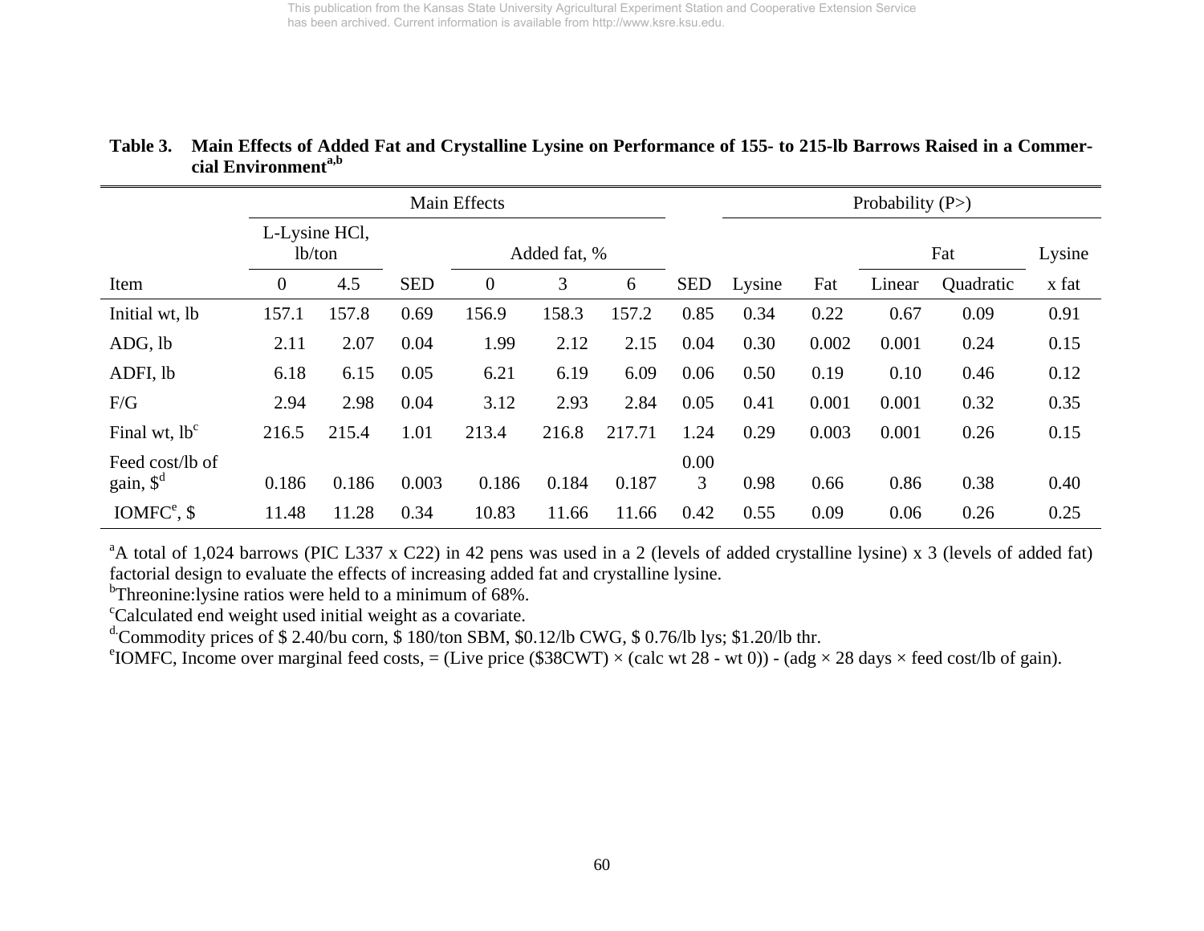**Table 3. Main Effects of Added Fat and Crystalline Lysine on Performance of 155- to 215-lb Barrows Raised in a Commercial Environment[a,b]**

| | Main Effects | | | | | | | Probability (P>) | | | | |
|---|---|---|---|---|---|---|---|---|---|---|---|---|
| | L-Lysine HCl, lb/ton | | | Added fat, % | | | | | | Fat | | Lysine |
| Item | 0 | 4.5 | SED | 0 | 3 | 6 | SED | Lysine | Fat | Linear | Quadratic | x fat |
| Initial wt, lb | 157.1 | 157.8 | 0.69 | 156.9 | 158.3 | 157.2 | 0.85 | 0.34 | 0.22 | 0.67 | 0.09 | 0.91 |
| ADG, lb | 2.11 | 2.07 | 0.04 | 1.99 | 2.12 | 2.15 | 0.04 | 0.30 | 0.002 | 0.001 | 0.24 | 0.15 |
| ADFI, lb | 6.18 | 6.15 | 0.05 | 6.21 | 6.19 | 6.09 | 0.06 | 0.50 | 0.19 | 0.10 | 0.46 | 0.12 |
| F/G | 2.94 | 2.98 | 0.04 | 3.12 | 2.93 | 2.84 | 0.05 | 0.41 | 0.001 | 0.001 | 0.32 | 0.35 |
| Final wt, lb[c] | 216.5 | 215.4 | 1.01 | 213.4 | 216.8 | 217.71 | 1.24 | 0.29 | 0.003 | 0.001 | 0.26 | 0.15 |
| Feed cost/lb of gain, $[d] | 0.186 | 0.186 | 0.003 | 0.186 | 0.184 | 0.187 | 0.003 | 0.98 | 0.66 | 0.86 | 0.38 | 0.40 |
| IOMFC[e], $ | 11.48 | 11.28 | 0.34 | 10.83 | 11.66 | 11.66 | 0.42 | 0.55 | 0.09 | 0.06 | 0.26 | 0.25 |

[a]A total of 1,024 barrows (PIC L337 x C22) in 42 pens was used in a 2 (levels of added crystalline lysine) x 3 (levels of added fat) factorial design to evaluate the effects of increasing added fat and crystalline lysine.
[b]Threonine:lysine ratios were held to a minimum of 68%.
[c]Calculated end weight used initial weight as a covariate.
[d]Commodity prices of $ 2.40/bu corn, $ 180/ton SBM, $0.12/lb CWG, $ 0.76/lb lys; $1.20/lb thr.
[e]IOMFC, Income over marginal feed costs, = (Live price ($38CWT) × (calc wt 28 - wt 0)) - (adg × 28 days × feed cost/lb of gain).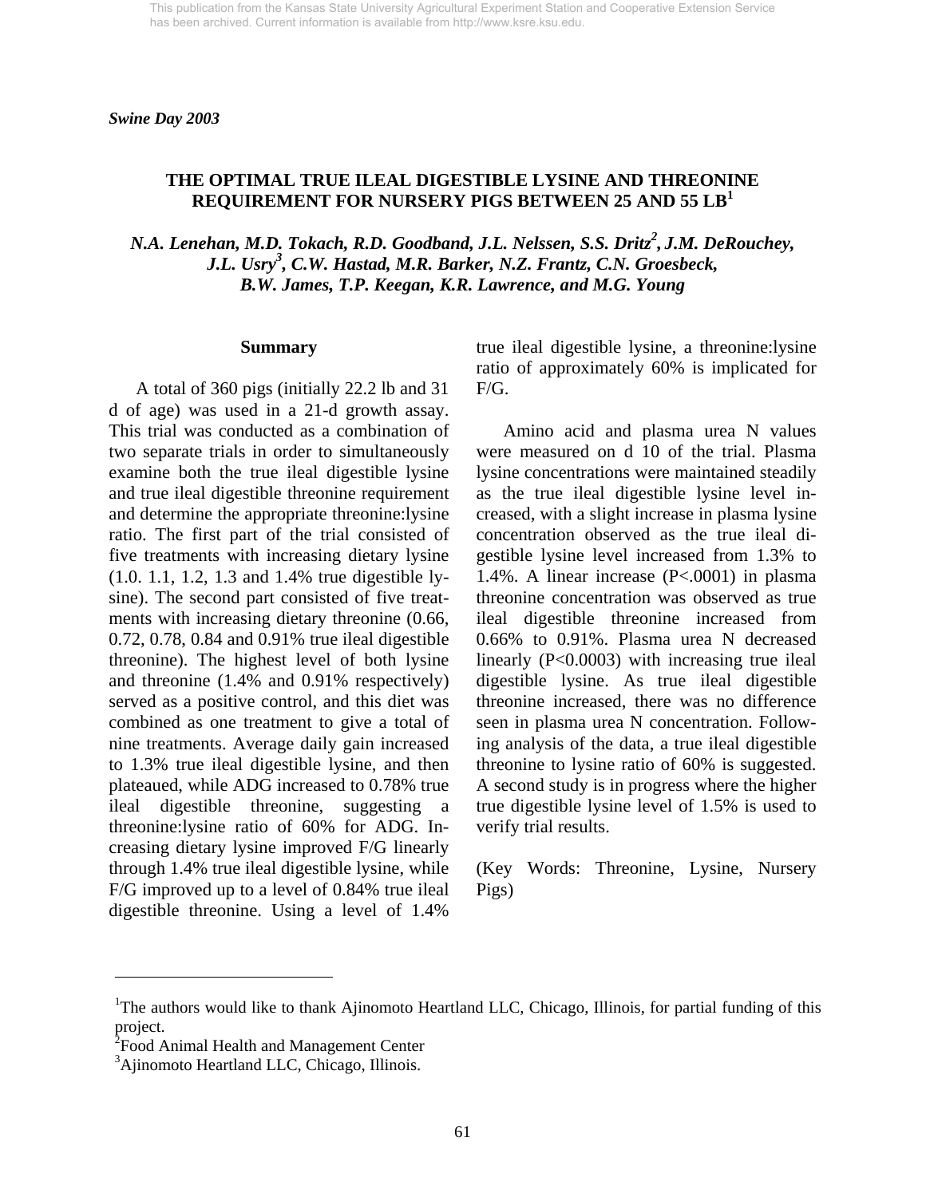This publication from the Kansas State University Agricultural Experiment Station and Cooperative Extension Service has been archived. Current information is available from http://www.ksre.ksu.edu.

*Swine Day 2003*

# THE OPTIMAL TRUE ILEAL DIGESTIBLE LYSINE AND THREONINE REQUIREMENT FOR NURSERY PIGS BETWEEN 25 AND 55 LB[1]

*N.A. Lenehan, M.D. Tokach, R.D. Goodband, J.L. Nelssen, S.S. Dritz[2], J.M. DeRouchey, J.L. Usry[3], C.W. Hastad, M.R. Barker, N.Z. Frantz, C.N. Groesbeck, B.W. James, T.P. Keegan, K.R. Lawrence, and M.G. Young*

## Summary

A total of 360 pigs (initially 22.2 lb and 31 d of age) was used in a 21-d growth assay. This trial was conducted as a combination of two separate trials in order to simultaneously examine both the true ileal digestible lysine and true ileal digestible threonine requirement and determine the appropriate threonine:lysine ratio. The first part of the trial consisted of five treatments with increasing dietary lysine (1.0. 1.1, 1.2, 1.3 and 1.4% true digestible lysine). The second part consisted of five treatments with increasing dietary threonine (0.66, 0.72, 0.78, 0.84 and 0.91% true ileal digestible threonine). The highest level of both lysine and threonine (1.4% and 0.91% respectively) served as a positive control, and this diet was combined as one treatment to give a total of nine treatments. Average daily gain increased to 1.3% true ileal digestible lysine, and then plateaued, while ADG increased to 0.78% true ileal digestible threonine, suggesting a threonine:lysine ratio of 60% for ADG. Increasing dietary lysine improved F/G linearly through 1.4% true ileal digestible lysine, while F/G improved up to a level of 0.84% true ileal digestible threonine. Using a level of 1.4% true ileal digestible lysine, a threonine:lysine ratio of approximately 60% is implicated for F/G.

Amino acid and plasma urea N values were measured on d 10 of the trial. Plasma lysine concentrations were maintained steadily as the true ileal digestible lysine level increased, with a slight increase in plasma lysine concentration observed as the true ileal digestible lysine level increased from 1.3% to 1.4%. A linear increase ($P<.0001$) in plasma threonine concentration was observed as true ileal digestible threonine increased from 0.66% to 0.91%. Plasma urea N decreased linearly ($P<0.0003$) with increasing true ileal digestible lysine. As true ileal digestible threonine increased, there was no difference seen in plasma urea N concentration. Following analysis of the data, a true ileal digestible threonine to lysine ratio of 60% is suggested. A second study is in progress where the higher true digestible lysine level of 1.5% is used to verify trial results.

(Key Words: Threonine, Lysine, Nursery Pigs)

---

[1]The authors would like to thank Ajinomoto Heartland LLC, Chicago, Illinois, for partial funding of this project.
[2]Food Animal Health and Management Center
[3]Ajinomoto Heartland LLC, Chicago, Illinois.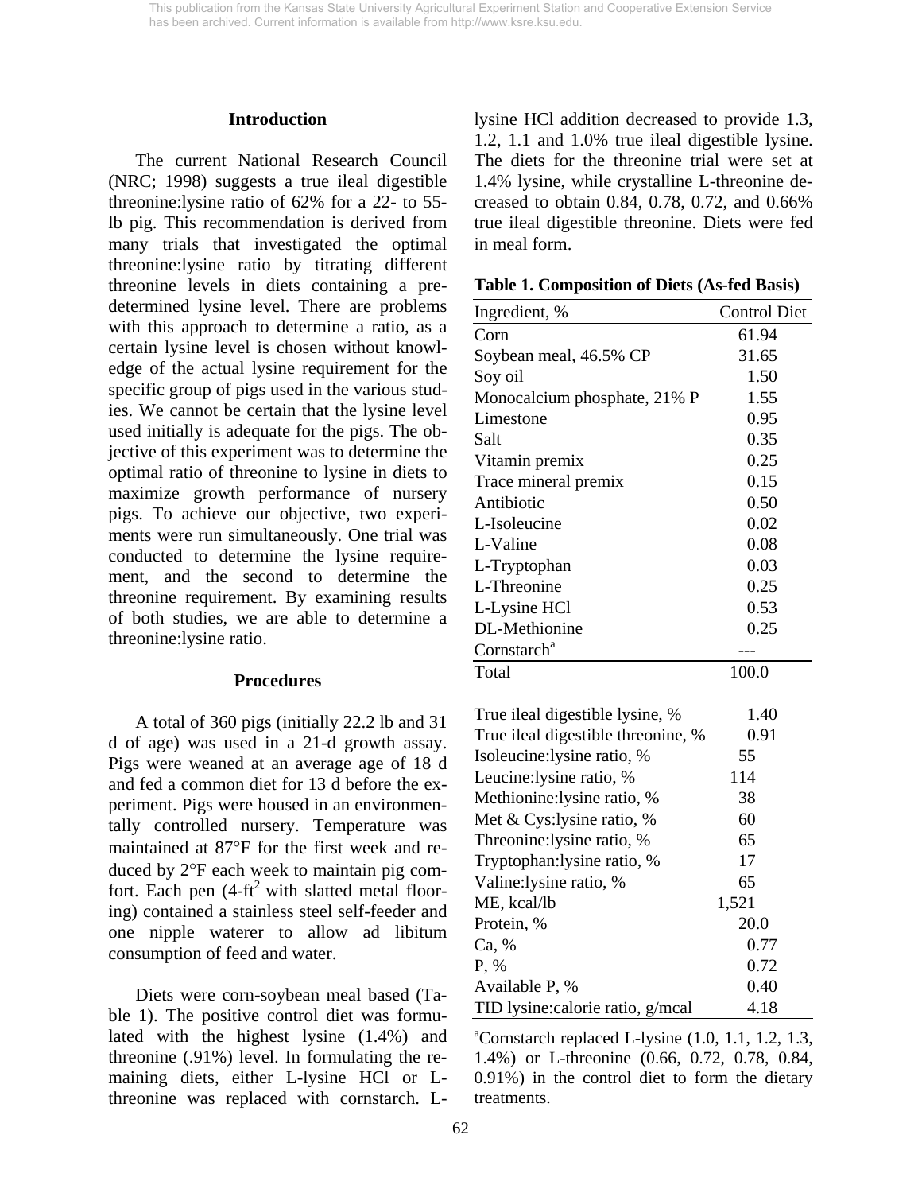## Introduction

The current National Research Council (NRC; 1998) suggests a true ileal digestible threonine:lysine ratio of 62% for a 22- to 55-lb pig. This recommendation is derived from many trials that investigated the optimal threonine:lysine ratio by titrating different threonine levels in diets containing a predetermined lysine level. There are problems with this approach to determine a ratio, as a certain lysine level is chosen without knowledge of the actual lysine requirement for the specific group of pigs used in the various studies. We cannot be certain that the lysine level used initially is adequate for the pigs. The objective of this experiment was to determine the optimal ratio of threonine to lysine in diets to maximize growth performance of nursery pigs. To achieve our objective, two experiments were run simultaneously. One trial was conducted to determine the lysine requirement, and the second to determine the threonine requirement. By examining results of both studies, we are able to determine a threonine:lysine ratio.

## Procedures

A total of 360 pigs (initially 22.2 lb and 31 d of age) was used in a 21-d growth assay. Pigs were weaned at an average age of 18 d and fed a common diet for 13 d before the experiment. Pigs were housed in an environmentally controlled nursery. Temperature was maintained at 87°F for the first week and reduced by 2°F each week to maintain pig comfort. Each pen (4-ft$^2$ with slatted metal flooring) contained a stainless steel self-feeder and one nipple waterer to allow ad libitum consumption of feed and water.

Diets were corn-soybean meal based (Table 1). The positive control diet was formulated with the highest lysine (1.4%) and threonine (.91%) level. In formulating the remaining diets, either L-lysine HCl or L-threonine was replaced with cornstarch. L-lysine HCl addition decreased to provide 1.3, 1.2, 1.1 and 1.0% true ileal digestible lysine. The diets for the threonine trial were set at 1.4% lysine, while crystalline L-threonine decreased to obtain 0.84, 0.78, 0.72, and 0.66% true ileal digestible threonine. Diets were fed in meal form.

**Table 1. Composition of Diets (As-fed Basis)**

| Ingredient, % | Control Diet |
|---|---|
| Corn | 61.94 |
| Soybean meal, 46.5% CP | 31.65 |
| Soy oil | 1.50 |
| Monocalcium phosphate, 21% P | 1.55 |
| Limestone | 0.95 |
| Salt | 0.35 |
| Vitamin premix | 0.25 |
| Trace mineral premix | 0.15 |
| Antibiotic | 0.50 |
| L-Isoleucine | 0.02 |
| L-Valine | 0.08 |
| L-Tryptophan | 0.03 |
| L-Threonine | 0.25 |
| L-Lysine HCl | 0.53 |
| DL-Methionine | 0.25 |
| Cornstarch[a] | --- |
| Total | 100.0 |
| | |
| True ileal digestible lysine, % | 1.40 |
| True ileal digestible threonine, % | 0.91 |
| Isoleucine:lysine ratio, % | 55 |
| Leucine:lysine ratio, % | 114 |
| Methionine:lysine ratio, % | 38 |
| Met & Cys:lysine ratio, % | 60 |
| Threonine:lysine ratio, % | 65 |
| Tryptophan:lysine ratio, % | 17 |
| Valine:lysine ratio, % | 65 |
| ME, kcal/lb | 1,521 |
| Protein, % | 20.0 |
| Ca, % | 0.77 |
| P, % | 0.72 |
| Available P, % | 0.40 |
| TID lysine:calorie ratio, g/mcal | 4.18 |

[a]Cornstarch replaced L-lysine (1.0, 1.1, 1.2, 1.3, 1.4%) or L-threonine (0.66, 0.72, 0.78, 0.84, 0.91%) in the control diet to form the dietary treatments.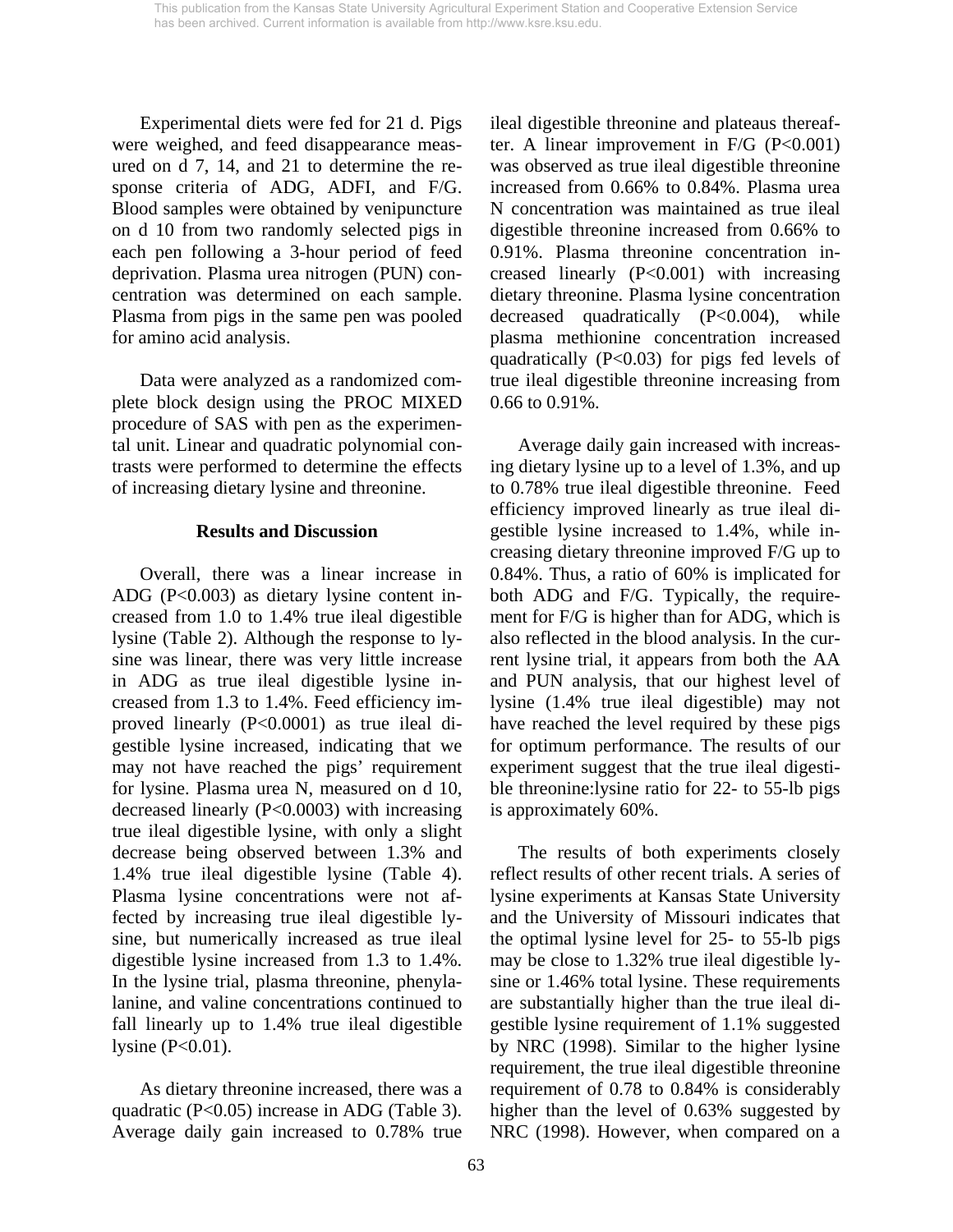Experimental diets were fed for 21 d. Pigs were weighed, and feed disappearance measured on d 7, 14, and 21 to determine the response criteria of ADG, ADFI, and F/G. Blood samples were obtained by venipuncture on d 10 from two randomly selected pigs in each pen following a 3-hour period of feed deprivation. Plasma urea nitrogen (PUN) concentration was determined on each sample. Plasma from pigs in the same pen was pooled for amino acid analysis.

Data were analyzed as a randomized complete block design using the PROC MIXED procedure of SAS with pen as the experimental unit. Linear and quadratic polynomial contrasts were performed to determine the effects of increasing dietary lysine and threonine.

## Results and Discussion

Overall, there was a linear increase in ADG ($P<0.003$) as dietary lysine content increased from 1.0 to 1.4% true ileal digestible lysine (Table 2). Although the response to lysine was linear, there was very little increase in ADG as true ileal digestible lysine increased from 1.3 to 1.4%. Feed efficiency improved linearly ($P<0.0001$) as true ileal digestible lysine increased, indicating that we may not have reached the pigs' requirement for lysine. Plasma urea N, measured on d 10, decreased linearly ($P<0.0003$) with increasing true ileal digestible lysine, with only a slight decrease being observed between 1.3% and 1.4% true ileal digestible lysine (Table 4). Plasma lysine concentrations were not affected by increasing true ileal digestible lysine, but numerically increased as true ileal digestible lysine increased from 1.3 to 1.4%. In the lysine trial, plasma threonine, phenylalanine, and valine concentrations continued to fall linearly up to 1.4% true ileal digestible lysine ($P<0.01$).

As dietary threonine increased, there was a quadratic ($P<0.05$) increase in ADG (Table 3). Average daily gain increased to 0.78% true ileal digestible threonine and plateaus thereafter. A linear improvement in F/G ($P<0.001$) was observed as true ileal digestible threonine increased from 0.66% to 0.84%. Plasma urea N concentration was maintained as true ileal digestible threonine increased from 0.66% to 0.91%. Plasma threonine concentration increased linearly ($P<0.001$) with increasing dietary threonine. Plasma lysine concentration decreased quadratically ($P<0.004$), while plasma methionine concentration increased quadratically ($P<0.03$) for pigs fed levels of true ileal digestible threonine increasing from 0.66 to 0.91%.

Average daily gain increased with increasing dietary lysine up to a level of 1.3%, and up to 0.78% true ileal digestible threonine. Feed efficiency improved linearly as true ileal digestible lysine increased to 1.4%, while increasing dietary threonine improved F/G up to 0.84%. Thus, a ratio of 60% is implicated for both ADG and F/G. Typically, the requirement for F/G is higher than for ADG, which is also reflected in the blood analysis. In the current lysine trial, it appears from both the AA and PUN analysis, that our highest level of lysine (1.4% true ileal digestible) may not have reached the level required by these pigs for optimum performance. The results of our experiment suggest that the true ileal digestible threonine:lysine ratio for 22- to 55-lb pigs is approximately 60%.

The results of both experiments closely reflect results of other recent trials. A series of lysine experiments at Kansas State University and the University of Missouri indicates that the optimal lysine level for 25- to 55-lb pigs may be close to 1.32% true ileal digestible lysine or 1.46% total lysine. These requirements are substantially higher than the true ileal digestible lysine requirement of 1.1% suggested by NRC (1998). Similar to the higher lysine requirement, the true ileal digestible threonine requirement of 0.78 to 0.84% is considerably higher than the level of 0.63% suggested by NRC (1998). However, when compared on a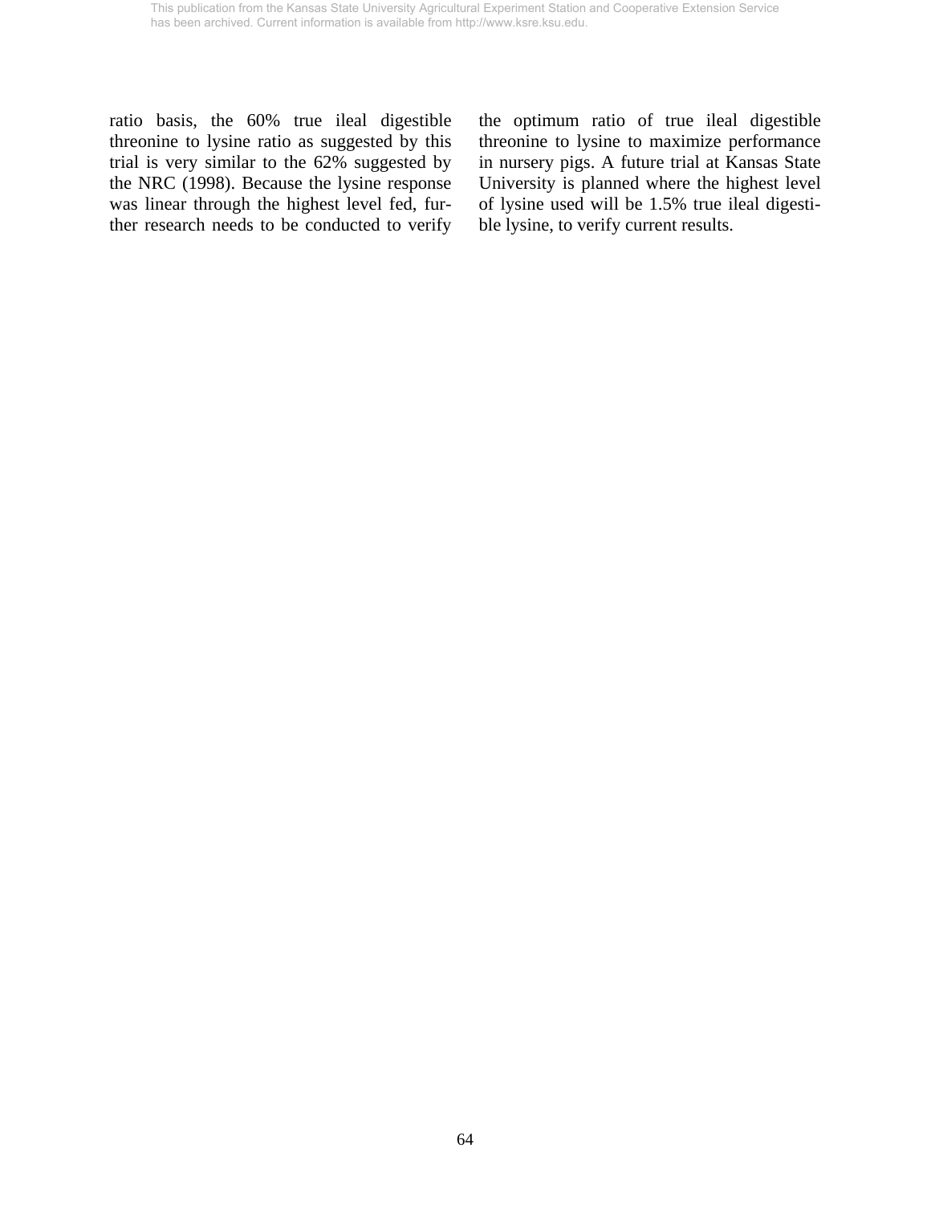ratio basis, the 60% true ileal digestible threonine to lysine ratio as suggested by this trial is very similar to the 62% suggested by the NRC (1998). Because the lysine response was linear through the highest level fed, further research needs to be conducted to verify the optimum ratio of true ileal digestible threonine to lysine to maximize performance in nursery pigs. A future trial at Kansas State University is planned where the highest level of lysine used will be 1.5% true ileal digestible lysine, to verify current results.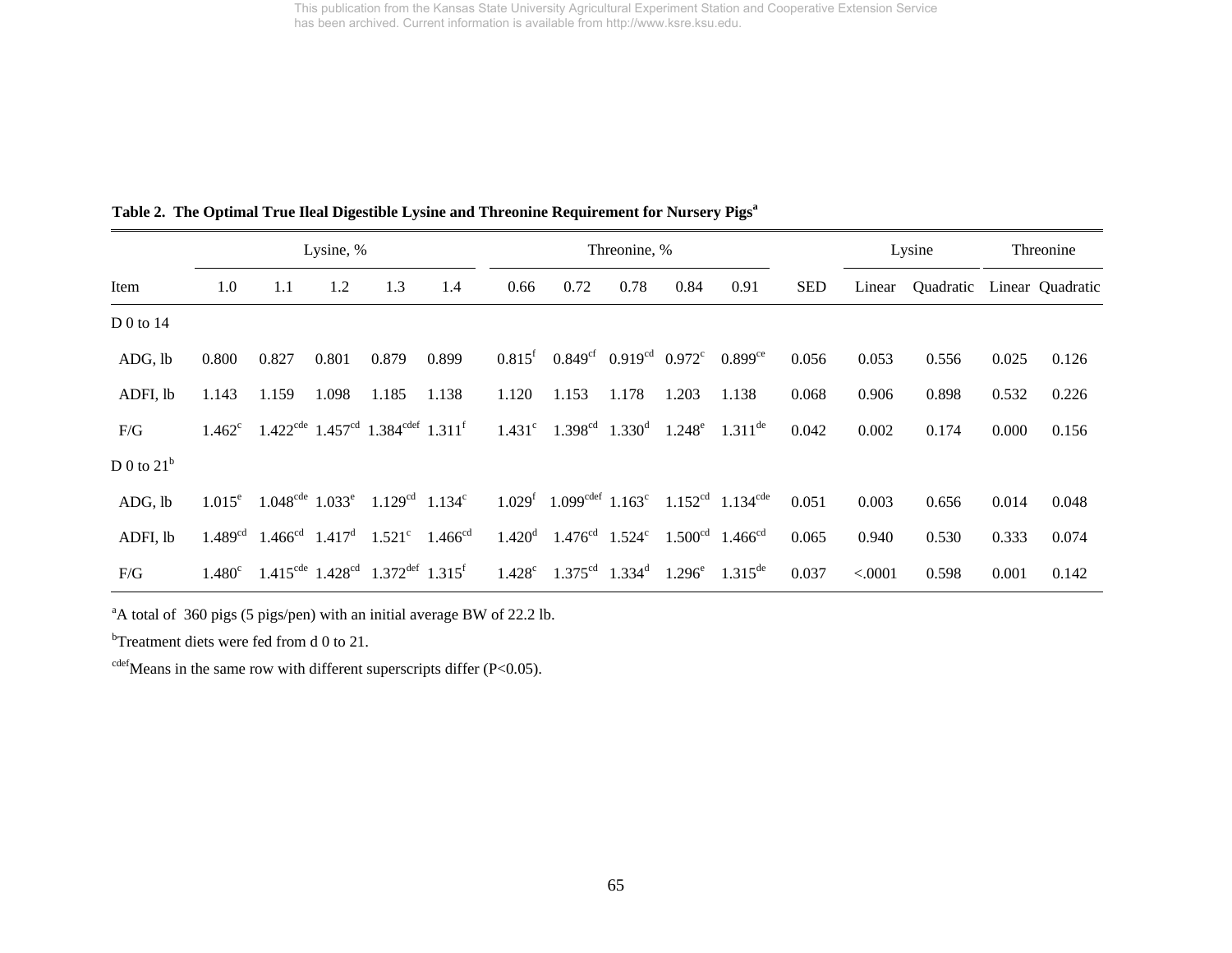**Table 2. The Optimal True Ileal Digestible Lysine and Threonine Requirement for Nursery Pigs[a]**

| | Lysine, % | | | | | Threonine, % | | | | | | Lysine | | Threonine | |
|---|---|---|---|---|---|---|---|---|---|---|---|---|---|---|---|
| Item | 1.0 | 1.1 | 1.2 | 1.3 | 1.4 | 0.66 | 0.72 | 0.78 | 0.84 | 0.91 | SED | Linear | Quadratic | Linear | Quadratic |
| D 0 to 14 | | | | | | | | | | | | | | | |
| ADG, lb | 0.800 | 0.827 | 0.801 | 0.879 | 0.899 | 0.815[f] | 0.849[cf] | 0.919[cd] | 0.972[c] | 0.899[ce] | 0.056 | 0.053 | 0.556 | 0.025 | 0.126 |
| ADFI, lb | 1.143 | 1.159 | 1.098 | 1.185 | 1.138 | 1.120 | 1.153 | 1.178 | 1.203 | 1.138 | 0.068 | 0.906 | 0.898 | 0.532 | 0.226 |
| F/G | 1.462[c] | 1.422[cde] | 1.457[cd] | 1.384[cdef] | 1.311[f] | 1.431[c] | 1.398[cd] | 1.330[d] | 1.248[e] | 1.311[de] | 0.042 | 0.002 | 0.174 | 0.000 | 0.156 |
| D 0 to 21[b] | | | | | | | | | | | | | | | |
| ADG, lb | 1.015[e] | 1.048[cde] | 1.033[e] | 1.129[cd] | 1.134[c] | 1.029[f] | 1.099[cdef] | 1.163[c] | 1.152[cd] | 1.134[cde] | 0.051 | 0.003 | 0.656 | 0.014 | 0.048 |
| ADFI, lb | 1.489[cd] | 1.466[cd] | 1.417[d] | 1.521[c] | 1.466[cd] | 1.420[d] | 1.476[cd] | 1.524[c] | 1.500[cd] | 1.466[cd] | 0.065 | 0.940 | 0.530 | 0.333 | 0.074 |
| F/G | 1.480[c] | 1.415[cde] | 1.428[cd] | 1.372[def] | 1.315[f] | 1.428[c] | 1.375[cd] | 1.334[d] | 1.296[e] | 1.315[de] | 0.037 | <.0001 | 0.598 | 0.001 | 0.142 |

[a]A total of 360 pigs (5 pigs/pen) with an initial average BW of 22.2 lb.

[b]Treatment diets were fed from d 0 to 21.

[cdef]Means in the same row with different superscripts differ ($P<0.05$).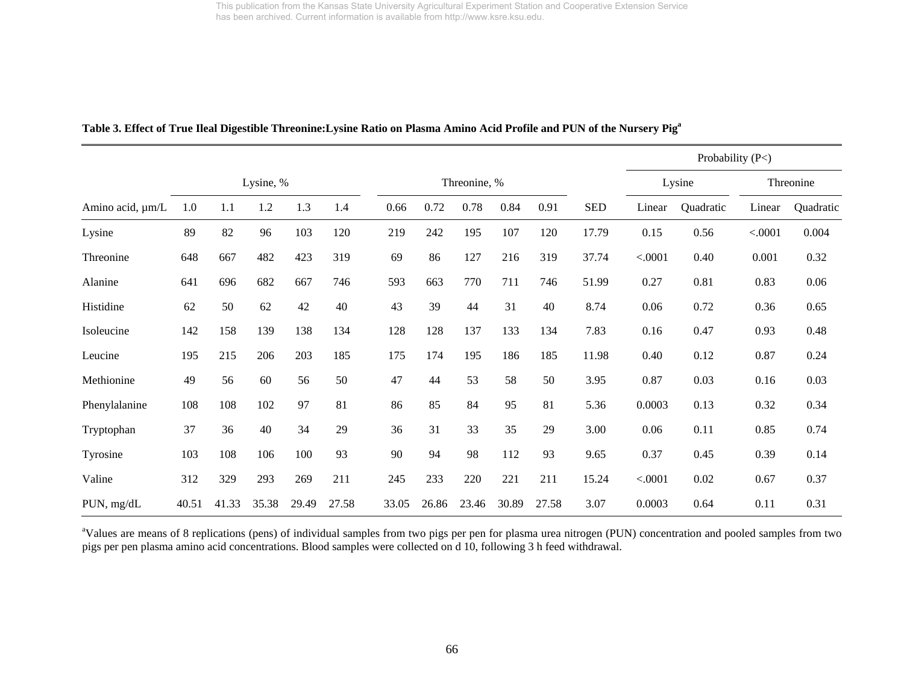**Table 3. Effect of True Ileal Digestible Threonine:Lysine Ratio on Plasma Amino Acid Profile and PUN of the Nursery Pig[a]**

| | Lysine, % | | | | | Threonine, % | | | | | | Probability (P<) | | | |
|---|---|---|---|---|---|---|---|---|---|---|---|---|---|---|---|
| | | | | | | | | | | | | Lysine | | Threonine | |
| Amino acid, µm/L | 1.0 | 1.1 | 1.2 | 1.3 | 1.4 | 0.66 | 0.72 | 0.78 | 0.84 | 0.91 | SED | Linear | Quadratic | Linear | Quadratic |
| Lysine | 89 | 82 | 96 | 103 | 120 | 219 | 242 | 195 | 107 | 120 | 17.79 | 0.15 | 0.56 | <.0001 | 0.004 |
| Threonine | 648 | 667 | 482 | 423 | 319 | 69 | 86 | 127 | 216 | 319 | 37.74 | <.0001 | 0.40 | 0.001 | 0.32 |
| Alanine | 641 | 696 | 682 | 667 | 746 | 593 | 663 | 770 | 711 | 746 | 51.99 | 0.27 | 0.81 | 0.83 | 0.06 |
| Histidine | 62 | 50 | 62 | 42 | 40 | 43 | 39 | 44 | 31 | 40 | 8.74 | 0.06 | 0.72 | 0.36 | 0.65 |
| Isoleucine | 142 | 158 | 139 | 138 | 134 | 128 | 128 | 137 | 133 | 134 | 7.83 | 0.16 | 0.47 | 0.93 | 0.48 |
| Leucine | 195 | 215 | 206 | 203 | 185 | 175 | 174 | 195 | 186 | 185 | 11.98 | 0.40 | 0.12 | 0.87 | 0.24 |
| Methionine | 49 | 56 | 60 | 56 | 50 | 47 | 44 | 53 | 58 | 50 | 3.95 | 0.87 | 0.03 | 0.16 | 0.03 |
| Phenylalanine | 108 | 108 | 102 | 97 | 81 | 86 | 85 | 84 | 95 | 81 | 5.36 | 0.0003 | 0.13 | 0.32 | 0.34 |
| Tryptophan | 37 | 36 | 40 | 34 | 29 | 36 | 31 | 33 | 35 | 29 | 3.00 | 0.06 | 0.11 | 0.85 | 0.74 |
| Tyrosine | 103 | 108 | 106 | 100 | 93 | 90 | 94 | 98 | 112 | 93 | 9.65 | 0.37 | 0.45 | 0.39 | 0.14 |
| Valine | 312 | 329 | 293 | 269 | 211 | 245 | 233 | 220 | 221 | 211 | 15.24 | <.0001 | 0.02 | 0.67 | 0.37 |
| PUN, mg/dL | 40.51 | 41.33 | 35.38 | 29.49 | 27.58 | 33.05 | 26.86 | 23.46 | 30.89 | 27.58 | 3.07 | 0.0003 | 0.64 | 0.11 | 0.31 |

[a]Values are means of 8 replications (pens) of individual samples from two pigs per pen for plasma urea nitrogen (PUN) concentration and pooled samples from two pigs per pen plasma amino acid concentrations. Blood samples were collected on d 10, following 3 h feed withdrawal.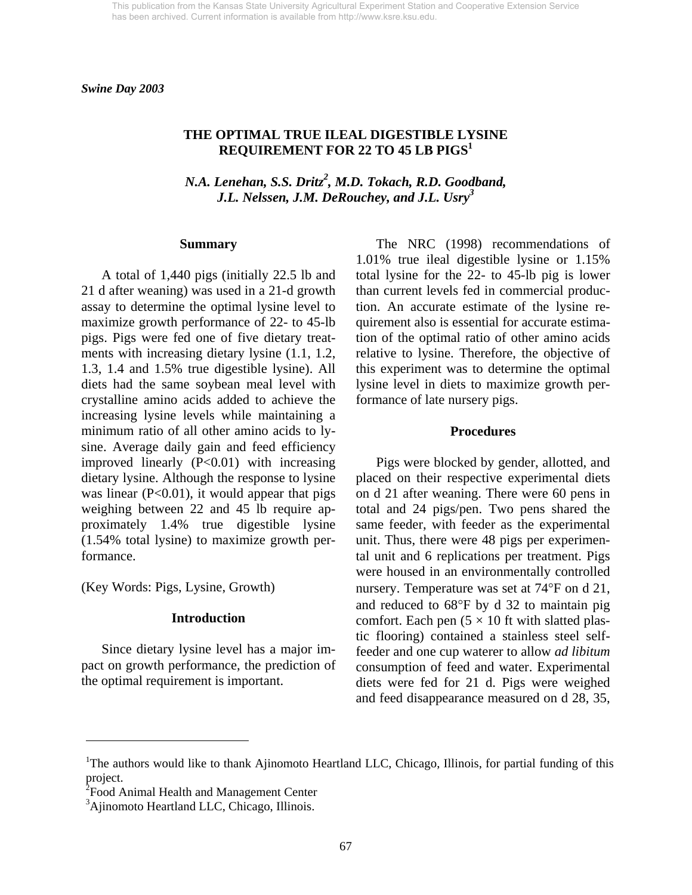This publication from the Kansas State University Agricultural Experiment Station and Cooperative Extension Service has been archived. Current information is available from http://www.ksre.ksu.edu.

*Swine Day 2003*

# THE OPTIMAL TRUE ILEAL DIGESTIBLE LYSINE REQUIREMENT FOR 22 TO 45 LB PIGS[1]

*N.A. Lenehan, S.S. Dritz[2], M.D. Tokach, R.D. Goodband, J.L. Nelssen, J.M. DeRouchey, and J.L. Usry[3]*

## Summary

A total of 1,440 pigs (initially 22.5 lb and 21 d after weaning) was used in a 21-d growth assay to determine the optimal lysine level to maximize growth performance of 22- to 45-lb pigs. Pigs were fed one of five dietary treatments with increasing dietary lysine (1.1, 1.2, 1.3, 1.4 and 1.5% true digestible lysine). All diets had the same soybean meal level with crystalline amino acids added to achieve the increasing lysine levels while maintaining a minimum ratio of all other amino acids to lysine. Average daily gain and feed efficiency improved linearly ($P<0.01$) with increasing dietary lysine. Although the response to lysine was linear ($P<0.01$), it would appear that pigs weighing between 22 and 45 lb require approximately 1.4% true digestible lysine (1.54% total lysine) to maximize growth performance.

(Key Words: Pigs, Lysine, Growth)

## Introduction

Since dietary lysine level has a major impact on growth performance, the prediction of the optimal requirement is important.

The NRC (1998) recommendations of 1.01% true ileal digestible lysine or 1.15% total lysine for the 22- to 45-lb pig is lower than current levels fed in commercial production. An accurate estimate of the lysine requirement also is essential for accurate estimation of the optimal ratio of other amino acids relative to lysine. Therefore, the objective of this experiment was to determine the optimal lysine level in diets to maximize growth performance of late nursery pigs.

## Procedures

Pigs were blocked by gender, allotted, and placed on their respective experimental diets on d 21 after weaning. There were 60 pens in total and 24 pigs/pen. Two pens shared the same feeder, with feeder as the experimental unit. Thus, there were 48 pigs per experimental unit and 6 replications per treatment. Pigs were housed in an environmentally controlled nursery. Temperature was set at 74°F on d 21, and reduced to 68°F by d 32 to maintain pig comfort. Each pen (5 × 10 ft with slatted plastic flooring) contained a stainless steel self-feeder and one cup waterer to allow *ad libitum* consumption of feed and water. Experimental diets were fed for 21 d. Pigs were weighed and feed disappearance measured on d 28, 35,

---

[1]The authors would like to thank Ajinomoto Heartland LLC, Chicago, Illinois, for partial funding of this project.

[2]Food Animal Health and Management Center

[3]Ajinomoto Heartland LLC, Chicago, Illinois.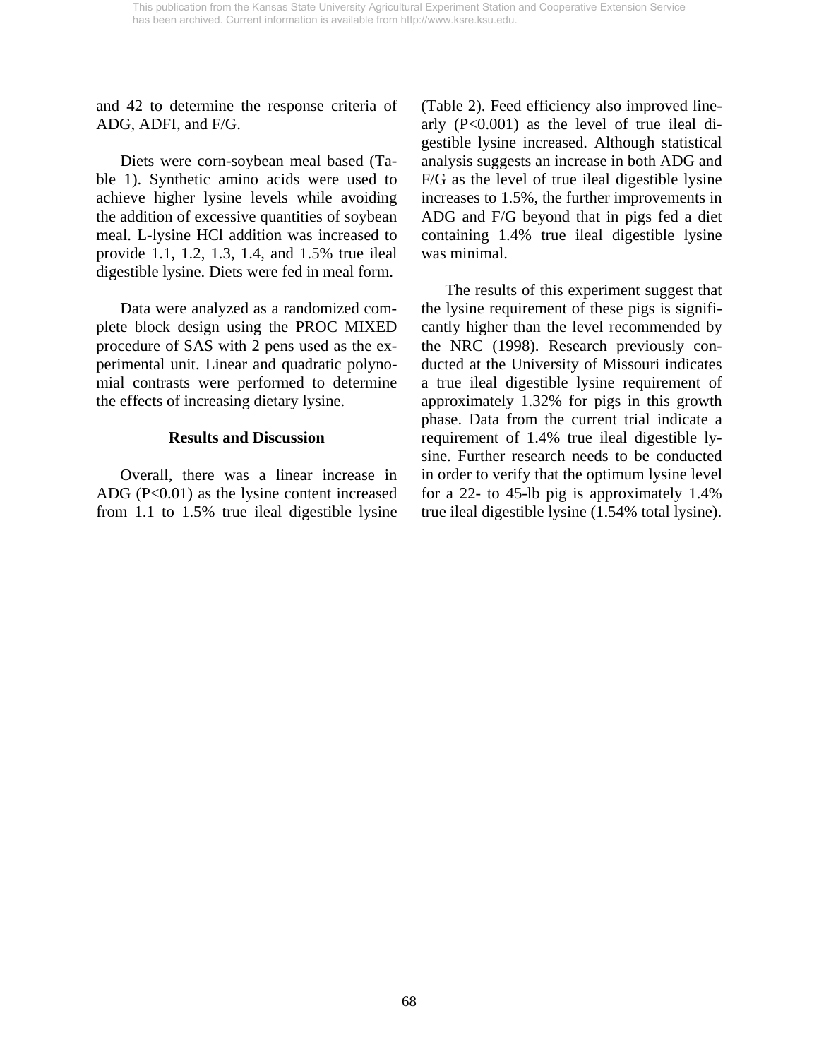and 42 to determine the response criteria of ADG, ADFI, and F/G.

Diets were corn-soybean meal based (Table 1). Synthetic amino acids were used to achieve higher lysine levels while avoiding the addition of excessive quantities of soybean meal. L-lysine HCl addition was increased to provide 1.1, 1.2, 1.3, 1.4, and 1.5% true ileal digestible lysine. Diets were fed in meal form.

Data were analyzed as a randomized complete block design using the PROC MIXED procedure of SAS with 2 pens used as the experimental unit. Linear and quadratic polynomial contrasts were performed to determine the effects of increasing dietary lysine.

## Results and Discussion

Overall, there was a linear increase in ADG ($P<0.01$) as the lysine content increased from 1.1 to 1.5% true ileal digestible lysine (Table 2). Feed efficiency also improved linearly ($P<0.001$) as the level of true ileal digestible lysine increased. Although statistical analysis suggests an increase in both ADG and F/G as the level of true ileal digestible lysine increases to 1.5%, the further improvements in ADG and F/G beyond that in pigs fed a diet containing 1.4% true ileal digestible lysine was minimal.

The results of this experiment suggest that the lysine requirement of these pigs is significantly higher than the level recommended by the NRC (1998). Research previously conducted at the University of Missouri indicates a true ileal digestible lysine requirement of approximately 1.32% for pigs in this growth phase. Data from the current trial indicate a requirement of 1.4% true ileal digestible lysine. Further research needs to be conducted in order to verify that the optimum lysine level for a 22- to 45-lb pig is approximately 1.4% true ileal digestible lysine (1.54% total lysine).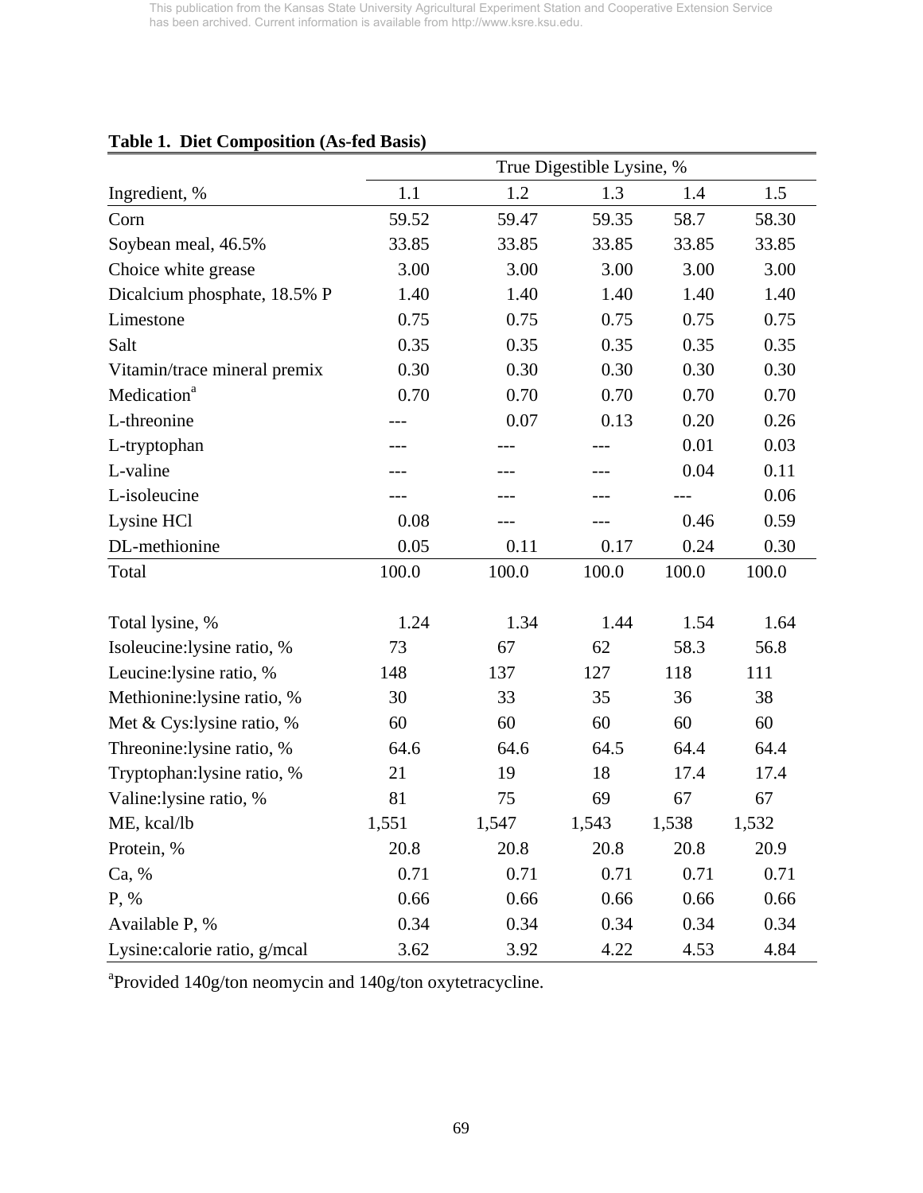This publication from the Kansas State University Agricultural Experiment Station and Cooperative Extension Service has been archived. Current information is available from http://www.ksre.ksu.edu.

**Table 1. Diet Composition (As-fed Basis)**

| | True Digestible Lysine, % | | | | |
|---|---|---|---|---|---|
| Ingredient, % | 1.1 | 1.2 | 1.3 | 1.4 | 1.5 |
| Corn | 59.52 | 59.47 | 59.35 | 58.7 | 58.30 |
| Soybean meal, 46.5% | 33.85 | 33.85 | 33.85 | 33.85 | 33.85 |
| Choice white grease | 3.00 | 3.00 | 3.00 | 3.00 | 3.00 |
| Dicalcium phosphate, 18.5% P | 1.40 | 1.40 | 1.40 | 1.40 | 1.40 |
| Limestone | 0.75 | 0.75 | 0.75 | 0.75 | 0.75 |
| Salt | 0.35 | 0.35 | 0.35 | 0.35 | 0.35 |
| Vitamin/trace mineral premix | 0.30 | 0.30 | 0.30 | 0.30 | 0.30 |
| Medication[a] | 0.70 | 0.70 | 0.70 | 0.70 | 0.70 |
| L-threonine | --- | 0.07 | 0.13 | 0.20 | 0.26 |
| L-tryptophan | --- | --- | --- | 0.01 | 0.03 |
| L-valine | --- | --- | --- | 0.04 | 0.11 |
| L-isoleucine | --- | --- | --- | --- | 0.06 |
| Lysine HCl | 0.08 | --- | --- | 0.46 | 0.59 |
| DL-methionine | 0.05 | 0.11 | 0.17 | 0.24 | 0.30 |
| Total | 100.0 | 100.0 | 100.0 | 100.0 | 100.0 |
| | | | | | |
| Total lysine, % | 1.24 | 1.34 | 1.44 | 1.54 | 1.64 |
| Isoleucine:lysine ratio, % | 73 | 67 | 62 | 58.3 | 56.8 |
| Leucine:lysine ratio, % | 148 | 137 | 127 | 118 | 111 |
| Methionine:lysine ratio, % | 30 | 33 | 35 | 36 | 38 |
| Met & Cys:lysine ratio, % | 60 | 60 | 60 | 60 | 60 |
| Threonine:lysine ratio, % | 64.6 | 64.6 | 64.5 | 64.4 | 64.4 |
| Tryptophan:lysine ratio, % | 21 | 19 | 18 | 17.4 | 17.4 |
| Valine:lysine ratio, % | 81 | 75 | 69 | 67 | 67 |
| ME, kcal/lb | 1,551 | 1,547 | 1,543 | 1,538 | 1,532 |
| Protein, % | 20.8 | 20.8 | 20.8 | 20.8 | 20.9 |
| Ca, % | 0.71 | 0.71 | 0.71 | 0.71 | 0.71 |
| P, % | 0.66 | 0.66 | 0.66 | 0.66 | 0.66 |
| Available P, % | 0.34 | 0.34 | 0.34 | 0.34 | 0.34 |
| Lysine:calorie ratio, g/mcal | 3.62 | 3.92 | 4.22 | 4.53 | 4.84 |

[a]Provided 140g/ton neomycin and 140g/ton oxytetracycline.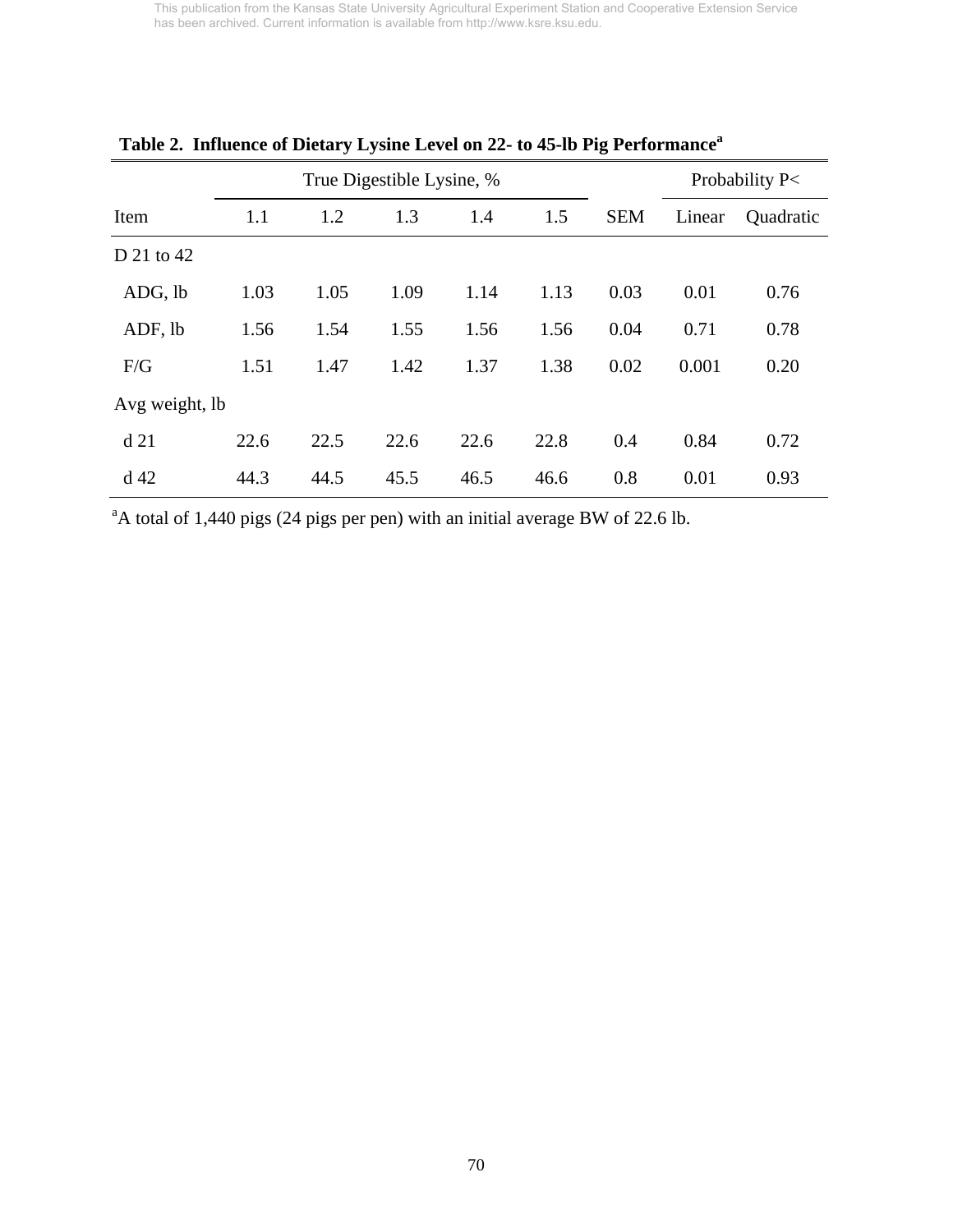**Table 2. Influence of Dietary Lysine Level on 22- to 45-lb Pig Performance[a]**

| | True Digestible Lysine, % | | | | | | Probability P< | |
|---|---|---|---|---|---|---|---|---|
| Item | 1.1 | 1.2 | 1.3 | 1.4 | 1.5 | SEM | Linear | Quadratic |
| D 21 to 42 | | | | | | | | |
| ADG, lb | 1.03 | 1.05 | 1.09 | 1.14 | 1.13 | 0.03 | 0.01 | 0.76 |
| ADF, lb | 1.56 | 1.54 | 1.55 | 1.56 | 1.56 | 0.04 | 0.71 | 0.78 |
| F/G | 1.51 | 1.47 | 1.42 | 1.37 | 1.38 | 0.02 | 0.001 | 0.20 |
| Avg weight, lb | | | | | | | | |
| d 21 | 22.6 | 22.5 | 22.6 | 22.6 | 22.8 | 0.4 | 0.84 | 0.72 |
| d 42 | 44.3 | 44.5 | 45.5 | 46.5 | 46.6 | 0.8 | 0.01 | 0.93 |

[a]A total of 1,440 pigs (24 pigs per pen) with an initial average BW of 22.6 lb.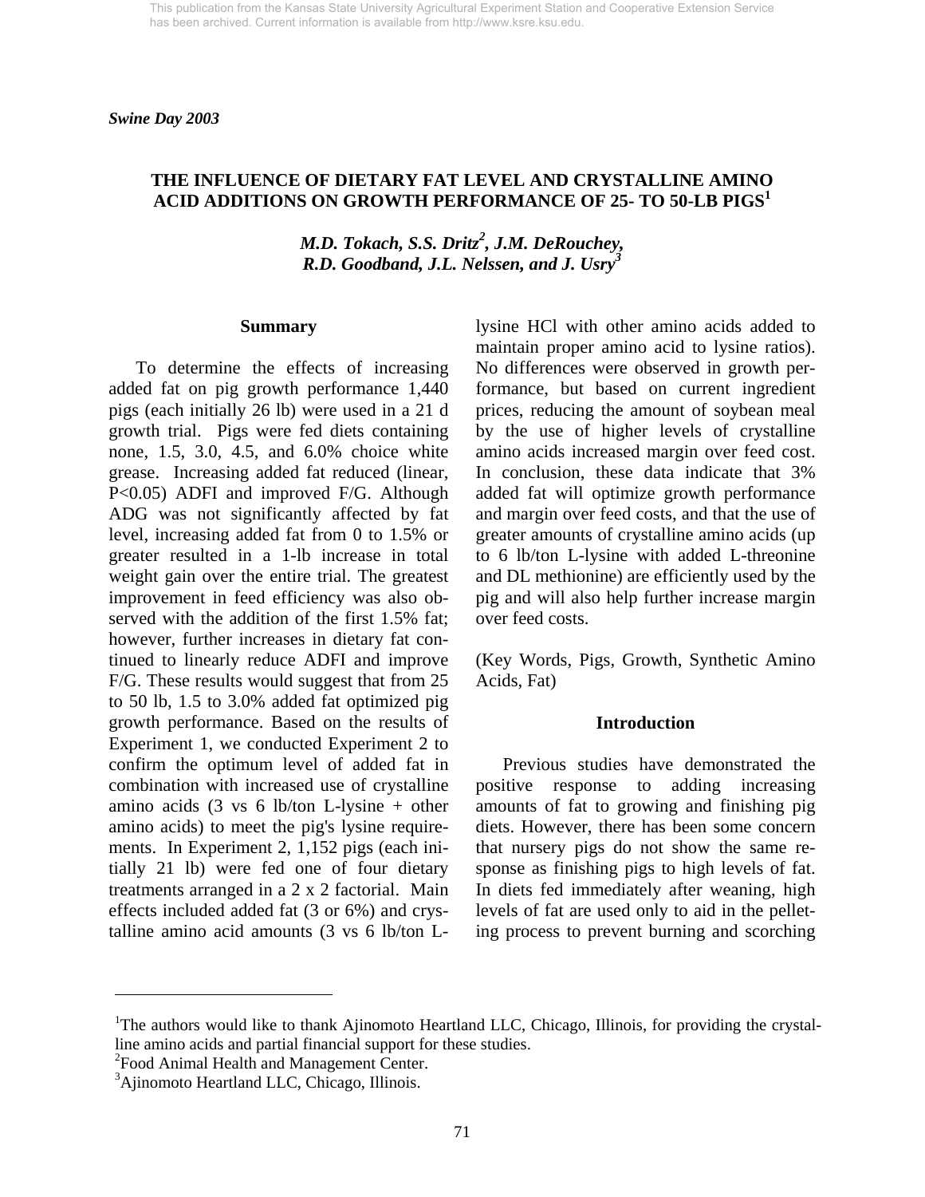*Swine Day 2003*

# THE INFLUENCE OF DIETARY FAT LEVEL AND CRYSTALLINE AMINO ACID ADDITIONS ON GROWTH PERFORMANCE OF 25- TO 50-LB PIGS[1]

*M.D. Tokach, S.S. Dritz[2], J.M. DeRouchey, R.D. Goodband, J.L. Nelssen, and J. Usry[3]*

## Summary

To determine the effects of increasing added fat on pig growth performance 1,440 pigs (each initially 26 lb) were used in a 21 d growth trial. Pigs were fed diets containing none, 1.5, 3.0, 4.5, and 6.0% choice white grease. Increasing added fat reduced (linear, P<0.05) ADFI and improved F/G. Although ADG was not significantly affected by fat level, increasing added fat from 0 to 1.5% or greater resulted in a 1-lb increase in total weight gain over the entire trial. The greatest improvement in feed efficiency was also observed with the addition of the first 1.5% fat; however, further increases in dietary fat continued to linearly reduce ADFI and improve F/G. These results would suggest that from 25 to 50 lb, 1.5 to 3.0% added fat optimized pig growth performance. Based on the results of Experiment 1, we conducted Experiment 2 to confirm the optimum level of added fat in combination with increased use of crystalline amino acids (3 vs 6 lb/ton L-lysine + other amino acids) to meet the pig's lysine requirements. In Experiment 2, 1,152 pigs (each initially 21 lb) were fed one of four dietary treatments arranged in a 2 x 2 factorial. Main effects included added fat (3 or 6%) and crystalline amino acid amounts (3 vs 6 lb/ton L-lysine HCl with other amino acids added to maintain proper amino acid to lysine ratios). No differences were observed in growth performance, but based on current ingredient prices, reducing the amount of soybean meal by the use of higher levels of crystalline amino acids increased margin over feed cost. In conclusion, these data indicate that 3% added fat will optimize growth performance and margin over feed costs, and that the use of greater amounts of crystalline amino acids (up to 6 lb/ton L-lysine with added L-threonine and DL methionine) are efficiently used by the pig and will also help further increase margin over feed costs.

(Key Words, Pigs, Growth, Synthetic Amino Acids, Fat)

## Introduction

Previous studies have demonstrated the positive response to adding increasing amounts of fat to growing and finishing pig diets. However, there has been some concern that nursery pigs do not show the same response as finishing pigs to high levels of fat. In diets fed immediately after weaning, high levels of fat are used only to aid in the pelleting process to prevent burning and scorching

---

[1]The authors would like to thank Ajinomoto Heartland LLC, Chicago, Illinois, for providing the crystalline amino acids and partial financial support for these studies.
[2]Food Animal Health and Management Center.
[3]Ajinomoto Heartland LLC, Chicago, Illinois.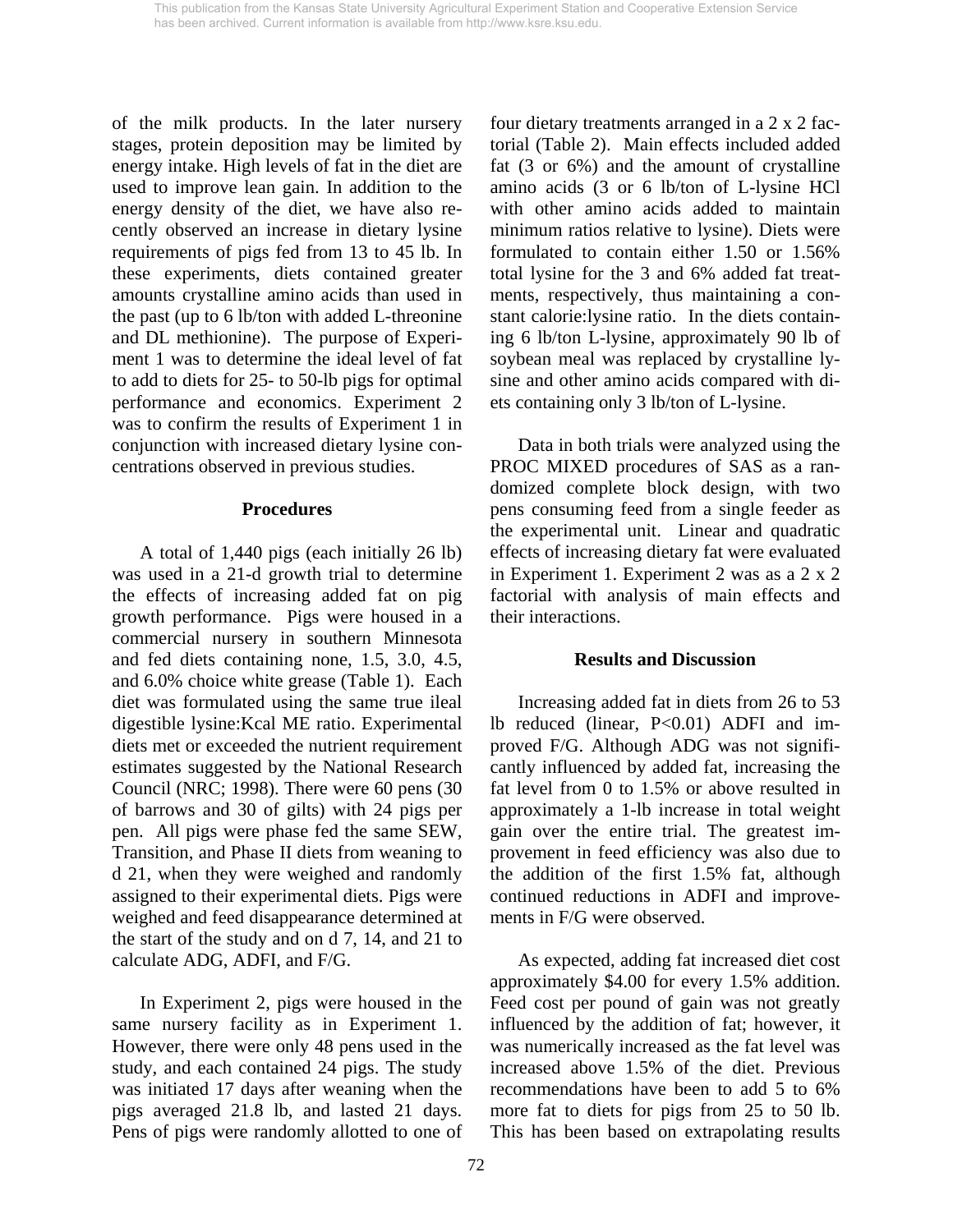of the milk products. In the later nursery stages, protein deposition may be limited by energy intake. High levels of fat in the diet are used to improve lean gain. In addition to the energy density of the diet, we have also recently observed an increase in dietary lysine requirements of pigs fed from 13 to 45 lb. In these experiments, diets contained greater amounts crystalline amino acids than used in the past (up to 6 lb/ton with added L-threonine and DL methionine). The purpose of Experiment 1 was to determine the ideal level of fat to add to diets for 25- to 50-lb pigs for optimal performance and economics. Experiment 2 was to confirm the results of Experiment 1 in conjunction with increased dietary lysine concentrations observed in previous studies.

## Procedures

A total of 1,440 pigs (each initially 26 lb) was used in a 21-d growth trial to determine the effects of increasing added fat on pig growth performance. Pigs were housed in a commercial nursery in southern Minnesota and fed diets containing none, 1.5, 3.0, 4.5, and 6.0% choice white grease (Table 1). Each diet was formulated using the same true ileal digestible lysine:Kcal ME ratio. Experimental diets met or exceeded the nutrient requirement estimates suggested by the National Research Council (NRC; 1998). There were 60 pens (30 of barrows and 30 of gilts) with 24 pigs per pen. All pigs were phase fed the same SEW, Transition, and Phase II diets from weaning to d 21, when they were weighed and randomly assigned to their experimental diets. Pigs were weighed and feed disappearance determined at the start of the study and on d 7, 14, and 21 to calculate ADG, ADFI, and F/G.

In Experiment 2, pigs were housed in the same nursery facility as in Experiment 1. However, there were only 48 pens used in the study, and each contained 24 pigs. The study was initiated 17 days after weaning when the pigs averaged 21.8 lb, and lasted 21 days. Pens of pigs were randomly allotted to one of four dietary treatments arranged in a 2 x 2 factorial (Table 2). Main effects included added fat (3 or 6%) and the amount of crystalline amino acids (3 or 6 lb/ton of L-lysine HCl with other amino acids added to maintain minimum ratios relative to lysine). Diets were formulated to contain either 1.50 or 1.56% total lysine for the 3 and 6% added fat treatments, respectively, thus maintaining a constant calorie:lysine ratio. In the diets containing 6 lb/ton L-lysine, approximately 90 lb of soybean meal was replaced by crystalline lysine and other amino acids compared with diets containing only 3 lb/ton of L-lysine.

Data in both trials were analyzed using the PROC MIXED procedures of SAS as a randomized complete block design, with two pens consuming feed from a single feeder as the experimental unit. Linear and quadratic effects of increasing dietary fat were evaluated in Experiment 1. Experiment 2 was as a 2 x 2 factorial with analysis of main effects and their interactions.

## Results and Discussion

Increasing added fat in diets from 26 to 53 lb reduced (linear, $P<0.01$) ADFI and improved F/G. Although ADG was not significantly influenced by added fat, increasing the fat level from 0 to 1.5% or above resulted in approximately a 1-lb increase in total weight gain over the entire trial. The greatest improvement in feed efficiency was also due to the addition of the first 1.5% fat, although continued reductions in ADFI and improvements in F/G were observed.

As expected, adding fat increased diet cost approximately $4.00 for every 1.5% addition. Feed cost per pound of gain was not greatly influenced by the addition of fat; however, it was numerically increased as the fat level was increased above 1.5% of the diet. Previous recommendations have been to add 5 to 6% more fat to diets for pigs from 25 to 50 lb. This has been based on extrapolating results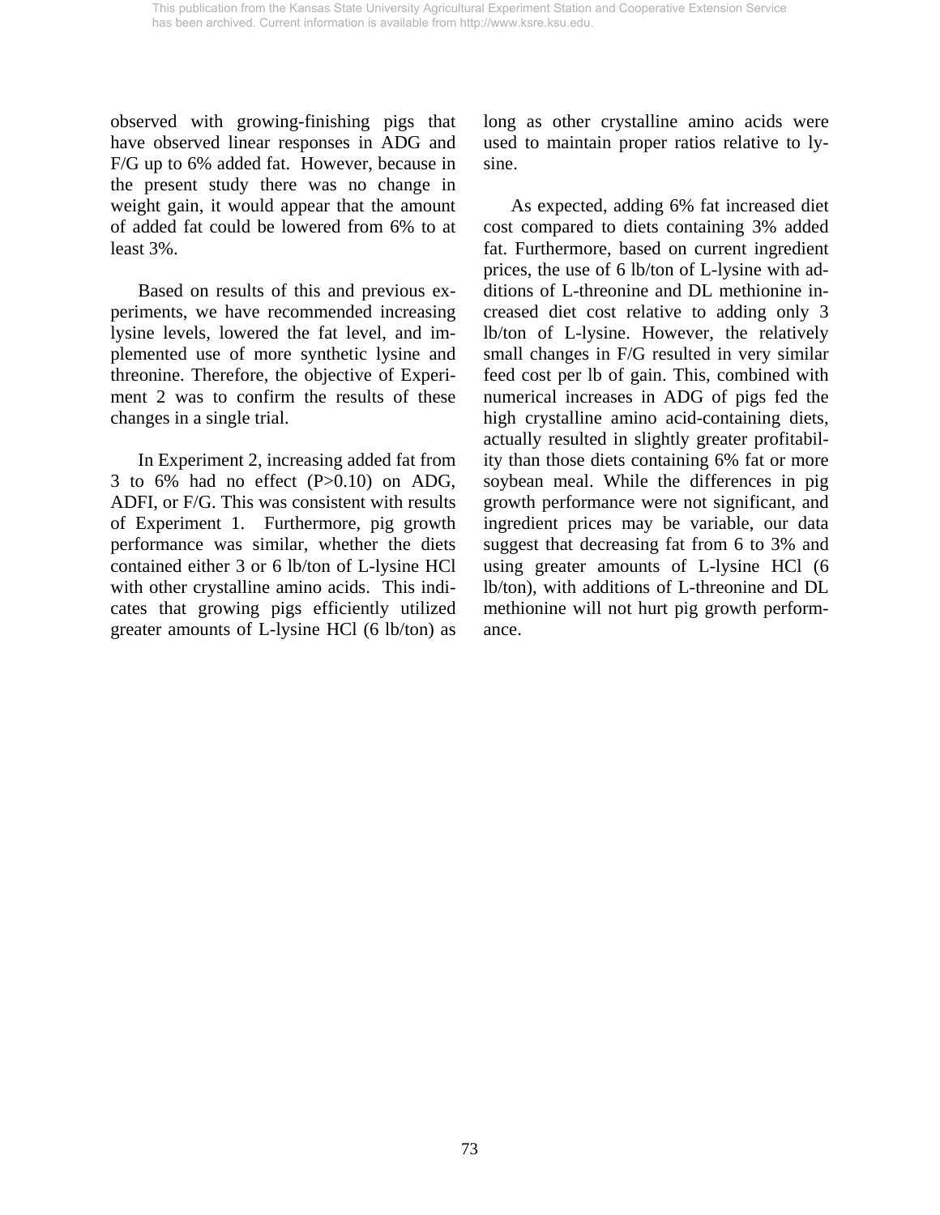observed with growing-finishing pigs that have observed linear responses in ADG and F/G up to 6% added fat. However, because in the present study there was no change in weight gain, it would appear that the amount of added fat could be lowered from 6% to at least 3%.

Based on results of this and previous experiments, we have recommended increasing lysine levels, lowered the fat level, and implemented use of more synthetic lysine and threonine. Therefore, the objective of Experiment 2 was to confirm the results of these changes in a single trial.

In Experiment 2, increasing added fat from 3 to 6% had no effect (P>0.10) on ADG, ADFI, or F/G. This was consistent with results of Experiment 1. Furthermore, pig growth performance was similar, whether the diets contained either 3 or 6 lb/ton of L-lysine HCl with other crystalline amino acids. This indicates that growing pigs efficiently utilized greater amounts of L-lysine HCl (6 lb/ton) as long as other crystalline amino acids were used to maintain proper ratios relative to lysine.

As expected, adding 6% fat increased diet cost compared to diets containing 3% added fat. Furthermore, based on current ingredient prices, the use of 6 lb/ton of L-lysine with additions of L-threonine and DL methionine increased diet cost relative to adding only 3 lb/ton of L-lysine. However, the relatively small changes in F/G resulted in very similar feed cost per lb of gain. This, combined with numerical increases in ADG of pigs fed the high crystalline amino acid-containing diets, actually resulted in slightly greater profitability than those diets containing 6% fat or more soybean meal. While the differences in pig growth performance were not significant, and ingredient prices may be variable, our data suggest that decreasing fat from 6 to 3% and using greater amounts of L-lysine HCl (6 lb/ton), with additions of L-threonine and DL methionine will not hurt pig growth performance.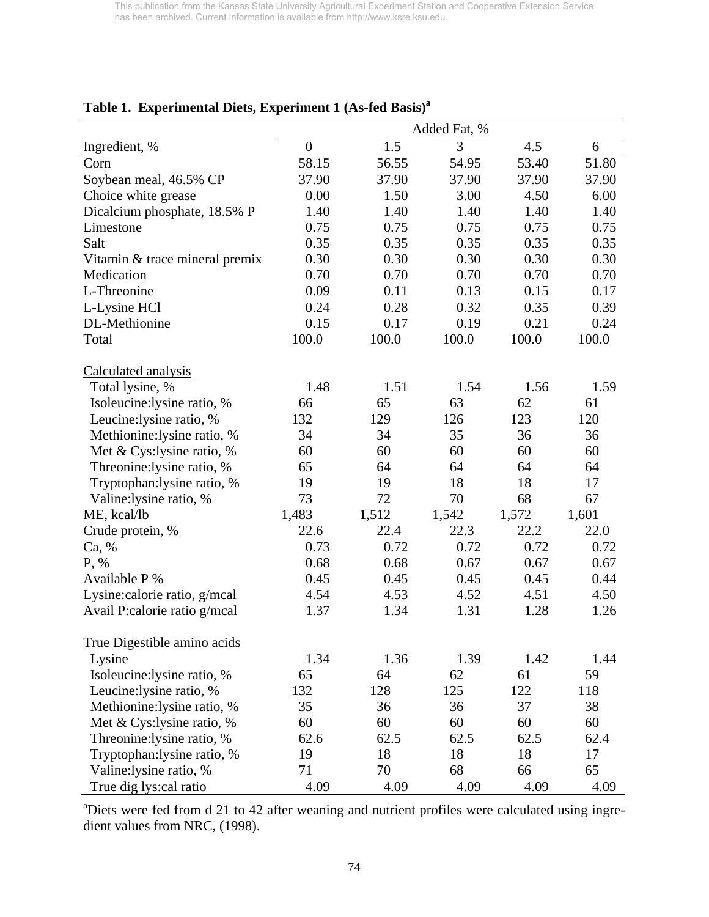**Table 1. Experimental Diets, Experiment 1 (As-fed Basis)[a]**

| | Added Fat, % | | | | |
|---|---|---|---|---|---|
| Ingredient, % | 0 | 1.5 | 3 | 4.5 | 6 |
| Corn | 58.15 | 56.55 | 54.95 | 53.40 | 51.80 |
| Soybean meal, 46.5% CP | 37.90 | 37.90 | 37.90 | 37.90 | 37.90 |
| Choice white grease | 0.00 | 1.50 | 3.00 | 4.50 | 6.00 |
| Dicalcium phosphate, 18.5% P | 1.40 | 1.40 | 1.40 | 1.40 | 1.40 |
| Limestone | 0.75 | 0.75 | 0.75 | 0.75 | 0.75 |
| Salt | 0.35 | 0.35 | 0.35 | 0.35 | 0.35 |
| Vitamin & trace mineral premix | 0.30 | 0.30 | 0.30 | 0.30 | 0.30 |
| Medication | 0.70 | 0.70 | 0.70 | 0.70 | 0.70 |
| L-Threonine | 0.09 | 0.11 | 0.13 | 0.15 | 0.17 |
| L-Lysine HCl | 0.24 | 0.28 | 0.32 | 0.35 | 0.39 |
| DL-Methionine | 0.15 | 0.17 | 0.19 | 0.21 | 0.24 |
| Total | 100.0 | 100.0 | 100.0 | 100.0 | 100.0 |
| Calculated analysis | | | | | |
| Total lysine, % | 1.48 | 1.51 | 1.54 | 1.56 | 1.59 |
| Isoleucine:lysine ratio, % | 66 | 65 | 63 | 62 | 61 |
| Leucine:lysine ratio, % | 132 | 129 | 126 | 123 | 120 |
| Methionine:lysine ratio, % | 34 | 34 | 35 | 36 | 36 |
| Met & Cys:lysine ratio, % | 60 | 60 | 60 | 60 | 60 |
| Threonine:lysine ratio, % | 65 | 64 | 64 | 64 | 64 |
| Tryptophan:lysine ratio, % | 19 | 19 | 18 | 18 | 17 |
| Valine:lysine ratio, % | 73 | 72 | 70 | 68 | 67 |
| ME, kcal/lb | 1,483 | 1,512 | 1,542 | 1,572 | 1,601 |
| Crude protein, % | 22.6 | 22.4 | 22.3 | 22.2 | 22.0 |
| Ca, % | 0.73 | 0.72 | 0.72 | 0.72 | 0.72 |
| P, % | 0.68 | 0.68 | 0.67 | 0.67 | 0.67 |
| Available P % | 0.45 | 0.45 | 0.45 | 0.45 | 0.44 |
| Lysine:calorie ratio, g/mcal | 4.54 | 4.53 | 4.52 | 4.51 | 4.50 |
| Avail P:calorie ratio g/mcal | 1.37 | 1.34 | 1.31 | 1.28 | 1.26 |
| True Digestible amino acids | | | | | |
| Lysine | 1.34 | 1.36 | 1.39 | 1.42 | 1.44 |
| Isoleucine:lysine ratio, % | 65 | 64 | 62 | 61 | 59 |
| Leucine:lysine ratio, % | 132 | 128 | 125 | 122 | 118 |
| Methionine:lysine ratio, % | 35 | 36 | 36 | 37 | 38 |
| Met & Cys:lysine ratio, % | 60 | 60 | 60 | 60 | 60 |
| Threonine:lysine ratio, % | 62.6 | 62.5 | 62.5 | 62.5 | 62.4 |
| Tryptophan:lysine ratio, % | 19 | 18 | 18 | 18 | 17 |
| Valine:lysine ratio, % | 71 | 70 | 68 | 66 | 65 |
| True dig lys:cal ratio | 4.09 | 4.09 | 4.09 | 4.09 | 4.09 |

[a]Diets were fed from d 21 to 42 after weaning and nutrient profiles were calculated using ingredient values from NRC, (1998).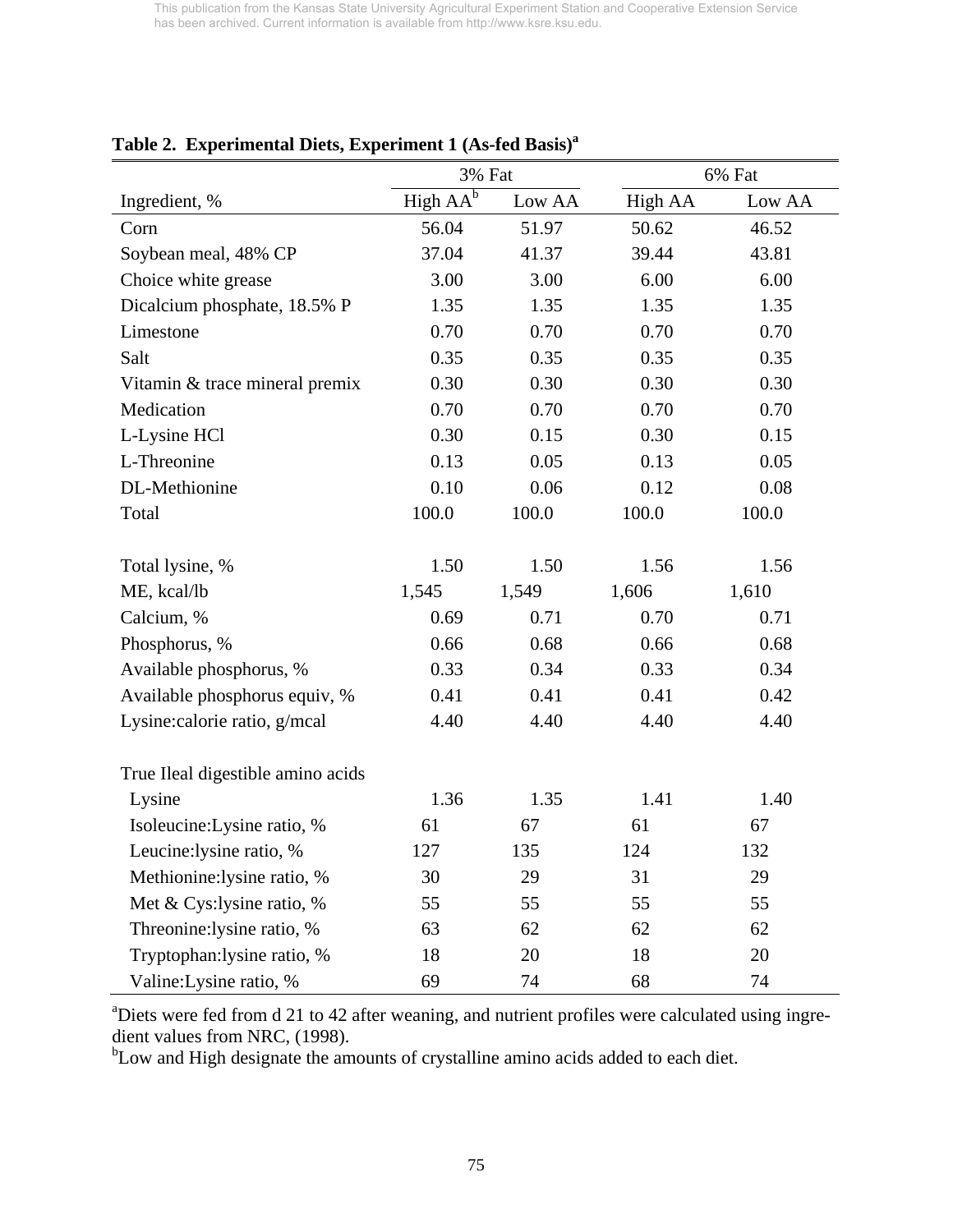**Table 2. Experimental Diets, Experiment 1 (As-fed Basis)[a]**

| | 3% Fat | | 6% Fat | |
|---|---|---|---|---|
| Ingredient, % | High AA[b] | Low AA | High AA | Low AA |
| Corn | 56.04 | 51.97 | 50.62 | 46.52 |
| Soybean meal, 48% CP | 37.04 | 41.37 | 39.44 | 43.81 |
| Choice white grease | 3.00 | 3.00 | 6.00 | 6.00 |
| Dicalcium phosphate, 18.5% P | 1.35 | 1.35 | 1.35 | 1.35 |
| Limestone | 0.70 | 0.70 | 0.70 | 0.70 |
| Salt | 0.35 | 0.35 | 0.35 | 0.35 |
| Vitamin & trace mineral premix | 0.30 | 0.30 | 0.30 | 0.30 |
| Medication | 0.70 | 0.70 | 0.70 | 0.70 |
| L-Lysine HCl | 0.30 | 0.15 | 0.30 | 0.15 |
| L-Threonine | 0.13 | 0.05 | 0.13 | 0.05 |
| DL-Methionine | 0.10 | 0.06 | 0.12 | 0.08 |
| Total | 100.0 | 100.0 | 100.0 | 100.0 |
| | | | | |
| Total lysine, % | 1.50 | 1.50 | 1.56 | 1.56 |
| ME, kcal/lb | 1,545 | 1,549 | 1,606 | 1,610 |
| Calcium, % | 0.69 | 0.71 | 0.70 | 0.71 |
| Phosphorus, % | 0.66 | 0.68 | 0.66 | 0.68 |
| Available phosphorus, % | 0.33 | 0.34 | 0.33 | 0.34 |
| Available phosphorus equiv, % | 0.41 | 0.41 | 0.41 | 0.42 |
| Lysine:calorie ratio, g/mcal | 4.40 | 4.40 | 4.40 | 4.40 |
| | | | | |
| True Ileal digestible amino acids | | | | |
| Lysine | 1.36 | 1.35 | 1.41 | 1.40 |
| Isoleucine:Lysine ratio, % | 61 | 67 | 61 | 67 |
| Leucine:lysine ratio, % | 127 | 135 | 124 | 132 |
| Methionine:lysine ratio, % | 30 | 29 | 31 | 29 |
| Met & Cys:lysine ratio, % | 55 | 55 | 55 | 55 |
| Threonine:lysine ratio, % | 63 | 62 | 62 | 62 |
| Tryptophan:lysine ratio, % | 18 | 20 | 18 | 20 |
| Valine:Lysine ratio, % | 69 | 74 | 68 | 74 |

[a]Diets were fed from d 21 to 42 after weaning, and nutrient profiles were calculated using ingredient values from NRC, (1998).
[b]Low and High designate the amounts of crystalline amino acids added to each diet.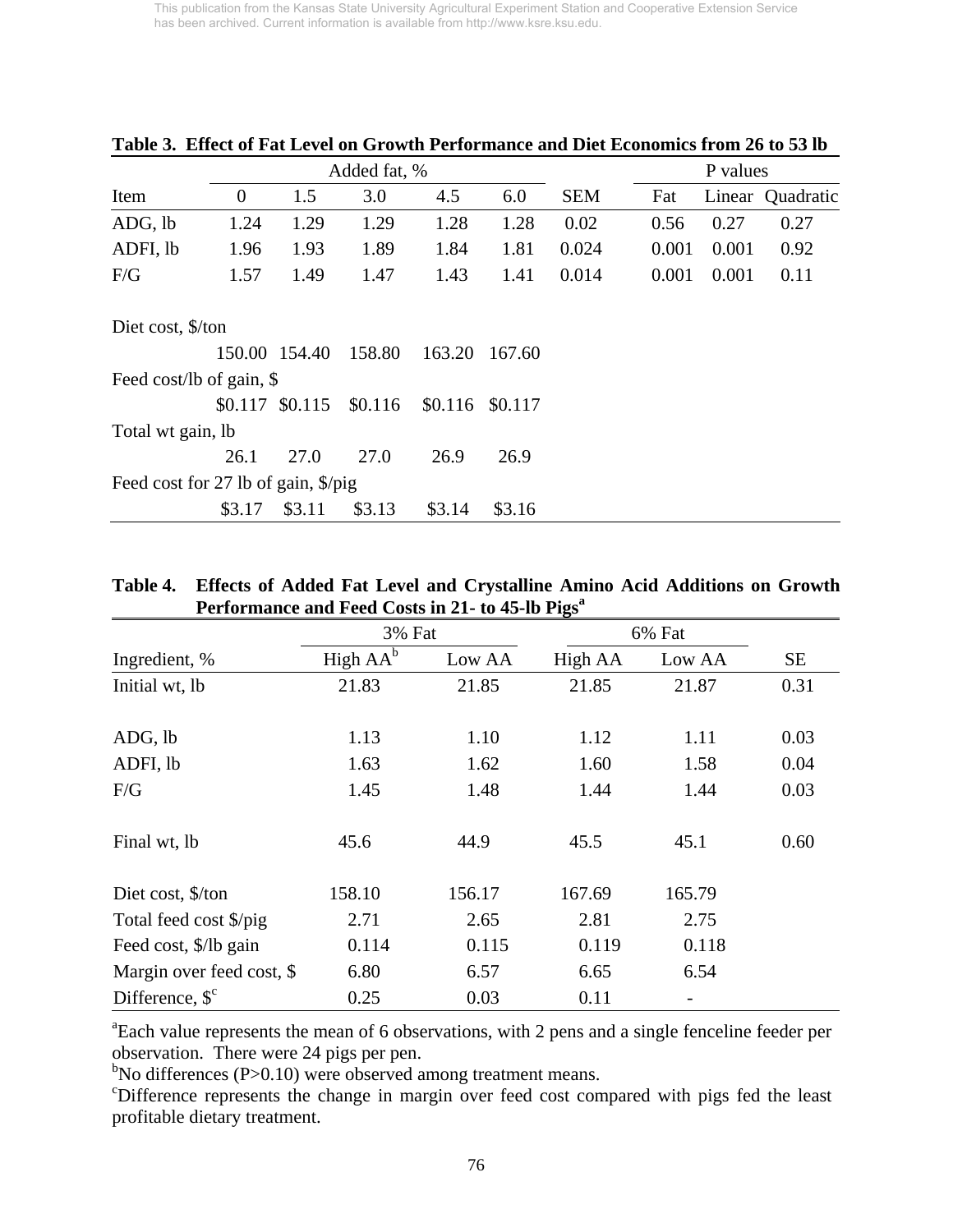This publication from the Kansas State University Agricultural Experiment Station and Cooperative Extension Service has been archived. Current information is available from http://www.ksre.ksu.edu.

**Table 3. Effect of Fat Level on Growth Performance and Diet Economics from 26 to 53 lb**

| | Added fat, % | | | | | | P values | | |
|---|---|---|---|---|---|---|---|---|---|
| Item | 0 | 1.5 | 3.0 | 4.5 | 6.0 | SEM | Fat | Linear | Quadratic |
| ADG, lb | 1.24 | 1.29 | 1.29 | 1.28 | 1.28 | 0.02 | 0.56 | 0.27 | 0.27 |
| ADFI, lb | 1.96 | 1.93 | 1.89 | 1.84 | 1.81 | 0.024 | 0.001 | 0.001 | 0.92 |
| F/G | 1.57 | 1.49 | 1.47 | 1.43 | 1.41 | 0.014 | 0.001 | 0.001 | 0.11 |
| Diet cost, $/ton | | | | | | | | | |
| | 150.00 | 154.40 | 158.80 | 163.20 | 167.60 | | | | |
| Feed cost/lb of gain, $ | | | | | | | | | |
| | $0.117 | $0.115 | $0.116 | $0.116 | $0.117 | | | | |
| Total wt gain, lb | | | | | | | | | |
| | 26.1 | 27.0 | 27.0 | 26.9 | 26.9 | | | | |
| Feed cost for 27 lb of gain, $/pig | | | | | | | | | |
| | $3.17 | $3.11 | $3.13 | $3.14 | $3.16 | | | | |

**Table 4. Effects of Added Fat Level and Crystalline Amino Acid Additions on Growth Performance and Feed Costs in 21- to 45-lb Pigs[a]**

| | 3% Fat | | 6% Fat | | |
|---|---|---|---|---|---|
| Ingredient, % | High AA[b] | Low AA | High AA | Low AA | SE |
| Initial wt, lb | 21.83 | 21.85 | 21.85 | 21.87 | 0.31 |
| ADG, lb | 1.13 | 1.10 | 1.12 | 1.11 | 0.03 |
| ADFI, lb | 1.63 | 1.62 | 1.60 | 1.58 | 0.04 |
| F/G | 1.45 | 1.48 | 1.44 | 1.44 | 0.03 |
| Final wt, lb | 45.6 | 44.9 | 45.5 | 45.1 | 0.60 |
| Diet cost, $/ton | 158.10 | 156.17 | 167.69 | 165.79 | |
| Total feed cost $/pig | 2.71 | 2.65 | 2.81 | 2.75 | |
| Feed cost, $/lb gain | 0.114 | 0.115 | 0.119 | 0.118 | |
| Margin over feed cost, $ | 6.80 | 6.57 | 6.65 | 6.54 | |
| Difference, $[c] | 0.25 | 0.03 | 0.11 | - | |

[a]Each value represents the mean of 6 observations, with 2 pens and a single fenceline feeder per observation. There were 24 pigs per pen.
[b]No differences (P>0.10) were observed among treatment means.
[c]Difference represents the change in margin over feed cost compared with pigs fed the least profitable dietary treatment.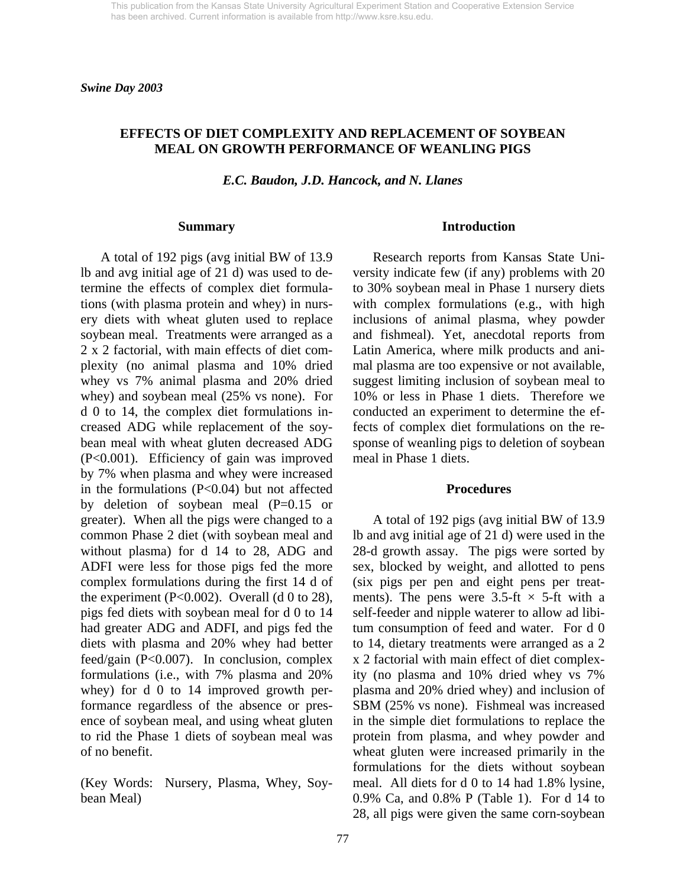This publication from the Kansas State University Agricultural Experiment Station and Cooperative Extension Service has been archived. Current information is available from http://www.ksre.ksu.edu.

*Swine Day 2003*

# EFFECTS OF DIET COMPLEXITY AND REPLACEMENT OF SOYBEAN MEAL ON GROWTH PERFORMANCE OF WEANLING PIGS

***E.C. Baudon, J.D. Hancock, and N. Llanes***

## Summary

A total of 192 pigs (avg initial BW of 13.9 lb and avg initial age of 21 d) was used to determine the effects of complex diet formulations (with plasma protein and whey) in nursery diets with wheat gluten used to replace soybean meal. Treatments were arranged as a 2 x 2 factorial, with main effects of diet complexity (no animal plasma and 10% dried whey vs 7% animal plasma and 20% dried whey) and soybean meal (25% vs none). For d 0 to 14, the complex diet formulations increased ADG while replacement of the soybean meal with wheat gluten decreased ADG (P<0.001). Efficiency of gain was improved by 7% when plasma and whey were increased in the formulations (P<0.04) but not affected by deletion of soybean meal (P=0.15 or greater). When all the pigs were changed to a common Phase 2 diet (with soybean meal and without plasma) for d 14 to 28, ADG and ADFI were less for those pigs fed the more complex formulations during the first 14 d of the experiment (P<0.002). Overall (d 0 to 28), pigs fed diets with soybean meal for d 0 to 14 had greater ADG and ADFI, and pigs fed the diets with plasma and 20% whey had better feed/gain (P<0.007). In conclusion, complex formulations (i.e., with 7% plasma and 20% whey) for d 0 to 14 improved growth performance regardless of the absence or presence of soybean meal, and using wheat gluten to rid the Phase 1 diets of soybean meal was of no benefit.

(Key Words: Nursery, Plasma, Whey, Soybean Meal)

## Introduction

Research reports from Kansas State University indicate few (if any) problems with 20 to 30% soybean meal in Phase 1 nursery diets with complex formulations (e.g., with high inclusions of animal plasma, whey powder and fishmeal). Yet, anecdotal reports from Latin America, where milk products and animal plasma are too expensive or not available, suggest limiting inclusion of soybean meal to 10% or less in Phase 1 diets. Therefore we conducted an experiment to determine the effects of complex diet formulations on the response of weanling pigs to deletion of soybean meal in Phase 1 diets.

## Procedures

A total of 192 pigs (avg initial BW of 13.9 lb and avg initial age of 21 d) were used in the 28-d growth assay. The pigs were sorted by sex, blocked by weight, and allotted to pens (six pigs per pen and eight pens per treatments). The pens were 3.5-ft × 5-ft with a self-feeder and nipple waterer to allow ad libitum consumption of feed and water. For d 0 to 14, dietary treatments were arranged as a 2 x 2 factorial with main effect of diet complexity (no plasma and 10% dried whey vs 7% plasma and 20% dried whey) and inclusion of SBM (25% vs none). Fishmeal was increased in the simple diet formulations to replace the protein from plasma, and whey powder and wheat gluten were increased primarily in the formulations for the diets without soybean meal. All diets for d 0 to 14 had 1.8% lysine, 0.9% Ca, and 0.8% P (Table 1). For d 14 to 28, all pigs were given the same corn-soybean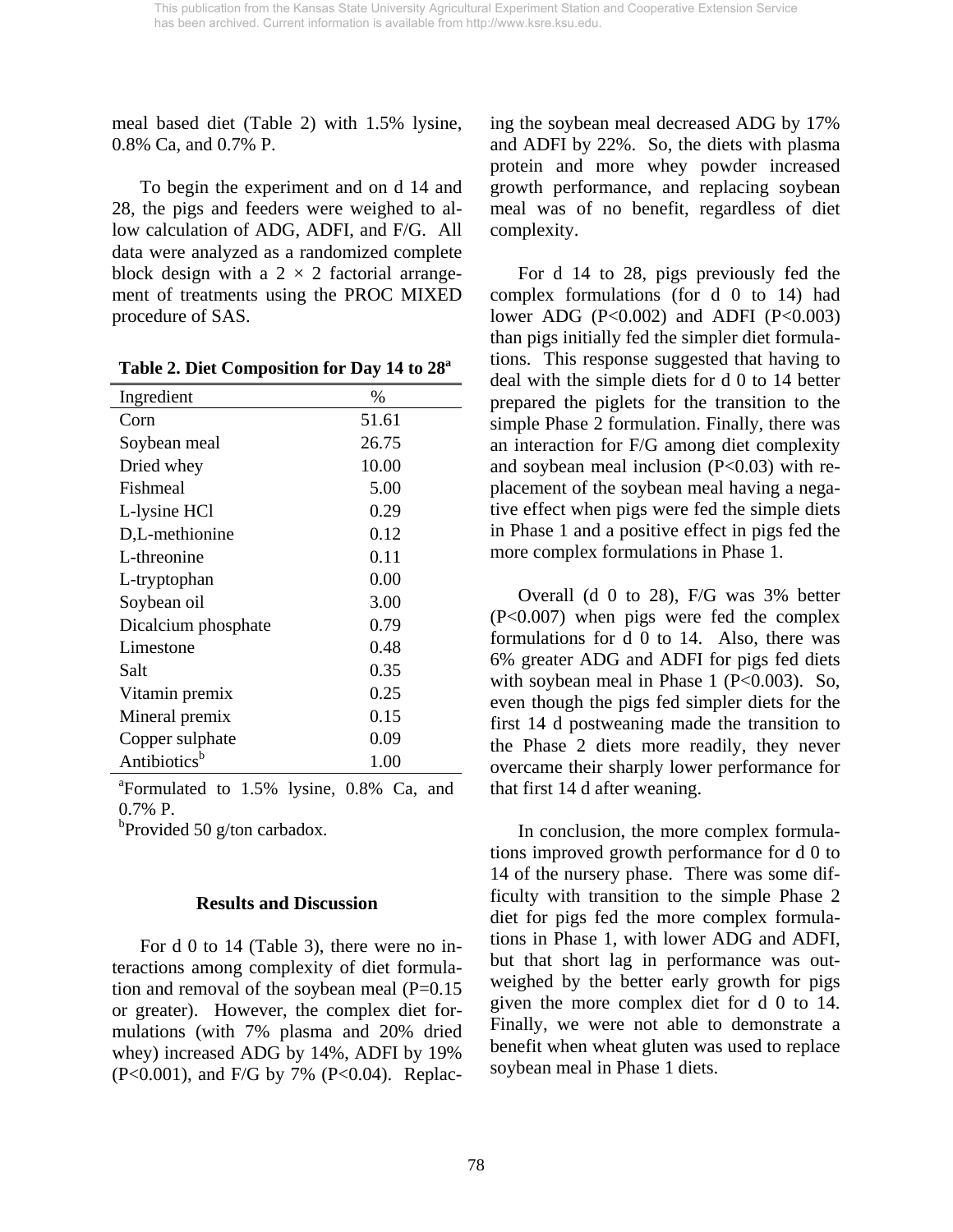meal based diet (Table 2) with 1.5% lysine, 0.8% Ca, and 0.7% P.

To begin the experiment and on d 14 and 28, the pigs and feeders were weighed to allow calculation of ADG, ADFI, and F/G. All data were analyzed as a randomized complete block design with a 2 × 2 factorial arrangement of treatments using the PROC MIXED procedure of SAS.

**Table 2. Diet Composition for Day 14 to 28[a]**

| Ingredient | % |
|---|---|
| Corn | 51.61 |
| Soybean meal | 26.75 |
| Dried whey | 10.00 |
| Fishmeal | 5.00 |
| L-lysine HCl | 0.29 |
| D,L-methionine | 0.12 |
| L-threonine | 0.11 |
| L-tryptophan | 0.00 |
| Soybean oil | 3.00 |
| Dicalcium phosphate | 0.79 |
| Limestone | 0.48 |
| Salt | 0.35 |
| Vitamin premix | 0.25 |
| Mineral premix | 0.15 |
| Copper sulphate | 0.09 |
| Antibiotics[b] | 1.00 |

[a]Formulated to 1.5% lysine, 0.8% Ca, and 0.7% P.

[b]Provided 50 g/ton carbadox.

## Results and Discussion

For d 0 to 14 (Table 3), there were no interactions among complexity of diet formulation and removal of the soybean meal (P=0.15 or greater). However, the complex diet formulations (with 7% plasma and 20% dried whey) increased ADG by 14%, ADFI by 19% (P<0.001), and F/G by 7% (P<0.04). Replacing the soybean meal decreased ADG by 17% and ADFI by 22%. So, the diets with plasma protein and more whey powder increased growth performance, and replacing soybean meal was of no benefit, regardless of diet complexity.

For d 14 to 28, pigs previously fed the complex formulations (for d 0 to 14) had lower ADG (P<0.002) and ADFI (P<0.003) than pigs initially fed the simpler diet formulations. This response suggested that having to deal with the simple diets for d 0 to 14 better prepared the piglets for the transition to the simple Phase 2 formulation. Finally, there was an interaction for F/G among diet complexity and soybean meal inclusion (P<0.03) with replacement of the soybean meal having a negative effect when pigs were fed the simple diets in Phase 1 and a positive effect in pigs fed the more complex formulations in Phase 1.

Overall (d 0 to 28), F/G was 3% better (P<0.007) when pigs were fed the complex formulations for d 0 to 14. Also, there was 6% greater ADG and ADFI for pigs fed diets with soybean meal in Phase 1 (P<0.003). So, even though the pigs fed simpler diets for the first 14 d postweaning made the transition to the Phase 2 diets more readily, they never overcame their sharply lower performance for that first 14 d after weaning.

In conclusion, the more complex formulations improved growth performance for d 0 to 14 of the nursery phase. There was some difficulty with transition to the simple Phase 2 diet for pigs fed the more complex formulations in Phase 1, with lower ADG and ADFI, but that short lag in performance was outweighed by the better early growth for pigs given the more complex diet for d 0 to 14. Finally, we were not able to demonstrate a benefit when wheat gluten was used to replace soybean meal in Phase 1 diets.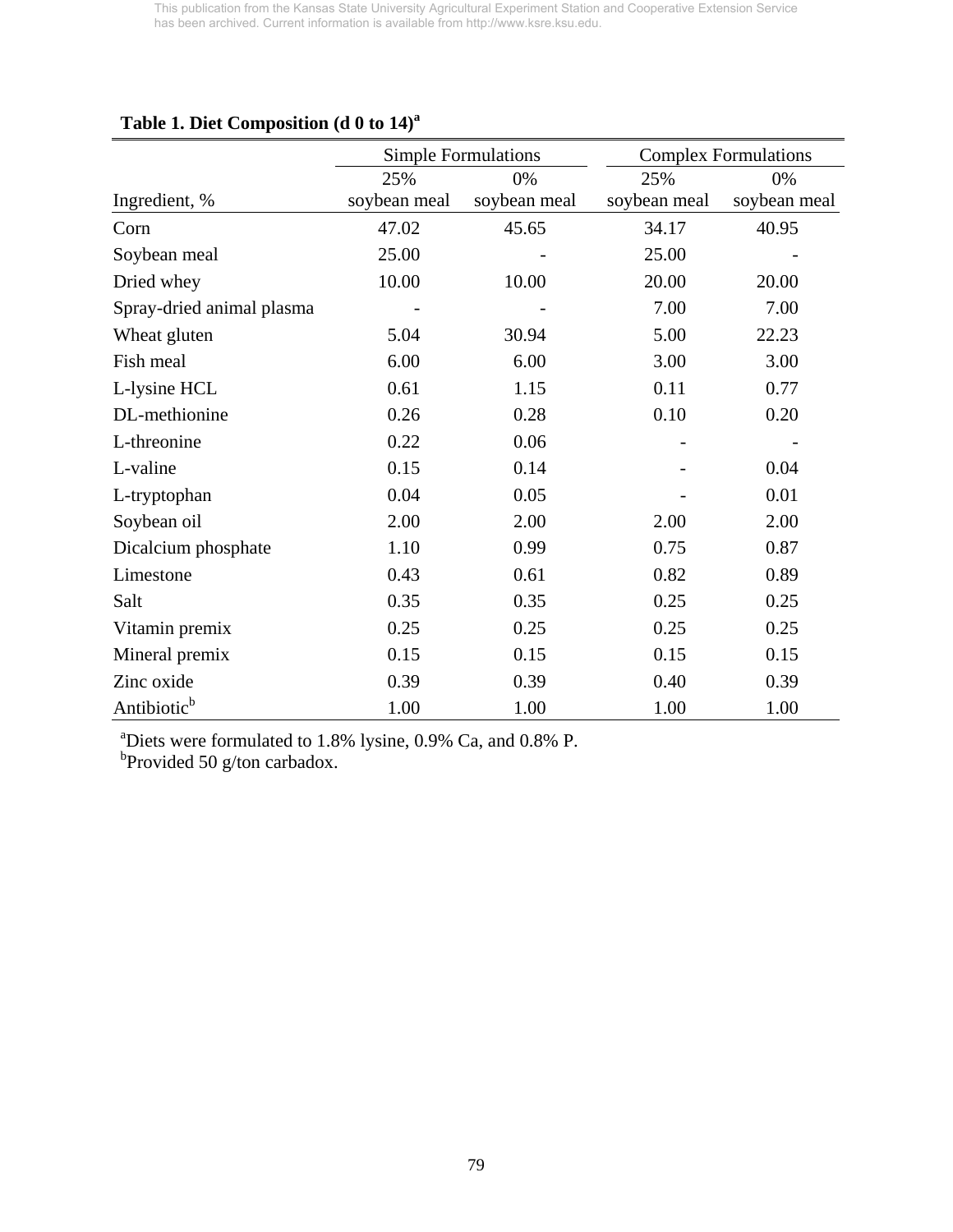**Table 1. Diet Composition (d 0 to 14)[a]**

| | Simple Formulations | | Complex Formulations | |
|---|---|---|---|---|
| Ingredient, % | 25% soybean meal | 0% soybean meal | 25% soybean meal | 0% soybean meal |
| Corn | 47.02 | 45.65 | 34.17 | 40.95 |
| Soybean meal | 25.00 | - | 25.00 | - |
| Dried whey | 10.00 | 10.00 | 20.00 | 20.00 |
| Spray-dried animal plasma | - | - | 7.00 | 7.00 |
| Wheat gluten | 5.04 | 30.94 | 5.00 | 22.23 |
| Fish meal | 6.00 | 6.00 | 3.00 | 3.00 |
| L-lysine HCL | 0.61 | 1.15 | 0.11 | 0.77 |
| DL-methionine | 0.26 | 0.28 | 0.10 | 0.20 |
| L-threonine | 0.22 | 0.06 | - | - |
| L-valine | 0.15 | 0.14 | - | 0.04 |
| L-tryptophan | 0.04 | 0.05 | - | 0.01 |
| Soybean oil | 2.00 | 2.00 | 2.00 | 2.00 |
| Dicalcium phosphate | 1.10 | 0.99 | 0.75 | 0.87 |
| Limestone | 0.43 | 0.61 | 0.82 | 0.89 |
| Salt | 0.35 | 0.35 | 0.25 | 0.25 |
| Vitamin premix | 0.25 | 0.25 | 0.25 | 0.25 |
| Mineral premix | 0.15 | 0.15 | 0.15 | 0.15 |
| Zinc oxide | 0.39 | 0.39 | 0.40 | 0.39 |
| Antibiotic[b] | 1.00 | 1.00 | 1.00 | 1.00 |

[a]Diets were formulated to 1.8% lysine, 0.9% Ca, and 0.8% P.
[b]Provided 50 g/ton carbadox.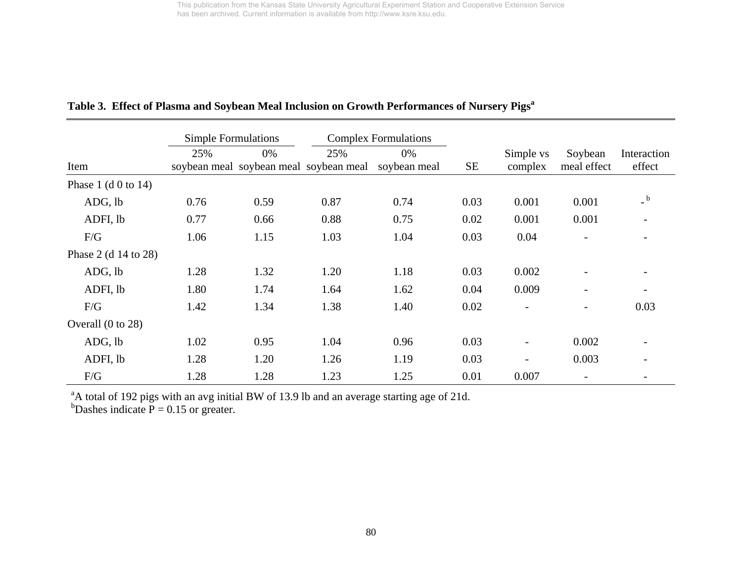**Table 3. Effect of Plasma and Soybean Meal Inclusion on Growth Performances of Nursery Pigs[a]**

| | Simple Formulations | | Complex Formulations | | | | | |
|---|---|---|---|---|---|---|---|---|
| Item | 25% soybean meal | 0% soybean meal | 25% soybean meal | 0% soybean meal | SE | Simple vs complex | Soybean meal effect | Interaction effect |
| Phase 1 (d 0 to 14) | | | | | | | | |
| ADG, lb | 0.76 | 0.59 | 0.87 | 0.74 | 0.03 | 0.001 | 0.001 | -[b] |
| ADFI, lb | 0.77 | 0.66 | 0.88 | 0.75 | 0.02 | 0.001 | 0.001 | - |
| F/G | 1.06 | 1.15 | 1.03 | 1.04 | 0.03 | 0.04 | - | - |
| Phase 2 (d 14 to 28) | | | | | | | | |
| ADG, lb | 1.28 | 1.32 | 1.20 | 1.18 | 0.03 | 0.002 | - | - |
| ADFI, lb | 1.80 | 1.74 | 1.64 | 1.62 | 0.04 | 0.009 | - | - |
| F/G | 1.42 | 1.34 | 1.38 | 1.40 | 0.02 | - | - | 0.03 |
| Overall (0 to 28) | | | | | | | | |
| ADG, lb | 1.02 | 0.95 | 1.04 | 0.96 | 0.03 | - | 0.002 | - |
| ADFI, lb | 1.28 | 1.20 | 1.26 | 1.19 | 0.03 | - | 0.003 | - |
| F/G | 1.28 | 1.28 | 1.23 | 1.25 | 0.01 | 0.007 | - | - |

[a]A total of 192 pigs with an avg initial BW of 13.9 lb and an average starting age of 21d.
[b]Dashes indicate P = 0.15 or greater.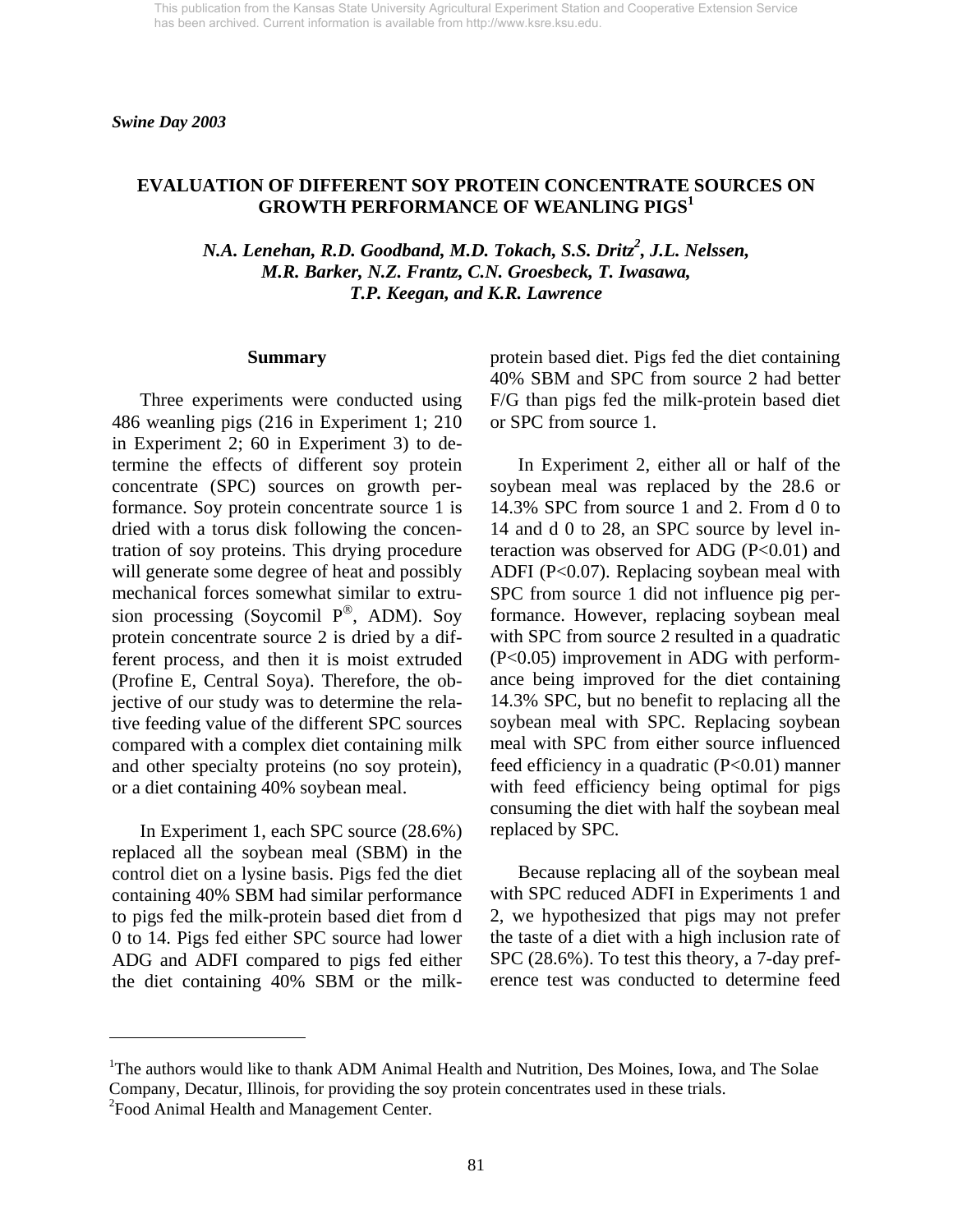This publication from the Kansas State University Agricultural Experiment Station and Cooperative Extension Service has been archived. Current information is available from http://www.ksre.ksu.edu.

*Swine Day 2003*

# EVALUATION OF DIFFERENT SOY PROTEIN CONCENTRATE SOURCES ON GROWTH PERFORMANCE OF WEANLING PIGS[1]

*N.A. Lenehan, R.D. Goodband, M.D. Tokach, S.S. Dritz[2], J.L. Nelssen, M.R. Barker, N.Z. Frantz, C.N. Groesbeck, T. Iwasawa, T.P. Keegan, and K.R. Lawrence*

## Summary

Three experiments were conducted using 486 weanling pigs (216 in Experiment 1; 210 in Experiment 2; 60 in Experiment 3) to determine the effects of different soy protein concentrate (SPC) sources on growth performance. Soy protein concentrate source 1 is dried with a torus disk following the concentration of soy proteins. This drying procedure will generate some degree of heat and possibly mechanical forces somewhat similar to extrusion processing (Soycomil P®, ADM). Soy protein concentrate source 2 is dried by a different process, and then it is moist extruded (Profine E, Central Soya). Therefore, the objective of our study was to determine the relative feeding value of the different SPC sources compared with a complex diet containing milk and other specialty proteins (no soy protein), or a diet containing 40% soybean meal.

In Experiment 1, each SPC source (28.6%) replaced all the soybean meal (SBM) in the control diet on a lysine basis. Pigs fed the diet containing 40% SBM had similar performance to pigs fed the milk-protein based diet from d 0 to 14. Pigs fed either SPC source had lower ADG and ADFI compared to pigs fed either the diet containing 40% SBM or the milk-protein based diet. Pigs fed the diet containing 40% SBM and SPC from source 2 had better F/G than pigs fed the milk-protein based diet or SPC from source 1.

In Experiment 2, either all or half of the soybean meal was replaced by the 28.6 or 14.3% SPC from source 1 and 2. From d 0 to 14 and d 0 to 28, an SPC source by level interaction was observed for ADG ($P<0.01$) and ADFI ($P<0.07$). Replacing soybean meal with SPC from source 1 did not influence pig performance. However, replacing soybean meal with SPC from source 2 resulted in a quadratic ($P<0.05$) improvement in ADG with performance being improved for the diet containing 14.3% SPC, but no benefit to replacing all the soybean meal with SPC. Replacing soybean meal with SPC from either source influenced feed efficiency in a quadratic ($P<0.01$) manner with feed efficiency being optimal for pigs consuming the diet with half the soybean meal replaced by SPC.

Because replacing all of the soybean meal with SPC reduced ADFI in Experiments 1 and 2, we hypothesized that pigs may not prefer the taste of a diet with a high inclusion rate of SPC (28.6%). To test this theory, a 7-day preference test was conducted to determine feed

---

[1]The authors would like to thank ADM Animal Health and Nutrition, Des Moines, Iowa, and The Solae Company, Decatur, Illinois, for providing the soy protein concentrates used in these trials.

[2]Food Animal Health and Management Center.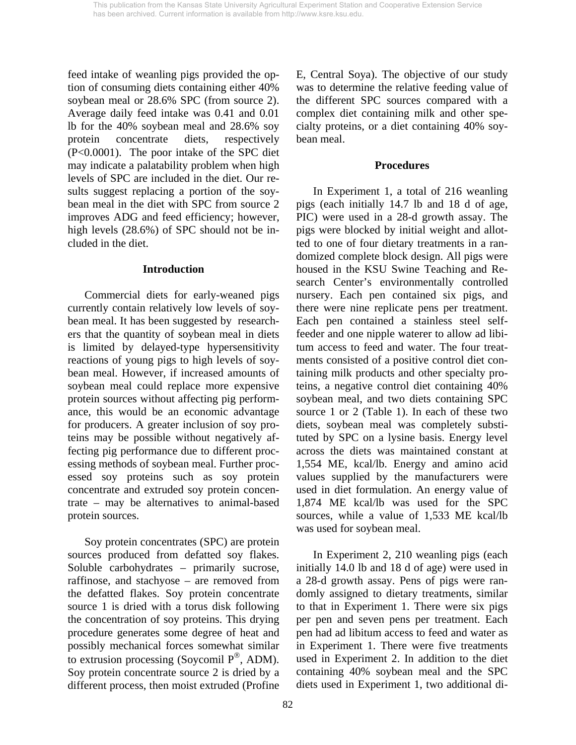feed intake of weanling pigs provided the option of consuming diets containing either 40% soybean meal or 28.6% SPC (from source 2). Average daily feed intake was 0.41 and 0.01 lb for the 40% soybean meal and 28.6% soy protein concentrate diets, respectively ($P<0.0001$). The poor intake of the SPC diet may indicate a palatability problem when high levels of SPC are included in the diet. Our results suggest replacing a portion of the soybean meal in the diet with SPC from source 2 improves ADG and feed efficiency; however, high levels (28.6%) of SPC should not be included in the diet.

## Introduction

Commercial diets for early-weaned pigs currently contain relatively low levels of soybean meal. It has been suggested by researchers that the quantity of soybean meal in diets is limited by delayed-type hypersensitivity reactions of young pigs to high levels of soybean meal. However, if increased amounts of soybean meal could replace more expensive protein sources without affecting pig performance, this would be an economic advantage for producers. A greater inclusion of soy proteins may be possible without negatively affecting pig performance due to different processing methods of soybean meal. Further processed soy proteins such as soy protein concentrate and extruded soy protein concentrate – may be alternatives to animal-based protein sources.

Soy protein concentrates (SPC) are protein sources produced from defatted soy flakes. Soluble carbohydrates – primarily sucrose, raffinose, and stachyose – are removed from the defatted flakes. Soy protein concentrate source 1 is dried with a torus disk following the concentration of soy proteins. This drying procedure generates some degree of heat and possibly mechanical forces somewhat similar to extrusion processing (Soycomil P®, ADM). Soy protein concentrate source 2 is dried by a different process, then moist extruded (Profine E, Central Soya). The objective of our study was to determine the relative feeding value of the different SPC sources compared with a complex diet containing milk and other specialty proteins, or a diet containing 40% soybean meal.

## Procedures

In Experiment 1, a total of 216 weanling pigs (each initially 14.7 lb and 18 d of age, PIC) were used in a 28-d growth assay. The pigs were blocked by initial weight and allotted to one of four dietary treatments in a randomized complete block design. All pigs were housed in the KSU Swine Teaching and Research Center's environmentally controlled nursery. Each pen contained six pigs, and there were nine replicate pens per treatment. Each pen contained a stainless steel self-feeder and one nipple waterer to allow ad libitum access to feed and water. The four treatments consisted of a positive control diet containing milk products and other specialty proteins, a negative control diet containing 40% soybean meal, and two diets containing SPC source 1 or 2 (Table 1). In each of these two diets, soybean meal was completely substituted by SPC on a lysine basis. Energy level across the diets was maintained constant at 1,554 ME, kcal/lb. Energy and amino acid values supplied by the manufacturers were used in diet formulation. An energy value of 1,874 ME kcal/lb was used for the SPC sources, while a value of 1,533 ME kcal/lb was used for soybean meal.

In Experiment 2, 210 weanling pigs (each initially 14.0 lb and 18 d of age) were used in a 28-d growth assay. Pens of pigs were randomly assigned to dietary treatments, similar to that in Experiment 1. There were six pigs per pen and seven pens per treatment. Each pen had ad libitum access to feed and water as in Experiment 1. There were five treatments used in Experiment 2. In addition to the diet containing 40% soybean meal and the SPC diets used in Experiment 1, two additional di-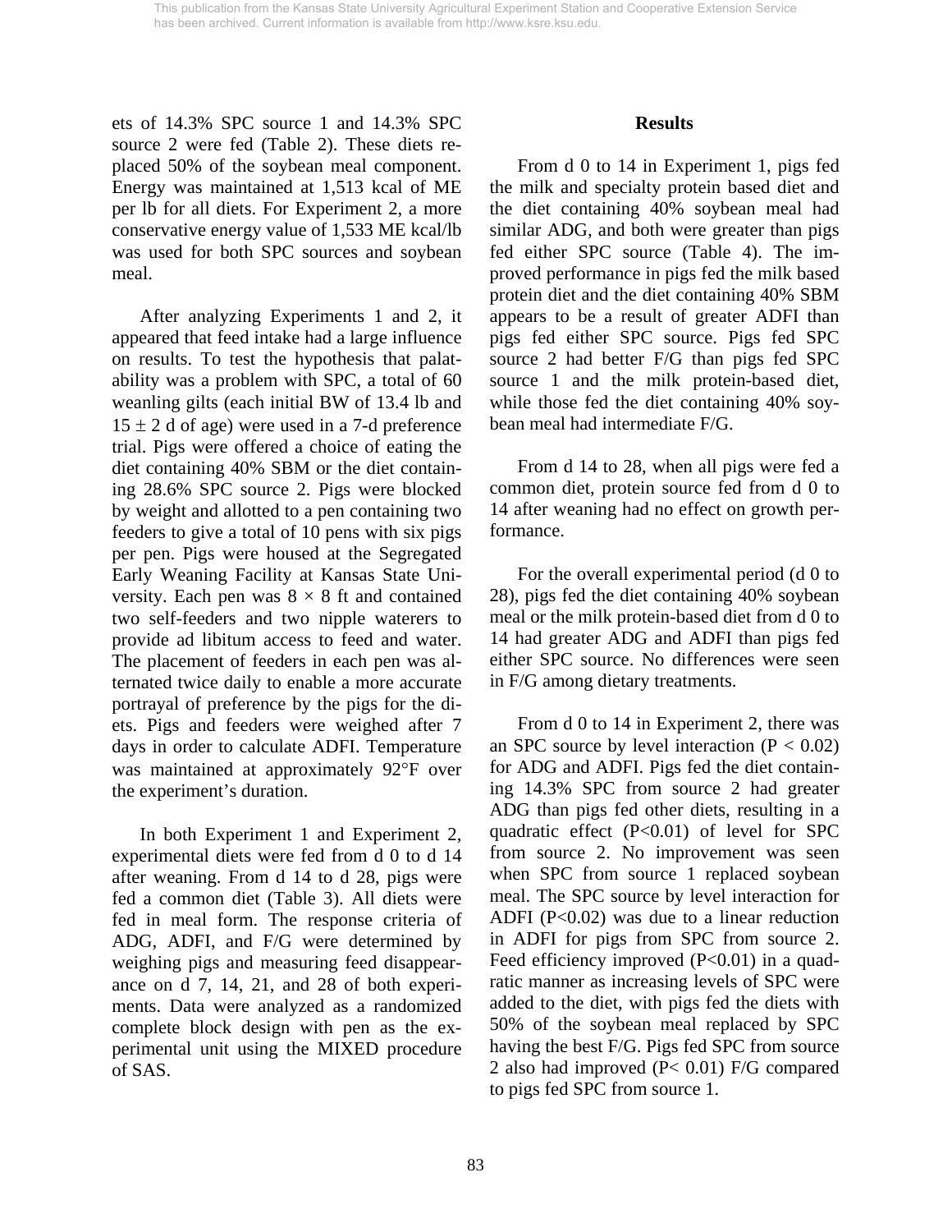ets of 14.3% SPC source 1 and 14.3% SPC source 2 were fed (Table 2). These diets replaced 50% of the soybean meal component. Energy was maintained at 1,513 kcal of ME per lb for all diets. For Experiment 2, a more conservative energy value of 1,533 ME kcal/lb was used for both SPC sources and soybean meal.

After analyzing Experiments 1 and 2, it appeared that feed intake had a large influence on results. To test the hypothesis that palatability was a problem with SPC, a total of 60 weanling gilts (each initial BW of 13.4 lb and $15 \pm 2$ d of age) were used in a 7-d preference trial. Pigs were offered a choice of eating the diet containing 40% SBM or the diet containing 28.6% SPC source 2. Pigs were blocked by weight and allotted to a pen containing two feeders to give a total of 10 pens with six pigs per pen. Pigs were housed at the Segregated Early Weaning Facility at Kansas State University. Each pen was $8 \times 8$ ft and contained two self-feeders and two nipple waterers to provide ad libitum access to feed and water. The placement of feeders in each pen was alternated twice daily to enable a more accurate portrayal of preference by the pigs for the diets. Pigs and feeders were weighed after 7 days in order to calculate ADFI. Temperature was maintained at approximately 92°F over the experiment's duration.

In both Experiment 1 and Experiment 2, experimental diets were fed from d 0 to d 14 after weaning. From d 14 to d 28, pigs were fed a common diet (Table 3). All diets were fed in meal form. The response criteria of ADG, ADFI, and F/G were determined by weighing pigs and measuring feed disappearance on d 7, 14, 21, and 28 of both experiments. Data were analyzed as a randomized complete block design with pen as the experimental unit using the MIXED procedure of SAS.

## Results

From d 0 to 14 in Experiment 1, pigs fed the milk and specialty protein based diet and the diet containing 40% soybean meal had similar ADG, and both were greater than pigs fed either SPC source (Table 4). The improved performance in pigs fed the milk based protein diet and the diet containing 40% SBM appears to be a result of greater ADFI than pigs fed either SPC source. Pigs fed SPC source 2 had better F/G than pigs fed SPC source 1 and the milk protein-based diet, while those fed the diet containing 40% soybean meal had intermediate F/G.

From d 14 to 28, when all pigs were fed a common diet, protein source fed from d 0 to 14 after weaning had no effect on growth performance.

For the overall experimental period (d 0 to 28), pigs fed the diet containing 40% soybean meal or the milk protein-based diet from d 0 to 14 had greater ADG and ADFI than pigs fed either SPC source. No differences were seen in F/G among dietary treatments.

From d 0 to 14 in Experiment 2, there was an SPC source by level interaction ($P < 0.02$) for ADG and ADFI. Pigs fed the diet containing 14.3% SPC from source 2 had greater ADG than pigs fed other diets, resulting in a quadratic effect ($P<0.01$) of level for SPC from source 2. No improvement was seen when SPC from source 1 replaced soybean meal. The SPC source by level interaction for ADFI ($P<0.02$) was due to a linear reduction in ADFI for pigs from SPC from source 2. Feed efficiency improved ($P<0.01$) in a quadratic manner as increasing levels of SPC were added to the diet, with pigs fed the diets with 50% of the soybean meal replaced by SPC having the best F/G. Pigs fed SPC from source 2 also had improved ($P< 0.01$) F/G compared to pigs fed SPC from source 1.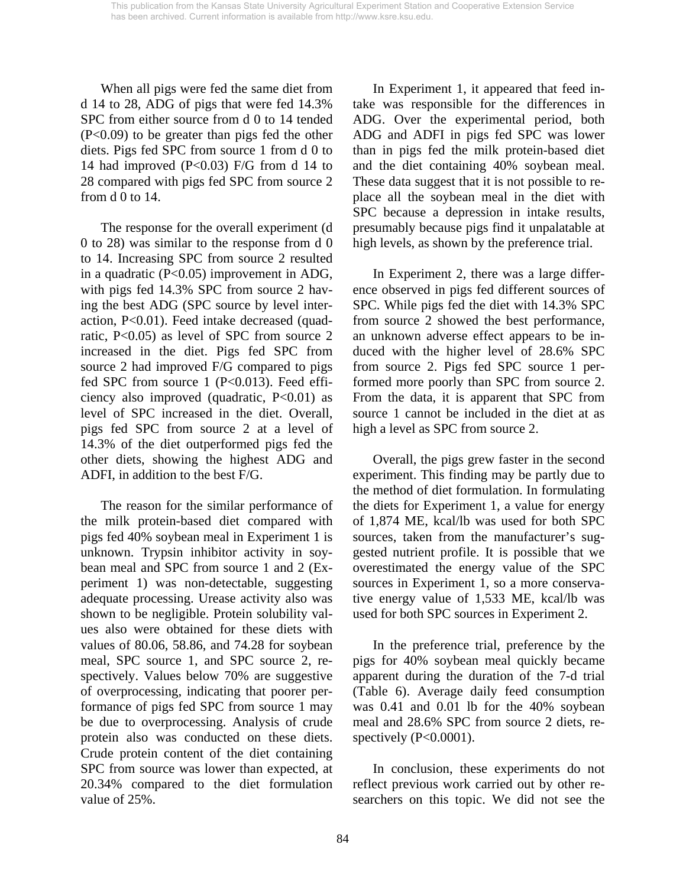When all pigs were fed the same diet from d 14 to 28, ADG of pigs that were fed 14.3% SPC from either source from d 0 to 14 tended ($P<0.09$) to be greater than pigs fed the other diets. Pigs fed SPC from source 1 from d 0 to 14 had improved ($P<0.03$) F/G from d 14 to 28 compared with pigs fed SPC from source 2 from d 0 to 14.

The response for the overall experiment (d 0 to 28) was similar to the response from d 0 to 14. Increasing SPC from source 2 resulted in a quadratic ($P<0.05$) improvement in ADG, with pigs fed 14.3% SPC from source 2 having the best ADG (SPC source by level interaction, $P<0.01$). Feed intake decreased (quadratic, $P<0.05$) as level of SPC from source 2 increased in the diet. Pigs fed SPC from source 2 had improved F/G compared to pigs fed SPC from source 1 ($P<0.013$). Feed efficiency also improved (quadratic, $P<0.01$) as level of SPC increased in the diet. Overall, pigs fed SPC from source 2 at a level of 14.3% of the diet outperformed pigs fed the other diets, showing the highest ADG and ADFI, in addition to the best F/G.

The reason for the similar performance of the milk protein-based diet compared with pigs fed 40% soybean meal in Experiment 1 is unknown. Trypsin inhibitor activity in soybean meal and SPC from source 1 and 2 (Experiment 1) was non-detectable, suggesting adequate processing. Urease activity also was shown to be negligible. Protein solubility values also were obtained for these diets with values of 80.06, 58.86, and 74.28 for soybean meal, SPC source 1, and SPC source 2, respectively. Values below 70% are suggestive of overprocessing, indicating that poorer performance of pigs fed SPC from source 1 may be due to overprocessing. Analysis of crude protein also was conducted on these diets. Crude protein content of the diet containing SPC from source was lower than expected, at 20.34% compared to the diet formulation value of 25%.

In Experiment 1, it appeared that feed intake was responsible for the differences in ADG. Over the experimental period, both ADG and ADFI in pigs fed SPC was lower than in pigs fed the milk protein-based diet and the diet containing 40% soybean meal. These data suggest that it is not possible to replace all the soybean meal in the diet with SPC because a depression in intake results, presumably because pigs find it unpalatable at high levels, as shown by the preference trial.

In Experiment 2, there was a large difference observed in pigs fed different sources of SPC. While pigs fed the diet with 14.3% SPC from source 2 showed the best performance, an unknown adverse effect appears to be induced with the higher level of 28.6% SPC from source 2. Pigs fed SPC source 1 performed more poorly than SPC from source 2. From the data, it is apparent that SPC from source 1 cannot be included in the diet at as high a level as SPC from source 2.

Overall, the pigs grew faster in the second experiment. This finding may be partly due to the method of diet formulation. In formulating the diets for Experiment 1, a value for energy of 1,874 ME, kcal/lb was used for both SPC sources, taken from the manufacturer's suggested nutrient profile. It is possible that we overestimated the energy value of the SPC sources in Experiment 1, so a more conservative energy value of 1,533 ME, kcal/lb was used for both SPC sources in Experiment 2.

In the preference trial, preference by the pigs for 40% soybean meal quickly became apparent during the duration of the 7-d trial (Table 6). Average daily feed consumption was 0.41 and 0.01 lb for the 40% soybean meal and 28.6% SPC from source 2 diets, respectively ($P<0.0001$).

In conclusion, these experiments do not reflect previous work carried out by other researchers on this topic. We did not see the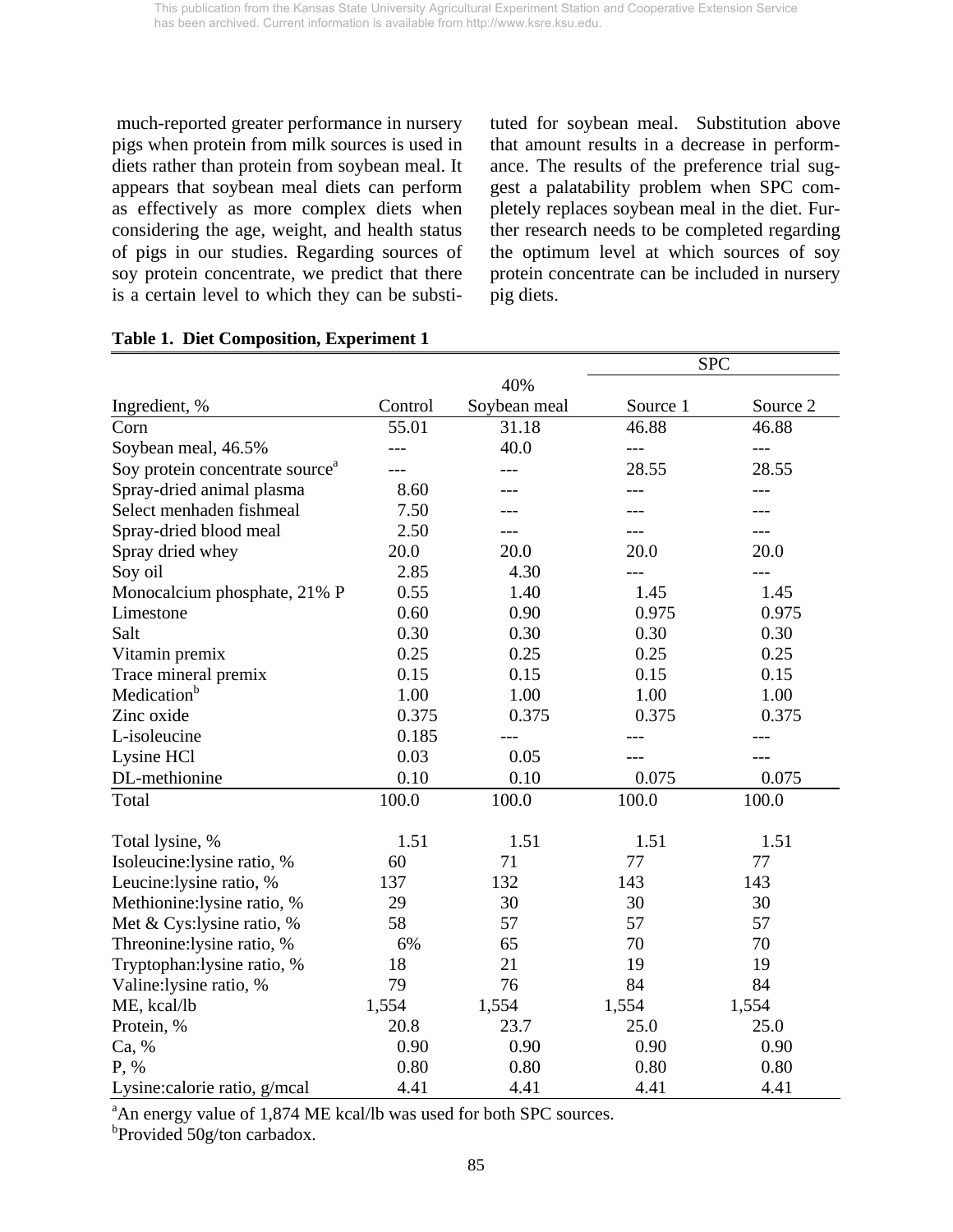much-reported greater performance in nursery pigs when protein from milk sources is used in diets rather than protein from soybean meal. It appears that soybean meal diets can perform as effectively as more complex diets when considering the age, weight, and health status of pigs in our studies. Regarding sources of soy protein concentrate, we predict that there is a certain level to which they can be substituted for soybean meal. Substitution above that amount results in a decrease in performance. The results of the preference trial suggest a palatability problem when SPC completely replaces soybean meal in the diet. Further research needs to be completed regarding the optimum level at which sources of soy protein concentrate can be included in nursery pig diets.

**Table 1. Diet Composition, Experiment 1**

| | | | SPC | |
|---|---|---|---|---|
| Ingredient, % | Control | 40% Soybean meal | Source 1 | Source 2 |
| Corn | 55.01 | 31.18 | 46.88 | 46.88 |
| Soybean meal, 46.5% | --- | 40.0 | --- | --- |
| Soy protein concentrate source[a] | --- | --- | 28.55 | 28.55 |
| Spray-dried animal plasma | 8.60 | --- | --- | --- |
| Select menhaden fishmeal | 7.50 | --- | --- | --- |
| Spray-dried blood meal | 2.50 | --- | --- | --- |
| Spray dried whey | 20.0 | 20.0 | 20.0 | 20.0 |
| Soy oil | 2.85 | 4.30 | --- | --- |
| Monocalcium phosphate, 21% P | 0.55 | 1.40 | 1.45 | 1.45 |
| Limestone | 0.60 | 0.90 | 0.975 | 0.975 |
| Salt | 0.30 | 0.30 | 0.30 | 0.30 |
| Vitamin premix | 0.25 | 0.25 | 0.25 | 0.25 |
| Trace mineral premix | 0.15 | 0.15 | 0.15 | 0.15 |
| Medication[b] | 1.00 | 1.00 | 1.00 | 1.00 |
| Zinc oxide | 0.375 | 0.375 | 0.375 | 0.375 |
| L-isoleucine | 0.185 | --- | --- | --- |
| Lysine HCl | 0.03 | 0.05 | --- | --- |
| DL-methionine | 0.10 | 0.10 | 0.075 | 0.075 |
| Total | 100.0 | 100.0 | 100.0 | 100.0 |
| | | | | |
| Total lysine, % | 1.51 | 1.51 | 1.51 | 1.51 |
| Isoleucine:lysine ratio, % | 60 | 71 | 77 | 77 |
| Leucine:lysine ratio, % | 137 | 132 | 143 | 143 |
| Methionine:lysine ratio, % | 29 | 30 | 30 | 30 |
| Met & Cys:lysine ratio, % | 58 | 57 | 57 | 57 |
| Threonine:lysine ratio, % | 6% | 65 | 70 | 70 |
| Tryptophan:lysine ratio, % | 18 | 21 | 19 | 19 |
| Valine:lysine ratio, % | 79 | 76 | 84 | 84 |
| ME, kcal/lb | 1,554 | 1,554 | 1,554 | 1,554 |
| Protein, % | 20.8 | 23.7 | 25.0 | 25.0 |
| Ca, % | 0.90 | 0.90 | 0.90 | 0.90 |
| P, % | 0.80 | 0.80 | 0.80 | 0.80 |
| Lysine:calorie ratio, g/mcal | 4.41 | 4.41 | 4.41 | 4.41 |

[a]An energy value of 1,874 ME kcal/lb was used for both SPC sources.
[b]Provided 50g/ton carbadox.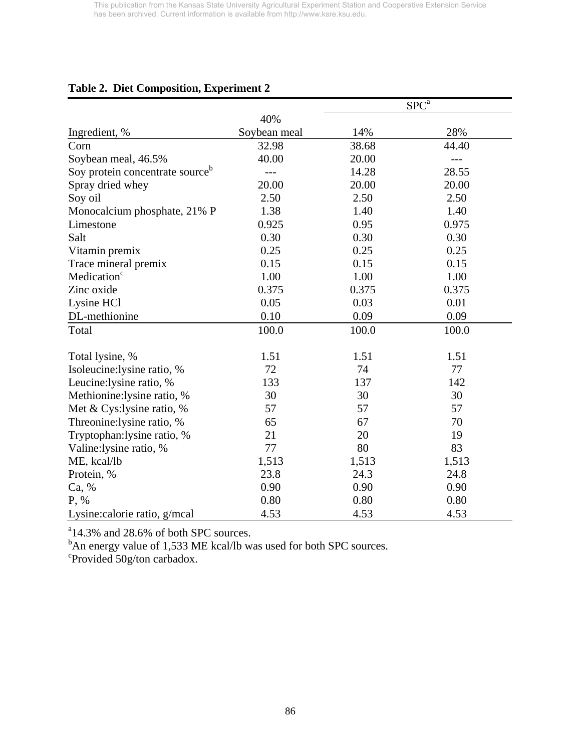This publication from the Kansas State University Agricultural Experiment Station and Cooperative Extension Service has been archived. Current information is available from http://www.ksre.ksu.edu.

**Table 2. Diet Composition, Experiment 2**

| | | SPC[a] | |
|---|---|---|---|
| Ingredient, % | 40% Soybean meal | 14% | 28% |
| Corn | 32.98 | 38.68 | 44.40 |
| Soybean meal, 46.5% | 40.00 | 20.00 | --- |
| Soy protein concentrate source[b] | --- | 14.28 | 28.55 |
| Spray dried whey | 20.00 | 20.00 | 20.00 |
| Soy oil | 2.50 | 2.50 | 2.50 |
| Monocalcium phosphate, 21% P | 1.38 | 1.40 | 1.40 |
| Limestone | 0.925 | 0.95 | 0.975 |
| Salt | 0.30 | 0.30 | 0.30 |
| Vitamin premix | 0.25 | 0.25 | 0.25 |
| Trace mineral premix | 0.15 | 0.15 | 0.15 |
| Medication[c] | 1.00 | 1.00 | 1.00 |
| Zinc oxide | 0.375 | 0.375 | 0.375 |
| Lysine HCl | 0.05 | 0.03 | 0.01 |
| DL-methionine | 0.10 | 0.09 | 0.09 |
| Total | 100.0 | 100.0 | 100.0 |
| Total lysine, % | 1.51 | 1.51 | 1.51 |
| Isoleucine:lysine ratio, % | 72 | 74 | 77 |
| Leucine:lysine ratio, % | 133 | 137 | 142 |
| Methionine:lysine ratio, % | 30 | 30 | 30 |
| Met & Cys:lysine ratio, % | 57 | 57 | 57 |
| Threonine:lysine ratio, % | 65 | 67 | 70 |
| Tryptophan:lysine ratio, % | 21 | 20 | 19 |
| Valine:lysine ratio, % | 77 | 80 | 83 |
| ME, kcal/lb | 1,513 | 1,513 | 1,513 |
| Protein, % | 23.8 | 24.3 | 24.8 |
| Ca, % | 0.90 | 0.90 | 0.90 |
| P, % | 0.80 | 0.80 | 0.80 |
| Lysine:calorie ratio, g/mcal | 4.53 | 4.53 | 4.53 |

[a]14.3% and 28.6% of both SPC sources.
[b]An energy value of 1,533 ME kcal/lb was used for both SPC sources.
[c]Provided 50g/ton carbadox.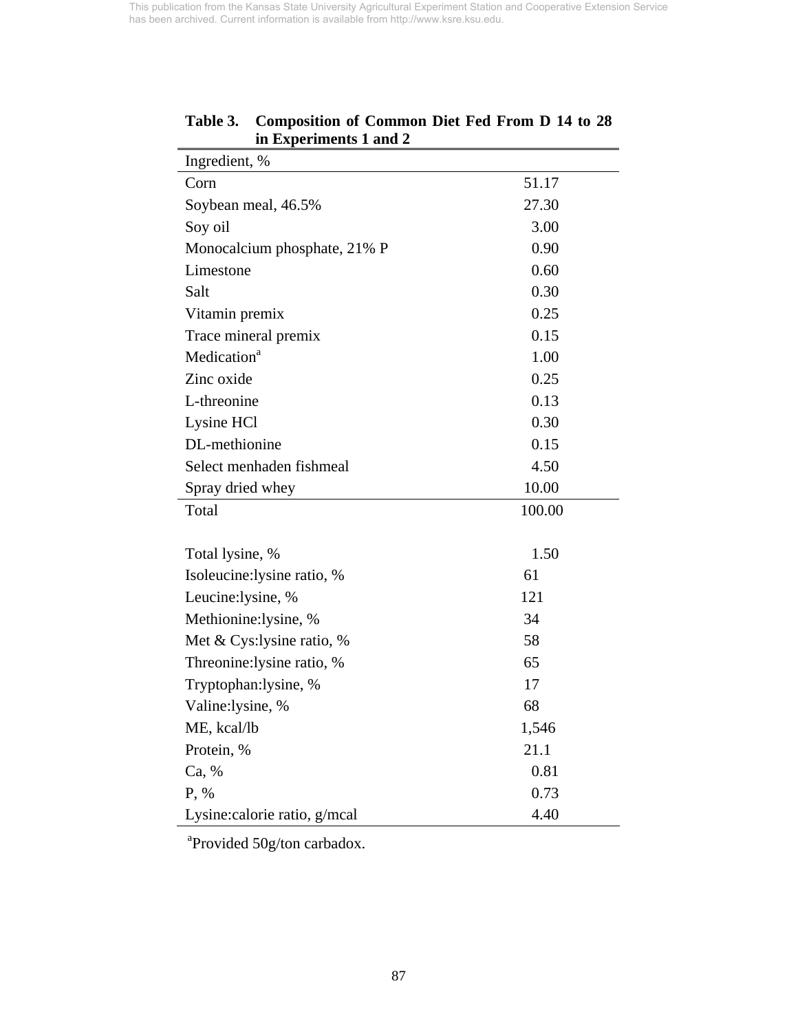**Table 3. Composition of Common Diet Fed From D 14 to 28 in Experiments 1 and 2**

| Ingredient, % | |
|---|---|
| Corn | 51.17 |
| Soybean meal, 46.5% | 27.30 |
| Soy oil | 3.00 |
| Monocalcium phosphate, 21% P | 0.90 |
| Limestone | 0.60 |
| Salt | 0.30 |
| Vitamin premix | 0.25 |
| Trace mineral premix | 0.15 |
| Medication[a] | 1.00 |
| Zinc oxide | 0.25 |
| L-threonine | 0.13 |
| Lysine HCl | 0.30 |
| DL-methionine | 0.15 |
| Select menhaden fishmeal | 4.50 |
| Spray dried whey | 10.00 |
| Total | 100.00 |
| | |
| Total lysine, % | 1.50 |
| Isoleucine:lysine ratio, % | 61 |
| Leucine:lysine, % | 121 |
| Methionine:lysine, % | 34 |
| Met & Cys:lysine ratio, % | 58 |
| Threonine:lysine ratio, % | 65 |
| Tryptophan:lysine, % | 17 |
| Valine:lysine, % | 68 |
| ME, kcal/lb | 1,546 |
| Protein, % | 21.1 |
| Ca, % | 0.81 |
| P, % | 0.73 |
| Lysine:calorie ratio, g/mcal | 4.40 |

[a]Provided 50g/ton carbadox.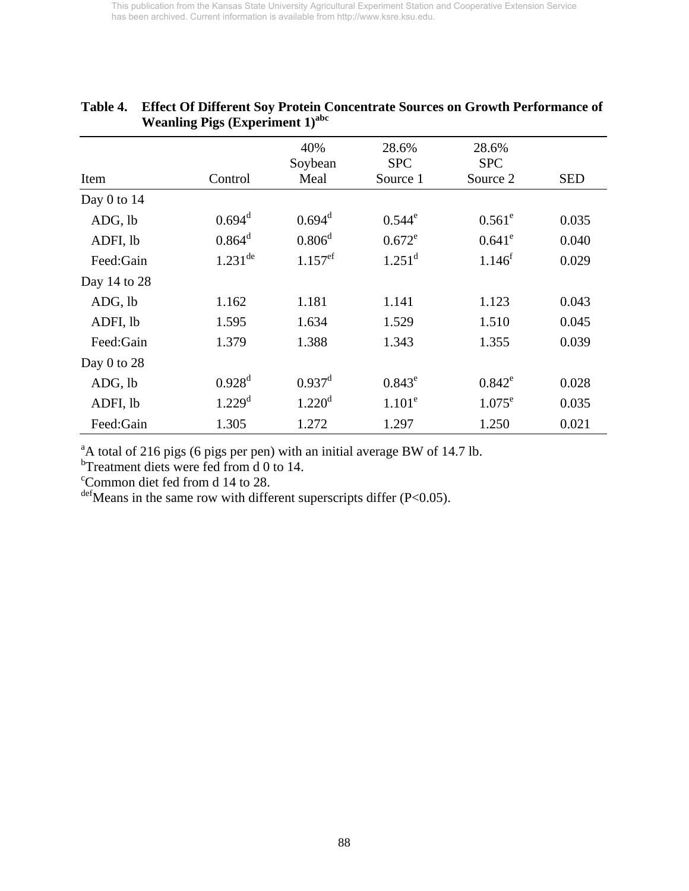**Table 4. Effect Of Different Soy Protein Concentrate Sources on Growth Performance of Weanling Pigs (Experiment 1)[abc]**

| Item | Control | 40% Soybean Meal | 28.6% SPC Source 1 | 28.6% SPC Source 2 | SED |
|---|---|---|---|---|---|
| Day 0 to 14 | | | | | |
| ADG, lb | 0.694[d] | 0.694[d] | 0.544[e] | 0.561[e] | 0.035 |
| ADFI, lb | 0.864[d] | 0.806[d] | 0.672[e] | 0.641[e] | 0.040 |
| Feed:Gain | 1.231[de] | 1.157[ef] | 1.251[d] | 1.146[f] | 0.029 |
| Day 14 to 28 | | | | | |
| ADG, lb | 1.162 | 1.181 | 1.141 | 1.123 | 0.043 |
| ADFI, lb | 1.595 | 1.634 | 1.529 | 1.510 | 0.045 |
| Feed:Gain | 1.379 | 1.388 | 1.343 | 1.355 | 0.039 |
| Day 0 to 28 | | | | | |
| ADG, lb | 0.928[d] | 0.937[d] | 0.843[e] | 0.842[e] | 0.028 |
| ADFI, lb | 1.229[d] | 1.220[d] | 1.101[e] | 1.075[e] | 0.035 |
| Feed:Gain | 1.305 | 1.272 | 1.297 | 1.250 | 0.021 |

[a]A total of 216 pigs (6 pigs per pen) with an initial average BW of 14.7 lb.
[b]Treatment diets were fed from d 0 to 14.
[c]Common diet fed from d 14 to 28.
[def]Means in the same row with different superscripts differ ($P<0.05$).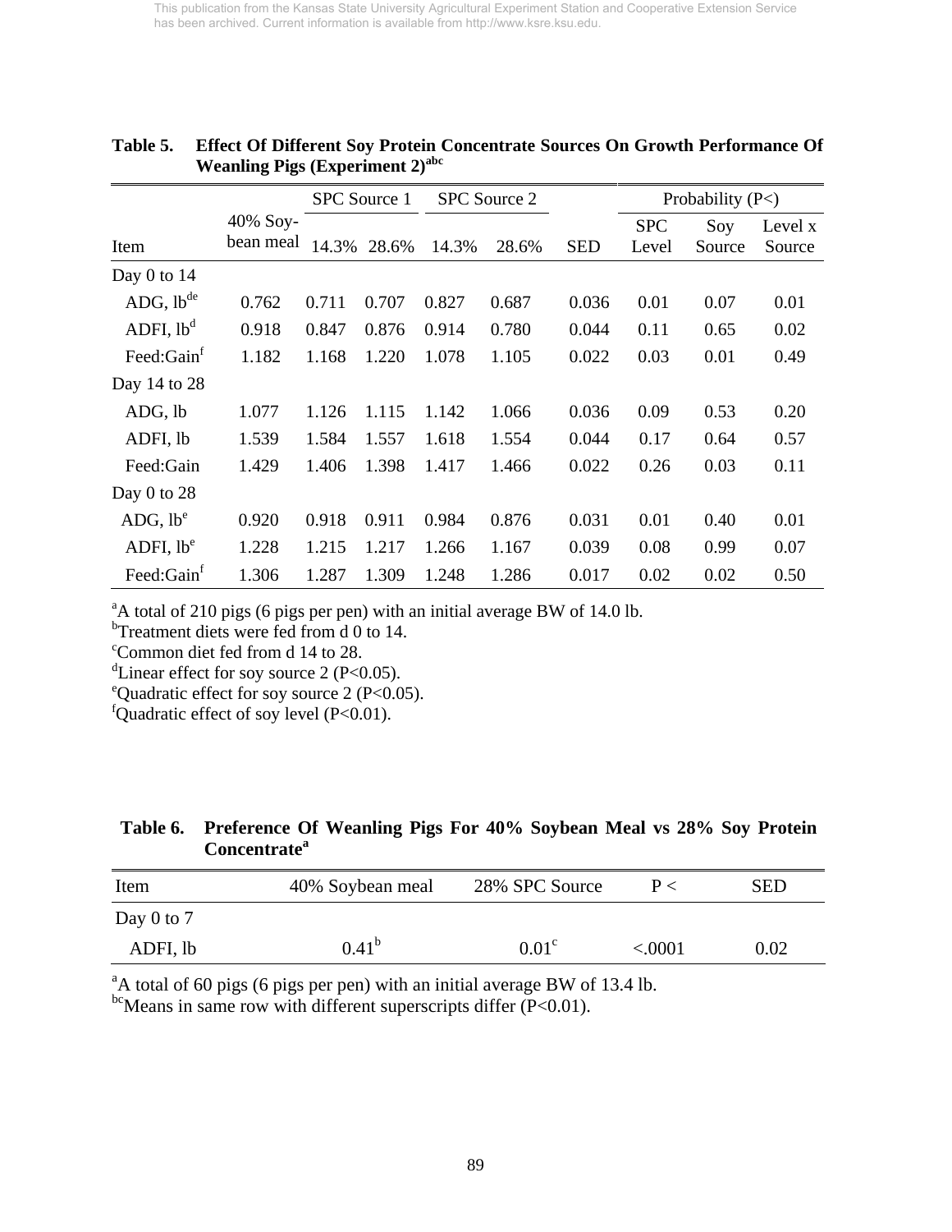This publication from the Kansas State University Agricultural Experiment Station and Cooperative Extension Service has been archived. Current information is available from http://www.ksre.ksu.edu.

**Table 5. Effect Of Different Soy Protein Concentrate Sources On Growth Performance Of Weanling Pigs (Experiment 2)[abc]**

| | | SPC Source 1 | | SPC Source 2 | | | Probability (P<) | | |
|---|---|---|---|---|---|---|---|---|---|
| Item | 40% Soybean meal | 14.3% | 28.6% | 14.3% | 28.6% | SED | SPC Level | Soy Source | Level x Source |
| Day 0 to 14 | | | | | | | | | |
| ADG, lb[de] | 0.762 | 0.711 | 0.707 | 0.827 | 0.687 | 0.036 | 0.01 | 0.07 | 0.01 |
| ADFI, lb[d] | 0.918 | 0.847 | 0.876 | 0.914 | 0.780 | 0.044 | 0.11 | 0.65 | 0.02 |
| Feed:Gain[f] | 1.182 | 1.168 | 1.220 | 1.078 | 1.105 | 0.022 | 0.03 | 0.01 | 0.49 |
| Day 14 to 28 | | | | | | | | | |
| ADG, lb | 1.077 | 1.126 | 1.115 | 1.142 | 1.066 | 0.036 | 0.09 | 0.53 | 0.20 |
| ADFI, lb | 1.539 | 1.584 | 1.557 | 1.618 | 1.554 | 0.044 | 0.17 | 0.64 | 0.57 |
| Feed:Gain | 1.429 | 1.406 | 1.398 | 1.417 | 1.466 | 0.022 | 0.26 | 0.03 | 0.11 |
| Day 0 to 28 | | | | | | | | | |
| ADG, lb[e] | 0.920 | 0.918 | 0.911 | 0.984 | 0.876 | 0.031 | 0.01 | 0.40 | 0.01 |
| ADFI, lb[e] | 1.228 | 1.215 | 1.217 | 1.266 | 1.167 | 0.039 | 0.08 | 0.99 | 0.07 |
| Feed:Gain[f] | 1.306 | 1.287 | 1.309 | 1.248 | 1.286 | 0.017 | 0.02 | 0.02 | 0.50 |

[a]A total of 210 pigs (6 pigs per pen) with an initial average BW of 14.0 lb.
[b]Treatment diets were fed from d 0 to 14.
[c]Common diet fed from d 14 to 28.
[d]Linear effect for soy source 2 (P<0.05).
[e]Quadratic effect for soy source 2 (P<0.05).
[f]Quadratic effect of soy level (P<0.01).

**Table 6. Preference Of Weanling Pigs For 40% Soybean Meal vs 28% Soy Protein Concentrate[a]**

| Item | 40% Soybean meal | 28% SPC Source | P < | SED |
|---|---|---|---|---|
| Day 0 to 7 | | | | |
| ADFI, lb | 0.41[b] | 0.01[c] | <.0001 | 0.02 |

[a]A total of 60 pigs (6 pigs per pen) with an initial average BW of 13.4 lb.
[bc]Means in same row with different superscripts differ (P<0.01).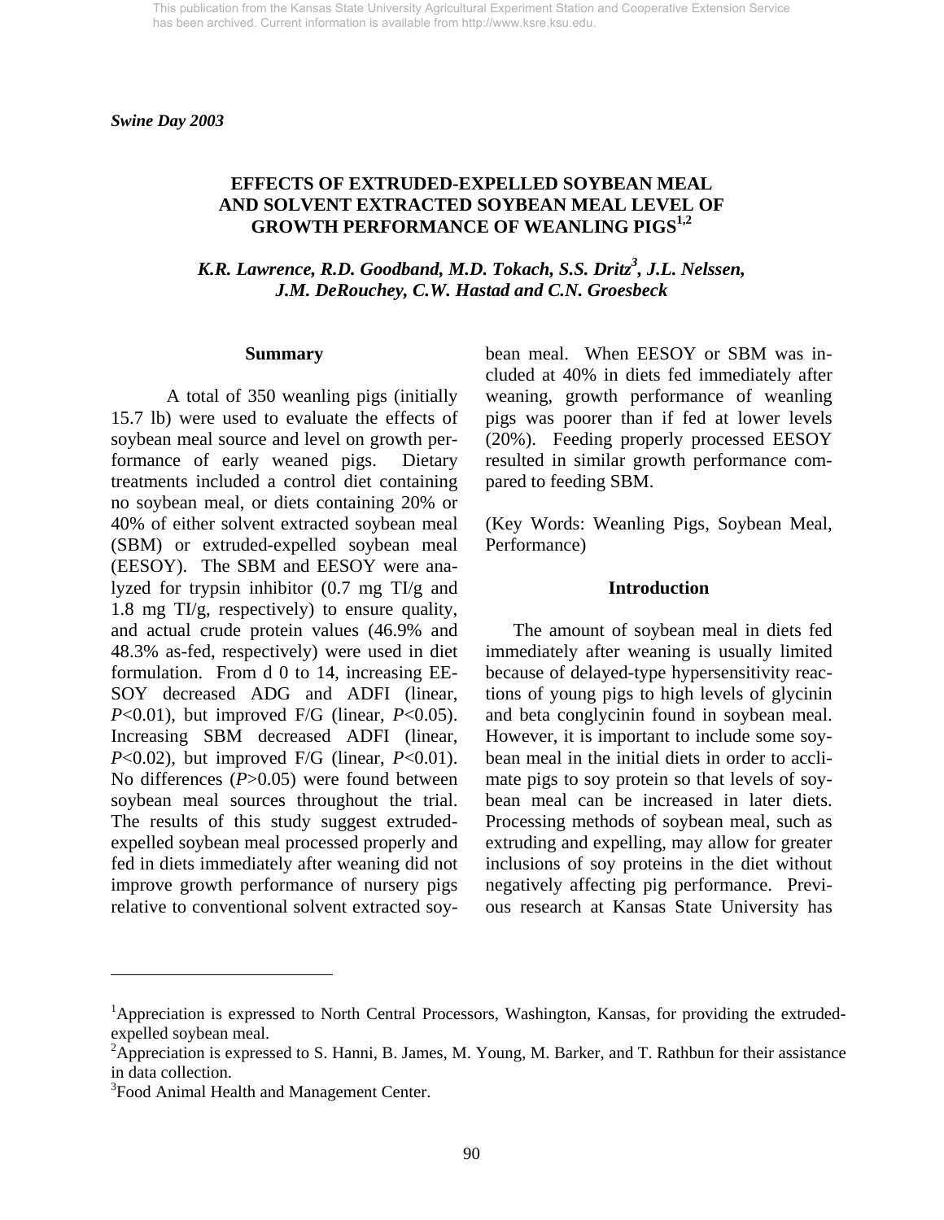*Swine Day 2003*

# EFFECTS OF EXTRUDED-EXPELLED SOYBEAN MEAL AND SOLVENT EXTRACTED SOYBEAN MEAL LEVEL OF GROWTH PERFORMANCE OF WEANLING PIGS[1,2]

***K.R. Lawrence, R.D. Goodband, M.D. Tokach, S.S. Dritz[3], J.L. Nelssen, J.M. DeRouchey, C.W. Hastad and C.N. Groesbeck***

## Summary

A total of 350 weanling pigs (initially 15.7 lb) were used to evaluate the effects of soybean meal source and level on growth performance of early weaned pigs. Dietary treatments included a control diet containing no soybean meal, or diets containing 20% or 40% of either solvent extracted soybean meal (SBM) or extruded-expelled soybean meal (EESOY). The SBM and EESOY were analyzed for trypsin inhibitor (0.7 mg TI/g and 1.8 mg TI/g, respectively) to ensure quality, and actual crude protein values (46.9% and 48.3% as-fed, respectively) were used in diet formulation. From d 0 to 14, increasing EESOY decreased ADG and ADFI (linear, $P<0.01$), but improved F/G (linear, $P<0.05$). Increasing SBM decreased ADFI (linear, $P<0.02$), but improved F/G (linear, $P<0.01$). No differences ($P>0.05$) were found between soybean meal sources throughout the trial. The results of this study suggest extruded-expelled soybean meal processed properly and fed in diets immediately after weaning did not improve growth performance of nursery pigs relative to conventional solvent extracted soybean meal. When EESOY or SBM was included at 40% in diets fed immediately after weaning, growth performance of weanling pigs was poorer than if fed at lower levels (20%). Feeding properly processed EESOY resulted in similar growth performance compared to feeding SBM.

(Key Words: Weanling Pigs, Soybean Meal, Performance)

## Introduction

The amount of soybean meal in diets fed immediately after weaning is usually limited because of delayed-type hypersensitivity reactions of young pigs to high levels of glycinin and beta conglycinin found in soybean meal. However, it is important to include some soybean meal in the initial diets in order to acclimate pigs to soy protein so that levels of soybean meal can be increased in later diets. Processing methods of soybean meal, such as extruding and expelling, may allow for greater inclusions of soy proteins in the diet without negatively affecting pig performance. Previous research at Kansas State University has

---

[1]Appreciation is expressed to North Central Processors, Washington, Kansas, for providing the extruded-expelled soybean meal.

[2]Appreciation is expressed to S. Hanni, B. James, M. Young, M. Barker, and T. Rathbun for their assistance in data collection.

[3]Food Animal Health and Management Center.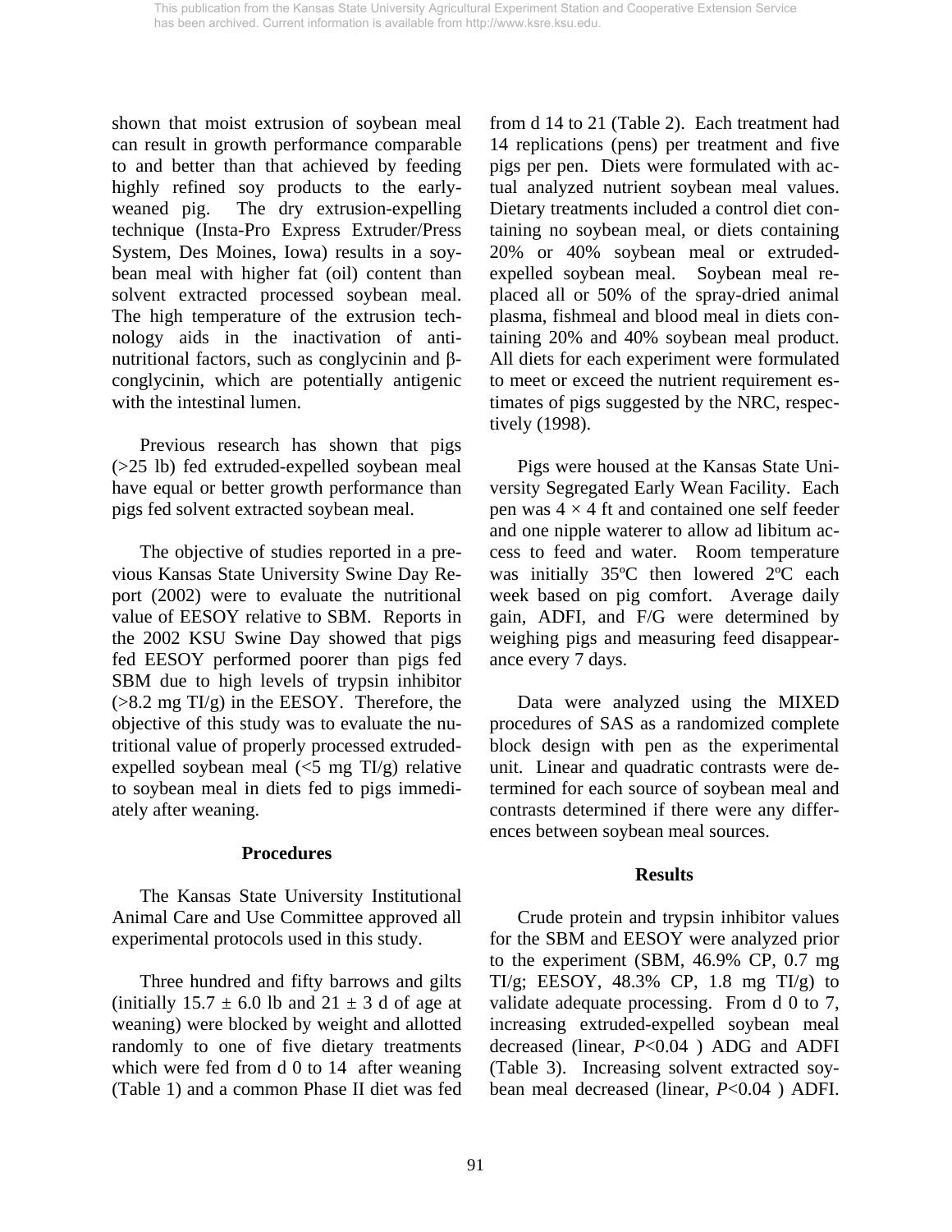shown that moist extrusion of soybean meal can result in growth performance comparable to and better than that achieved by feeding highly refined soy products to the early-weaned pig. The dry extrusion-expelling technique (Insta-Pro Express Extruder/Press System, Des Moines, Iowa) results in a soybean meal with higher fat (oil) content than solvent extracted processed soybean meal. The high temperature of the extrusion technology aids in the inactivation of anti-nutritional factors, such as conglycinin and β-conglycinin, which are potentially antigenic with the intestinal lumen.

Previous research has shown that pigs (>25 lb) fed extruded-expelled soybean meal have equal or better growth performance than pigs fed solvent extracted soybean meal.

The objective of studies reported in a previous Kansas State University Swine Day Report (2002) were to evaluate the nutritional value of EESOY relative to SBM. Reports in the 2002 KSU Swine Day showed that pigs fed EESOY performed poorer than pigs fed SBM due to high levels of trypsin inhibitor (>8.2 mg TI/g) in the EESOY. Therefore, the objective of this study was to evaluate the nutritional value of properly processed extruded-expelled soybean meal (<5 mg TI/g) relative to soybean meal in diets fed to pigs immediately after weaning.

## Procedures

The Kansas State University Institutional Animal Care and Use Committee approved all experimental protocols used in this study.

Three hundred and fifty barrows and gilts (initially 15.7 ± 6.0 lb and 21 ± 3 d of age at weaning) were blocked by weight and allotted randomly to one of five dietary treatments which were fed from d 0 to 14 after weaning (Table 1) and a common Phase II diet was fed from d 14 to 21 (Table 2). Each treatment had 14 replications (pens) per treatment and five pigs per pen. Diets were formulated with actual analyzed nutrient soybean meal values. Dietary treatments included a control diet containing no soybean meal, or diets containing 20% or 40% soybean meal or extruded-expelled soybean meal. Soybean meal replaced all or 50% of the spray-dried animal plasma, fishmeal and blood meal in diets containing 20% and 40% soybean meal product. All diets for each experiment were formulated to meet or exceed the nutrient requirement estimates of pigs suggested by the NRC, respectively (1998).

Pigs were housed at the Kansas State University Segregated Early Wean Facility. Each pen was 4 × 4 ft and contained one self feeder and one nipple waterer to allow ad libitum access to feed and water. Room temperature was initially 35ºC then lowered 2ºC each week based on pig comfort. Average daily gain, ADFI, and F/G were determined by weighing pigs and measuring feed disappearance every 7 days.

Data were analyzed using the MIXED procedures of SAS as a randomized complete block design with pen as the experimental unit. Linear and quadratic contrasts were determined for each source of soybean meal and contrasts determined if there were any differences between soybean meal sources.

## Results

Crude protein and trypsin inhibitor values for the SBM and EESOY were analyzed prior to the experiment (SBM, 46.9% CP, 0.7 mg TI/g; EESOY, 48.3% CP, 1.8 mg TI/g) to validate adequate processing. From d 0 to 7, increasing extruded-expelled soybean meal decreased (linear, $P<0.04$ ) ADG and ADFI (Table 3). Increasing solvent extracted soybean meal decreased (linear, $P<0.04$ ) ADFI.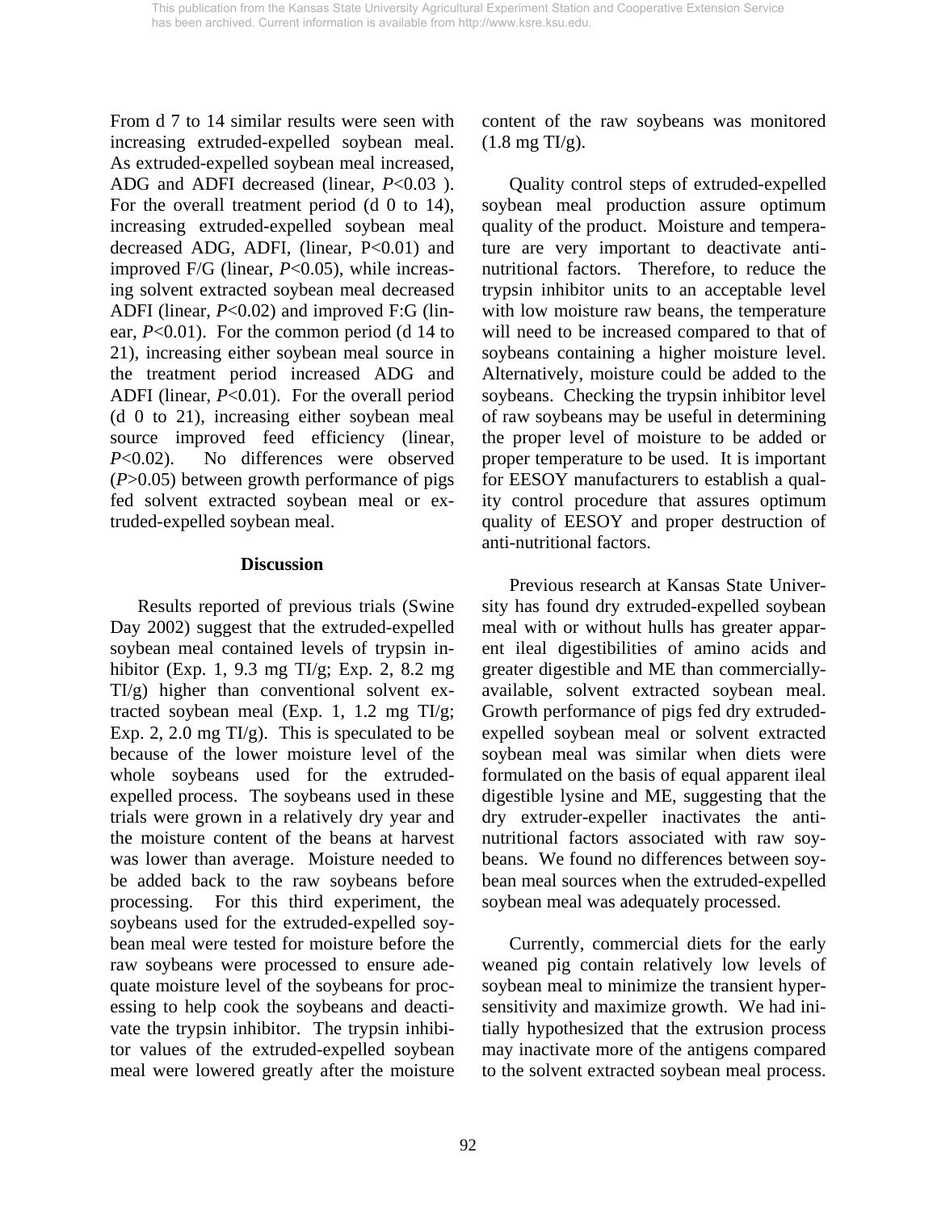From d 7 to 14 similar results were seen with increasing extruded-expelled soybean meal. As extruded-expelled soybean meal increased, ADG and ADFI decreased (linear, $P<0.03$ ). For the overall treatment period (d 0 to 14), increasing extruded-expelled soybean meal decreased ADG, ADFI, (linear, $P<0.01$) and improved F/G (linear, $P<0.05$), while increasing solvent extracted soybean meal decreased ADFI (linear, $P<0.02$) and improved F:G (linear, $P<0.01$). For the common period (d 14 to 21), increasing either soybean meal source in the treatment period increased ADG and ADFI (linear, $P<0.01$). For the overall period (d 0 to 21), increasing either soybean meal source improved feed efficiency (linear, $P<0.02$). No differences were observed ($P>0.05$) between growth performance of pigs fed solvent extracted soybean meal or extruded-expelled soybean meal.

## Discussion

Results reported of previous trials (Swine Day 2002) suggest that the extruded-expelled soybean meal contained levels of trypsin inhibitor (Exp. 1, 9.3 mg TI/g; Exp. 2, 8.2 mg TI/g) higher than conventional solvent extracted soybean meal (Exp. 1, 1.2 mg TI/g; Exp. 2, 2.0 mg TI/g). This is speculated to be because of the lower moisture level of the whole soybeans used for the extruded-expelled process. The soybeans used in these trials were grown in a relatively dry year and the moisture content of the beans at harvest was lower than average. Moisture needed to be added back to the raw soybeans before processing. For this third experiment, the soybeans used for the extruded-expelled soybean meal were tested for moisture before the raw soybeans were processed to ensure adequate moisture level of the soybeans for processing to help cook the soybeans and deactivate the trypsin inhibitor. The trypsin inhibitor values of the extruded-expelled soybean meal were lowered greatly after the moisture content of the raw soybeans was monitored (1.8 mg TI/g).

Quality control steps of extruded-expelled soybean meal production assure optimum quality of the product. Moisture and temperature are very important to deactivate anti-nutritional factors. Therefore, to reduce the trypsin inhibitor units to an acceptable level with low moisture raw beans, the temperature will need to be increased compared to that of soybeans containing a higher moisture level. Alternatively, moisture could be added to the soybeans. Checking the trypsin inhibitor level of raw soybeans may be useful in determining the proper level of moisture to be added or proper temperature to be used. It is important for EESOY manufacturers to establish a quality control procedure that assures optimum quality of EESOY and proper destruction of anti-nutritional factors.

Previous research at Kansas State University has found dry extruded-expelled soybean meal with or without hulls has greater apparent ileal digestibilities of amino acids and greater digestible and ME than commercially-available, solvent extracted soybean meal. Growth performance of pigs fed dry extruded-expelled soybean meal or solvent extracted soybean meal was similar when diets were formulated on the basis of equal apparent ileal digestible lysine and ME, suggesting that the dry extruder-expeller inactivates the anti-nutritional factors associated with raw soybeans. We found no differences between soybean meal sources when the extruded-expelled soybean meal was adequately processed.

Currently, commercial diets for the early weaned pig contain relatively low levels of soybean meal to minimize the transient hypersensitivity and maximize growth. We had initially hypothesized that the extrusion process may inactivate more of the antigens compared to the solvent extracted soybean meal process.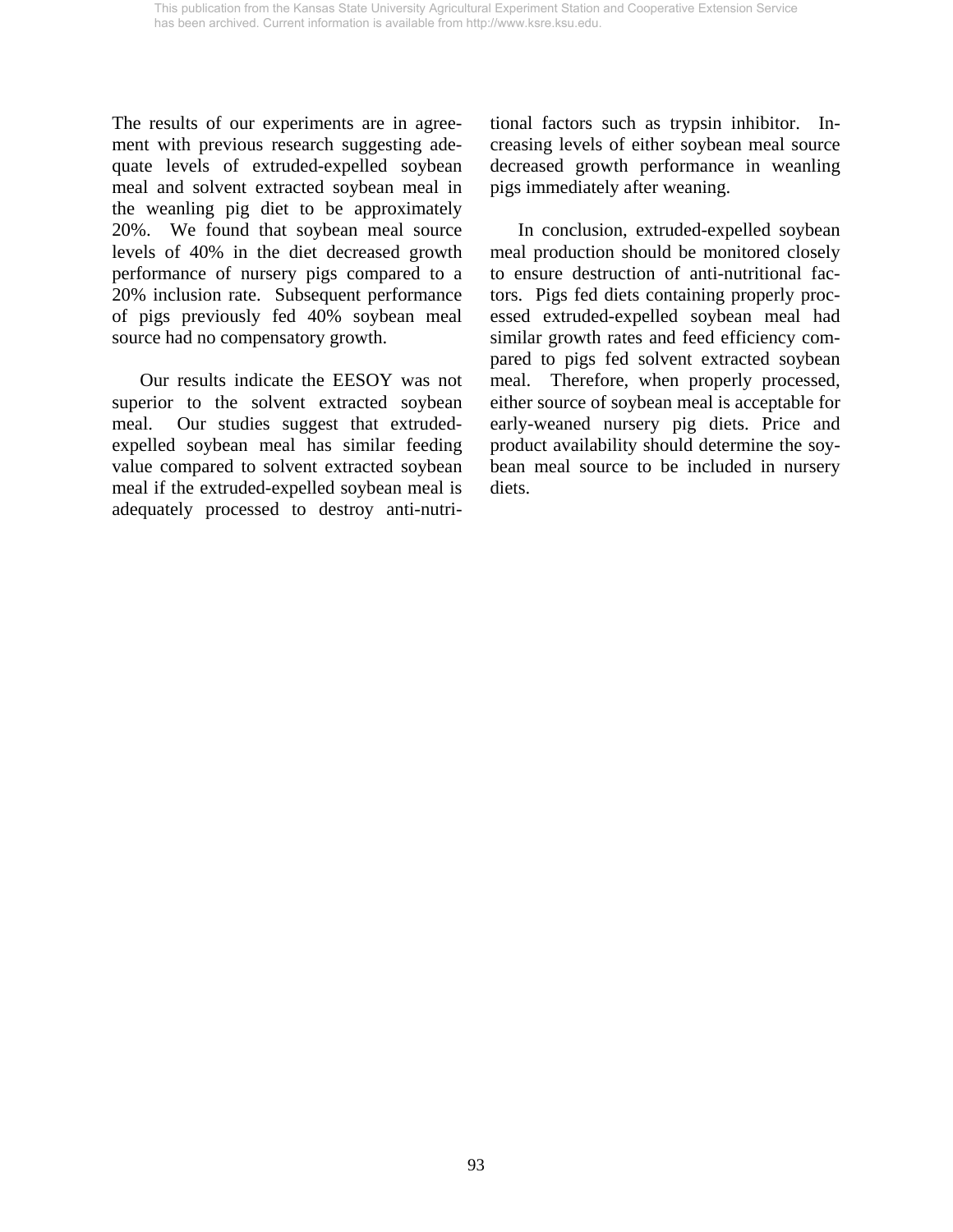The results of our experiments are in agreement with previous research suggesting adequate levels of extruded-expelled soybean meal and solvent extracted soybean meal in the weanling pig diet to be approximately 20%. We found that soybean meal source levels of 40% in the diet decreased growth performance of nursery pigs compared to a 20% inclusion rate. Subsequent performance of pigs previously fed 40% soybean meal source had no compensatory growth.

Our results indicate the EESOY was not superior to the solvent extracted soybean meal. Our studies suggest that extruded-expelled soybean meal has similar feeding value compared to solvent extracted soybean meal if the extruded-expelled soybean meal is adequately processed to destroy anti-nutritional factors such as trypsin inhibitor. Increasing levels of either soybean meal source decreased growth performance in weanling pigs immediately after weaning.

In conclusion, extruded-expelled soybean meal production should be monitored closely to ensure destruction of anti-nutritional factors. Pigs fed diets containing properly processed extruded-expelled soybean meal had similar growth rates and feed efficiency compared to pigs fed solvent extracted soybean meal. Therefore, when properly processed, either source of soybean meal is acceptable for early-weaned nursery pig diets. Price and product availability should determine the soybean meal source to be included in nursery diets.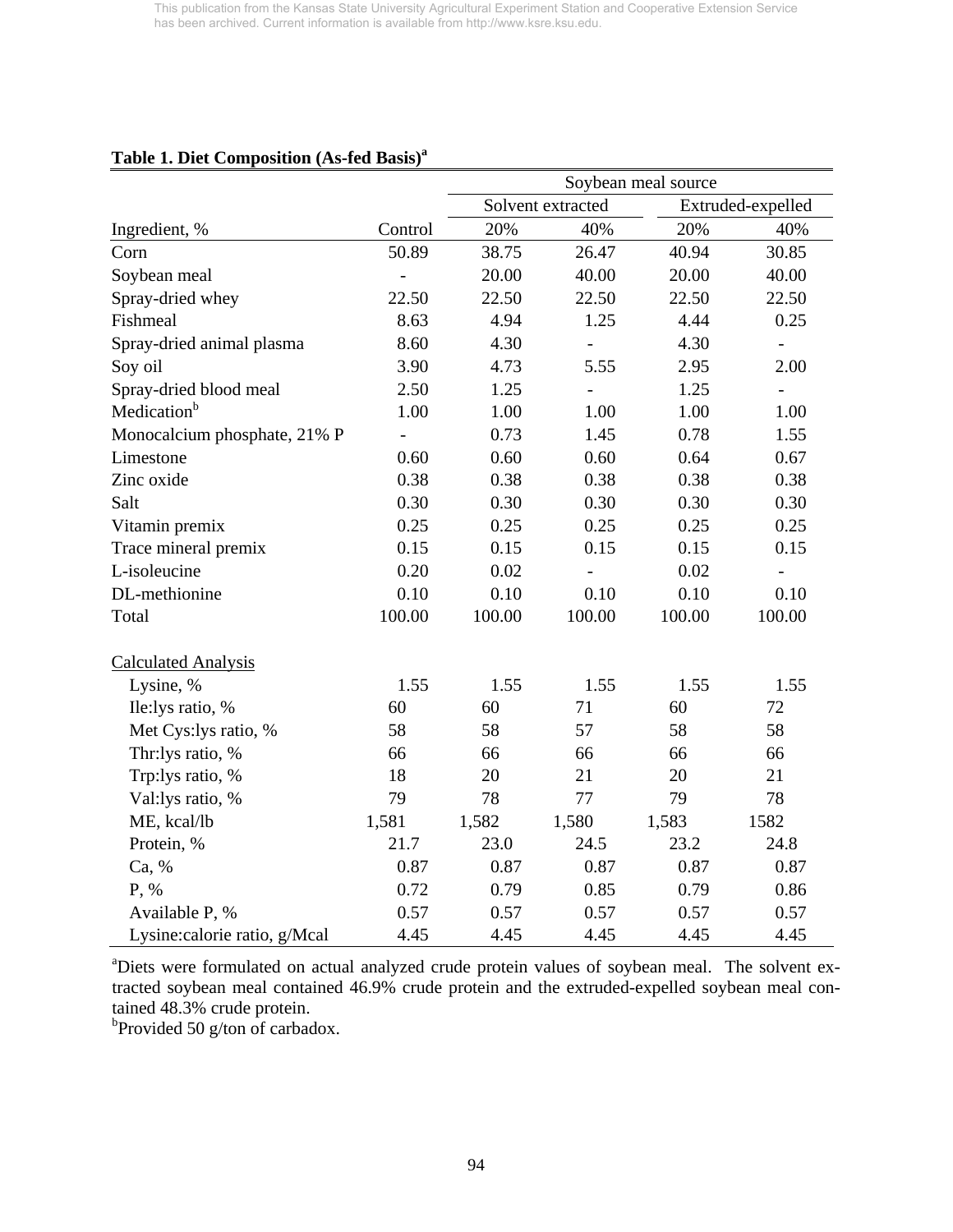**Table 1. Diet Composition (As-fed Basis)[a]**

| | | Soybean meal source | | | |
|---|---|---|---|---|---|
| | | Solvent extracted | | Extruded-expelled | |
| Ingredient, % | Control | 20% | 40% | 20% | 40% |
| Corn | 50.89 | 38.75 | 26.47 | 40.94 | 30.85 |
| Soybean meal | - | 20.00 | 40.00 | 20.00 | 40.00 |
| Spray-dried whey | 22.50 | 22.50 | 22.50 | 22.50 | 22.50 |
| Fishmeal | 8.63 | 4.94 | 1.25 | 4.44 | 0.25 |
| Spray-dried animal plasma | 8.60 | 4.30 | - | 4.30 | - |
| Soy oil | 3.90 | 4.73 | 5.55 | 2.95 | 2.00 |
| Spray-dried blood meal | 2.50 | 1.25 | - | 1.25 | - |
| Medication[b] | 1.00 | 1.00 | 1.00 | 1.00 | 1.00 |
| Monocalcium phosphate, 21% P | - | 0.73 | 1.45 | 0.78 | 1.55 |
| Limestone | 0.60 | 0.60 | 0.60 | 0.64 | 0.67 |
| Zinc oxide | 0.38 | 0.38 | 0.38 | 0.38 | 0.38 |
| Salt | 0.30 | 0.30 | 0.30 | 0.30 | 0.30 |
| Vitamin premix | 0.25 | 0.25 | 0.25 | 0.25 | 0.25 |
| Trace mineral premix | 0.15 | 0.15 | 0.15 | 0.15 | 0.15 |
| L-isoleucine | 0.20 | 0.02 | - | 0.02 | - |
| DL-methionine | 0.10 | 0.10 | 0.10 | 0.10 | 0.10 |
| Total | 100.00 | 100.00 | 100.00 | 100.00 | 100.00 |
| Calculated Analysis | | | | | |
| Lysine, % | 1.55 | 1.55 | 1.55 | 1.55 | 1.55 |
| Ile:lys ratio, % | 60 | 60 | 71 | 60 | 72 |
| Met Cys:lys ratio, % | 58 | 58 | 57 | 58 | 58 |
| Thr:lys ratio, % | 66 | 66 | 66 | 66 | 66 |
| Trp:lys ratio, % | 18 | 20 | 21 | 20 | 21 |
| Val:lys ratio, % | 79 | 78 | 77 | 79 | 78 |
| ME, kcal/lb | 1,581 | 1,582 | 1,580 | 1,583 | 1582 |
| Protein, % | 21.7 | 23.0 | 24.5 | 23.2 | 24.8 |
| Ca, % | 0.87 | 0.87 | 0.87 | 0.87 | 0.87 |
| P, % | 0.72 | 0.79 | 0.85 | 0.79 | 0.86 |
| Available P, % | 0.57 | 0.57 | 0.57 | 0.57 | 0.57 |
| Lysine:calorie ratio, g/Mcal | 4.45 | 4.45 | 4.45 | 4.45 | 4.45 |

[a]Diets were formulated on actual analyzed crude protein values of soybean meal. The solvent extracted soybean meal contained 46.9% crude protein and the extruded-expelled soybean meal contained 48.3% crude protein.

[b]Provided 50 g/ton of carbadox.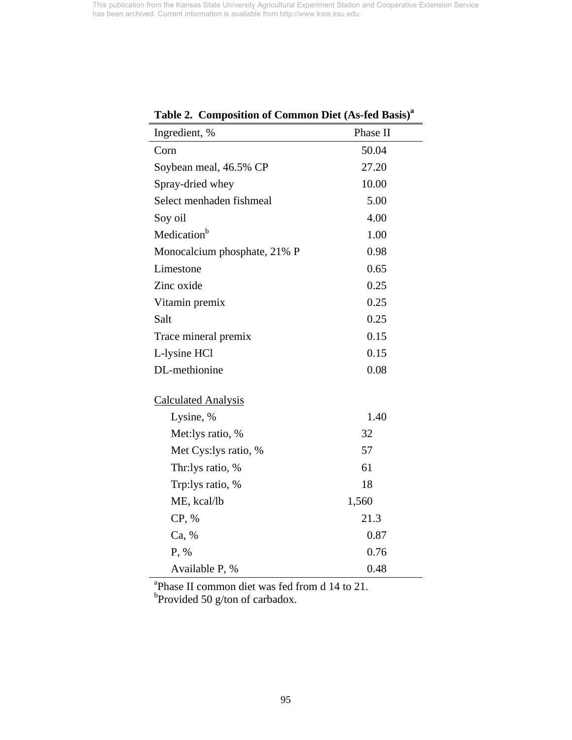This publication from the Kansas State University Agricultural Experiment Station and Cooperative Extension Service has been archived. Current information is available from http://www.ksre.ksu.edu.

**Table 2. Composition of Common Diet (As-fed Basis)[a]**

| Ingredient, % | Phase II |
|---|---|
| Corn | 50.04 |
| Soybean meal, 46.5% CP | 27.20 |
| Spray-dried whey | 10.00 |
| Select menhaden fishmeal | 5.00 |
| Soy oil | 4.00 |
| Medication[b] | 1.00 |
| Monocalcium phosphate, 21% P | 0.98 |
| Limestone | 0.65 |
| Zinc oxide | 0.25 |
| Vitamin premix | 0.25 |
| Salt | 0.25 |
| Trace mineral premix | 0.15 |
| L-lysine HCl | 0.15 |
| DL-methionine | 0.08 |
| Calculated Analysis | |
| Lysine, % | 1.40 |
| Met:lys ratio, % | 32 |
| Met Cys:lys ratio, % | 57 |
| Thr:lys ratio, % | 61 |
| Trp:lys ratio, % | 18 |
| ME, kcal/lb | 1,560 |
| CP, % | 21.3 |
| Ca, % | 0.87 |
| P, % | 0.76 |
| Available P, % | 0.48 |

[a]Phase II common diet was fed from d 14 to 21.
[b]Provided 50 g/ton of carbadox.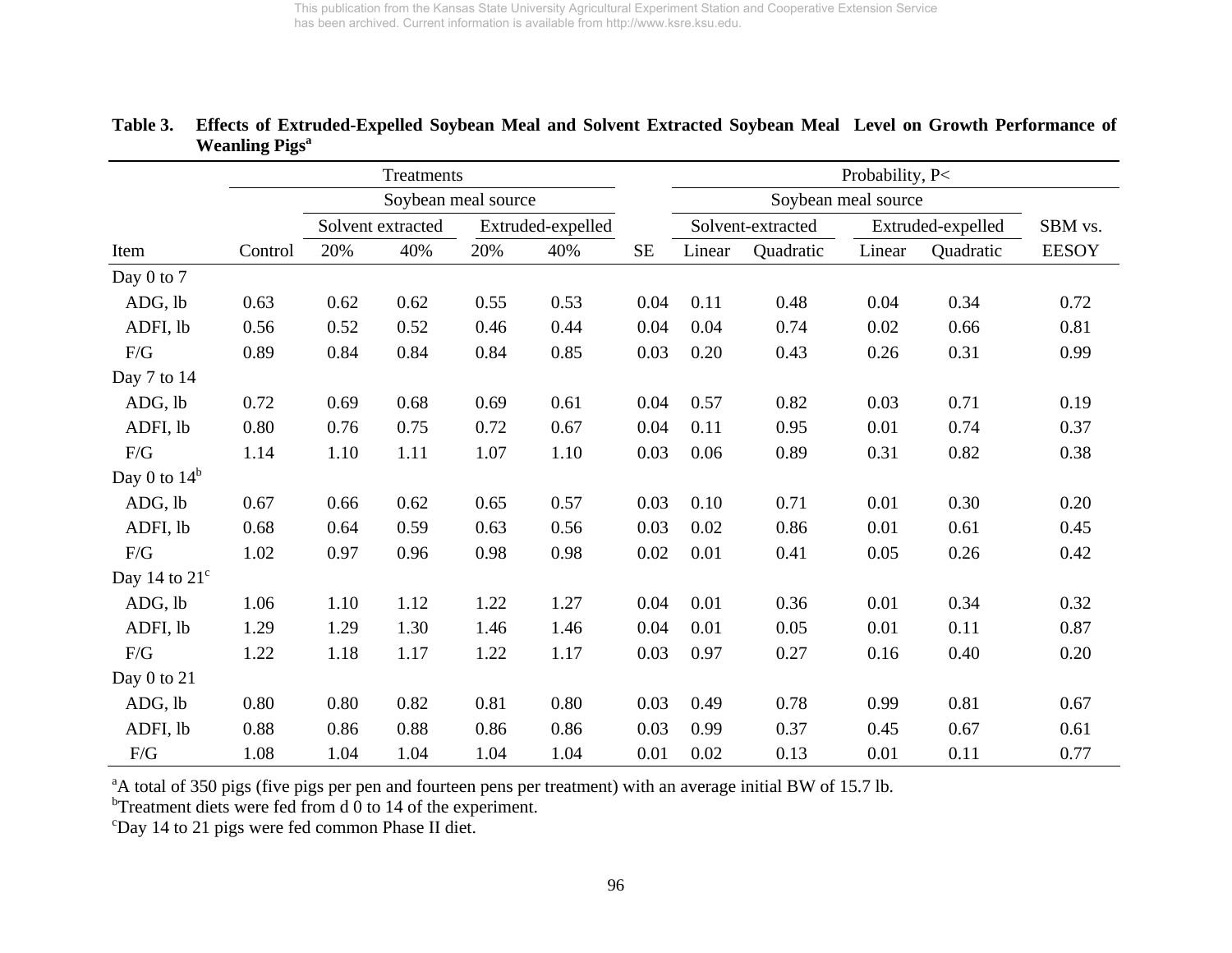**Table 3. Effects of Extruded-Expelled Soybean Meal and Solvent Extracted Soybean Meal Level on Growth Performance of Weanling Pigs[a]**

| | Treatments | | | | | | Probability, P< | | | | |
|---|---|---|---|---|---|---|---|---|---|---|---|
| | | Soybean meal source | | | | | Soybean meal source | | | | |
| | | Solvent extracted | | Extruded-expelled | | | Solvent-extracted | | Extruded-expelled | | SBM vs. |
| Item | Control | 20% | 40% | 20% | 40% | SE | Linear | Quadratic | Linear | Quadratic | EESOY |
| Day 0 to 7 | | | | | | | | | | | |
| ADG, lb | 0.63 | 0.62 | 0.62 | 0.55 | 0.53 | 0.04 | 0.11 | 0.48 | 0.04 | 0.34 | 0.72 |
| ADFI, lb | 0.56 | 0.52 | 0.52 | 0.46 | 0.44 | 0.04 | 0.04 | 0.74 | 0.02 | 0.66 | 0.81 |
| F/G | 0.89 | 0.84 | 0.84 | 0.84 | 0.85 | 0.03 | 0.20 | 0.43 | 0.26 | 0.31 | 0.99 |
| Day 7 to 14 | | | | | | | | | | | |
| ADG, lb | 0.72 | 0.69 | 0.68 | 0.69 | 0.61 | 0.04 | 0.57 | 0.82 | 0.03 | 0.71 | 0.19 |
| ADFI, lb | 0.80 | 0.76 | 0.75 | 0.72 | 0.67 | 0.04 | 0.11 | 0.95 | 0.01 | 0.74 | 0.37 |
| F/G | 1.14 | 1.10 | 1.11 | 1.07 | 1.10 | 0.03 | 0.06 | 0.89 | 0.31 | 0.82 | 0.38 |
| Day 0 to 14[b] | | | | | | | | | | | |
| ADG, lb | 0.67 | 0.66 | 0.62 | 0.65 | 0.57 | 0.03 | 0.10 | 0.71 | 0.01 | 0.30 | 0.20 |
| ADFI, lb | 0.68 | 0.64 | 0.59 | 0.63 | 0.56 | 0.03 | 0.02 | 0.86 | 0.01 | 0.61 | 0.45 |
| F/G | 1.02 | 0.97 | 0.96 | 0.98 | 0.98 | 0.02 | 0.01 | 0.41 | 0.05 | 0.26 | 0.42 |
| Day 14 to 21[c] | | | | | | | | | | | |
| ADG, lb | 1.06 | 1.10 | 1.12 | 1.22 | 1.27 | 0.04 | 0.01 | 0.36 | 0.01 | 0.34 | 0.32 |
| ADFI, lb | 1.29 | 1.29 | 1.30 | 1.46 | 1.46 | 0.04 | 0.01 | 0.05 | 0.01 | 0.11 | 0.87 |
| F/G | 1.22 | 1.18 | 1.17 | 1.22 | 1.17 | 0.03 | 0.97 | 0.27 | 0.16 | 0.40 | 0.20 |
| Day 0 to 21 | | | | | | | | | | | |
| ADG, lb | 0.80 | 0.80 | 0.82 | 0.81 | 0.80 | 0.03 | 0.49 | 0.78 | 0.99 | 0.81 | 0.67 |
| ADFI, lb | 0.88 | 0.86 | 0.88 | 0.86 | 0.86 | 0.03 | 0.99 | 0.37 | 0.45 | 0.67 | 0.61 |
| F/G | 1.08 | 1.04 | 1.04 | 1.04 | 1.04 | 0.01 | 0.02 | 0.13 | 0.01 | 0.11 | 0.77 |

[a]A total of 350 pigs (five pigs per pen and fourteen pens per treatment) with an average initial BW of 15.7 lb.
[b]Treatment diets were fed from d 0 to 14 of the experiment.
[c]Day 14 to 21 pigs were fed common Phase II diet.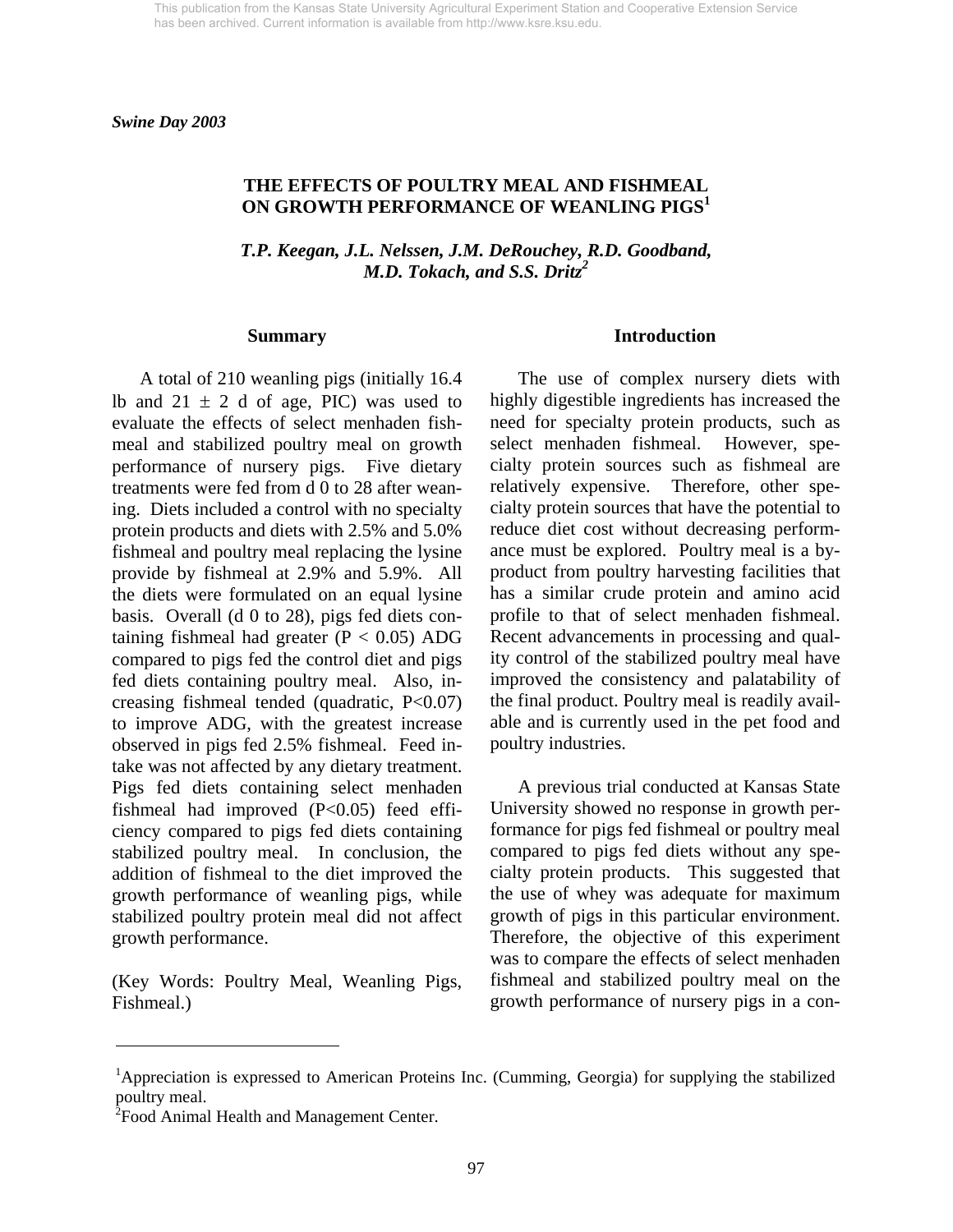This publication from the Kansas State University Agricultural Experiment Station and Cooperative Extension Service has been archived. Current information is available from http://www.ksre.ksu.edu.

*Swine Day 2003*

# THE EFFECTS OF POULTRY MEAL AND FISHMEAL ON GROWTH PERFORMANCE OF WEANLING PIGS[1]

*T.P. Keegan, J.L. Nelssen, J.M. DeRouchey, R.D. Goodband, M.D. Tokach, and S.S. Dritz[2]*

## Summary

A total of 210 weanling pigs (initially 16.4 lb and 21 ± 2 d of age, PIC) was used to evaluate the effects of select menhaden fishmeal and stabilized poultry meal on growth performance of nursery pigs. Five dietary treatments were fed from d 0 to 28 after weaning. Diets included a control with no specialty protein products and diets with 2.5% and 5.0% fishmeal and poultry meal replacing the lysine provide by fishmeal at 2.9% and 5.9%. All the diets were formulated on an equal lysine basis. Overall (d 0 to 28), pigs fed diets containing fishmeal had greater ($P < 0.05$) ADG compared to pigs fed the control diet and pigs fed diets containing poultry meal. Also, increasing fishmeal tended (quadratic, $P<0.07$) to improve ADG, with the greatest increase observed in pigs fed 2.5% fishmeal. Feed intake was not affected by any dietary treatment. Pigs fed diets containing select menhaden fishmeal had improved ($P<0.05$) feed efficiency compared to pigs fed diets containing stabilized poultry meal. In conclusion, the addition of fishmeal to the diet improved the growth performance of weanling pigs, while stabilized poultry protein meal did not affect growth performance.

(Key Words: Poultry Meal, Weanling Pigs, Fishmeal.)

## Introduction

The use of complex nursery diets with highly digestible ingredients has increased the need for specialty protein products, such as select menhaden fishmeal. However, specialty protein sources such as fishmeal are relatively expensive. Therefore, other specialty protein sources that have the potential to reduce diet cost without decreasing performance must be explored. Poultry meal is a by-product from poultry harvesting facilities that has a similar crude protein and amino acid profile to that of select menhaden fishmeal. Recent advancements in processing and quality control of the stabilized poultry meal have improved the consistency and palatability of the final product. Poultry meal is readily available and is currently used in the pet food and poultry industries.

A previous trial conducted at Kansas State University showed no response in growth performance for pigs fed fishmeal or poultry meal compared to pigs fed diets without any specialty protein products. This suggested that the use of whey was adequate for maximum growth of pigs in this particular environment. Therefore, the objective of this experiment was to compare the effects of select menhaden fishmeal and stabilized poultry meal on the growth performance of nursery pigs in a con-

---

[1]Appreciation is expressed to American Proteins Inc. (Cumming, Georgia) for supplying the stabilized poultry meal.

[2]Food Animal Health and Management Center.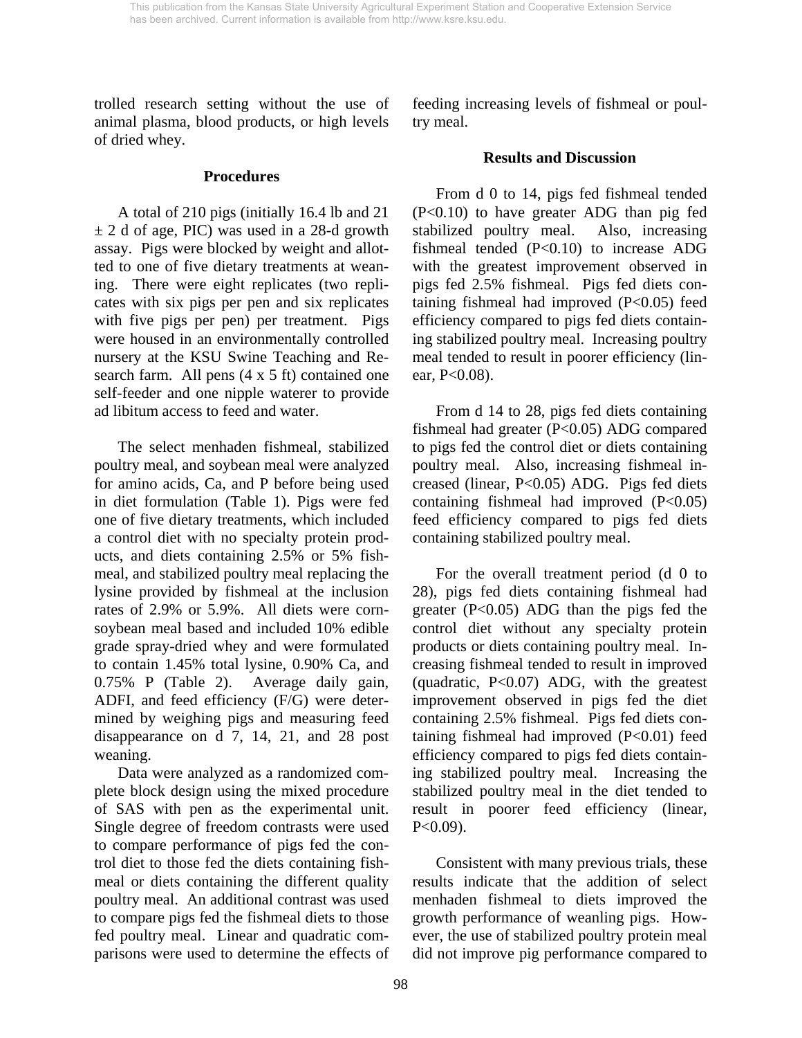trolled research setting without the use of animal plasma, blood products, or high levels of dried whey.

## Procedures

A total of 210 pigs (initially 16.4 lb and 21 ± 2 d of age, PIC) was used in a 28-d growth assay. Pigs were blocked by weight and allotted to one of five dietary treatments at weaning. There were eight replicates (two replicates with six pigs per pen and six replicates with five pigs per pen) per treatment. Pigs were housed in an environmentally controlled nursery at the KSU Swine Teaching and Research farm. All pens (4 x 5 ft) contained one self-feeder and one nipple waterer to provide ad libitum access to feed and water.

The select menhaden fishmeal, stabilized poultry meal, and soybean meal were analyzed for amino acids, Ca, and P before being used in diet formulation (Table 1). Pigs were fed one of five dietary treatments, which included a control diet with no specialty protein products, and diets containing 2.5% or 5% fishmeal, and stabilized poultry meal replacing the lysine provided by fishmeal at the inclusion rates of 2.9% or 5.9%. All diets were corn-soybean meal based and included 10% edible grade spray-dried whey and were formulated to contain 1.45% total lysine, 0.90% Ca, and 0.75% P (Table 2). Average daily gain, ADFI, and feed efficiency (F/G) were determined by weighing pigs and measuring feed disappearance on d 7, 14, 21, and 28 post weaning.

Data were analyzed as a randomized complete block design using the mixed procedure of SAS with pen as the experimental unit. Single degree of freedom contrasts were used to compare performance of pigs fed the control diet to those fed the diets containing fishmeal or diets containing the different quality poultry meal. An additional contrast was used to compare pigs fed the fishmeal diets to those fed poultry meal. Linear and quadratic comparisons were used to determine the effects of feeding increasing levels of fishmeal or poultry meal.

## Results and Discussion

From d 0 to 14, pigs fed fishmeal tended ($P<0.10$) to have greater ADG than pig fed stabilized poultry meal. Also, increasing fishmeal tended ($P<0.10$) to increase ADG with the greatest improvement observed in pigs fed 2.5% fishmeal. Pigs fed diets containing fishmeal had improved ($P<0.05$) feed efficiency compared to pigs fed diets containing stabilized poultry meal. Increasing poultry meal tended to result in poorer efficiency (linear, $P<0.08$).

From d 14 to 28, pigs fed diets containing fishmeal had greater ($P<0.05$) ADG compared to pigs fed the control diet or diets containing poultry meal. Also, increasing fishmeal increased (linear, $P<0.05$) ADG. Pigs fed diets containing fishmeal had improved ($P<0.05$) feed efficiency compared to pigs fed diets containing stabilized poultry meal.

For the overall treatment period (d 0 to 28), pigs fed diets containing fishmeal had greater ($P<0.05$) ADG than the pigs fed the control diet without any specialty protein products or diets containing poultry meal. Increasing fishmeal tended to result in improved (quadratic, $P<0.07$) ADG, with the greatest improvement observed in pigs fed the diet containing 2.5% fishmeal. Pigs fed diets containing fishmeal had improved ($P<0.01$) feed efficiency compared to pigs fed diets containing stabilized poultry meal. Increasing the stabilized poultry meal in the diet tended to result in poorer feed efficiency (linear, $P<0.09$).

Consistent with many previous trials, these results indicate that the addition of select menhaden fishmeal to diets improved the growth performance of weanling pigs. However, the use of stabilized poultry protein meal did not improve pig performance compared to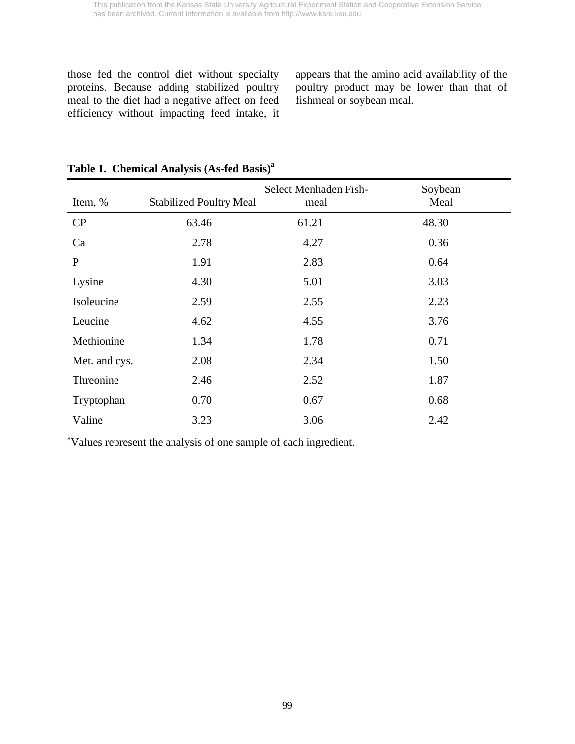those fed the control diet without specialty proteins. Because adding stabilized poultry meal to the diet had a negative affect on feed efficiency without impacting feed intake, it appears that the amino acid availability of the poultry product may be lower than that of fishmeal or soybean meal.

**Table 1. Chemical Analysis (As-fed Basis)[a]**

| Item, % | Stabilized Poultry Meal | Select Menhaden Fish-meal | Soybean Meal |
|---|---|---|---|
| CP | 63.46 | 61.21 | 48.30 |
| Ca | 2.78 | 4.27 | 0.36 |
| P | 1.91 | 2.83 | 0.64 |
| Lysine | 4.30 | 5.01 | 3.03 |
| Isoleucine | 2.59 | 2.55 | 2.23 |
| Leucine | 4.62 | 4.55 | 3.76 |
| Methionine | 1.34 | 1.78 | 0.71 |
| Met. and cys. | 2.08 | 2.34 | 1.50 |
| Threonine | 2.46 | 2.52 | 1.87 |
| Tryptophan | 0.70 | 0.67 | 0.68 |
| Valine | 3.23 | 3.06 | 2.42 |

[a]Values represent the analysis of one sample of each ingredient.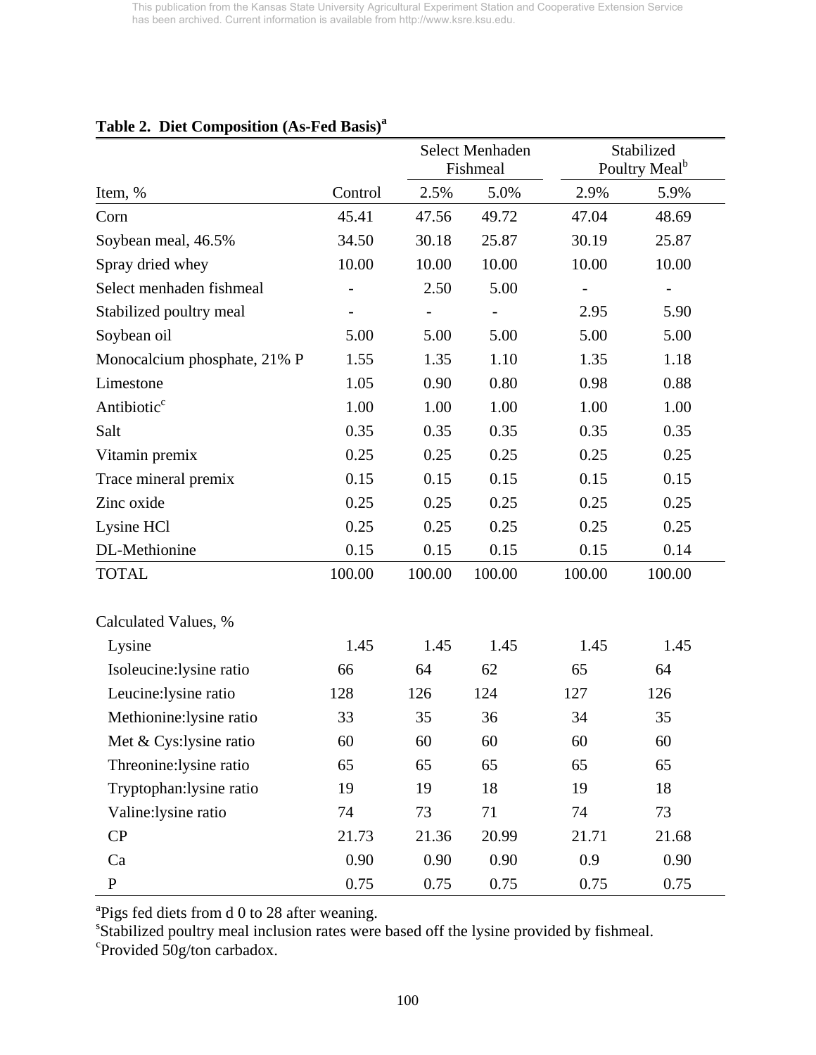**Table 2. Diet Composition (As-Fed Basis)[a]**

| | | Select Menhaden Fishmeal | | Stabilized Poultry Meal[b] | |
|---|---|---|---|---|---|
| Item, % | Control | 2.5% | 5.0% | 2.9% | 5.9% |
| Corn | 45.41 | 47.56 | 49.72 | 47.04 | 48.69 |
| Soybean meal, 46.5% | 34.50 | 30.18 | 25.87 | 30.19 | 25.87 |
| Spray dried whey | 10.00 | 10.00 | 10.00 | 10.00 | 10.00 |
| Select menhaden fishmeal | - | 2.50 | 5.00 | - | - |
| Stabilized poultry meal | - | - | - | 2.95 | 5.90 |
| Soybean oil | 5.00 | 5.00 | 5.00 | 5.00 | 5.00 |
| Monocalcium phosphate, 21% P | 1.55 | 1.35 | 1.10 | 1.35 | 1.18 |
| Limestone | 1.05 | 0.90 | 0.80 | 0.98 | 0.88 |
| Antibiotic[c] | 1.00 | 1.00 | 1.00 | 1.00 | 1.00 |
| Salt | 0.35 | 0.35 | 0.35 | 0.35 | 0.35 |
| Vitamin premix | 0.25 | 0.25 | 0.25 | 0.25 | 0.25 |
| Trace mineral premix | 0.15 | 0.15 | 0.15 | 0.15 | 0.15 |
| Zinc oxide | 0.25 | 0.25 | 0.25 | 0.25 | 0.25 |
| Lysine HCl | 0.25 | 0.25 | 0.25 | 0.25 | 0.25 |
| DL-Methionine | 0.15 | 0.15 | 0.15 | 0.15 | 0.14 |
| TOTAL | 100.00 | 100.00 | 100.00 | 100.00 | 100.00 |
| | | | | | |
| Calculated Values, % | | | | | |
| Lysine | 1.45 | 1.45 | 1.45 | 1.45 | 1.45 |
| Isoleucine:lysine ratio | 66 | 64 | 62 | 65 | 64 |
| Leucine:lysine ratio | 128 | 126 | 124 | 127 | 126 |
| Methionine:lysine ratio | 33 | 35 | 36 | 34 | 35 |
| Met & Cys:lysine ratio | 60 | 60 | 60 | 60 | 60 |
| Threonine:lysine ratio | 65 | 65 | 65 | 65 | 65 |
| Tryptophan:lysine ratio | 19 | 19 | 18 | 19 | 18 |
| Valine:lysine ratio | 74 | 73 | 71 | 74 | 73 |
| CP | 21.73 | 21.36 | 20.99 | 21.71 | 21.68 |
| Ca | 0.90 | 0.90 | 0.90 | 0.9 | 0.90 |
| P | 0.75 | 0.75 | 0.75 | 0.75 | 0.75 |

[a]Pigs fed diets from d 0 to 28 after weaning.
[s]Stabilized poultry meal inclusion rates were based off the lysine provided by fishmeal.
[c]Provided 50g/ton carbadox.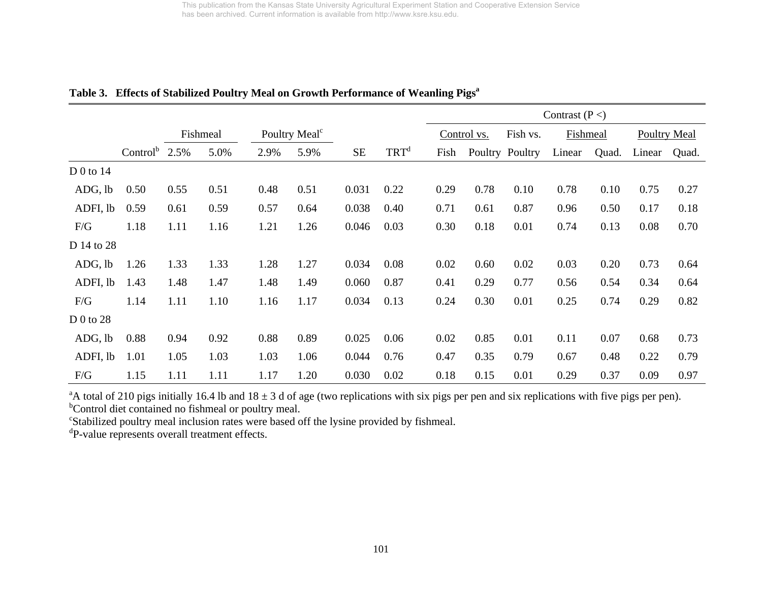**Table 3. Effects of Stabilized Poultry Meal on Growth Performance of Weanling Pigs[a]**

| | | Fishmeal | | Poultry Meal[c] | | | | Contrast (P <) | | | | | | |
|---|---|---|---|---|---|---|---|---|---|---|---|---|---|---|
| | | | | | | | | Control vs. | | Fish vs. | Fishmeal | | Poultry Meal | |
| | Control[b] | 2.5% | 5.0% | 2.9% | 5.9% | SE | TRT[d] | Fish | Poultry | Poultry | Linear | Quad. | Linear | Quad. |
| D 0 to 14 | | | | | | | | | | | | | | |
| ADG, lb | 0.50 | 0.55 | 0.51 | 0.48 | 0.51 | 0.031 | 0.22 | 0.29 | 0.78 | 0.10 | 0.78 | 0.10 | 0.75 | 0.27 |
| ADFI, lb | 0.59 | 0.61 | 0.59 | 0.57 | 0.64 | 0.038 | 0.40 | 0.71 | 0.61 | 0.87 | 0.96 | 0.50 | 0.17 | 0.18 |
| F/G | 1.18 | 1.11 | 1.16 | 1.21 | 1.26 | 0.046 | 0.03 | 0.30 | 0.18 | 0.01 | 0.74 | 0.13 | 0.08 | 0.70 |
| D 14 to 28 | | | | | | | | | | | | | | |
| ADG, lb | 1.26 | 1.33 | 1.33 | 1.28 | 1.27 | 0.034 | 0.08 | 0.02 | 0.60 | 0.02 | 0.03 | 0.20 | 0.73 | 0.64 |
| ADFI, lb | 1.43 | 1.48 | 1.47 | 1.48 | 1.49 | 0.060 | 0.87 | 0.41 | 0.29 | 0.77 | 0.56 | 0.54 | 0.34 | 0.64 |
| F/G | 1.14 | 1.11 | 1.10 | 1.16 | 1.17 | 0.034 | 0.13 | 0.24 | 0.30 | 0.01 | 0.25 | 0.74 | 0.29 | 0.82 |
| D 0 to 28 | | | | | | | | | | | | | | |
| ADG, lb | 0.88 | 0.94 | 0.92 | 0.88 | 0.89 | 0.025 | 0.06 | 0.02 | 0.85 | 0.01 | 0.11 | 0.07 | 0.68 | 0.73 |
| ADFI, lb | 1.01 | 1.05 | 1.03 | 1.03 | 1.06 | 0.044 | 0.76 | 0.47 | 0.35 | 0.79 | 0.67 | 0.48 | 0.22 | 0.79 |
| F/G | 1.15 | 1.11 | 1.11 | 1.17 | 1.20 | 0.030 | 0.02 | 0.18 | 0.15 | 0.01 | 0.29 | 0.37 | 0.09 | 0.97 |

[a]A total of 210 pigs initially 16.4 lb and 18 ± 3 d of age (two replications with six pigs per pen and six replications with five pigs per pen).
[b]Control diet contained no fishmeal or poultry meal.
[c]Stabilized poultry meal inclusion rates were based off the lysine provided by fishmeal.
[d]P-value represents overall treatment effects.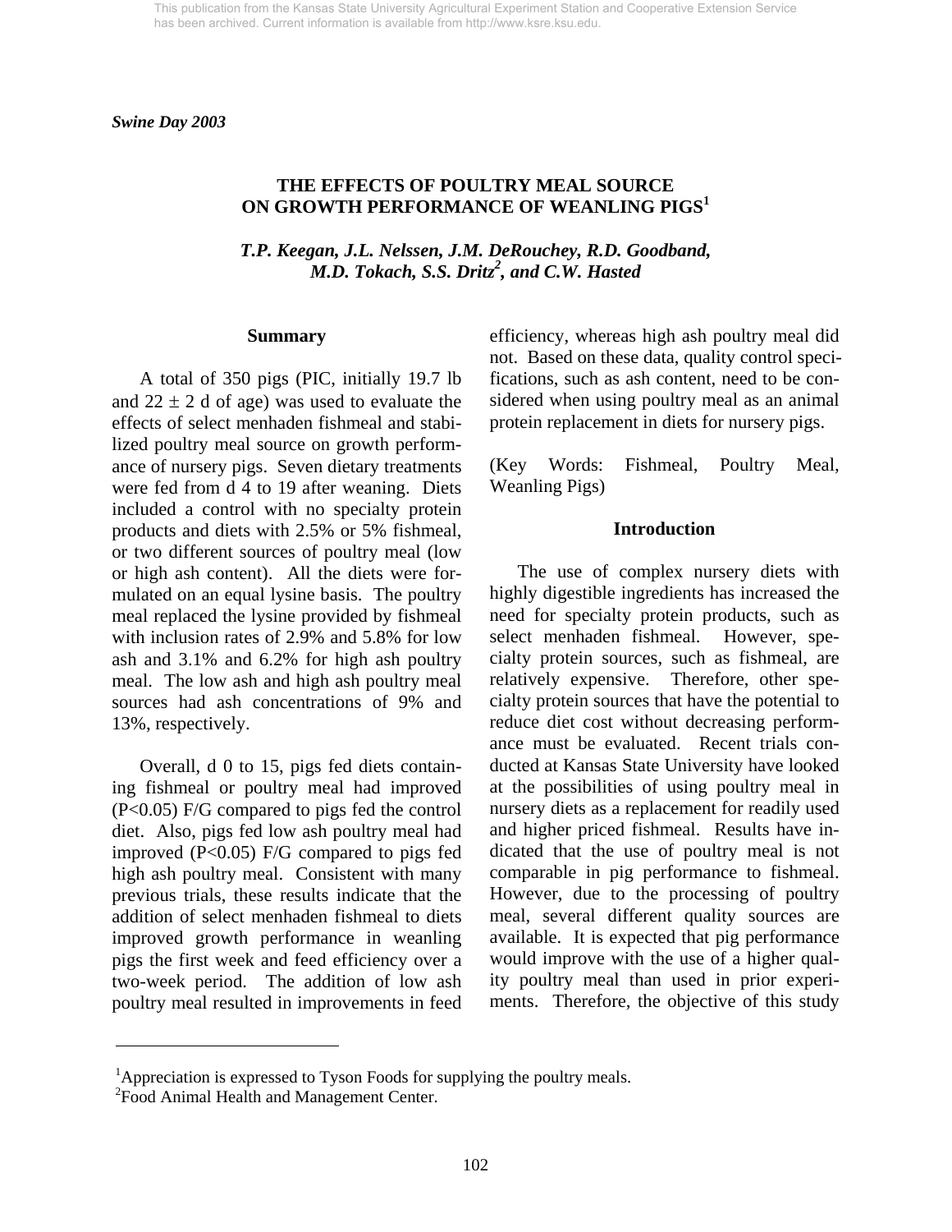*Swine Day 2003*

# THE EFFECTS OF POULTRY MEAL SOURCE ON GROWTH PERFORMANCE OF WEANLING PIGS[1]

*T.P. Keegan, J.L. Nelssen, J.M. DeRouchey, R.D. Goodband, M.D. Tokach, S.S. Dritz[2], and C.W. Hasted*

## Summary

A total of 350 pigs (PIC, initially 19.7 lb and 22 ± 2 d of age) was used to evaluate the effects of select menhaden fishmeal and stabilized poultry meal source on growth performance of nursery pigs. Seven dietary treatments were fed from d 4 to 19 after weaning. Diets included a control with no specialty protein products and diets with 2.5% or 5% fishmeal, or two different sources of poultry meal (low or high ash content). All the diets were formulated on an equal lysine basis. The poultry meal replaced the lysine provided by fishmeal with inclusion rates of 2.9% and 5.8% for low ash and 3.1% and 6.2% for high ash poultry meal. The low ash and high ash poultry meal sources had ash concentrations of 9% and 13%, respectively.

Overall, d 0 to 15, pigs fed diets containing fishmeal or poultry meal had improved ($P<0.05$) F/G compared to pigs fed the control diet. Also, pigs fed low ash poultry meal had improved ($P<0.05$) F/G compared to pigs fed high ash poultry meal. Consistent with many previous trials, these results indicate that the addition of select menhaden fishmeal to diets improved growth performance in weanling pigs the first week and feed efficiency over a two-week period. The addition of low ash poultry meal resulted in improvements in feed efficiency, whereas high ash poultry meal did not. Based on these data, quality control specifications, such as ash content, need to be considered when using poultry meal as an animal protein replacement in diets for nursery pigs.

(Key Words: Fishmeal, Poultry Meal, Weanling Pigs)

## Introduction

The use of complex nursery diets with highly digestible ingredients has increased the need for specialty protein products, such as select menhaden fishmeal. However, specialty protein sources, such as fishmeal, are relatively expensive. Therefore, other specialty protein sources that have the potential to reduce diet cost without decreasing performance must be evaluated. Recent trials conducted at Kansas State University have looked at the possibilities of using poultry meal in nursery diets as a replacement for readily used and higher priced fishmeal. Results have indicated that the use of poultry meal is not comparable in pig performance to fishmeal. However, due to the processing of poultry meal, several different quality sources are available. It is expected that pig performance would improve with the use of a higher quality poultry meal than used in prior experiments. Therefore, the objective of this study

---

[1]Appreciation is expressed to Tyson Foods for supplying the poultry meals.
[2]Food Animal Health and Management Center.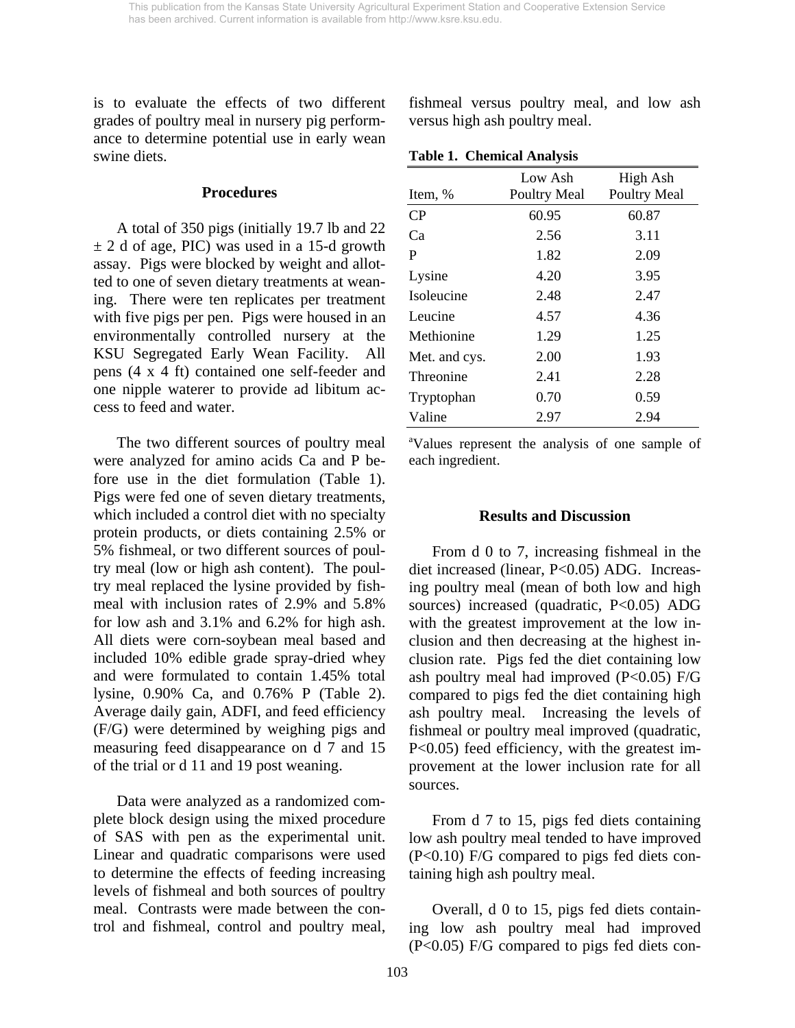is to evaluate the effects of two different grades of poultry meal in nursery pig performance to determine potential use in early wean swine diets.

## Procedures

A total of 350 pigs (initially 19.7 lb and 22 ± 2 d of age, PIC) was used in a 15-d growth assay. Pigs were blocked by weight and allotted to one of seven dietary treatments at weaning. There were ten replicates per treatment with five pigs per pen. Pigs were housed in an environmentally controlled nursery at the KSU Segregated Early Wean Facility. All pens (4 x 4 ft) contained one self-feeder and one nipple waterer to provide ad libitum access to feed and water.

The two different sources of poultry meal were analyzed for amino acids Ca and P before use in the diet formulation (Table 1). Pigs were fed one of seven dietary treatments, which included a control diet with no specialty protein products, or diets containing 2.5% or 5% fishmeal, or two different sources of poultry meal (low or high ash content). The poultry meal replaced the lysine provided by fishmeal with inclusion rates of 2.9% and 5.8% for low ash and 3.1% and 6.2% for high ash. All diets were corn-soybean meal based and included 10% edible grade spray-dried whey and were formulated to contain 1.45% total lysine, 0.90% Ca, and 0.76% P (Table 2). Average daily gain, ADFI, and feed efficiency (F/G) were determined by weighing pigs and measuring feed disappearance on d 7 and 15 of the trial or d 11 and 19 post weaning.

Data were analyzed as a randomized complete block design using the mixed procedure of SAS with pen as the experimental unit. Linear and quadratic comparisons were used to determine the effects of feeding increasing levels of fishmeal and both sources of poultry meal. Contrasts were made between the control and fishmeal, control and poultry meal, fishmeal versus poultry meal, and low ash versus high ash poultry meal.

**Table 1. Chemical Analysis**

| Item, % | Low Ash Poultry Meal | High Ash Poultry Meal |
|---|---|---|
| CP | 60.95 | 60.87 |
| Ca | 2.56 | 3.11 |
| P | 1.82 | 2.09 |
| Lysine | 4.20 | 3.95 |
| Isoleucine | 2.48 | 2.47 |
| Leucine | 4.57 | 4.36 |
| Methionine | 1.29 | 1.25 |
| Met. and cys. | 2.00 | 1.93 |
| Threonine | 2.41 | 2.28 |
| Tryptophan | 0.70 | 0.59 |
| Valine | 2.97 | 2.94 |

[a]Values represent the analysis of one sample of each ingredient.

## Results and Discussion

From d 0 to 7, increasing fishmeal in the diet increased (linear, $P<0.05$) ADG. Increasing poultry meal (mean of both low and high sources) increased (quadratic, $P<0.05$) ADG with the greatest improvement at the low inclusion and then decreasing at the highest inclusion rate. Pigs fed the diet containing low ash poultry meal had improved ($P<0.05$) F/G compared to pigs fed the diet containing high ash poultry meal. Increasing the levels of fishmeal or poultry meal improved (quadratic, $P<0.05$) feed efficiency, with the greatest improvement at the lower inclusion rate for all sources.

From d 7 to 15, pigs fed diets containing low ash poultry meal tended to have improved ($P<0.10$) F/G compared to pigs fed diets containing high ash poultry meal.

Overall, d 0 to 15, pigs fed diets containing low ash poultry meal had improved ($P<0.05$) F/G compared to pigs fed diets con-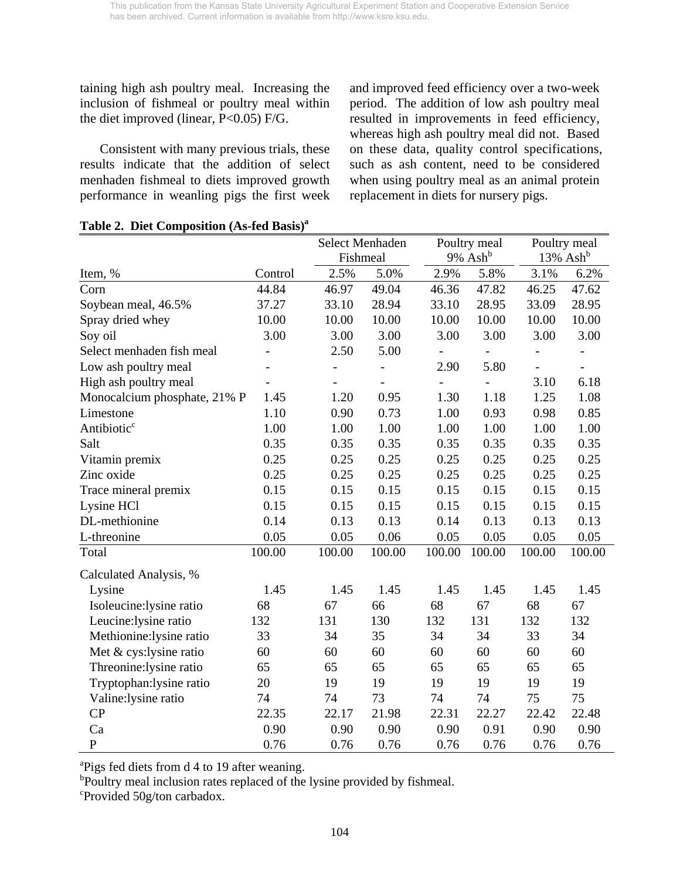taining high ash poultry meal. Increasing the inclusion of fishmeal or poultry meal within the diet improved (linear, $P<0.05$) F/G.

Consistent with many previous trials, these results indicate that the addition of select menhaden fishmeal to diets improved growth performance in weanling pigs the first week and improved feed efficiency over a two-week period. The addition of low ash poultry meal resulted in improvements in feed efficiency, whereas high ash poultry meal did not. Based on these data, quality control specifications, such as ash content, need to be considered when using poultry meal as an animal protein replacement in diets for nursery pigs.

**Table 2. Diet Composition (As-fed Basis)[a]**

| | | Select Menhaden Fishmeal | | Poultry meal 9% Ash[b] | | Poultry meal 13% Ash[b] | |
|---|---|---|---|---|---|---|---|
| Item, % | Control | 2.5% | 5.0% | 2.9% | 5.8% | 3.1% | 6.2% |
| Corn | 44.84 | 46.97 | 49.04 | 46.36 | 47.82 | 46.25 | 47.62 |
| Soybean meal, 46.5% | 37.27 | 33.10 | 28.94 | 33.10 | 28.95 | 33.09 | 28.95 |
| Spray dried whey | 10.00 | 10.00 | 10.00 | 10.00 | 10.00 | 10.00 | 10.00 |
| Soy oil | 3.00 | 3.00 | 3.00 | 3.00 | 3.00 | 3.00 | 3.00 |
| Select menhaden fish meal | - | 2.50 | 5.00 | - | - | - | - |
| Low ash poultry meal | - | - | - | 2.90 | 5.80 | - | - |
| High ash poultry meal | - | - | - | - | - | 3.10 | 6.18 |
| Monocalcium phosphate, 21% P | 1.45 | 1.20 | 0.95 | 1.30 | 1.18 | 1.25 | 1.08 |
| Limestone | 1.10 | 0.90 | 0.73 | 1.00 | 0.93 | 0.98 | 0.85 |
| Antibiotic[c] | 1.00 | 1.00 | 1.00 | 1.00 | 1.00 | 1.00 | 1.00 |
| Salt | 0.35 | 0.35 | 0.35 | 0.35 | 0.35 | 0.35 | 0.35 |
| Vitamin premix | 0.25 | 0.25 | 0.25 | 0.25 | 0.25 | 0.25 | 0.25 |
| Zinc oxide | 0.25 | 0.25 | 0.25 | 0.25 | 0.25 | 0.25 | 0.25 |
| Trace mineral premix | 0.15 | 0.15 | 0.15 | 0.15 | 0.15 | 0.15 | 0.15 |
| Lysine HCl | 0.15 | 0.15 | 0.15 | 0.15 | 0.15 | 0.15 | 0.15 |
| DL-methionine | 0.14 | 0.13 | 0.13 | 0.14 | 0.13 | 0.13 | 0.13 |
| L-threonine | 0.05 | 0.05 | 0.06 | 0.05 | 0.05 | 0.05 | 0.05 |
| Total | 100.00 | 100.00 | 100.00 | 100.00 | 100.00 | 100.00 | 100.00 |
| Calculated Analysis, % | | | | | | | |
| Lysine | 1.45 | 1.45 | 1.45 | 1.45 | 1.45 | 1.45 | 1.45 |
| Isoleucine:lysine ratio | 68 | 67 | 66 | 68 | 67 | 68 | 67 |
| Leucine:lysine ratio | 132 | 131 | 130 | 132 | 131 | 132 | 132 |
| Methionine:lysine ratio | 33 | 34 | 35 | 34 | 34 | 33 | 34 |
| Met & cys:lysine ratio | 60 | 60 | 60 | 60 | 60 | 60 | 60 |
| Threonine:lysine ratio | 65 | 65 | 65 | 65 | 65 | 65 | 65 |
| Tryptophan:lysine ratio | 20 | 19 | 19 | 19 | 19 | 19 | 19 |
| Valine:lysine ratio | 74 | 74 | 73 | 74 | 74 | 75 | 75 |
| CP | 22.35 | 22.17 | 21.98 | 22.31 | 22.27 | 22.42 | 22.48 |
| Ca | 0.90 | 0.90 | 0.90 | 0.90 | 0.91 | 0.90 | 0.90 |
| P | 0.76 | 0.76 | 0.76 | 0.76 | 0.76 | 0.76 | 0.76 |

[a]Pigs fed diets from d 4 to 19 after weaning.
[b]Poultry meal inclusion rates replaced of the lysine provided by fishmeal.
[c]Provided 50g/ton carbadox.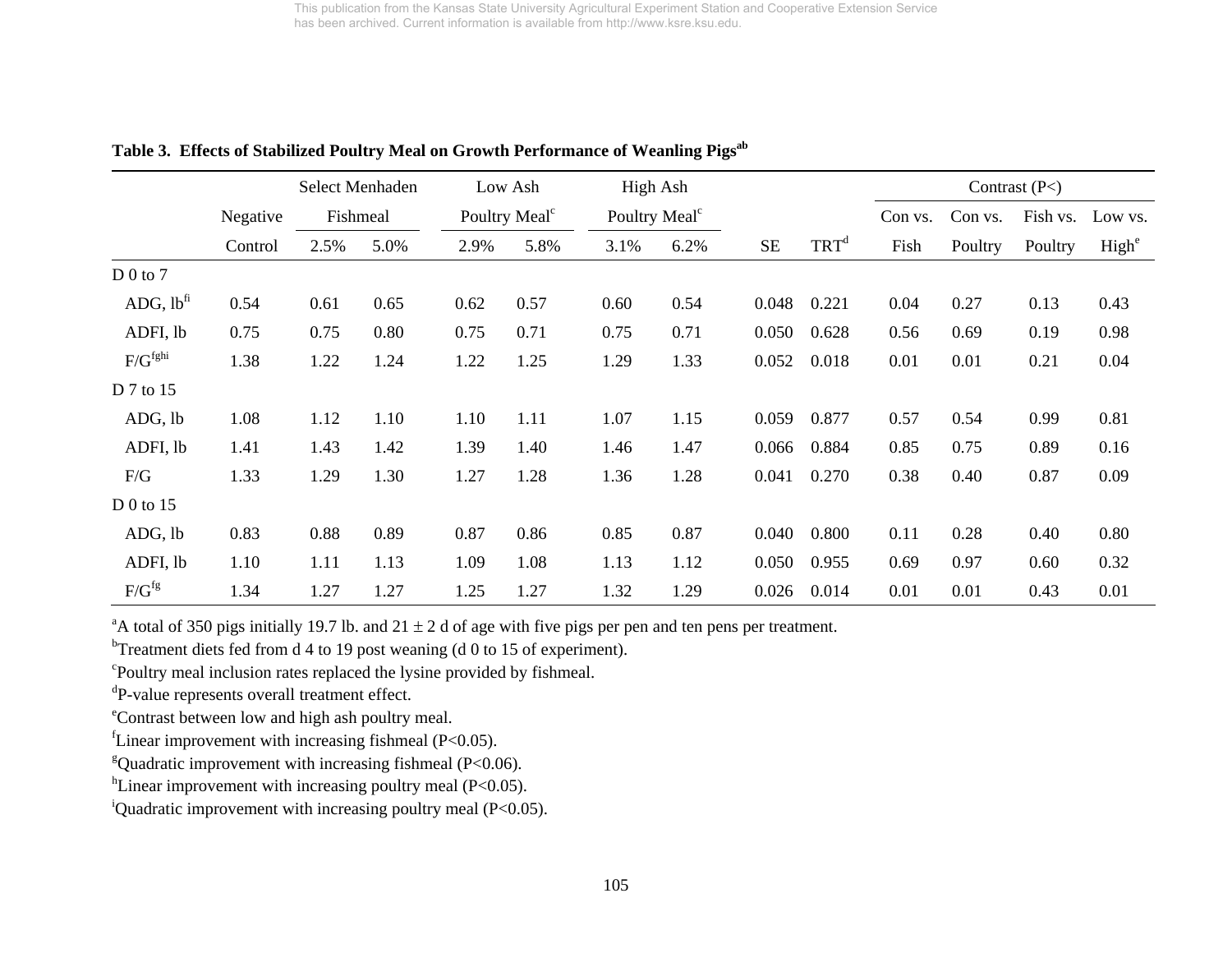**Table 3. Effects of Stabilized Poultry Meal on Growth Performance of Weanling Pigs[ab]**

| | Negative | Select Menhaden Fishmeal | | Low Ash Poultry Meal[c] | | High Ash Poultry Meal[c] | | | | Contrast (P<) | | | |
|---|---|---|---|---|---|---|---|---|---|---|---|---|---|
| | Control | 2.5% | 5.0% | 2.9% | 5.8% | 3.1% | 6.2% | SE | TRT[d] | Con vs. Fish | Con vs. Poultry | Fish vs. Poultry | Low vs. High[e] |
| D 0 to 7 | | | | | | | | | | | | | |
| ADG, lb[fi] | 0.54 | 0.61 | 0.65 | 0.62 | 0.57 | 0.60 | 0.54 | 0.048 | 0.221 | 0.04 | 0.27 | 0.13 | 0.43 |
| ADFI, lb | 0.75 | 0.75 | 0.80 | 0.75 | 0.71 | 0.75 | 0.71 | 0.050 | 0.628 | 0.56 | 0.69 | 0.19 | 0.98 |
| F/G[fghi] | 1.38 | 1.22 | 1.24 | 1.22 | 1.25 | 1.29 | 1.33 | 0.052 | 0.018 | 0.01 | 0.01 | 0.21 | 0.04 |
| D 7 to 15 | | | | | | | | | | | | | |
| ADG, lb | 1.08 | 1.12 | 1.10 | 1.10 | 1.11 | 1.07 | 1.15 | 0.059 | 0.877 | 0.57 | 0.54 | 0.99 | 0.81 |
| ADFI, lb | 1.41 | 1.43 | 1.42 | 1.39 | 1.40 | 1.46 | 1.47 | 0.066 | 0.884 | 0.85 | 0.75 | 0.89 | 0.16 |
| F/G | 1.33 | 1.29 | 1.30 | 1.27 | 1.28 | 1.36 | 1.28 | 0.041 | 0.270 | 0.38 | 0.40 | 0.87 | 0.09 |
| D 0 to 15 | | | | | | | | | | | | | |
| ADG, lb | 0.83 | 0.88 | 0.89 | 0.87 | 0.86 | 0.85 | 0.87 | 0.040 | 0.800 | 0.11 | 0.28 | 0.40 | 0.80 |
| ADFI, lb | 1.10 | 1.11 | 1.13 | 1.09 | 1.08 | 1.13 | 1.12 | 0.050 | 0.955 | 0.69 | 0.97 | 0.60 | 0.32 |
| F/G[fg] | 1.34 | 1.27 | 1.27 | 1.25 | 1.27 | 1.32 | 1.29 | 0.026 | 0.014 | 0.01 | 0.01 | 0.43 | 0.01 |

[a]A total of 350 pigs initially 19.7 lb. and 21 ± 2 d of age with five pigs per pen and ten pens per treatment.
[b]Treatment diets fed from d 4 to 19 post weaning (d 0 to 15 of experiment).
[c]Poultry meal inclusion rates replaced the lysine provided by fishmeal.
[d]P-value represents overall treatment effect.
[e]Contrast between low and high ash poultry meal.
[f]Linear improvement with increasing fishmeal ($P<0.05$).
[g]Quadratic improvement with increasing fishmeal ($P<0.06$).
[h]Linear improvement with increasing poultry meal ($P<0.05$).
[i]Quadratic improvement with increasing poultry meal ($P<0.05$).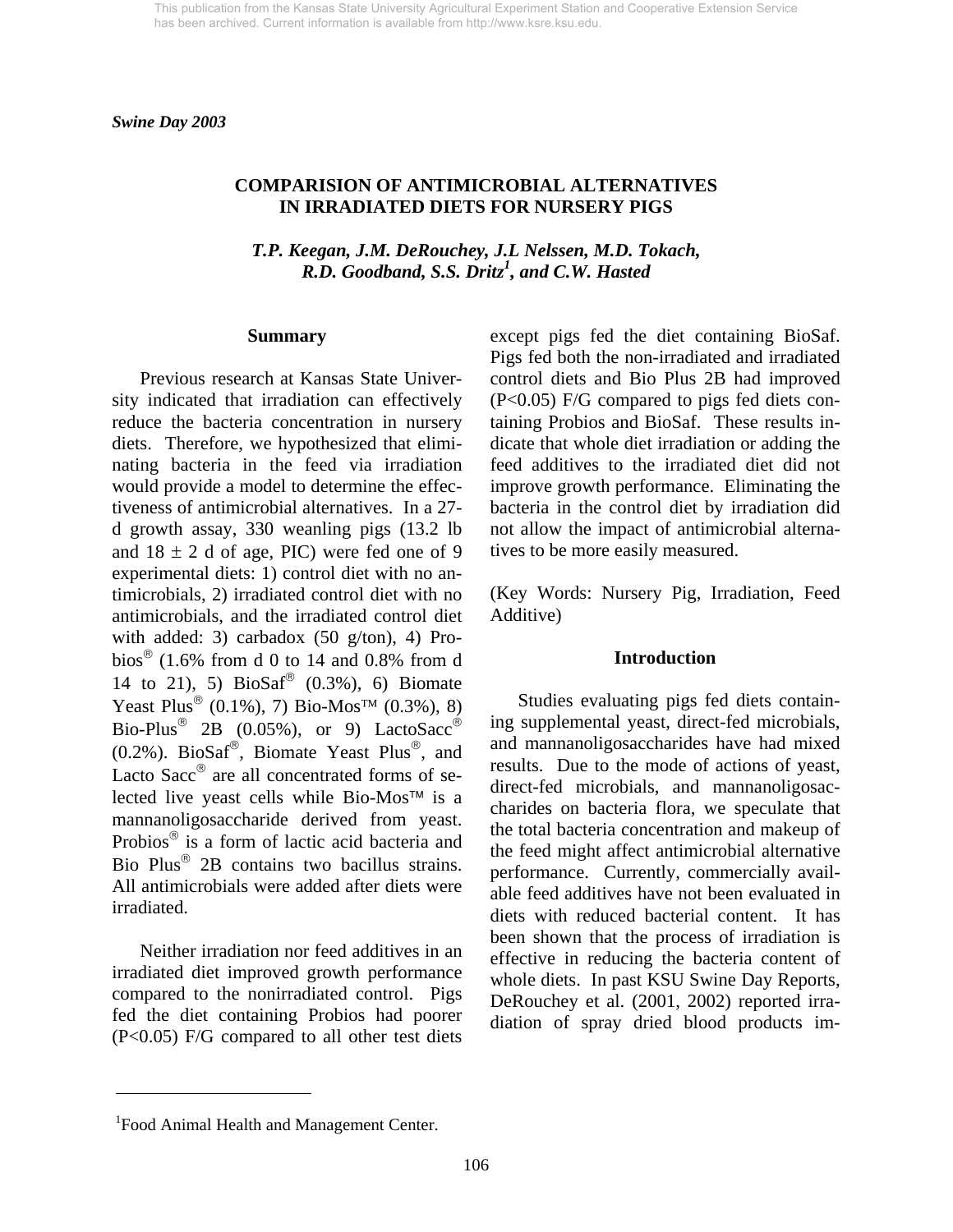*Swine Day 2003*

# COMPARISION OF ANTIMICROBIAL ALTERNATIVES IN IRRADIATED DIETS FOR NURSERY PIGS

*T.P. Keegan, J.M. DeRouchey, J.L Nelssen, M.D. Tokach, R.D. Goodband, S.S. Dritz[1], and C.W. Hasted*

## Summary

Previous research at Kansas State University indicated that irradiation can effectively reduce the bacteria concentration in nursery diets. Therefore, we hypothesized that eliminating bacteria in the feed via irradiation would provide a model to determine the effectiveness of antimicrobial alternatives. In a 27-d growth assay, 330 weanling pigs (13.2 lb and 18 ± 2 d of age, PIC) were fed one of 9 experimental diets: 1) control diet with no antimicrobials, 2) irradiated control diet with no antimicrobials, and the irradiated control diet with added: 3) carbadox (50 g/ton), 4) Probios® (1.6% from d 0 to 14 and 0.8% from d 14 to 21), 5) BioSaf® (0.3%), 6) Biomate Yeast Plus® (0.1%), 7) Bio-Mos™ (0.3%), 8) Bio-Plus® 2B (0.05%), or 9) LactoSacc® (0.2%). BioSaf®, Biomate Yeast Plus®, and Lacto Sacc® are all concentrated forms of selected live yeast cells while Bio-Mos™ is a mannanoligosaccharide derived from yeast. Probios® is a form of lactic acid bacteria and Bio Plus® 2B contains two bacillus strains. All antimicrobials were added after diets were irradiated.

Neither irradiation nor feed additives in an irradiated diet improved growth performance compared to the nonirradiated control. Pigs fed the diet containing Probios had poorer ($P<0.05$) F/G compared to all other test diets except pigs fed the diet containing BioSaf. Pigs fed both the non-irradiated and irradiated control diets and Bio Plus 2B had improved ($P<0.05$) F/G compared to pigs fed diets containing Probios and BioSaf. These results indicate that whole diet irradiation or adding the feed additives to the irradiated diet did not improve growth performance. Eliminating the bacteria in the control diet by irradiation did not allow the impact of antimicrobial alternatives to be more easily measured.

(Key Words: Nursery Pig, Irradiation, Feed Additive)

## Introduction

Studies evaluating pigs fed diets containing supplemental yeast, direct-fed microbials, and mannanoligosaccharides have had mixed results. Due to the mode of actions of yeast, direct-fed microbials, and mannanoligosaccharides on bacteria flora, we speculate that the total bacteria concentration and makeup of the feed might affect antimicrobial alternative performance. Currently, commercially available feed additives have not been evaluated in diets with reduced bacterial content. It has been shown that the process of irradiation is effective in reducing the bacteria content of whole diets. In past KSU Swine Day Reports, DeRouchey et al. (2001, 2002) reported irradiation of spray dried blood products im-

[1]Food Animal Health and Management Center.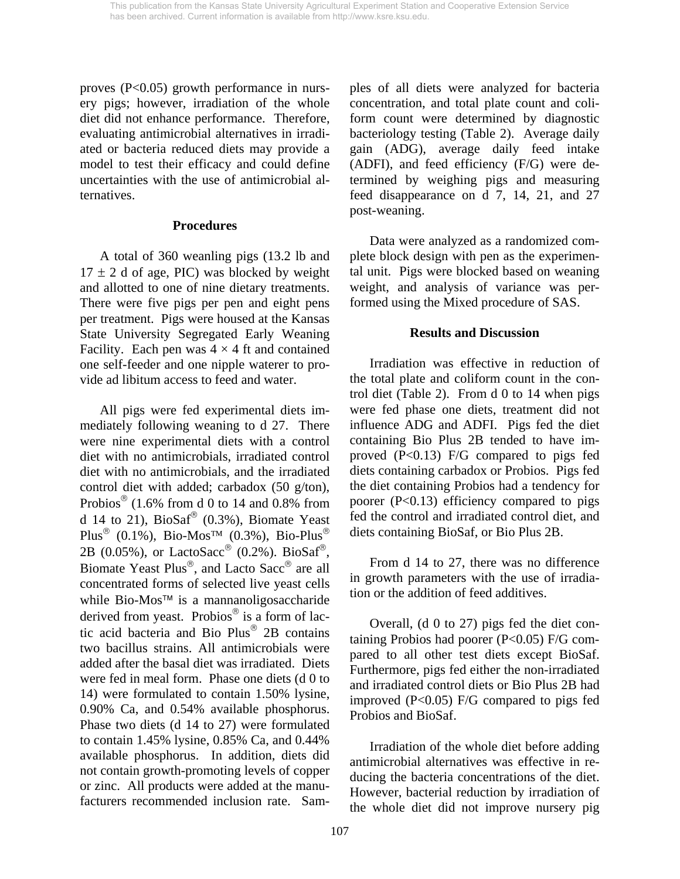proves (P<0.05) growth performance in nursery pigs; however, irradiation of the whole diet did not enhance performance. Therefore, evaluating antimicrobial alternatives in irradiated or bacteria reduced diets may provide a model to test their efficacy and could define uncertainties with the use of antimicrobial alternatives.

## Procedures

A total of 360 weanling pigs (13.2 lb and $17 \pm 2$ d of age, PIC) was blocked by weight and allotted to one of nine dietary treatments. There were five pigs per pen and eight pens per treatment. Pigs were housed at the Kansas State University Segregated Early Weaning Facility. Each pen was $4 \times 4$ ft and contained one self-feeder and one nipple waterer to provide ad libitum access to feed and water.

All pigs were fed experimental diets immediately following weaning to d 27. There were nine experimental diets with a control diet with no antimicrobials, irradiated control diet with no antimicrobials, and the irradiated control diet with added; carbadox (50 g/ton), Probios® (1.6% from d 0 to 14 and 0.8% from d 14 to 21), BioSaf® (0.3%), Biomate Yeast Plus® (0.1%), Bio-Mos™ (0.3%), Bio-Plus® 2B (0.05%), or LactoSacc® (0.2%). BioSaf®, Biomate Yeast Plus®, and Lacto Sacc® are all concentrated forms of selected live yeast cells while Bio-Mos™ is a mannanoligosaccharide derived from yeast. Probios® is a form of lactic acid bacteria and Bio Plus® 2B contains two bacillus strains. All antimicrobials were added after the basal diet was irradiated. Diets were fed in meal form. Phase one diets (d 0 to 14) were formulated to contain 1.50% lysine, 0.90% Ca, and 0.54% available phosphorus. Phase two diets (d 14 to 27) were formulated to contain 1.45% lysine, 0.85% Ca, and 0.44% available phosphorus. In addition, diets did not contain growth-promoting levels of copper or zinc. All products were added at the manufacturers recommended inclusion rate. Samples of all diets were analyzed for bacteria concentration, and total plate count and coliform count were determined by diagnostic bacteriology testing (Table 2). Average daily gain (ADG), average daily feed intake (ADFI), and feed efficiency (F/G) were determined by weighing pigs and measuring feed disappearance on d 7, 14, 21, and 27 post-weaning.

Data were analyzed as a randomized complete block design with pen as the experimental unit. Pigs were blocked based on weaning weight, and analysis of variance was performed using the Mixed procedure of SAS.

## Results and Discussion

Irradiation was effective in reduction of the total plate and coliform count in the control diet (Table 2). From d 0 to 14 when pigs were fed phase one diets, treatment did not influence ADG and ADFI. Pigs fed the diet containing Bio Plus 2B tended to have improved (P<0.13) F/G compared to pigs fed diets containing carbadox or Probios. Pigs fed the diet containing Probios had a tendency for poorer (P<0.13) efficiency compared to pigs fed the control and irradiated control diet, and diets containing BioSaf, or Bio Plus 2B.

From d 14 to 27, there was no difference in growth parameters with the use of irradiation or the addition of feed additives.

Overall, (d 0 to 27) pigs fed the diet containing Probios had poorer (P<0.05) F/G compared to all other test diets except BioSaf. Furthermore, pigs fed either the non-irradiated and irradiated control diets or Bio Plus 2B had improved (P<0.05) F/G compared to pigs fed Probios and BioSaf.

Irradiation of the whole diet before adding antimicrobial alternatives was effective in reducing the bacteria concentrations of the diet. However, bacterial reduction by irradiation of the whole diet did not improve nursery pig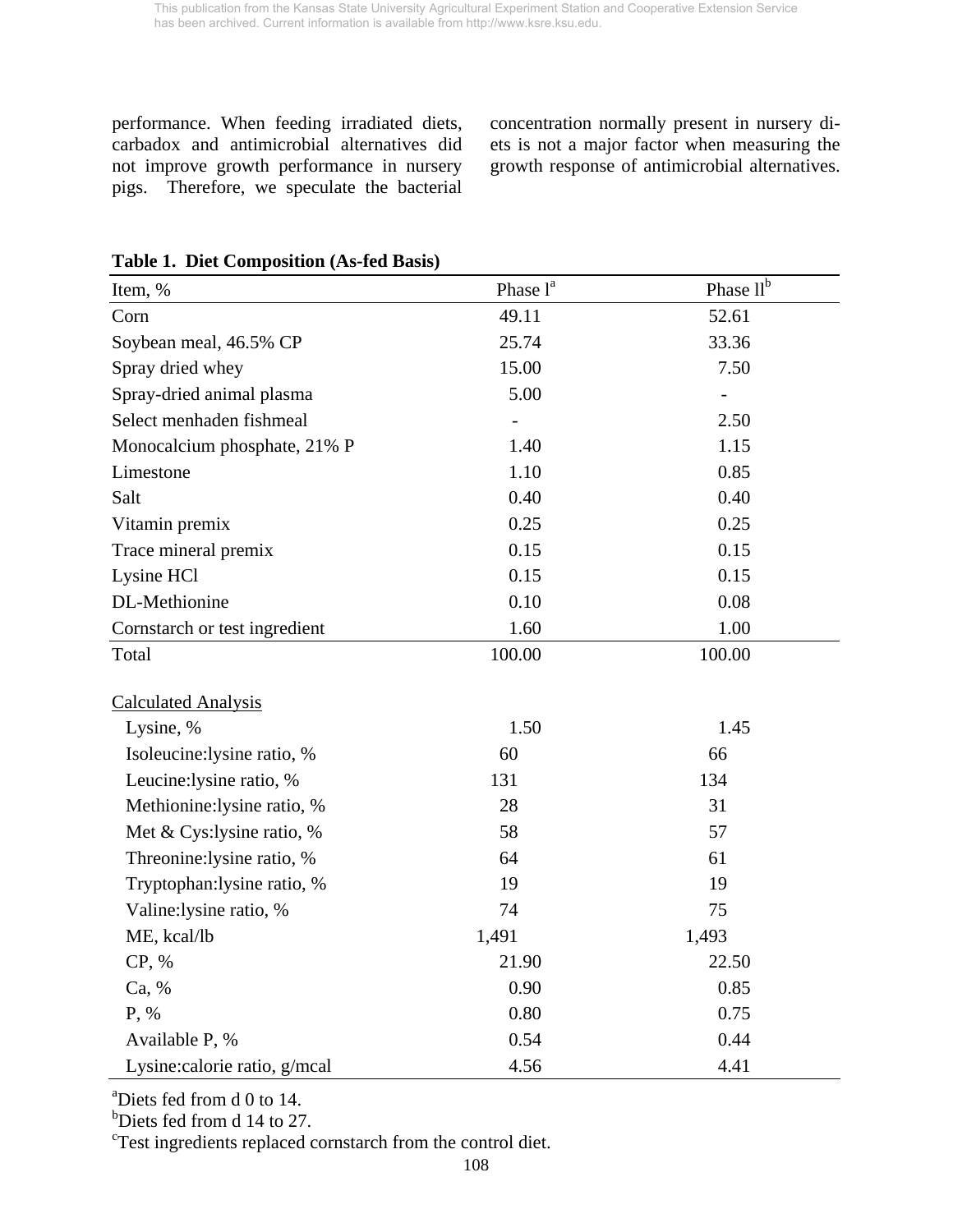This publication from the Kansas State University Agricultural Experiment Station and Cooperative Extension Service has been archived. Current information is available from http://www.ksre.ksu.edu.

performance. When feeding irradiated diets, carbadox and antimicrobial alternatives did not improve growth performance in nursery pigs. Therefore, we speculate the bacterial concentration normally present in nursery diets is not a major factor when measuring the growth response of antimicrobial alternatives.

**Table 1. Diet Composition (As-fed Basis)**

| Item, % | Phase I[a] | Phase II[b] |
|---|---|---|
| Corn | 49.11 | 52.61 |
| Soybean meal, 46.5% CP | 25.74 | 33.36 |
| Spray dried whey | 15.00 | 7.50 |
| Spray-dried animal plasma | 5.00 | - |
| Select menhaden fishmeal | - | 2.50 |
| Monocalcium phosphate, 21% P | 1.40 | 1.15 |
| Limestone | 1.10 | 0.85 |
| Salt | 0.40 | 0.40 |
| Vitamin premix | 0.25 | 0.25 |
| Trace mineral premix | 0.15 | 0.15 |
| Lysine HCl | 0.15 | 0.15 |
| DL-Methionine | 0.10 | 0.08 |
| Cornstarch or test ingredient | 1.60 | 1.00 |
| Total | 100.00 | 100.00 |
| Calculated Analysis | | |
| Lysine, % | 1.50 | 1.45 |
| Isoleucine:lysine ratio, % | 60 | 66 |
| Leucine:lysine ratio, % | 131 | 134 |
| Methionine:lysine ratio, % | 28 | 31 |
| Met & Cys:lysine ratio, % | 58 | 57 |
| Threonine:lysine ratio, % | 64 | 61 |
| Tryptophan:lysine ratio, % | 19 | 19 |
| Valine:lysine ratio, % | 74 | 75 |
| ME, kcal/lb | 1,491 | 1,493 |
| CP, % | 21.90 | 22.50 |
| Ca, % | 0.90 | 0.85 |
| P, % | 0.80 | 0.75 |
| Available P, % | 0.54 | 0.44 |
| Lysine:calorie ratio, g/mcal | 4.56 | 4.41 |

[a]Diets fed from d 0 to 14.
[b]Diets fed from d 14 to 27.
[c]Test ingredients replaced cornstarch from the control diet.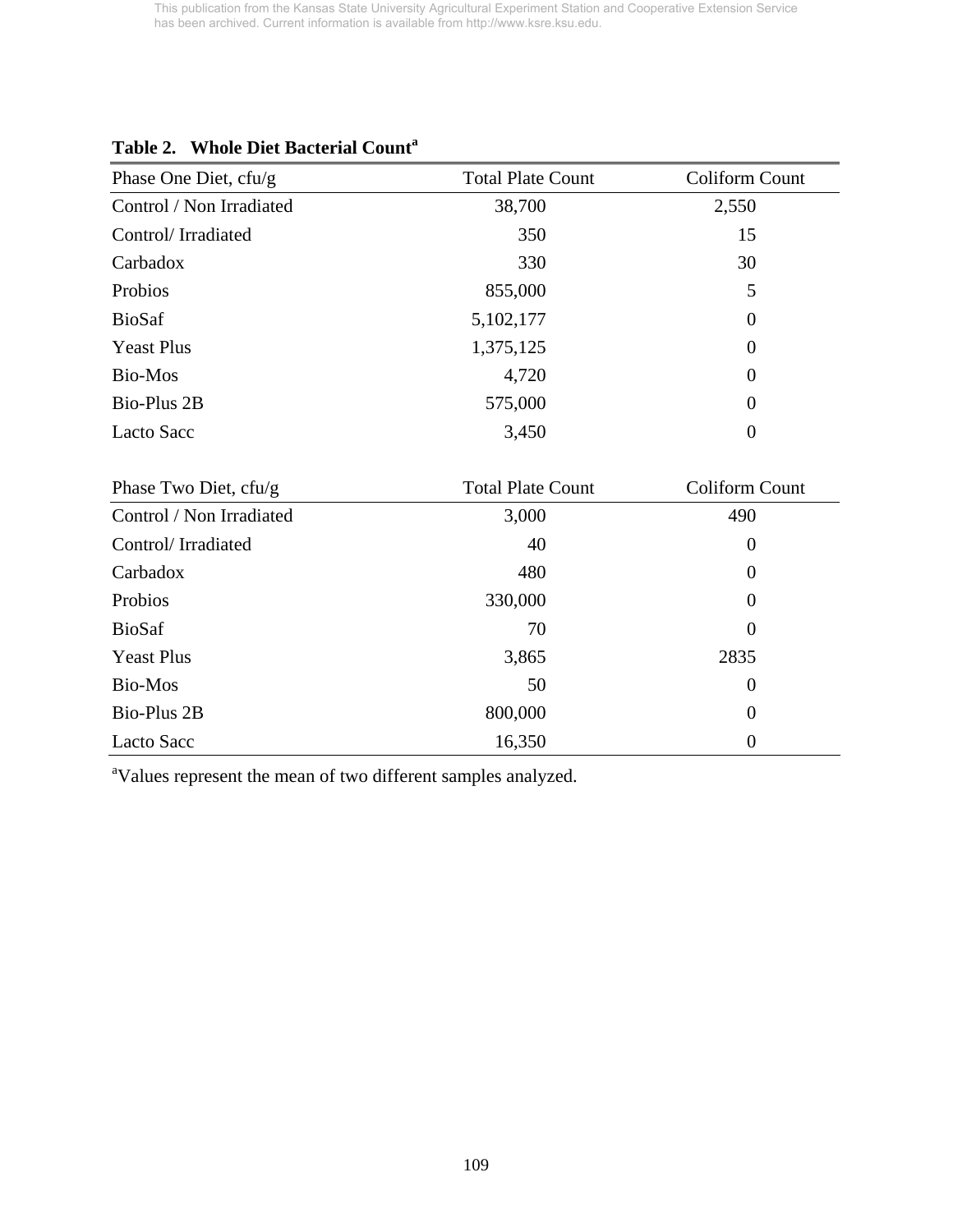**Table 2. Whole Diet Bacterial Count[a]**

| Phase One Diet, cfu/g | Total Plate Count | Coliform Count |
|---|---|---|
| Control / Non Irradiated | 38,700 | 2,550 |
| Control/ Irradiated | 350 | 15 |
| Carbadox | 330 | 30 |
| Probios | 855,000 | 5 |
| BioSaf | 5,102,177 | 0 |
| Yeast Plus | 1,375,125 | 0 |
| Bio-Mos | 4,720 | 0 |
| Bio-Plus 2B | 575,000 | 0 |
| Lacto Sacc | 3,450 | 0 |

| Phase Two Diet, cfu/g | Total Plate Count | Coliform Count |
|---|---|---|
| Control / Non Irradiated | 3,000 | 490 |
| Control/ Irradiated | 40 | 0 |
| Carbadox | 480 | 0 |
| Probios | 330,000 | 0 |
| BioSaf | 70 | 0 |
| Yeast Plus | 3,865 | 2835 |
| Bio-Mos | 50 | 0 |
| Bio-Plus 2B | 800,000 | 0 |
| Lacto Sacc | 16,350 | 0 |

[a]Values represent the mean of two different samples analyzed.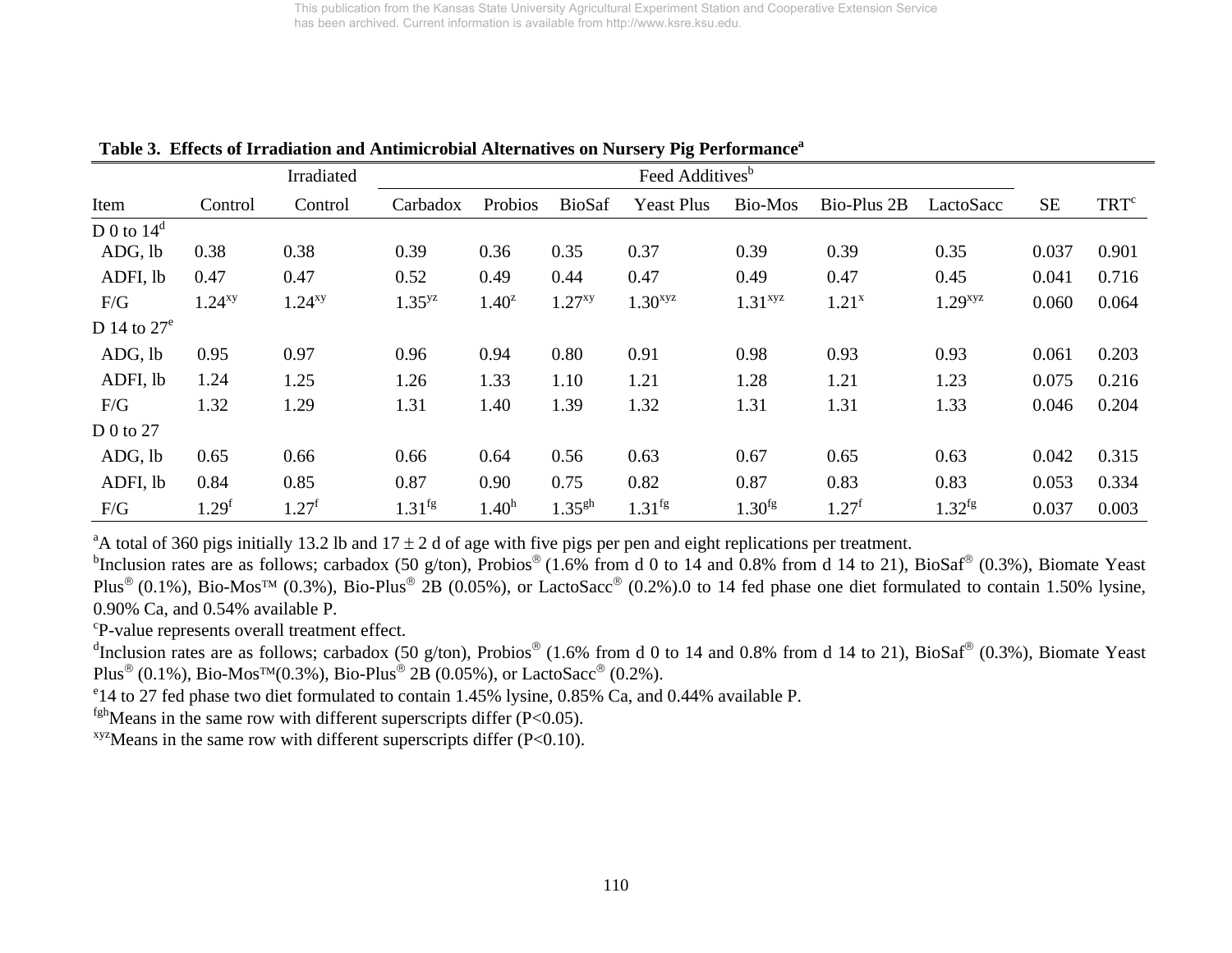**Table 3. Effects of Irradiation and Antimicrobial Alternatives on Nursery Pig Performance[a]**

| Item | Control | Irradiated Control | Feed Additives[b] Carbadox | Probios | BioSaf | Yeast Plus | Bio-Mos | Bio-Plus 2B | LactoSacc | SE | TRT[c] |
|---|---|---|---|---|---|---|---|---|---|---|---|
| D 0 to 14[d] | | | | | | | | | | | |
| ADG, lb | 0.38 | 0.38 | 0.39 | 0.36 | 0.35 | 0.37 | 0.39 | 0.39 | 0.35 | 0.037 | 0.901 |
| ADFI, lb | 0.47 | 0.47 | 0.52 | 0.49 | 0.44 | 0.47 | 0.49 | 0.47 | 0.45 | 0.041 | 0.716 |
| F/G | $1.24^{xy}$ | $1.24^{xy}$ | $1.35^{yz}$ | $1.40^{z}$ | $1.27^{xy}$ | $1.30^{xyz}$ | $1.31^{xyz}$ | $1.21^{x}$ | $1.29^{xyz}$ | 0.060 | 0.064 |
| D 14 to 27[e] | | | | | | | | | | | |
| ADG, lb | 0.95 | 0.97 | 0.96 | 0.94 | 0.80 | 0.91 | 0.98 | 0.93 | 0.93 | 0.061 | 0.203 |
| ADFI, lb | 1.24 | 1.25 | 1.26 | 1.33 | 1.10 | 1.21 | 1.28 | 1.21 | 1.23 | 0.075 | 0.216 |
| F/G | 1.32 | 1.29 | 1.31 | 1.40 | 1.39 | 1.32 | 1.31 | 1.31 | 1.33 | 0.046 | 0.204 |
| D 0 to 27 | | | | | | | | | | | |
| ADG, lb | 0.65 | 0.66 | 0.66 | 0.64 | 0.56 | 0.63 | 0.67 | 0.65 | 0.63 | 0.042 | 0.315 |
| ADFI, lb | 0.84 | 0.85 | 0.87 | 0.90 | 0.75 | 0.82 | 0.87 | 0.83 | 0.83 | 0.053 | 0.334 |
| F/G | $1.29^{f}$ | $1.27^{f}$ | $1.31^{fg}$ | $1.40^{h}$ | $1.35^{gh}$ | $1.31^{fg}$ | $1.30^{fg}$ | $1.27^{f}$ | $1.32^{fg}$ | 0.037 | 0.003 |

[a]A total of 360 pigs initially 13.2 lb and 17 ± 2 d of age with five pigs per pen and eight replications per treatment.

[b]Inclusion rates are as follows; carbadox (50 g/ton), Probios® (1.6% from d 0 to 14 and 0.8% from d 14 to 21), BioSaf® (0.3%), Biomate Yeast Plus® (0.1%), Bio-Mos™ (0.3%), Bio-Plus® 2B (0.05%), or LactoSacc® (0.2%).0 to 14 fed phase one diet formulated to contain 1.50% lysine, 0.90% Ca, and 0.54% available P.

[c]P-value represents overall treatment effect.

[d]Inclusion rates are as follows; carbadox (50 g/ton), Probios® (1.6% from d 0 to 14 and 0.8% from d 14 to 21), BioSaf® (0.3%), Biomate Yeast Plus® (0.1%), Bio-Mos™(0.3%), Bio-Plus® 2B (0.05%), or LactoSacc® (0.2%).

[e]14 to 27 fed phase two diet formulated to contain 1.45% lysine, 0.85% Ca, and 0.44% available P.

[fgh]Means in the same row with different superscripts differ (P<0.05).

[xyz]Means in the same row with different superscripts differ (P<0.10).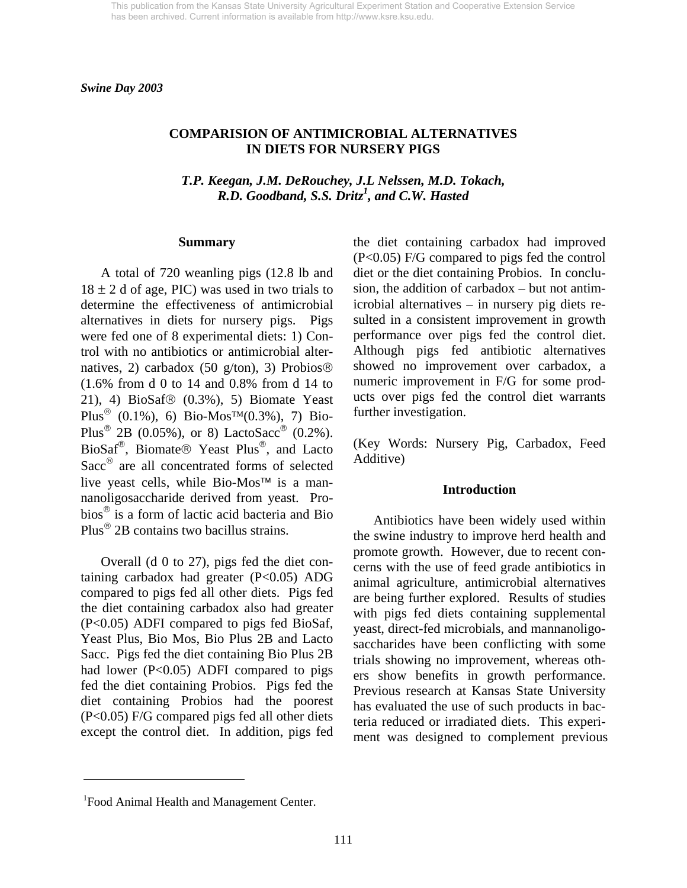*Swine Day 2003*

# COMPARISION OF ANTIMICROBIAL ALTERNATIVES IN DIETS FOR NURSERY PIGS

*T.P. Keegan, J.M. DeRouchey, J.L Nelssen, M.D. Tokach, R.D. Goodband, S.S. Dritz[1], and C.W. Hasted*

## Summary

A total of 720 weanling pigs (12.8 lb and 18 ± 2 d of age, PIC) was used in two trials to determine the effectiveness of antimicrobial alternatives in diets for nursery pigs. Pigs were fed one of 8 experimental diets: 1) Control with no antibiotics or antimicrobial alternatives, 2) carbadox (50 g/ton), 3) Probios® (1.6% from d 0 to 14 and 0.8% from d 14 to 21), 4) BioSaf® (0.3%), 5) Biomate Yeast Plus® (0.1%), 6) Bio-Mos™(0.3%), 7) Bio-Plus® 2B (0.05%), or 8) LactoSacc® (0.2%). BioSaf®, Biomate® Yeast Plus®, and Lacto Sacc® are all concentrated forms of selected live yeast cells, while Bio-Mos™ is a mannanoligosaccharide derived from yeast. Probios® is a form of lactic acid bacteria and Bio Plus® 2B contains two bacillus strains.

Overall (d 0 to 27), pigs fed the diet containing carbadox had greater (P<0.05) ADG compared to pigs fed all other diets. Pigs fed the diet containing carbadox also had greater (P<0.05) ADFI compared to pigs fed BioSaf, Yeast Plus, Bio Mos, Bio Plus 2B and Lacto Sacc. Pigs fed the diet containing Bio Plus 2B had lower (P<0.05) ADFI compared to pigs fed the diet containing Probios. Pigs fed the diet containing Probios had the poorest (P<0.05) F/G compared pigs fed all other diets except the control diet. In addition, pigs fed the diet containing carbadox had improved (P<0.05) F/G compared to pigs fed the control diet or the diet containing Probios. In conclusion, the addition of carbadox – but not antimicrobial alternatives – in nursery pig diets resulted in a consistent improvement in growth performance over pigs fed the control diet. Although pigs fed antibiotic alternatives showed no improvement over carbadox, a numeric improvement in F/G for some products over pigs fed the control diet warrants further investigation.

(Key Words: Nursery Pig, Carbadox, Feed Additive)

## Introduction

Antibiotics have been widely used within the swine industry to improve herd health and promote growth. However, due to recent concerns with the use of feed grade antibiotics in animal agriculture, antimicrobial alternatives are being further explored. Results of studies with pigs fed diets containing supplemental yeast, direct-fed microbials, and mannanoligosaccharides have been conflicting with some trials showing no improvement, whereas others show benefits in growth performance. Previous research at Kansas State University has evaluated the use of such products in bacteria reduced or irradiated diets. This experiment was designed to complement previous

[1]Food Animal Health and Management Center.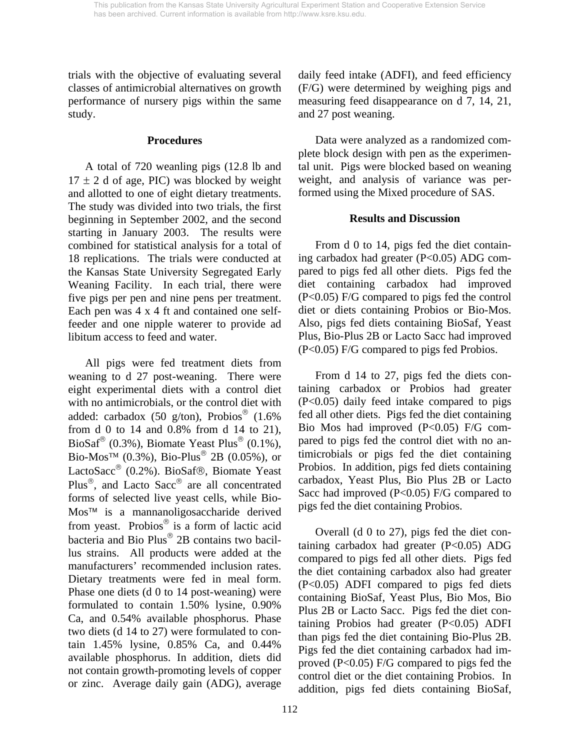trials with the objective of evaluating several classes of antimicrobial alternatives on growth performance of nursery pigs within the same study.

## Procedures

A total of 720 weanling pigs (12.8 lb and 17 ± 2 d of age, PIC) was blocked by weight and allotted to one of eight dietary treatments. The study was divided into two trials, the first beginning in September 2002, and the second starting in January 2003. The results were combined for statistical analysis for a total of 18 replications. The trials were conducted at the Kansas State University Segregated Early Weaning Facility. In each trial, there were five pigs per pen and nine pens per treatment. Each pen was 4 x 4 ft and contained one self-feeder and one nipple waterer to provide ad libitum access to feed and water.

All pigs were fed treatment diets from weaning to d 27 post-weaning. There were eight experimental diets with a control diet with no antimicrobials, or the control diet with added: carbadox (50 g/ton), Probios® (1.6% from d 0 to 14 and 0.8% from d 14 to 21), BioSaf® (0.3%), Biomate Yeast Plus® (0.1%), Bio-Mos™ (0.3%), Bio-Plus® 2B (0.05%), or LactoSacc® (0.2%). BioSaf®, Biomate Yeast Plus®, and Lacto Sacc® are all concentrated forms of selected live yeast cells, while Bio-Mos™ is a mannanoligosaccharide derived from yeast. Probios® is a form of lactic acid bacteria and Bio Plus® 2B contains two bacillus strains. All products were added at the manufacturers' recommended inclusion rates. Dietary treatments were fed in meal form. Phase one diets (d 0 to 14 post-weaning) were formulated to contain 1.50% lysine, 0.90% Ca, and 0.54% available phosphorus. Phase two diets (d 14 to 27) were formulated to contain 1.45% lysine, 0.85% Ca, and 0.44% available phosphorus. In addition, diets did not contain growth-promoting levels of copper or zinc. Average daily gain (ADG), average daily feed intake (ADFI), and feed efficiency (F/G) were determined by weighing pigs and measuring feed disappearance on d 7, 14, 21, and 27 post weaning.

Data were analyzed as a randomized complete block design with pen as the experimental unit. Pigs were blocked based on weaning weight, and analysis of variance was performed using the Mixed procedure of SAS.

## Results and Discussion

From d 0 to 14, pigs fed the diet containing carbadox had greater ($P<0.05$) ADG compared to pigs fed all other diets. Pigs fed the diet containing carbadox had improved ($P<0.05$) F/G compared to pigs fed the control diet or diets containing Probios or Bio-Mos. Also, pigs fed diets containing BioSaf, Yeast Plus, Bio-Plus 2B or Lacto Sacc had improved ($P<0.05$) F/G compared to pigs fed Probios.

From d 14 to 27, pigs fed the diets containing carbadox or Probios had greater ($P<0.05$) daily feed intake compared to pigs fed all other diets. Pigs fed the diet containing Bio Mos had improved ($P<0.05$) F/G compared to pigs fed the control diet with no antimicrobials or pigs fed the diet containing Probios. In addition, pigs fed diets containing carbadox, Yeast Plus, Bio Plus 2B or Lacto Sacc had improved ($P<0.05$) F/G compared to pigs fed the diet containing Probios.

Overall (d 0 to 27), pigs fed the diet containing carbadox had greater ($P<0.05$) ADG compared to pigs fed all other diets. Pigs fed the diet containing carbadox also had greater ($P<0.05$) ADFI compared to pigs fed diets containing BioSaf, Yeast Plus, Bio Mos, Bio Plus 2B or Lacto Sacc. Pigs fed the diet containing Probios had greater ($P<0.05$) ADFI than pigs fed the diet containing Bio-Plus 2B. Pigs fed the diet containing carbadox had improved ($P<0.05$) F/G compared to pigs fed the control diet or the diet containing Probios. In addition, pigs fed diets containing BioSaf,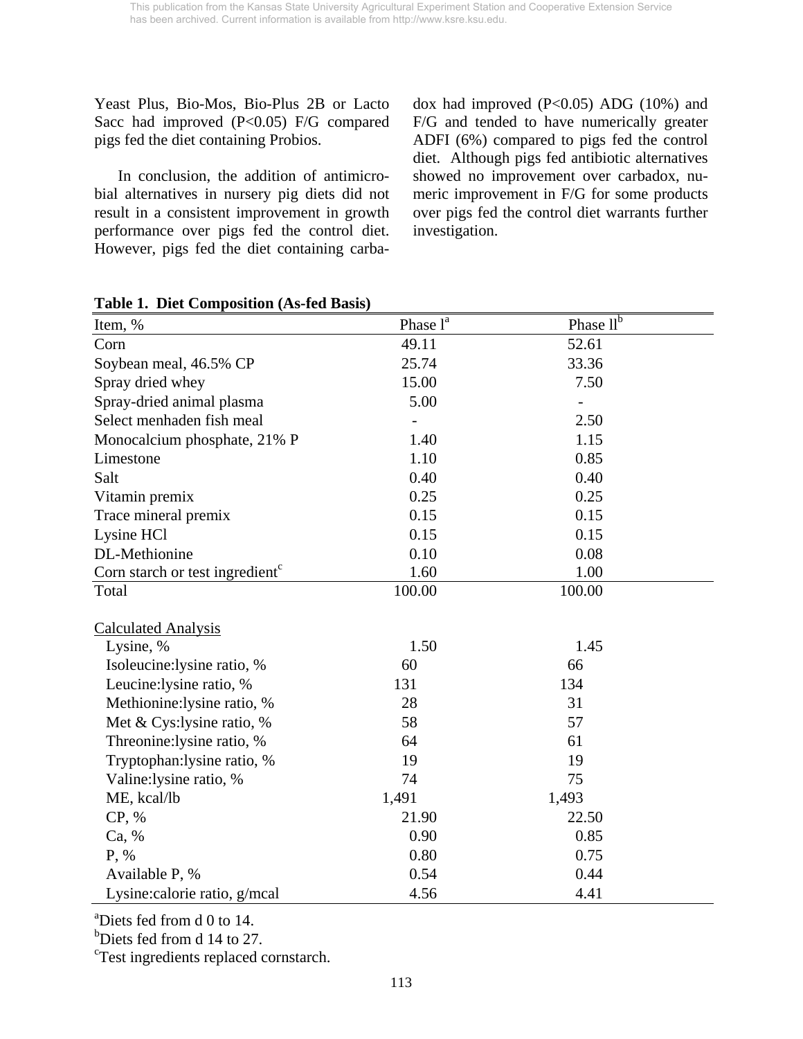Yeast Plus, Bio-Mos, Bio-Plus 2B or Lacto Sacc had improved ($P<0.05$) F/G compared pigs fed the diet containing Probios.

In conclusion, the addition of antimicrobial alternatives in nursery pig diets did not result in a consistent improvement in growth performance over pigs fed the control diet. However, pigs fed the diet containing carbadox had improved ($P<0.05$) ADG (10%) and F/G and tended to have numerically greater ADFI (6%) compared to pigs fed the control diet. Although pigs fed antibiotic alternatives showed no improvement over carbadox, numeric improvement in F/G for some products over pigs fed the control diet warrants further investigation.

**Table 1. Diet Composition (As-fed Basis)**

| Item, % | Phase I[a] | Phase II[b] |
|---|---|---|
| Corn | 49.11 | 52.61 |
| Soybean meal, 46.5% CP | 25.74 | 33.36 |
| Spray dried whey | 15.00 | 7.50 |
| Spray-dried animal plasma | 5.00 | - |
| Select menhaden fish meal | - | 2.50 |
| Monocalcium phosphate, 21% P | 1.40 | 1.15 |
| Limestone | 1.10 | 0.85 |
| Salt | 0.40 | 0.40 |
| Vitamin premix | 0.25 | 0.25 |
| Trace mineral premix | 0.15 | 0.15 |
| Lysine HCl | 0.15 | 0.15 |
| DL-Methionine | 0.10 | 0.08 |
| Corn starch or test ingredient[c] | 1.60 | 1.00 |
| Total | 100.00 | 100.00 |
| | | |
| Calculated Analysis | | |
| Lysine, % | 1.50 | 1.45 |
| Isoleucine:lysine ratio, % | 60 | 66 |
| Leucine:lysine ratio, % | 131 | 134 |
| Methionine:lysine ratio, % | 28 | 31 |
| Met & Cys:lysine ratio, % | 58 | 57 |
| Threonine:lysine ratio, % | 64 | 61 |
| Tryptophan:lysine ratio, % | 19 | 19 |
| Valine:lysine ratio, % | 74 | 75 |
| ME, kcal/lb | 1,491 | 1,493 |
| CP, % | 21.90 | 22.50 |
| Ca, % | 0.90 | 0.85 |
| P, % | 0.80 | 0.75 |
| Available P, % | 0.54 | 0.44 |
| Lysine:calorie ratio, g/mcal | 4.56 | 4.41 |

[a]Diets fed from d 0 to 14.
[b]Diets fed from d 14 to 27.
[c]Test ingredients replaced cornstarch.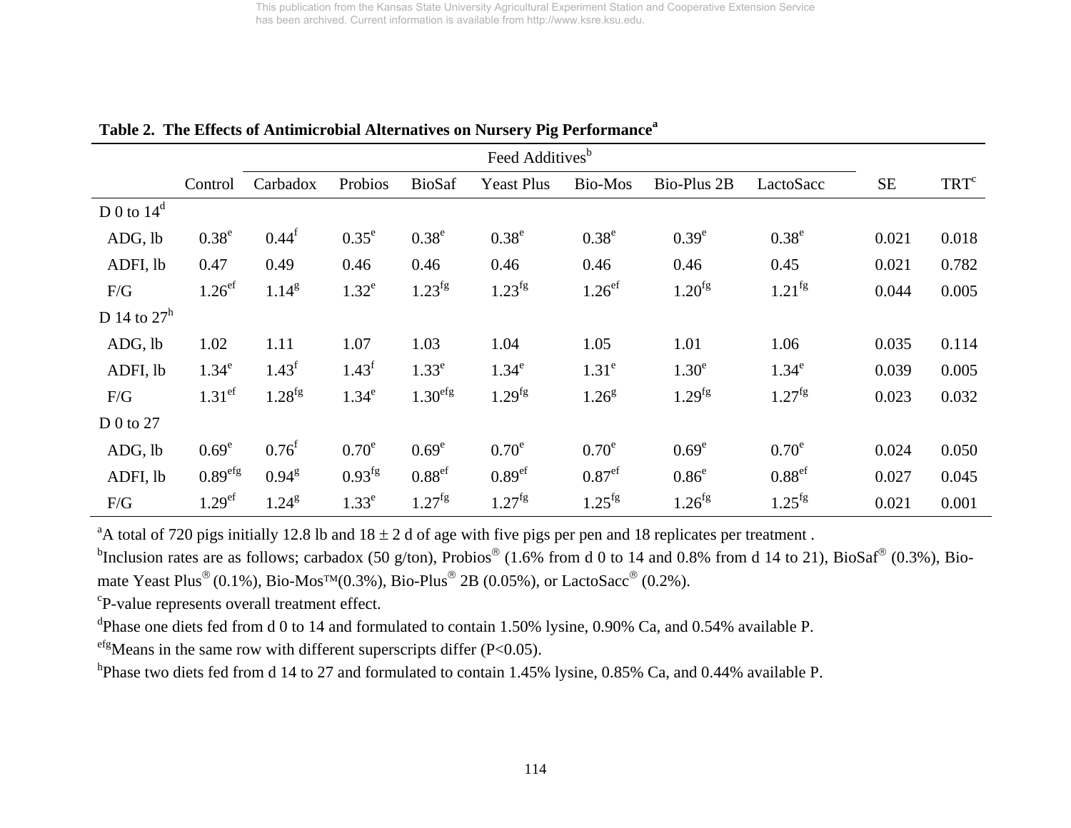**Table 2. The Effects of Antimicrobial Alternatives on Nursery Pig Performance[a]**

| | Control | Feed Additives[b] | | | | | | | SE | TRT[c] |
|---|---|---|---|---|---|---|---|---|---|---|
| | | Carbadox | Probios | BioSaf | Yeast Plus | Bio-Mos | Bio-Plus 2B | LactoSacc | | |
| D 0 to 14[d] | | | | | | | | | | |
| ADG, lb | 0.38[e] | 0.44[f] | 0.35[e] | 0.38[e] | 0.38[e] | 0.38[e] | 0.39[e] | 0.38[e] | 0.021 | 0.018 |
| ADFI, lb | 0.47 | 0.49 | 0.46 | 0.46 | 0.46 | 0.46 | 0.46 | 0.45 | 0.021 | 0.782 |
| F/G | 1.26[ef] | 1.14[g] | 1.32[e] | 1.23[fg] | 1.23[fg] | 1.26[ef] | 1.20[fg] | 1.21[fg] | 0.044 | 0.005 |
| D 14 to 27[h] | | | | | | | | | | |
| ADG, lb | 1.02 | 1.11 | 1.07 | 1.03 | 1.04 | 1.05 | 1.01 | 1.06 | 0.035 | 0.114 |
| ADFI, lb | 1.34[e] | 1.43[f] | 1.43[f] | 1.33[e] | 1.34[e] | 1.31[e] | 1.30[e] | 1.34[e] | 0.039 | 0.005 |
| F/G | 1.31[ef] | 1.28[fg] | 1.34[e] | 1.30[efg] | 1.29[fg] | 1.26[g] | 1.29[fg] | 1.27[fg] | 0.023 | 0.032 |
| D 0 to 27 | | | | | | | | | | |
| ADG, lb | 0.69[e] | 0.76[f] | 0.70[e] | 0.69[e] | 0.70[e] | 0.70[e] | 0.69[e] | 0.70[e] | 0.024 | 0.050 |
| ADFI, lb | 0.89[efg] | 0.94[g] | 0.93[fg] | 0.88[ef] | 0.89[ef] | 0.87[ef] | 0.86[e] | 0.88[ef] | 0.027 | 0.045 |
| F/G | 1.29[ef] | 1.24[g] | 1.33[e] | 1.27[fg] | 1.27[fg] | 1.25[fg] | 1.26[fg] | 1.25[fg] | 0.021 | 0.001 |

[a]A total of 720 pigs initially 12.8 lb and 18 ± 2 d of age with five pigs per pen and 18 replicates per treatment .

[b]Inclusion rates are as follows; carbadox (50 g/ton), Probios® (1.6% from d 0 to 14 and 0.8% from d 14 to 21), BioSaf® (0.3%), Bio-mate Yeast Plus® (0.1%), Bio-Mos™(0.3%), Bio-Plus® 2B (0.05%), or LactoSacc® (0.2%).

[c]P-value represents overall treatment effect.

[d]Phase one diets fed from d 0 to 14 and formulated to contain 1.50% lysine, 0.90% Ca, and 0.54% available P.

[efg]Means in the same row with different superscripts differ ($P<0.05$).

[h]Phase two diets fed from d 14 to 27 and formulated to contain 1.45% lysine, 0.85% Ca, and 0.44% available P.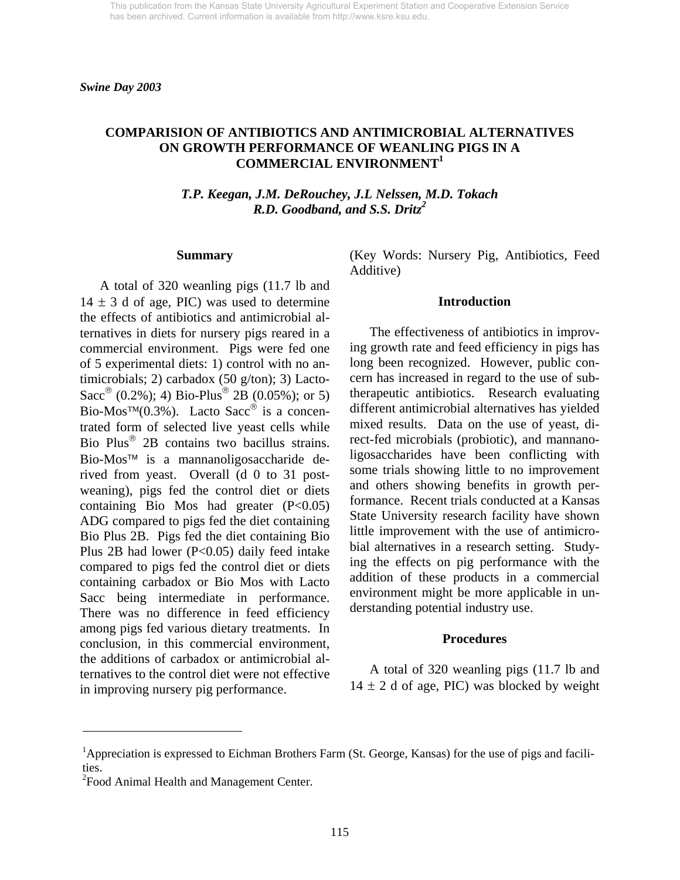*Swine Day 2003*

# COMPARISION OF ANTIBIOTICS AND ANTIMICROBIAL ALTERNATIVES ON GROWTH PERFORMANCE OF WEANLING PIGS IN A COMMERCIAL ENVIRONMENT[1]

*T.P. Keegan, J.M. DeRouchey, J.L Nelssen, M.D. Tokach R.D. Goodband, and S.S. Dritz[2]*

## Summary

A total of 320 weanling pigs (11.7 lb and 14 ± 3 d of age, PIC) was used to determine the effects of antibiotics and antimicrobial alternatives in diets for nursery pigs reared in a commercial environment. Pigs were fed one of 5 experimental diets: 1) control with no antimicrobials; 2) carbadox (50 g/ton); 3) Lacto-Sacc® (0.2%); 4) Bio-Plus® 2B (0.05%); or 5) Bio-Mos™(0.3%). Lacto Sacc® is a concentrated form of selected live yeast cells while Bio Plus® 2B contains two bacillus strains. Bio-Mos™ is a mannanoligosaccharide derived from yeast. Overall (d 0 to 31 post-weaning), pigs fed the control diet or diets containing Bio Mos had greater ($P<0.05$) ADG compared to pigs fed the diet containing Bio Plus 2B. Pigs fed the diet containing Bio Plus 2B had lower ($P<0.05$) daily feed intake compared to pigs fed the control diet or diets containing carbadox or Bio Mos with Lacto Sacc being intermediate in performance. There was no difference in feed efficiency among pigs fed various dietary treatments. In conclusion, in this commercial environment, the additions of carbadox or antimicrobial alternatives to the control diet were not effective in improving nursery pig performance.

(Key Words: Nursery Pig, Antibiotics, Feed Additive)

## Introduction

The effectiveness of antibiotics in improving growth rate and feed efficiency in pigs has long been recognized. However, public concern has increased in regard to the use of subtherapeutic antibiotics. Research evaluating different antimicrobial alternatives has yielded mixed results. Data on the use of yeast, direct-fed microbials (probiotic), and mannanoligosaccharides have been conflicting with some trials showing little to no improvement and others showing benefits in growth performance. Recent trials conducted at a Kansas State University research facility have shown little improvement with the use of antimicrobial alternatives in a research setting. Studying the effects on pig performance with the addition of these products in a commercial environment might be more applicable in understanding potential industry use.

## Procedures

A total of 320 weanling pigs (11.7 lb and 14 ± 2 d of age, PIC) was blocked by weight

---

[1]Appreciation is expressed to Eichman Brothers Farm (St. George, Kansas) for the use of pigs and facilities.

[2]Food Animal Health and Management Center.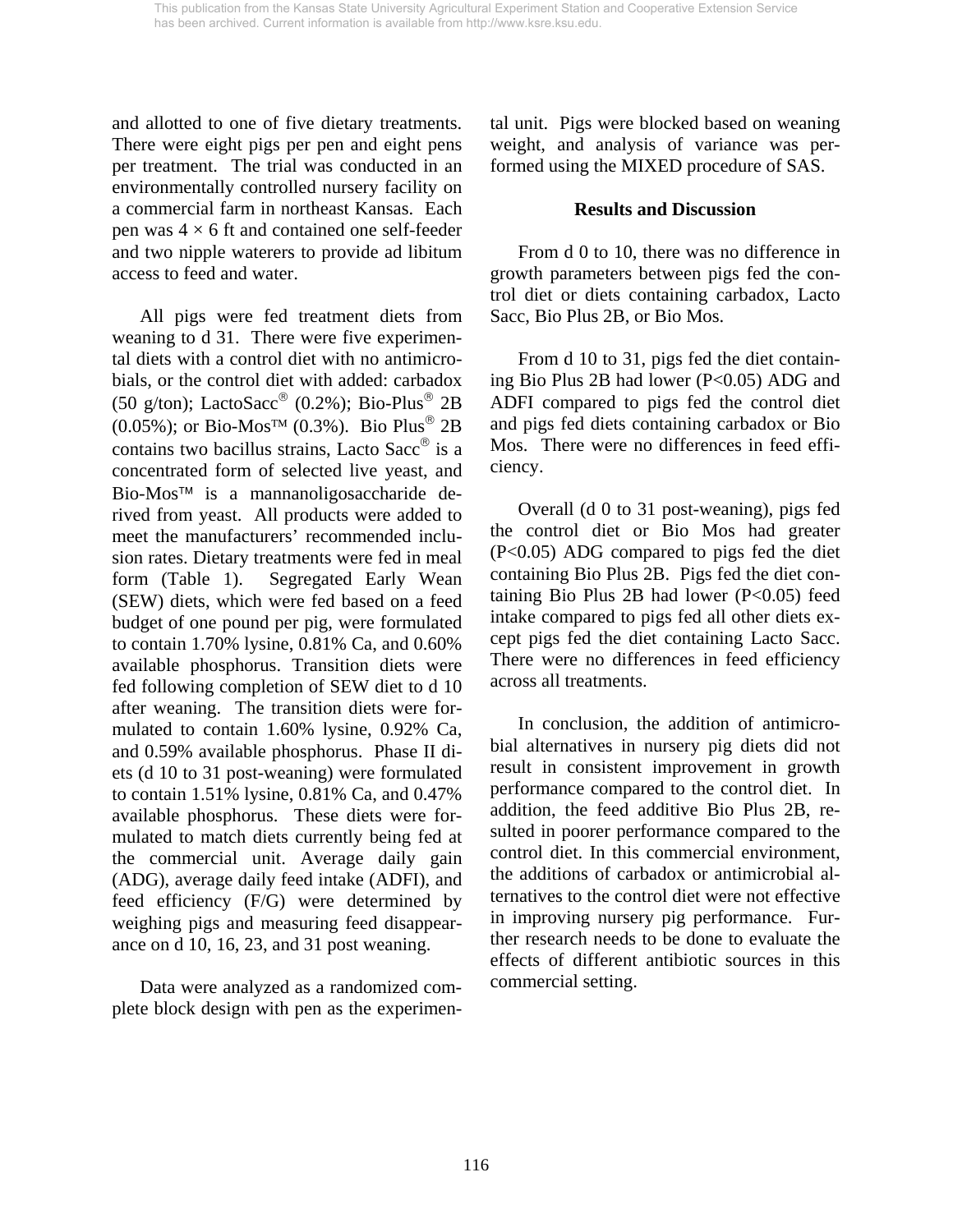and allotted to one of five dietary treatments. There were eight pigs per pen and eight pens per treatment. The trial was conducted in an environmentally controlled nursery facility on a commercial farm in northeast Kansas. Each pen was 4 × 6 ft and contained one self-feeder and two nipple waterers to provide ad libitum access to feed and water.

All pigs were fed treatment diets from weaning to d 31. There were five experimental diets with a control diet with no antimicrobials, or the control diet with added: carbadox (50 g/ton); LactoSacc® (0.2%); Bio-Plus® 2B (0.05%); or Bio-Mos™ (0.3%). Bio Plus® 2B contains two bacillus strains, Lacto Sacc® is a concentrated form of selected live yeast, and Bio-Mos™ is a mannanoligosaccharide derived from yeast. All products were added to meet the manufacturers' recommended inclusion rates. Dietary treatments were fed in meal form (Table 1). Segregated Early Wean (SEW) diets, which were fed based on a feed budget of one pound per pig, were formulated to contain 1.70% lysine, 0.81% Ca, and 0.60% available phosphorus. Transition diets were fed following completion of SEW diet to d 10 after weaning. The transition diets were formulated to contain 1.60% lysine, 0.92% Ca, and 0.59% available phosphorus. Phase II diets (d 10 to 31 post-weaning) were formulated to contain 1.51% lysine, 0.81% Ca, and 0.47% available phosphorus. These diets were formulated to match diets currently being fed at the commercial unit. Average daily gain (ADG), average daily feed intake (ADFI), and feed efficiency (F/G) were determined by weighing pigs and measuring feed disappearance on d 10, 16, 23, and 31 post weaning.

Data were analyzed as a randomized complete block design with pen as the experimental unit. Pigs were blocked based on weaning weight, and analysis of variance was performed using the MIXED procedure of SAS.

## Results and Discussion

From d 0 to 10, there was no difference in growth parameters between pigs fed the control diet or diets containing carbadox, Lacto Sacc, Bio Plus 2B, or Bio Mos.

From d 10 to 31, pigs fed the diet containing Bio Plus 2B had lower ($P<0.05$) ADG and ADFI compared to pigs fed the control diet and pigs fed diets containing carbadox or Bio Mos. There were no differences in feed efficiency.

Overall (d 0 to 31 post-weaning), pigs fed the control diet or Bio Mos had greater ($P<0.05$) ADG compared to pigs fed the diet containing Bio Plus 2B. Pigs fed the diet containing Bio Plus 2B had lower ($P<0.05$) feed intake compared to pigs fed all other diets except pigs fed the diet containing Lacto Sacc. There were no differences in feed efficiency across all treatments.

In conclusion, the addition of antimicrobial alternatives in nursery pig diets did not result in consistent improvement in growth performance compared to the control diet. In addition, the feed additive Bio Plus 2B, resulted in poorer performance compared to the control diet. In this commercial environment, the additions of carbadox or antimicrobial alternatives to the control diet were not effective in improving nursery pig performance. Further research needs to be done to evaluate the effects of different antibiotic sources in this commercial setting.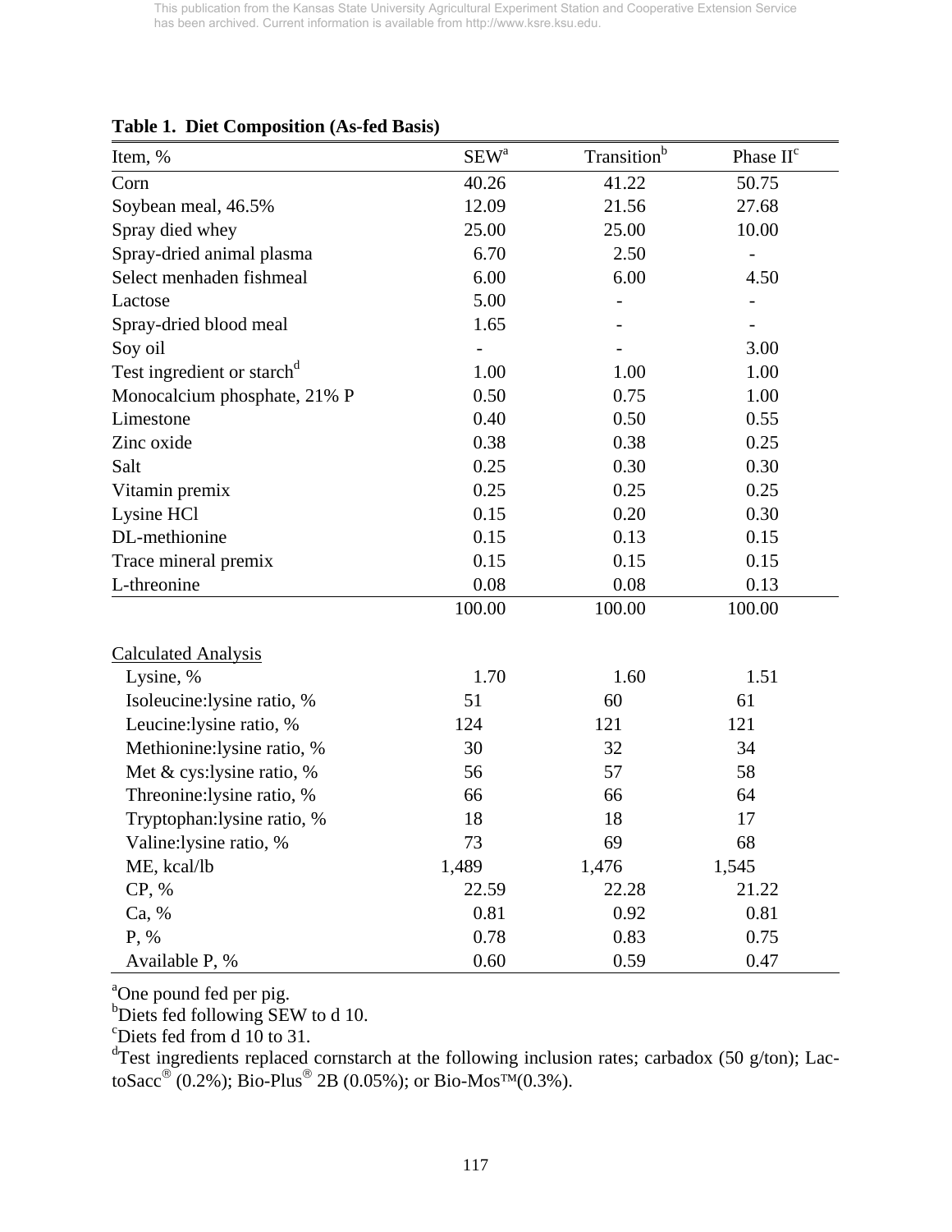This publication from the Kansas State University Agricultural Experiment Station and Cooperative Extension Service has been archived. Current information is available from http://www.ksre.ksu.edu.

**Table 1. Diet Composition (As-fed Basis)**

| Item, % | SEW[a] | Transition[b] | Phase II[c] |
|---|---|---|---|
| Corn | 40.26 | 41.22 | 50.75 |
| Soybean meal, 46.5% | 12.09 | 21.56 | 27.68 |
| Spray died whey | 25.00 | 25.00 | 10.00 |
| Spray-dried animal plasma | 6.70 | 2.50 | - |
| Select menhaden fishmeal | 6.00 | 6.00 | 4.50 |
| Lactose | 5.00 | - | - |
| Spray-dried blood meal | 1.65 | - | - |
| Soy oil | - | - | 3.00 |
| Test ingredient or starch[d] | 1.00 | 1.00 | 1.00 |
| Monocalcium phosphate, 21% P | 0.50 | 0.75 | 1.00 |
| Limestone | 0.40 | 0.50 | 0.55 |
| Zinc oxide | 0.38 | 0.38 | 0.25 |
| Salt | 0.25 | 0.30 | 0.30 |
| Vitamin premix | 0.25 | 0.25 | 0.25 |
| Lysine HCl | 0.15 | 0.20 | 0.30 |
| DL-methionine | 0.15 | 0.13 | 0.15 |
| Trace mineral premix | 0.15 | 0.15 | 0.15 |
| L-threonine | 0.08 | 0.08 | 0.13 |
| | 100.00 | 100.00 | 100.00 |
| Calculated Analysis | | | |
| Lysine, % | 1.70 | 1.60 | 1.51 |
| Isoleucine:lysine ratio, % | 51 | 60 | 61 |
| Leucine:lysine ratio, % | 124 | 121 | 121 |
| Methionine:lysine ratio, % | 30 | 32 | 34 |
| Met & cys:lysine ratio, % | 56 | 57 | 58 |
| Threonine:lysine ratio, % | 66 | 66 | 64 |
| Tryptophan:lysine ratio, % | 18 | 18 | 17 |
| Valine:lysine ratio, % | 73 | 69 | 68 |
| ME, kcal/lb | 1,489 | 1,476 | 1,545 |
| CP, % | 22.59 | 22.28 | 21.22 |
| Ca, % | 0.81 | 0.92 | 0.81 |
| P, % | 0.78 | 0.83 | 0.75 |
| Available P, % | 0.60 | 0.59 | 0.47 |

[a]One pound fed per pig.
[b]Diets fed following SEW to d 10.
[c]Diets fed from d 10 to 31.
[d]Test ingredients replaced cornstarch at the following inclusion rates; carbadox (50 g/ton); LactoSacc® (0.2%); Bio-Plus® 2B (0.05%); or Bio-Mos™(0.3%).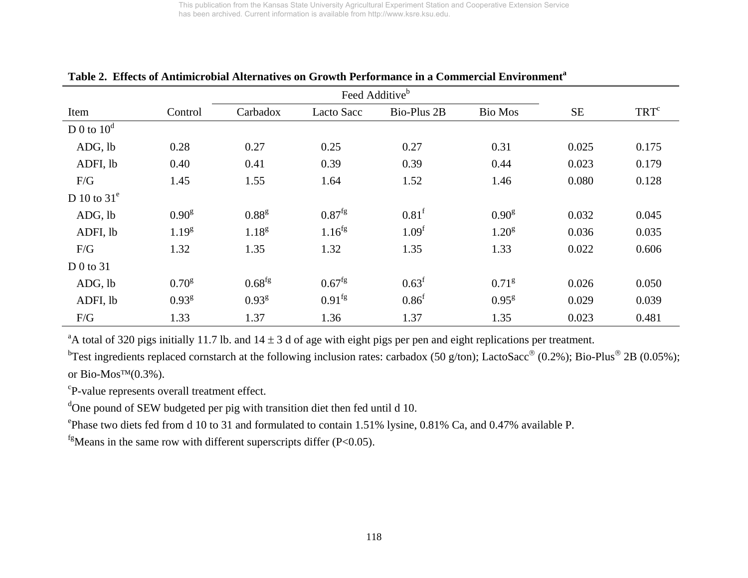**Table 2. Effects of Antimicrobial Alternatives on Growth Performance in a Commercial Environment[a]**

| | | Feed Additive[b] | | | | | |
|---|---|---|---|---|---|---|---|
| Item | Control | Carbadox | Lacto Sacc | Bio-Plus 2B | Bio Mos | SE | TRT[c] |
| D 0 to 10[d] | | | | | | | |
| ADG, lb | 0.28 | 0.27 | 0.25 | 0.27 | 0.31 | 0.025 | 0.175 |
| ADFI, lb | 0.40 | 0.41 | 0.39 | 0.39 | 0.44 | 0.023 | 0.179 |
| F/G | 1.45 | 1.55 | 1.64 | 1.52 | 1.46 | 0.080 | 0.128 |
| D 10 to 31[e] | | | | | | | |
| ADG, lb | 0.90[g] | 0.88[g] | 0.87[fg] | 0.81[f] | 0.90[g] | 0.032 | 0.045 |
| ADFI, lb | 1.19[g] | 1.18[g] | 1.16[fg] | 1.09[f] | 1.20[g] | 0.036 | 0.035 |
| F/G | 1.32 | 1.35 | 1.32 | 1.35 | 1.33 | 0.022 | 0.606 |
| D 0 to 31 | | | | | | | |
| ADG, lb | 0.70[g] | 0.68[fg] | 0.67[fg] | 0.63[f] | 0.71[g] | 0.026 | 0.050 |
| ADFI, lb | 0.93[g] | 0.93[g] | 0.91[fg] | 0.86[f] | 0.95[g] | 0.029 | 0.039 |
| F/G | 1.33 | 1.37 | 1.36 | 1.37 | 1.35 | 0.023 | 0.481 |

[a]A total of 320 pigs initially 11.7 lb. and 14 ± 3 d of age with eight pigs per pen and eight replications per treatment.

[b]Test ingredients replaced cornstarch at the following inclusion rates: carbadox (50 g/ton); LactoSacc® (0.2%); Bio-Plus® 2B (0.05%); or Bio-Mos™(0.3%).

[c]P-value represents overall treatment effect.

[d]One pound of SEW budgeted per pig with transition diet then fed until d 10.

[e]Phase two diets fed from d 10 to 31 and formulated to contain 1.51% lysine, 0.81% Ca, and 0.47% available P.

[fg]Means in the same row with different superscripts differ ($P<0.05$).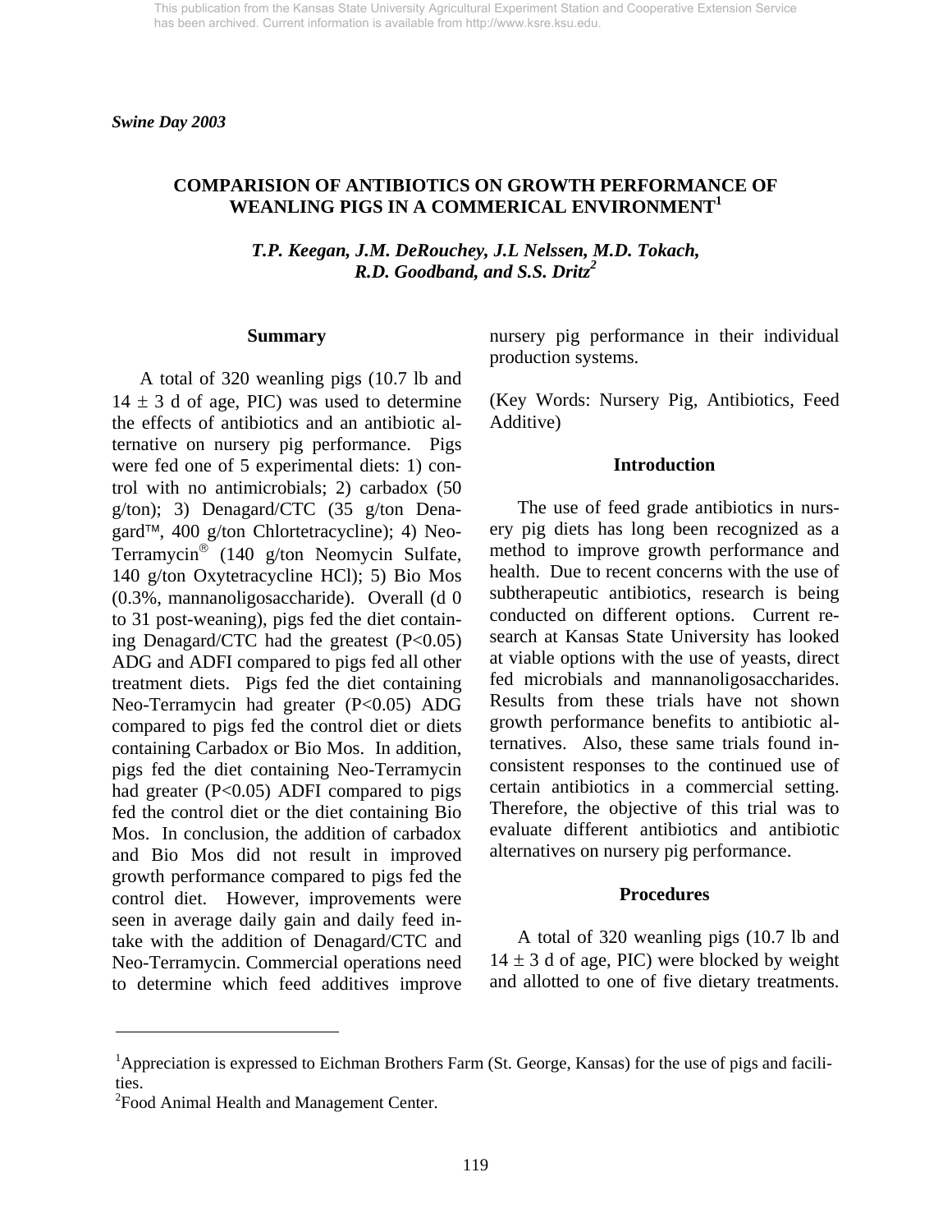*Swine Day 2003*

# COMPARISION OF ANTIBIOTICS ON GROWTH PERFORMANCE OF WEANLING PIGS IN A COMMERICAL ENVIRONMENT[1]

*T.P. Keegan, J.M. DeRouchey, J.L Nelssen, M.D. Tokach, R.D. Goodband, and S.S. Dritz[2]*

## Summary

A total of 320 weanling pigs (10.7 lb and 14 ± 3 d of age, PIC) was used to determine the effects of antibiotics and an antibiotic alternative on nursery pig performance. Pigs were fed one of 5 experimental diets: 1) control with no antimicrobials; 2) carbadox (50 g/ton); 3) Denagard/CTC (35 g/ton Denagard™, 400 g/ton Chlortetracycline); 4) Neo-Terramycin® (140 g/ton Neomycin Sulfate, 140 g/ton Oxytetracycline HCl); 5) Bio Mos (0.3%, mannanoligosaccharide). Overall (d 0 to 31 post-weaning), pigs fed the diet containing Denagard/CTC had the greatest ($P<0.05$) ADG and ADFI compared to pigs fed all other treatment diets. Pigs fed the diet containing Neo-Terramycin had greater ($P<0.05$) ADG compared to pigs fed the control diet or diets containing Carbadox or Bio Mos. In addition, pigs fed the diet containing Neo-Terramycin had greater ($P<0.05$) ADFI compared to pigs fed the control diet or the diet containing Bio Mos. In conclusion, the addition of carbadox and Bio Mos did not result in improved growth performance compared to pigs fed the control diet. However, improvements were seen in average daily gain and daily feed intake with the addition of Denagard/CTC and Neo-Terramycin. Commercial operations need to determine which feed additives improve nursery pig performance in their individual production systems.

(Key Words: Nursery Pig, Antibiotics, Feed Additive)

## Introduction

The use of feed grade antibiotics in nursery pig diets has long been recognized as a method to improve growth performance and health. Due to recent concerns with the use of subtherapeutic antibiotics, research is being conducted on different options. Current research at Kansas State University has looked at viable options with the use of yeasts, direct fed microbials and mannanoligosaccharides. Results from these trials have not shown growth performance benefits to antibiotic alternatives. Also, these same trials found inconsistent responses to the continued use of certain antibiotics in a commercial setting. Therefore, the objective of this trial was to evaluate different antibiotics and antibiotic alternatives on nursery pig performance.

## Procedures

A total of 320 weanling pigs (10.7 lb and 14 ± 3 d of age, PIC) were blocked by weight and allotted to one of five dietary treatments.

---

[1]Appreciation is expressed to Eichman Brothers Farm (St. George, Kansas) for the use of pigs and facilities.

[2]Food Animal Health and Management Center.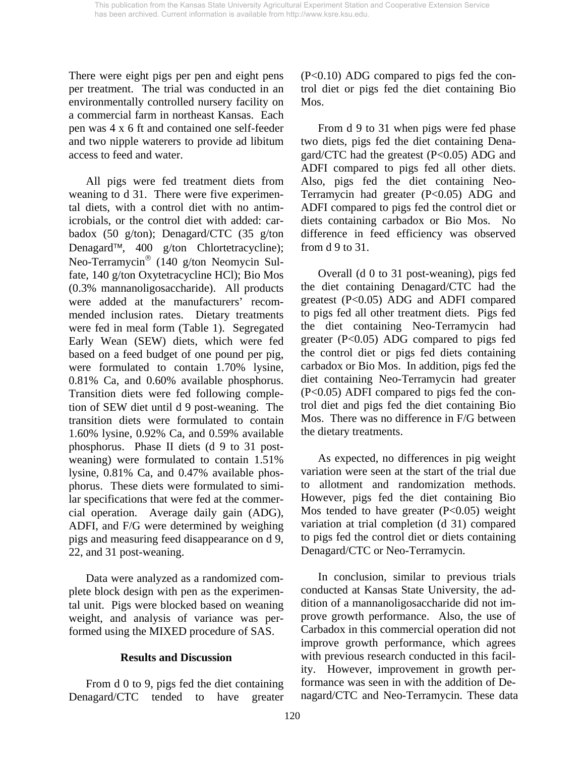There were eight pigs per pen and eight pens per treatment. The trial was conducted in an environmentally controlled nursery facility on a commercial farm in northeast Kansas. Each pen was 4 x 6 ft and contained one self-feeder and two nipple waterers to provide ad libitum access to feed and water.

All pigs were fed treatment diets from weaning to d 31. There were five experimental diets, with a control diet with no antimicrobials, or the control diet with added: carbadox (50 g/ton); Denagard/CTC (35 g/ton Denagard™, 400 g/ton Chlortetracycline); Neo-Terramycin® (140 g/ton Neomycin Sulfate, 140 g/ton Oxytetracycline HCl); Bio Mos (0.3% mannanoligosaccharide). All products were added at the manufacturers' recommended inclusion rates. Dietary treatments were fed in meal form (Table 1). Segregated Early Wean (SEW) diets, which were fed based on a feed budget of one pound per pig, were formulated to contain 1.70% lysine, 0.81% Ca, and 0.60% available phosphorus. Transition diets were fed following completion of SEW diet until d 9 post-weaning. The transition diets were formulated to contain 1.60% lysine, 0.92% Ca, and 0.59% available phosphorus. Phase II diets (d 9 to 31 post-weaning) were formulated to contain 1.51% lysine, 0.81% Ca, and 0.47% available phosphorus. These diets were formulated to similar specifications that were fed at the commercial operation. Average daily gain (ADG), ADFI, and F/G were determined by weighing pigs and measuring feed disappearance on d 9, 22, and 31 post-weaning.

Data were analyzed as a randomized complete block design with pen as the experimental unit. Pigs were blocked based on weaning weight, and analysis of variance was performed using the MIXED procedure of SAS.

## Results and Discussion

From d 0 to 9, pigs fed the diet containing Denagard/CTC tended to have greater ($P<0.10$) ADG compared to pigs fed the control diet or pigs fed the diet containing Bio Mos.

From d 9 to 31 when pigs were fed phase two diets, pigs fed the diet containing Denagard/CTC had the greatest ($P<0.05$) ADG and ADFI compared to pigs fed all other diets. Also, pigs fed the diet containing Neo-Terramycin had greater ($P<0.05$) ADG and ADFI compared to pigs fed the control diet or diets containing carbadox or Bio Mos. No difference in feed efficiency was observed from d 9 to 31.

Overall (d 0 to 31 post-weaning), pigs fed the diet containing Denagard/CTC had the greatest ($P<0.05$) ADG and ADFI compared to pigs fed all other treatment diets. Pigs fed the diet containing Neo-Terramycin had greater ($P<0.05$) ADG compared to pigs fed the control diet or pigs fed diets containing carbadox or Bio Mos. In addition, pigs fed the diet containing Neo-Terramycin had greater ($P<0.05$) ADFI compared to pigs fed the control diet and pigs fed the diet containing Bio Mos. There was no difference in F/G between the dietary treatments.

As expected, no differences in pig weight variation were seen at the start of the trial due to allotment and randomization methods. However, pigs fed the diet containing Bio Mos tended to have greater ($P<0.05$) weight variation at trial completion (d 31) compared to pigs fed the control diet or diets containing Denagard/CTC or Neo-Terramycin.

In conclusion, similar to previous trials conducted at Kansas State University, the addition of a mannanoligosaccharide did not improve growth performance. Also, the use of Carbadox in this commercial operation did not improve growth performance, which agrees with previous research conducted in this facility. However, improvement in growth performance was seen in with the addition of Denagard/CTC and Neo-Terramycin. These data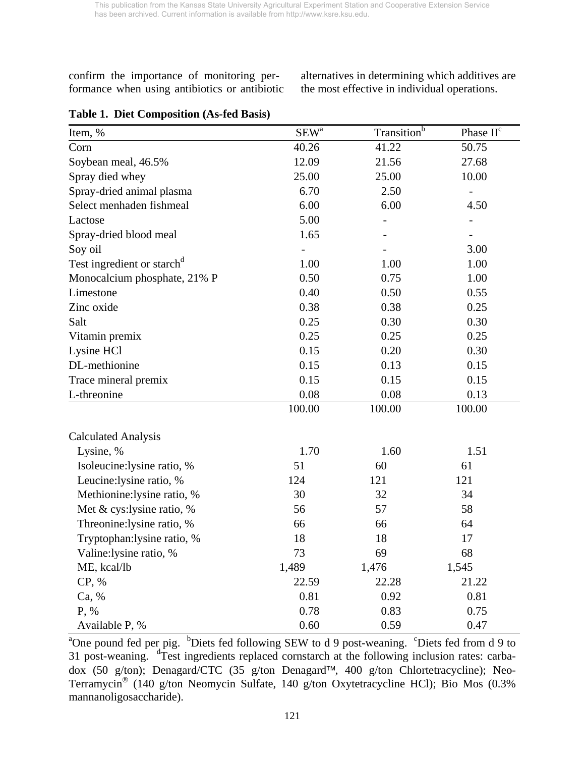confirm the importance of monitoring performance when using antibiotics or antibiotic alternatives in determining which additives are the most effective in individual operations.

**Table 1. Diet Composition (As-fed Basis)**

| Item, % | SEW[a] | Transition[b] | Phase II[c] |
|---|---|---|---|
| Corn | 40.26 | 41.22 | 50.75 |
| Soybean meal, 46.5% | 12.09 | 21.56 | 27.68 |
| Spray died whey | 25.00 | 25.00 | 10.00 |
| Spray-dried animal plasma | 6.70 | 2.50 | - |
| Select menhaden fishmeal | 6.00 | 6.00 | 4.50 |
| Lactose | 5.00 | - | - |
| Spray-dried blood meal | 1.65 | - | - |
| Soy oil | - | - | 3.00 |
| Test ingredient or starch[d] | 1.00 | 1.00 | 1.00 |
| Monocalcium phosphate, 21% P | 0.50 | 0.75 | 1.00 |
| Limestone | 0.40 | 0.50 | 0.55 |
| Zinc oxide | 0.38 | 0.38 | 0.25 |
| Salt | 0.25 | 0.30 | 0.30 |
| Vitamin premix | 0.25 | 0.25 | 0.25 |
| Lysine HCl | 0.15 | 0.20 | 0.30 |
| DL-methionine | 0.15 | 0.13 | 0.15 |
| Trace mineral premix | 0.15 | 0.15 | 0.15 |
| L-threonine | 0.08 | 0.08 | 0.13 |
| | 100.00 | 100.00 | 100.00 |
| Calculated Analysis | | | |
| Lysine, % | 1.70 | 1.60 | 1.51 |
| Isoleucine:lysine ratio, % | 51 | 60 | 61 |
| Leucine:lysine ratio, % | 124 | 121 | 121 |
| Methionine:lysine ratio, % | 30 | 32 | 34 |
| Met & cys:lysine ratio, % | 56 | 57 | 58 |
| Threonine:lysine ratio, % | 66 | 66 | 64 |
| Tryptophan:lysine ratio, % | 18 | 18 | 17 |
| Valine:lysine ratio, % | 73 | 69 | 68 |
| ME, kcal/lb | 1,489 | 1,476 | 1,545 |
| CP, % | 22.59 | 22.28 | 21.22 |
| Ca, % | 0.81 | 0.92 | 0.81 |
| P, % | 0.78 | 0.83 | 0.75 |
| Available P, % | 0.60 | 0.59 | 0.47 |

[a]One pound fed per pig. [b]Diets fed following SEW to d 9 post-weaning. [c]Diets fed from d 9 to 31 post-weaning. [d]Test ingredients replaced cornstarch at the following inclusion rates: carbadox (50 g/ton); Denagard/CTC (35 g/ton Denagard™, 400 g/ton Chlortetracycline); Neo-Terramycin® (140 g/ton Neomycin Sulfate, 140 g/ton Oxytetracycline HCl); Bio Mos (0.3% mannanoligosaccharide).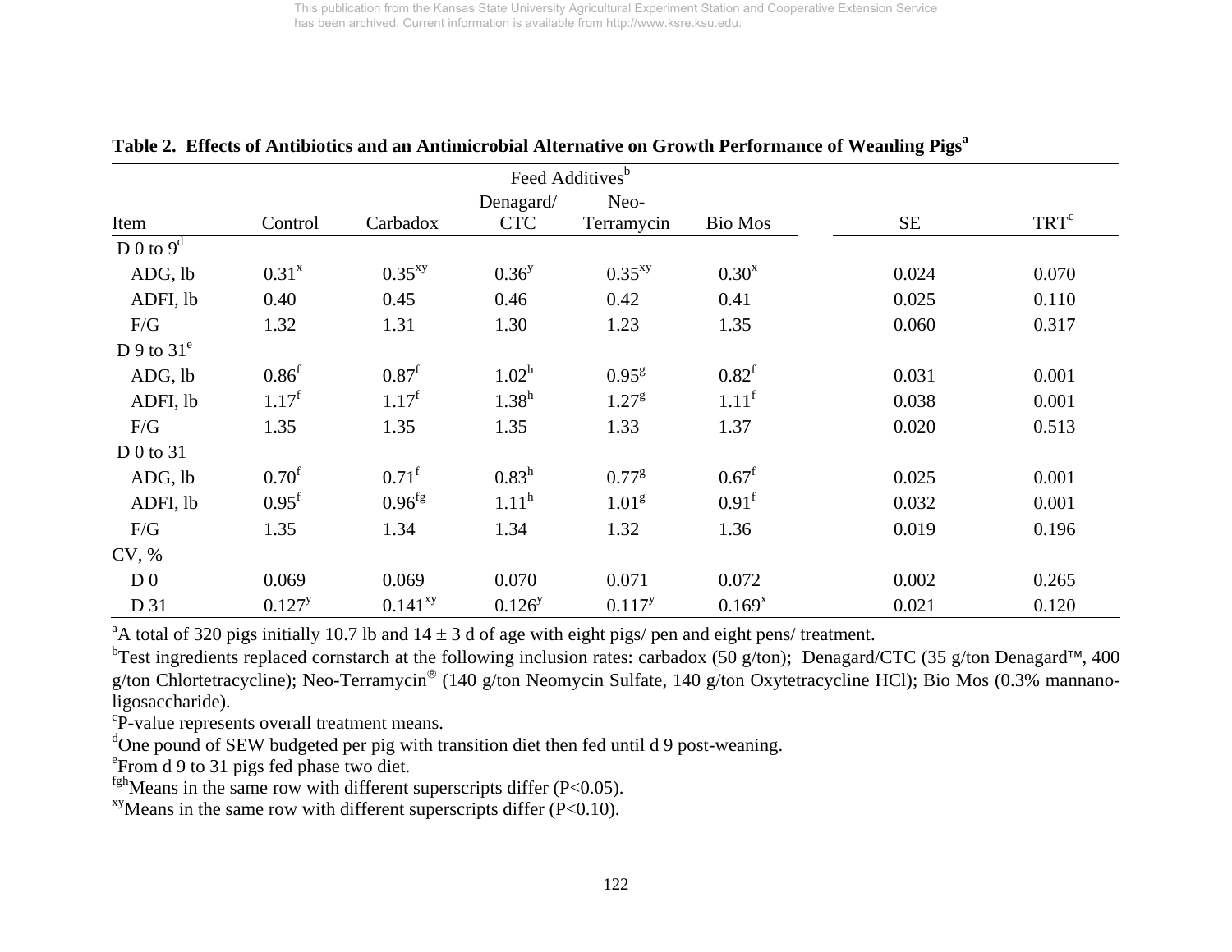This publication from the Kansas State University Agricultural Experiment Station and Cooperative Extension Service has been archived. Current information is available from http://www.ksre.ksu.edu.

**Table 2. Effects of Antibiotics and an Antimicrobial Alternative on Growth Performance of Weanling Pigs[a]**

| | | Feed Additives[b] | | | | | |
|---|---|---|---|---|---|---|---|
| Item | Control | Carbadox | Denagard/ CTC | Neo-Terramycin | Bio Mos | SE | TRT[c] |
| D 0 to 9[d] | | | | | | | |
| ADG, lb | 0.31[x] | 0.35[xy] | 0.36[y] | 0.35[xy] | 0.30[x] | 0.024 | 0.070 |
| ADFI, lb | 0.40 | 0.45 | 0.46 | 0.42 | 0.41 | 0.025 | 0.110 |
| F/G | 1.32 | 1.31 | 1.30 | 1.23 | 1.35 | 0.060 | 0.317 |
| D 9 to 31[e] | | | | | | | |
| ADG, lb | 0.86[f] | 0.87[f] | 1.02[h] | 0.95[g] | 0.82[f] | 0.031 | 0.001 |
| ADFI, lb | 1.17[f] | 1.17[f] | 1.38[h] | 1.27[g] | 1.11[f] | 0.038 | 0.001 |
| F/G | 1.35 | 1.35 | 1.35 | 1.33 | 1.37 | 0.020 | 0.513 |
| D 0 to 31 | | | | | | | |
| ADG, lb | 0.70[f] | 0.71[f] | 0.83[h] | 0.77[g] | 0.67[f] | 0.025 | 0.001 |
| ADFI, lb | 0.95[f] | 0.96[fg] | 1.11[h] | 1.01[g] | 0.91[f] | 0.032 | 0.001 |
| F/G | 1.35 | 1.34 | 1.34 | 1.32 | 1.36 | 0.019 | 0.196 |
| CV, % | | | | | | | |
| D 0 | 0.069 | 0.069 | 0.070 | 0.071 | 0.072 | 0.002 | 0.265 |
| D 31 | 0.127[y] | 0.141[xy] | 0.126[y] | 0.117[y] | 0.169[x] | 0.021 | 0.120 |

[a]A total of 320 pigs initially 10.7 lb and 14 ± 3 d of age with eight pigs/ pen and eight pens/ treatment.

[b]Test ingredients replaced cornstarch at the following inclusion rates: carbadox (50 g/ton); Denagard/CTC (35 g/ton Denagard™, 400 g/ton Chlortetracycline); Neo-Terramycin® (140 g/ton Neomycin Sulfate, 140 g/ton Oxytetracycline HCl); Bio Mos (0.3% mannanoligosaccharide).

[c]P-value represents overall treatment means.

[d]One pound of SEW budgeted per pig with transition diet then fed until d 9 post-weaning.

[e]From d 9 to 31 pigs fed phase two diet.

[fgh]Means in the same row with different superscripts differ ($P<0.05$).

[xy]Means in the same row with different superscripts differ ($P<0.10$).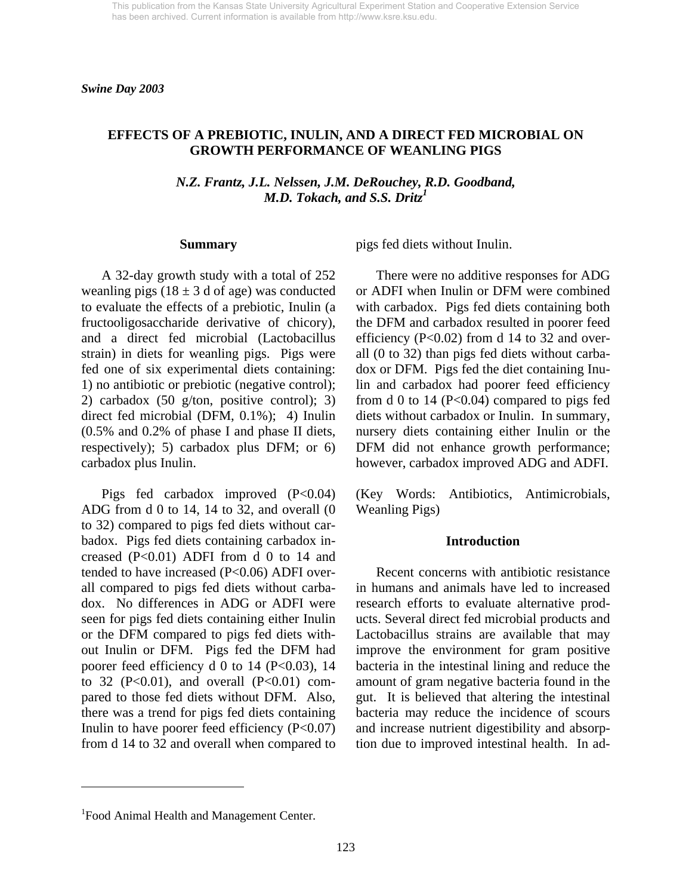*Swine Day 2003*

# EFFECTS OF A PREBIOTIC, INULIN, AND A DIRECT FED MICROBIAL ON GROWTH PERFORMANCE OF WEANLING PIGS

*N.Z. Frantz, J.L. Nelssen, J.M. DeRouchey, R.D. Goodband, M.D. Tokach, and S.S. Dritz[1]*

## Summary

A 32-day growth study with a total of 252 weanling pigs (18 ± 3 d of age) was conducted to evaluate the effects of a prebiotic, Inulin (a fructooligosaccharide derivative of chicory), and a direct fed microbial (Lactobacillus strain) in diets for weanling pigs. Pigs were fed one of six experimental diets containing: 1) no antibiotic or prebiotic (negative control); 2) carbadox (50 g/ton, positive control); 3) direct fed microbial (DFM, 0.1%); 4) Inulin (0.5% and 0.2% of phase I and phase II diets, respectively); 5) carbadox plus DFM; or 6) carbadox plus Inulin.

Pigs fed carbadox improved ($P<0.04$) ADG from d 0 to 14, 14 to 32, and overall (0 to 32) compared to pigs fed diets without carbadox. Pigs fed diets containing carbadox increased ($P<0.01$) ADFI from d 0 to 14 and tended to have increased ($P<0.06$) ADFI overall compared to pigs fed diets without carbadox. No differences in ADG or ADFI were seen for pigs fed diets containing either Inulin or the DFM compared to pigs fed diets without Inulin or DFM. Pigs fed the DFM had poorer feed efficiency d 0 to 14 ($P<0.03$), 14 to 32 ($P<0.01$), and overall ($P<0.01$) compared to those fed diets without DFM. Also, there was a trend for pigs fed diets containing Inulin to have poorer feed efficiency ($P<0.07$) from d 14 to 32 and overall when compared to pigs fed diets without Inulin.

There were no additive responses for ADG or ADFI when Inulin or DFM were combined with carbadox. Pigs fed diets containing both the DFM and carbadox resulted in poorer feed efficiency ($P<0.02$) from d 14 to 32 and overall (0 to 32) than pigs fed diets without carbadox or DFM. Pigs fed the diet containing Inulin and carbadox had poorer feed efficiency from d 0 to 14 ($P<0.04$) compared to pigs fed diets without carbadox or Inulin. In summary, nursery diets containing either Inulin or the DFM did not enhance growth performance; however, carbadox improved ADG and ADFI.

(Key Words: Antibiotics, Antimicrobials, Weanling Pigs)

## Introduction

Recent concerns with antibiotic resistance in humans and animals have led to increased research efforts to evaluate alternative products. Several direct fed microbial products and Lactobacillus strains are available that may improve the environment for gram positive bacteria in the intestinal lining and reduce the amount of gram negative bacteria found in the gut. It is believed that altering the intestinal bacteria may reduce the incidence of scours and increase nutrient digestibility and absorption due to improved intestinal health. In ad-

[1]Food Animal Health and Management Center.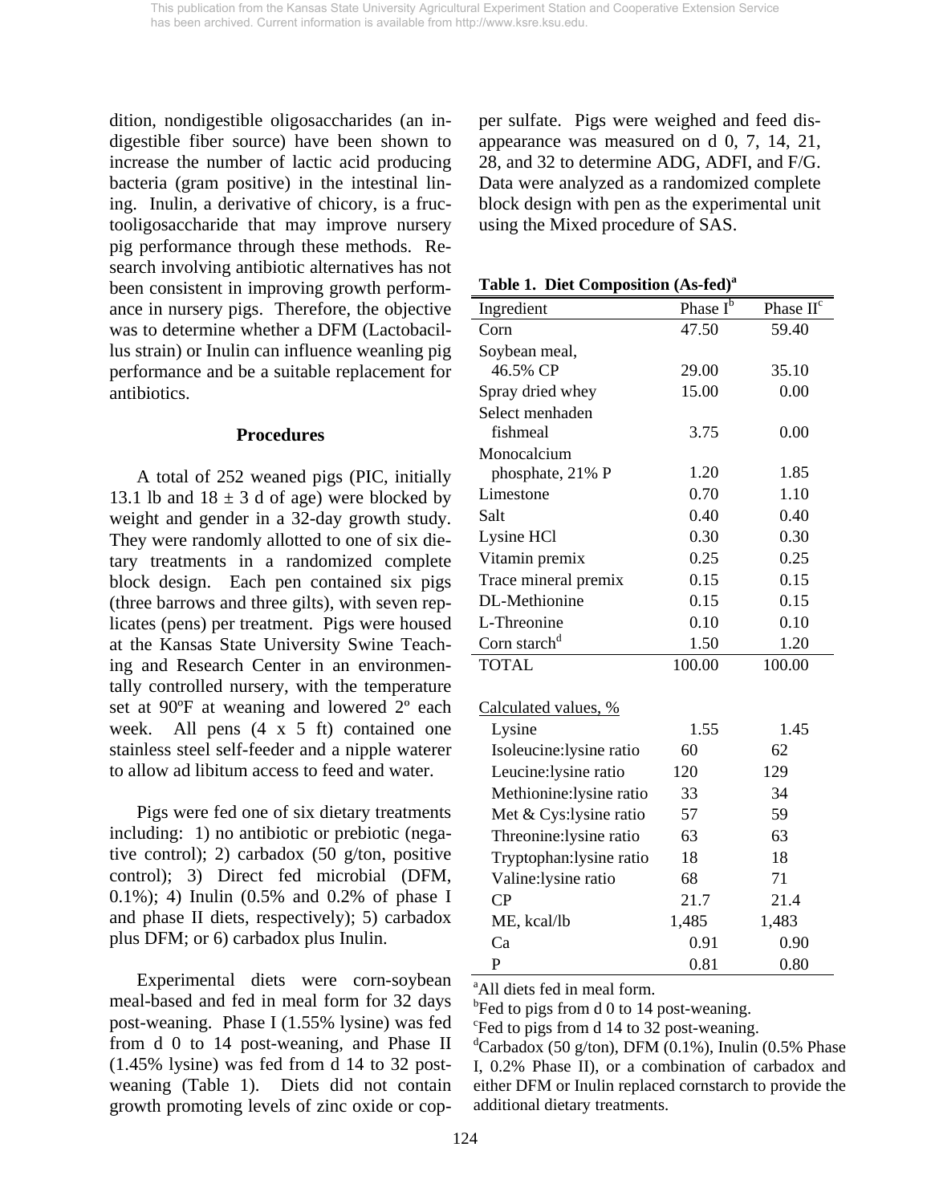dition, nondigestible oligosaccharides (an indigestible fiber source) have been shown to increase the number of lactic acid producing bacteria (gram positive) in the intestinal lining. Inulin, a derivative of chicory, is a fructooligosaccharide that may improve nursery pig performance through these methods. Research involving antibiotic alternatives has not been consistent in improving growth performance in nursery pigs. Therefore, the objective was to determine whether a DFM (Lactobacillus strain) or Inulin can influence weanling pig performance and be a suitable replacement for antibiotics.

## Procedures

A total of 252 weaned pigs (PIC, initially 13.1 lb and 18 ± 3 d of age) were blocked by weight and gender in a 32-day growth study. They were randomly allotted to one of six dietary treatments in a randomized complete block design. Each pen contained six pigs (three barrows and three gilts), with seven replicates (pens) per treatment. Pigs were housed at the Kansas State University Swine Teaching and Research Center in an environmentally controlled nursery, with the temperature set at 90ºF at weaning and lowered 2º each week. All pens (4 x 5 ft) contained one stainless steel self-feeder and a nipple waterer to allow ad libitum access to feed and water.

Pigs were fed one of six dietary treatments including: 1) no antibiotic or prebiotic (negative control); 2) carbadox (50 g/ton, positive control); 3) Direct fed microbial (DFM, 0.1%); 4) Inulin (0.5% and 0.2% of phase I and phase II diets, respectively); 5) carbadox plus DFM; or 6) carbadox plus Inulin.

Experimental diets were corn-soybean meal-based and fed in meal form for 32 days post-weaning. Phase I (1.55% lysine) was fed from d 0 to 14 post-weaning, and Phase II (1.45% lysine) was fed from d 14 to 32 post-weaning (Table 1). Diets did not contain growth promoting levels of zinc oxide or copper sulfate. Pigs were weighed and feed disappearance was measured on d 0, 7, 14, 21, 28, and 32 to determine ADG, ADFI, and F/G. Data were analyzed as a randomized complete block design with pen as the experimental unit using the Mixed procedure of SAS.

**Table 1. Diet Composition (As-fed)[a]**

| Ingredient | Phase I[b] | Phase II[c] |
|---|---|---|
| Corn | 47.50 | 59.40 |
| Soybean meal, 46.5% CP | 29.00 | 35.10 |
| Spray dried whey | 15.00 | 0.00 |
| Select menhaden fishmeal | 3.75 | 0.00 |
| Monocalcium phosphate, 21% P | 1.20 | 1.85 |
| Limestone | 0.70 | 1.10 |
| Salt | 0.40 | 0.40 |
| Lysine HCl | 0.30 | 0.30 |
| Vitamin premix | 0.25 | 0.25 |
| Trace mineral premix | 0.15 | 0.15 |
| DL-Methionine | 0.15 | 0.15 |
| L-Threonine | 0.10 | 0.10 |
| Corn starch[d] | 1.50 | 1.20 |
| TOTAL | 100.00 | 100.00 |
| | | |
| Calculated values, % | | |
| Lysine | 1.55 | 1.45 |
| Isoleucine:lysine ratio | 60 | 62 |
| Leucine:lysine ratio | 120 | 129 |
| Methionine:lysine ratio | 33 | 34 |
| Met & Cys:lysine ratio | 57 | 59 |
| Threonine:lysine ratio | 63 | 63 |
| Tryptophan:lysine ratio | 18 | 18 |
| Valine:lysine ratio | 68 | 71 |
| CP | 21.7 | 21.4 |
| ME, kcal/lb | 1,485 | 1,483 |
| Ca | 0.91 | 0.90 |
| P | 0.81 | 0.80 |

[a]All diets fed in meal form.
[b]Fed to pigs from d 0 to 14 post-weaning.
[c]Fed to pigs from d 14 to 32 post-weaning.
[d]Carbadox (50 g/ton), DFM (0.1%), Inulin (0.5% Phase I, 0.2% Phase II), or a combination of carbadox and either DFM or Inulin replaced cornstarch to provide the additional dietary treatments.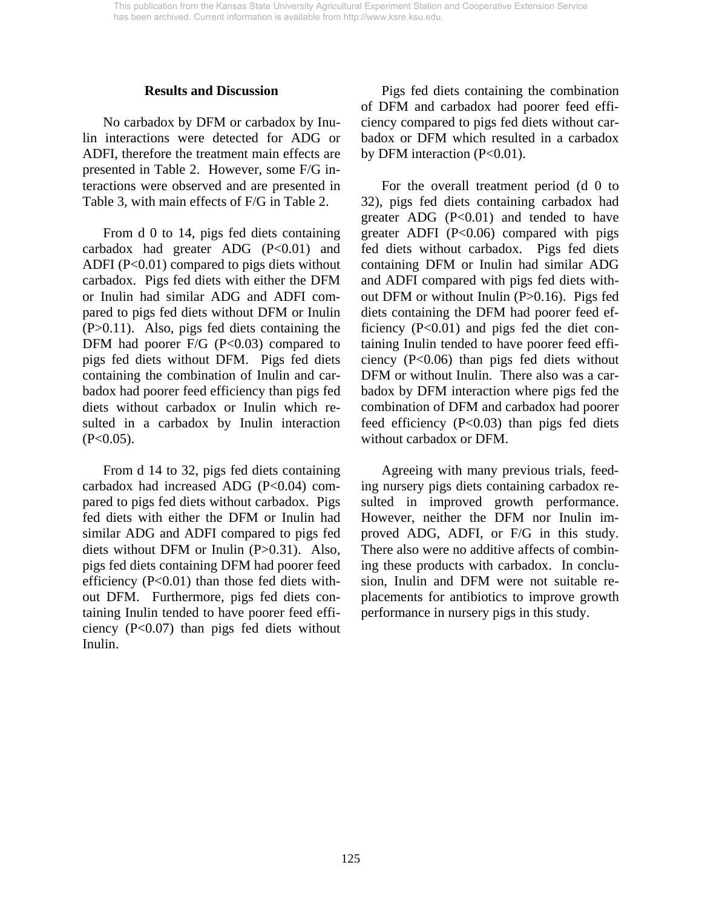## Results and Discussion

No carbadox by DFM or carbadox by Inulin interactions were detected for ADG or ADFI, therefore the treatment main effects are presented in Table 2. However, some F/G interactions were observed and are presented in Table 3, with main effects of F/G in Table 2.

From d 0 to 14, pigs fed diets containing carbadox had greater ADG ($P<0.01$) and ADFI ($P<0.01$) compared to pigs diets without carbadox. Pigs fed diets with either the DFM or Inulin had similar ADG and ADFI compared to pigs fed diets without DFM or Inulin ($P>0.11$). Also, pigs fed diets containing the DFM had poorer F/G ($P<0.03$) compared to pigs fed diets without DFM. Pigs fed diets containing the combination of Inulin and carbadox had poorer feed efficiency than pigs fed diets without carbadox or Inulin which resulted in a carbadox by Inulin interaction ($P<0.05$).

From d 14 to 32, pigs fed diets containing carbadox had increased ADG ($P<0.04$) compared to pigs fed diets without carbadox. Pigs fed diets with either the DFM or Inulin had similar ADG and ADFI compared to pigs fed diets without DFM or Inulin ($P>0.31$). Also, pigs fed diets containing DFM had poorer feed efficiency ($P<0.01$) than those fed diets without DFM. Furthermore, pigs fed diets containing Inulin tended to have poorer feed efficiency ($P<0.07$) than pigs fed diets without Inulin.

Pigs fed diets containing the combination of DFM and carbadox had poorer feed efficiency compared to pigs fed diets without carbadox or DFM which resulted in a carbadox by DFM interaction ($P<0.01$).

For the overall treatment period (d 0 to 32), pigs fed diets containing carbadox had greater ADG ($P<0.01$) and tended to have greater ADFI ($P<0.06$) compared with pigs fed diets without carbadox. Pigs fed diets containing DFM or Inulin had similar ADG and ADFI compared with pigs fed diets without DFM or without Inulin ($P>0.16$). Pigs fed diets containing the DFM had poorer feed efficiency ($P<0.01$) and pigs fed the diet containing Inulin tended to have poorer feed efficiency ($P<0.06$) than pigs fed diets without DFM or without Inulin. There also was a carbadox by DFM interaction where pigs fed the combination of DFM and carbadox had poorer feed efficiency ($P<0.03$) than pigs fed diets without carbadox or DFM.

Agreeing with many previous trials, feeding nursery pigs diets containing carbadox resulted in improved growth performance. However, neither the DFM nor Inulin improved ADG, ADFI, or F/G in this study. There also were no additive affects of combining these products with carbadox. In conclusion, Inulin and DFM were not suitable replacements for antibiotics to improve growth performance in nursery pigs in this study.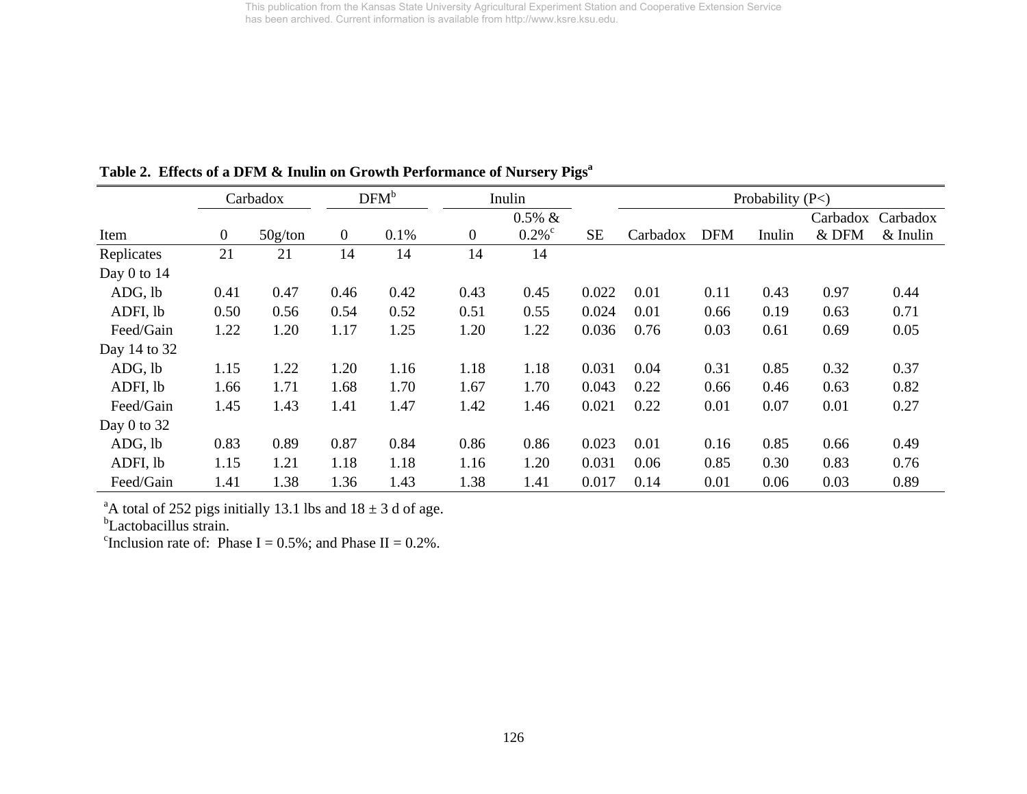This publication from the Kansas State University Agricultural Experiment Station and Cooperative Extension Service has been archived. Current information is available from http://www.ksre.ksu.edu.

**Table 2. Effects of a DFM & Inulin on Growth Performance of Nursery Pigs[a]**

| | Carbadox | | DFM[b] | | Inulin | | | Probability (P<) | | | | |
|---|---|---|---|---|---|---|---|---|---|---|---|---|
| Item | 0 | 50g/ton | 0 | 0.1% | 0 | 0.5% & 0.2%[c] | SE | Carbadox | DFM | Inulin | Carbadox & DFM | Carbadox & Inulin |
| Replicates | 21 | 21 | 14 | 14 | 14 | 14 | | | | | | |
| Day 0 to 14 | | | | | | | | | | | | |
| ADG, lb | 0.41 | 0.47 | 0.46 | 0.42 | 0.43 | 0.45 | 0.022 | 0.01 | 0.11 | 0.43 | 0.97 | 0.44 |
| ADFI, lb | 0.50 | 0.56 | 0.54 | 0.52 | 0.51 | 0.55 | 0.024 | 0.01 | 0.66 | 0.19 | 0.63 | 0.71 |
| Feed/Gain | 1.22 | 1.20 | 1.17 | 1.25 | 1.20 | 1.22 | 0.036 | 0.76 | 0.03 | 0.61 | 0.69 | 0.05 |
| Day 14 to 32 | | | | | | | | | | | | |
| ADG, lb | 1.15 | 1.22 | 1.20 | 1.16 | 1.18 | 1.18 | 0.031 | 0.04 | 0.31 | 0.85 | 0.32 | 0.37 |
| ADFI, lb | 1.66 | 1.71 | 1.68 | 1.70 | 1.67 | 1.70 | 0.043 | 0.22 | 0.66 | 0.46 | 0.63 | 0.82 |
| Feed/Gain | 1.45 | 1.43 | 1.41 | 1.47 | 1.42 | 1.46 | 0.021 | 0.22 | 0.01 | 0.07 | 0.01 | 0.27 |
| Day 0 to 32 | | | | | | | | | | | | |
| ADG, lb | 0.83 | 0.89 | 0.87 | 0.84 | 0.86 | 0.86 | 0.023 | 0.01 | 0.16 | 0.85 | 0.66 | 0.49 |
| ADFI, lb | 1.15 | 1.21 | 1.18 | 1.18 | 1.16 | 1.20 | 0.031 | 0.06 | 0.85 | 0.30 | 0.83 | 0.76 |
| Feed/Gain | 1.41 | 1.38 | 1.36 | 1.43 | 1.38 | 1.41 | 0.017 | 0.14 | 0.01 | 0.06 | 0.03 | 0.89 |

[a]A total of 252 pigs initially 13.1 lbs and $18 \pm 3$ d of age.
[b]Lactobacillus strain.
[c]Inclusion rate of: Phase I = 0.5%; and Phase II = 0.2%.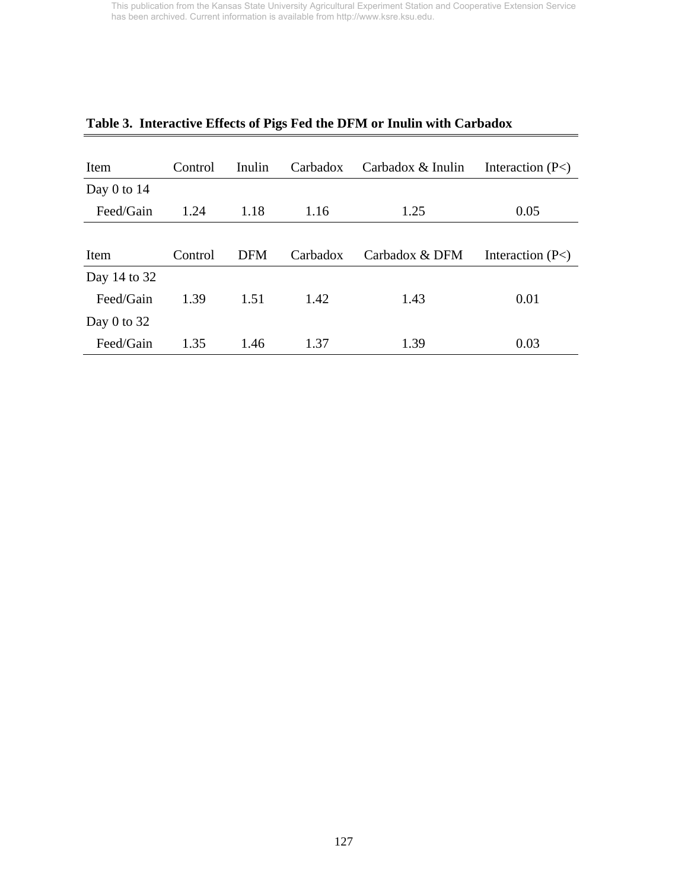**Table 3. Interactive Effects of Pigs Fed the DFM or Inulin with Carbadox**

| Item | Control | Inulin | Carbadox | Carbadox & Inulin | Interaction (P<) |
|---|---|---|---|---|---|
| Day 0 to 14 | | | | | |
| Feed/Gain | 1.24 | 1.18 | 1.16 | 1.25 | 0.05 |

| Item | Control | DFM | Carbadox | Carbadox & DFM | Interaction (P<) |
|---|---|---|---|---|---|
| Day 14 to 32 | | | | | |
| Feed/Gain | 1.39 | 1.51 | 1.42 | 1.43 | 0.01 |
| Day 0 to 32 | | | | | |
| Feed/Gain | 1.35 | 1.46 | 1.37 | 1.39 | 0.03 |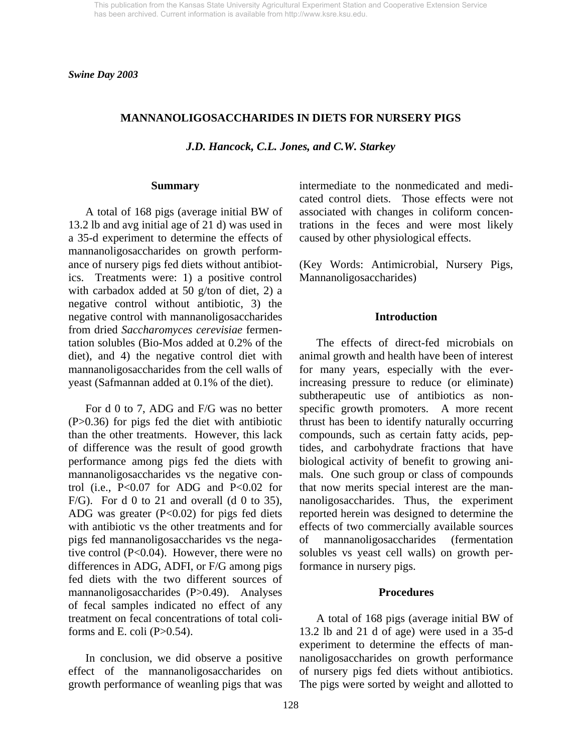*Swine Day 2003*

## MANNANOLIGOSACCHARIDES IN DIETS FOR NURSERY PIGS

***J.D. Hancock, C.L. Jones, and C.W. Starkey***

### Summary

A total of 168 pigs (average initial BW of 13.2 lb and avg initial age of 21 d) was used in a 35-d experiment to determine the effects of mannanoligosaccharides on growth performance of nursery pigs fed diets without antibiotics. Treatments were: 1) a positive control with carbadox added at 50 g/ton of diet, 2) a negative control without antibiotic, 3) the negative control with mannanoligosaccharides from dried *Saccharomyces cerevisiae* fermentation solubles (Bio-Mos added at 0.2% of the diet), and 4) the negative control diet with mannanoligosaccharides from the cell walls of yeast (Safmannan added at 0.1% of the diet).

For d 0 to 7, ADG and F/G was no better ($P>0.36$) for pigs fed the diet with antibiotic than the other treatments. However, this lack of difference was the result of good growth performance among pigs fed the diets with mannanoligosaccharides vs the negative control (i.e., $P<0.07$ for ADG and $P<0.02$ for F/G). For d 0 to 21 and overall (d 0 to 35), ADG was greater ($P<0.02$) for pigs fed diets with antibiotic vs the other treatments and for pigs fed mannanoligosaccharides vs the negative control ($P<0.04$). However, there were no differences in ADG, ADFI, or F/G among pigs fed diets with the two different sources of mannanoligosaccharides ($P>0.49$). Analyses of fecal samples indicated no effect of any treatment on fecal concentrations of total coliforms and E. coli ($P>0.54$).

In conclusion, we did observe a positive effect of the mannanoligosaccharides on growth performance of weanling pigs that was intermediate to the nonmedicated and medicated control diets. Those effects were not associated with changes in coliform concentrations in the feces and were most likely caused by other physiological effects.

(Key Words: Antimicrobial, Nursery Pigs, Mannanoligosaccharides)

### Introduction

The effects of direct-fed microbials on animal growth and health have been of interest for many years, especially with the ever-increasing pressure to reduce (or eliminate) subtherapeutic use of antibiotics as non-specific growth promoters. A more recent thrust has been to identify naturally occurring compounds, such as certain fatty acids, peptides, and carbohydrate fractions that have biological activity of benefit to growing animals. One such group or class of compounds that now merits special interest are the mannanoligosaccharides. Thus, the experiment reported herein was designed to determine the effects of two commercially available sources of mannanoligosaccharides (fermentation solubles vs yeast cell walls) on growth performance in nursery pigs.

### Procedures

A total of 168 pigs (average initial BW of 13.2 lb and 21 d of age) were used in a 35-d experiment to determine the effects of mannanoligosaccharides on growth performance of nursery pigs fed diets without antibiotics. The pigs were sorted by weight and allotted to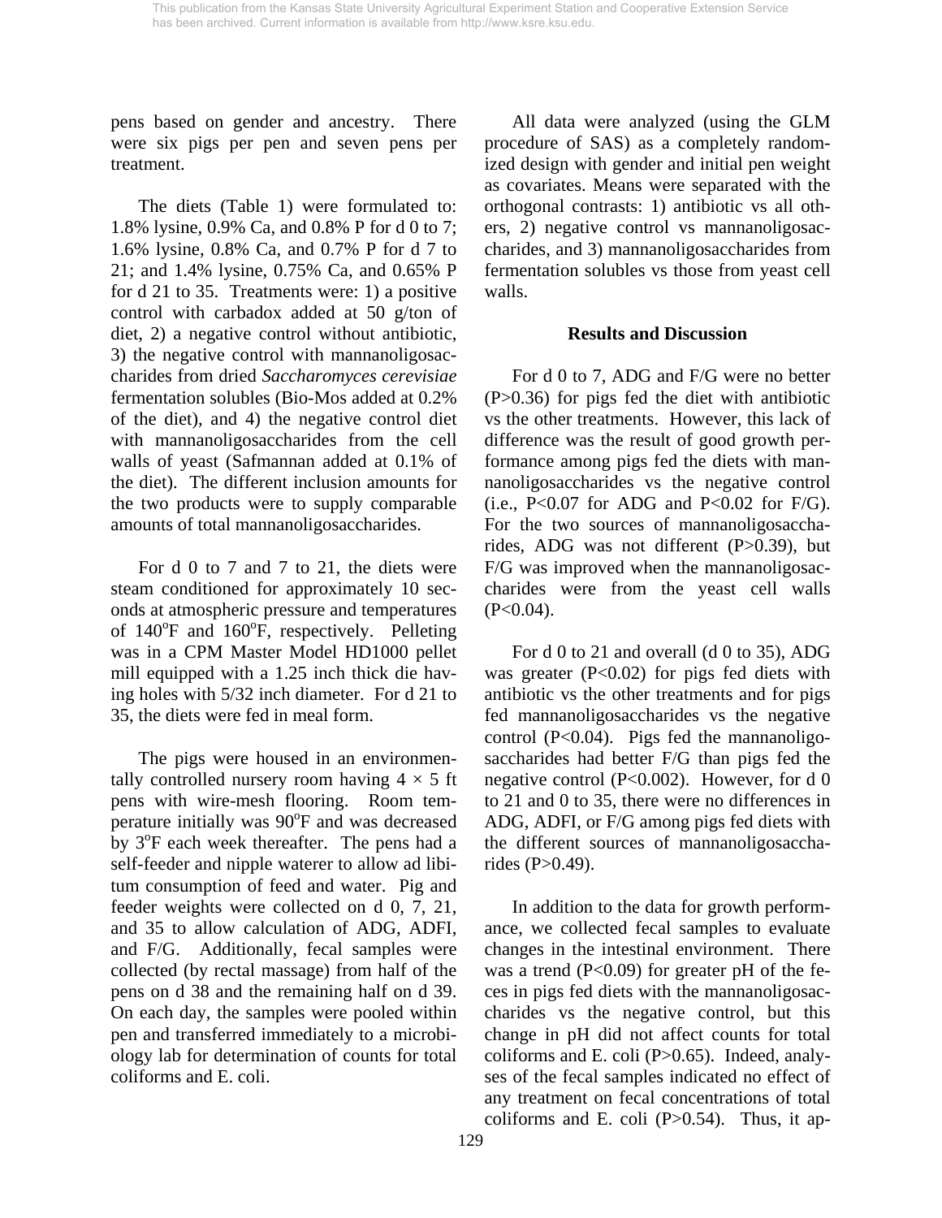pens based on gender and ancestry. There were six pigs per pen and seven pens per treatment.

The diets (Table 1) were formulated to: 1.8% lysine, 0.9% Ca, and 0.8% P for d 0 to 7; 1.6% lysine, 0.8% Ca, and 0.7% P for d 7 to 21; and 1.4% lysine, 0.75% Ca, and 0.65% P for d 21 to 35. Treatments were: 1) a positive control with carbadox added at 50 g/ton of diet, 2) a negative control without antibiotic, 3) the negative control with mannanoligosaccharides from dried *Saccharomyces cerevisiae* fermentation solubles (Bio-Mos added at 0.2% of the diet), and 4) the negative control diet with mannanoligosaccharides from the cell walls of yeast (Safmannan added at 0.1% of the diet). The different inclusion amounts for the two products were to supply comparable amounts of total mannanoligosaccharides.

For d 0 to 7 and 7 to 21, the diets were steam conditioned for approximately 10 seconds at atmospheric pressure and temperatures of 140°F and 160°F, respectively. Pelleting was in a CPM Master Model HD1000 pellet mill equipped with a 1.25 inch thick die having holes with 5/32 inch diameter. For d 21 to 35, the diets were fed in meal form.

The pigs were housed in an environmentally controlled nursery room having 4 × 5 ft pens with wire-mesh flooring. Room temperature initially was 90°F and was decreased by 3°F each week thereafter. The pens had a self-feeder and nipple waterer to allow ad libitum consumption of feed and water. Pig and feeder weights were collected on d 0, 7, 21, and 35 to allow calculation of ADG, ADFI, and F/G. Additionally, fecal samples were collected (by rectal massage) from half of the pens on d 38 and the remaining half on d 39. On each day, the samples were pooled within pen and transferred immediately to a microbiology lab for determination of counts for total coliforms and E. coli.

All data were analyzed (using the GLM procedure of SAS) as a completely randomized design with gender and initial pen weight as covariates. Means were separated with the orthogonal contrasts: 1) antibiotic vs all others, 2) negative control vs mannanoligosaccharides, and 3) mannanoligosaccharides from fermentation solubles vs those from yeast cell walls.

## Results and Discussion

For d 0 to 7, ADG and F/G were no better ($P>0.36$) for pigs fed the diet with antibiotic vs the other treatments. However, this lack of difference was the result of good growth performance among pigs fed the diets with mannanoligosaccharides vs the negative control (i.e., $P<0.07$ for ADG and $P<0.02$ for F/G). For the two sources of mannanoligosaccharides, ADG was not different ($P>0.39$), but F/G was improved when the mannanoligosaccharides were from the yeast cell walls ($P<0.04$).

For d 0 to 21 and overall (d 0 to 35), ADG was greater ($P<0.02$) for pigs fed diets with antibiotic vs the other treatments and for pigs fed mannanoligosaccharides vs the negative control ($P<0.04$). Pigs fed the mannanoligosaccharides had better F/G than pigs fed the negative control ($P<0.002$). However, for d 0 to 21 and 0 to 35, there were no differences in ADG, ADFI, or F/G among pigs fed diets with the different sources of mannanoligosaccharides ($P>0.49$).

In addition to the data for growth performance, we collected fecal samples to evaluate changes in the intestinal environment. There was a trend ($P<0.09$) for greater pH of the feces in pigs fed diets with the mannanoligosaccharides vs the negative control, but this change in pH did not affect counts for total coliforms and E. coli ($P>0.65$). Indeed, analyses of the fecal samples indicated no effect of any treatment on fecal concentrations of total coliforms and E. coli ($P>0.54$). Thus, it ap-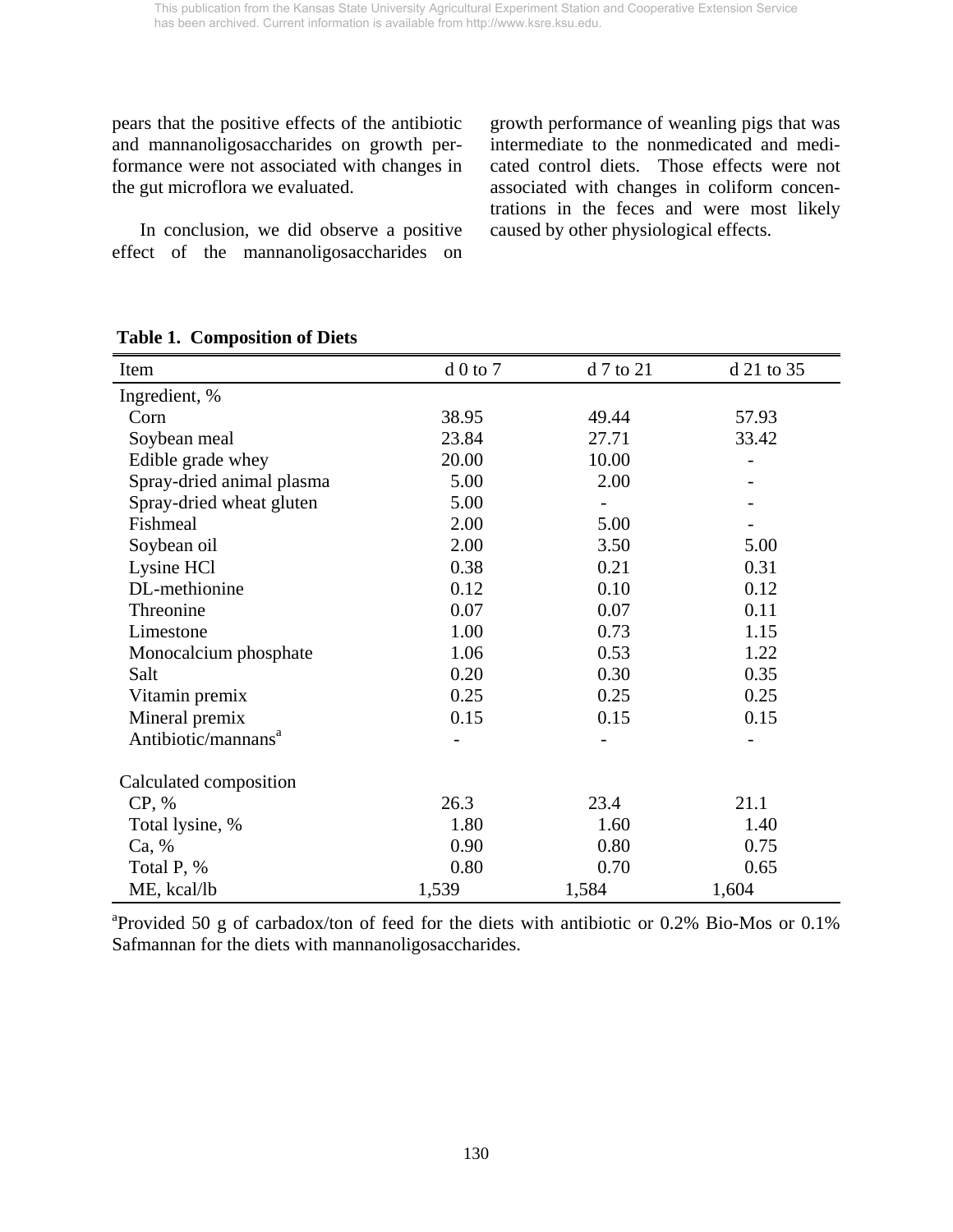pears that the positive effects of the antibiotic and mannanoligosaccharides on growth performance were not associated with changes in the gut microflora we evaluated.

In conclusion, we did observe a positive effect of the mannanoligosaccharides on growth performance of weanling pigs that was intermediate to the nonmedicated and medicated control diets. Those effects were not associated with changes in coliform concentrations in the feces and were most likely caused by other physiological effects.

**Table 1. Composition of Diets**

| Item | d 0 to 7 | d 7 to 21 | d 21 to 35 |
|---|---|---|---|
| Ingredient, % | | | |
| Corn | 38.95 | 49.44 | 57.93 |
| Soybean meal | 23.84 | 27.71 | 33.42 |
| Edible grade whey | 20.00 | 10.00 | - |
| Spray-dried animal plasma | 5.00 | 2.00 | - |
| Spray-dried wheat gluten | 5.00 | - | - |
| Fishmeal | 2.00 | 5.00 | - |
| Soybean oil | 2.00 | 3.50 | 5.00 |
| Lysine HCl | 0.38 | 0.21 | 0.31 |
| DL-methionine | 0.12 | 0.10 | 0.12 |
| Threonine | 0.07 | 0.07 | 0.11 |
| Limestone | 1.00 | 0.73 | 1.15 |
| Monocalcium phosphate | 1.06 | 0.53 | 1.22 |
| Salt | 0.20 | 0.30 | 0.35 |
| Vitamin premix | 0.25 | 0.25 | 0.25 |
| Mineral premix | 0.15 | 0.15 | 0.15 |
| Antibiotic/mannans[a] | - | - | - |
| Calculated composition | | | |
| CP, % | 26.3 | 23.4 | 21.1 |
| Total lysine, % | 1.80 | 1.60 | 1.40 |
| Ca, % | 0.90 | 0.80 | 0.75 |
| Total P, % | 0.80 | 0.70 | 0.65 |
| ME, kcal/lb | 1,539 | 1,584 | 1,604 |

[a]Provided 50 g of carbadox/ton of feed for the diets with antibiotic or 0.2% Bio-Mos or 0.1% Safmannan for the diets with mannanoligosaccharides.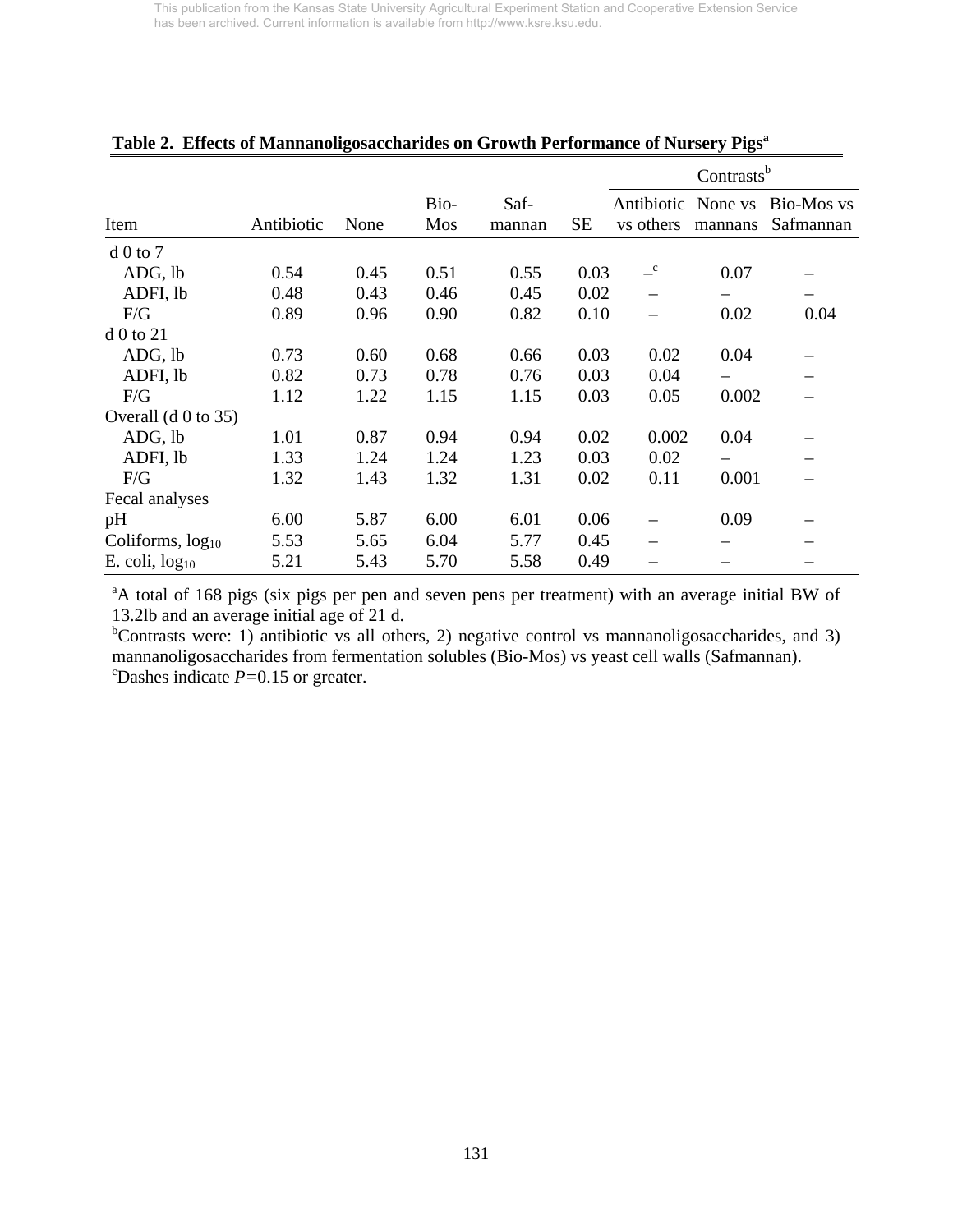**Table 2. Effects of Mannanoligosaccharides on Growth Performance of Nursery Pigs[a]**

| | | | | | | Contrasts[b] | | |
|---|---|---|---|---|---|---|---|---|
| Item | Antibiotic | None | Bio-Mos | Saf-mannan | SE | Antibiotic vs others | None vs mannans | Bio-Mos vs Safmannan |
| d 0 to 7 | | | | | | | | |
| ADG, lb | 0.54 | 0.45 | 0.51 | 0.55 | 0.03 | –[c] | 0.07 | – |
| ADFI, lb | 0.48 | 0.43 | 0.46 | 0.45 | 0.02 | – | – | – |
| F/G | 0.89 | 0.96 | 0.90 | 0.82 | 0.10 | – | 0.02 | 0.04 |
| d 0 to 21 | | | | | | | | |
| ADG, lb | 0.73 | 0.60 | 0.68 | 0.66 | 0.03 | 0.02 | 0.04 | – |
| ADFI, lb | 0.82 | 0.73 | 0.78 | 0.76 | 0.03 | 0.04 | – | – |
| F/G | 1.12 | 1.22 | 1.15 | 1.15 | 0.03 | 0.05 | 0.002 | – |
| Overall (d 0 to 35) | | | | | | | | |
| ADG, lb | 1.01 | 0.87 | 0.94 | 0.94 | 0.02 | 0.002 | 0.04 | – |
| ADFI, lb | 1.33 | 1.24 | 1.24 | 1.23 | 0.03 | 0.02 | – | – |
| F/G | 1.32 | 1.43 | 1.32 | 1.31 | 0.02 | 0.11 | 0.001 | – |
| Fecal analyses | | | | | | | | |
| pH | 6.00 | 5.87 | 6.00 | 6.01 | 0.06 | – | 0.09 | – |
| Coliforms, $\log_{10}$ | 5.53 | 5.65 | 6.04 | 5.77 | 0.45 | – | – | – |
| E. coli, $\log_{10}$ | 5.21 | 5.43 | 5.70 | 5.58 | 0.49 | – | – | – |

[a]A total of 168 pigs (six pigs per pen and seven pens per treatment) with an average initial BW of 13.2lb and an average initial age of 21 d.

[b]Contrasts were: 1) antibiotic vs all others, 2) negative control vs mannanoligosaccharides, and 3) mannanoligosaccharides from fermentation solubles (Bio-Mos) vs yeast cell walls (Safmannan).

[c]Dashes indicate $P=0.15$ or greater.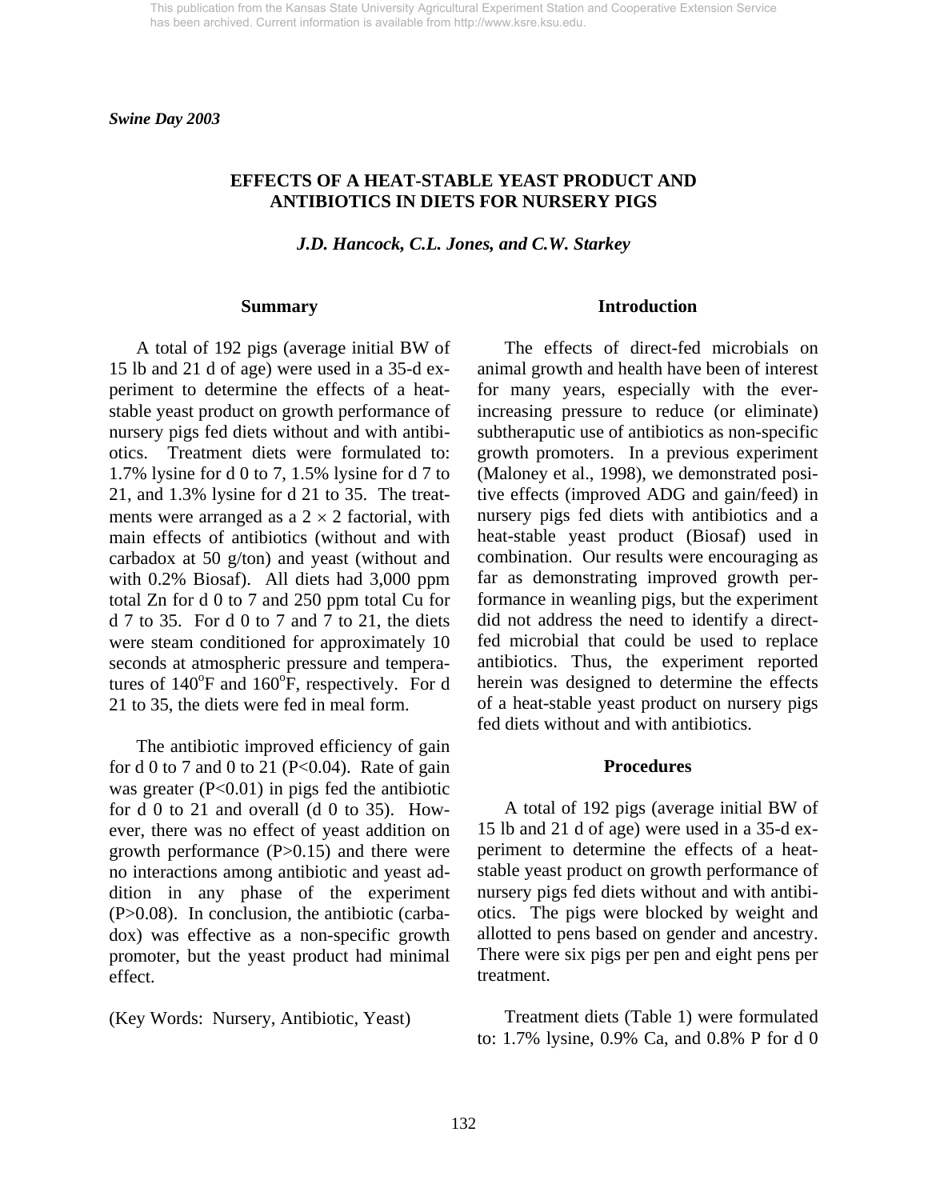*Swine Day 2003*

# EFFECTS OF A HEAT-STABLE YEAST PRODUCT AND ANTIBIOTICS IN DIETS FOR NURSERY PIGS

*J.D. Hancock, C.L. Jones, and C.W. Starkey*

## Summary

A total of 192 pigs (average initial BW of 15 lb and 21 d of age) were used in a 35-d experiment to determine the effects of a heat-stable yeast product on growth performance of nursery pigs fed diets without and with antibiotics. Treatment diets were formulated to: 1.7% lysine for d 0 to 7, 1.5% lysine for d 7 to 21, and 1.3% lysine for d 21 to 35. The treatments were arranged as a $2 \times 2$ factorial, with main effects of antibiotics (without and with carbadox at 50 g/ton) and yeast (without and with 0.2% Biosaf). All diets had 3,000 ppm total Zn for d 0 to 7 and 250 ppm total Cu for d 7 to 35. For d 0 to 7 and 7 to 21, the diets were steam conditioned for approximately 10 seconds at atmospheric pressure and temperatures of 140°F and 160°F, respectively. For d 21 to 35, the diets were fed in meal form.

The antibiotic improved efficiency of gain for d 0 to 7 and 0 to 21 ($P<0.04$). Rate of gain was greater ($P<0.01$) in pigs fed the antibiotic for d 0 to 21 and overall (d 0 to 35). However, there was no effect of yeast addition on growth performance ($P>0.15$) and there were no interactions among antibiotic and yeast addition in any phase of the experiment ($P>0.08$). In conclusion, the antibiotic (carbadox) was effective as a non-specific growth promoter, but the yeast product had minimal effect.

(Key Words: Nursery, Antibiotic, Yeast)

## Introduction

The effects of direct-fed microbials on animal growth and health have been of interest for many years, especially with the ever-increasing pressure to reduce (or eliminate) subtheraputic use of antibiotics as non-specific growth promoters. In a previous experiment (Maloney et al., 1998), we demonstrated positive effects (improved ADG and gain/feed) in nursery pigs fed diets with antibiotics and a heat-stable yeast product (Biosaf) used in combination. Our results were encouraging as far as demonstrating improved growth performance in weanling pigs, but the experiment did not address the need to identify a direct-fed microbial that could be used to replace antibiotics. Thus, the experiment reported herein was designed to determine the effects of a heat-stable yeast product on nursery pigs fed diets without and with antibiotics.

## Procedures

A total of 192 pigs (average initial BW of 15 lb and 21 d of age) were used in a 35-d experiment to determine the effects of a heat-stable yeast product on growth performance of nursery pigs fed diets without and with antibiotics. The pigs were blocked by weight and allotted to pens based on gender and ancestry. There were six pigs per pen and eight pens per treatment.

Treatment diets (Table 1) were formulated to: 1.7% lysine, 0.9% Ca, and 0.8% P for d 0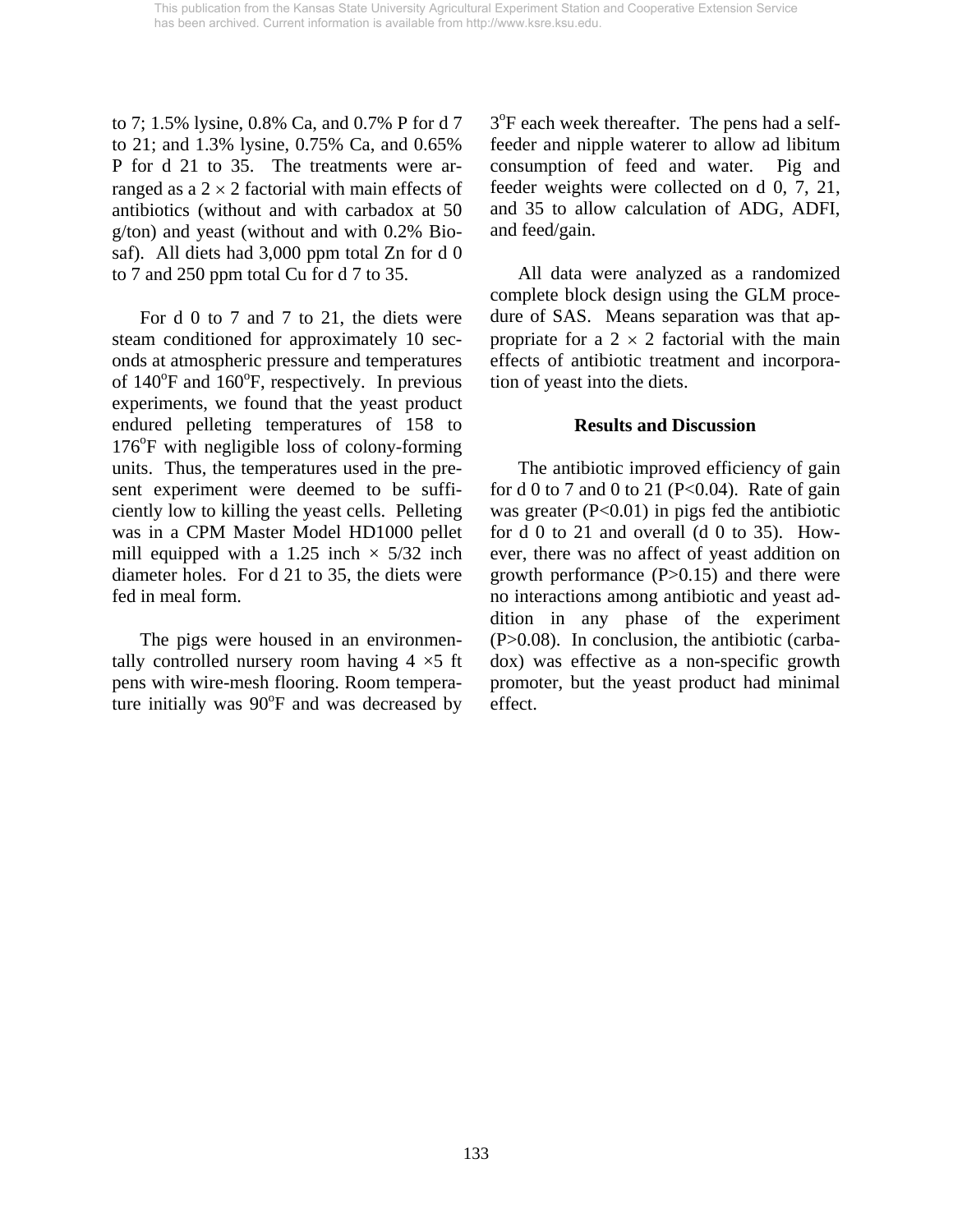to 7; 1.5% lysine, 0.8% Ca, and 0.7% P for d 7 to 21; and 1.3% lysine, 0.75% Ca, and 0.65% P for d 21 to 35. The treatments were arranged as a 2 × 2 factorial with main effects of antibiotics (without and with carbadox at 50 g/ton) and yeast (without and with 0.2% Biosaf). All diets had 3,000 ppm total Zn for d 0 to 7 and 250 ppm total Cu for d 7 to 35.

For d 0 to 7 and 7 to 21, the diets were steam conditioned for approximately 10 seconds at atmospheric pressure and temperatures of 140°F and 160°F, respectively. In previous experiments, we found that the yeast product endured pelleting temperatures of 158 to 176°F with negligible loss of colony-forming units. Thus, the temperatures used in the present experiment were deemed to be sufficiently low to killing the yeast cells. Pelleting was in a CPM Master Model HD1000 pellet mill equipped with a 1.25 inch × 5/32 inch diameter holes. For d 21 to 35, the diets were fed in meal form.

The pigs were housed in an environmentally controlled nursery room having 4 ×5 ft pens with wire-mesh flooring. Room temperature initially was 90°F and was decreased by 3°F each week thereafter. The pens had a self-feeder and nipple waterer to allow ad libitum consumption of feed and water. Pig and feeder weights were collected on d 0, 7, 21, and 35 to allow calculation of ADG, ADFI, and feed/gain.

All data were analyzed as a randomized complete block design using the GLM procedure of SAS. Means separation was that appropriate for a 2 × 2 factorial with the main effects of antibiotic treatment and incorporation of yeast into the diets.

### Results and Discussion

The antibiotic improved efficiency of gain for d 0 to 7 and 0 to 21 ($P<0.04$). Rate of gain was greater ($P<0.01$) in pigs fed the antibiotic for d 0 to 21 and overall (d 0 to 35). However, there was no affect of yeast addition on growth performance ($P>0.15$) and there were no interactions among antibiotic and yeast addition in any phase of the experiment ($P>0.08$). In conclusion, the antibiotic (carbadox) was effective as a non-specific growth promoter, but the yeast product had minimal effect.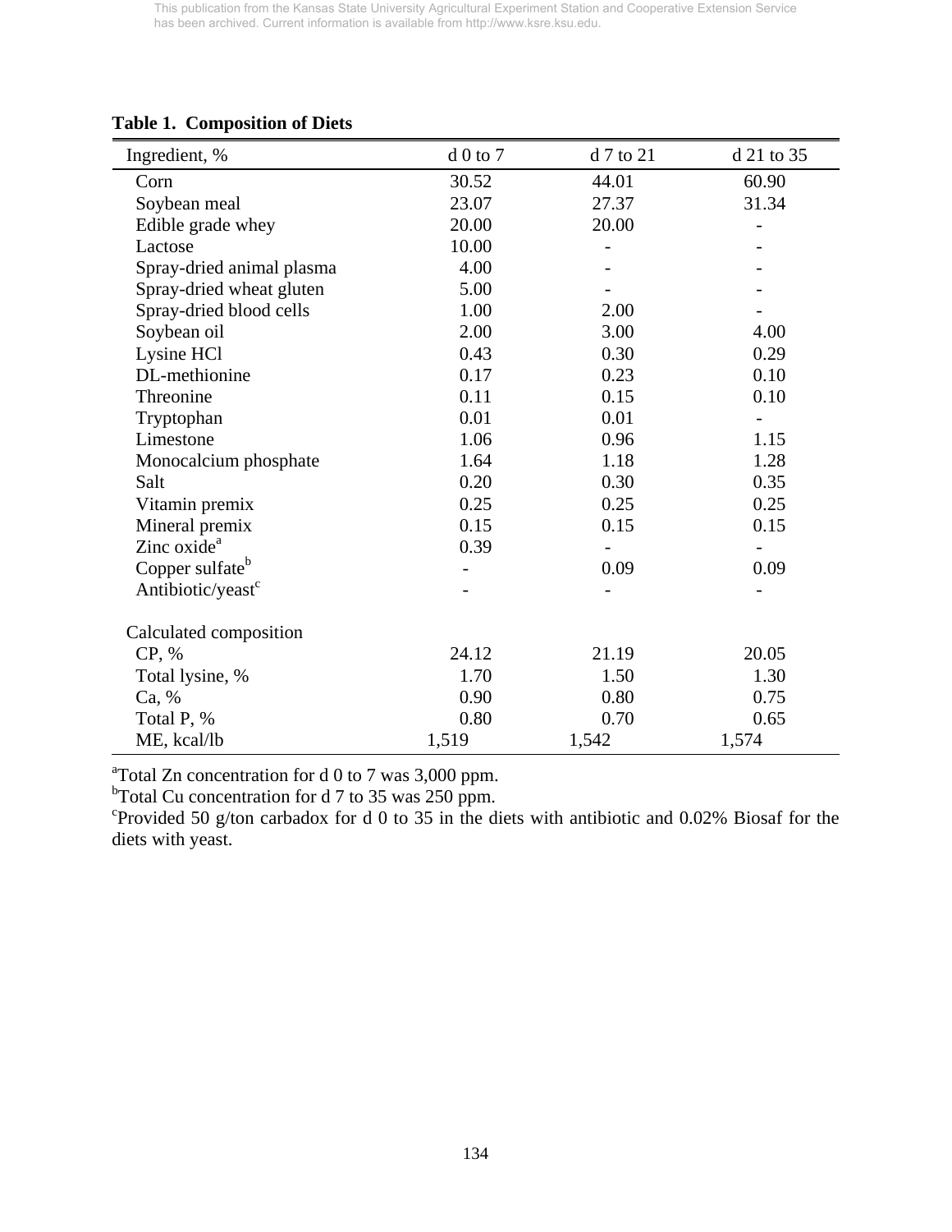This publication from the Kansas State University Agricultural Experiment Station and Cooperative Extension Service has been archived. Current information is available from http://www.ksre.ksu.edu.

**Table 1. Composition of Diets**

| Ingredient, % | d 0 to 7 | d 7 to 21 | d 21 to 35 |
|---|---|---|---|
| Corn | 30.52 | 44.01 | 60.90 |
| Soybean meal | 23.07 | 27.37 | 31.34 |
| Edible grade whey | 20.00 | 20.00 | - |
| Lactose | 10.00 | - | - |
| Spray-dried animal plasma | 4.00 | - | - |
| Spray-dried wheat gluten | 5.00 | - | - |
| Spray-dried blood cells | 1.00 | 2.00 | - |
| Soybean oil | 2.00 | 3.00 | 4.00 |
| Lysine HCl | 0.43 | 0.30 | 0.29 |
| DL-methionine | 0.17 | 0.23 | 0.10 |
| Threonine | 0.11 | 0.15 | 0.10 |
| Tryptophan | 0.01 | 0.01 | - |
| Limestone | 1.06 | 0.96 | 1.15 |
| Monocalcium phosphate | 1.64 | 1.18 | 1.28 |
| Salt | 0.20 | 0.30 | 0.35 |
| Vitamin premix | 0.25 | 0.25 | 0.25 |
| Mineral premix | 0.15 | 0.15 | 0.15 |
| Zinc oxide[a] | 0.39 | - | - |
| Copper sulfate[b] | - | 0.09 | 0.09 |
| Antibiotic/yeast[c] | - | - | - |
| | | | |
| Calculated composition | | | |
| CP, % | 24.12 | 21.19 | 20.05 |
| Total lysine, % | 1.70 | 1.50 | 1.30 |
| Ca, % | 0.90 | 0.80 | 0.75 |
| Total P, % | 0.80 | 0.70 | 0.65 |
| ME, kcal/lb | 1,519 | 1,542 | 1,574 |

[a]Total Zn concentration for d 0 to 7 was 3,000 ppm.
[b]Total Cu concentration for d 7 to 35 was 250 ppm.
[c]Provided 50 g/ton carbadox for d 0 to 35 in the diets with antibiotic and 0.02% Biosaf for the diets with yeast.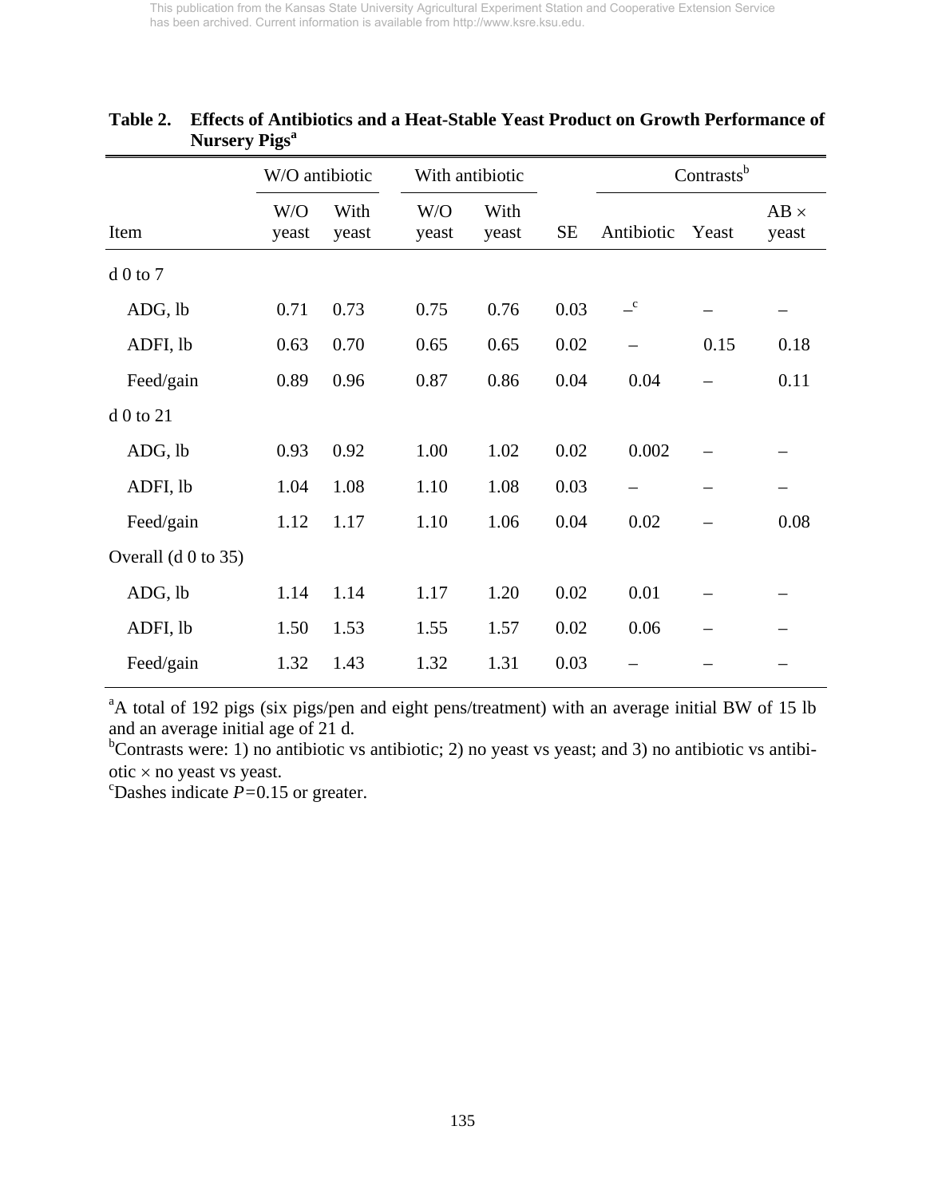**Table 2. Effects of Antibiotics and a Heat-Stable Yeast Product on Growth Performance of Nursery Pigs[a]**

| | W/O antibiotic | | With antibiotic | | | Contrasts[b] | | |
|---|---|---|---|---|---|---|---|---|
| Item | W/O yeast | With yeast | W/O yeast | With yeast | SE | Antibiotic | Yeast | AB × yeast |
| d 0 to 7 | | | | | | | | |
| ADG, lb | 0.71 | 0.73 | 0.75 | 0.76 | 0.03 | –[c] | – | – |
| ADFI, lb | 0.63 | 0.70 | 0.65 | 0.65 | 0.02 | – | 0.15 | 0.18 |
| Feed/gain | 0.89 | 0.96 | 0.87 | 0.86 | 0.04 | 0.04 | – | 0.11 |
| d 0 to 21 | | | | | | | | |
| ADG, lb | 0.93 | 0.92 | 1.00 | 1.02 | 0.02 | 0.002 | – | – |
| ADFI, lb | 1.04 | 1.08 | 1.10 | 1.08 | 0.03 | – | – | – |
| Feed/gain | 1.12 | 1.17 | 1.10 | 1.06 | 0.04 | 0.02 | – | 0.08 |
| Overall (d 0 to 35) | | | | | | | | |
| ADG, lb | 1.14 | 1.14 | 1.17 | 1.20 | 0.02 | 0.01 | – | – |
| ADFI, lb | 1.50 | 1.53 | 1.55 | 1.57 | 0.02 | 0.06 | – | – |
| Feed/gain | 1.32 | 1.43 | 1.32 | 1.31 | 0.03 | – | – | – |

[a]A total of 192 pigs (six pigs/pen and eight pens/treatment) with an average initial BW of 15 lb and an average initial age of 21 d.

[b]Contrasts were: 1) no antibiotic vs antibiotic; 2) no yeast vs yeast; and 3) no antibiotic vs antibiotic × no yeast vs yeast.

[c]Dashes indicate $P = 0.15$ or greater.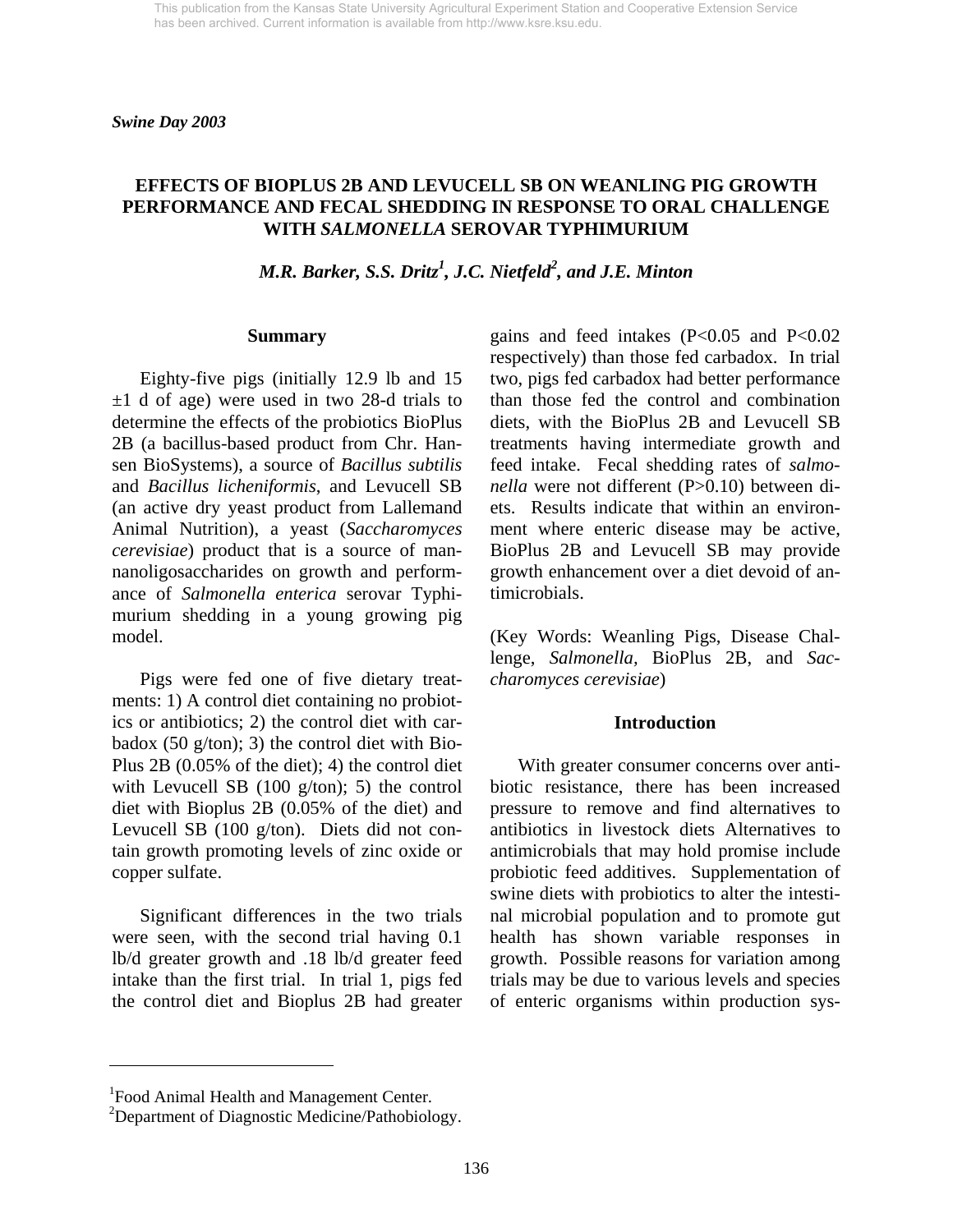*Swine Day 2003*

## EFFECTS OF BIOPLUS 2B AND LEVUCELL SB ON WEANLING PIG GROWTH PERFORMANCE AND FECAL SHEDDING IN RESPONSE TO ORAL CHALLENGE WITH *SALMONELLA* SEROVAR TYPHIMURIUM

***M.R. Barker, S.S. Dritz[1], J.C. Nietfeld[2], and J.E. Minton***

### Summary

Eighty-five pigs (initially 12.9 lb and 15 ±1 d of age) were used in two 28-d trials to determine the effects of the probiotics BioPlus 2B (a bacillus-based product from Chr. Hansen BioSystems), a source of *Bacillus subtilis* and *Bacillus licheniformis*, and Levucell SB (an active dry yeast product from Lallemand Animal Nutrition), a yeast (*Saccharomyces cerevisiae*) product that is a source of mannanoligosaccharides on growth and performance of *Salmonella enterica* serovar Typhimurium shedding in a young growing pig model.

Pigs were fed one of five dietary treatments: 1) A control diet containing no probiotics or antibiotics; 2) the control diet with carbadox (50 g/ton); 3) the control diet with BioPlus 2B (0.05% of the diet); 4) the control diet with Levucell SB (100 g/ton); 5) the control diet with Bioplus 2B (0.05% of the diet) and Levucell SB (100 g/ton). Diets did not contain growth promoting levels of zinc oxide or copper sulfate.

Significant differences in the two trials were seen, with the second trial having 0.1 lb/d greater growth and .18 lb/d greater feed intake than the first trial. In trial 1, pigs fed the control diet and Bioplus 2B had greater gains and feed intakes ($P<0.05$ and $P<0.02$ respectively) than those fed carbadox. In trial two, pigs fed carbadox had better performance than those fed the control and combination diets, with the BioPlus 2B and Levucell SB treatments having intermediate growth and feed intake. Fecal shedding rates of *salmonella* were not different ($P>0.10$) between diets. Results indicate that within an environment where enteric disease may be active, BioPlus 2B and Levucell SB may provide growth enhancement over a diet devoid of antimicrobials.

(Key Words: Weanling Pigs, Disease Challenge, *Salmonella*, BioPlus 2B, and *Saccharomyces cerevisiae*)

### Introduction

With greater consumer concerns over antibiotic resistance, there has been increased pressure to remove and find alternatives to antibiotics in livestock diets Alternatives to antimicrobials that may hold promise include probiotic feed additives. Supplementation of swine diets with probiotics to alter the intestinal microbial population and to promote gut health has shown variable responses in growth. Possible reasons for variation among trials may be due to various levels and species of enteric organisms within production sys-

---

[1]Food Animal Health and Management Center.
[2]Department of Diagnostic Medicine/Pathobiology.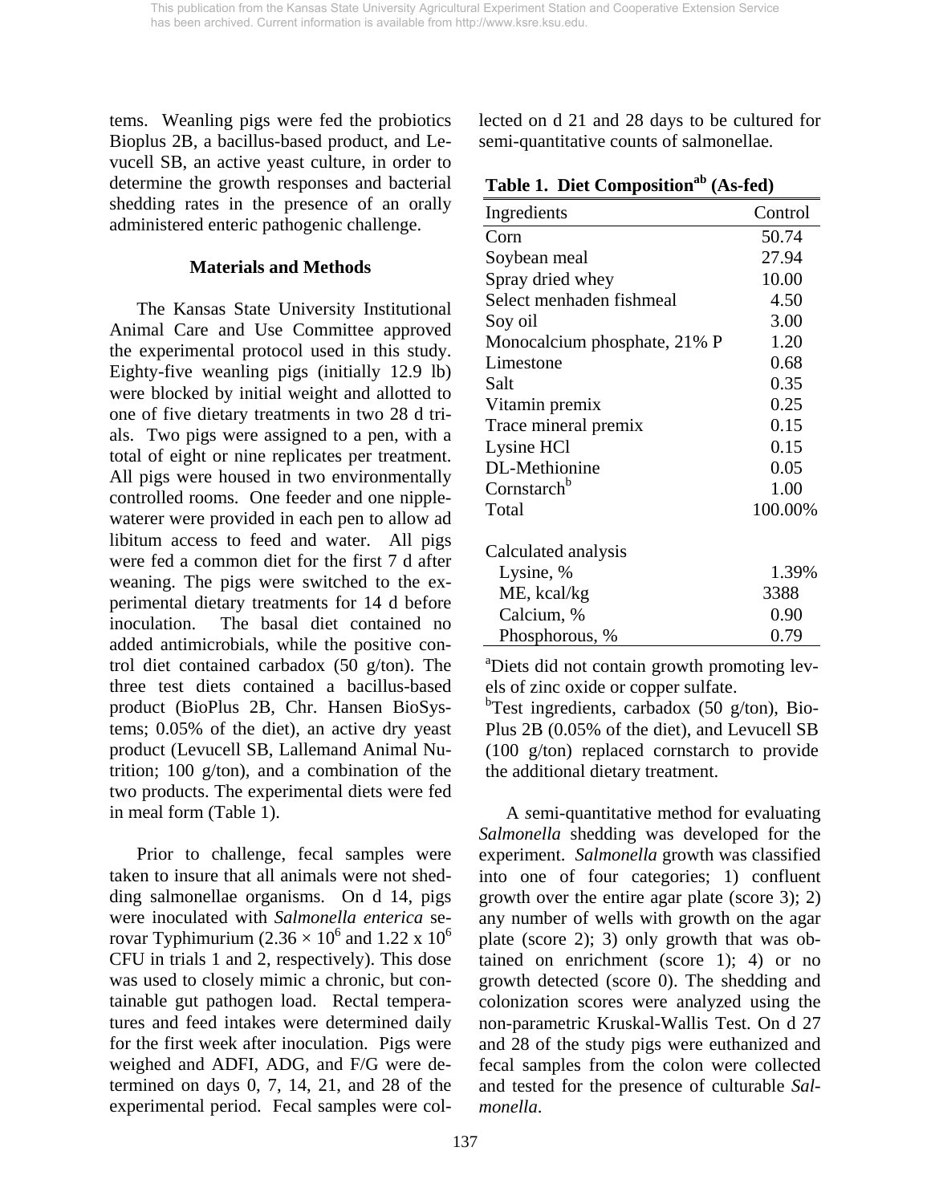tems. Weanling pigs were fed the probiotics Bioplus 2B, a bacillus-based product, and Levucell SB, an active yeast culture, in order to determine the growth responses and bacterial shedding rates in the presence of an orally administered enteric pathogenic challenge.

## Materials and Methods

The Kansas State University Institutional Animal Care and Use Committee approved the experimental protocol used in this study. Eighty-five weanling pigs (initially 12.9 lb) were blocked by initial weight and allotted to one of five dietary treatments in two 28 d trials. Two pigs were assigned to a pen, with a total of eight or nine replicates per treatment. All pigs were housed in two environmentally controlled rooms. One feeder and one nipple-waterer were provided in each pen to allow ad libitum access to feed and water. All pigs were fed a common diet for the first 7 d after weaning. The pigs were switched to the experimental dietary treatments for 14 d before inoculation. The basal diet contained no added antimicrobials, while the positive control diet contained carbadox (50 g/ton). The three test diets contained a bacillus-based product (BioPlus 2B, Chr. Hansen BioSystems; 0.05% of the diet), an active dry yeast product (Levucell SB, Lallemand Animal Nutrition; 100 g/ton), and a combination of the two products. The experimental diets were fed in meal form (Table 1).

Prior to challenge, fecal samples were taken to insure that all animals were not shedding salmonellae organisms. On d 14, pigs were inoculated with *Salmonella enterica* serovar Typhimurium ($2.36 \times 10^6$ and $1.22 \times 10^6$ CFU in trials 1 and 2, respectively). This dose was used to closely mimic a chronic, but containable gut pathogen load. Rectal temperatures and feed intakes were determined daily for the first week after inoculation. Pigs were weighed and ADFI, ADG, and F/G were determined on days 0, 7, 14, 21, and 28 of the experimental period. Fecal samples were collected on d 21 and 28 days to be cultured for semi-quantitative counts of salmonellae.

**Table 1. Diet Composition[ab] (As-fed)**

| Ingredients | Control |
|---|---|
| Corn | 50.74 |
| Soybean meal | 27.94 |
| Spray dried whey | 10.00 |
| Select menhaden fishmeal | 4.50 |
| Soy oil | 3.00 |
| Monocalcium phosphate, 21% P | 1.20 |
| Limestone | 0.68 |
| Salt | 0.35 |
| Vitamin premix | 0.25 |
| Trace mineral premix | 0.15 |
| Lysine HCl | 0.15 |
| DL-Methionine | 0.05 |
| Cornstarch[b] | 1.00 |
| Total | 100.00% |
| | |
| Calculated analysis | |
| Lysine, % | 1.39% |
| ME, kcal/kg | 3388 |
| Calcium, % | 0.90 |
| Phosphorous, % | 0.79 |

[a]Diets did not contain growth promoting levels of zinc oxide or copper sulfate.

[b]Test ingredients, carbadox (50 g/ton), BioPlus 2B (0.05% of the diet), and Levucell SB (100 g/ton) replaced cornstarch to provide the additional dietary treatment.

A semi-quantitative method for evaluating *Salmonella* shedding was developed for the experiment. *Salmonella* growth was classified into one of four categories; 1) confluent growth over the entire agar plate (score 3); 2) any number of wells with growth on the agar plate (score 2); 3) only growth that was obtained on enrichment (score 1); 4) or no growth detected (score 0). The shedding and colonization scores were analyzed using the non-parametric Kruskal-Wallis Test. On d 27 and 28 of the study pigs were euthanized and fecal samples from the colon were collected and tested for the presence of culturable *Salmonella*.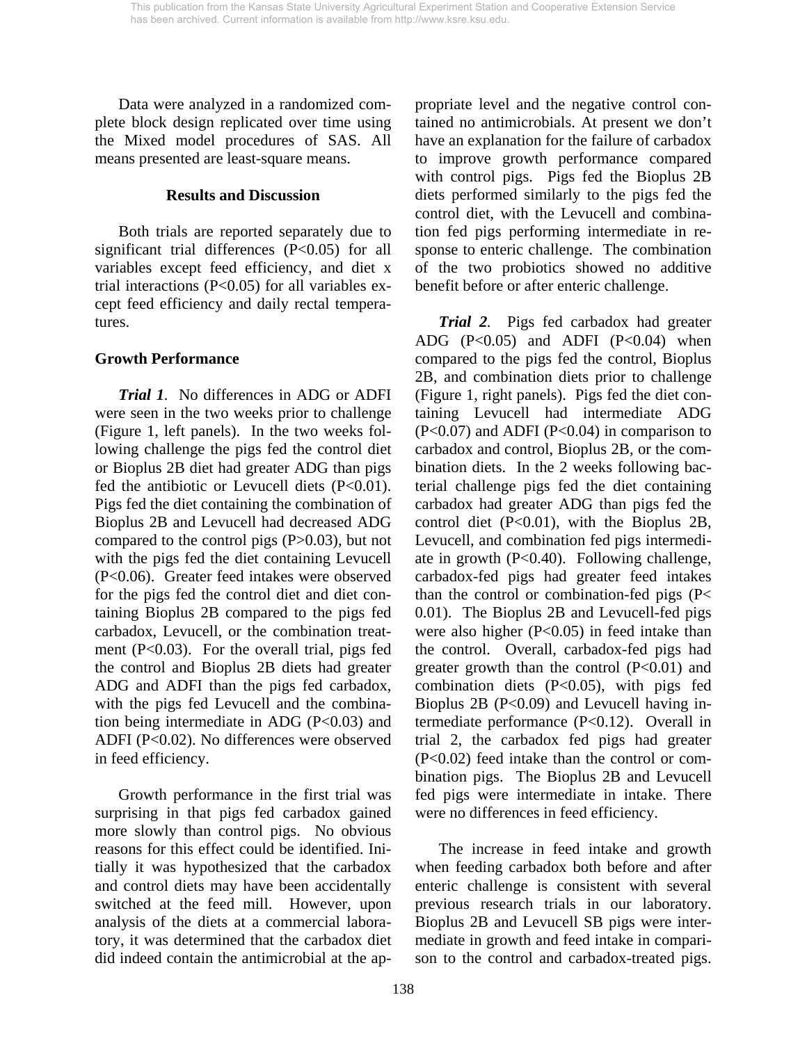Data were analyzed in a randomized complete block design replicated over time using the Mixed model procedures of SAS. All means presented are least-square means.

## Results and Discussion

Both trials are reported separately due to significant trial differences ($P<0.05$) for all variables except feed efficiency, and diet x trial interactions ($P<0.05$) for all variables except feed efficiency and daily rectal temperatures.

### Growth Performance

***Trial 1***. No differences in ADG or ADFI were seen in the two weeks prior to challenge (Figure 1, left panels). In the two weeks following challenge the pigs fed the control diet or Bioplus 2B diet had greater ADG than pigs fed the antibiotic or Levucell diets ($P<0.01$). Pigs fed the diet containing the combination of Bioplus 2B and Levucell had decreased ADG compared to the control pigs ($P>0.03$), but not with the pigs fed the diet containing Levucell ($P<0.06$). Greater feed intakes were observed for the pigs fed the control diet and diet containing Bioplus 2B compared to the pigs fed carbadox, Levucell, or the combination treatment ($P<0.03$). For the overall trial, pigs fed the control and Bioplus 2B diets had greater ADG and ADFI than the pigs fed carbadox, with the pigs fed Levucell and the combination being intermediate in ADG ($P<0.03$) and ADFI ($P<0.02$). No differences were observed in feed efficiency.

Growth performance in the first trial was surprising in that pigs fed carbadox gained more slowly than control pigs. No obvious reasons for this effect could be identified. Initially it was hypothesized that the carbadox and control diets may have been accidentally switched at the feed mill. However, upon analysis of the diets at a commercial laboratory, it was determined that the carbadox diet did indeed contain the antimicrobial at the appropriate level and the negative control contained no antimicrobials. At present we don't have an explanation for the failure of carbadox to improve growth performance compared with control pigs. Pigs fed the Bioplus 2B diets performed similarly to the pigs fed the control diet, with the Levucell and combination fed pigs performing intermediate in response to enteric challenge. The combination of the two probiotics showed no additive benefit before or after enteric challenge.

***Trial 2***. Pigs fed carbadox had greater ADG ($P<0.05$) and ADFI ($P<0.04$) when compared to the pigs fed the control, Bioplus 2B, and combination diets prior to challenge (Figure 1, right panels). Pigs fed the diet containing Levucell had intermediate ADG ($P<0.07$) and ADFI ($P<0.04$) in comparison to carbadox and control, Bioplus 2B, or the combination diets. In the 2 weeks following bacterial challenge pigs fed the diet containing carbadox had greater ADG than pigs fed the control diet ($P<0.01$), with the Bioplus 2B, Levucell, and combination fed pigs intermediate in growth ($P<0.40$). Following challenge, carbadox-fed pigs had greater feed intakes than the control or combination-fed pigs ($P< 0.01$). The Bioplus 2B and Levucell-fed pigs were also higher ($P<0.05$) in feed intake than the control. Overall, carbadox-fed pigs had greater growth than the control ($P<0.01$) and combination diets ($P<0.05$), with pigs fed Bioplus 2B ($P<0.09$) and Levucell having intermediate performance ($P<0.12$). Overall in trial 2, the carbadox fed pigs had greater ($P<0.02$) feed intake than the control or combination pigs. The Bioplus 2B and Levucell fed pigs were intermediate in intake. There were no differences in feed efficiency.

The increase in feed intake and growth when feeding carbadox both before and after enteric challenge is consistent with several previous research trials in our laboratory. Bioplus 2B and Levucell SB pigs were intermediate in growth and feed intake in comparison to the control and carbadox-treated pigs.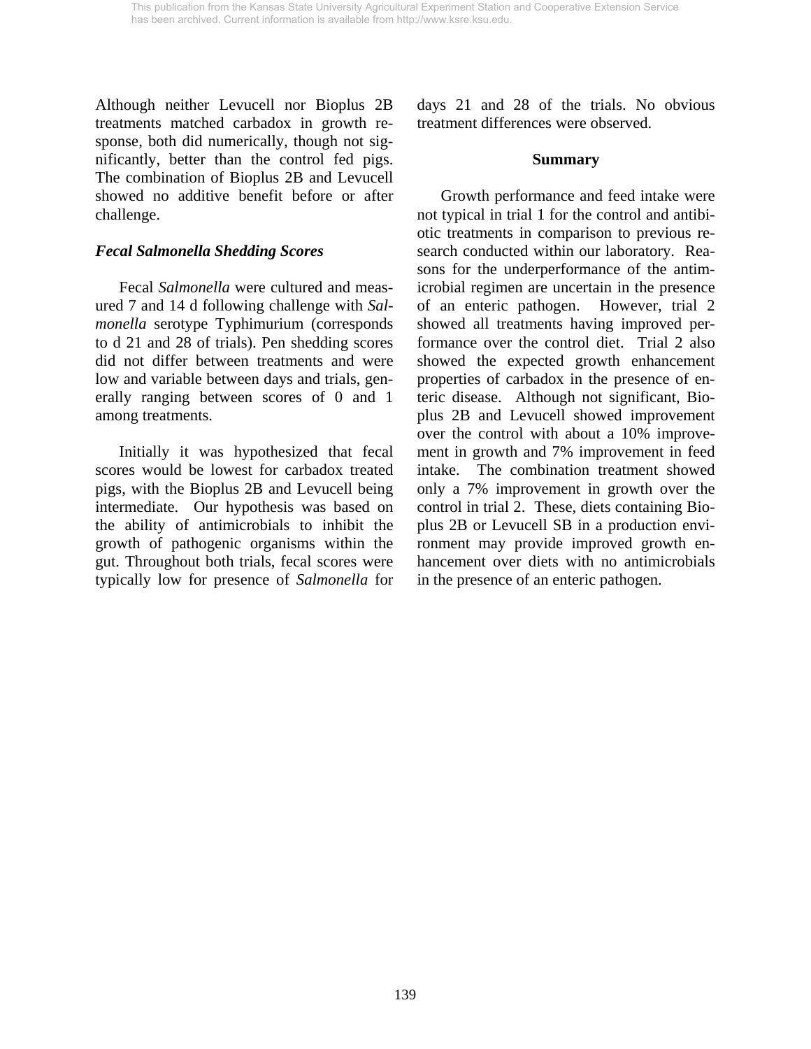Although neither Levucell nor Bioplus 2B treatments matched carbadox in growth response, both did numerically, though not significantly, better than the control fed pigs. The combination of Bioplus 2B and Levucell showed no additive benefit before or after challenge.

### *Fecal Salmonella Shedding Scores*

Fecal *Salmonella* were cultured and measured 7 and 14 d following challenge with *Salmonella* serotype Typhimurium (corresponds to d 21 and 28 of trials). Pen shedding scores did not differ between treatments and were low and variable between days and trials, generally ranging between scores of 0 and 1 among treatments.

Initially it was hypothesized that fecal scores would be lowest for carbadox treated pigs, with the Bioplus 2B and Levucell being intermediate. Our hypothesis was based on the ability of antimicrobials to inhibit the growth of pathogenic organisms within the gut. Throughout both trials, fecal scores were typically low for presence of *Salmonella* for days 21 and 28 of the trials. No obvious treatment differences were observed.

## Summary

Growth performance and feed intake were not typical in trial 1 for the control and antibiotic treatments in comparison to previous research conducted within our laboratory. Reasons for the underperformance of the antimicrobial regimen are uncertain in the presence of an enteric pathogen. However, trial 2 showed all treatments having improved performance over the control diet. Trial 2 also showed the expected growth enhancement properties of carbadox in the presence of enteric disease. Although not significant, Bioplus 2B and Levucell showed improvement over the control with about a 10% improvement in growth and 7% improvement in feed intake. The combination treatment showed only a 7% improvement in growth over the control in trial 2. These, diets containing Bioplus 2B or Levucell SB in a production environment may provide improved growth enhancement over diets with no antimicrobials in the presence of an enteric pathogen.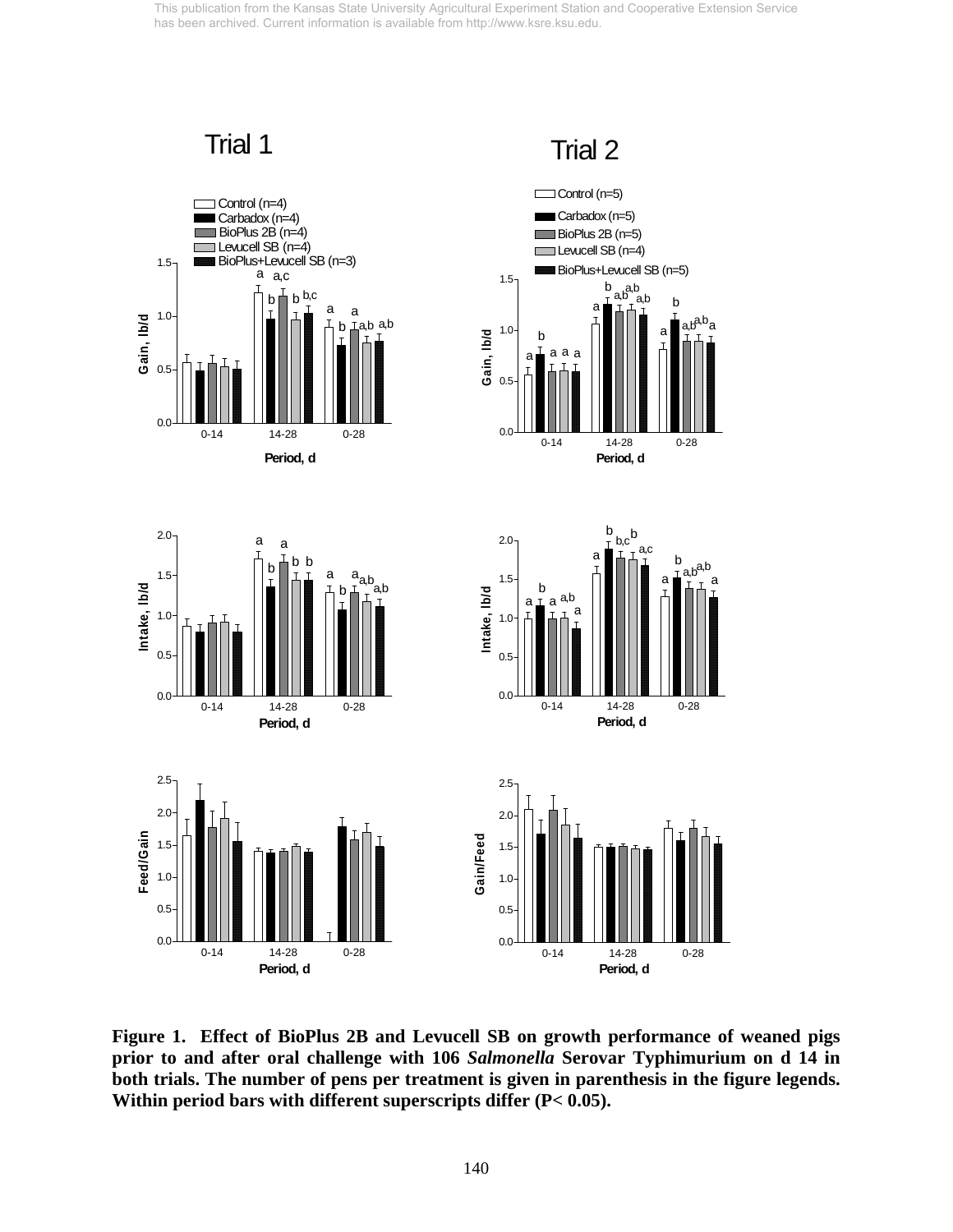Trial 1

Trial 2

Figure 1. Effect of BioPlus 2B and Levucell SB on growth performance of weaned pigs prior to and after oral challenge with 106 *Salmonella* Serovar Typhimurium on d 14 in both trials. The number of pens per treatment is given in parenthesis in the figure legends. Within period bars with different superscripts differ (P< 0.05).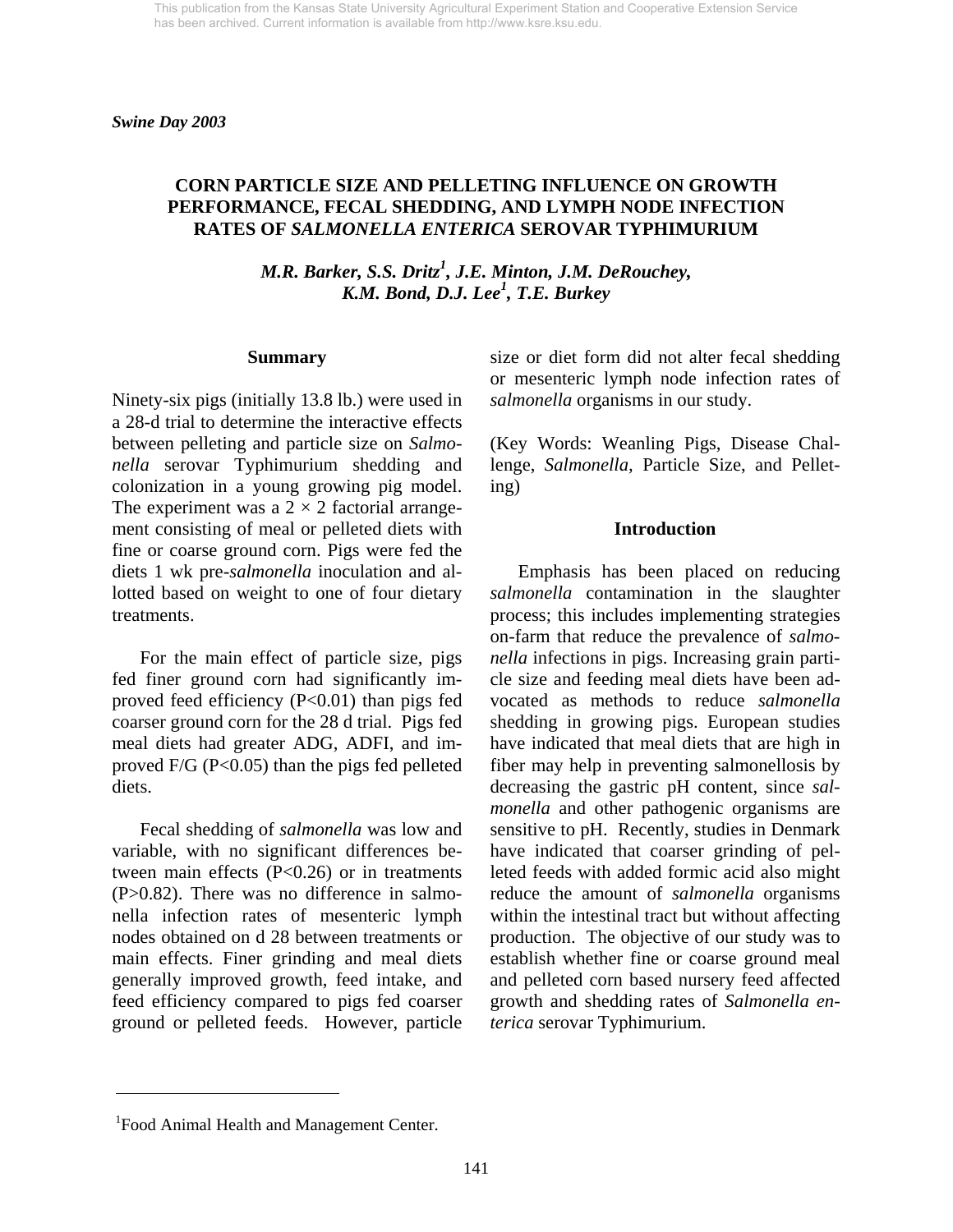This publication from the Kansas State University Agricultural Experiment Station and Cooperative Extension Service has been archived. Current information is available from http://www.ksre.ksu.edu.

*Swine Day 2003*

# CORN PARTICLE SIZE AND PELLETING INFLUENCE ON GROWTH PERFORMANCE, FECAL SHEDDING, AND LYMPH NODE INFECTION RATES OF *SALMONELLA ENTERICA* SEROVAR TYPHIMURIUM

***M.R. Barker, S.S. Dritz[1], J.E. Minton, J.M. DeRouchey, K.M. Bond, D.J. Lee[1], T.E. Burkey***

## Summary

Ninety-six pigs (initially 13.8 lb.) were used in a 28-d trial to determine the interactive effects between pelleting and particle size on *Salmonella* serovar Typhimurium shedding and colonization in a young growing pig model. The experiment was a $2 \times 2$ factorial arrangement consisting of meal or pelleted diets with fine or coarse ground corn. Pigs were fed the diets 1 wk pre-*salmonella* inoculation and allotted based on weight to one of four dietary treatments.

For the main effect of particle size, pigs fed finer ground corn had significantly improved feed efficiency ($P<0.01$) than pigs fed coarser ground corn for the 28 d trial. Pigs fed meal diets had greater ADG, ADFI, and improved F/G ($P<0.05$) than the pigs fed pelleted diets.

Fecal shedding of *salmonella* was low and variable, with no significant differences between main effects ($P<0.26$) or in treatments ($P>0.82$). There was no difference in salmonella infection rates of mesenteric lymph nodes obtained on d 28 between treatments or main effects. Finer grinding and meal diets generally improved growth, feed intake, and feed efficiency compared to pigs fed coarser ground or pelleted feeds. However, particle size or diet form did not alter fecal shedding or mesenteric lymph node infection rates of *salmonella* organisms in our study.

(Key Words: Weanling Pigs, Disease Challenge, *Salmonella*, Particle Size, and Pelleting)

## Introduction

Emphasis has been placed on reducing *salmonella* contamination in the slaughter process; this includes implementing strategies on-farm that reduce the prevalence of *salmonella* infections in pigs. Increasing grain particle size and feeding meal diets have been advocated as methods to reduce *salmonella* shedding in growing pigs. European studies have indicated that meal diets that are high in fiber may help in preventing salmonellosis by decreasing the gastric pH content, since *salmonella* and other pathogenic organisms are sensitive to pH. Recently, studies in Denmark have indicated that coarser grinding of pelleted feeds with added formic acid also might reduce the amount of *salmonella* organisms within the intestinal tract but without affecting production. The objective of our study was to establish whether fine or coarse ground meal and pelleted corn based nursery feed affected growth and shedding rates of *Salmonella enterica* serovar Typhimurium.

---

[1]Food Animal Health and Management Center.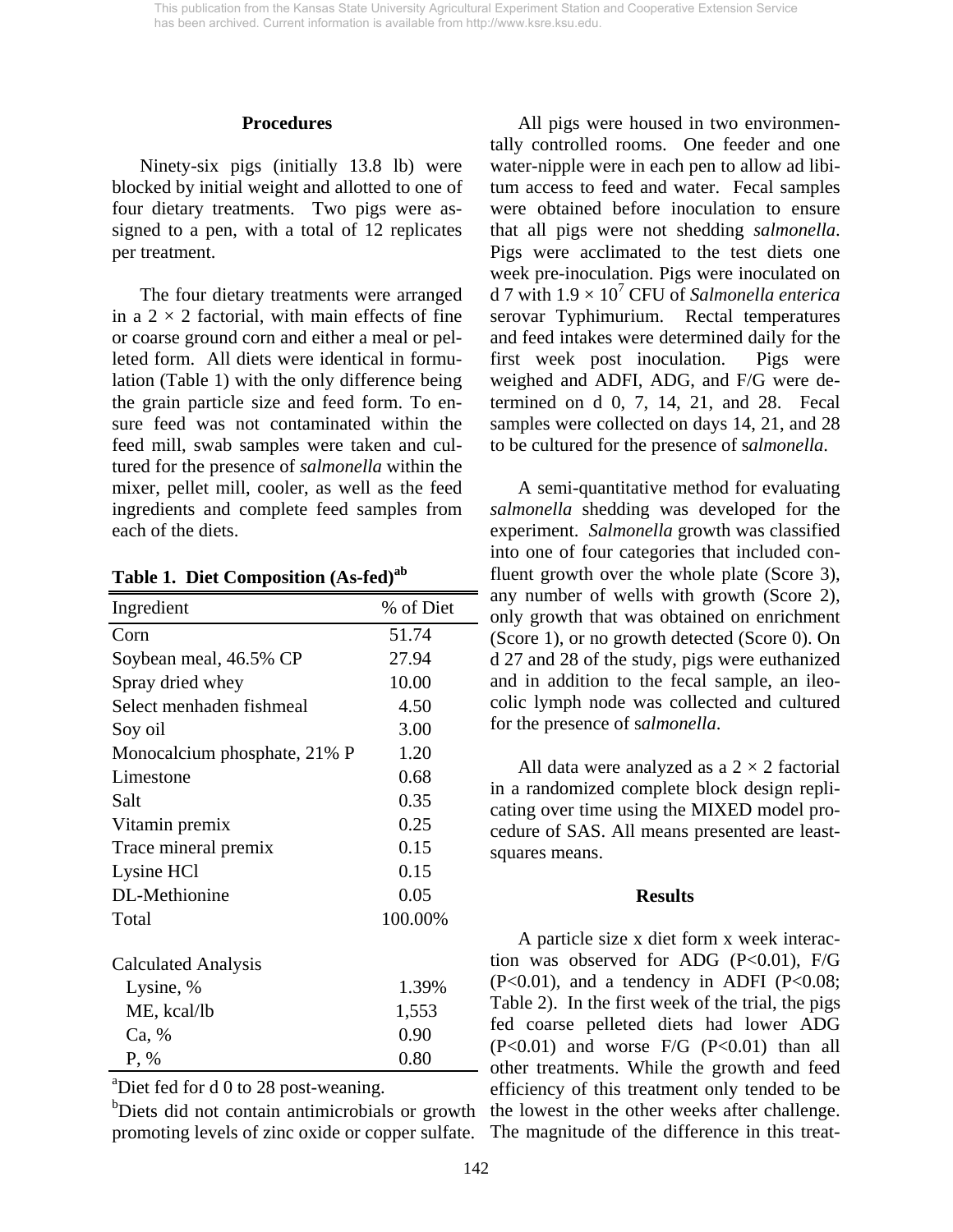## Procedures

Ninety-six pigs (initially 13.8 lb) were blocked by initial weight and allotted to one of four dietary treatments. Two pigs were assigned to a pen, with a total of 12 replicates per treatment.

The four dietary treatments were arranged in a $2 \times 2$ factorial, with main effects of fine or coarse ground corn and either a meal or pelleted form. All diets were identical in formulation (Table 1) with the only difference being the grain particle size and feed form. To ensure feed was not contaminated within the feed mill, swab samples were taken and cultured for the presence of *salmonella* within the mixer, pellet mill, cooler, as well as the feed ingredients and complete feed samples from each of the diets.

**Table 1. Diet Composition (As-fed)[ab]**

| Ingredient | % of Diet |
|---|---|
| Corn | 51.74 |
| Soybean meal, 46.5% CP | 27.94 |
| Spray dried whey | 10.00 |
| Select menhaden fishmeal | 4.50 |
| Soy oil | 3.00 |
| Monocalcium phosphate, 21% P | 1.20 |
| Limestone | 0.68 |
| Salt | 0.35 |
| Vitamin premix | 0.25 |
| Trace mineral premix | 0.15 |
| Lysine HCl | 0.15 |
| DL-Methionine | 0.05 |
| Total | 100.00% |
| | |
| Calculated Analysis | |
| Lysine, % | 1.39% |
| ME, kcal/lb | 1,553 |
| Ca, % | 0.90 |
| P, % | 0.80 |

[a]Diet fed for d 0 to 28 post-weaning.

[b]Diets did not contain antimicrobials or growth promoting levels of zinc oxide or copper sulfate.

All pigs were housed in two environmentally controlled rooms. One feeder and one water-nipple were in each pen to allow ad libitum access to feed and water. Fecal samples were obtained before inoculation to ensure that all pigs were not shedding *salmonella*. Pigs were acclimated to the test diets one week pre-inoculation. Pigs were inoculated on d 7 with $1.9 \times 10^7$ CFU of *Salmonella enterica* serovar Typhimurium. Rectal temperatures and feed intakes were determined daily for the first week post inoculation. Pigs were weighed and ADFI, ADG, and F/G were determined on d 0, 7, 14, 21, and 28. Fecal samples were collected on days 14, 21, and 28 to be cultured for the presence of s*almonella*.

A semi-quantitative method for evaluating *salmonella* shedding was developed for the experiment. *Salmonella* growth was classified into one of four categories that included confluent growth over the whole plate (Score 3), any number of wells with growth (Score 2), only growth that was obtained on enrichment (Score 1), or no growth detected (Score 0). On d 27 and 28 of the study, pigs were euthanized and in addition to the fecal sample, an ileocolic lymph node was collected and cultured for the presence of s*almonella*.

All data were analyzed as a $2 \times 2$ factorial in a randomized complete block design replicating over time using the MIXED model procedure of SAS. All means presented are least-squares means.

## Results

A particle size x diet form x week interaction was observed for ADG ($P<0.01$), F/G ($P<0.01$), and a tendency in ADFI ($P<0.08$; Table 2). In the first week of the trial, the pigs fed coarse pelleted diets had lower ADG ($P<0.01$) and worse F/G ($P<0.01$) than all other treatments. While the growth and feed efficiency of this treatment only tended to be the lowest in the other weeks after challenge. The magnitude of the difference in this treat-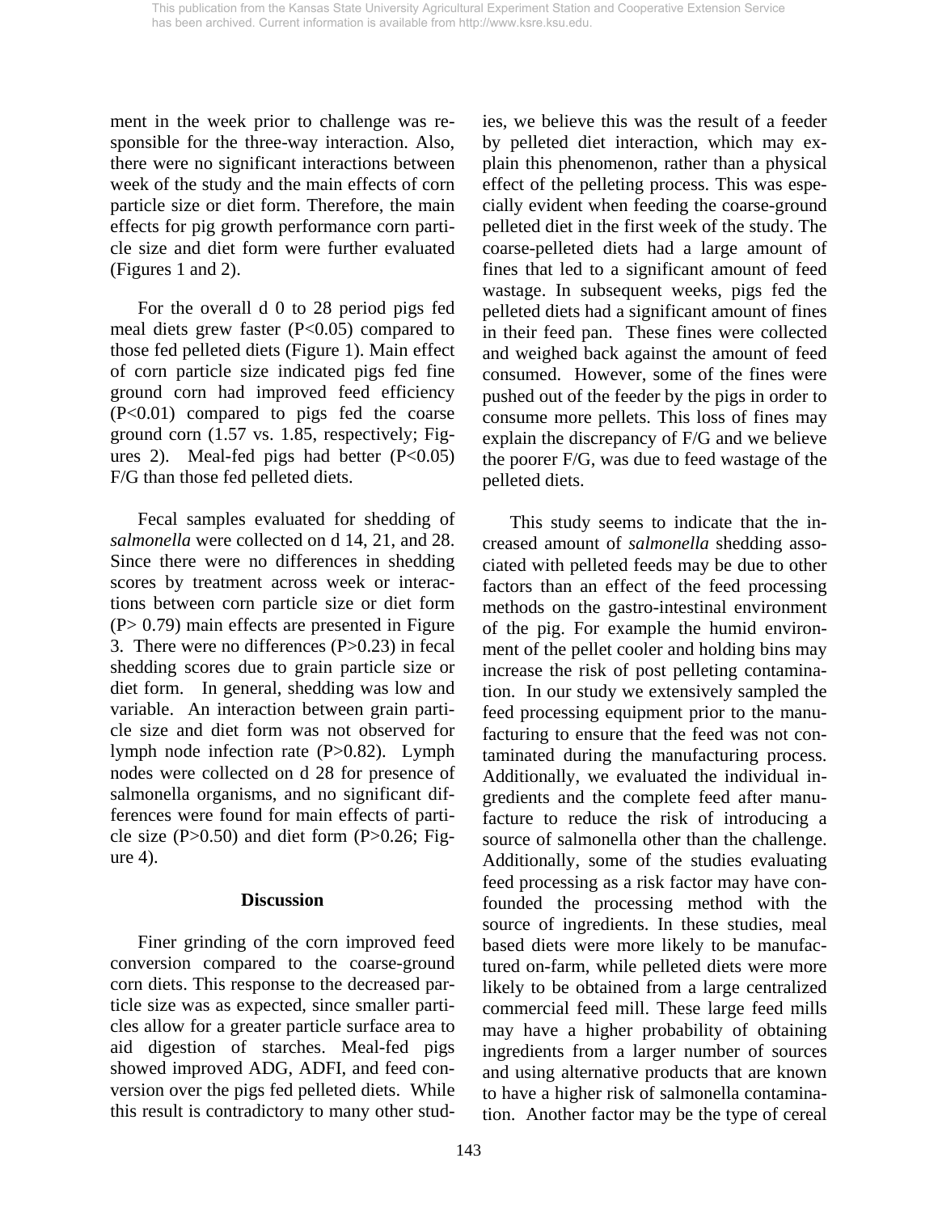ment in the week prior to challenge was responsible for the three-way interaction. Also, there were no significant interactions between week of the study and the main effects of corn particle size or diet form. Therefore, the main effects for pig growth performance corn particle size and diet form were further evaluated (Figures 1 and 2).

For the overall d 0 to 28 period pigs fed meal diets grew faster ($P<0.05$) compared to those fed pelleted diets (Figure 1). Main effect of corn particle size indicated pigs fed fine ground corn had improved feed efficiency ($P<0.01$) compared to pigs fed the coarse ground corn (1.57 vs. 1.85, respectively; Figures 2). Meal-fed pigs had better ($P<0.05$) F/G than those fed pelleted diets.

Fecal samples evaluated for shedding of *salmonella* were collected on d 14, 21, and 28. Since there were no differences in shedding scores by treatment across week or interactions between corn particle size or diet form ($P> 0.79$) main effects are presented in Figure 3. There were no differences ($P>0.23$) in fecal shedding scores due to grain particle size or diet form. In general, shedding was low and variable. An interaction between grain particle size and diet form was not observed for lymph node infection rate ($P>0.82$). Lymph nodes were collected on d 28 for presence of salmonella organisms, and no significant differences were found for main effects of particle size ($P>0.50$) and diet form ($P>0.26$; Figure 4).

## Discussion

Finer grinding of the corn improved feed conversion compared to the coarse-ground corn diets. This response to the decreased particle size was as expected, since smaller particles allow for a greater particle surface area to aid digestion of starches. Meal-fed pigs showed improved ADG, ADFI, and feed conversion over the pigs fed pelleted diets. While this result is contradictory to many other studies, we believe this was the result of a feeder by pelleted diet interaction, which may explain this phenomenon, rather than a physical effect of the pelleting process. This was especially evident when feeding the coarse-ground pelleted diet in the first week of the study. The coarse-pelleted diets had a large amount of fines that led to a significant amount of feed wastage. In subsequent weeks, pigs fed the pelleted diets had a significant amount of fines in their feed pan. These fines were collected and weighed back against the amount of feed consumed. However, some of the fines were pushed out of the feeder by the pigs in order to consume more pellets. This loss of fines may explain the discrepancy of F/G and we believe the poorer F/G, was due to feed wastage of the pelleted diets.

This study seems to indicate that the increased amount of *salmonella* shedding associated with pelleted feeds may be due to other factors than an effect of the feed processing methods on the gastro-intestinal environment of the pig. For example the humid environment of the pellet cooler and holding bins may increase the risk of post pelleting contamination. In our study we extensively sampled the feed processing equipment prior to the manufacturing to ensure that the feed was not contaminated during the manufacturing process. Additionally, we evaluated the individual ingredients and the complete feed after manufacture to reduce the risk of introducing a source of salmonella other than the challenge. Additionally, some of the studies evaluating feed processing as a risk factor may have confounded the processing method with the source of ingredients. In these studies, meal based diets were more likely to be manufactured on-farm, while pelleted diets were more likely to be obtained from a large centralized commercial feed mill. These large feed mills may have a higher probability of obtaining ingredients from a larger number of sources and using alternative products that are known to have a higher risk of salmonella contamination. Another factor may be the type of cereal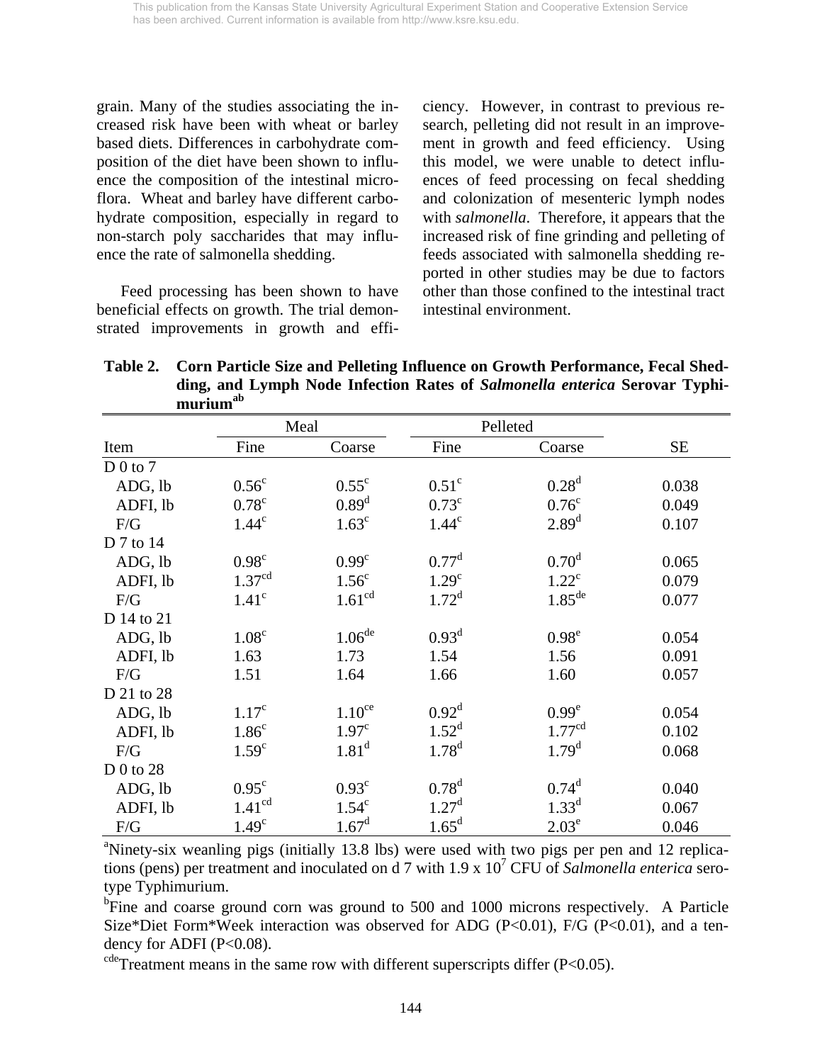grain. Many of the studies associating the increased risk have been with wheat or barley based diets. Differences in carbohydrate composition of the diet have been shown to influence the composition of the intestinal microflora. Wheat and barley have different carbohydrate composition, especially in regard to non-starch poly saccharides that may influence the rate of salmonella shedding.

Feed processing has been shown to have beneficial effects on growth. The trial demonstrated improvements in growth and efficiency. However, in contrast to previous research, pelleting did not result in an improvement in growth and feed efficiency. Using this model, we were unable to detect influences of feed processing on fecal shedding and colonization of mesenteric lymph nodes with *salmonella*. Therefore, it appears that the increased risk of fine grinding and pelleting of feeds associated with salmonella shedding reported in other studies may be due to factors other than those confined to the intestinal tract intestinal environment.

**Table 2. Corn Particle Size and Pelleting Influence on Growth Performance, Fecal Shedding, and Lymph Node Infection Rates of *Salmonella enterica* Serovar Typhimurium[ab]**

| | Meal | | Pelleted | | |
|---|---|---|---|---|---|
| Item | Fine | Coarse | Fine | Coarse | SE |
| D 0 to 7 | | | | | |
| ADG, lb | 0.56[c] | 0.55[c] | 0.51[c] | 0.28[d] | 0.038 |
| ADFI, lb | 0.78[c] | 0.89[d] | 0.73[c] | 0.76[c] | 0.049 |
| F/G | 1.44[c] | 1.63[c] | 1.44[c] | 2.89[d] | 0.107 |
| D 7 to 14 | | | | | |
| ADG, lb | 0.98[c] | 0.99[c] | 0.77[d] | 0.70[d] | 0.065 |
| ADFI, lb | 1.37[cd] | 1.56[c] | 1.29[c] | 1.22[c] | 0.079 |
| F/G | 1.41[c] | 1.61[cd] | 1.72[d] | 1.85[de] | 0.077 |
| D 14 to 21 | | | | | |
| ADG, lb | 1.08[c] | 1.06[de] | 0.93[d] | 0.98[e] | 0.054 |
| ADFI, lb | 1.63 | 1.73 | 1.54 | 1.56 | 0.091 |
| F/G | 1.51 | 1.64 | 1.66 | 1.60 | 0.057 |
| D 21 to 28 | | | | | |
| ADG, lb | 1.17[c] | 1.10[ce] | 0.92[d] | 0.99[e] | 0.054 |
| ADFI, lb | 1.86[c] | 1.97[c] | 1.52[d] | 1.77[cd] | 0.102 |
| F/G | 1.59[c] | 1.81[d] | 1.78[d] | 1.79[d] | 0.068 |
| D 0 to 28 | | | | | |
| ADG, lb | 0.95[c] | 0.93[c] | 0.78[d] | 0.74[d] | 0.040 |
| ADFI, lb | 1.41[cd] | 1.54[c] | 1.27[d] | 1.33[d] | 0.067 |
| F/G | 1.49[c] | 1.67[d] | 1.65[d] | 2.03[e] | 0.046 |

[a]Ninety-six weanling pigs (initially 13.8 lbs) were used with two pigs per pen and 12 replications (pens) per treatment and inoculated on d 7 with $1.9 \times 10^7$ CFU of *Salmonella enterica* serotype Typhimurium.

[b]Fine and coarse ground corn was ground to 500 and 1000 microns respectively. A Particle Size*Diet Form*Week interaction was observed for ADG ($P<0.01$), F/G ($P<0.01$), and a tendency for ADFI ($P<0.08$).

[cde]Treatment means in the same row with different superscripts differ ($P<0.05$).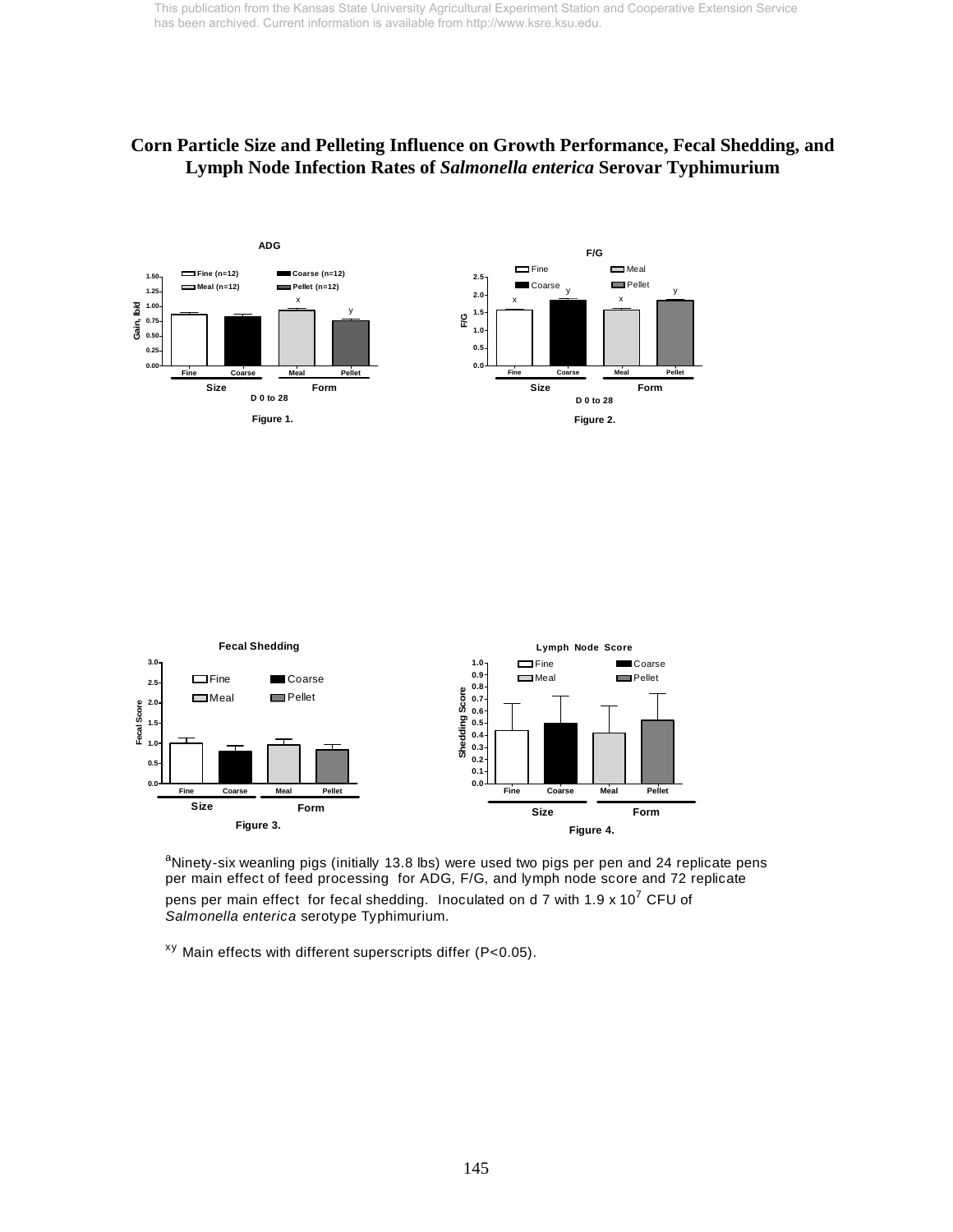# Corn Particle Size and Pelleting Influence on Growth Performance, Fecal Shedding, and Lymph Node Infection Rates of *Salmonella enterica* Serovar Typhimurium

Figure 1.

Figure 2.

Figure 3.

Figure 4.

[a]Ninety-six weanling pigs (initially 13.8 lbs) were used two pigs per pen and 24 replicate pens per main effect of feed processing for ADG, F/G, and lymph node score and 72 replicate pens per main effect for fecal shedding. Inoculated on d 7 with $1.9 \times 10^7$ CFU of *Salmonella enterica* serotype Typhimurium.

[xy] Main effects with different superscripts differ ($P<0.05$).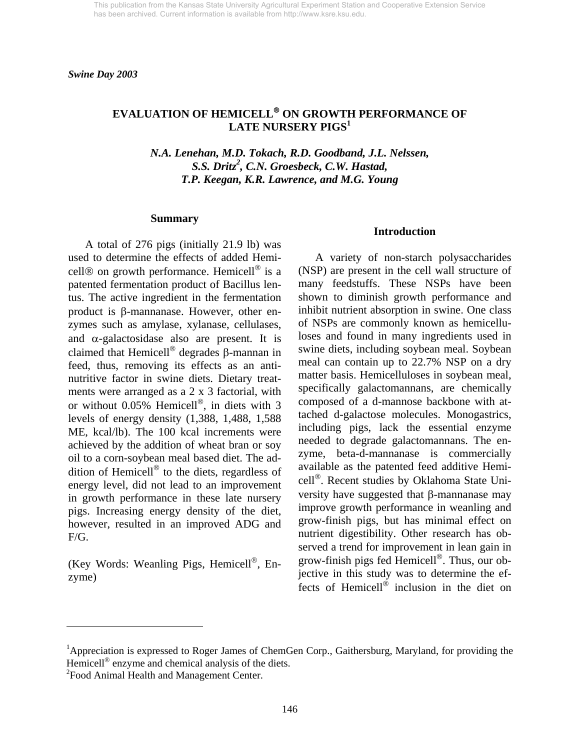*Swine Day 2003*

## EVALUATION OF HEMICELL® ON GROWTH PERFORMANCE OF LATE NURSERY PIGS[1]

*N.A. Lenehan, M.D. Tokach, R.D. Goodband, J.L. Nelssen, S.S. Dritz[2], C.N. Groesbeck, C.W. Hastad, T.P. Keegan, K.R. Lawrence, and M.G. Young*

### Summary

A total of 276 pigs (initially 21.9 lb) was used to determine the effects of added Hemicell® on growth performance. Hemicell® is a patented fermentation product of Bacillus lentus. The active ingredient in the fermentation product is β-mannanase. However, other enzymes such as amylase, xylanase, cellulases, and α-galactosidase also are present. It is claimed that Hemicell® degrades β-mannan in feed, thus, removing its effects as an antinutritive factor in swine diets. Dietary treatments were arranged as a 2 x 3 factorial, with or without 0.05% Hemicell®, in diets with 3 levels of energy density (1,388, 1,488, 1,588 ME, kcal/lb). The 100 kcal increments were achieved by the addition of wheat bran or soy oil to a corn-soybean meal based diet. The addition of Hemicell® to the diets, regardless of energy level, did not lead to an improvement in growth performance in these late nursery pigs. Increasing energy density of the diet, however, resulted in an improved ADG and F/G.

(Key Words: Weanling Pigs, Hemicell®, Enzyme)

### Introduction

A variety of non-starch polysaccharides (NSP) are present in the cell wall structure of many feedstuffs. These NSPs have been shown to diminish growth performance and inhibit nutrient absorption in swine. One class of NSPs are commonly known as hemicelluloses and found in many ingredients used in swine diets, including soybean meal. Soybean meal can contain up to 22.7% NSP on a dry matter basis. Hemicelluloses in soybean meal, specifically galactomannans, are chemically composed of a d-mannose backbone with attached d-galactose molecules. Monogastrics, including pigs, lack the essential enzyme needed to degrade galactomannans. The enzyme, beta-d-mannanase is commercially available as the patented feed additive Hemicell®. Recent studies by Oklahoma State University have suggested that β-mannanase may improve growth performance in weanling and grow-finish pigs, but has minimal effect on nutrient digestibility. Other research has observed a trend for improvement in lean gain in grow-finish pigs fed Hemicell®. Thus, our objective in this study was to determine the effects of Hemicell® inclusion in the diet on

---

[1]Appreciation is expressed to Roger James of ChemGen Corp., Gaithersburg, Maryland, for providing the Hemicell® enzyme and chemical analysis of the diets.

[2]Food Animal Health and Management Center.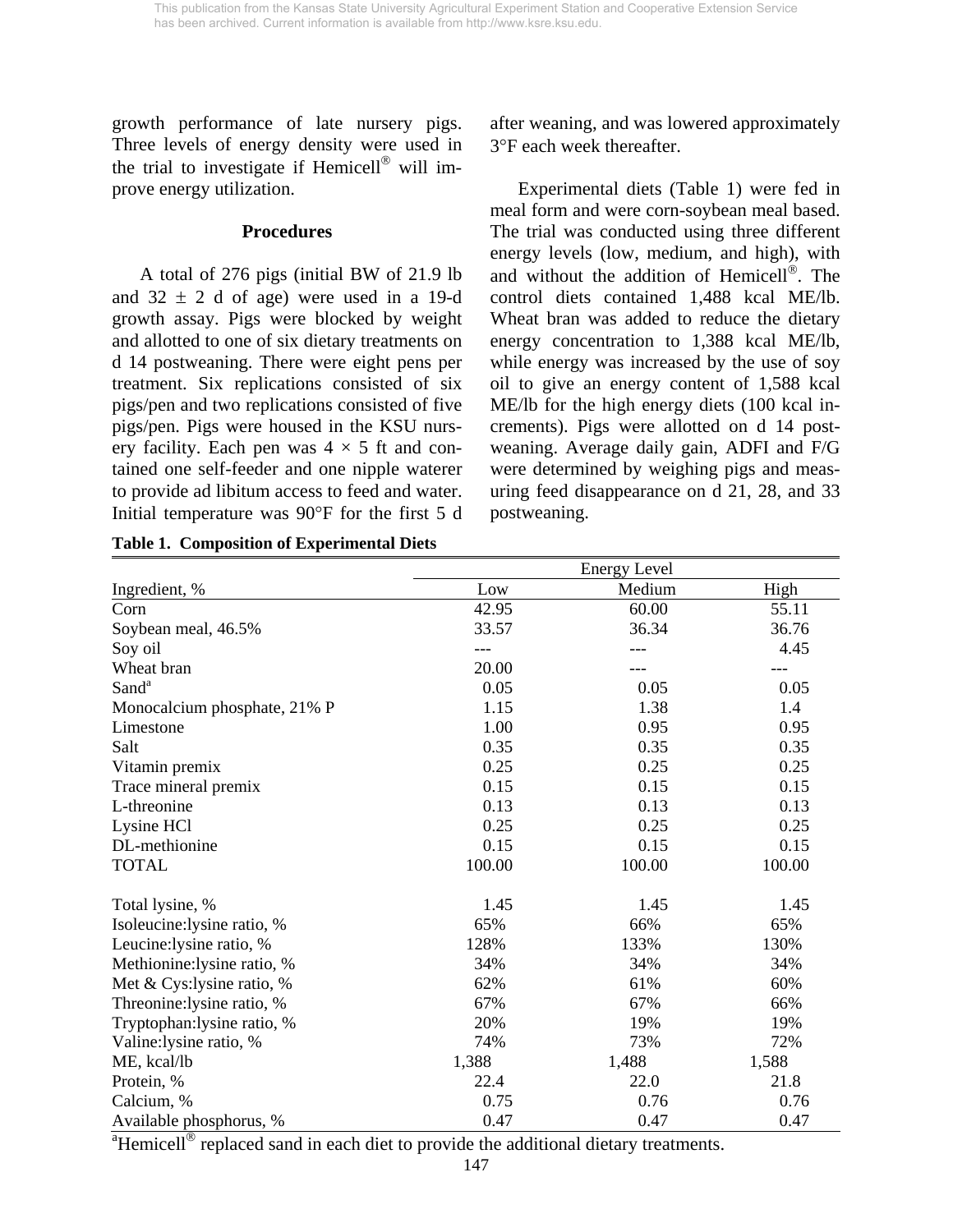growth performance of late nursery pigs. Three levels of energy density were used in the trial to investigate if Hemicell® will improve energy utilization.

## Procedures

A total of 276 pigs (initial BW of 21.9 lb and 32 ± 2 d of age) were used in a 19-d growth assay. Pigs were blocked by weight and allotted to one of six dietary treatments on d 14 postweaning. There were eight pens per treatment. Six replications consisted of six pigs/pen and two replications consisted of five pigs/pen. Pigs were housed in the KSU nursery facility. Each pen was 4 × 5 ft and contained one self-feeder and one nipple waterer to provide ad libitum access to feed and water. Initial temperature was 90°F for the first 5 d after weaning, and was lowered approximately 3°F each week thereafter.

Experimental diets (Table 1) were fed in meal form and were corn-soybean meal based. The trial was conducted using three different energy levels (low, medium, and high), with and without the addition of Hemicell®. The control diets contained 1,488 kcal ME/lb. Wheat bran was added to reduce the dietary energy concentration to 1,388 kcal ME/lb, while energy was increased by the use of soy oil to give an energy content of 1,588 kcal ME/lb for the high energy diets (100 kcal increments). Pigs were allotted on d 14 postweaning. Average daily gain, ADFI and F/G were determined by weighing pigs and measuring feed disappearance on d 21, 28, and 33 postweaning.

**Table 1. Composition of Experimental Diets**

| | Energy Level | | |
|---|---|---|---|
| Ingredient, % | Low | Medium | High |
| Corn | 42.95 | 60.00 | 55.11 |
| Soybean meal, 46.5% | 33.57 | 36.34 | 36.76 |
| Soy oil | --- | --- | 4.45 |
| Wheat bran | 20.00 | --- | --- |
| Sand[a] | 0.05 | 0.05 | 0.05 |
| Monocalcium phosphate, 21% P | 1.15 | 1.38 | 1.4 |
| Limestone | 1.00 | 0.95 | 0.95 |
| Salt | 0.35 | 0.35 | 0.35 |
| Vitamin premix | 0.25 | 0.25 | 0.25 |
| Trace mineral premix | 0.15 | 0.15 | 0.15 |
| L-threonine | 0.13 | 0.13 | 0.13 |
| Lysine HCl | 0.25 | 0.25 | 0.25 |
| DL-methionine | 0.15 | 0.15 | 0.15 |
| TOTAL | 100.00 | 100.00 | 100.00 |
| | | | |
| Total lysine, % | 1.45 | 1.45 | 1.45 |
| Isoleucine:lysine ratio, % | 65% | 66% | 65% |
| Leucine:lysine ratio, % | 128% | 133% | 130% |
| Methionine:lysine ratio, % | 34% | 34% | 34% |
| Met & Cys:lysine ratio, % | 62% | 61% | 60% |
| Threonine:lysine ratio, % | 67% | 67% | 66% |
| Tryptophan:lysine ratio, % | 20% | 19% | 19% |
| Valine:lysine ratio, % | 74% | 73% | 72% |
| ME, kcal/lb | 1,388 | 1,488 | 1,588 |
| Protein, % | 22.4 | 22.0 | 21.8 |
| Calcium, % | 0.75 | 0.76 | 0.76 |
| Available phosphorus, % | 0.47 | 0.47 | 0.47 |

[a]Hemicell® replaced sand in each diet to provide the additional dietary treatments.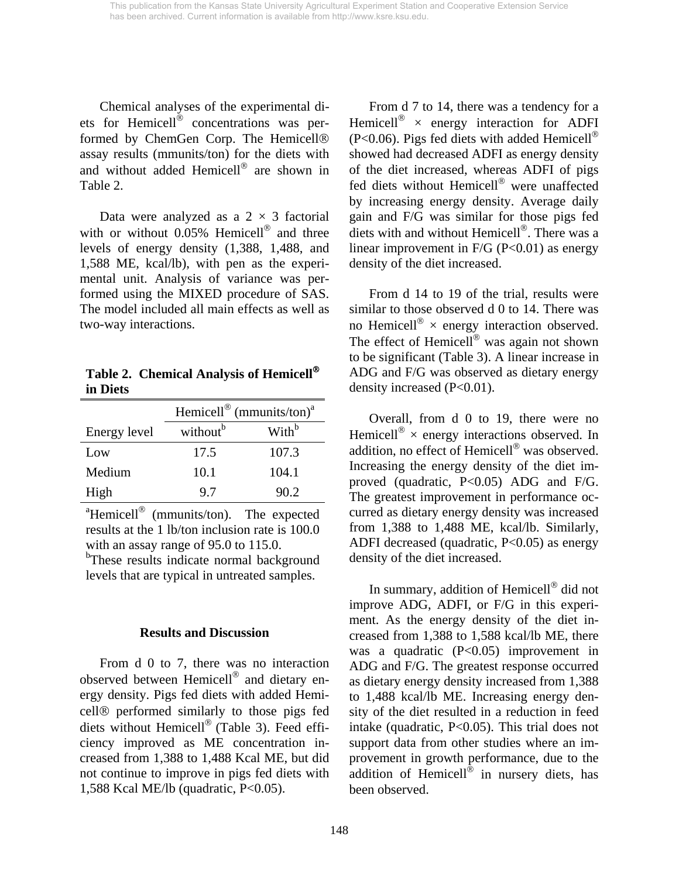Chemical analyses of the experimental diets for Hemicell® concentrations was performed by ChemGen Corp. The Hemicell® assay results (mmunits/ton) for the diets with and without added Hemicell® are shown in Table 2.

Data were analyzed as a 2 × 3 factorial with or without 0.05% Hemicell® and three levels of energy density (1,388, 1,488, and 1,588 ME, kcal/lb), with pen as the experimental unit. Analysis of variance was performed using the MIXED procedure of SAS. The model included all main effects as well as two-way interactions.

**Table 2. Chemical Analysis of Hemicell® in Diets**

| | Hemicell® (mmunits/ton)[a] | |
|---|---|---|
| Energy level | without[b] | With[b] |
| Low | 17.5 | 107.3 |
| Medium | 10.1 | 104.1 |
| High | 9.7 | 90.2 |

[a]Hemicell® (mmunits/ton). The expected results at the 1 lb/ton inclusion rate is 100.0 with an assay range of 95.0 to 115.0.
[b]These results indicate normal background levels that are typical in untreated samples.

## Results and Discussion

From d 0 to 7, there was no interaction observed between Hemicell® and dietary energy density. Pigs fed diets with added Hemicell® performed similarly to those pigs fed diets without Hemicell® (Table 3). Feed efficiency improved as ME concentration increased from 1,388 to 1,488 Kcal ME, but did not continue to improve in pigs fed diets with 1,588 Kcal ME/lb (quadratic, $P<0.05$).

From d 7 to 14, there was a tendency for a Hemicell® × energy interaction for ADFI ($P<0.06$). Pigs fed diets with added Hemicell® showed had decreased ADFI as energy density of the diet increased, whereas ADFI of pigs fed diets without Hemicell® were unaffected by increasing energy density. Average daily gain and F/G was similar for those pigs fed diets with and without Hemicell®. There was a linear improvement in F/G ($P<0.01$) as energy density of the diet increased.

From d 14 to 19 of the trial, results were similar to those observed d 0 to 14. There was no Hemicell® × energy interaction observed. The effect of Hemicell® was again not shown to be significant (Table 3). A linear increase in ADG and F/G was observed as dietary energy density increased ($P<0.01$).

Overall, from d 0 to 19, there were no Hemicell® × energy interactions observed. In addition, no effect of Hemicell® was observed. Increasing the energy density of the diet improved (quadratic, $P<0.05$) ADG and F/G. The greatest improvement in performance occurred as dietary energy density was increased from 1,388 to 1,488 ME, kcal/lb. Similarly, ADFI decreased (quadratic, $P<0.05$) as energy density of the diet increased.

In summary, addition of Hemicell® did not improve ADG, ADFI, or F/G in this experiment. As the energy density of the diet increased from 1,388 to 1,588 kcal/lb ME, there was a quadratic ($P<0.05$) improvement in ADG and F/G. The greatest response occurred as dietary energy density increased from 1,388 to 1,488 kcal/lb ME. Increasing energy density of the diet resulted in a reduction in feed intake (quadratic, $P<0.05$). This trial does not support data from other studies where an improvement in growth performance, due to the addition of Hemicell® in nursery diets, has been observed.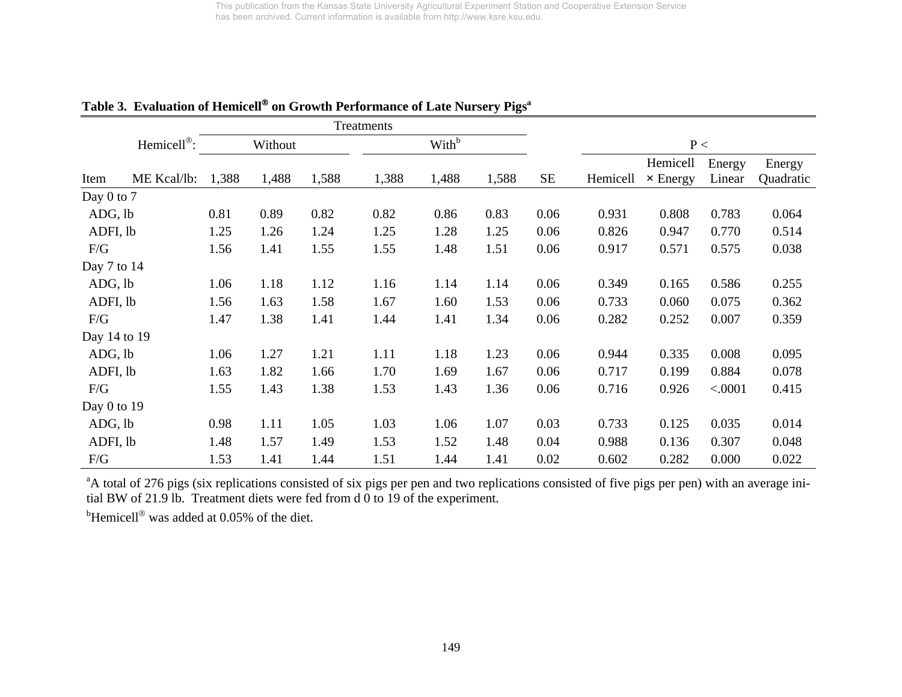**Table 3. Evaluation of Hemicell® on Growth Performance of Late Nursery Pigs[a]**

| | | Treatments | | | | | | | P < | | | |
|---|---|---|---|---|---|---|---|---|---|---|---|---|
| | Hemicell®: | Without | | | With[b] | | | | | | | |
| Item | ME Kcal/lb: | 1,388 | 1,488 | 1,588 | 1,388 | 1,488 | 1,588 | SE | Hemicell | Hemicell × Energy | Energy Linear | Energy Quadratic |
| Day 0 to 7 | | | | | | | | | | | | |
| ADG, lb | | 0.81 | 0.89 | 0.82 | 0.82 | 0.86 | 0.83 | 0.06 | 0.931 | 0.808 | 0.783 | 0.064 |
| ADFI, lb | | 1.25 | 1.26 | 1.24 | 1.25 | 1.28 | 1.25 | 0.06 | 0.826 | 0.947 | 0.770 | 0.514 |
| F/G | | 1.56 | 1.41 | 1.55 | 1.55 | 1.48 | 1.51 | 0.06 | 0.917 | 0.571 | 0.575 | 0.038 |
| Day 7 to 14 | | | | | | | | | | | | |
| ADG, lb | | 1.06 | 1.18 | 1.12 | 1.16 | 1.14 | 1.14 | 0.06 | 0.349 | 0.165 | 0.586 | 0.255 |
| ADFI, lb | | 1.56 | 1.63 | 1.58 | 1.67 | 1.60 | 1.53 | 0.06 | 0.733 | 0.060 | 0.075 | 0.362 |
| F/G | | 1.47 | 1.38 | 1.41 | 1.44 | 1.41 | 1.34 | 0.06 | 0.282 | 0.252 | 0.007 | 0.359 |
| Day 14 to 19 | | | | | | | | | | | | |
| ADG, lb | | 1.06 | 1.27 | 1.21 | 1.11 | 1.18 | 1.23 | 0.06 | 0.944 | 0.335 | 0.008 | 0.095 |
| ADFI, lb | | 1.63 | 1.82 | 1.66 | 1.70 | 1.69 | 1.67 | 0.06 | 0.717 | 0.199 | 0.884 | 0.078 |
| F/G | | 1.55 | 1.43 | 1.38 | 1.53 | 1.43 | 1.36 | 0.06 | 0.716 | 0.926 | <.0001 | 0.415 |
| Day 0 to 19 | | | | | | | | | | | | |
| ADG, lb | | 0.98 | 1.11 | 1.05 | 1.03 | 1.06 | 1.07 | 0.03 | 0.733 | 0.125 | 0.035 | 0.014 |
| ADFI, lb | | 1.48 | 1.57 | 1.49 | 1.53 | 1.52 | 1.48 | 0.04 | 0.988 | 0.136 | 0.307 | 0.048 |
| F/G | | 1.53 | 1.41 | 1.44 | 1.51 | 1.44 | 1.41 | 0.02 | 0.602 | 0.282 | 0.000 | 0.022 |

[a]A total of 276 pigs (six replications consisted of six pigs per pen and two replications consisted of five pigs per pen) with an average initial BW of 21.9 lb. Treatment diets were fed from d 0 to 19 of the experiment.

[b]Hemicell® was added at 0.05% of the diet.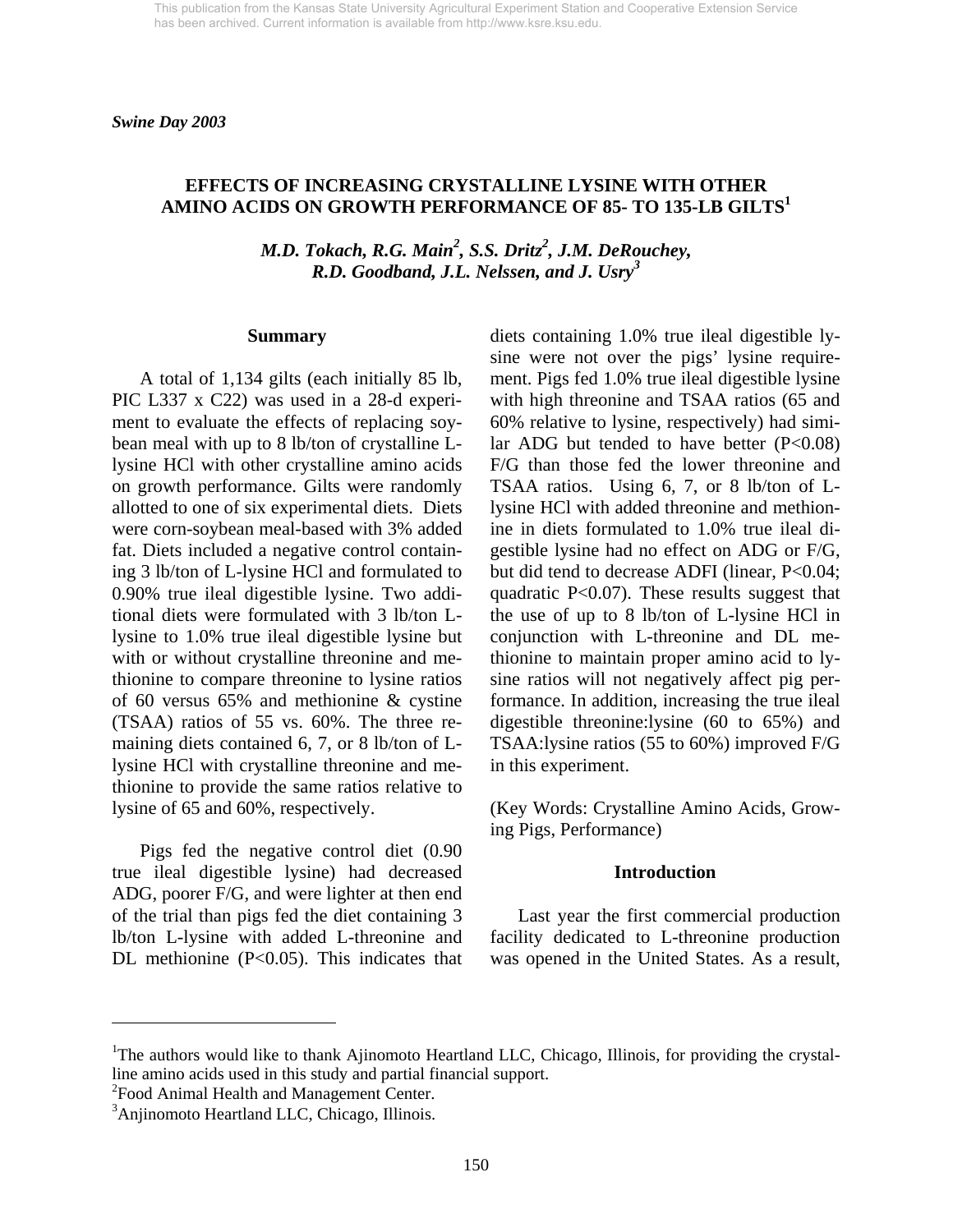This publication from the Kansas State University Agricultural Experiment Station and Cooperative Extension Service has been archived. Current information is available from http://www.ksre.ksu.edu.

*Swine Day 2003*

# EFFECTS OF INCREASING CRYSTALLINE LYSINE WITH OTHER AMINO ACIDS ON GROWTH PERFORMANCE OF 85- TO 135-LB GILTS[1]

*M.D. Tokach, R.G. Main[2], S.S. Dritz[2], J.M. DeRouchey, R.D. Goodband, J.L. Nelssen, and J. Usry[3]*

## Summary

A total of 1,134 gilts (each initially 85 lb, PIC L337 x C22) was used in a 28-d experiment to evaluate the effects of replacing soybean meal with up to 8 lb/ton of crystalline L-lysine HCl with other crystalline amino acids on growth performance. Gilts were randomly allotted to one of six experimental diets. Diets were corn-soybean meal-based with 3% added fat. Diets included a negative control containing 3 lb/ton of L-lysine HCl and formulated to 0.90% true ileal digestible lysine. Two additional diets were formulated with 3 lb/ton L-lysine to 1.0% true ileal digestible lysine but with or without crystalline threonine and methionine to compare threonine to lysine ratios of 60 versus 65% and methionine & cystine (TSAA) ratios of 55 vs. 60%. The three remaining diets contained 6, 7, or 8 lb/ton of L-lysine HCl with crystalline threonine and methionine to provide the same ratios relative to lysine of 65 and 60%, respectively.

Pigs fed the negative control diet (0.90 true ileal digestible lysine) had decreased ADG, poorer F/G, and were lighter at then end of the trial than pigs fed the diet containing 3 lb/ton L-lysine with added L-threonine and DL methionine ($P<0.05$). This indicates that diets containing 1.0% true ileal digestible lysine were not over the pigs' lysine requirement. Pigs fed 1.0% true ileal digestible lysine with high threonine and TSAA ratios (65 and 60% relative to lysine, respectively) had similar ADG but tended to have better ($P<0.08$) F/G than those fed the lower threonine and TSAA ratios. Using 6, 7, or 8 lb/ton of L-lysine HCl with added threonine and methionine in diets formulated to 1.0% true ileal digestible lysine had no effect on ADG or F/G, but did tend to decrease ADFI (linear, $P<0.04$; quadratic $P<0.07$). These results suggest that the use of up to 8 lb/ton of L-lysine HCl in conjunction with L-threonine and DL methionine to maintain proper amino acid to lysine ratios will not negatively affect pig performance. In addition, increasing the true ileal digestible threonine:lysine (60 to 65%) and TSAA:lysine ratios (55 to 60%) improved F/G in this experiment.

(Key Words: Crystalline Amino Acids, Growing Pigs, Performance)

## Introduction

Last year the first commercial production facility dedicated to L-threonine production was opened in the United States. As a result,

---

[1]The authors would like to thank Ajinomoto Heartland LLC, Chicago, Illinois, for providing the crystalline amino acids used in this study and partial financial support.

[2]Food Animal Health and Management Center.

[3]Anjinomoto Heartland LLC, Chicago, Illinois.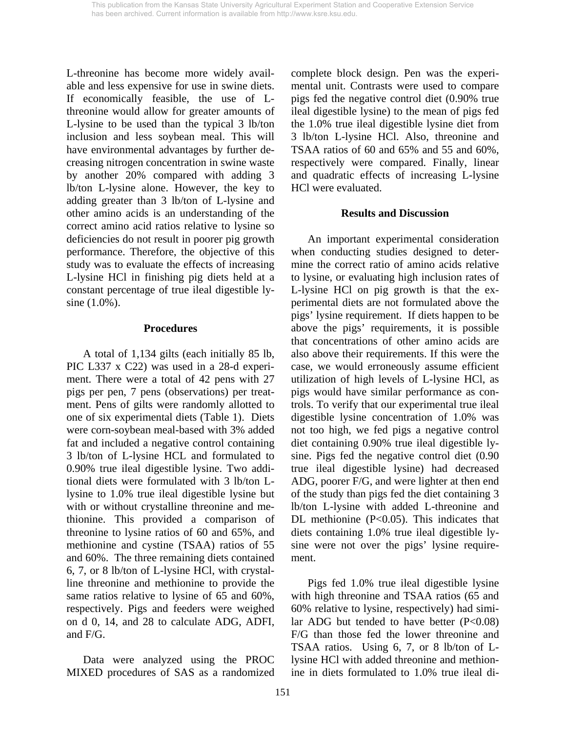L-threonine has become more widely available and less expensive for use in swine diets. If economically feasible, the use of L-threonine would allow for greater amounts of L-lysine to be used than the typical 3 lb/ton inclusion and less soybean meal. This will have environmental advantages by further decreasing nitrogen concentration in swine waste by another 20% compared with adding 3 lb/ton L-lysine alone. However, the key to adding greater than 3 lb/ton of L-lysine and other amino acids is an understanding of the correct amino acid ratios relative to lysine so deficiencies do not result in poorer pig growth performance. Therefore, the objective of this study was to evaluate the effects of increasing L-lysine HCl in finishing pig diets held at a constant percentage of true ileal digestible lysine (1.0%).

## Procedures

A total of 1,134 gilts (each initially 85 lb, PIC L337 x C22) was used in a 28-d experiment. There were a total of 42 pens with 27 pigs per pen, 7 pens (observations) per treatment. Pens of gilts were randomly allotted to one of six experimental diets (Table 1). Diets were corn-soybean meal-based with 3% added fat and included a negative control containing 3 lb/ton of L-lysine HCL and formulated to 0.90% true ileal digestible lysine. Two additional diets were formulated with 3 lb/ton L-lysine to 1.0% true ileal digestible lysine but with or without crystalline threonine and methionine. This provided a comparison of threonine to lysine ratios of 60 and 65%, and methionine and cystine (TSAA) ratios of 55 and 60%. The three remaining diets contained 6, 7, or 8 lb/ton of L-lysine HCl, with crystalline threonine and methionine to provide the same ratios relative to lysine of 65 and 60%, respectively. Pigs and feeders were weighed on d 0, 14, and 28 to calculate ADG, ADFI, and F/G.

Data were analyzed using the PROC MIXED procedures of SAS as a randomized complete block design. Pen was the experimental unit. Contrasts were used to compare pigs fed the negative control diet (0.90% true ileal digestible lysine) to the mean of pigs fed the 1.0% true ileal digestible lysine diet from 3 lb/ton L-lysine HCl. Also, threonine and TSAA ratios of 60 and 65% and 55 and 60%, respectively were compared. Finally, linear and quadratic effects of increasing L-lysine HCl were evaluated.

## Results and Discussion

An important experimental consideration when conducting studies designed to determine the correct ratio of amino acids relative to lysine, or evaluating high inclusion rates of L-lysine HCl on pig growth is that the experimental diets are not formulated above the pigs' lysine requirement. If diets happen to be above the pigs' requirements, it is possible that concentrations of other amino acids are also above their requirements. If this were the case, we would erroneously assume efficient utilization of high levels of L-lysine HCl, as pigs would have similar performance as controls. To verify that our experimental true ileal digestible lysine concentration of 1.0% was not too high, we fed pigs a negative control diet containing 0.90% true ileal digestible lysine. Pigs fed the negative control diet (0.90 true ileal digestible lysine) had decreased ADG, poorer F/G, and were lighter at then end of the study than pigs fed the diet containing 3 lb/ton L-lysine with added L-threonine and DL methionine ($P<0.05$). This indicates that diets containing 1.0% true ileal digestible lysine were not over the pigs' lysine requirement.

Pigs fed 1.0% true ileal digestible lysine with high threonine and TSAA ratios (65 and 60% relative to lysine, respectively) had similar ADG but tended to have better ($P<0.08$) F/G than those fed the lower threonine and TSAA ratios. Using 6, 7, or 8 lb/ton of L-lysine HCl with added threonine and methionine in diets formulated to 1.0% true ileal di-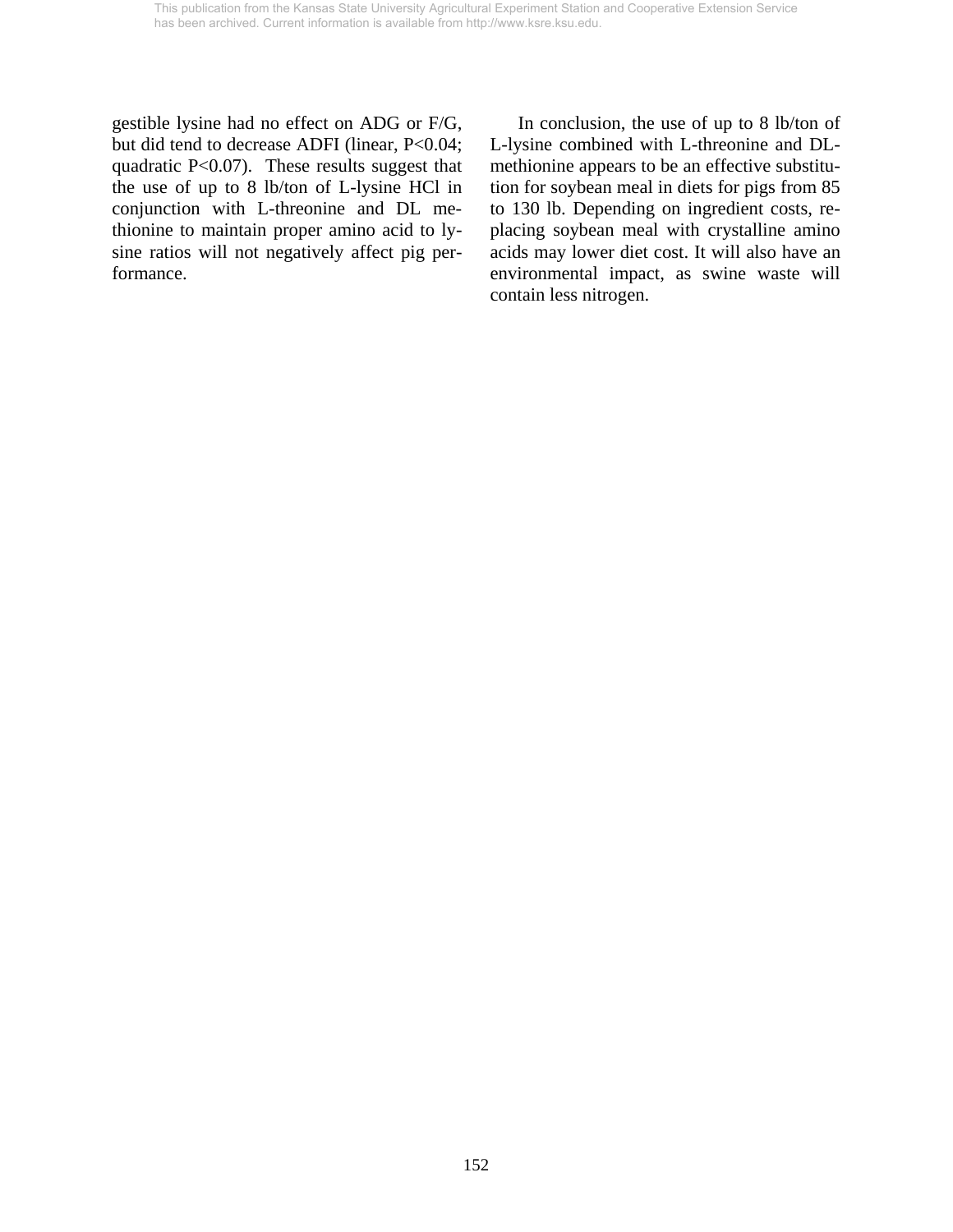gestible lysine had no effect on ADG or F/G, but did tend to decrease ADFI (linear, $P<0.04$; quadratic $P<0.07$). These results suggest that the use of up to 8 lb/ton of L-lysine HCl in conjunction with L-threonine and DL methionine to maintain proper amino acid to lysine ratios will not negatively affect pig performance.

In conclusion, the use of up to 8 lb/ton of L-lysine combined with L-threonine and DL-methionine appears to be an effective substitution for soybean meal in diets for pigs from 85 to 130 lb. Depending on ingredient costs, replacing soybean meal with crystalline amino acids may lower diet cost. It will also have an environmental impact, as swine waste will contain less nitrogen.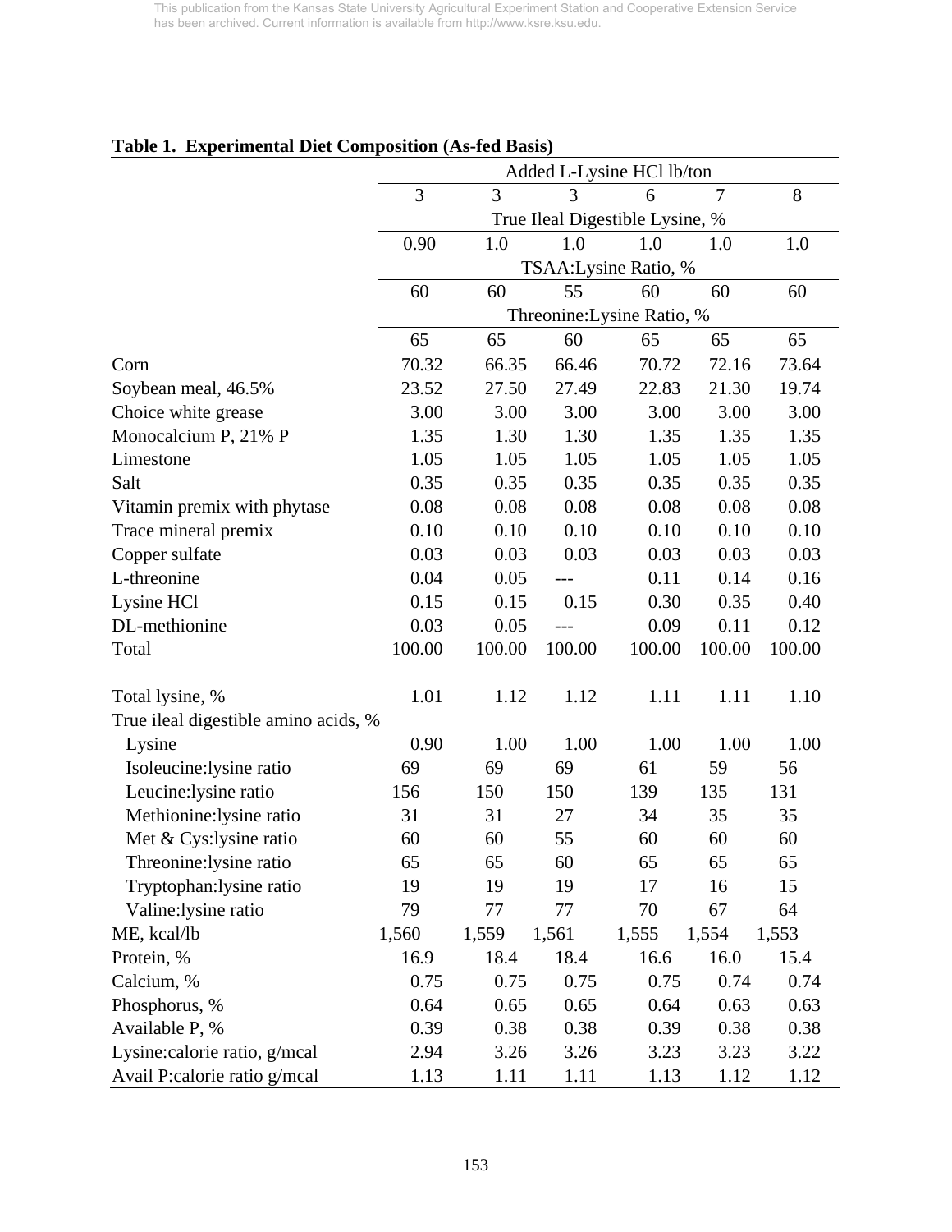This publication from the Kansas State University Agricultural Experiment Station and Cooperative Extension Service has been archived. Current information is available from http://www.ksre.ksu.edu.

**Table 1. Experimental Diet Composition (As-fed Basis)**

| | Added L-Lysine HCl lb/ton | | | | | |
|---|---|---|---|---|---|---|
| | 3 | 3 | 3 | 6 | 7 | 8 |
| | True Ileal Digestible Lysine, % | | | | | |
| | 0.90 | 1.0 | 1.0 | 1.0 | 1.0 | 1.0 |
| | TSAA:Lysine Ratio, % | | | | | |
| | 60 | 60 | 55 | 60 | 60 | 60 |
| | Threonine:Lysine Ratio, % | | | | | |
| | 65 | 65 | 60 | 65 | 65 | 65 |
| Corn | 70.32 | 66.35 | 66.46 | 70.72 | 72.16 | 73.64 |
| Soybean meal, 46.5% | 23.52 | 27.50 | 27.49 | 22.83 | 21.30 | 19.74 |
| Choice white grease | 3.00 | 3.00 | 3.00 | 3.00 | 3.00 | 3.00 |
| Monocalcium P, 21% P | 1.35 | 1.30 | 1.30 | 1.35 | 1.35 | 1.35 |
| Limestone | 1.05 | 1.05 | 1.05 | 1.05 | 1.05 | 1.05 |
| Salt | 0.35 | 0.35 | 0.35 | 0.35 | 0.35 | 0.35 |
| Vitamin premix with phytase | 0.08 | 0.08 | 0.08 | 0.08 | 0.08 | 0.08 |
| Trace mineral premix | 0.10 | 0.10 | 0.10 | 0.10 | 0.10 | 0.10 |
| Copper sulfate | 0.03 | 0.03 | 0.03 | 0.03 | 0.03 | 0.03 |
| L-threonine | 0.04 | 0.05 | --- | 0.11 | 0.14 | 0.16 |
| Lysine HCl | 0.15 | 0.15 | 0.15 | 0.30 | 0.35 | 0.40 |
| DL-methionine | 0.03 | 0.05 | --- | 0.09 | 0.11 | 0.12 |
| Total | 100.00 | 100.00 | 100.00 | 100.00 | 100.00 | 100.00 |
| | | | | | | |
| Total lysine, % | 1.01 | 1.12 | 1.12 | 1.11 | 1.11 | 1.10 |
| True ileal digestible amino acids, % | | | | | | |
| Lysine | 0.90 | 1.00 | 1.00 | 1.00 | 1.00 | 1.00 |
| Isoleucine:lysine ratio | 69 | 69 | 69 | 61 | 59 | 56 |
| Leucine:lysine ratio | 156 | 150 | 150 | 139 | 135 | 131 |
| Methionine:lysine ratio | 31 | 31 | 27 | 34 | 35 | 35 |
| Met & Cys:lysine ratio | 60 | 60 | 55 | 60 | 60 | 60 |
| Threonine:lysine ratio | 65 | 65 | 60 | 65 | 65 | 65 |
| Tryptophan:lysine ratio | 19 | 19 | 19 | 17 | 16 | 15 |
| Valine:lysine ratio | 79 | 77 | 77 | 70 | 67 | 64 |
| ME, kcal/lb | 1,560 | 1,559 | 1,561 | 1,555 | 1,554 | 1,553 |
| Protein, % | 16.9 | 18.4 | 18.4 | 16.6 | 16.0 | 15.4 |
| Calcium, % | 0.75 | 0.75 | 0.75 | 0.75 | 0.74 | 0.74 |
| Phosphorus, % | 0.64 | 0.65 | 0.65 | 0.64 | 0.63 | 0.63 |
| Available P, % | 0.39 | 0.38 | 0.38 | 0.39 | 0.38 | 0.38 |
| Lysine:calorie ratio, g/mcal | 2.94 | 3.26 | 3.26 | 3.23 | 3.23 | 3.22 |
| Avail P:calorie ratio g/mcal | 1.13 | 1.11 | 1.11 | 1.13 | 1.12 | 1.12 |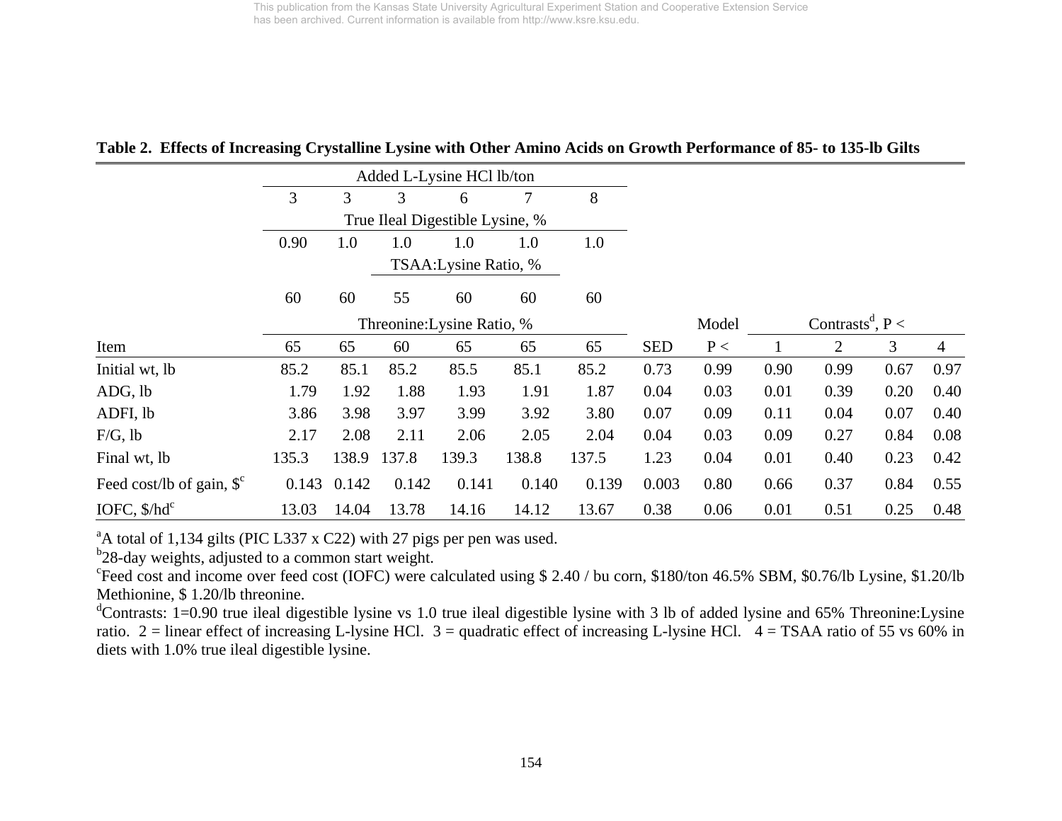**Table 2. Effects of Increasing Crystalline Lysine with Other Amino Acids on Growth Performance of 85- to 135-lb Gilts**

| | Added L-Lysine HCl lb/ton | | | | | | | | | | | |
|---|---|---|---|---|---|---|---|---|---|---|---|---|
| | 3 | 3 | 3 | 6 | 7 | 8 | | | | | | |
| | True Ileal Digestible Lysine, % | | | | | | | | | | | |
| | 0.90 | 1.0 | 1.0 | 1.0 | 1.0 | 1.0 | | | | | | |
| | TSAA:Lysine Ratio, % | | | | | | | | | | | |
| | 60 | 60 | 55 | 60 | 60 | 60 | | | | | | |
| | Threonine:Lysine Ratio, % | | | | | | | Model | Contrasts[d], P < | | | |
| Item | 65 | 65 | 60 | 65 | 65 | 65 | SED | P < | 1 | 2 | 3 | 4 |
| Initial wt, lb | 85.2 | 85.1 | 85.2 | 85.5 | 85.1 | 85.2 | 0.73 | 0.99 | 0.90 | 0.99 | 0.67 | 0.97 |
| ADG, lb | 1.79 | 1.92 | 1.88 | 1.93 | 1.91 | 1.87 | 0.04 | 0.03 | 0.01 | 0.39 | 0.20 | 0.40 |
| ADFI, lb | 3.86 | 3.98 | 3.97 | 3.99 | 3.92 | 3.80 | 0.07 | 0.09 | 0.11 | 0.04 | 0.07 | 0.40 |
| F/G, lb | 2.17 | 2.08 | 2.11 | 2.06 | 2.05 | 2.04 | 0.04 | 0.03 | 0.09 | 0.27 | 0.84 | 0.08 |
| Final wt, lb | 135.3 | 138.9 | 137.8 | 139.3 | 138.8 | 137.5 | 1.23 | 0.04 | 0.01 | 0.40 | 0.23 | 0.42 |
| Feed cost/lb of gain, $[c] | 0.143 | 0.142 | 0.142 | 0.141 | 0.140 | 0.139 | 0.003 | 0.80 | 0.66 | 0.37 | 0.84 | 0.55 |
| IOFC, $/hd[c] | 13.03 | 14.04 | 13.78 | 14.16 | 14.12 | 13.67 | 0.38 | 0.06 | 0.01 | 0.51 | 0.25 | 0.48 |

[a]A total of 1,134 gilts (PIC L337 x C22) with 27 pigs per pen was used.
[b]28-day weights, adjusted to a common start weight.
[c]Feed cost and income over feed cost (IOFC) were calculated using $ 2.40 / bu corn, $180/ton 46.5% SBM, $0.76/lb Lysine, $1.20/lb Methionine, $ 1.20/lb threonine.
[d]Contrasts: 1=0.90 true ileal digestible lysine vs 1.0 true ileal digestible lysine with 3 lb of added lysine and 65% Threonine:Lysine ratio. 2 = linear effect of increasing L-lysine HCl. 3 = quadratic effect of increasing L-lysine HCl. 4 = TSAA ratio of 55 vs 60% in diets with 1.0% true ileal digestible lysine.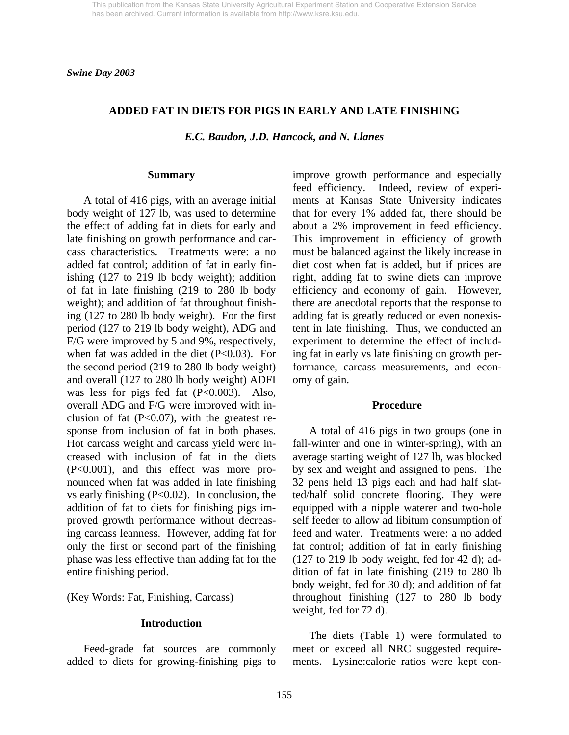*Swine Day 2003*

# ADDED FAT IN DIETS FOR PIGS IN EARLY AND LATE FINISHING

*E.C. Baudon, J.D. Hancock, and N. Llanes*

## Summary

A total of 416 pigs, with an average initial body weight of 127 lb, was used to determine the effect of adding fat in diets for early and late finishing on growth performance and carcass characteristics. Treatments were: a no added fat control; addition of fat in early finishing (127 to 219 lb body weight); addition of fat in late finishing (219 to 280 lb body weight); and addition of fat throughout finishing (127 to 280 lb body weight). For the first period (127 to 219 lb body weight), ADG and F/G were improved by 5 and 9%, respectively, when fat was added in the diet ($P<0.03$). For the second period (219 to 280 lb body weight) and overall (127 to 280 lb body weight) ADFI was less for pigs fed fat ($P<0.003$). Also, overall ADG and F/G were improved with inclusion of fat ($P<0.07$), with the greatest response from inclusion of fat in both phases. Hot carcass weight and carcass yield were increased with inclusion of fat in the diets ($P<0.001$), and this effect was more pronounced when fat was added in late finishing vs early finishing ($P<0.02$). In conclusion, the addition of fat to diets for finishing pigs improved growth performance without decreasing carcass leanness. However, adding fat for only the first or second part of the finishing phase was less effective than adding fat for the entire finishing period.

(Key Words: Fat, Finishing, Carcass)

## Introduction

Feed-grade fat sources are commonly added to diets for growing-finishing pigs to improve growth performance and especially feed efficiency. Indeed, review of experiments at Kansas State University indicates that for every 1% added fat, there should be about a 2% improvement in feed efficiency. This improvement in efficiency of growth must be balanced against the likely increase in diet cost when fat is added, but if prices are right, adding fat to swine diets can improve efficiency and economy of gain. However, there are anecdotal reports that the response to adding fat is greatly reduced or even nonexistent in late finishing. Thus, we conducted an experiment to determine the effect of including fat in early vs late finishing on growth performance, carcass measurements, and economy of gain.

## Procedure

A total of 416 pigs in two groups (one in fall-winter and one in winter-spring), with an average starting weight of 127 lb, was blocked by sex and weight and assigned to pens. The 32 pens held 13 pigs each and had half slatted/half solid concrete flooring. They were equipped with a nipple waterer and two-hole self feeder to allow ad libitum consumption of feed and water. Treatments were: a no added fat control; addition of fat in early finishing (127 to 219 lb body weight, fed for 42 d); addition of fat in late finishing (219 to 280 lb body weight, fed for 30 d); and addition of fat throughout finishing (127 to 280 lb body weight, fed for 72 d).

The diets (Table 1) were formulated to meet or exceed all NRC suggested requirements. Lysine:calorie ratios were kept con-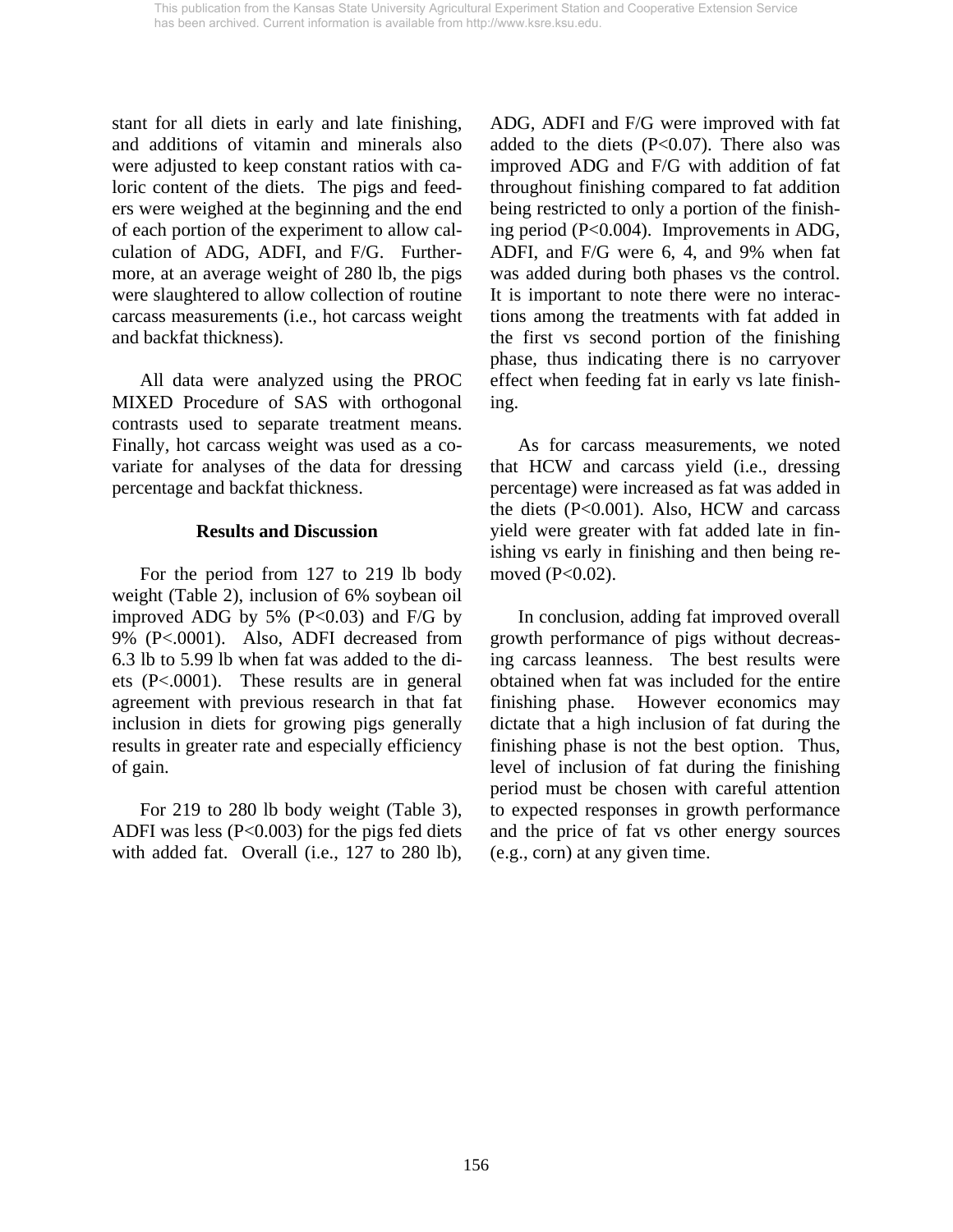stant for all diets in early and late finishing, and additions of vitamin and minerals also were adjusted to keep constant ratios with caloric content of the diets. The pigs and feeders were weighed at the beginning and the end of each portion of the experiment to allow calculation of ADG, ADFI, and F/G. Furthermore, at an average weight of 280 lb, the pigs were slaughtered to allow collection of routine carcass measurements (i.e., hot carcass weight and backfat thickness).

All data were analyzed using the PROC MIXED Procedure of SAS with orthogonal contrasts used to separate treatment means. Finally, hot carcass weight was used as a covariate for analyses of the data for dressing percentage and backfat thickness.

## Results and Discussion

For the period from 127 to 219 lb body weight (Table 2), inclusion of 6% soybean oil improved ADG by 5% ($P<0.03$) and F/G by 9% ($P<.0001$). Also, ADFI decreased from 6.3 lb to 5.99 lb when fat was added to the diets ($P<.0001$). These results are in general agreement with previous research in that fat inclusion in diets for growing pigs generally results in greater rate and especially efficiency of gain.

For 219 to 280 lb body weight (Table 3), ADFI was less ($P<0.003$) for the pigs fed diets with added fat. Overall (i.e., 127 to 280 lb), ADG, ADFI and F/G were improved with fat added to the diets ($P<0.07$). There also was improved ADG and F/G with addition of fat throughout finishing compared to fat addition being restricted to only a portion of the finishing period ($P<0.004$). Improvements in ADG, ADFI, and F/G were 6, 4, and 9% when fat was added during both phases vs the control. It is important to note there were no interactions among the treatments with fat added in the first vs second portion of the finishing phase, thus indicating there is no carryover effect when feeding fat in early vs late finishing.

As for carcass measurements, we noted that HCW and carcass yield (i.e., dressing percentage) were increased as fat was added in the diets ($P<0.001$). Also, HCW and carcass yield were greater with fat added late in finishing vs early in finishing and then being removed ($P<0.02$).

In conclusion, adding fat improved overall growth performance of pigs without decreasing carcass leanness. The best results were obtained when fat was included for the entire finishing phase. However economics may dictate that a high inclusion of fat during the finishing phase is not the best option. Thus, level of inclusion of fat during the finishing period must be chosen with careful attention to expected responses in growth performance and the price of fat vs other energy sources (e.g., corn) at any given time.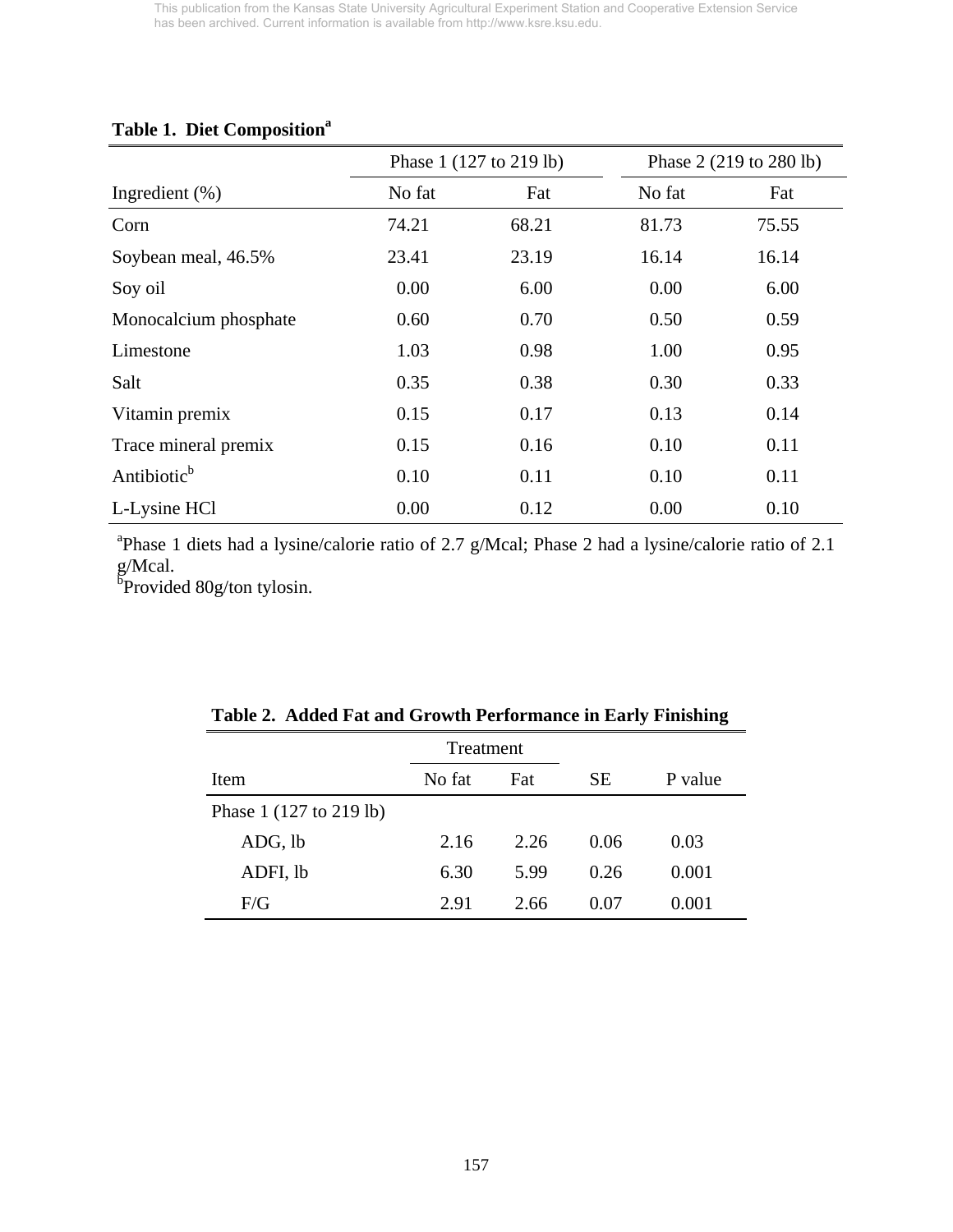**Table 1. Diet Composition[a]**

| | Phase 1 (127 to 219 lb) | | Phase 2 (219 to 280 lb) | |
|---|---|---|---|---|
| Ingredient (%) | No fat | Fat | No fat | Fat |
| Corn | 74.21 | 68.21 | 81.73 | 75.55 |
| Soybean meal, 46.5% | 23.41 | 23.19 | 16.14 | 16.14 |
| Soy oil | 0.00 | 6.00 | 0.00 | 6.00 |
| Monocalcium phosphate | 0.60 | 0.70 | 0.50 | 0.59 |
| Limestone | 1.03 | 0.98 | 1.00 | 0.95 |
| Salt | 0.35 | 0.38 | 0.30 | 0.33 |
| Vitamin premix | 0.15 | 0.17 | 0.13 | 0.14 |
| Trace mineral premix | 0.15 | 0.16 | 0.10 | 0.11 |
| Antibiotic[b] | 0.10 | 0.11 | 0.10 | 0.11 |
| L-Lysine HCl | 0.00 | 0.12 | 0.00 | 0.10 |

[a]Phase 1 diets had a lysine/calorie ratio of 2.7 g/Mcal; Phase 2 had a lysine/calorie ratio of 2.1 g/Mcal.
[b]Provided 80g/ton tylosin.

**Table 2. Added Fat and Growth Performance in Early Finishing**

| | Treatment | | | |
|---|---|---|---|---|
| Item | No fat | Fat | SE | P value |
| Phase 1 (127 to 219 lb) | | | | |
| ADG, lb | 2.16 | 2.26 | 0.06 | 0.03 |
| ADFI, lb | 6.30 | 5.99 | 0.26 | 0.001 |
| F/G | 2.91 | 2.66 | 0.07 | 0.001 |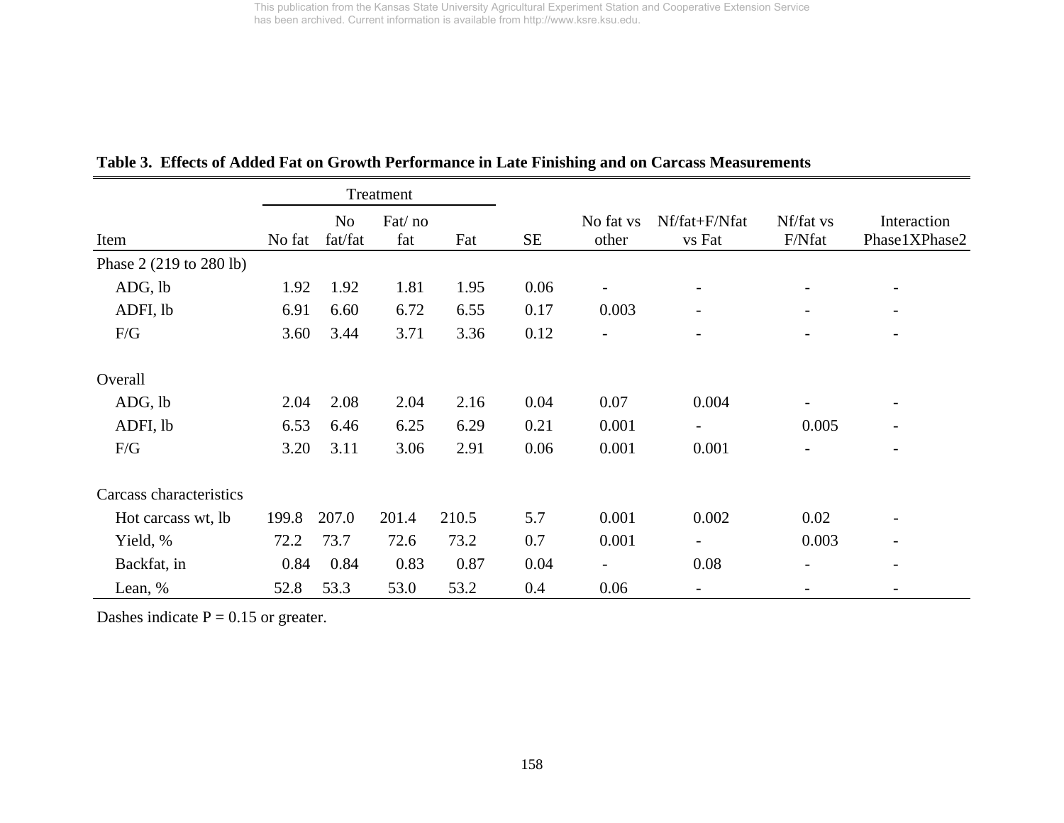**Table 3. Effects of Added Fat on Growth Performance in Late Finishing and on Carcass Measurements**

| | Treatment | | | | | | | | |
|---|---|---|---|---|---|---|---|---|---|
| Item | No fat | No fat/fat | Fat/ no fat | Fat | SE | No fat vs other | Nf/fat+F/Nfat vs Fat | Nf/fat vs F/Nfat | Interaction Phase1XPhase2 |
| Phase 2 (219 to 280 lb) | | | | | | | | | |
| ADG, lb | 1.92 | 1.92 | 1.81 | 1.95 | 0.06 | - | - | - | - |
| ADFI, lb | 6.91 | 6.60 | 6.72 | 6.55 | 0.17 | 0.003 | - | - | - |
| F/G | 3.60 | 3.44 | 3.71 | 3.36 | 0.12 | - | - | - | - |
| Overall | | | | | | | | | |
| ADG, lb | 2.04 | 2.08 | 2.04 | 2.16 | 0.04 | 0.07 | 0.004 | - | - |
| ADFI, lb | 6.53 | 6.46 | 6.25 | 6.29 | 0.21 | 0.001 | - | 0.005 | - |
| F/G | 3.20 | 3.11 | 3.06 | 2.91 | 0.06 | 0.001 | 0.001 | - | - |
| Carcass characteristics | | | | | | | | | |
| Hot carcass wt, lb | 199.8 | 207.0 | 201.4 | 210.5 | 5.7 | 0.001 | 0.002 | 0.02 | - |
| Yield, % | 72.2 | 73.7 | 72.6 | 73.2 | 0.7 | 0.001 | - | 0.003 | - |
| Backfat, in | 0.84 | 0.84 | 0.83 | 0.87 | 0.04 | - | 0.08 | - | - |
| Lean, % | 52.8 | 53.3 | 53.0 | 53.2 | 0.4 | 0.06 | - | - | - |

Dashes indicate P = 0.15 or greater.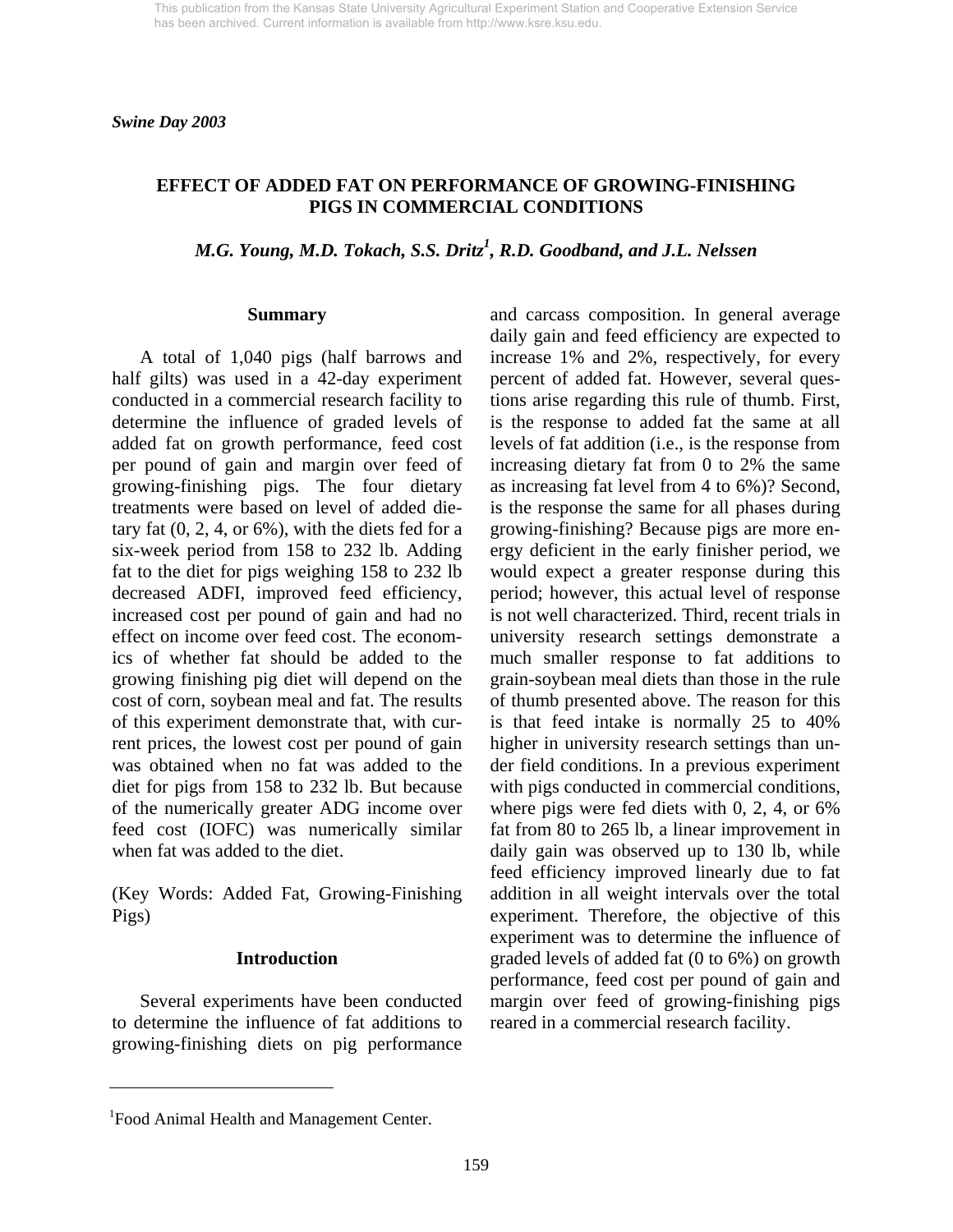This publication from the Kansas State University Agricultural Experiment Station and Cooperative Extension Service has been archived. Current information is available from http://www.ksre.ksu.edu.

*Swine Day 2003*

# EFFECT OF ADDED FAT ON PERFORMANCE OF GROWING-FINISHING PIGS IN COMMERCIAL CONDITIONS

*M.G. Young, M.D. Tokach, S.S. Dritz[1], R.D. Goodband, and J.L. Nelssen*

## Summary

A total of 1,040 pigs (half barrows and half gilts) was used in a 42-day experiment conducted in a commercial research facility to determine the influence of graded levels of added fat on growth performance, feed cost per pound of gain and margin over feed of growing-finishing pigs. The four dietary treatments were based on level of added dietary fat (0, 2, 4, or 6%), with the diets fed for a six-week period from 158 to 232 lb. Adding fat to the diet for pigs weighing 158 to 232 lb decreased ADFI, improved feed efficiency, increased cost per pound of gain and had no effect on income over feed cost. The economics of whether fat should be added to the growing finishing pig diet will depend on the cost of corn, soybean meal and fat. The results of this experiment demonstrate that, with current prices, the lowest cost per pound of gain was obtained when no fat was added to the diet for pigs from 158 to 232 lb. But because of the numerically greater ADG income over feed cost (IOFC) was numerically similar when fat was added to the diet.

(Key Words: Added Fat, Growing-Finishing Pigs)

## Introduction

Several experiments have been conducted to determine the influence of fat additions to growing-finishing diets on pig performance and carcass composition. In general average daily gain and feed efficiency are expected to increase 1% and 2%, respectively, for every percent of added fat. However, several questions arise regarding this rule of thumb. First, is the response to added fat the same at all levels of fat addition (i.e., is the response from increasing dietary fat from 0 to 2% the same as increasing fat level from 4 to 6%)? Second, is the response the same for all phases during growing-finishing? Because pigs are more energy deficient in the early finisher period, we would expect a greater response during this period; however, this actual level of response is not well characterized. Third, recent trials in university research settings demonstrate a much smaller response to fat additions to grain-soybean meal diets than those in the rule of thumb presented above. The reason for this is that feed intake is normally 25 to 40% higher in university research settings than under field conditions. In a previous experiment with pigs conducted in commercial conditions, where pigs were fed diets with 0, 2, 4, or 6% fat from 80 to 265 lb, a linear improvement in daily gain was observed up to 130 lb, while feed efficiency improved linearly due to fat addition in all weight intervals over the total experiment. Therefore, the objective of this experiment was to determine the influence of graded levels of added fat (0 to 6%) on growth performance, feed cost per pound of gain and margin over feed of growing-finishing pigs reared in a commercial research facility.

---

[1]Food Animal Health and Management Center.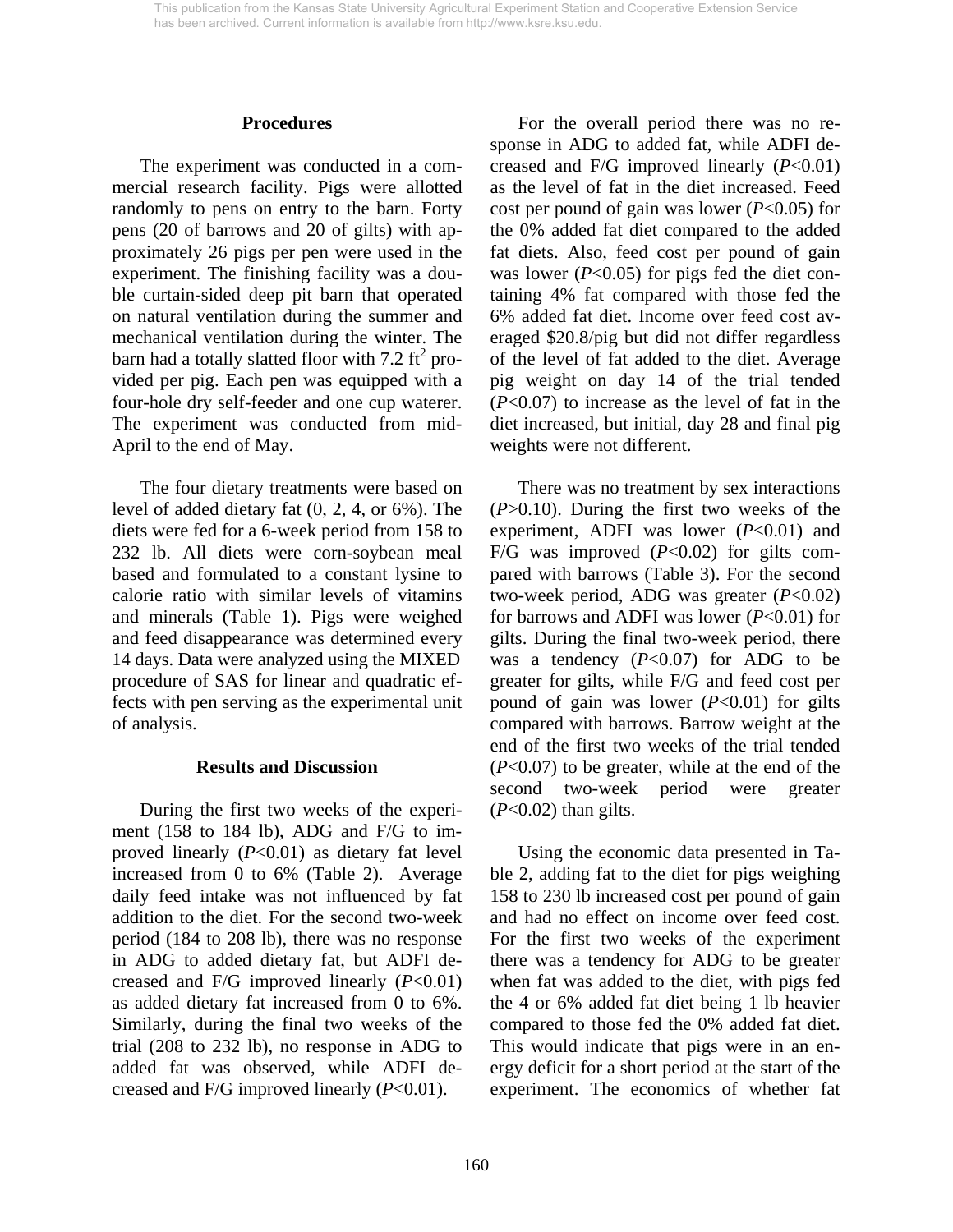## Procedures

The experiment was conducted in a commercial research facility. Pigs were allotted randomly to pens on entry to the barn. Forty pens (20 of barrows and 20 of gilts) with approximately 26 pigs per pen were used in the experiment. The finishing facility was a double curtain-sided deep pit barn that operated on natural ventilation during the summer and mechanical ventilation during the winter. The barn had a totally slatted floor with 7.2 ft$^2$ provided per pig. Each pen was equipped with a four-hole dry self-feeder and one cup waterer. The experiment was conducted from mid-April to the end of May.

The four dietary treatments were based on level of added dietary fat (0, 2, 4, or 6%). The diets were fed for a 6-week period from 158 to 232 lb. All diets were corn-soybean meal based and formulated to a constant lysine to calorie ratio with similar levels of vitamins and minerals (Table 1). Pigs were weighed and feed disappearance was determined every 14 days. Data were analyzed using the MIXED procedure of SAS for linear and quadratic effects with pen serving as the experimental unit of analysis.

## Results and Discussion

During the first two weeks of the experiment (158 to 184 lb), ADG and F/G to improved linearly ($P<0.01$) as dietary fat level increased from 0 to 6% (Table 2). Average daily feed intake was not influenced by fat addition to the diet. For the second two-week period (184 to 208 lb), there was no response in ADG to added dietary fat, but ADFI decreased and F/G improved linearly ($P<0.01$) as added dietary fat increased from 0 to 6%. Similarly, during the final two weeks of the trial (208 to 232 lb), no response in ADG to added fat was observed, while ADFI decreased and F/G improved linearly ($P<0.01$).

For the overall period there was no response in ADG to added fat, while ADFI decreased and F/G improved linearly ($P<0.01$) as the level of fat in the diet increased. Feed cost per pound of gain was lower ($P<0.05$) for the 0% added fat diet compared to the added fat diets. Also, feed cost per pound of gain was lower ($P<0.05$) for pigs fed the diet containing 4% fat compared with those fed the 6% added fat diet. Income over feed cost averaged \$20.8/pig but did not differ regardless of the level of fat added to the diet. Average pig weight on day 14 of the trial tended ($P<0.07$) to increase as the level of fat in the diet increased, but initial, day 28 and final pig weights were not different.

There was no treatment by sex interactions ($P>0.10$). During the first two weeks of the experiment, ADFI was lower ($P<0.01$) and F/G was improved ($P<0.02$) for gilts compared with barrows (Table 3). For the second two-week period, ADG was greater ($P<0.02$) for barrows and ADFI was lower ($P<0.01$) for gilts. During the final two-week period, there was a tendency ($P<0.07$) for ADG to be greater for gilts, while F/G and feed cost per pound of gain was lower ($P<0.01$) for gilts compared with barrows. Barrow weight at the end of the first two weeks of the trial tended ($P<0.07$) to be greater, while at the end of the second two-week period were greater ($P<0.02$) than gilts.

Using the economic data presented in Table 2, adding fat to the diet for pigs weighing 158 to 230 lb increased cost per pound of gain and had no effect on income over feed cost. For the first two weeks of the experiment there was a tendency for ADG to be greater when fat was added to the diet, with pigs fed the 4 or 6% added fat diet being 1 lb heavier compared to those fed the 0% added fat diet. This would indicate that pigs were in an energy deficit for a short period at the start of the experiment. The economics of whether fat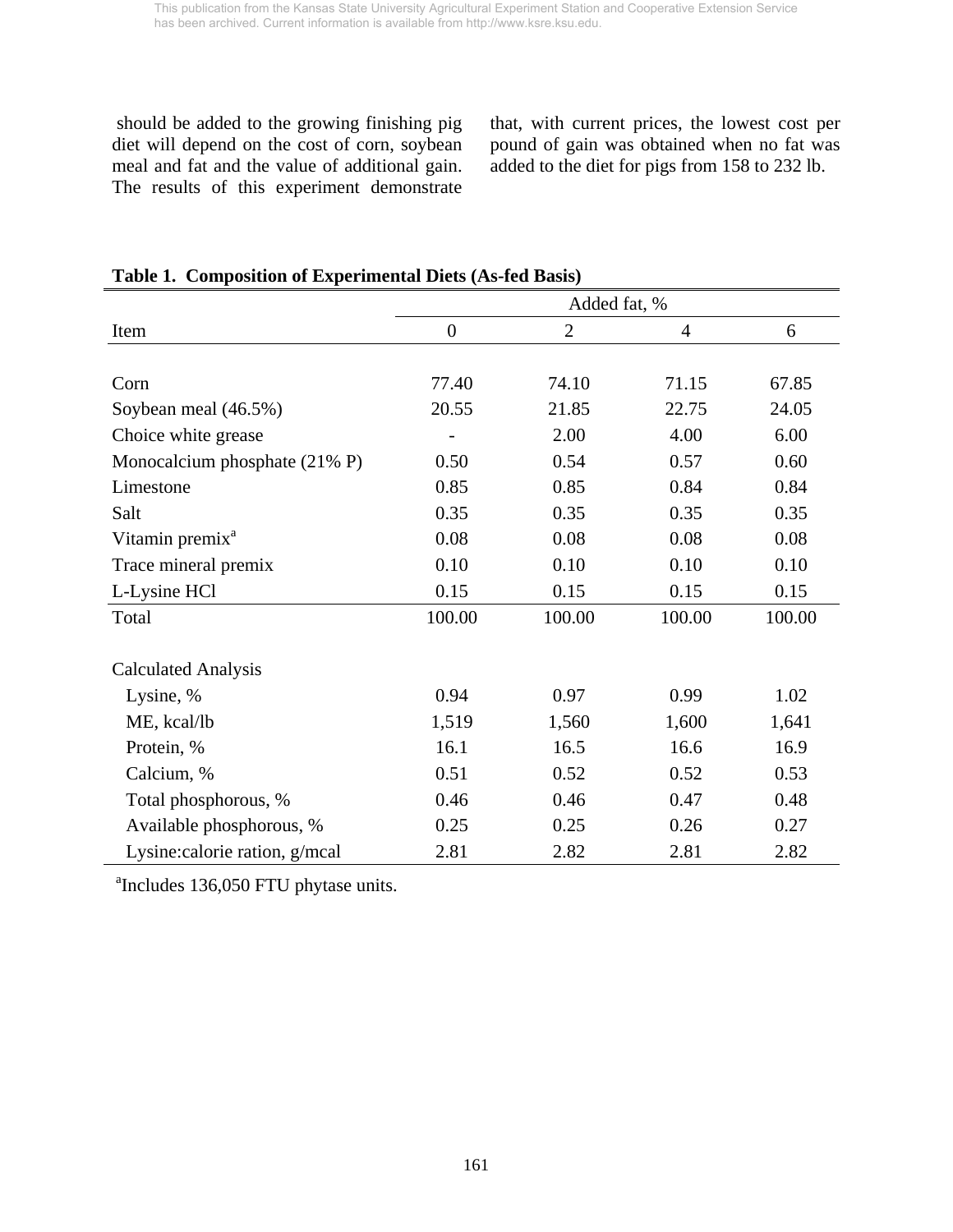should be added to the growing finishing pig diet will depend on the cost of corn, soybean meal and fat and the value of additional gain. The results of this experiment demonstrate that, with current prices, the lowest cost per pound of gain was obtained when no fat was added to the diet for pigs from 158 to 232 lb.

**Table 1. Composition of Experimental Diets (As-fed Basis)**

| | Added fat, % | | | |
|---|---|---|---|---|
| Item | 0 | 2 | 4 | 6 |
| Corn | 77.40 | 74.10 | 71.15 | 67.85 |
| Soybean meal (46.5%) | 20.55 | 21.85 | 22.75 | 24.05 |
| Choice white grease | - | 2.00 | 4.00 | 6.00 |
| Monocalcium phosphate (21% P) | 0.50 | 0.54 | 0.57 | 0.60 |
| Limestone | 0.85 | 0.85 | 0.84 | 0.84 |
| Salt | 0.35 | 0.35 | 0.35 | 0.35 |
| Vitamin premix[a] | 0.08 | 0.08 | 0.08 | 0.08 |
| Trace mineral premix | 0.10 | 0.10 | 0.10 | 0.10 |
| L-Lysine HCl | 0.15 | 0.15 | 0.15 | 0.15 |
| Total | 100.00 | 100.00 | 100.00 | 100.00 |
| Calculated Analysis | | | | |
| Lysine, % | 0.94 | 0.97 | 0.99 | 1.02 |
| ME, kcal/lb | 1,519 | 1,560 | 1,600 | 1,641 |
| Protein, % | 16.1 | 16.5 | 16.6 | 16.9 |
| Calcium, % | 0.51 | 0.52 | 0.52 | 0.53 |
| Total phosphorous, % | 0.46 | 0.46 | 0.47 | 0.48 |
| Available phosphorous, % | 0.25 | 0.25 | 0.26 | 0.27 |
| Lysine:calorie ration, g/mcal | 2.81 | 2.82 | 2.81 | 2.82 |

[a]Includes 136,050 FTU phytase units.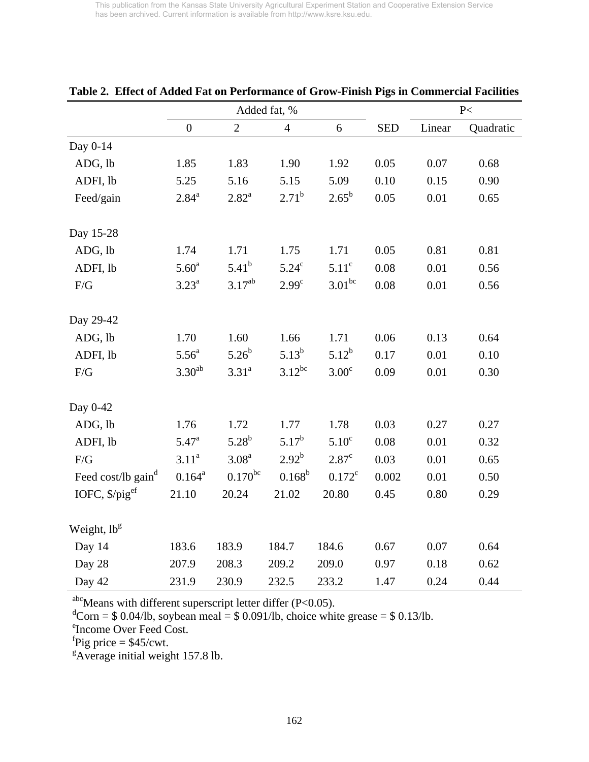This publication from the Kansas State University Agricultural Experiment Station and Cooperative Extension Service has been archived. Current information is available from http://www.ksre.ksu.edu.

**Table 2. Effect of Added Fat on Performance of Grow-Finish Pigs in Commercial Facilities**

| | Added fat, % | | | | | P< | |
|---|---|---|---|---|---|---|---|
| | 0 | 2 | 4 | 6 | SED | Linear | Quadratic |
| Day 0-14 | | | | | | | |
| ADG, lb | 1.85 | 1.83 | 1.90 | 1.92 | 0.05 | 0.07 | 0.68 |
| ADFI, lb | 5.25 | 5.16 | 5.15 | 5.09 | 0.10 | 0.15 | 0.90 |
| Feed/gain | 2.84[a] | 2.82[a] | 2.71[b] | 2.65[b] | 0.05 | 0.01 | 0.65 |
| Day 15-28 | | | | | | | |
| ADG, lb | 1.74 | 1.71 | 1.75 | 1.71 | 0.05 | 0.81 | 0.81 |
| ADFI, lb | 5.60[a] | 5.41[b] | 5.24[c] | 5.11[c] | 0.08 | 0.01 | 0.56 |
| F/G | 3.23[a] | 3.17[ab] | 2.99[c] | 3.01[bc] | 0.08 | 0.01 | 0.56 |
| Day 29-42 | | | | | | | |
| ADG, lb | 1.70 | 1.60 | 1.66 | 1.71 | 0.06 | 0.13 | 0.64 |
| ADFI, lb | 5.56[a] | 5.26[b] | 5.13[b] | 5.12[b] | 0.17 | 0.01 | 0.10 |
| F/G | 3.30[ab] | 3.31[a] | 3.12[bc] | 3.00[c] | 0.09 | 0.01 | 0.30 |
| Day 0-42 | | | | | | | |
| ADG, lb | 1.76 | 1.72 | 1.77 | 1.78 | 0.03 | 0.27 | 0.27 |
| ADFI, lb | 5.47[a] | 5.28[b] | 5.17[b] | 5.10[c] | 0.08 | 0.01 | 0.32 |
| F/G | 3.11[a] | 3.08[a] | 2.92[b] | 2.87[c] | 0.03 | 0.01 | 0.65 |
| Feed cost/lb gain[d] | 0.164[a] | 0.170[bc] | 0.168[b] | 0.172[c] | 0.002 | 0.01 | 0.50 |
| IOFC, $/pig[ef] | 21.10 | 20.24 | 21.02 | 20.80 | 0.45 | 0.80 | 0.29 |
| Weight, lb[g] | | | | | | | |
| Day 14 | 183.6 | 183.9 | 184.7 | 184.6 | 0.67 | 0.07 | 0.64 |
| Day 28 | 207.9 | 208.3 | 209.2 | 209.0 | 0.97 | 0.18 | 0.62 |
| Day 42 | 231.9 | 230.9 | 232.5 | 233.2 | 1.47 | 0.24 | 0.44 |

[abc]Means with different superscript letter differ ($P<0.05$).
[d]Corn = $ 0.04/lb, soybean meal = $ 0.091/lb, choice white grease = $ 0.13/lb.
[e]Income Over Feed Cost.
[f]Pig price = $45/cwt.
[g]Average initial weight 157.8 lb.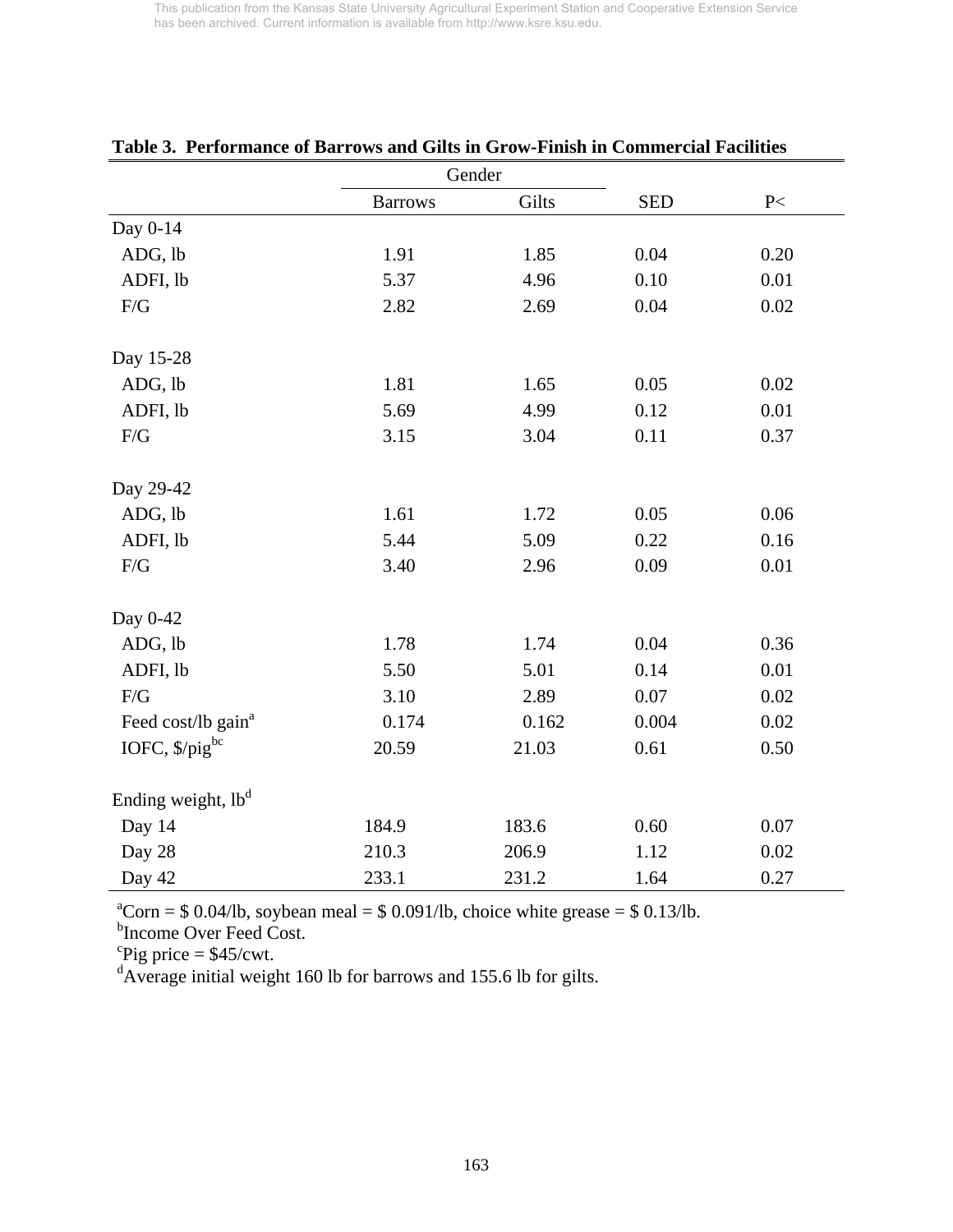**Table 3. Performance of Barrows and Gilts in Grow-Finish in Commercial Facilities**

| | Gender | | | |
|---|---|---|---|---|
| | Barrows | Gilts | SED | P< |
| Day 0-14 | | | | |
| ADG, lb | 1.91 | 1.85 | 0.04 | 0.20 |
| ADFI, lb | 5.37 | 4.96 | 0.10 | 0.01 |
| F/G | 2.82 | 2.69 | 0.04 | 0.02 |
| Day 15-28 | | | | |
| ADG, lb | 1.81 | 1.65 | 0.05 | 0.02 |
| ADFI, lb | 5.69 | 4.99 | 0.12 | 0.01 |
| F/G | 3.15 | 3.04 | 0.11 | 0.37 |
| Day 29-42 | | | | |
| ADG, lb | 1.61 | 1.72 | 0.05 | 0.06 |
| ADFI, lb | 5.44 | 5.09 | 0.22 | 0.16 |
| F/G | 3.40 | 2.96 | 0.09 | 0.01 |
| Day 0-42 | | | | |
| ADG, lb | 1.78 | 1.74 | 0.04 | 0.36 |
| ADFI, lb | 5.50 | 5.01 | 0.14 | 0.01 |
| F/G | 3.10 | 2.89 | 0.07 | 0.02 |
| Feed cost/lb gain[a] | 0.174 | 0.162 | 0.004 | 0.02 |
| IOFC, $/pig[bc] | 20.59 | 21.03 | 0.61 | 0.50 |
| Ending weight, lb[d] | | | | |
| Day 14 | 184.9 | 183.6 | 0.60 | 0.07 |
| Day 28 | 210.3 | 206.9 | 1.12 | 0.02 |
| Day 42 | 233.1 | 231.2 | 1.64 | 0.27 |

[a]Corn = $ 0.04/lb, soybean meal = $ 0.091/lb, choice white grease = $ 0.13/lb.
[b]Income Over Feed Cost.
[c]Pig price = $45/cwt.
[d]Average initial weight 160 lb for barrows and 155.6 lb for gilts.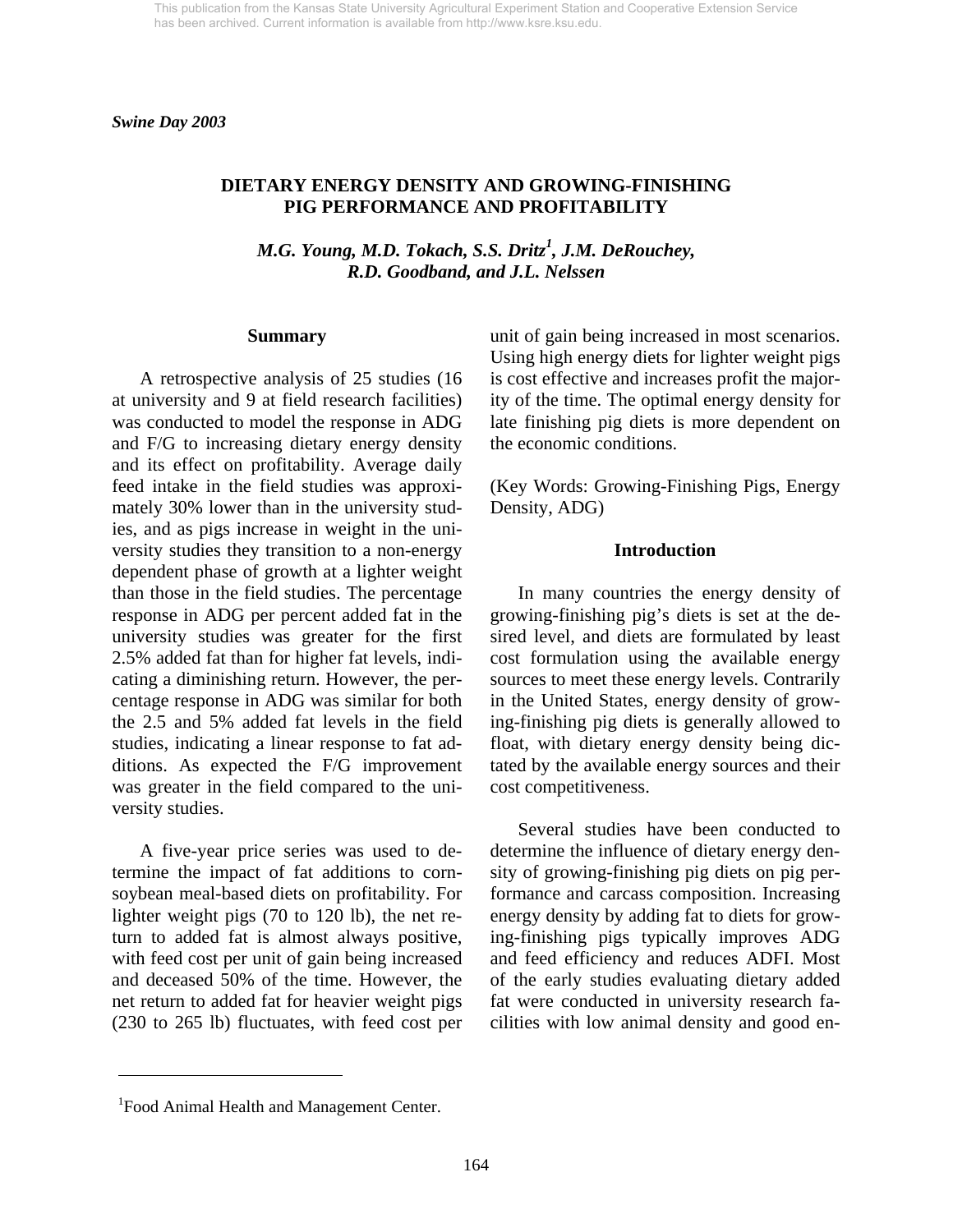*Swine Day 2003*

## DIETARY ENERGY DENSITY AND GROWING-FINISHING PIG PERFORMANCE AND PROFITABILITY

*M.G. Young, M.D. Tokach, S.S. Dritz[1], J.M. DeRouchey, R.D. Goodband, and J.L. Nelssen*

### Summary

A retrospective analysis of 25 studies (16 at university and 9 at field research facilities) was conducted to model the response in ADG and F/G to increasing dietary energy density and its effect on profitability. Average daily feed intake in the field studies was approximately 30% lower than in the university studies, and as pigs increase in weight in the university studies they transition to a non-energy dependent phase of growth at a lighter weight than those in the field studies. The percentage response in ADG per percent added fat in the university studies was greater for the first 2.5% added fat than for higher fat levels, indicating a diminishing return. However, the percentage response in ADG was similar for both the 2.5 and 5% added fat levels in the field studies, indicating a linear response to fat additions. As expected the F/G improvement was greater in the field compared to the university studies.

A five-year price series was used to determine the impact of fat additions to corn-soybean meal-based diets on profitability. For lighter weight pigs (70 to 120 lb), the net return to added fat is almost always positive, with feed cost per unit of gain being increased and deceased 50% of the time. However, the net return to added fat for heavier weight pigs (230 to 265 lb) fluctuates, with feed cost per unit of gain being increased in most scenarios. Using high energy diets for lighter weight pigs is cost effective and increases profit the majority of the time. The optimal energy density for late finishing pig diets is more dependent on the economic conditions.

(Key Words: Growing-Finishing Pigs, Energy Density, ADG)

### Introduction

In many countries the energy density of growing-finishing pig's diets is set at the desired level, and diets are formulated by least cost formulation using the available energy sources to meet these energy levels. Contrarily in the United States, energy density of growing-finishing pig diets is generally allowed to float, with dietary energy density being dictated by the available energy sources and their cost competitiveness.

Several studies have been conducted to determine the influence of dietary energy density of growing-finishing pig diets on pig performance and carcass composition. Increasing energy density by adding fat to diets for growing-finishing pigs typically improves ADG and feed efficiency and reduces ADFI. Most of the early studies evaluating dietary added fat were conducted in university research facilities with low animal density and good en-

---

[1]Food Animal Health and Management Center.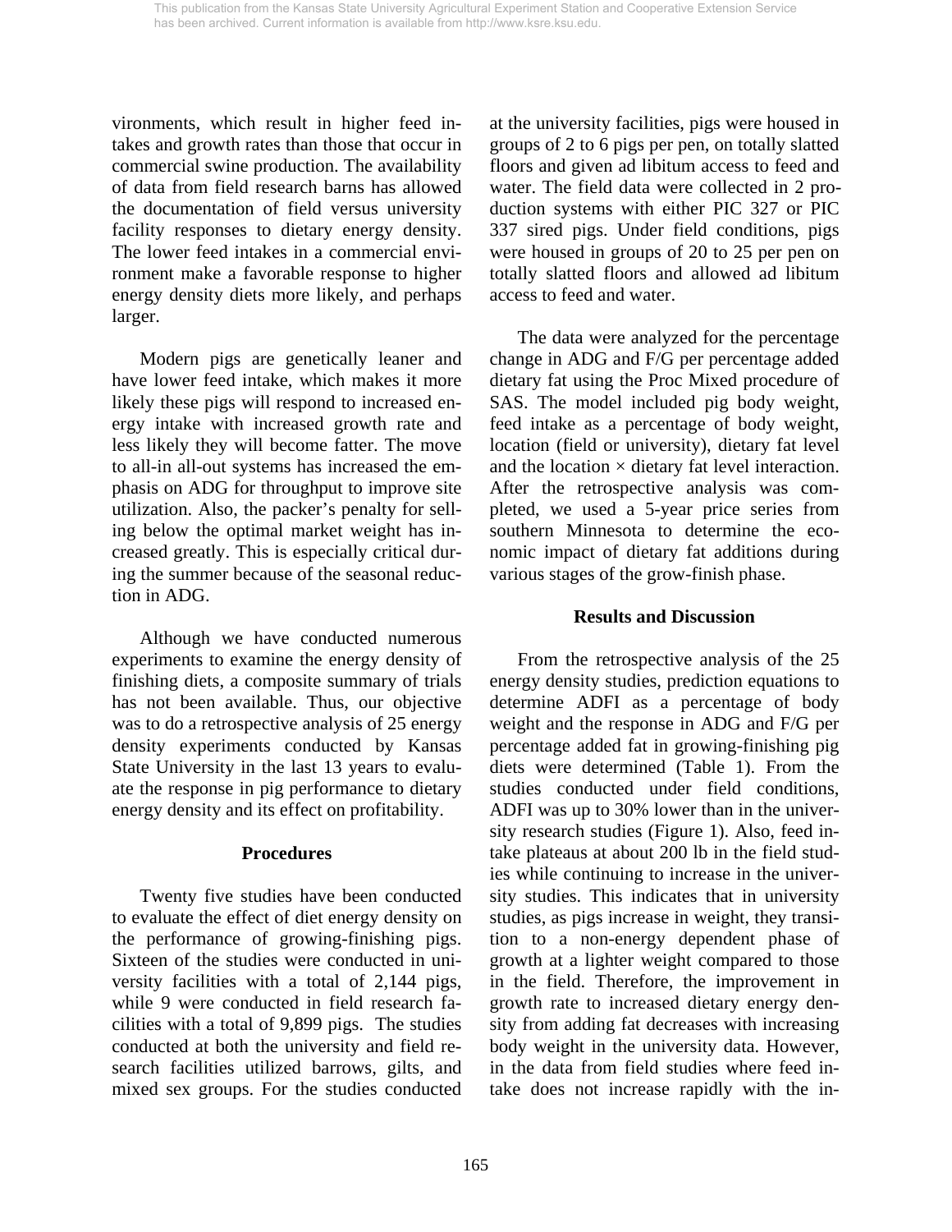vironments, which result in higher feed intakes and growth rates than those that occur in commercial swine production. The availability of data from field research barns has allowed the documentation of field versus university facility responses to dietary energy density. The lower feed intakes in a commercial environment make a favorable response to higher energy density diets more likely, and perhaps larger.

Modern pigs are genetically leaner and have lower feed intake, which makes it more likely these pigs will respond to increased energy intake with increased growth rate and less likely they will become fatter. The move to all-in all-out systems has increased the emphasis on ADG for throughput to improve site utilization. Also, the packer's penalty for selling below the optimal market weight has increased greatly. This is especially critical during the summer because of the seasonal reduction in ADG.

Although we have conducted numerous experiments to examine the energy density of finishing diets, a composite summary of trials has not been available. Thus, our objective was to do a retrospective analysis of 25 energy density experiments conducted by Kansas State University in the last 13 years to evaluate the response in pig performance to dietary energy density and its effect on profitability.

## Procedures

Twenty five studies have been conducted to evaluate the effect of diet energy density on the performance of growing-finishing pigs. Sixteen of the studies were conducted in university facilities with a total of 2,144 pigs, while 9 were conducted in field research facilities with a total of 9,899 pigs. The studies conducted at both the university and field research facilities utilized barrows, gilts, and mixed sex groups. For the studies conducted at the university facilities, pigs were housed in groups of 2 to 6 pigs per pen, on totally slatted floors and given ad libitum access to feed and water. The field data were collected in 2 production systems with either PIC 327 or PIC 337 sired pigs. Under field conditions, pigs were housed in groups of 20 to 25 per pen on totally slatted floors and allowed ad libitum access to feed and water.

The data were analyzed for the percentage change in ADG and F/G per percentage added dietary fat using the Proc Mixed procedure of SAS. The model included pig body weight, feed intake as a percentage of body weight, location (field or university), dietary fat level and the location × dietary fat level interaction. After the retrospective analysis was completed, we used a 5-year price series from southern Minnesota to determine the economic impact of dietary fat additions during various stages of the grow-finish phase.

## Results and Discussion

From the retrospective analysis of the 25 energy density studies, prediction equations to determine ADFI as a percentage of body weight and the response in ADG and F/G per percentage added fat in growing-finishing pig diets were determined (Table 1). From the studies conducted under field conditions, ADFI was up to 30% lower than in the university research studies (Figure 1). Also, feed intake plateaus at about 200 lb in the field studies while continuing to increase in the university studies. This indicates that in university studies, as pigs increase in weight, they transition to a non-energy dependent phase of growth at a lighter weight compared to those in the field. Therefore, the improvement in growth rate to increased dietary energy density from adding fat decreases with increasing body weight in the university data. However, in the data from field studies where feed intake does not increase rapidly with the in-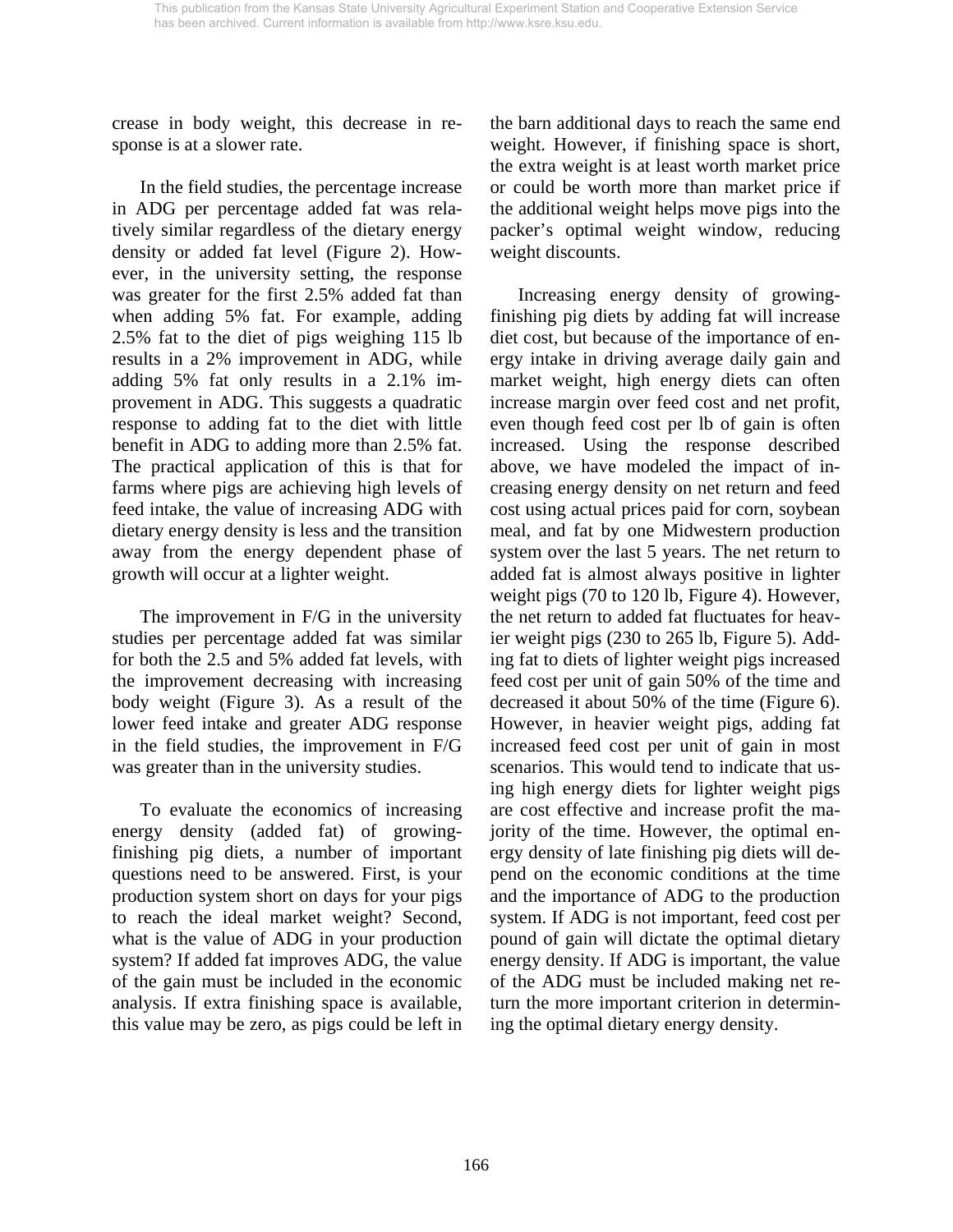crease in body weight, this decrease in response is at a slower rate.

In the field studies, the percentage increase in ADG per percentage added fat was relatively similar regardless of the dietary energy density or added fat level (Figure 2). However, in the university setting, the response was greater for the first 2.5% added fat than when adding 5% fat. For example, adding 2.5% fat to the diet of pigs weighing 115 lb results in a 2% improvement in ADG, while adding 5% fat only results in a 2.1% improvement in ADG. This suggests a quadratic response to adding fat to the diet with little benefit in ADG to adding more than 2.5% fat. The practical application of this is that for farms where pigs are achieving high levels of feed intake, the value of increasing ADG with dietary energy density is less and the transition away from the energy dependent phase of growth will occur at a lighter weight.

The improvement in F/G in the university studies per percentage added fat was similar for both the 2.5 and 5% added fat levels, with the improvement decreasing with increasing body weight (Figure 3). As a result of the lower feed intake and greater ADG response in the field studies, the improvement in F/G was greater than in the university studies.

To evaluate the economics of increasing energy density (added fat) of growing-finishing pig diets, a number of important questions need to be answered. First, is your production system short on days for your pigs to reach the ideal market weight? Second, what is the value of ADG in your production system? If added fat improves ADG, the value of the gain must be included in the economic analysis. If extra finishing space is available, this value may be zero, as pigs could be left in the barn additional days to reach the same end weight. However, if finishing space is short, the extra weight is at least worth market price or could be worth more than market price if the additional weight helps move pigs into the packer's optimal weight window, reducing weight discounts.

Increasing energy density of growing-finishing pig diets by adding fat will increase diet cost, but because of the importance of energy intake in driving average daily gain and market weight, high energy diets can often increase margin over feed cost and net profit, even though feed cost per lb of gain is often increased. Using the response described above, we have modeled the impact of increasing energy density on net return and feed cost using actual prices paid for corn, soybean meal, and fat by one Midwestern production system over the last 5 years. The net return to added fat is almost always positive in lighter weight pigs (70 to 120 lb, Figure 4). However, the net return to added fat fluctuates for heavier weight pigs (230 to 265 lb, Figure 5). Adding fat to diets of lighter weight pigs increased feed cost per unit of gain 50% of the time and decreased it about 50% of the time (Figure 6). However, in heavier weight pigs, adding fat increased feed cost per unit of gain in most scenarios. This would tend to indicate that using high energy diets for lighter weight pigs are cost effective and increase profit the majority of the time. However, the optimal energy density of late finishing pig diets will depend on the economic conditions at the time and the importance of ADG to the production system. If ADG is not important, feed cost per pound of gain will dictate the optimal dietary energy density. If ADG is important, the value of the ADG must be included making net return the more important criterion in determining the optimal dietary energy density.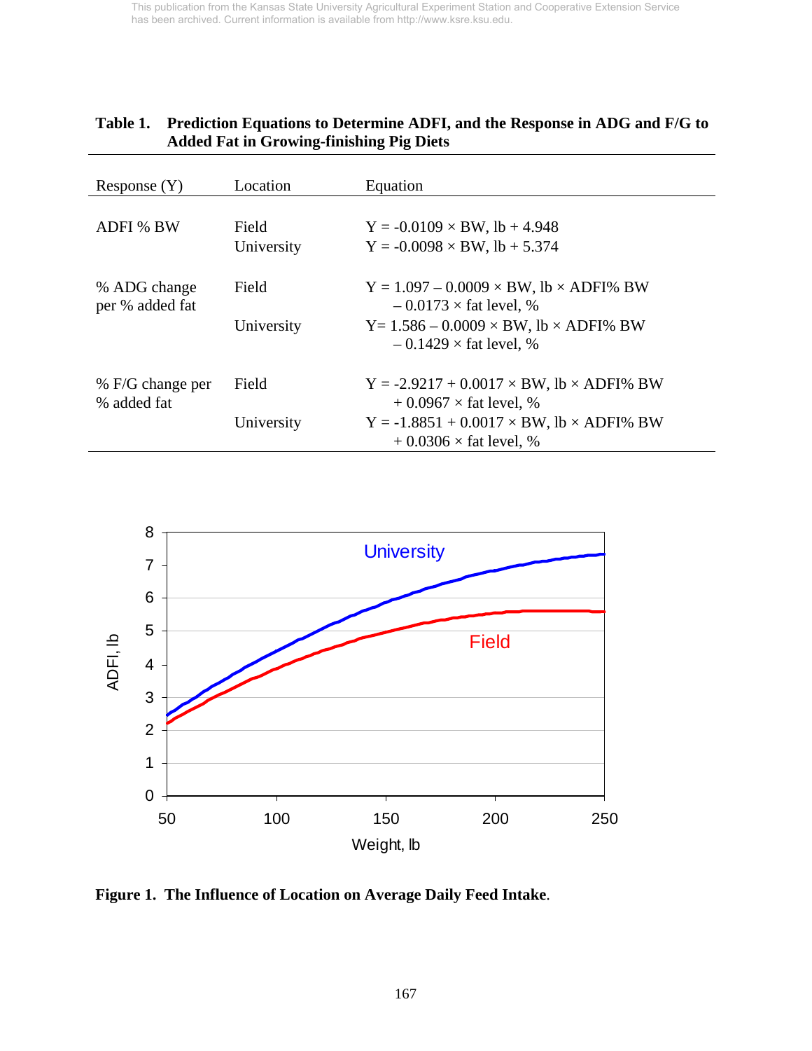**Table 1. Prediction Equations to Determine ADFI, and the Response in ADG and F/G to Added Fat in Growing-finishing Pig Diets**

| Response (Y) | Location | Equation |
|---|---|---|
| ADFI % BW | Field | $Y = -0.0109 \times BW, lb + 4.948$ |
| | University | $Y = -0.0098 \times BW, lb + 5.374$ |
| % ADG change per % added fat | Field | $Y = 1.097 - 0.0009 \times BW, lb \times ADFI\%\ BW - 0.0173 \times fat\ level, \%$ |
| | University | $Y = 1.586 - 0.0009 \times BW, lb \times ADFI\%\ BW - 0.1429 \times fat\ level, \%$ |
| % F/G change per % added fat | Field | $Y = -2.9217 + 0.0017 \times BW, lb \times ADFI\%\ BW + 0.0967 \times fat\ level, \%$ |
| | University | $Y = -1.8851 + 0.0017 \times BW, lb \times ADFI\%\ BW + 0.0306 \times fat\ level, \%$ |

**Figure 1. The Influence of Location on Average Daily Feed Intake.**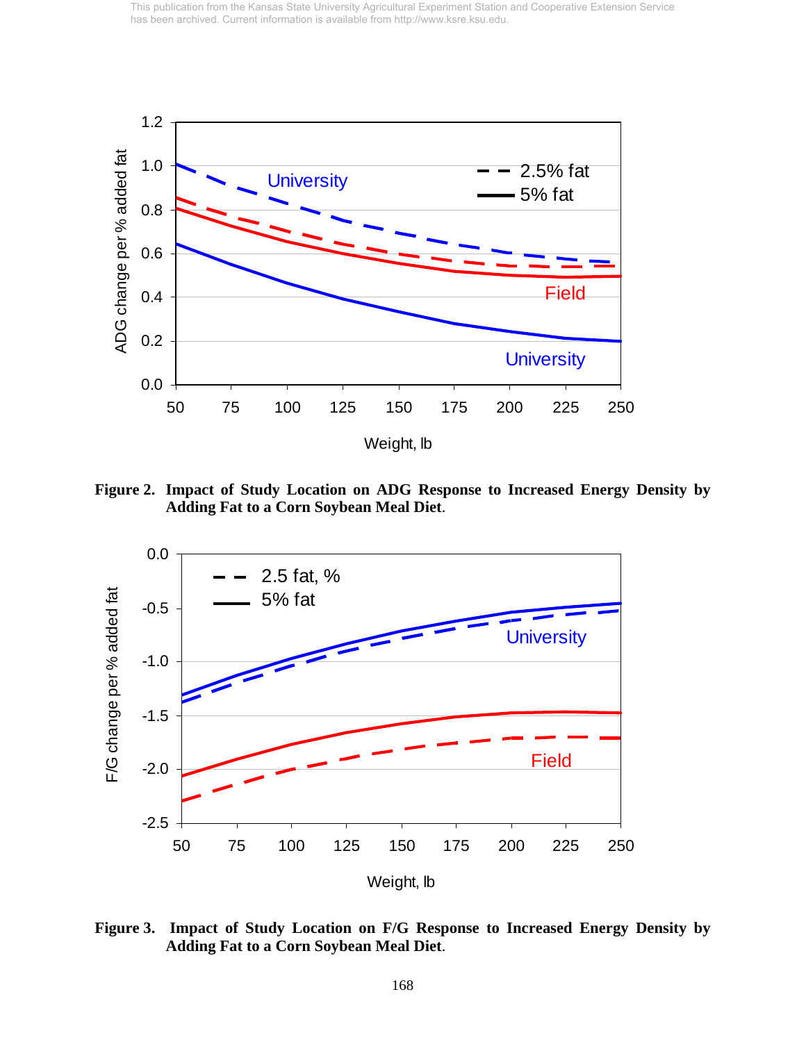Figure 2. **Impact of Study Location on ADG Response to Increased Energy Density by Adding Fat to a Corn Soybean Meal Diet**.

Figure 3. **Impact of Study Location on F/G Response to Increased Energy Density by Adding Fat to a Corn Soybean Meal Diet**.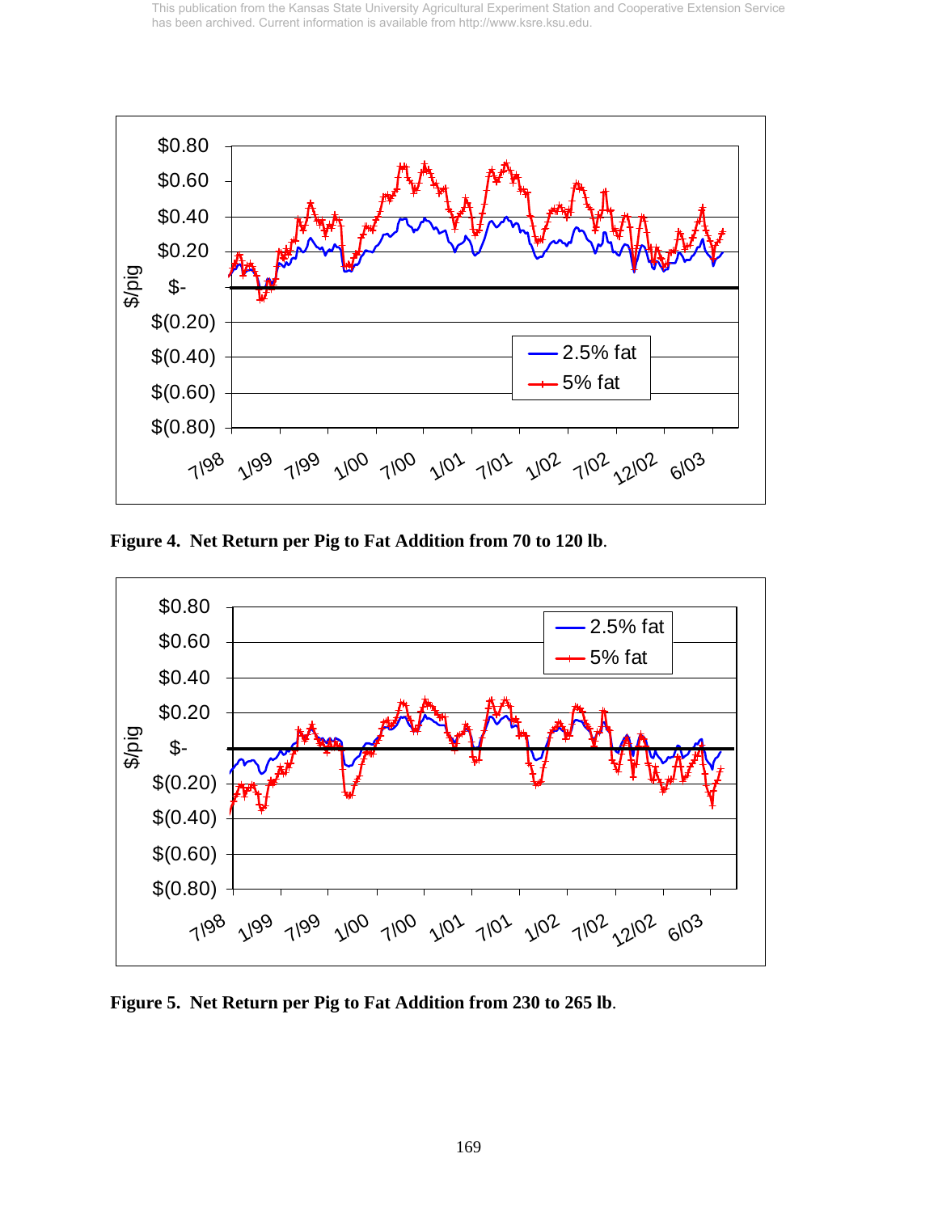Figure 4. Net Return per Pig to Fat Addition from 70 to 120 lb.

Figure 5. Net Return per Pig to Fat Addition from 230 to 265 lb.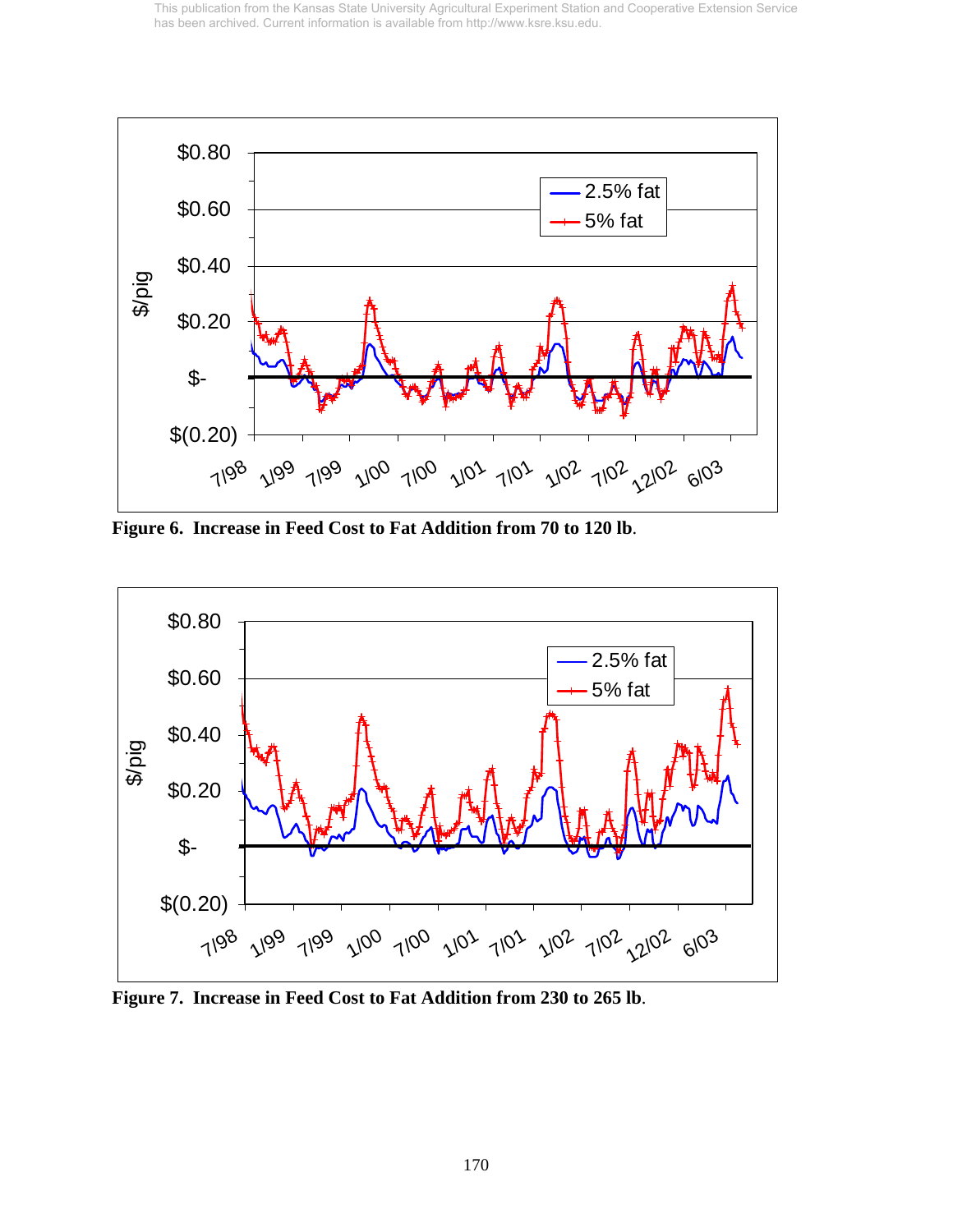Figure 6. **Increase in Feed Cost to Fat Addition from 70 to 120 lb**.

Figure 7. **Increase in Feed Cost to Fat Addition from 230 to 265 lb**.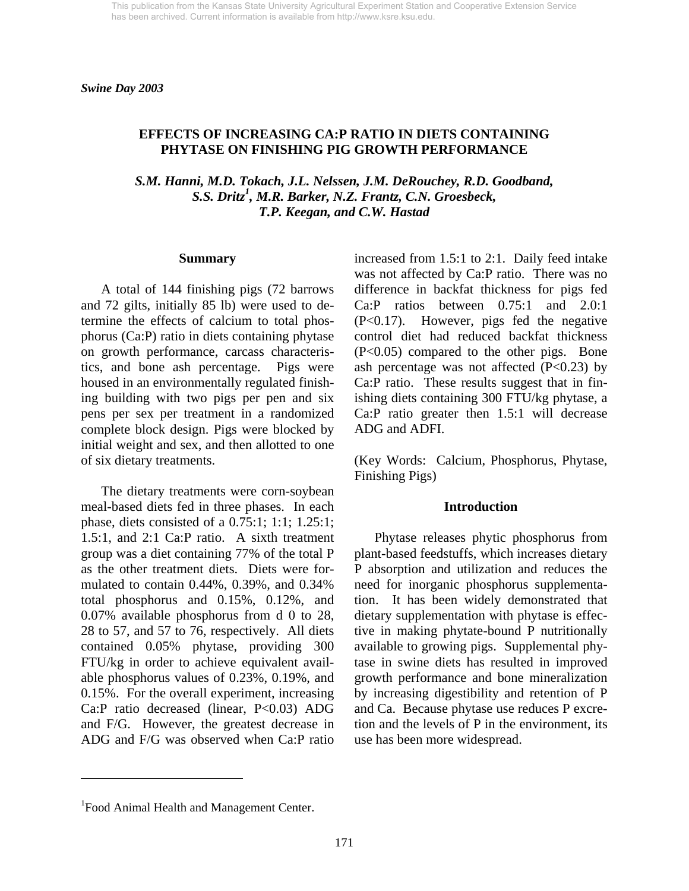*Swine Day 2003*

# EFFECTS OF INCREASING CA:P RATIO IN DIETS CONTAINING PHYTASE ON FINISHING PIG GROWTH PERFORMANCE

*S.M. Hanni, M.D. Tokach, J.L. Nelssen, J.M. DeRouchey, R.D. Goodband, S.S. Dritz[1], M.R. Barker, N.Z. Frantz, C.N. Groesbeck, T.P. Keegan, and C.W. Hastad*

## Summary

A total of 144 finishing pigs (72 barrows and 72 gilts, initially 85 lb) were used to determine the effects of calcium to total phosphorus (Ca:P) ratio in diets containing phytase on growth performance, carcass characteristics, and bone ash percentage. Pigs were housed in an environmentally regulated finishing building with two pigs per pen and six pens per sex per treatment in a randomized complete block design. Pigs were blocked by initial weight and sex, and then allotted to one of six dietary treatments.

The dietary treatments were corn-soybean meal-based diets fed in three phases. In each phase, diets consisted of a 0.75:1; 1:1; 1.25:1; 1.5:1, and 2:1 Ca:P ratio. A sixth treatment group was a diet containing 77% of the total P as the other treatment diets. Diets were formulated to contain 0.44%, 0.39%, and 0.34% total phosphorus and 0.15%, 0.12%, and 0.07% available phosphorus from d 0 to 28, 28 to 57, and 57 to 76, respectively. All diets contained 0.05% phytase, providing 300 FTU/kg in order to achieve equivalent available phosphorus values of 0.23%, 0.19%, and 0.15%. For the overall experiment, increasing Ca:P ratio decreased (linear, $P<0.03$) ADG and F/G. However, the greatest decrease in ADG and F/G was observed when Ca:P ratio increased from 1.5:1 to 2:1. Daily feed intake was not affected by Ca:P ratio. There was no difference in backfat thickness for pigs fed Ca:P ratios between 0.75:1 and 2.0:1 ($P<0.17$). However, pigs fed the negative control diet had reduced backfat thickness ($P<0.05$) compared to the other pigs. Bone ash percentage was not affected ($P<0.23$) by Ca:P ratio. These results suggest that in finishing diets containing 300 FTU/kg phytase, a Ca:P ratio greater then 1.5:1 will decrease ADG and ADFI.

(Key Words: Calcium, Phosphorus, Phytase, Finishing Pigs)

## Introduction

Phytase releases phytic phosphorus from plant-based feedstuffs, which increases dietary P absorption and utilization and reduces the need for inorganic phosphorus supplementation. It has been widely demonstrated that dietary supplementation with phytase is effective in making phytate-bound P nutritionally available to growing pigs. Supplemental phytase in swine diets has resulted in improved growth performance and bone mineralization by increasing digestibility and retention of P and Ca. Because phytase use reduces P excretion and the levels of P in the environment, its use has been more widespread.

[1]Food Animal Health and Management Center.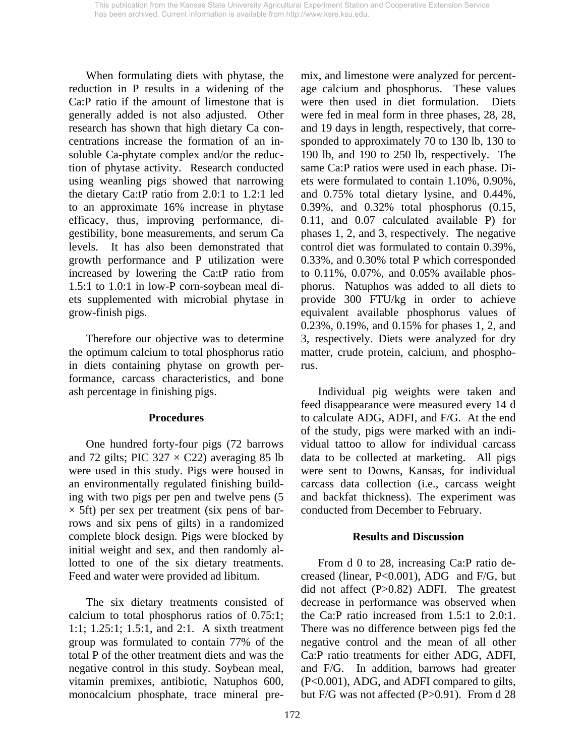When formulating diets with phytase, the reduction in P results in a widening of the Ca:P ratio if the amount of limestone that is generally added is not also adjusted. Other research has shown that high dietary Ca concentrations increase the formation of an insoluble Ca-phytate complex and/or the reduction of phytase activity. Research conducted using weanling pigs showed that narrowing the dietary Ca:tP ratio from 2.0:1 to 1.2:1 led to an approximate 16% increase in phytase efficacy, thus, improving performance, digestibility, bone measurements, and serum Ca levels. It has also been demonstrated that growth performance and P utilization were increased by lowering the Ca:tP ratio from 1.5:1 to 1.0:1 in low-P corn-soybean meal diets supplemented with microbial phytase in grow-finish pigs.

Therefore our objective was to determine the optimum calcium to total phosphorus ratio in diets containing phytase on growth performance, carcass characteristics, and bone ash percentage in finishing pigs.

## Procedures

One hundred forty-four pigs (72 barrows and 72 gilts; PIC 327 × C22) averaging 85 lb were used in this study. Pigs were housed in an environmentally regulated finishing building with two pigs per pen and twelve pens (5 × 5ft) per sex per treatment (six pens of barrows and six pens of gilts) in a randomized complete block design. Pigs were blocked by initial weight and sex, and then randomly allotted to one of the six dietary treatments. Feed and water were provided ad libitum.

The six dietary treatments consisted of calcium to total phosphorus ratios of 0.75:1; 1:1; 1.25:1; 1.5:1, and 2:1. A sixth treatment group was formulated to contain 77% of the total P of the other treatment diets and was the negative control in this study. Soybean meal, vitamin premixes, antibiotic, Natuphos 600, monocalcium phosphate, trace mineral premix, and limestone were analyzed for percentage calcium and phosphorus. These values were then used in diet formulation. Diets were fed in meal form in three phases, 28, 28, and 19 days in length, respectively, that corresponded to approximately 70 to 130 lb, 130 to 190 lb, and 190 to 250 lb, respectively. The same Ca:P ratios were used in each phase. Diets were formulated to contain 1.10%, 0.90%, and 0.75% total dietary lysine, and 0.44%, 0.39%, and 0.32% total phosphorus (0.15, 0.11, and 0.07 calculated available P) for phases 1, 2, and 3, respectively. The negative control diet was formulated to contain 0.39%, 0.33%, and 0.30% total P which corresponded to 0.11%, 0.07%, and 0.05% available phosphorus. Natuphos was added to all diets to provide 300 FTU/kg in order to achieve equivalent available phosphorus values of 0.23%, 0.19%, and 0.15% for phases 1, 2, and 3, respectively. Diets were analyzed for dry matter, crude protein, calcium, and phosphorus.

Individual pig weights were taken and feed disappearance were measured every 14 d to calculate ADG, ADFI, and F/G. At the end of the study, pigs were marked with an individual tattoo to allow for individual carcass data to be collected at marketing. All pigs were sent to Downs, Kansas, for individual carcass data collection (i.e., carcass weight and backfat thickness). The experiment was conducted from December to February.

## Results and Discussion

From d 0 to 28, increasing Ca:P ratio decreased (linear, $P<0.001$), ADG and F/G, but did not affect ($P>0.82$) ADFI. The greatest decrease in performance was observed when the Ca:P ratio increased from 1.5:1 to 2.0:1. There was no difference between pigs fed the negative control and the mean of all other Ca:P ratio treatments for either ADG, ADFI, and F/G. In addition, barrows had greater ($P<0.001$), ADG, and ADFI compared to gilts, but F/G was not affected ($P>0.91$). From d 28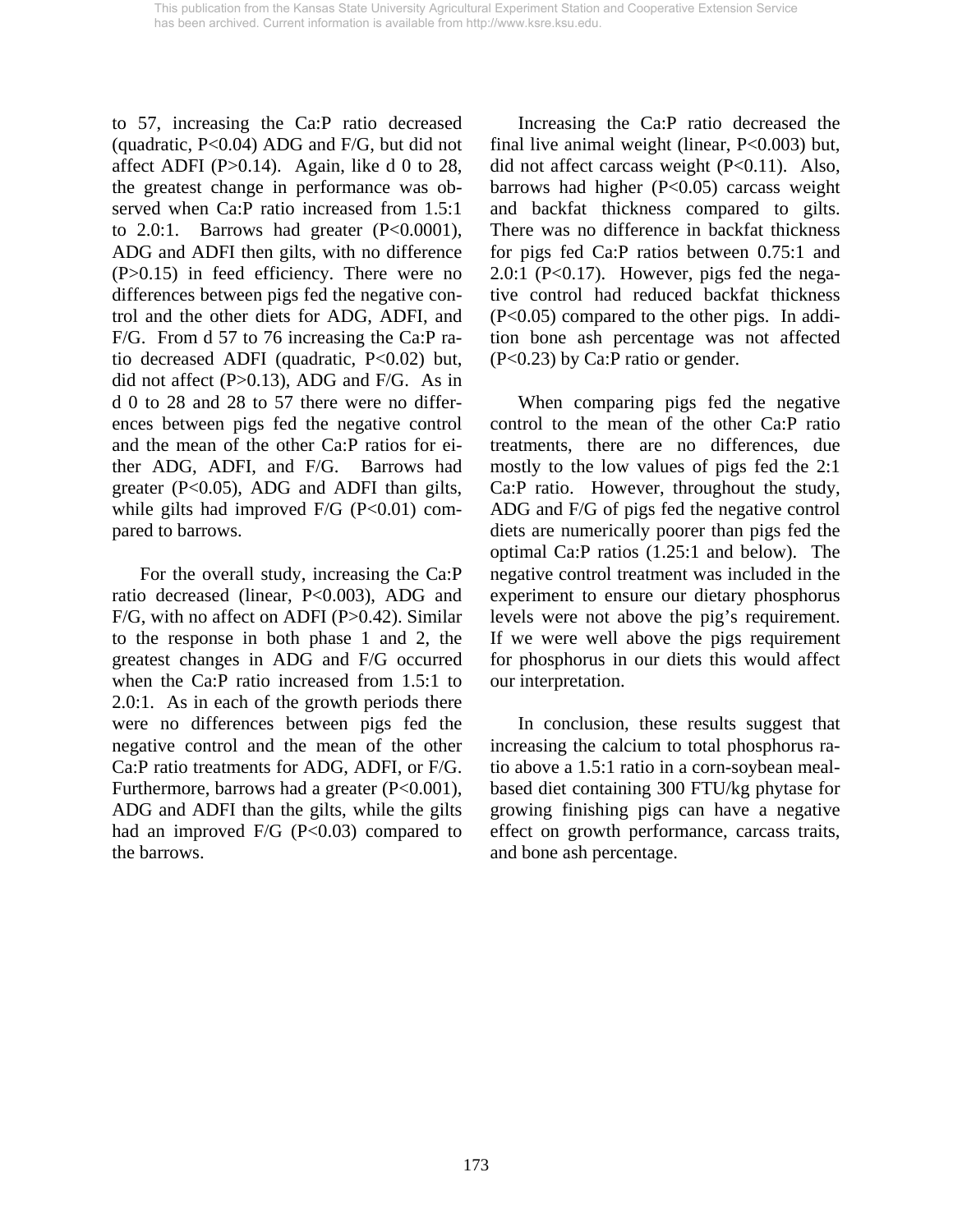to 57, increasing the Ca:P ratio decreased (quadratic, $P<0.04$) ADG and F/G, but did not affect ADFI ($P>0.14$). Again, like d 0 to 28, the greatest change in performance was observed when Ca:P ratio increased from 1.5:1 to 2.0:1. Barrows had greater ($P<0.0001$), ADG and ADFI then gilts, with no difference ($P>0.15$) in feed efficiency. There were no differences between pigs fed the negative control and the other diets for ADG, ADFI, and F/G. From d 57 to 76 increasing the Ca:P ratio decreased ADFI (quadratic, $P<0.02$) but, did not affect ($P>0.13$), ADG and F/G. As in d 0 to 28 and 28 to 57 there were no differences between pigs fed the negative control and the mean of the other Ca:P ratios for either ADG, ADFI, and F/G. Barrows had greater ($P<0.05$), ADG and ADFI than gilts, while gilts had improved F/G ($P<0.01$) compared to barrows.

For the overall study, increasing the Ca:P ratio decreased (linear, $P<0.003$), ADG and F/G, with no affect on ADFI ($P>0.42$). Similar to the response in both phase 1 and 2, the greatest changes in ADG and F/G occurred when the Ca:P ratio increased from 1.5:1 to 2.0:1. As in each of the growth periods there were no differences between pigs fed the negative control and the mean of the other Ca:P ratio treatments for ADG, ADFI, or F/G. Furthermore, barrows had a greater ($P<0.001$), ADG and ADFI than the gilts, while the gilts had an improved F/G ($P<0.03$) compared to the barrows.

Increasing the Ca:P ratio decreased the final live animal weight (linear, $P<0.003$) but, did not affect carcass weight ($P<0.11$). Also, barrows had higher ($P<0.05$) carcass weight and backfat thickness compared to gilts. There was no difference in backfat thickness for pigs fed Ca:P ratios between 0.75:1 and 2.0:1 ($P<0.17$). However, pigs fed the negative control had reduced backfat thickness ($P<0.05$) compared to the other pigs. In addition bone ash percentage was not affected ($P<0.23$) by Ca:P ratio or gender.

When comparing pigs fed the negative control to the mean of the other Ca:P ratio treatments, there are no differences, due mostly to the low values of pigs fed the 2:1 Ca:P ratio. However, throughout the study, ADG and F/G of pigs fed the negative control diets are numerically poorer than pigs fed the optimal Ca:P ratios (1.25:1 and below). The negative control treatment was included in the experiment to ensure our dietary phosphorus levels were not above the pig's requirement. If we were well above the pigs requirement for phosphorus in our diets this would affect our interpretation.

In conclusion, these results suggest that increasing the calcium to total phosphorus ratio above a 1.5:1 ratio in a corn-soybean meal-based diet containing 300 FTU/kg phytase for growing finishing pigs can have a negative effect on growth performance, carcass traits, and bone ash percentage.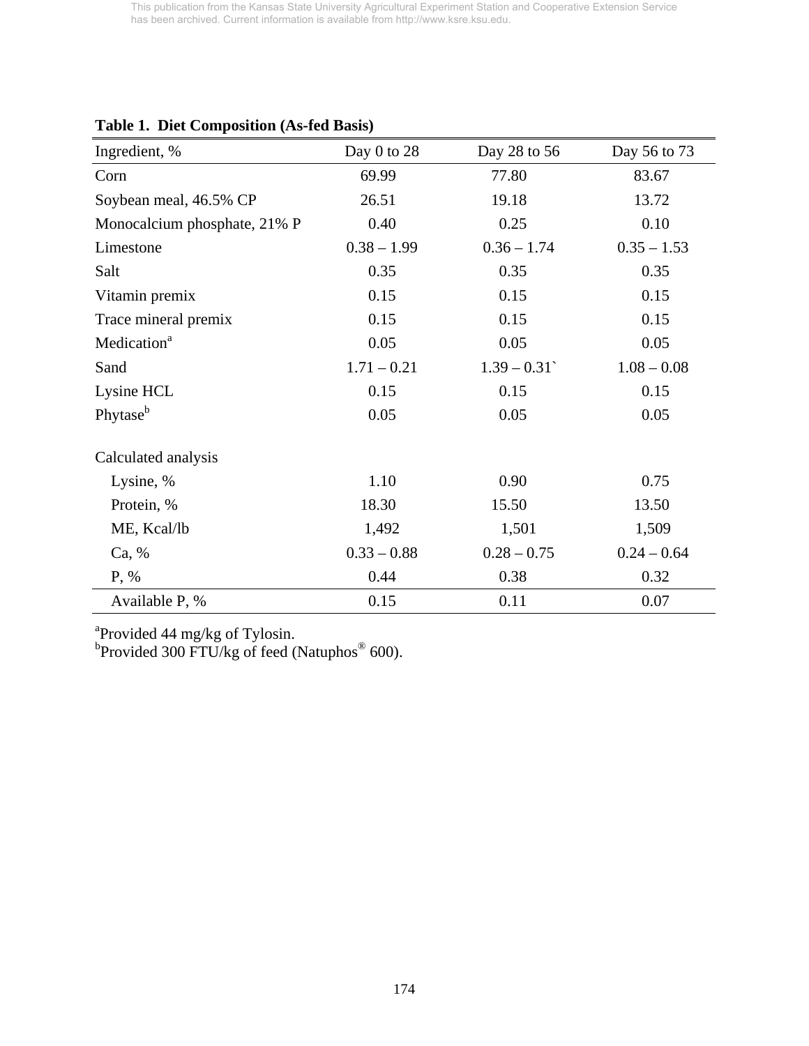**Table 1. Diet Composition (As-fed Basis)**

| Ingredient, % | Day 0 to 28 | Day 28 to 56 | Day 56 to 73 |
|---|---|---|---|
| Corn | 69.99 | 77.80 | 83.67 |
| Soybean meal, 46.5% CP | 26.51 | 19.18 | 13.72 |
| Monocalcium phosphate, 21% P | 0.40 | 0.25 | 0.10 |
| Limestone | 0.38 – 1.99 | 0.36 – 1.74 | 0.35 – 1.53 |
| Salt | 0.35 | 0.35 | 0.35 |
| Vitamin premix | 0.15 | 0.15 | 0.15 |
| Trace mineral premix | 0.15 | 0.15 | 0.15 |
| Medication[a] | 0.05 | 0.05 | 0.05 |
| Sand | 1.71 – 0.21 | 1.39 – 0.31` | 1.08 – 0.08 |
| Lysine HCL | 0.15 | 0.15 | 0.15 |
| Phytase[b] | 0.05 | 0.05 | 0.05 |
| | | | |
| Calculated analysis | | | |
| Lysine, % | 1.10 | 0.90 | 0.75 |
| Protein, % | 18.30 | 15.50 | 13.50 |
| ME, Kcal/lb | 1,492 | 1,501 | 1,509 |
| Ca, % | 0.33 – 0.88 | 0.28 – 0.75 | 0.24 – 0.64 |
| P, % | 0.44 | 0.38 | 0.32 |
| Available P, % | 0.15 | 0.11 | 0.07 |

[a]Provided 44 mg/kg of Tylosin.
[b]Provided 300 FTU/kg of feed (Natuphos® 600).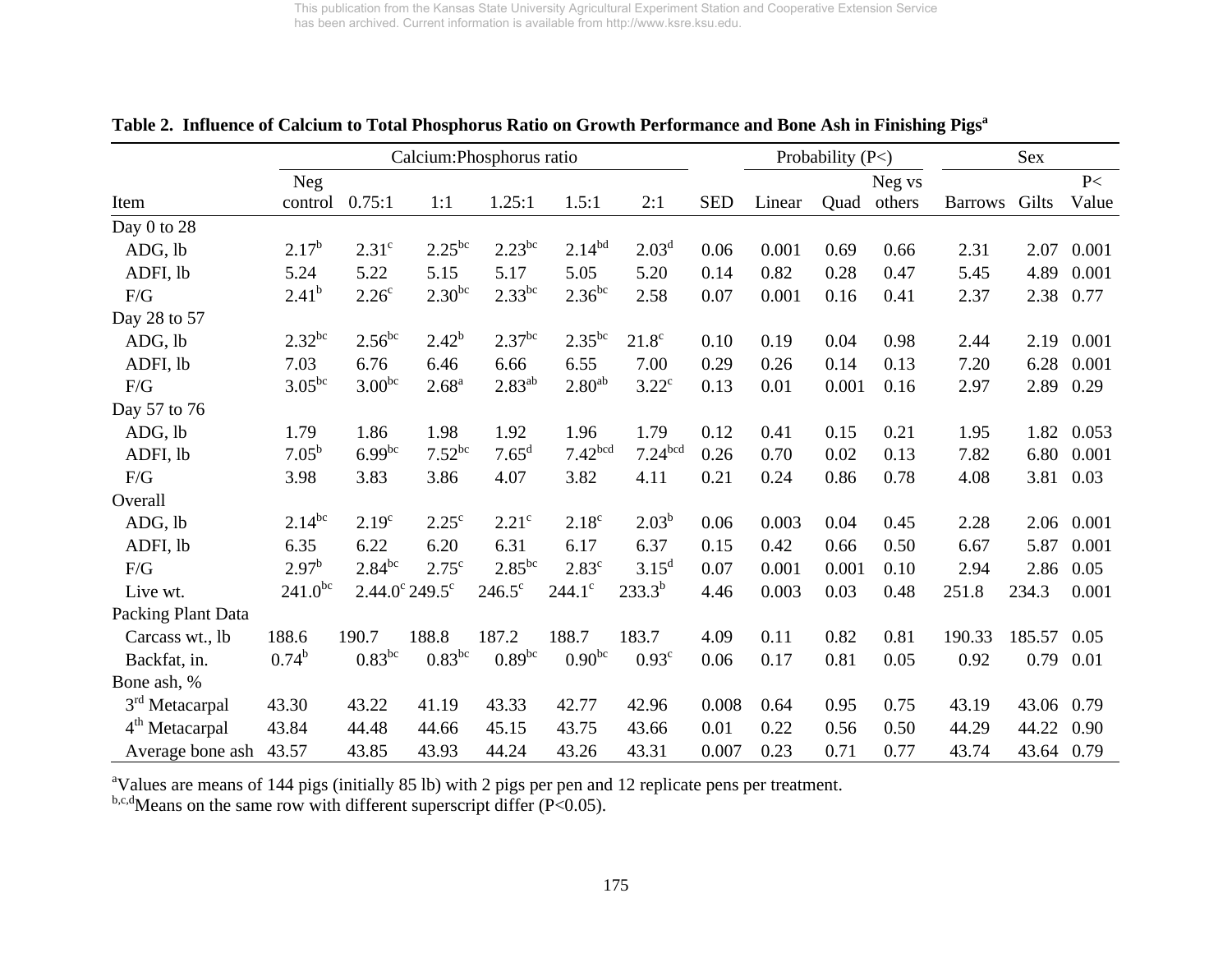**Table 2. Influence of Calcium to Total Phosphorus Ratio on Growth Performance and Bone Ash in Finishing Pigs[a]**

| | Calcium:Phosphorus ratio | | | | | | | Probability (P<) | | | Sex | | |
|---|---|---|---|---|---|---|---|---|---|---|---|---|---|
| Item | Neg control | 0.75:1 | 1:1 | 1.25:1 | 1.5:1 | 2:1 | SED | Linear | Quad | Neg vs others | Barrows | Gilts | P< Value |
| Day 0 to 28 | | | | | | | | | | | | | |
| ADG, lb | 2.17[b] | 2.31[c] | 2.25[bc] | 2.23[bc] | 2.14[bd] | 2.03[d] | 0.06 | 0.001 | 0.69 | 0.66 | 2.31 | 2.07 | 0.001 |
| ADFI, lb | 5.24 | 5.22 | 5.15 | 5.17 | 5.05 | 5.20 | 0.14 | 0.82 | 0.28 | 0.47 | 5.45 | 4.89 | 0.001 |
| F/G | 2.41[b] | 2.26[c] | 2.30[bc] | 2.33[bc] | 2.36[bc] | 2.58 | 0.07 | 0.001 | 0.16 | 0.41 | 2.37 | 2.38 | 0.77 |
| Day 28 to 57 | | | | | | | | | | | | | |
| ADG, lb | 2.32[bc] | 2.56[bc] | 2.42[b] | 2.37[bc] | 2.35[bc] | 21.8[c] | 0.10 | 0.19 | 0.04 | 0.98 | 2.44 | 2.19 | 0.001 |
| ADFI, lb | 7.03 | 6.76 | 6.46 | 6.66 | 6.55 | 7.00 | 0.29 | 0.26 | 0.14 | 0.13 | 7.20 | 6.28 | 0.001 |
| F/G | 3.05[bc] | 3.00[bc] | 2.68[a] | 2.83[ab] | 2.80[ab] | 3.22[c] | 0.13 | 0.01 | 0.001 | 0.16 | 2.97 | 2.89 | 0.29 |
| Day 57 to 76 | | | | | | | | | | | | | |
| ADG, lb | 1.79 | 1.86 | 1.98 | 1.92 | 1.96 | 1.79 | 0.12 | 0.41 | 0.15 | 0.21 | 1.95 | 1.82 | 0.053 |
| ADFI, lb | 7.05[b] | 6.99[bc] | 7.52[bc] | 7.65[d] | 7.42[bcd] | 7.24[bcd] | 0.26 | 0.70 | 0.02 | 0.13 | 7.82 | 6.80 | 0.001 |
| F/G | 3.98 | 3.83 | 3.86 | 4.07 | 3.82 | 4.11 | 0.21 | 0.24 | 0.86 | 0.78 | 4.08 | 3.81 | 0.03 |
| Overall | | | | | | | | | | | | | |
| ADG, lb | 2.14[bc] | 2.19[c] | 2.25[c] | 2.21[c] | 2.18[c] | 2.03[b] | 0.06 | 0.003 | 0.04 | 0.45 | 2.28 | 2.06 | 0.001 |
| ADFI, lb | 6.35 | 6.22 | 6.20 | 6.31 | 6.17 | 6.37 | 0.15 | 0.42 | 0.66 | 0.50 | 6.67 | 5.87 | 0.001 |
| F/G | 2.97[b] | 2.84[bc] | 2.75[c] | 2.85[bc] | 2.83[c] | 3.15[d] | 0.07 | 0.001 | 0.001 | 0.10 | 2.94 | 2.86 | 0.05 |
| Live wt. | 241.0[bc] | 2.44.0[c] | 249.5[c] | 246.5[c] | 244.1[c] | 233.3[b] | 4.46 | 0.003 | 0.03 | 0.48 | 251.8 | 234.3 | 0.001 |
| Packing Plant Data | | | | | | | | | | | | | |
| Carcass wt., lb | 188.6 | 190.7 | 188.8 | 187.2 | 188.7 | 183.7 | 4.09 | 0.11 | 0.82 | 0.81 | 190.33 | 185.57 | 0.05 |
| Backfat, in. | 0.74[b] | 0.83[bc] | 0.83[bc] | 0.89[bc] | 0.90[bc] | 0.93[c] | 0.06 | 0.17 | 0.81 | 0.05 | 0.92 | 0.79 | 0.01 |
| Bone ash, % | | | | | | | | | | | | | |
| 3rd Metacarpal | 43.30 | 43.22 | 41.19 | 43.33 | 42.77 | 42.96 | 0.008 | 0.64 | 0.95 | 0.75 | 43.19 | 43.06 | 0.79 |
| 4th Metacarpal | 43.84 | 44.48 | 44.66 | 45.15 | 43.75 | 43.66 | 0.01 | 0.22 | 0.56 | 0.50 | 44.29 | 44.22 | 0.90 |
| Average bone ash | 43.57 | 43.85 | 43.93 | 44.24 | 43.26 | 43.31 | 0.007 | 0.23 | 0.71 | 0.77 | 43.74 | 43.64 | 0.79 |

[a]Values are means of 144 pigs (initially 85 lb) with 2 pigs per pen and 12 replicate pens per treatment.
[b,c,d]Means on the same row with different superscript differ (P<0.05).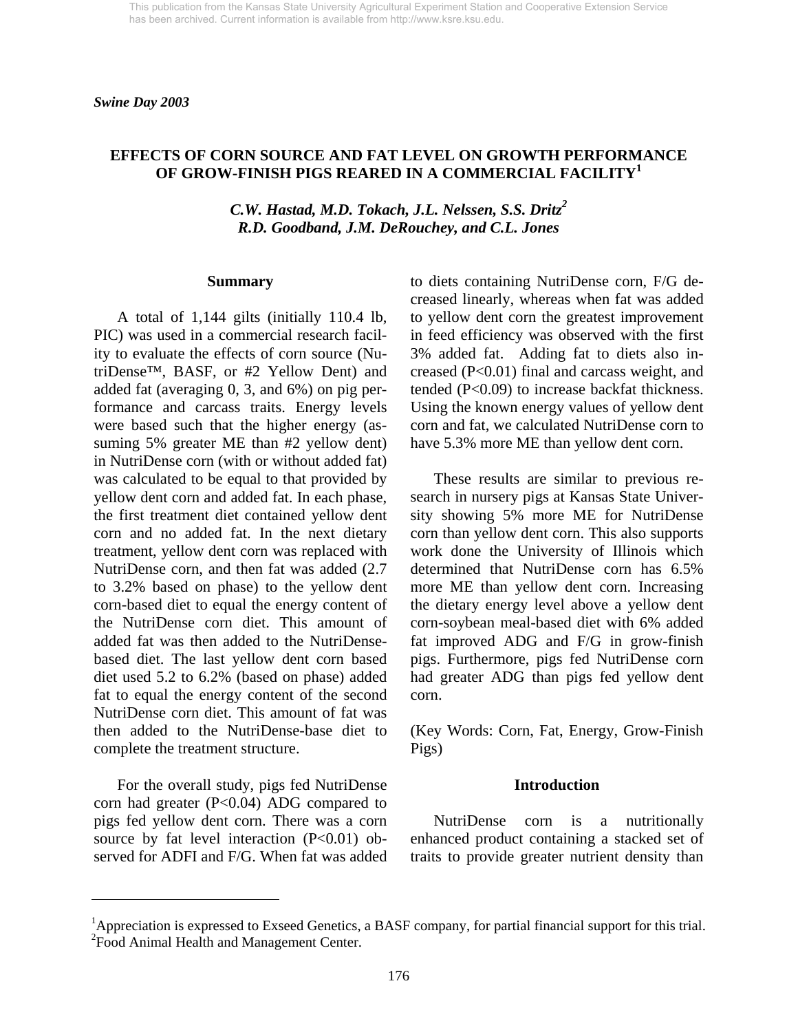This publication from the Kansas State University Agricultural Experiment Station and Cooperative Extension Service has been archived. Current information is available from http://www.ksre.ksu.edu.

*Swine Day 2003*

# EFFECTS OF CORN SOURCE AND FAT LEVEL ON GROWTH PERFORMANCE OF GROW-FINISH PIGS REARED IN A COMMERCIAL FACILITY[1]

*C.W. Hastad, M.D. Tokach, J.L. Nelssen, S.S. Dritz[2]*
*R.D. Goodband, J.M. DeRouchey, and C.L. Jones*

## Summary

A total of 1,144 gilts (initially 110.4 lb, PIC) was used in a commercial research facility to evaluate the effects of corn source (NutriDense™, BASF, or #2 Yellow Dent) and added fat (averaging 0, 3, and 6%) on pig performance and carcass traits. Energy levels were based such that the higher energy (assuming 5% greater ME than #2 yellow dent) in NutriDense corn (with or without added fat) was calculated to be equal to that provided by yellow dent corn and added fat. In each phase, the first treatment diet contained yellow dent corn and no added fat. In the next dietary treatment, yellow dent corn was replaced with NutriDense corn, and then fat was added (2.7 to 3.2% based on phase) to the yellow dent corn-based diet to equal the energy content of the NutriDense corn diet. This amount of added fat was then added to the NutriDense-based diet. The last yellow dent corn based diet used 5.2 to 6.2% (based on phase) added fat to equal the energy content of the second NutriDense corn diet. This amount of fat was then added to the NutriDense-base diet to complete the treatment structure.

For the overall study, pigs fed NutriDense corn had greater ($P<0.04$) ADG compared to pigs fed yellow dent corn. There was a corn source by fat level interaction ($P<0.01$) observed for ADFI and F/G. When fat was added to diets containing NutriDense corn, F/G decreased linearly, whereas when fat was added to yellow dent corn the greatest improvement in feed efficiency was observed with the first 3% added fat. Adding fat to diets also increased ($P<0.01$) final and carcass weight, and tended ($P<0.09$) to increase backfat thickness. Using the known energy values of yellow dent corn and fat, we calculated NutriDense corn to have 5.3% more ME than yellow dent corn.

These results are similar to previous research in nursery pigs at Kansas State University showing 5% more ME for NutriDense corn than yellow dent corn. This also supports work done the University of Illinois which determined that NutriDense corn has 6.5% more ME than yellow dent corn. Increasing the dietary energy level above a yellow dent corn-soybean meal-based diet with 6% added fat improved ADG and F/G in grow-finish pigs. Furthermore, pigs fed NutriDense corn had greater ADG than pigs fed yellow dent corn.

(Key Words: Corn, Fat, Energy, Grow-Finish Pigs)

## Introduction

NutriDense corn is a nutritionally enhanced product containing a stacked set of traits to provide greater nutrient density than

---

[1] Appreciation is expressed to Exseed Genetics, a BASF company, for partial financial support for this trial.
[2] Food Animal Health and Management Center.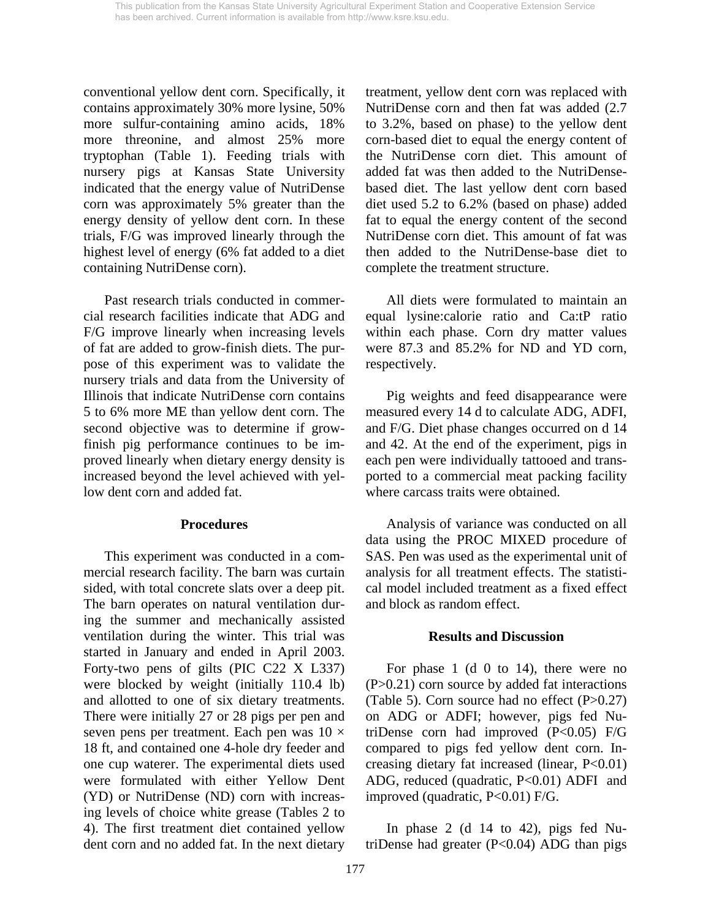conventional yellow dent corn. Specifically, it contains approximately 30% more lysine, 50% more sulfur-containing amino acids, 18% more threonine, and almost 25% more tryptophan (Table 1). Feeding trials with nursery pigs at Kansas State University indicated that the energy value of NutriDense corn was approximately 5% greater than the energy density of yellow dent corn. In these trials, F/G was improved linearly through the highest level of energy (6% fat added to a diet containing NutriDense corn).

Past research trials conducted in commercial research facilities indicate that ADG and F/G improve linearly when increasing levels of fat are added to grow-finish diets. The purpose of this experiment was to validate the nursery trials and data from the University of Illinois that indicate NutriDense corn contains 5 to 6% more ME than yellow dent corn. The second objective was to determine if grow-finish pig performance continues to be improved linearly when dietary energy density is increased beyond the level achieved with yellow dent corn and added fat.

## Procedures

This experiment was conducted in a commercial research facility. The barn was curtain sided, with total concrete slats over a deep pit. The barn operates on natural ventilation during the summer and mechanically assisted ventilation during the winter. This trial was started in January and ended in April 2003. Forty-two pens of gilts (PIC C22 X L337) were blocked by weight (initially 110.4 lb) and allotted to one of six dietary treatments. There were initially 27 or 28 pigs per pen and seven pens per treatment. Each pen was 10 × 18 ft, and contained one 4-hole dry feeder and one cup waterer. The experimental diets used were formulated with either Yellow Dent (YD) or NutriDense (ND) corn with increasing levels of choice white grease (Tables 2 to 4). The first treatment diet contained yellow dent corn and no added fat. In the next dietary treatment, yellow dent corn was replaced with NutriDense corn and then fat was added (2.7 to 3.2%, based on phase) to the yellow dent corn-based diet to equal the energy content of the NutriDense corn diet. This amount of added fat was then added to the NutriDense-based diet. The last yellow dent corn based diet used 5.2 to 6.2% (based on phase) added fat to equal the energy content of the second NutriDense corn diet. This amount of fat was then added to the NutriDense-base diet to complete the treatment structure.

All diets were formulated to maintain an equal lysine:calorie ratio and Ca:tP ratio within each phase. Corn dry matter values were 87.3 and 85.2% for ND and YD corn, respectively.

Pig weights and feed disappearance were measured every 14 d to calculate ADG, ADFI, and F/G. Diet phase changes occurred on d 14 and 42. At the end of the experiment, pigs in each pen were individually tattooed and transported to a commercial meat packing facility where carcass traits were obtained.

Analysis of variance was conducted on all data using the PROC MIXED procedure of SAS. Pen was used as the experimental unit of analysis for all treatment effects. The statistical model included treatment as a fixed effect and block as random effect.

## Results and Discussion

For phase 1 (d 0 to 14), there were no ($P>0.21$) corn source by added fat interactions (Table 5). Corn source had no effect ($P>0.27$) on ADG or ADFI; however, pigs fed NutriDense corn had improved ($P<0.05$) F/G compared to pigs fed yellow dent corn. Increasing dietary fat increased (linear, $P<0.01$) ADG, reduced (quadratic, $P<0.01$) ADFI and improved (quadratic, $P<0.01$) F/G.

In phase 2 (d 14 to 42), pigs fed NutriDense had greater ($P<0.04$) ADG than pigs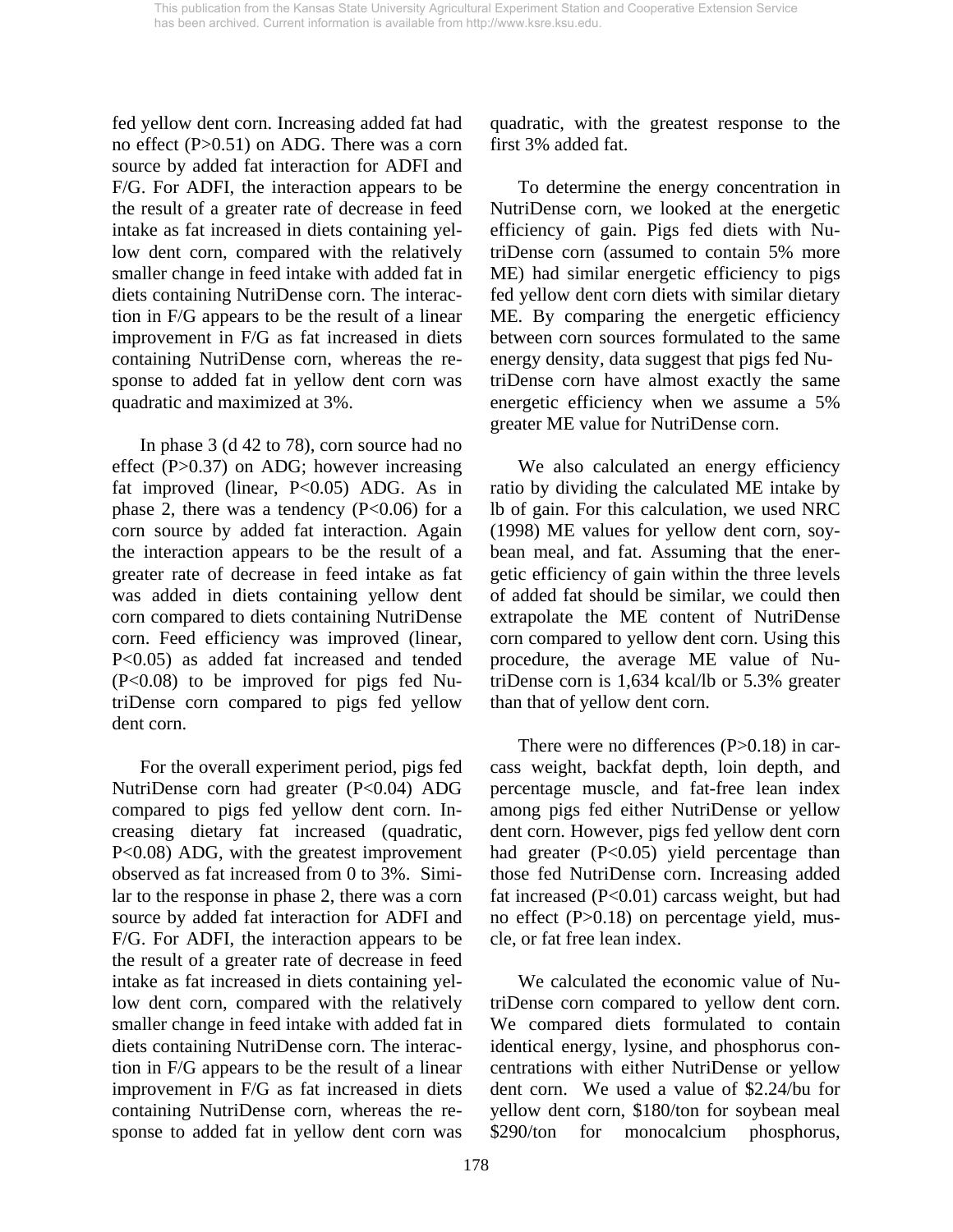fed yellow dent corn. Increasing added fat had no effect (P>0.51) on ADG. There was a corn source by added fat interaction for ADFI and F/G. For ADFI, the interaction appears to be the result of a greater rate of decrease in feed intake as fat increased in diets containing yellow dent corn, compared with the relatively smaller change in feed intake with added fat in diets containing NutriDense corn. The interaction in F/G appears to be the result of a linear improvement in F/G as fat increased in diets containing NutriDense corn, whereas the response to added fat in yellow dent corn was quadratic and maximized at 3%.

In phase 3 (d 42 to 78), corn source had no effect (P>0.37) on ADG; however increasing fat improved (linear, P<0.05) ADG. As in phase 2, there was a tendency (P<0.06) for a corn source by added fat interaction. Again the interaction appears to be the result of a greater rate of decrease in feed intake as fat was added in diets containing yellow dent corn compared to diets containing NutriDense corn. Feed efficiency was improved (linear, P<0.05) as added fat increased and tended (P<0.08) to be improved for pigs fed NutriDense corn compared to pigs fed yellow dent corn.

For the overall experiment period, pigs fed NutriDense corn had greater (P<0.04) ADG compared to pigs fed yellow dent corn. Increasing dietary fat increased (quadratic, P<0.08) ADG, with the greatest improvement observed as fat increased from 0 to 3%. Similar to the response in phase 2, there was a corn source by added fat interaction for ADFI and F/G. For ADFI, the interaction appears to be the result of a greater rate of decrease in feed intake as fat increased in diets containing yellow dent corn, compared with the relatively smaller change in feed intake with added fat in diets containing NutriDense corn. The interaction in F/G appears to be the result of a linear improvement in F/G as fat increased in diets containing NutriDense corn, whereas the response to added fat in yellow dent corn was quadratic, with the greatest response to the first 3% added fat.

To determine the energy concentration in NutriDense corn, we looked at the energetic efficiency of gain. Pigs fed diets with NutriDense corn (assumed to contain 5% more ME) had similar energetic efficiency to pigs fed yellow dent corn diets with similar dietary ME. By comparing the energetic efficiency between corn sources formulated to the same energy density, data suggest that pigs fed NutriDense corn have almost exactly the same energetic efficiency when we assume a 5% greater ME value for NutriDense corn.

We also calculated an energy efficiency ratio by dividing the calculated ME intake by lb of gain. For this calculation, we used NRC (1998) ME values for yellow dent corn, soybean meal, and fat. Assuming that the energetic efficiency of gain within the three levels of added fat should be similar, we could then extrapolate the ME content of NutriDense corn compared to yellow dent corn. Using this procedure, the average ME value of NutriDense corn is 1,634 kcal/lb or 5.3% greater than that of yellow dent corn.

There were no differences (P>0.18) in carcass weight, backfat depth, loin depth, and percentage muscle, and fat-free lean index among pigs fed either NutriDense or yellow dent corn. However, pigs fed yellow dent corn had greater (P<0.05) yield percentage than those fed NutriDense corn. Increasing added fat increased (P<0.01) carcass weight, but had no effect (P>0.18) on percentage yield, muscle, or fat free lean index.

We calculated the economic value of NutriDense corn compared to yellow dent corn. We compared diets formulated to contain identical energy, lysine, and phosphorus concentrations with either NutriDense or yellow dent corn. We used a value of $2.24/bu for yellow dent corn, $180/ton for soybean meal $290/ton for monocalcium phosphorus,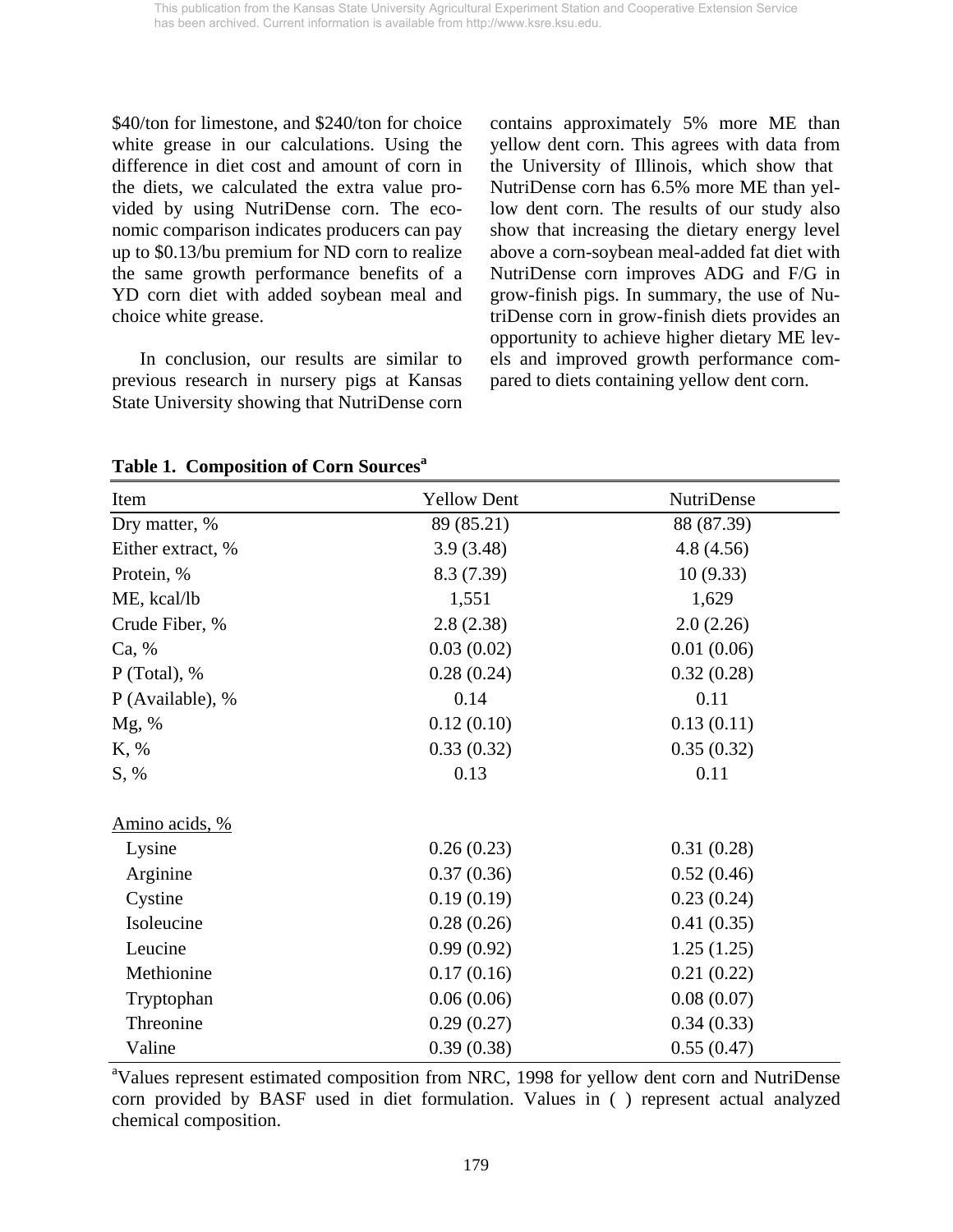$40/ton for limestone, and $240/ton for choice white grease in our calculations. Using the difference in diet cost and amount of corn in the diets, we calculated the extra value provided by using NutriDense corn. The economic comparison indicates producers can pay up to $0.13/bu premium for ND corn to realize the same growth performance benefits of a YD corn diet with added soybean meal and choice white grease.

In conclusion, our results are similar to previous research in nursery pigs at Kansas State University showing that NutriDense corn contains approximately 5% more ME than yellow dent corn. This agrees with data from the University of Illinois, which show that NutriDense corn has 6.5% more ME than yellow dent corn. The results of our study also show that increasing the dietary energy level above a corn-soybean meal-added fat diet with NutriDense corn improves ADG and F/G in grow-finish pigs. In summary, the use of NutriDense corn in grow-finish diets provides an opportunity to achieve higher dietary ME levels and improved growth performance compared to diets containing yellow dent corn.

**Table 1. Composition of Corn Sources[a]**

| Item | Yellow Dent | NutriDense |
|---|---|---|
| Dry matter, % | 89 (85.21) | 88 (87.39) |
| Either extract, % | 3.9 (3.48) | 4.8 (4.56) |
| Protein, % | 8.3 (7.39) | 10 (9.33) |
| ME, kcal/lb | 1,551 | 1,629 |
| Crude Fiber, % | 2.8 (2.38) | 2.0 (2.26) |
| Ca, % | 0.03 (0.02) | 0.01 (0.06) |
| P (Total), % | 0.28 (0.24) | 0.32 (0.28) |
| P (Available), % | 0.14 | 0.11 |
| Mg, % | 0.12 (0.10) | 0.13 (0.11) |
| K, % | 0.33 (0.32) | 0.35 (0.32) |
| S, % | 0.13 | 0.11 |
| Amino acids, % | | |
| Lysine | 0.26 (0.23) | 0.31 (0.28) |
| Arginine | 0.37 (0.36) | 0.52 (0.46) |
| Cystine | 0.19 (0.19) | 0.23 (0.24) |
| Isoleucine | 0.28 (0.26) | 0.41 (0.35) |
| Leucine | 0.99 (0.92) | 1.25 (1.25) |
| Methionine | 0.17 (0.16) | 0.21 (0.22) |
| Tryptophan | 0.06 (0.06) | 0.08 (0.07) |
| Threonine | 0.29 (0.27) | 0.34 (0.33) |
| Valine | 0.39 (0.38) | 0.55 (0.47) |

[a]Values represent estimated composition from NRC, 1998 for yellow dent corn and NutriDense corn provided by BASF used in diet formulation. Values in ( ) represent actual analyzed chemical composition.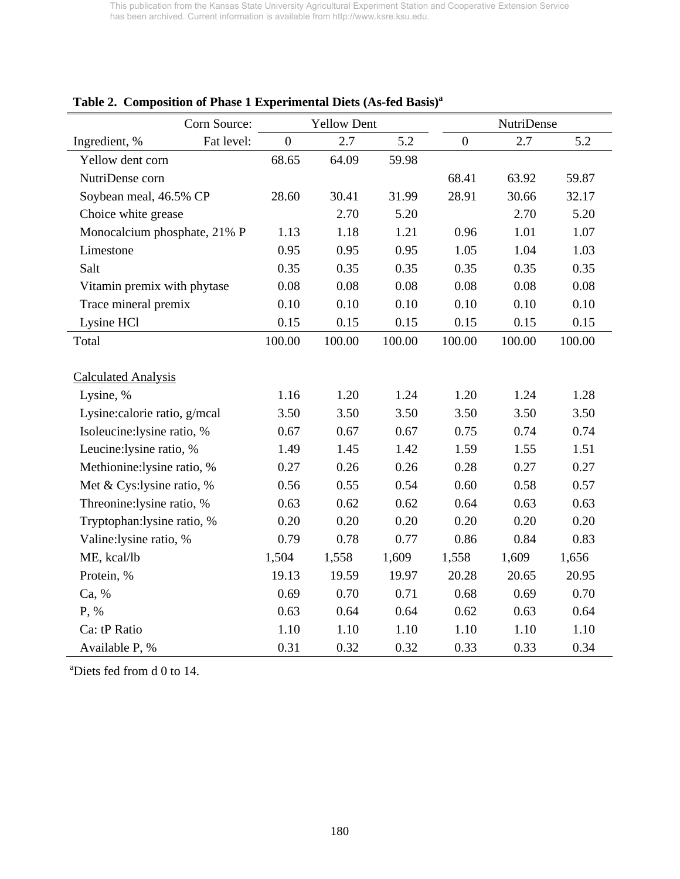This publication from the Kansas State University Agricultural Experiment Station and Cooperative Extension Service has been archived. Current information is available from http://www.ksre.ksu.edu.

**Table 2. Composition of Phase 1 Experimental Diets (As-fed Basis)[a]**

| Corn Source: | Yellow Dent | | | NutriDense | | |
|---|---|---|---|---|---|---|
| Ingredient, % / Fat level: | 0 | 2.7 | 5.2 | 0 | 2.7 | 5.2 |
| Yellow dent corn | 68.65 | 64.09 | 59.98 | | | |
| NutriDense corn | | | | 68.41 | 63.92 | 59.87 |
| Soybean meal, 46.5% CP | 28.60 | 30.41 | 31.99 | 28.91 | 30.66 | 32.17 |
| Choice white grease | | 2.70 | 5.20 | | 2.70 | 5.20 |
| Monocalcium phosphate, 21% P | 1.13 | 1.18 | 1.21 | 0.96 | 1.01 | 1.07 |
| Limestone | 0.95 | 0.95 | 0.95 | 1.05 | 1.04 | 1.03 |
| Salt | 0.35 | 0.35 | 0.35 | 0.35 | 0.35 | 0.35 |
| Vitamin premix with phytase | 0.08 | 0.08 | 0.08 | 0.08 | 0.08 | 0.08 |
| Trace mineral premix | 0.10 | 0.10 | 0.10 | 0.10 | 0.10 | 0.10 |
| Lysine HCl | 0.15 | 0.15 | 0.15 | 0.15 | 0.15 | 0.15 |
| Total | 100.00 | 100.00 | 100.00 | 100.00 | 100.00 | 100.00 |
| | | | | | | |
| Calculated Analysis | | | | | | |
| Lysine, % | 1.16 | 1.20 | 1.24 | 1.20 | 1.24 | 1.28 |
| Lysine:calorie ratio, g/mcal | 3.50 | 3.50 | 3.50 | 3.50 | 3.50 | 3.50 |
| Isoleucine:lysine ratio, % | 0.67 | 0.67 | 0.67 | 0.75 | 0.74 | 0.74 |
| Leucine:lysine ratio, % | 1.49 | 1.45 | 1.42 | 1.59 | 1.55 | 1.51 |
| Methionine:lysine ratio, % | 0.27 | 0.26 | 0.26 | 0.28 | 0.27 | 0.27 |
| Met & Cys:lysine ratio, % | 0.56 | 0.55 | 0.54 | 0.60 | 0.58 | 0.57 |
| Threonine:lysine ratio, % | 0.63 | 0.62 | 0.62 | 0.64 | 0.63 | 0.63 |
| Tryptophan:lysine ratio, % | 0.20 | 0.20 | 0.20 | 0.20 | 0.20 | 0.20 |
| Valine:lysine ratio, % | 0.79 | 0.78 | 0.77 | 0.86 | 0.84 | 0.83 |
| ME, kcal/lb | 1,504 | 1,558 | 1,609 | 1,558 | 1,609 | 1,656 |
| Protein, % | 19.13 | 19.59 | 19.97 | 20.28 | 20.65 | 20.95 |
| Ca, % | 0.69 | 0.70 | 0.71 | 0.68 | 0.69 | 0.70 |
| P, % | 0.63 | 0.64 | 0.64 | 0.62 | 0.63 | 0.64 |
| Ca: tP Ratio | 1.10 | 1.10 | 1.10 | 1.10 | 1.10 | 1.10 |
| Available P, % | 0.31 | 0.32 | 0.32 | 0.33 | 0.33 | 0.34 |

[a]Diets fed from d 0 to 14.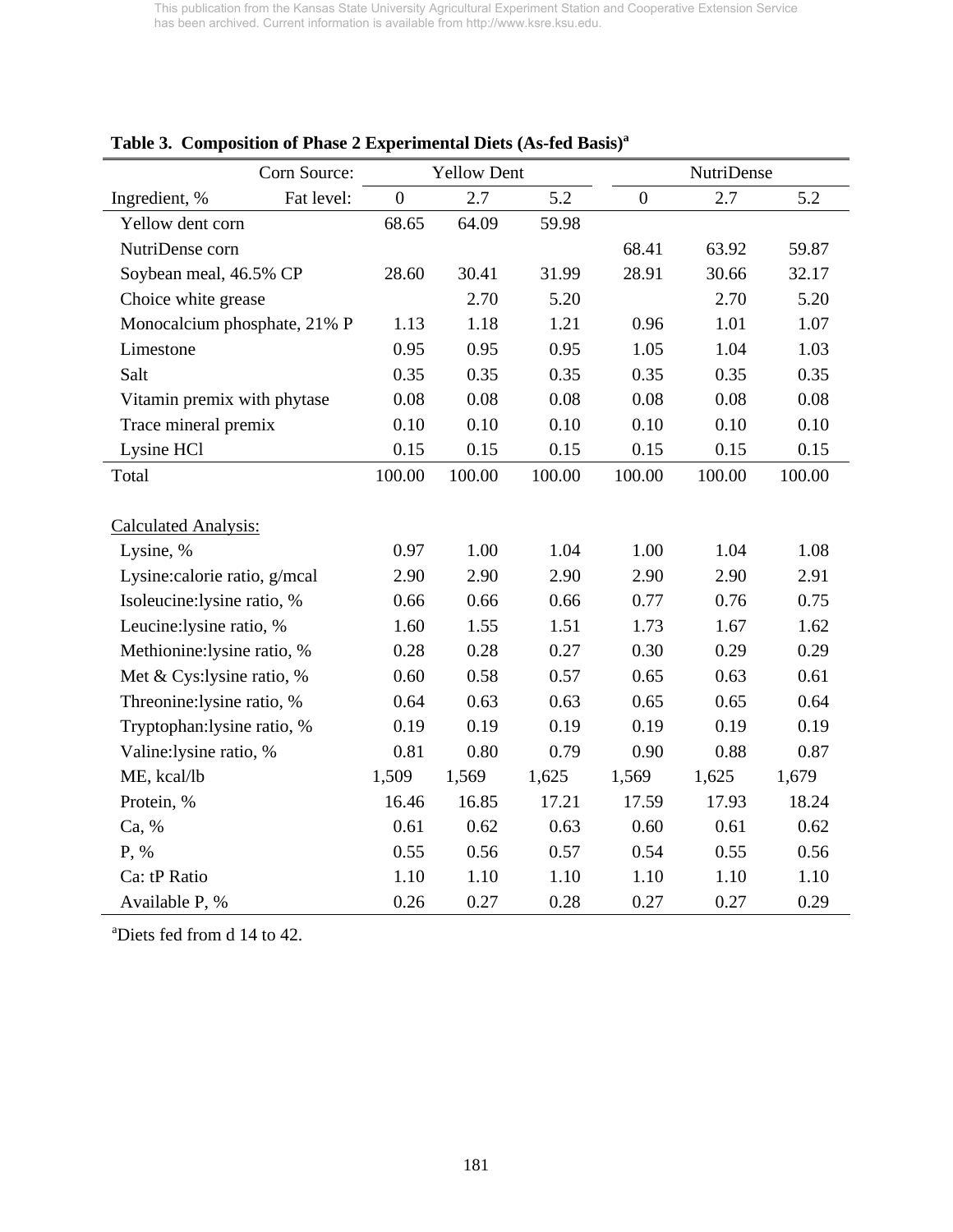**Table 3. Composition of Phase 2 Experimental Diets (As-fed Basis)[a]**

| Corn Source: | Yellow Dent | | | NutriDense | | |
|---|---|---|---|---|---|---|
| Ingredient, % / Fat level: | 0 | 2.7 | 5.2 | 0 | 2.7 | 5.2 |
| Yellow dent corn | 68.65 | 64.09 | 59.98 | | | |
| NutriDense corn | | | | 68.41 | 63.92 | 59.87 |
| Soybean meal, 46.5% CP | 28.60 | 30.41 | 31.99 | 28.91 | 30.66 | 32.17 |
| Choice white grease | | 2.70 | 5.20 | | 2.70 | 5.20 |
| Monocalcium phosphate, 21% P | 1.13 | 1.18 | 1.21 | 0.96 | 1.01 | 1.07 |
| Limestone | 0.95 | 0.95 | 0.95 | 1.05 | 1.04 | 1.03 |
| Salt | 0.35 | 0.35 | 0.35 | 0.35 | 0.35 | 0.35 |
| Vitamin premix with phytase | 0.08 | 0.08 | 0.08 | 0.08 | 0.08 | 0.08 |
| Trace mineral premix | 0.10 | 0.10 | 0.10 | 0.10 | 0.10 | 0.10 |
| Lysine HCl | 0.15 | 0.15 | 0.15 | 0.15 | 0.15 | 0.15 |
| Total | 100.00 | 100.00 | 100.00 | 100.00 | 100.00 | 100.00 |
| | | | | | | |
| Calculated Analysis: | | | | | | |
| Lysine, % | 0.97 | 1.00 | 1.04 | 1.00 | 1.04 | 1.08 |
| Lysine:calorie ratio, g/mcal | 2.90 | 2.90 | 2.90 | 2.90 | 2.90 | 2.91 |
| Isoleucine:lysine ratio, % | 0.66 | 0.66 | 0.66 | 0.77 | 0.76 | 0.75 |
| Leucine:lysine ratio, % | 1.60 | 1.55 | 1.51 | 1.73 | 1.67 | 1.62 |
| Methionine:lysine ratio, % | 0.28 | 0.28 | 0.27 | 0.30 | 0.29 | 0.29 |
| Met & Cys:lysine ratio, % | 0.60 | 0.58 | 0.57 | 0.65 | 0.63 | 0.61 |
| Threonine:lysine ratio, % | 0.64 | 0.63 | 0.63 | 0.65 | 0.65 | 0.64 |
| Tryptophan:lysine ratio, % | 0.19 | 0.19 | 0.19 | 0.19 | 0.19 | 0.19 |
| Valine:lysine ratio, % | 0.81 | 0.80 | 0.79 | 0.90 | 0.88 | 0.87 |
| ME, kcal/lb | 1,509 | 1,569 | 1,625 | 1,569 | 1,625 | 1,679 |
| Protein, % | 16.46 | 16.85 | 17.21 | 17.59 | 17.93 | 18.24 |
| Ca, % | 0.61 | 0.62 | 0.63 | 0.60 | 0.61 | 0.62 |
| P, % | 0.55 | 0.56 | 0.57 | 0.54 | 0.55 | 0.56 |
| Ca: tP Ratio | 1.10 | 1.10 | 1.10 | 1.10 | 1.10 | 1.10 |
| Available P, % | 0.26 | 0.27 | 0.28 | 0.27 | 0.27 | 0.29 |

[a]Diets fed from d 14 to 42.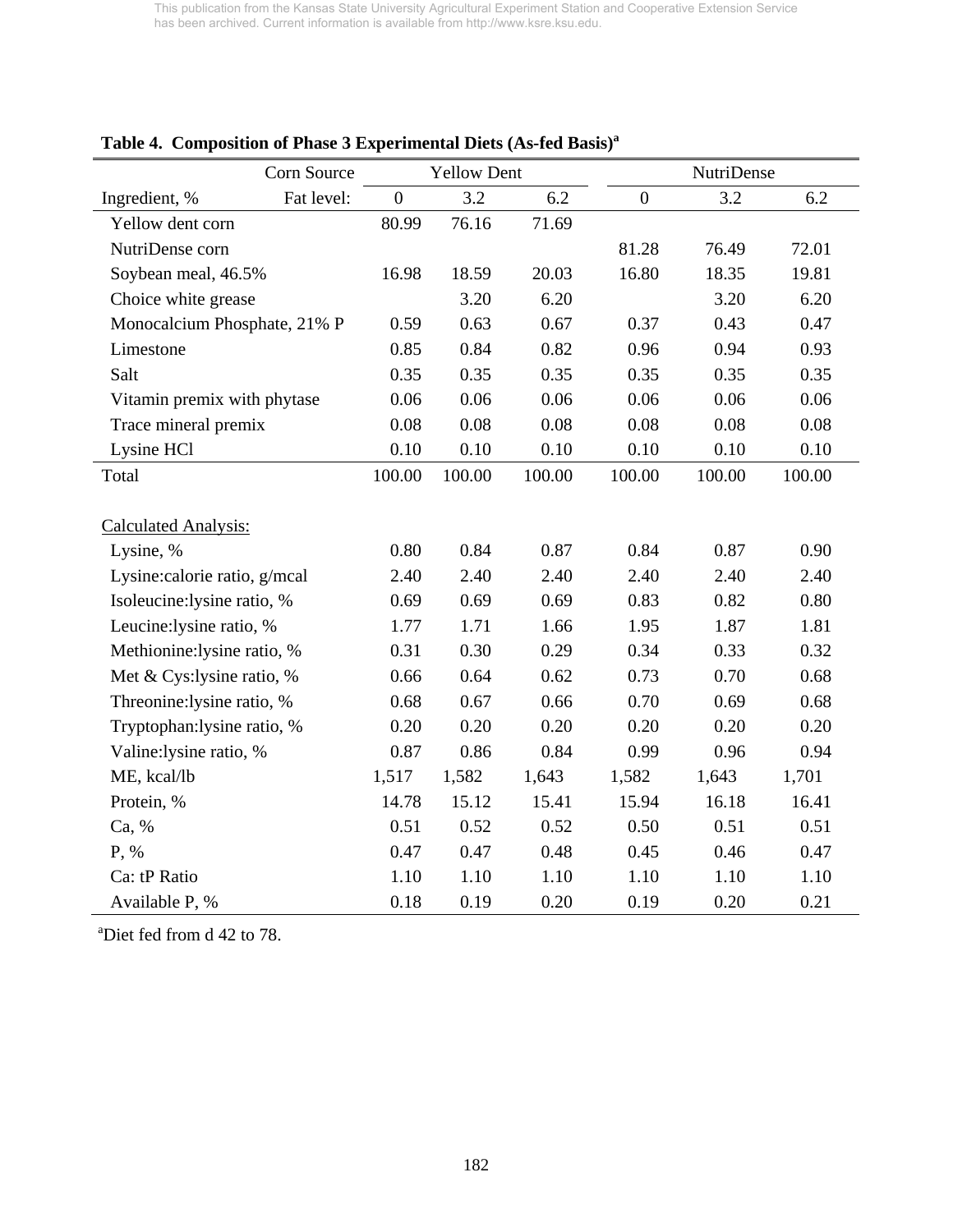**Table 4. Composition of Phase 3 Experimental Diets (As-fed Basis)[a]**

| Corn Source | Yellow Dent | | | NutriDense | | |
|---|---|---|---|---|---|---|
| Ingredient, % — Fat level: | 0 | 3.2 | 6.2 | 0 | 3.2 | 6.2 |
| Yellow dent corn | 80.99 | 76.16 | 71.69 | | | |
| NutriDense corn | | | | 81.28 | 76.49 | 72.01 |
| Soybean meal, 46.5% | 16.98 | 18.59 | 20.03 | 16.80 | 18.35 | 19.81 |
| Choice white grease | | 3.20 | 6.20 | | 3.20 | 6.20 |
| Monocalcium Phosphate, 21% P | 0.59 | 0.63 | 0.67 | 0.37 | 0.43 | 0.47 |
| Limestone | 0.85 | 0.84 | 0.82 | 0.96 | 0.94 | 0.93 |
| Salt | 0.35 | 0.35 | 0.35 | 0.35 | 0.35 | 0.35 |
| Vitamin premix with phytase | 0.06 | 0.06 | 0.06 | 0.06 | 0.06 | 0.06 |
| Trace mineral premix | 0.08 | 0.08 | 0.08 | 0.08 | 0.08 | 0.08 |
| Lysine HCl | 0.10 | 0.10 | 0.10 | 0.10 | 0.10 | 0.10 |
| Total | 100.00 | 100.00 | 100.00 | 100.00 | 100.00 | 100.00 |
| Calculated Analysis: | | | | | | |
| Lysine, % | 0.80 | 0.84 | 0.87 | 0.84 | 0.87 | 0.90 |
| Lysine:calorie ratio, g/mcal | 2.40 | 2.40 | 2.40 | 2.40 | 2.40 | 2.40 |
| Isoleucine:lysine ratio, % | 0.69 | 0.69 | 0.69 | 0.83 | 0.82 | 0.80 |
| Leucine:lysine ratio, % | 1.77 | 1.71 | 1.66 | 1.95 | 1.87 | 1.81 |
| Methionine:lysine ratio, % | 0.31 | 0.30 | 0.29 | 0.34 | 0.33 | 0.32 |
| Met & Cys:lysine ratio, % | 0.66 | 0.64 | 0.62 | 0.73 | 0.70 | 0.68 |
| Threonine:lysine ratio, % | 0.68 | 0.67 | 0.66 | 0.70 | 0.69 | 0.68 |
| Tryptophan:lysine ratio, % | 0.20 | 0.20 | 0.20 | 0.20 | 0.20 | 0.20 |
| Valine:lysine ratio, % | 0.87 | 0.86 | 0.84 | 0.99 | 0.96 | 0.94 |
| ME, kcal/lb | 1,517 | 1,582 | 1,643 | 1,582 | 1,643 | 1,701 |
| Protein, % | 14.78 | 15.12 | 15.41 | 15.94 | 16.18 | 16.41 |
| Ca, % | 0.51 | 0.52 | 0.52 | 0.50 | 0.51 | 0.51 |
| P, % | 0.47 | 0.47 | 0.48 | 0.45 | 0.46 | 0.47 |
| Ca: tP Ratio | 1.10 | 1.10 | 1.10 | 1.10 | 1.10 | 1.10 |
| Available P, % | 0.18 | 0.19 | 0.20 | 0.19 | 0.20 | 0.21 |

[a]Diet fed from d 42 to 78.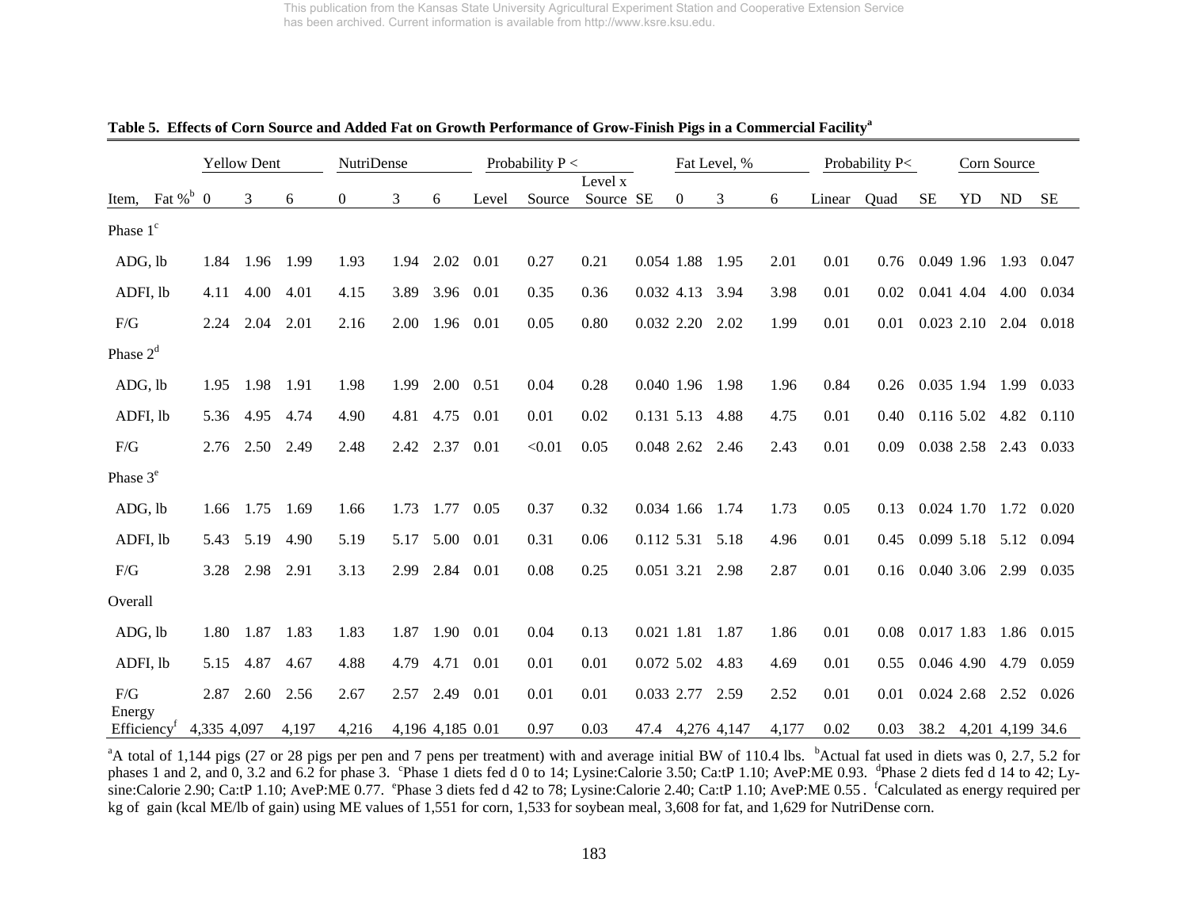This publication from the Kansas State University Agricultural Experiment Station and Cooperative Extension Service has been archived. Current information is available from http://www.ksre.ksu.edu.

**Table 5. Effects of Corn Source and Added Fat on Growth Performance of Grow-Finish Pigs in a Commercial Facility[a]**

| | Yellow Dent | | | NutriDense | | | Probability P < | | | | Fat Level, % | | | Probability P< | | | Corn Source | | |
|---|---|---|---|---|---|---|---|---|---|---|---|---|---|---|---|---|---|---|---|
| Item, Fat %[b] | 0 | 3 | 6 | 0 | 3 | 6 | Level | Source | Level x Source | SE | 0 | 3 | 6 | Linear | Quad | SE | YD | ND | SE |
| Phase 1[c] | | | | | | | | | | | | | | | | | | | |
| ADG, lb | 1.84 | 1.96 | 1.99 | 1.93 | 1.94 | 2.02 | 0.01 | 0.27 | 0.21 | 0.054 | 1.88 | 1.95 | 2.01 | 0.01 | 0.76 | 0.049 | 1.96 | 1.93 | 0.047 |
| ADFI, lb | 4.11 | 4.00 | 4.01 | 4.15 | 3.89 | 3.96 | 0.01 | 0.35 | 0.36 | 0.032 | 4.13 | 3.94 | 3.98 | 0.01 | 0.02 | 0.041 | 4.04 | 4.00 | 0.034 |
| F/G | 2.24 | 2.04 | 2.01 | 2.16 | 2.00 | 1.96 | 0.01 | 0.05 | 0.80 | 0.032 | 2.20 | 2.02 | 1.99 | 0.01 | 0.01 | 0.023 | 2.10 | 2.04 | 0.018 |
| Phase 2[d] | | | | | | | | | | | | | | | | | | | |
| ADG, lb | 1.95 | 1.98 | 1.91 | 1.98 | 1.99 | 2.00 | 0.51 | 0.04 | 0.28 | 0.040 | 1.96 | 1.98 | 1.96 | 0.84 | 0.26 | 0.035 | 1.94 | 1.99 | 0.033 |
| ADFI, lb | 5.36 | 4.95 | 4.74 | 4.90 | 4.81 | 4.75 | 0.01 | 0.01 | 0.02 | 0.131 | 5.13 | 4.88 | 4.75 | 0.01 | 0.40 | 0.116 | 5.02 | 4.82 | 0.110 |
| F/G | 2.76 | 2.50 | 2.49 | 2.48 | 2.42 | 2.37 | 0.01 | <0.01 | 0.05 | 0.048 | 2.62 | 2.46 | 2.43 | 0.01 | 0.09 | 0.038 | 2.58 | 2.43 | 0.033 |
| Phase 3[e] | | | | | | | | | | | | | | | | | | | |
| ADG, lb | 1.66 | 1.75 | 1.69 | 1.66 | 1.73 | 1.77 | 0.05 | 0.37 | 0.32 | 0.034 | 1.66 | 1.74 | 1.73 | 0.05 | 0.13 | 0.024 | 1.70 | 1.72 | 0.020 |
| ADFI, lb | 5.43 | 5.19 | 4.90 | 5.19 | 5.17 | 5.00 | 0.01 | 0.31 | 0.06 | 0.112 | 5.31 | 5.18 | 4.96 | 0.01 | 0.45 | 0.099 | 5.18 | 5.12 | 0.094 |
| F/G | 3.28 | 2.98 | 2.91 | 3.13 | 2.99 | 2.84 | 0.01 | 0.08 | 0.25 | 0.051 | 3.21 | 2.98 | 2.87 | 0.01 | 0.16 | 0.040 | 3.06 | 2.99 | 0.035 |
| Overall | | | | | | | | | | | | | | | | | | | |
| ADG, lb | 1.80 | 1.87 | 1.83 | 1.83 | 1.87 | 1.90 | 0.01 | 0.04 | 0.13 | 0.021 | 1.81 | 1.87 | 1.86 | 0.01 | 0.08 | 0.017 | 1.83 | 1.86 | 0.015 |
| ADFI, lb | 5.15 | 4.87 | 4.67 | 4.88 | 4.79 | 4.71 | 0.01 | 0.01 | 0.01 | 0.072 | 5.02 | 4.83 | 4.69 | 0.01 | 0.55 | 0.046 | 4.90 | 4.79 | 0.059 |
| F/G | 2.87 | 2.60 | 2.56 | 2.67 | 2.57 | 2.49 | 0.01 | 0.01 | 0.01 | 0.033 | 2.77 | 2.59 | 2.52 | 0.01 | 0.01 | 0.024 | 2.68 | 2.52 | 0.026 |
| Energy Efficiency[f] | 4,335 | 4,097 | 4,197 | 4,216 | 4,196 | 4,185 | 0.01 | 0.97 | 0.03 | 47.4 | 4,276 | 4,147 | 4,177 | 0.02 | 0.03 | 38.2 | 4,201 | 4,199 | 34.6 |

[a]A total of 1,144 pigs (27 or 28 pigs per pen and 7 pens per treatment) with and average initial BW of 110.4 lbs. [b]Actual fat used in diets was 0, 2.7, 5.2 for phases 1 and 2, and 0, 3.2 and 6.2 for phase 3. [c]Phase 1 diets fed d 0 to 14; Lysine:Calorie 3.50; Ca:tP 1.10; AveP:ME 0.93. [d]Phase 2 diets fed d 14 to 42; Lysine:Calorie 2.90; Ca:tP 1.10; AveP:ME 0.77. [e]Phase 3 diets fed d 42 to 78; Lysine:Calorie 2.40; Ca:tP 1.10; AveP:ME 0.55. [f]Calculated as energy required per kg of gain (kcal ME/lb of gain) using ME values of 1,551 for corn, 1,533 for soybean meal, 3,608 for fat, and 1,629 for NutriDense corn.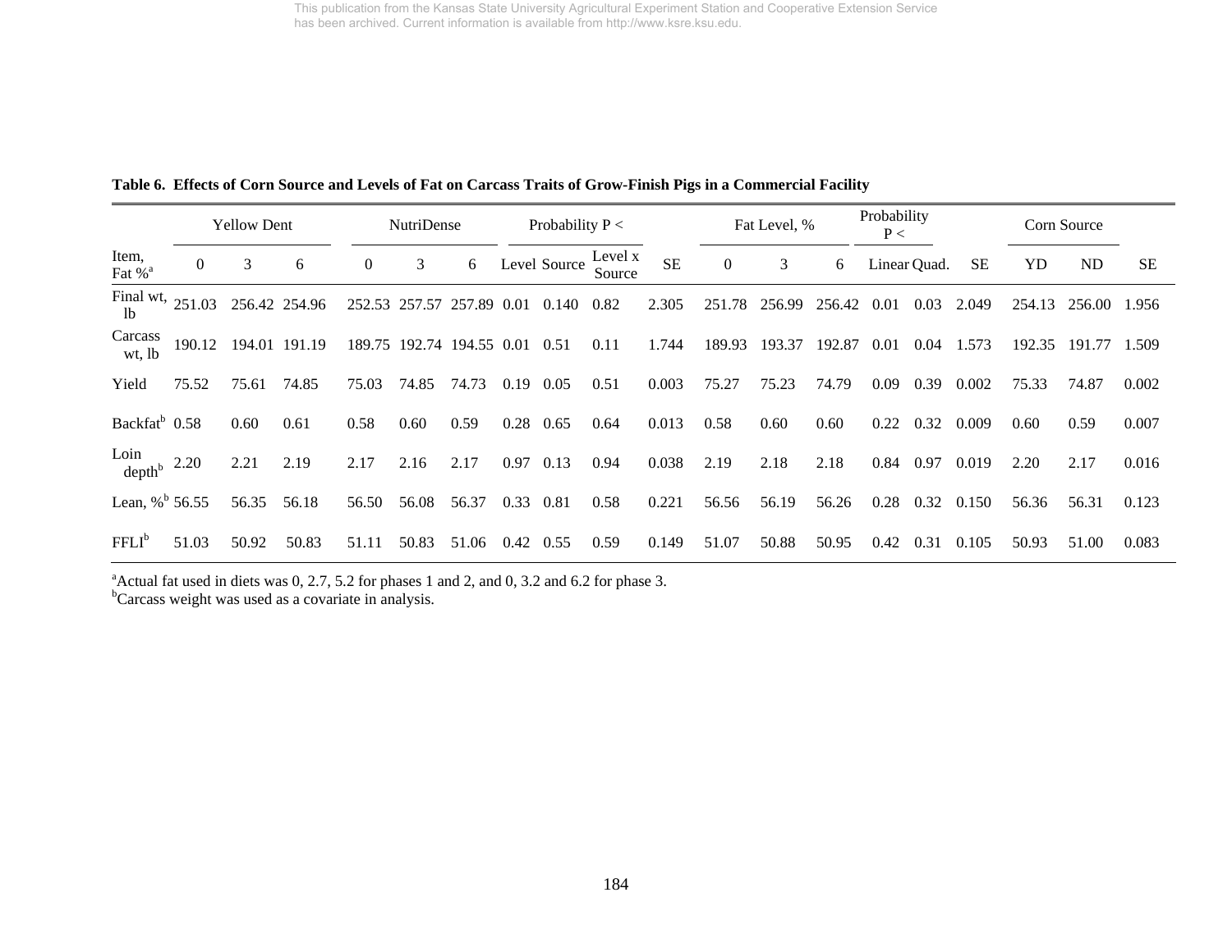This publication from the Kansas State University Agricultural Experiment Station and Cooperative Extension Service has been archived. Current information is available from http://www.ksre.ksu.edu.

**Table 6. Effects of Corn Source and Levels of Fat on Carcass Traits of Grow-Finish Pigs in a Commercial Facility**

| | Yellow Dent | | | NutriDense | | | Probability P < | | | | Fat Level, % | | | Probability P < | | | Corn Source | | |
|---|---|---|---|---|---|---|---|---|---|---|---|---|---|---|---|---|---|---|---|
| Item, Fat %[a] | 0 | 3 | 6 | 0 | 3 | 6 | Level | Source | Level x Source | SE | 0 | 3 | 6 | Linear | Quad. | SE | YD | ND | SE |
| Final wt, lb | 251.03 | 256.42 | 254.96 | 252.53 | 257.57 | 257.89 | 0.01 | 0.140 | 0.82 | 2.305 | 251.78 | 256.99 | 256.42 | 0.01 | 0.03 | 2.049 | 254.13 | 256.00 | 1.956 |
| Carcass wt, lb | 190.12 | 194.01 | 191.19 | 189.75 | 192.74 | 194.55 | 0.01 | 0.51 | 0.11 | 1.744 | 189.93 | 193.37 | 192.87 | 0.01 | 0.04 | 1.573 | 192.35 | 191.77 | 1.509 |
| Yield | 75.52 | 75.61 | 74.85 | 75.03 | 74.85 | 74.73 | 0.19 | 0.05 | 0.51 | 0.003 | 75.27 | 75.23 | 74.79 | 0.09 | 0.39 | 0.002 | 75.33 | 74.87 | 0.002 |
| Backfat[b] | 0.58 | 0.60 | 0.61 | 0.58 | 0.60 | 0.59 | 0.28 | 0.65 | 0.64 | 0.013 | 0.58 | 0.60 | 0.60 | 0.22 | 0.32 | 0.009 | 0.60 | 0.59 | 0.007 |
| Loin depth[b] | 2.20 | 2.21 | 2.19 | 2.17 | 2.16 | 2.17 | 0.97 | 0.13 | 0.94 | 0.038 | 2.19 | 2.18 | 2.18 | 0.84 | 0.97 | 0.019 | 2.20 | 2.17 | 0.016 |
| Lean, %[b] | 56.55 | 56.35 | 56.18 | 56.50 | 56.08 | 56.37 | 0.33 | 0.81 | 0.58 | 0.221 | 56.56 | 56.19 | 56.26 | 0.28 | 0.32 | 0.150 | 56.36 | 56.31 | 0.123 |
| FFLI[b] | 51.03 | 50.92 | 50.83 | 51.11 | 50.83 | 51.06 | 0.42 | 0.55 | 0.59 | 0.149 | 51.07 | 50.88 | 50.95 | 0.42 | 0.31 | 0.105 | 50.93 | 51.00 | 0.083 |

[a]Actual fat used in diets was 0, 2.7, 5.2 for phases 1 and 2, and 0, 3.2 and 6.2 for phase 3.
[b]Carcass weight was used as a covariate in analysis.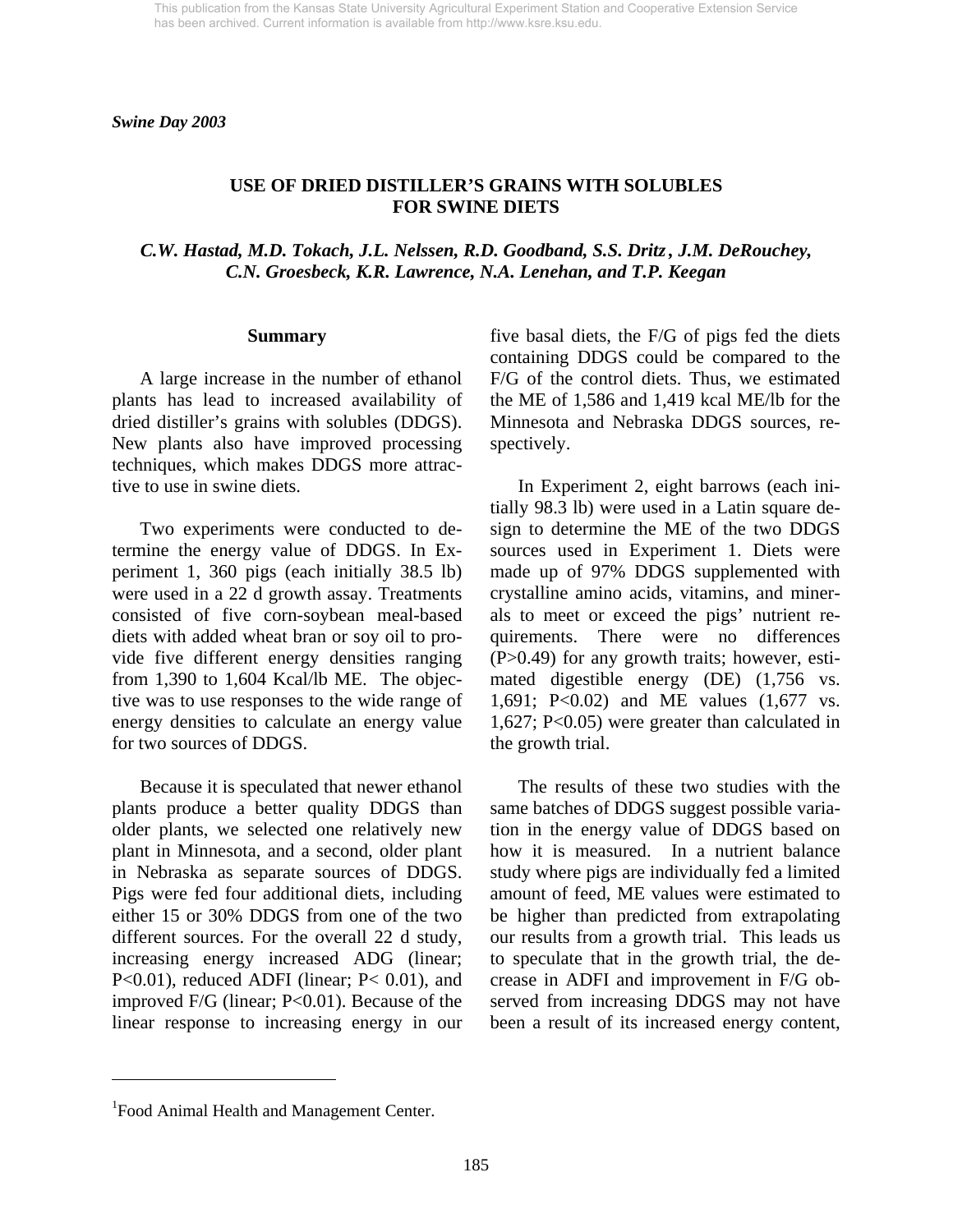*Swine Day 2003*

# USE OF DRIED DISTILLER'S GRAINS WITH SOLUBLES FOR SWINE DIETS

*C.W. Hastad, M.D. Tokach, J.L. Nelssen, R.D. Goodband, S.S. Dritz, J.M. DeRouchey, C.N. Groesbeck, K.R. Lawrence, N.A. Lenehan, and T.P. Keegan*

## Summary

A large increase in the number of ethanol plants has lead to increased availability of dried distiller's grains with solubles (DDGS). New plants also have improved processing techniques, which makes DDGS more attractive to use in swine diets.

Two experiments were conducted to determine the energy value of DDGS. In Experiment 1, 360 pigs (each initially 38.5 lb) were used in a 22 d growth assay. Treatments consisted of five corn-soybean meal-based diets with added wheat bran or soy oil to provide five different energy densities ranging from 1,390 to 1,604 Kcal/lb ME. The objective was to use responses to the wide range of energy densities to calculate an energy value for two sources of DDGS.

Because it is speculated that newer ethanol plants produce a better quality DDGS than older plants, we selected one relatively new plant in Minnesota, and a second, older plant in Nebraska as separate sources of DDGS. Pigs were fed four additional diets, including either 15 or 30% DDGS from one of the two different sources. For the overall 22 d study, increasing energy increased ADG (linear; $P<0.01$), reduced ADFI (linear; $P<0.01$), and improved F/G (linear; $P<0.01$). Because of the linear response to increasing energy in our five basal diets, the F/G of pigs fed the diets containing DDGS could be compared to the F/G of the control diets. Thus, we estimated the ME of 1,586 and 1,419 kcal ME/lb for the Minnesota and Nebraska DDGS sources, respectively.

In Experiment 2, eight barrows (each initially 98.3 lb) were used in a Latin square design to determine the ME of the two DDGS sources used in Experiment 1. Diets were made up of 97% DDGS supplemented with crystalline amino acids, vitamins, and minerals to meet or exceed the pigs' nutrient requirements. There were no differences ($P>0.49$) for any growth traits; however, estimated digestible energy (DE) (1,756 vs. 1,691; $P<0.02$) and ME values (1,677 vs. 1,627; $P<0.05$) were greater than calculated in the growth trial.

The results of these two studies with the same batches of DDGS suggest possible variation in the energy value of DDGS based on how it is measured. In a nutrient balance study where pigs are individually fed a limited amount of feed, ME values were estimated to be higher than predicted from extrapolating our results from a growth trial. This leads us to speculate that in the growth trial, the decrease in ADFI and improvement in F/G observed from increasing DDGS may not have been a result of its increased energy content,

---

[1]Food Animal Health and Management Center.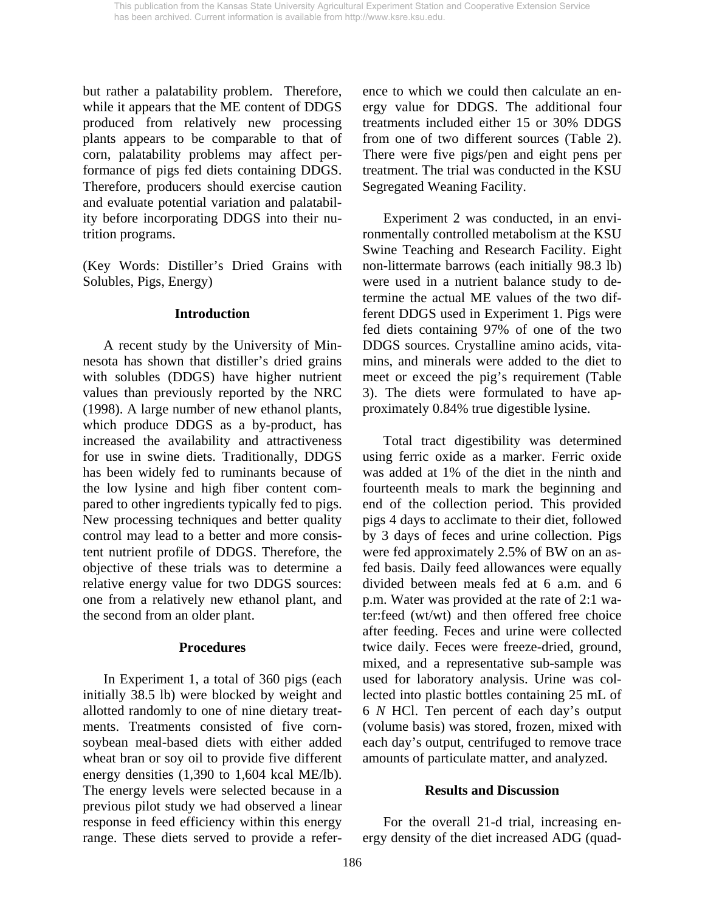but rather a palatability problem. Therefore, while it appears that the ME content of DDGS produced from relatively new processing plants appears to be comparable to that of corn, palatability problems may affect performance of pigs fed diets containing DDGS. Therefore, producers should exercise caution and evaluate potential variation and palatability before incorporating DDGS into their nutrition programs.

(Key Words: Distiller's Dried Grains with Solubles, Pigs, Energy)

## Introduction

A recent study by the University of Minnesota has shown that distiller's dried grains with solubles (DDGS) have higher nutrient values than previously reported by the NRC (1998). A large number of new ethanol plants, which produce DDGS as a by-product, has increased the availability and attractiveness for use in swine diets. Traditionally, DDGS has been widely fed to ruminants because of the low lysine and high fiber content compared to other ingredients typically fed to pigs. New processing techniques and better quality control may lead to a better and more consistent nutrient profile of DDGS. Therefore, the objective of these trials was to determine a relative energy value for two DDGS sources: one from a relatively new ethanol plant, and the second from an older plant.

## Procedures

In Experiment 1, a total of 360 pigs (each initially 38.5 lb) were blocked by weight and allotted randomly to one of nine dietary treatments. Treatments consisted of five corn-soybean meal-based diets with either added wheat bran or soy oil to provide five different energy densities (1,390 to 1,604 kcal ME/lb). The energy levels were selected because in a previous pilot study we had observed a linear response in feed efficiency within this energy range. These diets served to provide a reference to which we could then calculate an energy value for DDGS. The additional four treatments included either 15 or 30% DDGS from one of two different sources (Table 2). There were five pigs/pen and eight pens per treatment. The trial was conducted in the KSU Segregated Weaning Facility.

Experiment 2 was conducted, in an environmentally controlled metabolism at the KSU Swine Teaching and Research Facility. Eight non-littermate barrows (each initially 98.3 lb) were used in a nutrient balance study to determine the actual ME values of the two different DDGS used in Experiment 1. Pigs were fed diets containing 97% of one of the two DDGS sources. Crystalline amino acids, vitamins, and minerals were added to the diet to meet or exceed the pig's requirement (Table 3). The diets were formulated to have approximately 0.84% true digestible lysine.

Total tract digestibility was determined using ferric oxide as a marker. Ferric oxide was added at 1% of the diet in the ninth and fourteenth meals to mark the beginning and end of the collection period. This provided pigs 4 days to acclimate to their diet, followed by 3 days of feces and urine collection. Pigs were fed approximately 2.5% of BW on an as-fed basis. Daily feed allowances were equally divided between meals fed at 6 a.m. and 6 p.m. Water was provided at the rate of 2:1 water:feed (wt/wt) and then offered free choice after feeding. Feces and urine were collected twice daily. Feces were freeze-dried, ground, mixed, and a representative sub-sample was used for laboratory analysis. Urine was collected into plastic bottles containing 25 mL of 6 *N* HCl. Ten percent of each day's output (volume basis) was stored, frozen, mixed with each day's output, centrifuged to remove trace amounts of particulate matter, and analyzed.

## Results and Discussion

For the overall 21-d trial, increasing energy density of the diet increased ADG (quad-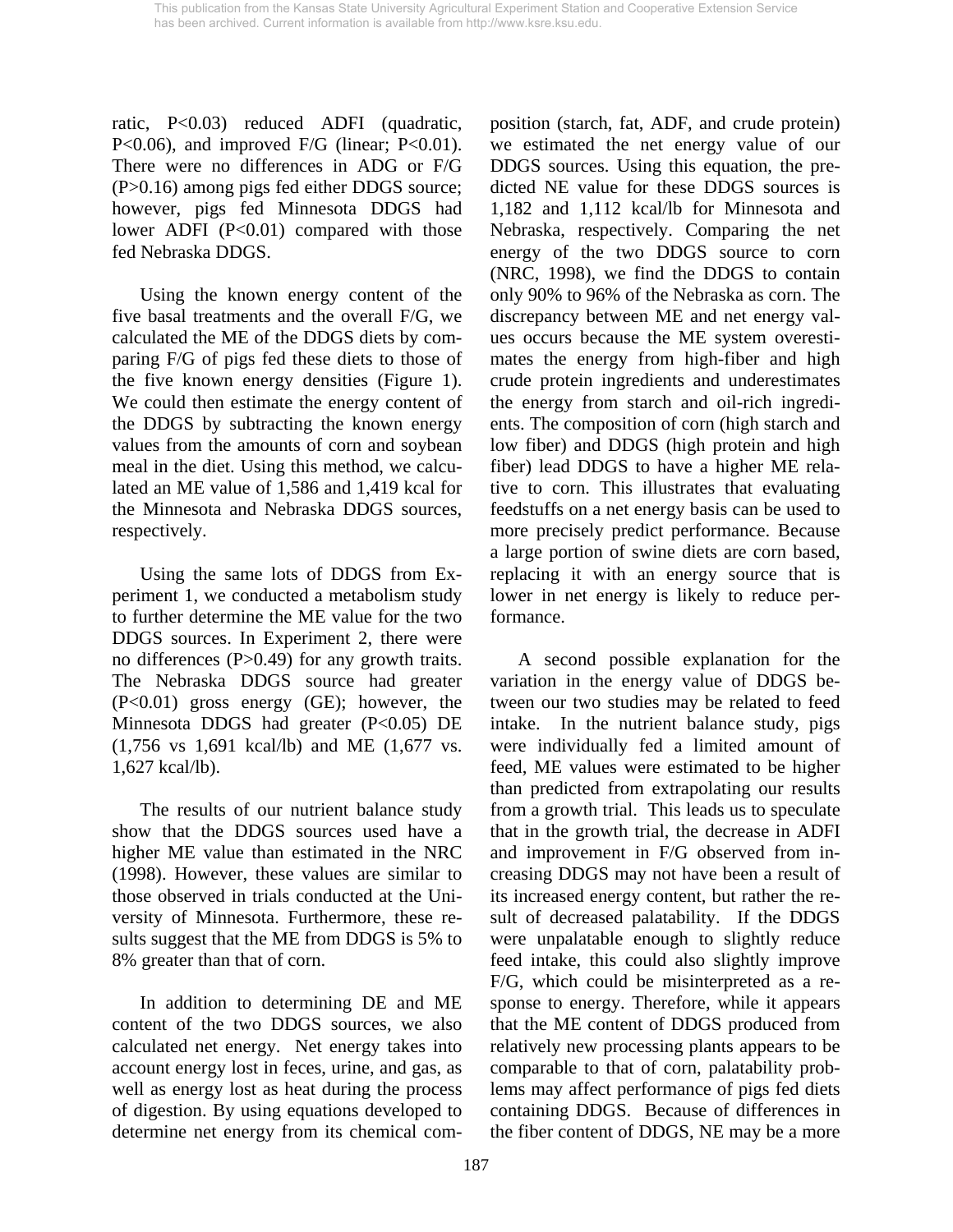ratic, $P<0.03$) reduced ADFI (quadratic, $P<0.06$), and improved F/G (linear; $P<0.01$). There were no differences in ADG or F/G ($P>0.16$) among pigs fed either DDGS source; however, pigs fed Minnesota DDGS had lower ADFI ($P<0.01$) compared with those fed Nebraska DDGS.

Using the known energy content of the five basal treatments and the overall F/G, we calculated the ME of the DDGS diets by comparing F/G of pigs fed these diets to those of the five known energy densities (Figure 1). We could then estimate the energy content of the DDGS by subtracting the known energy values from the amounts of corn and soybean meal in the diet. Using this method, we calculated an ME value of 1,586 and 1,419 kcal for the Minnesota and Nebraska DDGS sources, respectively.

Using the same lots of DDGS from Experiment 1, we conducted a metabolism study to further determine the ME value for the two DDGS sources. In Experiment 2, there were no differences ($P>0.49$) for any growth traits. The Nebraska DDGS source had greater ($P<0.01$) gross energy (GE); however, the Minnesota DDGS had greater ($P<0.05$) DE (1,756 vs 1,691 kcal/lb) and ME (1,677 vs. 1,627 kcal/lb).

The results of our nutrient balance study show that the DDGS sources used have a higher ME value than estimated in the NRC (1998). However, these values are similar to those observed in trials conducted at the University of Minnesota. Furthermore, these results suggest that the ME from DDGS is 5% to 8% greater than that of corn.

In addition to determining DE and ME content of the two DDGS sources, we also calculated net energy. Net energy takes into account energy lost in feces, urine, and gas, as well as energy lost as heat during the process of digestion. By using equations developed to determine net energy from its chemical composition (starch, fat, ADF, and crude protein) we estimated the net energy value of our DDGS sources. Using this equation, the predicted NE value for these DDGS sources is 1,182 and 1,112 kcal/lb for Minnesota and Nebraska, respectively. Comparing the net energy of the two DDGS source to corn (NRC, 1998), we find the DDGS to contain only 90% to 96% of the Nebraska as corn. The discrepancy between ME and net energy values occurs because the ME system overestimates the energy from high-fiber and high crude protein ingredients and underestimates the energy from starch and oil-rich ingredients. The composition of corn (high starch and low fiber) and DDGS (high protein and high fiber) lead DDGS to have a higher ME relative to corn. This illustrates that evaluating feedstuffs on a net energy basis can be used to more precisely predict performance. Because a large portion of swine diets are corn based, replacing it with an energy source that is lower in net energy is likely to reduce performance.

A second possible explanation for the variation in the energy value of DDGS between our two studies may be related to feed intake. In the nutrient balance study, pigs were individually fed a limited amount of feed, ME values were estimated to be higher than predicted from extrapolating our results from a growth trial. This leads us to speculate that in the growth trial, the decrease in ADFI and improvement in F/G observed from increasing DDGS may not have been a result of its increased energy content, but rather the result of decreased palatability. If the DDGS were unpalatable enough to slightly reduce feed intake, this could also slightly improve F/G, which could be misinterpreted as a response to energy. Therefore, while it appears that the ME content of DDGS produced from relatively new processing plants appears to be comparable to that of corn, palatability problems may affect performance of pigs fed diets containing DDGS. Because of differences in the fiber content of DDGS, NE may be a more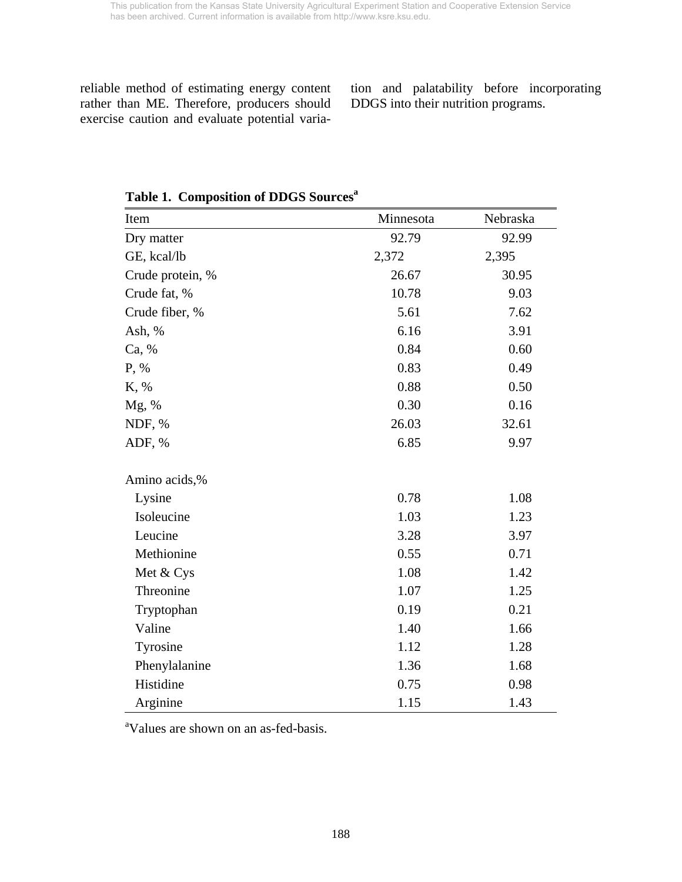reliable method of estimating energy content rather than ME. Therefore, producers should exercise caution and evaluate potential variation and palatability before incorporating DDGS into their nutrition programs.

**Table 1. Composition of DDGS Sources[a]**

| Item | Minnesota | Nebraska |
|---|---|---|
| Dry matter | 92.79 | 92.99 |
| GE, kcal/lb | 2,372 | 2,395 |
| Crude protein, % | 26.67 | 30.95 |
| Crude fat, % | 10.78 | 9.03 |
| Crude fiber, % | 5.61 | 7.62 |
| Ash, % | 6.16 | 3.91 |
| Ca, % | 0.84 | 0.60 |
| P, % | 0.83 | 0.49 |
| K, % | 0.88 | 0.50 |
| Mg, % | 0.30 | 0.16 |
| NDF, % | 26.03 | 32.61 |
| ADF, % | 6.85 | 9.97 |
| | | |
| Amino acids,% | | |
| Lysine | 0.78 | 1.08 |
| Isoleucine | 1.03 | 1.23 |
| Leucine | 3.28 | 3.97 |
| Methionine | 0.55 | 0.71 |
| Met & Cys | 1.08 | 1.42 |
| Threonine | 1.07 | 1.25 |
| Tryptophan | 0.19 | 0.21 |
| Valine | 1.40 | 1.66 |
| Tyrosine | 1.12 | 1.28 |
| Phenylalanine | 1.36 | 1.68 |
| Histidine | 0.75 | 0.98 |
| Arginine | 1.15 | 1.43 |

[a]Values are shown on an as-fed-basis.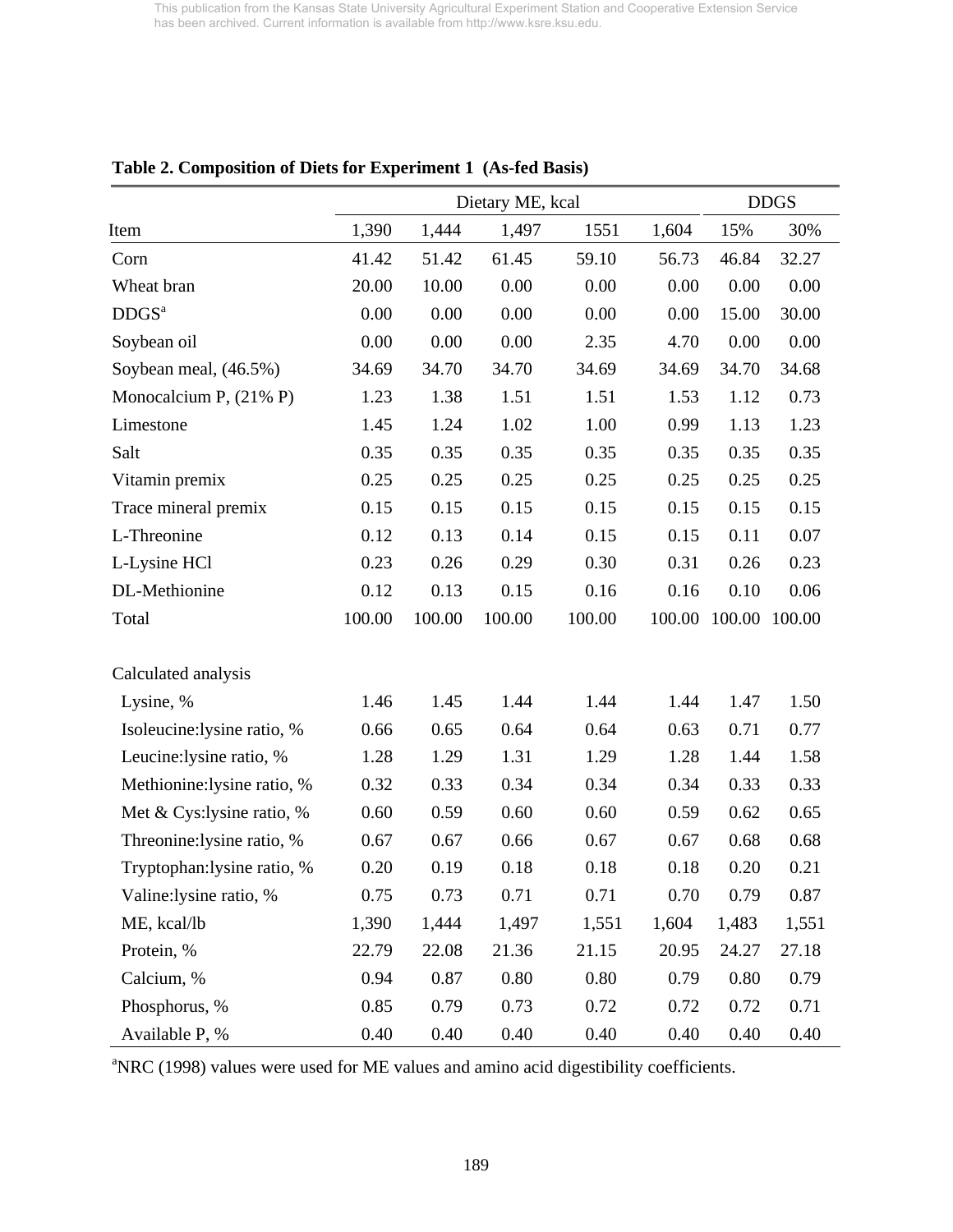**Table 2. Composition of Diets for Experiment 1 (As-fed Basis)**

| | Dietary ME, kcal | | | | | DDGS | |
|---|---|---|---|---|---|---|---|
| Item | 1,390 | 1,444 | 1,497 | 1551 | 1,604 | 15% | 30% |
| Corn | 41.42 | 51.42 | 61.45 | 59.10 | 56.73 | 46.84 | 32.27 |
| Wheat bran | 20.00 | 10.00 | 0.00 | 0.00 | 0.00 | 0.00 | 0.00 |
| DDGS[a] | 0.00 | 0.00 | 0.00 | 0.00 | 0.00 | 15.00 | 30.00 |
| Soybean oil | 0.00 | 0.00 | 0.00 | 2.35 | 4.70 | 0.00 | 0.00 |
| Soybean meal, (46.5%) | 34.69 | 34.70 | 34.70 | 34.69 | 34.69 | 34.70 | 34.68 |
| Monocalcium P, (21% P) | 1.23 | 1.38 | 1.51 | 1.51 | 1.53 | 1.12 | 0.73 |
| Limestone | 1.45 | 1.24 | 1.02 | 1.00 | 0.99 | 1.13 | 1.23 |
| Salt | 0.35 | 0.35 | 0.35 | 0.35 | 0.35 | 0.35 | 0.35 |
| Vitamin premix | 0.25 | 0.25 | 0.25 | 0.25 | 0.25 | 0.25 | 0.25 |
| Trace mineral premix | 0.15 | 0.15 | 0.15 | 0.15 | 0.15 | 0.15 | 0.15 |
| L-Threonine | 0.12 | 0.13 | 0.14 | 0.15 | 0.15 | 0.11 | 0.07 |
| L-Lysine HCl | 0.23 | 0.26 | 0.29 | 0.30 | 0.31 | 0.26 | 0.23 |
| DL-Methionine | 0.12 | 0.13 | 0.15 | 0.16 | 0.16 | 0.10 | 0.06 |
| Total | 100.00 | 100.00 | 100.00 | 100.00 | 100.00 | 100.00 | 100.00 |
| | | | | | | | |
| Calculated analysis | | | | | | | |
| Lysine, % | 1.46 | 1.45 | 1.44 | 1.44 | 1.44 | 1.47 | 1.50 |
| Isoleucine:lysine ratio, % | 0.66 | 0.65 | 0.64 | 0.64 | 0.63 | 0.71 | 0.77 |
| Leucine:lysine ratio, % | 1.28 | 1.29 | 1.31 | 1.29 | 1.28 | 1.44 | 1.58 |
| Methionine:lysine ratio, % | 0.32 | 0.33 | 0.34 | 0.34 | 0.34 | 0.33 | 0.33 |
| Met & Cys:lysine ratio, % | 0.60 | 0.59 | 0.60 | 0.60 | 0.59 | 0.62 | 0.65 |
| Threonine:lysine ratio, % | 0.67 | 0.67 | 0.66 | 0.67 | 0.67 | 0.68 | 0.68 |
| Tryptophan:lysine ratio, % | 0.20 | 0.19 | 0.18 | 0.18 | 0.18 | 0.20 | 0.21 |
| Valine:lysine ratio, % | 0.75 | 0.73 | 0.71 | 0.71 | 0.70 | 0.79 | 0.87 |
| ME, kcal/lb | 1,390 | 1,444 | 1,497 | 1,551 | 1,604 | 1,483 | 1,551 |
| Protein, % | 22.79 | 22.08 | 21.36 | 21.15 | 20.95 | 24.27 | 27.18 |
| Calcium, % | 0.94 | 0.87 | 0.80 | 0.80 | 0.79 | 0.80 | 0.79 |
| Phosphorus, % | 0.85 | 0.79 | 0.73 | 0.72 | 0.72 | 0.72 | 0.71 |
| Available P, % | 0.40 | 0.40 | 0.40 | 0.40 | 0.40 | 0.40 | 0.40 |

[a]NRC (1998) values were used for ME values and amino acid digestibility coefficients.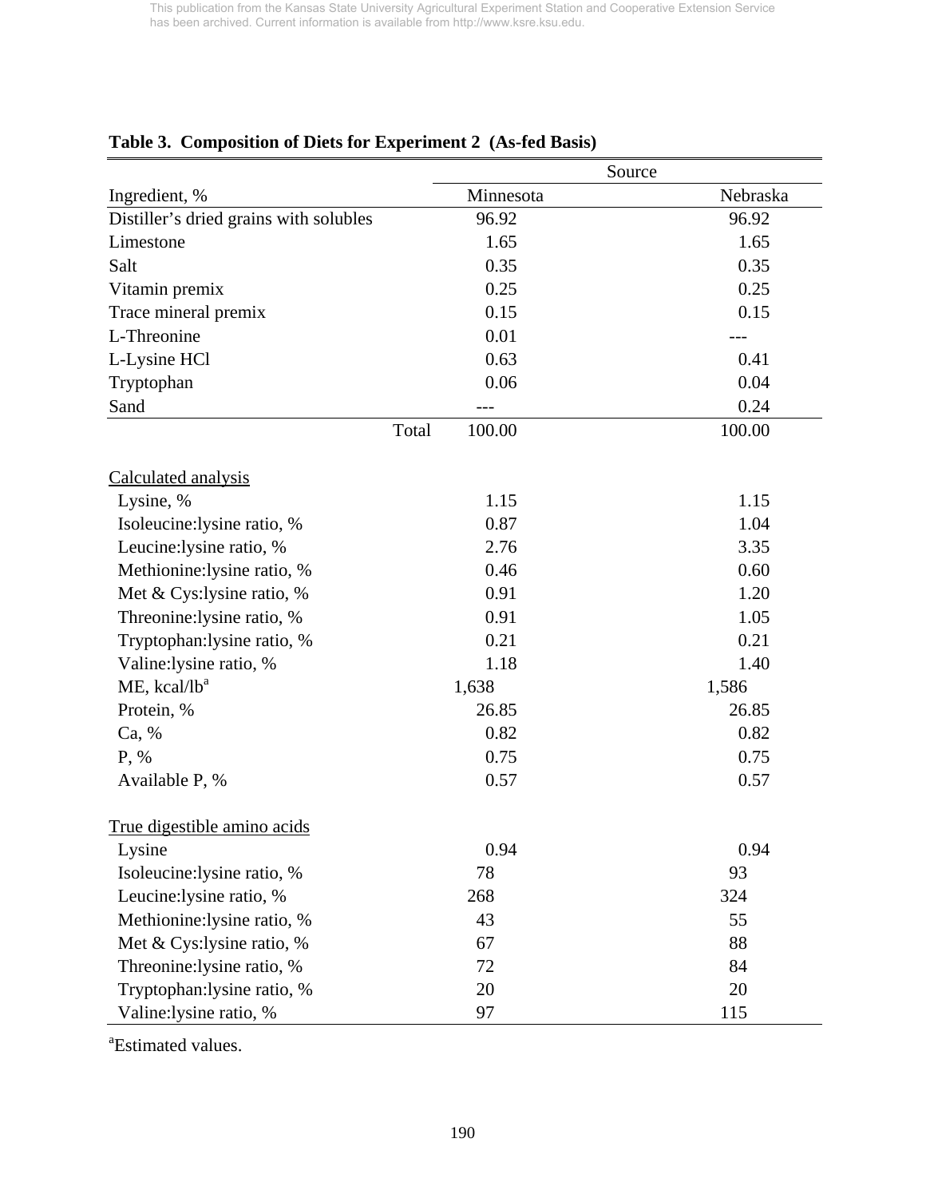**Table 3. Composition of Diets for Experiment 2 (As-fed Basis)**

| | Source | |
|---|---|---|
| Ingredient, % | Minnesota | Nebraska |
| Distiller's dried grains with solubles | 96.92 | 96.92 |
| Limestone | 1.65 | 1.65 |
| Salt | 0.35 | 0.35 |
| Vitamin premix | 0.25 | 0.25 |
| Trace mineral premix | 0.15 | 0.15 |
| L-Threonine | 0.01 | --- |
| L-Lysine HCl | 0.63 | 0.41 |
| Tryptophan | 0.06 | 0.04 |
| Sand | --- | 0.24 |
| Total | 100.00 | 100.00 |
| <u>Calculated analysis</u> | | |
| Lysine, % | 1.15 | 1.15 |
| Isoleucine:lysine ratio, % | 0.87 | 1.04 |
| Leucine:lysine ratio, % | 2.76 | 3.35 |
| Methionine:lysine ratio, % | 0.46 | 0.60 |
| Met & Cys:lysine ratio, % | 0.91 | 1.20 |
| Threonine:lysine ratio, % | 0.91 | 1.05 |
| Tryptophan:lysine ratio, % | 0.21 | 0.21 |
| Valine:lysine ratio, % | 1.18 | 1.40 |
| ME, kcal/lb[a] | 1,638 | 1,586 |
| Protein, % | 26.85 | 26.85 |
| Ca, % | 0.82 | 0.82 |
| P, % | 0.75 | 0.75 |
| Available P, % | 0.57 | 0.57 |
| <u>True digestible amino acids</u> | | |
| Lysine | 0.94 | 0.94 |
| Isoleucine:lysine ratio, % | 78 | 93 |
| Leucine:lysine ratio, % | 268 | 324 |
| Methionine:lysine ratio, % | 43 | 55 |
| Met & Cys:lysine ratio, % | 67 | 88 |
| Threonine:lysine ratio, % | 72 | 84 |
| Tryptophan:lysine ratio, % | 20 | 20 |
| Valine:lysine ratio, % | 97 | 115 |

[a]Estimated values.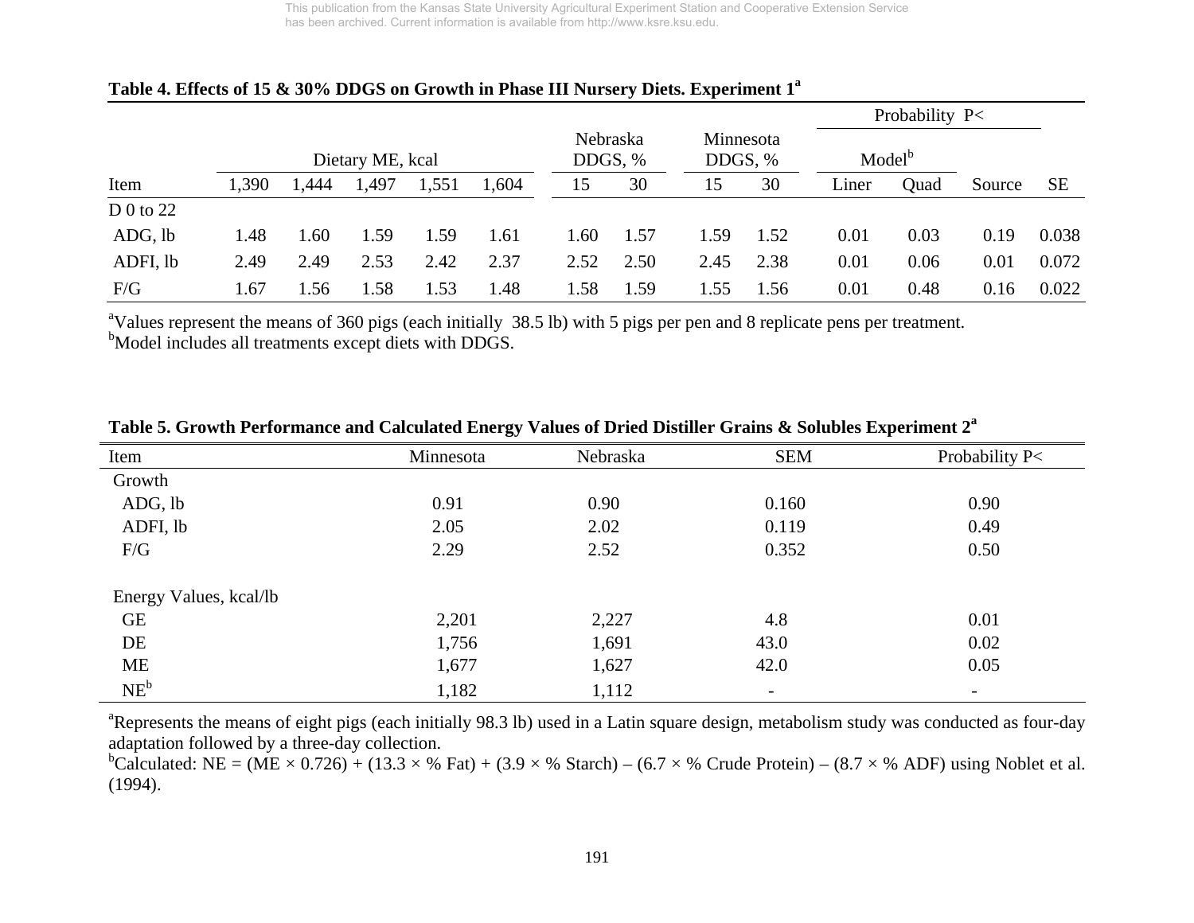This publication from the Kansas State University Agricultural Experiment Station and Cooperative Extension Service has been archived. Current information is available from http://www.ksre.ksu.edu.

**Table 4. Effects of 15 & 30% DDGS on Growth in Phase III Nursery Diets. Experiment 1[a]**

| | Dietary ME, kcal | | | | | Nebraska DDGS, % | | Minnesota DDGS, % | | Probability P< | | | |
|---|---|---|---|---|---|---|---|---|---|---|---|---|---|
| | | | | | | | | | | Model[b] | | | |
| Item | 1,390 | 1,444 | 1,497 | 1,551 | 1,604 | 15 | 30 | 15 | 30 | Liner | Quad | Source | SE |
| D 0 to 22 | | | | | | | | | | | | | |
| ADG, lb | 1.48 | 1.60 | 1.59 | 1.59 | 1.61 | 1.60 | 1.57 | 1.59 | 1.52 | 0.01 | 0.03 | 0.19 | 0.038 |
| ADFI, lb | 2.49 | 2.49 | 2.53 | 2.42 | 2.37 | 2.52 | 2.50 | 2.45 | 2.38 | 0.01 | 0.06 | 0.01 | 0.072 |
| F/G | 1.67 | 1.56 | 1.58 | 1.53 | 1.48 | 1.58 | 1.59 | 1.55 | 1.56 | 0.01 | 0.48 | 0.16 | 0.022 |

[a]Values represent the means of 360 pigs (each initially 38.5 lb) with 5 pigs per pen and 8 replicate pens per treatment.
[b]Model includes all treatments except diets with DDGS.

**Table 5. Growth Performance and Calculated Energy Values of Dried Distiller Grains & Solubles Experiment 2[a]**

| Item | Minnesota | Nebraska | SEM | Probability P< |
|---|---|---|---|---|
| Growth | | | | |
| ADG, lb | 0.91 | 0.90 | 0.160 | 0.90 |
| ADFI, lb | 2.05 | 2.02 | 0.119 | 0.49 |
| F/G | 2.29 | 2.52 | 0.352 | 0.50 |
| | | | | |
| Energy Values, kcal/lb | | | | |
| GE | 2,201 | 2,227 | 4.8 | 0.01 |
| DE | 1,756 | 1,691 | 43.0 | 0.02 |
| ME | 1,677 | 1,627 | 42.0 | 0.05 |
| NE[b] | 1,182 | 1,112 | - | - |

[a]Represents the means of eight pigs (each initially 98.3 lb) used in a Latin square design, metabolism study was conducted as four-day adaptation followed by a three-day collection.
[b]Calculated: NE = (ME × 0.726) + (13.3 × % Fat) + (3.9 × % Starch) – (6.7 × % Crude Protein) – (8.7 × % ADF) using Noblet et al. (1994).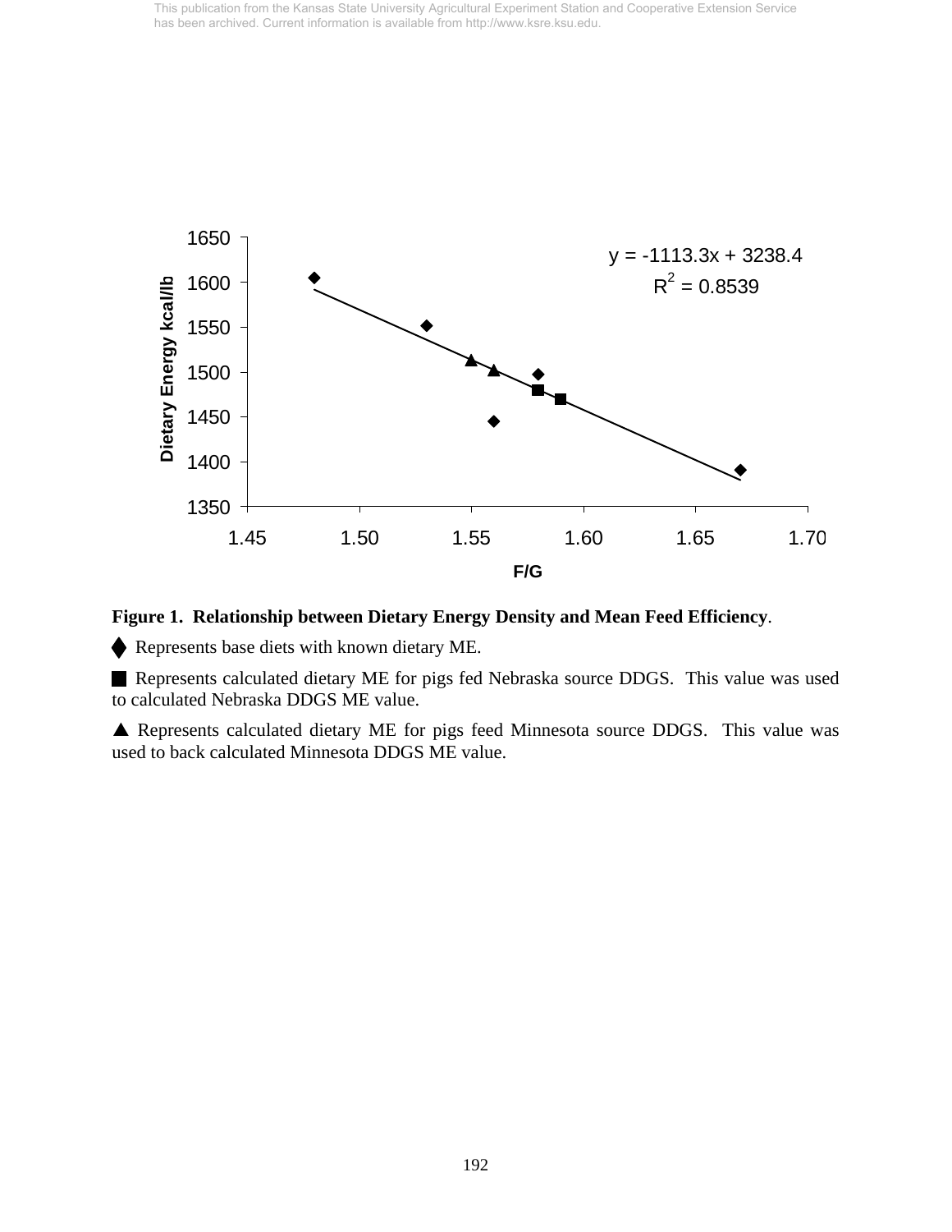This publication from the Kansas State University Agricultural Experiment Station and Cooperative Extension Service has been archived. Current information is available from http://www.ksre.ksu.edu.

$y = -1113.3x + 3238.4$

$R^2 = 0.8539$

**Figure 1. Relationship between Dietary Energy Density and Mean Feed Efficiency**.

◆ Represents base diets with known dietary ME.

■ Represents calculated dietary ME for pigs fed Nebraska source DDGS. This value was used to calculated Nebraska DDGS ME value.

▲ Represents calculated dietary ME for pigs feed Minnesota source DDGS. This value was used to back calculated Minnesota DDGS ME value.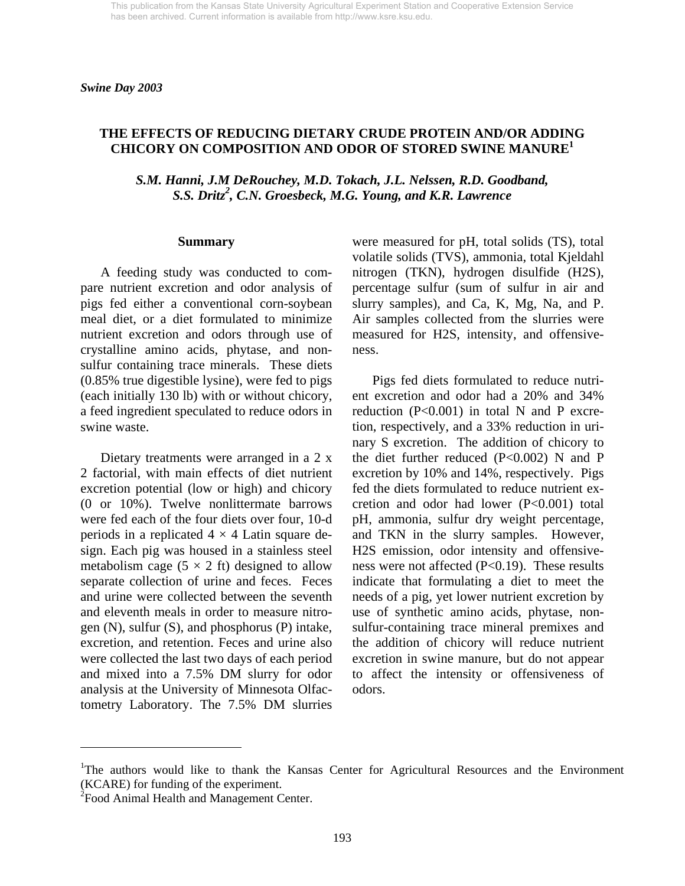*Swine Day 2003*

# THE EFFECTS OF REDUCING DIETARY CRUDE PROTEIN AND/OR ADDING CHICORY ON COMPOSITION AND ODOR OF STORED SWINE MANURE[1]

*S.M. Hanni, J.M DeRouchey, M.D. Tokach, J.L. Nelssen, R.D. Goodband, S.S. Dritz[2], C.N. Groesbeck, M.G. Young, and K.R. Lawrence*

## Summary

A feeding study was conducted to compare nutrient excretion and odor analysis of pigs fed either a conventional corn-soybean meal diet, or a diet formulated to minimize nutrient excretion and odors through use of crystalline amino acids, phytase, and non-sulfur containing trace minerals. These diets (0.85% true digestible lysine), were fed to pigs (each initially 130 lb) with or without chicory, a feed ingredient speculated to reduce odors in swine waste.

Dietary treatments were arranged in a 2 x 2 factorial, with main effects of diet nutrient excretion potential (low or high) and chicory (0 or 10%). Twelve nonlittermate barrows were fed each of the four diets over four, 10-d periods in a replicated $4 \times 4$ Latin square design. Each pig was housed in a stainless steel metabolism cage ($5 \times 2$ ft) designed to allow separate collection of urine and feces. Feces and urine were collected between the seventh and eleventh meals in order to measure nitrogen (N), sulfur (S), and phosphorus (P) intake, excretion, and retention. Feces and urine also were collected the last two days of each period and mixed into a 7.5% DM slurry for odor analysis at the University of Minnesota Olfactometry Laboratory. The 7.5% DM slurries were measured for pH, total solids (TS), total volatile solids (TVS), ammonia, total Kjeldahl nitrogen (TKN), hydrogen disulfide (H2S), percentage sulfur (sum of sulfur in air and slurry samples), and Ca, K, Mg, Na, and P. Air samples collected from the slurries were measured for H2S, intensity, and offensiveness.

Pigs fed diets formulated to reduce nutrient excretion and odor had a 20% and 34% reduction ($P<0.001$) in total N and P excretion, respectively, and a 33% reduction in urinary S excretion. The addition of chicory to the diet further reduced ($P<0.002$) N and P excretion by 10% and 14%, respectively. Pigs fed the diets formulated to reduce nutrient excretion and odor had lower ($P<0.001$) total pH, ammonia, sulfur dry weight percentage, and TKN in the slurry samples. However, H2S emission, odor intensity and offensiveness were not affected ($P<0.19$). These results indicate that formulating a diet to meet the needs of a pig, yet lower nutrient excretion by use of synthetic amino acids, phytase, non-sulfur-containing trace mineral premixes and the addition of chicory will reduce nutrient excretion in swine manure, but do not appear to affect the intensity or offensiveness of odors.

---

[1]The authors would like to thank the Kansas Center for Agricultural Resources and the Environment (KCARE) for funding of the experiment.

[2]Food Animal Health and Management Center.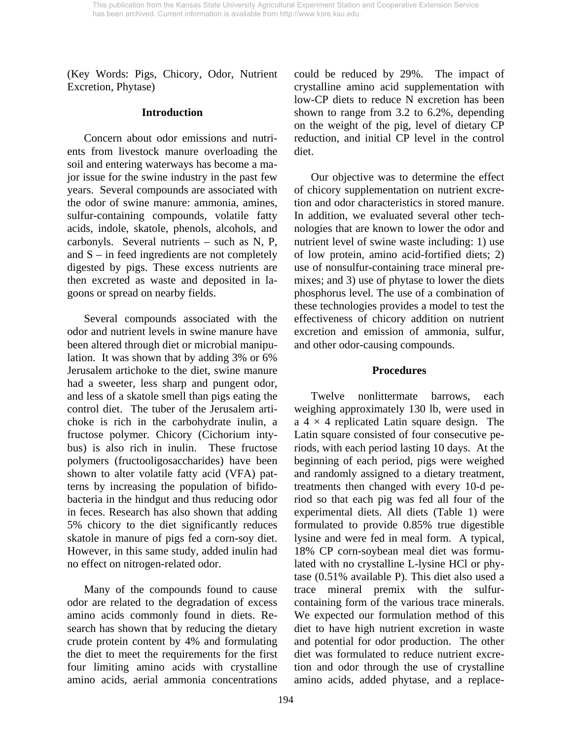(Key Words: Pigs, Chicory, Odor, Nutrient Excretion, Phytase)

## Introduction

Concern about odor emissions and nutrients from livestock manure overloading the soil and entering waterways has become a major issue for the swine industry in the past few years. Several compounds are associated with the odor of swine manure: ammonia, amines, sulfur-containing compounds, volatile fatty acids, indole, skatole, phenols, alcohols, and carbonyls. Several nutrients – such as N, P, and S – in feed ingredients are not completely digested by pigs. These excess nutrients are then excreted as waste and deposited in lagoons or spread on nearby fields.

Several compounds associated with the odor and nutrient levels in swine manure have been altered through diet or microbial manipulation. It was shown that by adding 3% or 6% Jerusalem artichoke to the diet, swine manure had a sweeter, less sharp and pungent odor, and less of a skatole smell than pigs eating the control diet. The tuber of the Jerusalem artichoke is rich in the carbohydrate inulin, a fructose polymer. Chicory (Cichorium intybus) is also rich in inulin. These fructose polymers (fructooligosaccharides) have been shown to alter volatile fatty acid (VFA) patterns by increasing the population of bifidobacteria in the hindgut and thus reducing odor in feces. Research has also shown that adding 5% chicory to the diet significantly reduces skatole in manure of pigs fed a corn-soy diet. However, in this same study, added inulin had no effect on nitrogen-related odor.

Many of the compounds found to cause odor are related to the degradation of excess amino acids commonly found in diets. Research has shown that by reducing the dietary crude protein content by 4% and formulating the diet to meet the requirements for the first four limiting amino acids with crystalline amino acids, aerial ammonia concentrations could be reduced by 29%. The impact of crystalline amino acid supplementation with low-CP diets to reduce N excretion has been shown to range from 3.2 to 6.2%, depending on the weight of the pig, level of dietary CP reduction, and initial CP level in the control diet.

Our objective was to determine the effect of chicory supplementation on nutrient excretion and odor characteristics in stored manure. In addition, we evaluated several other technologies that are known to lower the odor and nutrient level of swine waste including: 1) use of low protein, amino acid-fortified diets; 2) use of nonsulfur-containing trace mineral premixes; and 3) use of phytase to lower the diets phosphorus level. The use of a combination of these technologies provides a model to test the effectiveness of chicory addition on nutrient excretion and emission of ammonia, sulfur, and other odor-causing compounds.

## Procedures

Twelve nonlittermate barrows, each weighing approximately 130 lb, were used in a $4 \times 4$ replicated Latin square design. The Latin square consisted of four consecutive periods, with each period lasting 10 days. At the beginning of each period, pigs were weighed and randomly assigned to a dietary treatment, treatments then changed with every 10-d period so that each pig was fed all four of the experimental diets. All diets (Table 1) were formulated to provide 0.85% true digestible lysine and were fed in meal form. A typical, 18% CP corn-soybean meal diet was formulated with no crystalline L-lysine HCl or phytase (0.51% available P). This diet also used a trace mineral premix with the sulfur-containing form of the various trace minerals. We expected our formulation method of this diet to have high nutrient excretion in waste and potential for odor production. The other diet was formulated to reduce nutrient excretion and odor through the use of crystalline amino acids, added phytase, and a replace-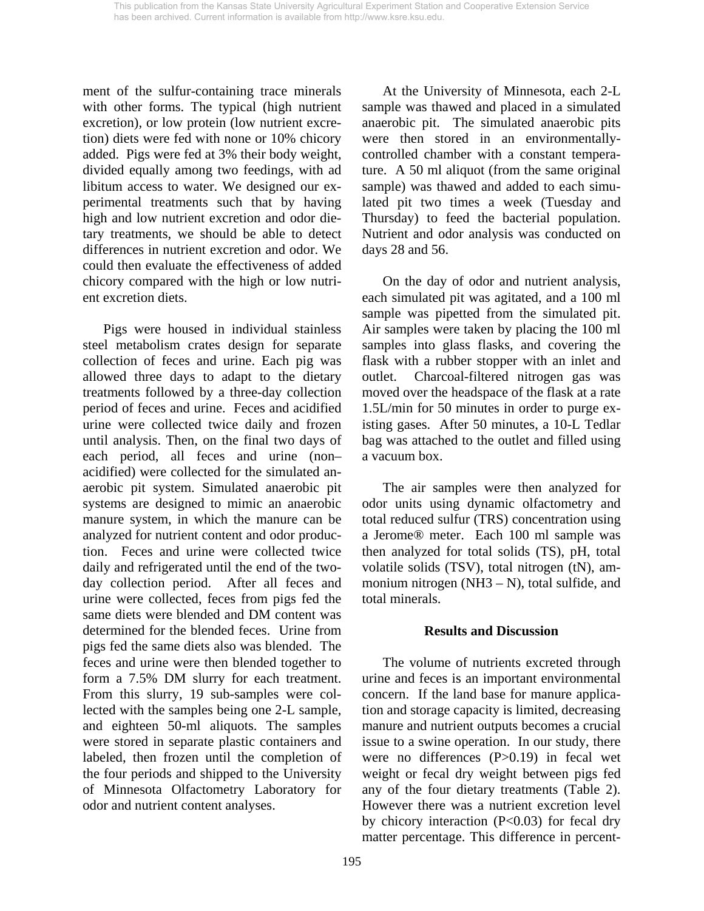ment of the sulfur-containing trace minerals with other forms. The typical (high nutrient excretion), or low protein (low nutrient excretion) diets were fed with none or 10% chicory added. Pigs were fed at 3% their body weight, divided equally among two feedings, with ad libitum access to water. We designed our experimental treatments such that by having high and low nutrient excretion and odor dietary treatments, we should be able to detect differences in nutrient excretion and odor. We could then evaluate the effectiveness of added chicory compared with the high or low nutrient excretion diets.

Pigs were housed in individual stainless steel metabolism crates design for separate collection of feces and urine. Each pig was allowed three days to adapt to the dietary treatments followed by a three-day collection period of feces and urine. Feces and acidified urine were collected twice daily and frozen until analysis. Then, on the final two days of each period, all feces and urine (non–acidified) were collected for the simulated anaerobic pit system. Simulated anaerobic pit systems are designed to mimic an anaerobic manure system, in which the manure can be analyzed for nutrient content and odor production. Feces and urine were collected twice daily and refrigerated until the end of the two-day collection period. After all feces and urine were collected, feces from pigs fed the same diets were blended and DM content was determined for the blended feces. Urine from pigs fed the same diets also was blended. The feces and urine were then blended together to form a 7.5% DM slurry for each treatment. From this slurry, 19 sub-samples were collected with the samples being one 2-L sample, and eighteen 50-ml aliquots. The samples were stored in separate plastic containers and labeled, then frozen until the completion of the four periods and shipped to the University of Minnesota Olfactometry Laboratory for odor and nutrient content analyses.

At the University of Minnesota, each 2-L sample was thawed and placed in a simulated anaerobic pit. The simulated anaerobic pits were then stored in an environmentally-controlled chamber with a constant temperature. A 50 ml aliquot (from the same original sample) was thawed and added to each simulated pit two times a week (Tuesday and Thursday) to feed the bacterial population. Nutrient and odor analysis was conducted on days 28 and 56.

On the day of odor and nutrient analysis, each simulated pit was agitated, and a 100 ml sample was pipetted from the simulated pit. Air samples were taken by placing the 100 ml samples into glass flasks, and covering the flask with a rubber stopper with an inlet and outlet. Charcoal-filtered nitrogen gas was moved over the headspace of the flask at a rate 1.5L/min for 50 minutes in order to purge existing gases. After 50 minutes, a 10-L Tedlar bag was attached to the outlet and filled using a vacuum box.

The air samples were then analyzed for odor units using dynamic olfactometry and total reduced sulfur (TRS) concentration using a Jerome® meter. Each 100 ml sample was then analyzed for total solids (TS), pH, total volatile solids (TSV), total nitrogen (tN), ammonium nitrogen ($NH_3$ – N), total sulfide, and total minerals.

## Results and Discussion

The volume of nutrients excreted through urine and feces is an important environmental concern. If the land base for manure application and storage capacity is limited, decreasing manure and nutrient outputs becomes a crucial issue to a swine operation. In our study, there were no differences ($P>0.19$) in fecal wet weight or fecal dry weight between pigs fed any of the four dietary treatments (Table 2). However there was a nutrient excretion level by chicory interaction ($P<0.03$) for fecal dry matter percentage. This difference in percent-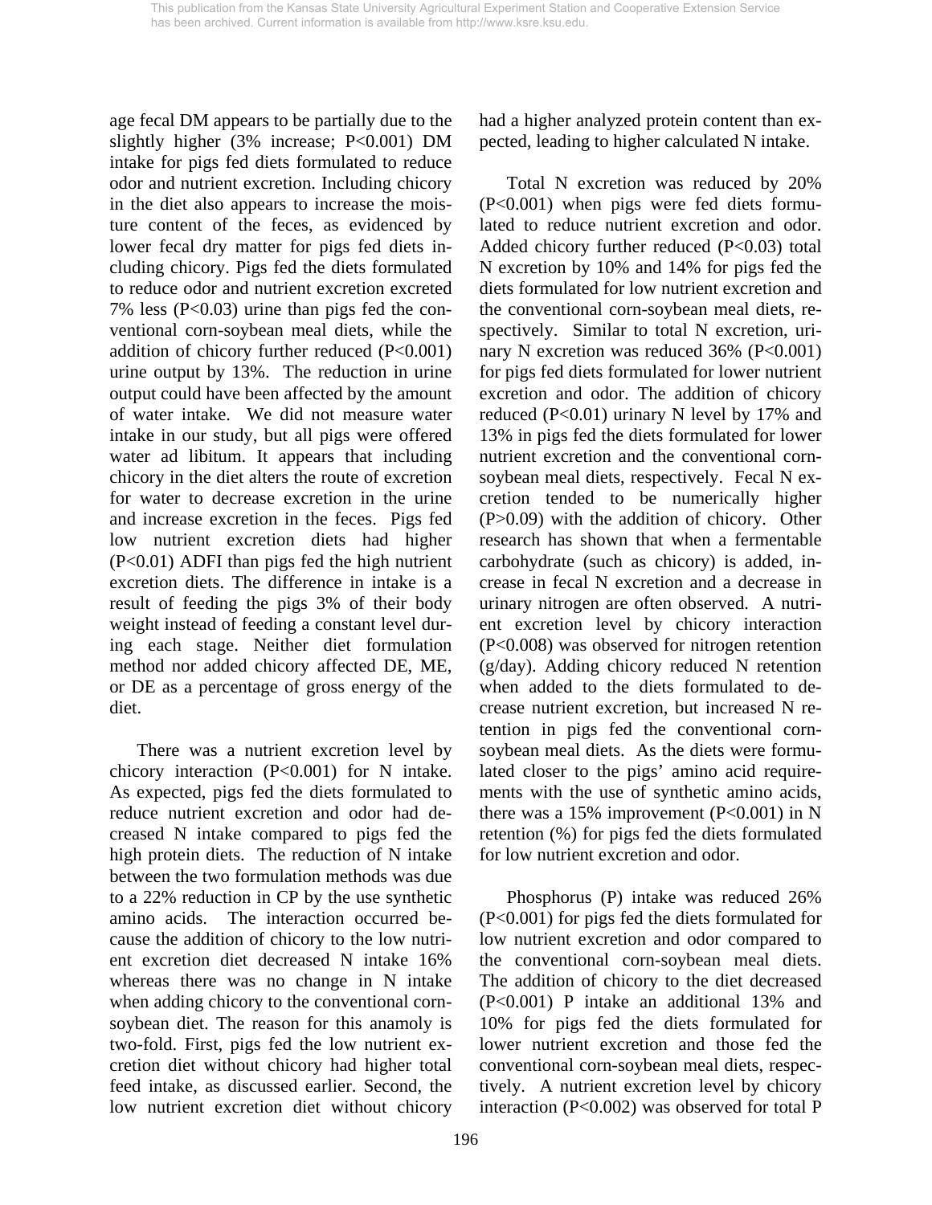age fecal DM appears to be partially due to the slightly higher (3% increase; P<0.001) DM intake for pigs fed diets formulated to reduce odor and nutrient excretion. Including chicory in the diet also appears to increase the moisture content of the feces, as evidenced by lower fecal dry matter for pigs fed diets including chicory. Pigs fed the diets formulated to reduce odor and nutrient excretion excreted 7% less (P<0.03) urine than pigs fed the conventional corn-soybean meal diets, while the addition of chicory further reduced (P<0.001) urine output by 13%. The reduction in urine output could have been affected by the amount of water intake. We did not measure water intake in our study, but all pigs were offered water ad libitum. It appears that including chicory in the diet alters the route of excretion for water to decrease excretion in the urine and increase excretion in the feces. Pigs fed low nutrient excretion diets had higher (P<0.01) ADFI than pigs fed the high nutrient excretion diets. The difference in intake is a result of feeding the pigs 3% of their body weight instead of feeding a constant level during each stage. Neither diet formulation method nor added chicory affected DE, ME, or DE as a percentage of gross energy of the diet.

There was a nutrient excretion level by chicory interaction (P<0.001) for N intake. As expected, pigs fed the diets formulated to reduce nutrient excretion and odor had decreased N intake compared to pigs fed the high protein diets. The reduction of N intake between the two formulation methods was due to a 22% reduction in CP by the use synthetic amino acids. The interaction occurred because the addition of chicory to the low nutrient excretion diet decreased N intake 16% whereas there was no change in N intake when adding chicory to the conventional corn-soybean diet. The reason for this anamoly is two-fold. First, pigs fed the low nutrient excretion diet without chicory had higher total feed intake, as discussed earlier. Second, the low nutrient excretion diet without chicory had a higher analyzed protein content than expected, leading to higher calculated N intake.

Total N excretion was reduced by 20% (P<0.001) when pigs were fed diets formulated to reduce nutrient excretion and odor. Added chicory further reduced (P<0.03) total N excretion by 10% and 14% for pigs fed the diets formulated for low nutrient excretion and the conventional corn-soybean meal diets, respectively. Similar to total N excretion, urinary N excretion was reduced 36% (P<0.001) for pigs fed diets formulated for lower nutrient excretion and odor. The addition of chicory reduced (P<0.01) urinary N level by 17% and 13% in pigs fed the diets formulated for lower nutrient excretion and the conventional corn-soybean meal diets, respectively. Fecal N excretion tended to be numerically higher (P>0.09) with the addition of chicory. Other research has shown that when a fermentable carbohydrate (such as chicory) is added, increase in fecal N excretion and a decrease in urinary nitrogen are often observed. A nutrient excretion level by chicory interaction (P<0.008) was observed for nitrogen retention (g/day). Adding chicory reduced N retention when added to the diets formulated to decrease nutrient excretion, but increased N retention in pigs fed the conventional corn-soybean meal diets. As the diets were formulated closer to the pigs' amino acid requirements with the use of synthetic amino acids, there was a 15% improvement (P<0.001) in N retention (%) for pigs fed the diets formulated for low nutrient excretion and odor.

Phosphorus (P) intake was reduced 26% (P<0.001) for pigs fed the diets formulated for low nutrient excretion and odor compared to the conventional corn-soybean meal diets. The addition of chicory to the diet decreased (P<0.001) P intake an additional 13% and 10% for pigs fed the diets formulated for lower nutrient excretion and those fed the conventional corn-soybean meal diets, respectively. A nutrient excretion level by chicory interaction (P<0.002) was observed for total P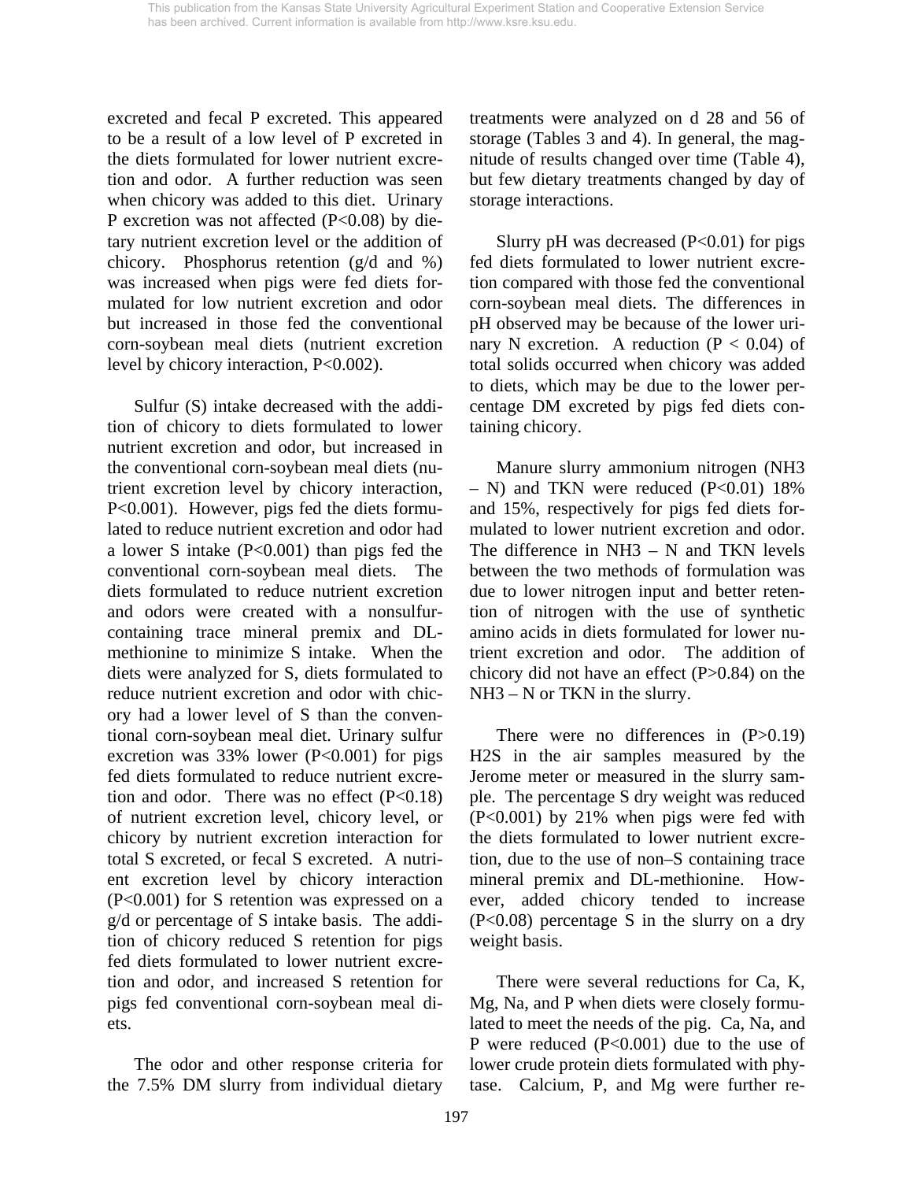excreted and fecal P excreted. This appeared to be a result of a low level of P excreted in the diets formulated for lower nutrient excretion and odor. A further reduction was seen when chicory was added to this diet. Urinary P excretion was not affected ($P<0.08$) by dietary nutrient excretion level or the addition of chicory. Phosphorus retention (g/d and %) was increased when pigs were fed diets formulated for low nutrient excretion and odor but increased in those fed the conventional corn-soybean meal diets (nutrient excretion level by chicory interaction, $P<0.002$).

Sulfur (S) intake decreased with the addition of chicory to diets formulated to lower nutrient excretion and odor, but increased in the conventional corn-soybean meal diets (nutrient excretion level by chicory interaction, $P<0.001$). However, pigs fed the diets formulated to reduce nutrient excretion and odor had a lower S intake ($P<0.001$) than pigs fed the conventional corn-soybean meal diets. The diets formulated to reduce nutrient excretion and odors were created with a nonsulfur-containing trace mineral premix and DL-methionine to minimize S intake. When the diets were analyzed for S, diets formulated to reduce nutrient excretion and odor with chicory had a lower level of S than the conventional corn-soybean meal diet. Urinary sulfur excretion was 33% lower ($P<0.001$) for pigs fed diets formulated to reduce nutrient excretion and odor. There was no effect ($P<0.18$) of nutrient excretion level, chicory level, or chicory by nutrient excretion interaction for total S excreted, or fecal S excreted. A nutrient excretion level by chicory interaction ($P<0.001$) for S retention was expressed on a g/d or percentage of S intake basis. The addition of chicory reduced S retention for pigs fed diets formulated to lower nutrient excretion and odor, and increased S retention for pigs fed conventional corn-soybean meal diets.

The odor and other response criteria for the 7.5% DM slurry from individual dietary treatments were analyzed on d 28 and 56 of storage (Tables 3 and 4). In general, the magnitude of results changed over time (Table 4), but few dietary treatments changed by day of storage interactions.

Slurry pH was decreased ($P<0.01$) for pigs fed diets formulated to lower nutrient excretion compared with those fed the conventional corn-soybean meal diets. The differences in pH observed may be because of the lower urinary N excretion. A reduction ($P < 0.04$) of total solids occurred when chicory was added to diets, which may be due to the lower percentage DM excreted by pigs fed diets containing chicory.

Manure slurry ammonium nitrogen ($NH_3$ – N) and TKN were reduced ($P<0.01$) 18% and 15%, respectively for pigs fed diets formulated to lower nutrient excretion and odor. The difference in $NH_3$ – N and TKN levels between the two methods of formulation was due to lower nitrogen input and better retention of nitrogen with the use of synthetic amino acids in diets formulated for lower nutrient excretion and odor. The addition of chicory did not have an effect ($P>0.84$) on the $NH_3$ – N or TKN in the slurry.

There were no differences in ($P>0.19$) $H_2S$ in the air samples measured by the Jerome meter or measured in the slurry sample. The percentage S dry weight was reduced ($P<0.001$) by 21% when pigs were fed with the diets formulated to lower nutrient excretion, due to the use of non–S containing trace mineral premix and DL-methionine. However, added chicory tended to increase ($P<0.08$) percentage S in the slurry on a dry weight basis.

There were several reductions for Ca, K, Mg, Na, and P when diets were closely formulated to meet the needs of the pig. Ca, Na, and P were reduced ($P<0.001$) due to the use of lower crude protein diets formulated with phytase. Calcium, P, and Mg were further re-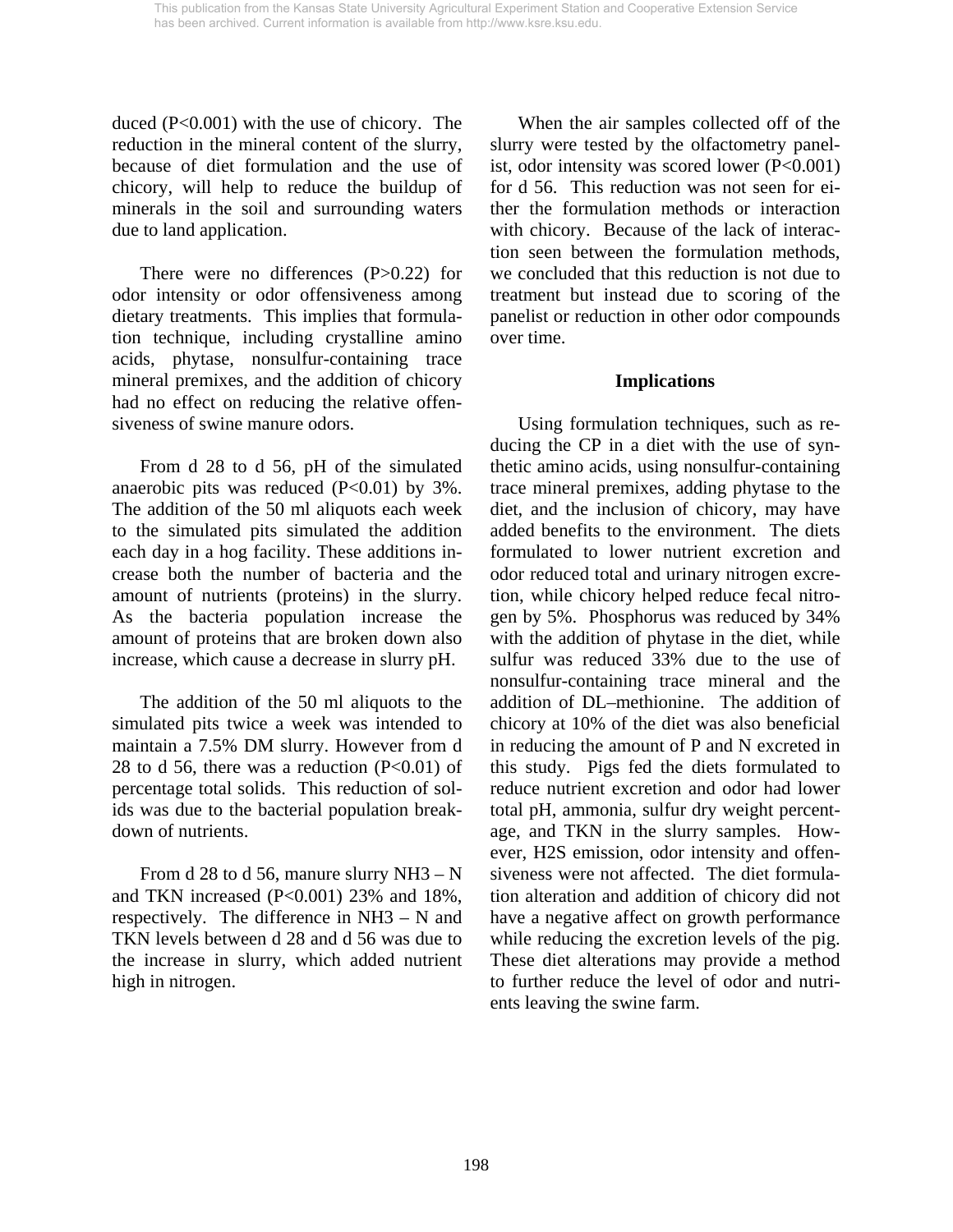duced ($P<0.001$) with the use of chicory. The reduction in the mineral content of the slurry, because of diet formulation and the use of chicory, will help to reduce the buildup of minerals in the soil and surrounding waters due to land application.

There were no differences ($P>0.22$) for odor intensity or odor offensiveness among dietary treatments. This implies that formulation technique, including crystalline amino acids, phytase, nonsulfur-containing trace mineral premixes, and the addition of chicory had no effect on reducing the relative offensiveness of swine manure odors.

From d 28 to d 56, pH of the simulated anaerobic pits was reduced ($P<0.01$) by 3%. The addition of the 50 ml aliquots each week to the simulated pits simulated the addition each day in a hog facility. These additions increase both the number of bacteria and the amount of nutrients (proteins) in the slurry. As the bacteria population increase the amount of proteins that are broken down also increase, which cause a decrease in slurry pH.

The addition of the 50 ml aliquots to the simulated pits twice a week was intended to maintain a 7.5% DM slurry. However from d 28 to d 56, there was a reduction ($P<0.01$) of percentage total solids. This reduction of solids was due to the bacterial population breakdown of nutrients.

From d 28 to d 56, manure slurry $NH_3$ – N and TKN increased ($P<0.001$) 23% and 18%, respectively. The difference in $NH_3$ – N and TKN levels between d 28 and d 56 was due to the increase in slurry, which added nutrient high in nitrogen.

When the air samples collected off of the slurry were tested by the olfactometry panelist, odor intensity was scored lower ($P<0.001$) for d 56. This reduction was not seen for either the formulation methods or interaction with chicory. Because of the lack of interaction seen between the formulation methods, we concluded that this reduction is not due to treatment but instead due to scoring of the panelist or reduction in other odor compounds over time.

## Implications

Using formulation techniques, such as reducing the CP in a diet with the use of synthetic amino acids, using nonsulfur-containing trace mineral premixes, adding phytase to the diet, and the inclusion of chicory, may have added benefits to the environment. The diets formulated to lower nutrient excretion and odor reduced total and urinary nitrogen excretion, while chicory helped reduce fecal nitrogen by 5%. Phosphorus was reduced by 34% with the addition of phytase in the diet, while sulfur was reduced 33% due to the use of nonsulfur-containing trace mineral and the addition of DL–methionine. The addition of chicory at 10% of the diet was also beneficial in reducing the amount of P and N excreted in this study. Pigs fed the diets formulated to reduce nutrient excretion and odor had lower total pH, ammonia, sulfur dry weight percentage, and TKN in the slurry samples. However, $H_2S$ emission, odor intensity and offensiveness were not affected. The diet formulation alteration and addition of chicory did not have a negative affect on growth performance while reducing the excretion levels of the pig. These diet alterations may provide a method to further reduce the level of odor and nutrients leaving the swine farm.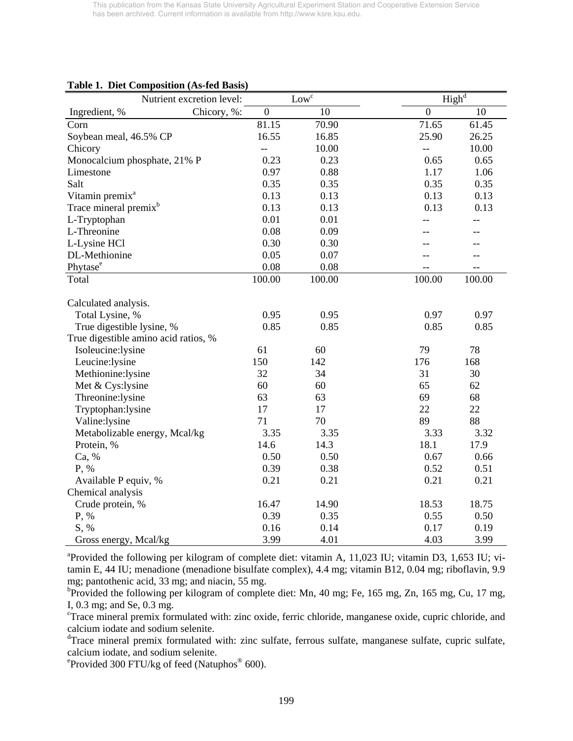This publication from the Kansas State University Agricultural Experiment Station and Cooperative Extension Service has been archived. Current information is available from http://www.ksre.ksu.edu.

**Table 1. Diet Composition (As-fed Basis)**

| Nutrient excretion level: | Low[c] | | High[d] | |
|---|---|---|---|---|
| Ingredient, % Chicory, %: | 0 | 10 | 0 | 10 |
| Corn | 81.15 | 70.90 | 71.65 | 61.45 |
| Soybean meal, 46.5% CP | 16.55 | 16.85 | 25.90 | 26.25 |
| Chicory | -- | 10.00 | -- | 10.00 |
| Monocalcium phosphate, 21% P | 0.23 | 0.23 | 0.65 | 0.65 |
| Limestone | 0.97 | 0.88 | 1.17 | 1.06 |
| Salt | 0.35 | 0.35 | 0.35 | 0.35 |
| Vitamin premix[a] | 0.13 | 0.13 | 0.13 | 0.13 |
| Trace mineral premix[b] | 0.13 | 0.13 | 0.13 | 0.13 |
| L-Tryptophan | 0.01 | 0.01 | -- | -- |
| L-Threonine | 0.08 | 0.09 | -- | -- |
| L-Lysine HCl | 0.30 | 0.30 | -- | -- |
| DL-Methionine | 0.05 | 0.07 | -- | -- |
| Phytase[e] | 0.08 | 0.08 | -- | -- |
| Total | 100.00 | 100.00 | 100.00 | 100.00 |
| | | | | |
| Calculated analysis. | | | | |
| Total Lysine, % | 0.95 | 0.95 | 0.97 | 0.97 |
| True digestible lysine, % | 0.85 | 0.85 | 0.85 | 0.85 |
| True digestible amino acid ratios, % | | | | |
| Isoleucine:lysine | 61 | 60 | 79 | 78 |
| Leucine:lysine | 150 | 142 | 176 | 168 |
| Methionine:lysine | 32 | 34 | 31 | 30 |
| Met & Cys:lysine | 60 | 60 | 65 | 62 |
| Threonine:lysine | 63 | 63 | 69 | 68 |
| Tryptophan:lysine | 17 | 17 | 22 | 22 |
| Valine:lysine | 71 | 70 | 89 | 88 |
| Metabolizable energy, Mcal/kg | 3.35 | 3.35 | 3.33 | 3.32 |
| Protein, % | 14.6 | 14.3 | 18.1 | 17.9 |
| Ca, % | 0.50 | 0.50 | 0.67 | 0.66 |
| P, % | 0.39 | 0.38 | 0.52 | 0.51 |
| Available P equiv, % | 0.21 | 0.21 | 0.21 | 0.21 |
| Chemical analysis | | | | |
| Crude protein, % | 16.47 | 14.90 | 18.53 | 18.75 |
| P, % | 0.39 | 0.35 | 0.55 | 0.50 |
| S, % | 0.16 | 0.14 | 0.17 | 0.19 |
| Gross energy, Mcal/kg | 3.99 | 4.01 | 4.03 | 3.99 |

[a]Provided the following per kilogram of complete diet: vitamin A, 11,023 IU; vitamin D3, 1,653 IU; vitamin E, 44 IU; menadione (menadione bisulfate complex), 4.4 mg; vitamin B12, 0.04 mg; riboflavin, 9.9 mg; pantothenic acid, 33 mg; and niacin, 55 mg.

[b]Provided the following per kilogram of complete diet: Mn, 40 mg; Fe, 165 mg, Zn, 165 mg, Cu, 17 mg, I, 0.3 mg; and Se, 0.3 mg.

[c]Trace mineral premix formulated with: zinc oxide, ferric chloride, manganese oxide, cupric chloride, and calcium iodate and sodium selenite.

[d]Trace mineral premix formulated with: zinc sulfate, ferrous sulfate, manganese sulfate, cupric sulfate, calcium iodate, and sodium selenite.

[e]Provided 300 FTU/kg of feed (Natuphos® 600).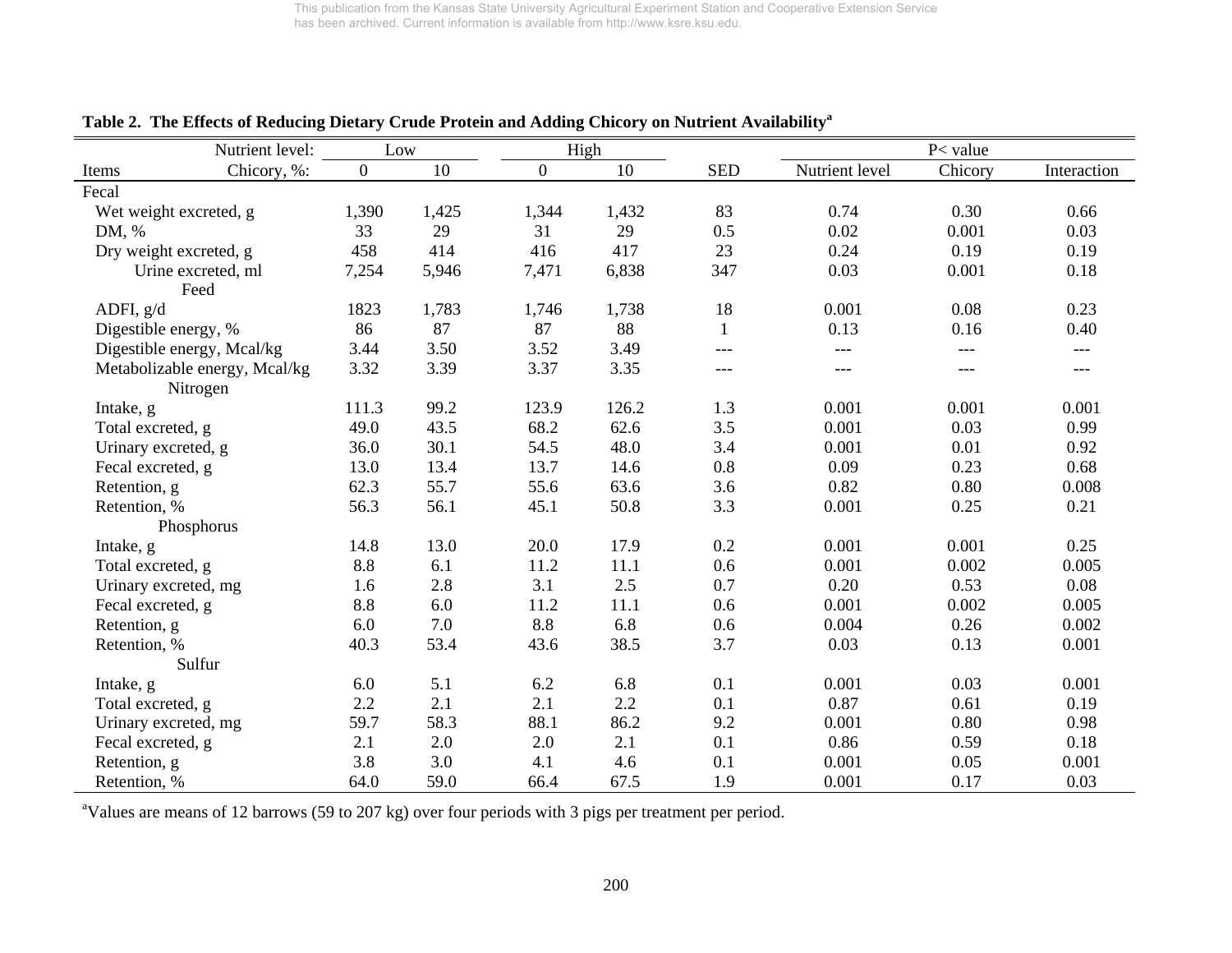**Table 2. The Effects of Reducing Dietary Crude Protein and Adding Chicory on Nutrient Availability[a]**

| | Nutrient level: Low | | Nutrient level: High | | | P< value | | |
|---|---|---|---|---|---|---|---|---|
| Items / Chicory, %: | 0 | 10 | 0 | 10 | SED | Nutrient level | Chicory | Interaction |
| **Fecal** | | | | | | | | |
| Wet weight excreted, g | 1,390 | 1,425 | 1,344 | 1,432 | 83 | 0.74 | 0.30 | 0.66 |
| DM, % | 33 | 29 | 31 | 29 | 0.5 | 0.02 | 0.001 | 0.03 |
| Dry weight excreted, g | 458 | 414 | 416 | 417 | 23 | 0.24 | 0.19 | 0.19 |
| Urine excreted, ml | 7,254 | 5,946 | 7,471 | 6,838 | 347 | 0.03 | 0.001 | 0.18 |
| **Feed** | | | | | | | | |
| ADFI, g/d | 1823 | 1,783 | 1,746 | 1,738 | 18 | 0.001 | 0.08 | 0.23 |
| Digestible energy, % | 86 | 87 | 87 | 88 | 1 | 0.13 | 0.16 | 0.40 |
| Digestible energy, Mcal/kg | 3.44 | 3.50 | 3.52 | 3.49 | --- | --- | --- | --- |
| Metabolizable energy, Mcal/kg | 3.32 | 3.39 | 3.37 | 3.35 | --- | --- | --- | --- |
| **Nitrogen** | | | | | | | | |
| Intake, g | 111.3 | 99.2 | 123.9 | 126.2 | 1.3 | 0.001 | 0.001 | 0.001 |
| Total excreted, g | 49.0 | 43.5 | 68.2 | 62.6 | 3.5 | 0.001 | 0.03 | 0.99 |
| Urinary excreted, g | 36.0 | 30.1 | 54.5 | 48.0 | 3.4 | 0.001 | 0.01 | 0.92 |
| Fecal excreted, g | 13.0 | 13.4 | 13.7 | 14.6 | 0.8 | 0.09 | 0.23 | 0.68 |
| Retention, g | 62.3 | 55.7 | 55.6 | 63.6 | 3.6 | 0.82 | 0.80 | 0.008 |
| Retention, % | 56.3 | 56.1 | 45.1 | 50.8 | 3.3 | 0.001 | 0.25 | 0.21 |
| **Phosphorus** | | | | | | | | |
| Intake, g | 14.8 | 13.0 | 20.0 | 17.9 | 0.2 | 0.001 | 0.001 | 0.25 |
| Total excreted, g | 8.8 | 6.1 | 11.2 | 11.1 | 0.6 | 0.001 | 0.002 | 0.005 |
| Urinary excreted, mg | 1.6 | 2.8 | 3.1 | 2.5 | 0.7 | 0.20 | 0.53 | 0.08 |
| Fecal excreted, g | 8.8 | 6.0 | 11.2 | 11.1 | 0.6 | 0.001 | 0.002 | 0.005 |
| Retention, g | 6.0 | 7.0 | 8.8 | 6.8 | 0.6 | 0.004 | 0.26 | 0.002 |
| Retention, % | 40.3 | 53.4 | 43.6 | 38.5 | 3.7 | 0.03 | 0.13 | 0.001 |
| **Sulfur** | | | | | | | | |
| Intake, g | 6.0 | 5.1 | 6.2 | 6.8 | 0.1 | 0.001 | 0.03 | 0.001 |
| Total excreted, g | 2.2 | 2.1 | 2.1 | 2.2 | 0.1 | 0.87 | 0.61 | 0.19 |
| Urinary excreted, mg | 59.7 | 58.3 | 88.1 | 86.2 | 9.2 | 0.001 | 0.80 | 0.98 |
| Fecal excreted, g | 2.1 | 2.0 | 2.0 | 2.1 | 0.1 | 0.86 | 0.59 | 0.18 |
| Retention, g | 3.8 | 3.0 | 4.1 | 4.6 | 0.1 | 0.001 | 0.05 | 0.001 |
| Retention, % | 64.0 | 59.0 | 66.4 | 67.5 | 1.9 | 0.001 | 0.17 | 0.03 |

[a]Values are means of 12 barrows (59 to 207 kg) over four periods with 3 pigs per treatment per period.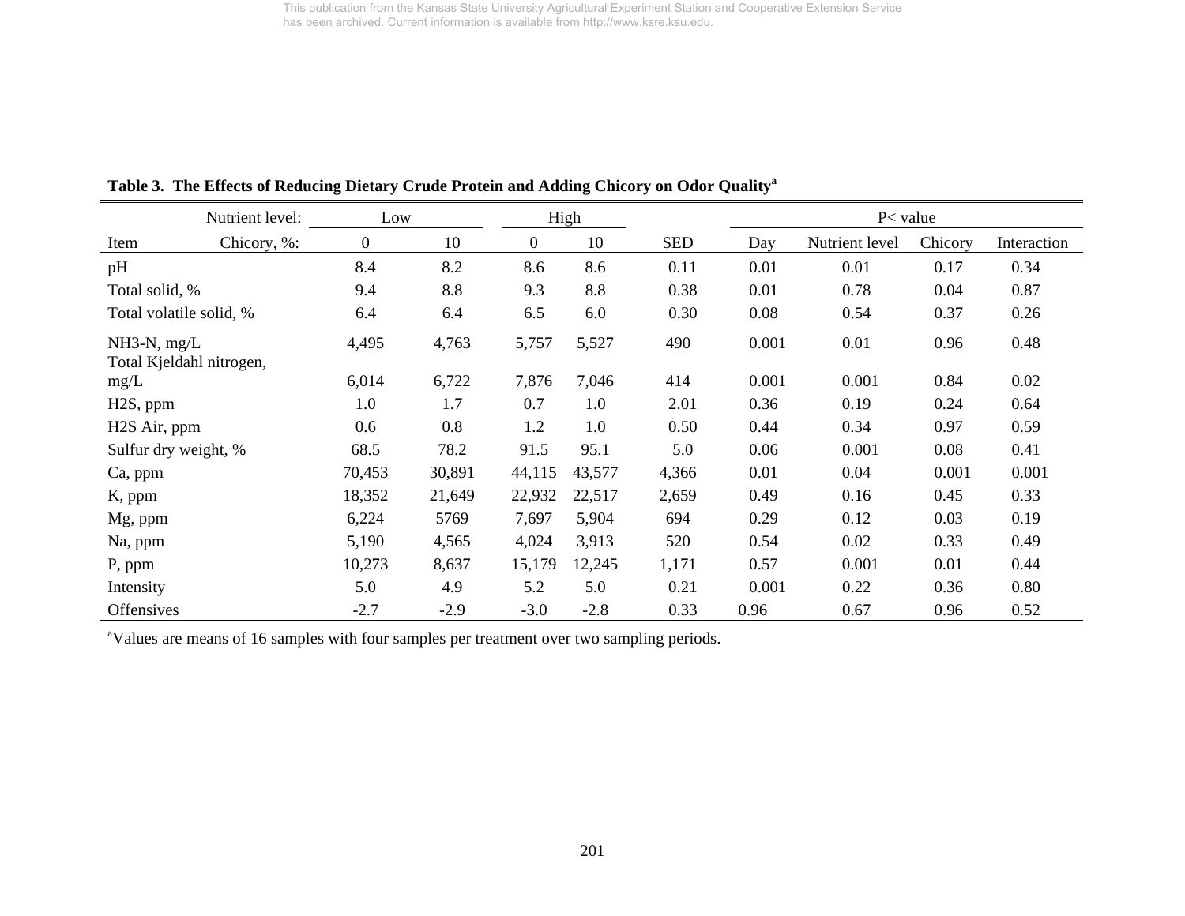**Table 3. The Effects of Reducing Dietary Crude Protein and Adding Chicory on Odor Quality[a]**

| Nutrient level: | Low | | High | | | P< value | | | |
|---|---|---|---|---|---|---|---|---|---|
| Item Chicory, %: | 0 | 10 | 0 | 10 | SED | Day | Nutrient level | Chicory | Interaction |
| pH | 8.4 | 8.2 | 8.6 | 8.6 | 0.11 | 0.01 | 0.01 | 0.17 | 0.34 |
| Total solid, % | 9.4 | 8.8 | 9.3 | 8.8 | 0.38 | 0.01 | 0.78 | 0.04 | 0.87 |
| Total volatile solid, % | 6.4 | 6.4 | 6.5 | 6.0 | 0.30 | 0.08 | 0.54 | 0.37 | 0.26 |
| $NH_3$-N, mg/L | 4,495 | 4,763 | 5,757 | 5,527 | 490 | 0.001 | 0.01 | 0.96 | 0.48 |
| Total Kjeldahl nitrogen, mg/L | 6,014 | 6,722 | 7,876 | 7,046 | 414 | 0.001 | 0.001 | 0.84 | 0.02 |
| $H_2S$, ppm | 1.0 | 1.7 | 0.7 | 1.0 | 2.01 | 0.36 | 0.19 | 0.24 | 0.64 |
| $H_2S$ Air, ppm | 0.6 | 0.8 | 1.2 | 1.0 | 0.50 | 0.44 | 0.34 | 0.97 | 0.59 |
| Sulfur dry weight, % | 68.5 | 78.2 | 91.5 | 95.1 | 5.0 | 0.06 | 0.001 | 0.08 | 0.41 |
| Ca, ppm | 70,453 | 30,891 | 44,115 | 43,577 | 4,366 | 0.01 | 0.04 | 0.001 | 0.001 |
| K, ppm | 18,352 | 21,649 | 22,932 | 22,517 | 2,659 | 0.49 | 0.16 | 0.45 | 0.33 |
| Mg, ppm | 6,224 | 5769 | 7,697 | 5,904 | 694 | 0.29 | 0.12 | 0.03 | 0.19 |
| Na, ppm | 5,190 | 4,565 | 4,024 | 3,913 | 520 | 0.54 | 0.02 | 0.33 | 0.49 |
| P, ppm | 10,273 | 8,637 | 15,179 | 12,245 | 1,171 | 0.57 | 0.001 | 0.01 | 0.44 |
| Intensity | 5.0 | 4.9 | 5.2 | 5.0 | 0.21 | 0.001 | 0.22 | 0.36 | 0.80 |
| Offensives | -2.7 | -2.9 | -3.0 | -2.8 | 0.33 | 0.96 | 0.67 | 0.96 | 0.52 |

[a]Values are means of 16 samples with four samples per treatment over two sampling periods.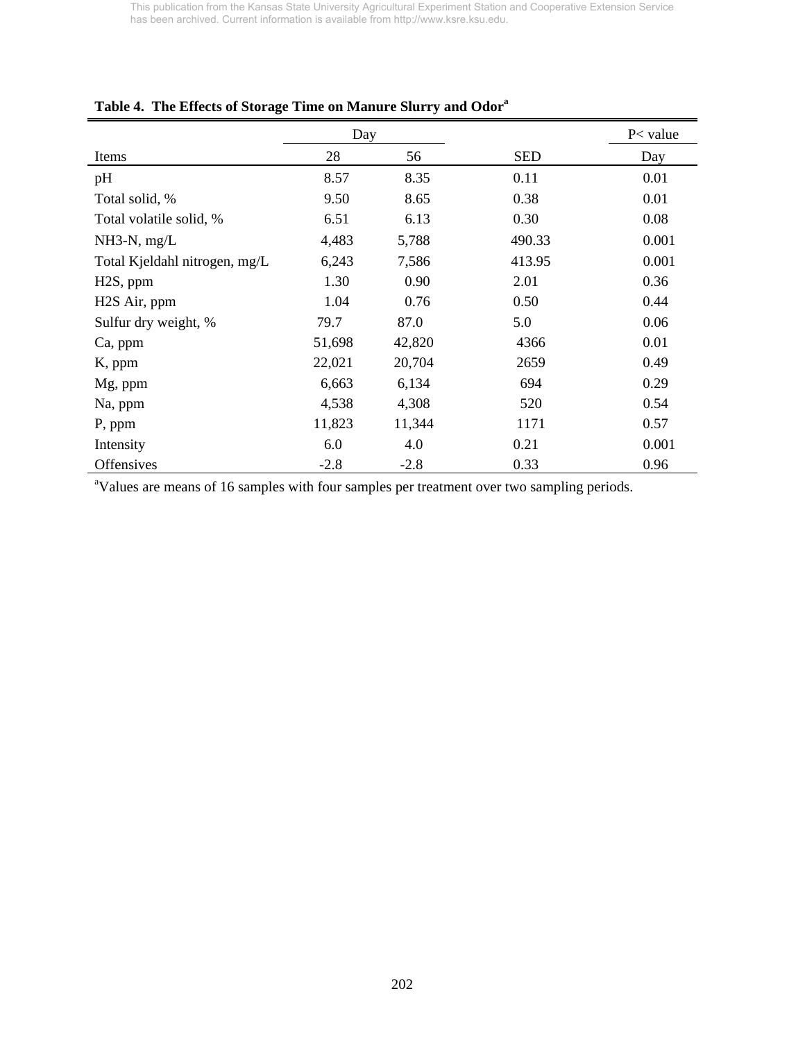**Table 4. The Effects of Storage Time on Manure Slurry and Odor[a]**

| | Day | | | P< value |
|---|---|---|---|---|
| Items | 28 | 56 | SED | Day |
| pH | 8.57 | 8.35 | 0.11 | 0.01 |
| Total solid, % | 9.50 | 8.65 | 0.38 | 0.01 |
| Total volatile solid, % | 6.51 | 6.13 | 0.30 | 0.08 |
| $NH_3$-N, mg/L | 4,483 | 5,788 | 490.33 | 0.001 |
| Total Kjeldahl nitrogen, mg/L | 6,243 | 7,586 | 413.95 | 0.001 |
| $H_2S$, ppm | 1.30 | 0.90 | 2.01 | 0.36 |
| $H_2S$ Air, ppm | 1.04 | 0.76 | 0.50 | 0.44 |
| Sulfur dry weight, % | 79.7 | 87.0 | 5.0 | 0.06 |
| Ca, ppm | 51,698 | 42,820 | 4366 | 0.01 |
| K, ppm | 22,021 | 20,704 | 2659 | 0.49 |
| Mg, ppm | 6,663 | 6,134 | 694 | 0.29 |
| Na, ppm | 4,538 | 4,308 | 520 | 0.54 |
| P, ppm | 11,823 | 11,344 | 1171 | 0.57 |
| Intensity | 6.0 | 4.0 | 0.21 | 0.001 |
| Offensives | -2.8 | -2.8 | 0.33 | 0.96 |

[a]Values are means of 16 samples with four samples per treatment over two sampling periods.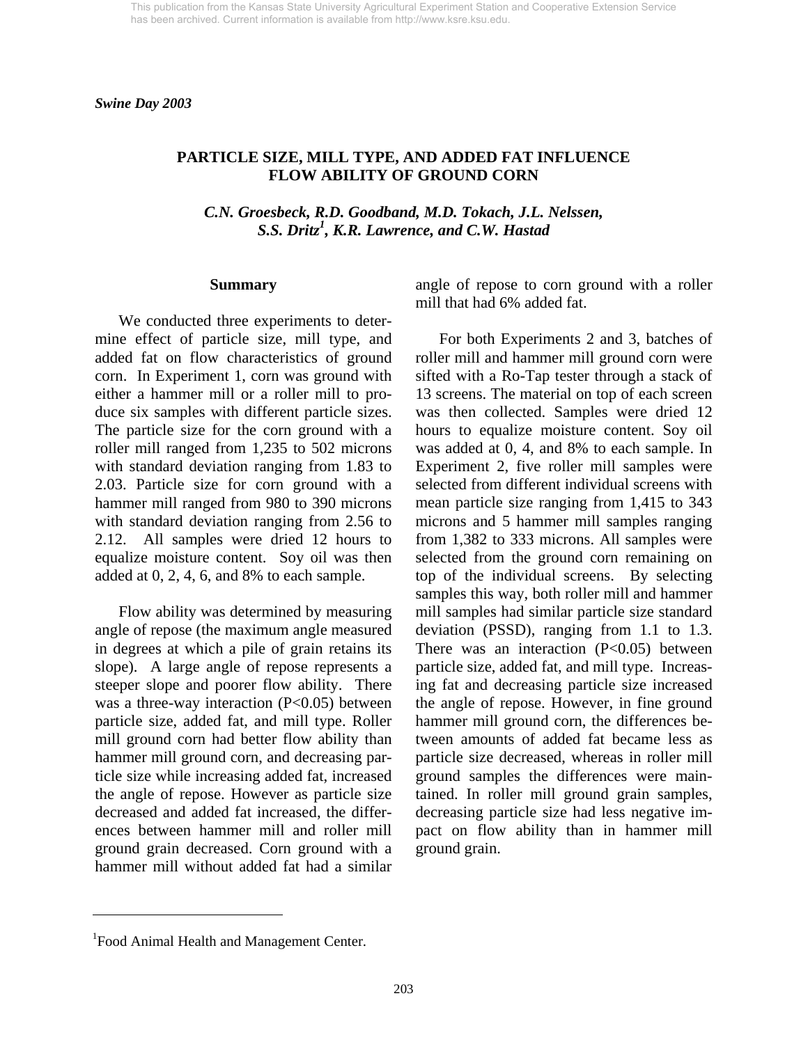*Swine Day 2003*

# PARTICLE SIZE, MILL TYPE, AND ADDED FAT INFLUENCE FLOW ABILITY OF GROUND CORN

*C.N. Groesbeck, R.D. Goodband, M.D. Tokach, J.L. Nelssen, S.S. Dritz[1], K.R. Lawrence, and C.W. Hastad*

## Summary

We conducted three experiments to determine effect of particle size, mill type, and added fat on flow characteristics of ground corn. In Experiment 1, corn was ground with either a hammer mill or a roller mill to produce six samples with different particle sizes. The particle size for the corn ground with a roller mill ranged from 1,235 to 502 microns with standard deviation ranging from 1.83 to 2.03. Particle size for corn ground with a hammer mill ranged from 980 to 390 microns with standard deviation ranging from 2.56 to 2.12. All samples were dried 12 hours to equalize moisture content. Soy oil was then added at 0, 2, 4, 6, and 8% to each sample.

Flow ability was determined by measuring angle of repose (the maximum angle measured in degrees at which a pile of grain retains its slope). A large angle of repose represents a steeper slope and poorer flow ability. There was a three-way interaction ($P<0.05$) between particle size, added fat, and mill type. Roller mill ground corn had better flow ability than hammer mill ground corn, and decreasing particle size while increasing added fat, increased the angle of repose. However as particle size decreased and added fat increased, the differences between hammer mill and roller mill ground grain decreased. Corn ground with a hammer mill without added fat had a similar angle of repose to corn ground with a roller mill that had 6% added fat.

For both Experiments 2 and 3, batches of roller mill and hammer mill ground corn were sifted with a Ro-Tap tester through a stack of 13 screens. The material on top of each screen was then collected. Samples were dried 12 hours to equalize moisture content. Soy oil was added at 0, 4, and 8% to each sample. In Experiment 2, five roller mill samples were selected from different individual screens with mean particle size ranging from 1,415 to 343 microns and 5 hammer mill samples ranging from 1,382 to 333 microns. All samples were selected from the ground corn remaining on top of the individual screens. By selecting samples this way, both roller mill and hammer mill samples had similar particle size standard deviation (PSSD), ranging from 1.1 to 1.3. There was an interaction ($P<0.05$) between particle size, added fat, and mill type. Increasing fat and decreasing particle size increased the angle of repose. However, in fine ground hammer mill ground corn, the differences between amounts of added fat became less as particle size decreased, whereas in roller mill ground samples the differences were maintained. In roller mill ground grain samples, decreasing particle size had less negative impact on flow ability than in hammer mill ground grain.

---

[1]Food Animal Health and Management Center.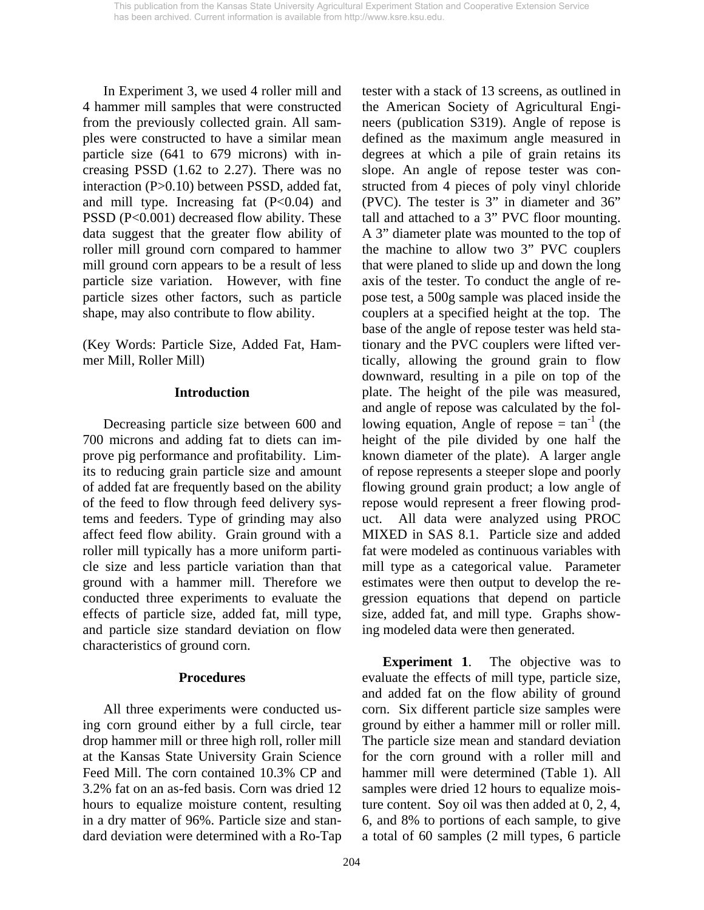In Experiment 3, we used 4 roller mill and 4 hammer mill samples that were constructed from the previously collected grain. All samples were constructed to have a similar mean particle size (641 to 679 microns) with increasing PSSD (1.62 to 2.27). There was no interaction ($P>0.10$) between PSSD, added fat, and mill type. Increasing fat ($P<0.04$) and PSSD ($P<0.001$) decreased flow ability. These data suggest that the greater flow ability of roller mill ground corn compared to hammer mill ground corn appears to be a result of less particle size variation. However, with fine particle sizes other factors, such as particle shape, may also contribute to flow ability.

(Key Words: Particle Size, Added Fat, Hammer Mill, Roller Mill)

## Introduction

Decreasing particle size between 600 and 700 microns and adding fat to diets can improve pig performance and profitability. Limits to reducing grain particle size and amount of added fat are frequently based on the ability of the feed to flow through feed delivery systems and feeders. Type of grinding may also affect feed flow ability. Grain ground with a roller mill typically has a more uniform particle size and less particle variation than that ground with a hammer mill. Therefore we conducted three experiments to evaluate the effects of particle size, added fat, mill type, and particle size standard deviation on flow characteristics of ground corn.

## Procedures

All three experiments were conducted using corn ground either by a full circle, tear drop hammer mill or three high roll, roller mill at the Kansas State University Grain Science Feed Mill. The corn contained 10.3% CP and 3.2% fat on an as-fed basis. Corn was dried 12 hours to equalize moisture content, resulting in a dry matter of 96%. Particle size and standard deviation were determined with a Ro-Tap tester with a stack of 13 screens, as outlined in the American Society of Agricultural Engineers (publication S319). Angle of repose is defined as the maximum angle measured in degrees at which a pile of grain retains its slope. An angle of repose tester was constructed from 4 pieces of poly vinyl chloride (PVC). The tester is 3” in diameter and 36” tall and attached to a 3” PVC floor mounting. A 3” diameter plate was mounted to the top of the machine to allow two 3” PVC couplers that were planed to slide up and down the long axis of the tester. To conduct the angle of repose test, a 500g sample was placed inside the couplers at a specified height at the top. The base of the angle of repose tester was held stationary and the PVC couplers were lifted vertically, allowing the ground grain to flow downward, resulting in a pile on top of the plate. The height of the pile was measured, and angle of repose was calculated by the following equation, Angle of repose = $\tan^{-1}$ (the height of the pile divided by one half the known diameter of the plate). A larger angle of repose represents a steeper slope and poorly flowing ground grain product; a low angle of repose would represent a freer flowing product. All data were analyzed using PROC MIXED in SAS 8.1. Particle size and added fat were modeled as continuous variables with mill type as a categorical value. Parameter estimates were then output to develop the regression equations that depend on particle size, added fat, and mill type. Graphs showing modeled data were then generated.

**Experiment 1**. The objective was to evaluate the effects of mill type, particle size, and added fat on the flow ability of ground corn. Six different particle size samples were ground by either a hammer mill or roller mill. The particle size mean and standard deviation for the corn ground with a roller mill and hammer mill were determined (Table 1). All samples were dried 12 hours to equalize moisture content. Soy oil was then added at 0, 2, 4, 6, and 8% to portions of each sample, to give a total of 60 samples (2 mill types, 6 particle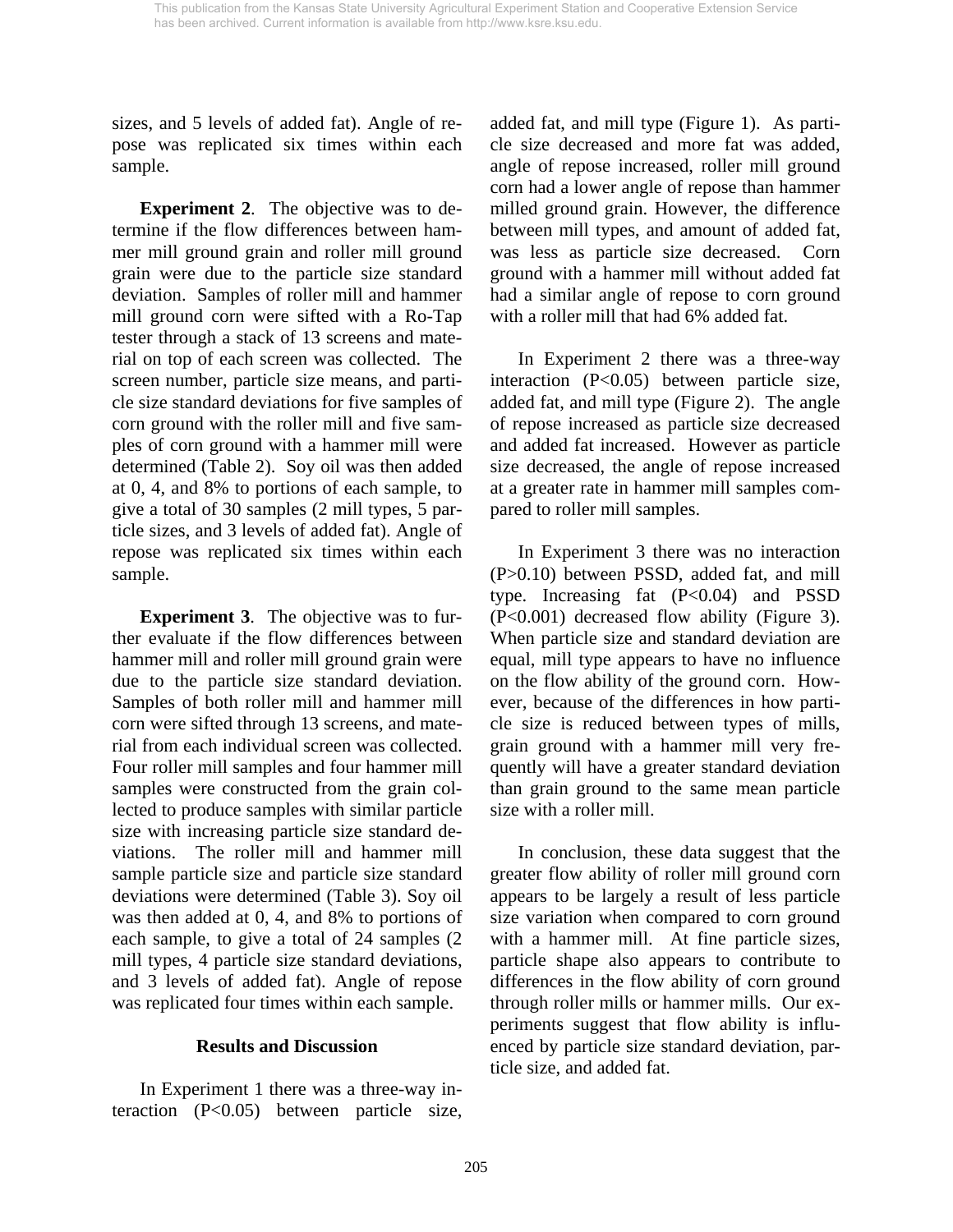sizes, and 5 levels of added fat). Angle of repose was replicated six times within each sample.

**Experiment 2**. The objective was to determine if the flow differences between hammer mill ground grain and roller mill ground grain were due to the particle size standard deviation. Samples of roller mill and hammer mill ground corn were sifted with a Ro-Tap tester through a stack of 13 screens and material on top of each screen was collected. The screen number, particle size means, and particle size standard deviations for five samples of corn ground with the roller mill and five samples of corn ground with a hammer mill were determined (Table 2). Soy oil was then added at 0, 4, and 8% to portions of each sample, to give a total of 30 samples (2 mill types, 5 particle sizes, and 3 levels of added fat). Angle of repose was replicated six times within each sample.

**Experiment 3**. The objective was to further evaluate if the flow differences between hammer mill and roller mill ground grain were due to the particle size standard deviation. Samples of both roller mill and hammer mill corn were sifted through 13 screens, and material from each individual screen was collected. Four roller mill samples and four hammer mill samples were constructed from the grain collected to produce samples with similar particle size with increasing particle size standard deviations. The roller mill and hammer mill sample particle size and particle size standard deviations were determined (Table 3). Soy oil was then added at 0, 4, and 8% to portions of each sample, to give a total of 24 samples (2 mill types, 4 particle size standard deviations, and 3 levels of added fat). Angle of repose was replicated four times within each sample.

## Results and Discussion

In Experiment 1 there was a three-way interaction ($P<0.05$) between particle size, added fat, and mill type (Figure 1). As particle size decreased and more fat was added, angle of repose increased, roller mill ground corn had a lower angle of repose than hammer milled ground grain. However, the difference between mill types, and amount of added fat, was less as particle size decreased. Corn ground with a hammer mill without added fat had a similar angle of repose to corn ground with a roller mill that had 6% added fat.

In Experiment 2 there was a three-way interaction ($P<0.05$) between particle size, added fat, and mill type (Figure 2). The angle of repose increased as particle size decreased and added fat increased. However as particle size decreased, the angle of repose increased at a greater rate in hammer mill samples compared to roller mill samples.

In Experiment 3 there was no interaction ($P>0.10$) between PSSD, added fat, and mill type. Increasing fat ($P<0.04$) and PSSD ($P<0.001$) decreased flow ability (Figure 3). When particle size and standard deviation are equal, mill type appears to have no influence on the flow ability of the ground corn. However, because of the differences in how particle size is reduced between types of mills, grain ground with a hammer mill very frequently will have a greater standard deviation than grain ground to the same mean particle size with a roller mill.

In conclusion, these data suggest that the greater flow ability of roller mill ground corn appears to be largely a result of less particle size variation when compared to corn ground with a hammer mill. At fine particle sizes, particle shape also appears to contribute to differences in the flow ability of corn ground through roller mills or hammer mills. Our experiments suggest that flow ability is influenced by particle size standard deviation, particle size, and added fat.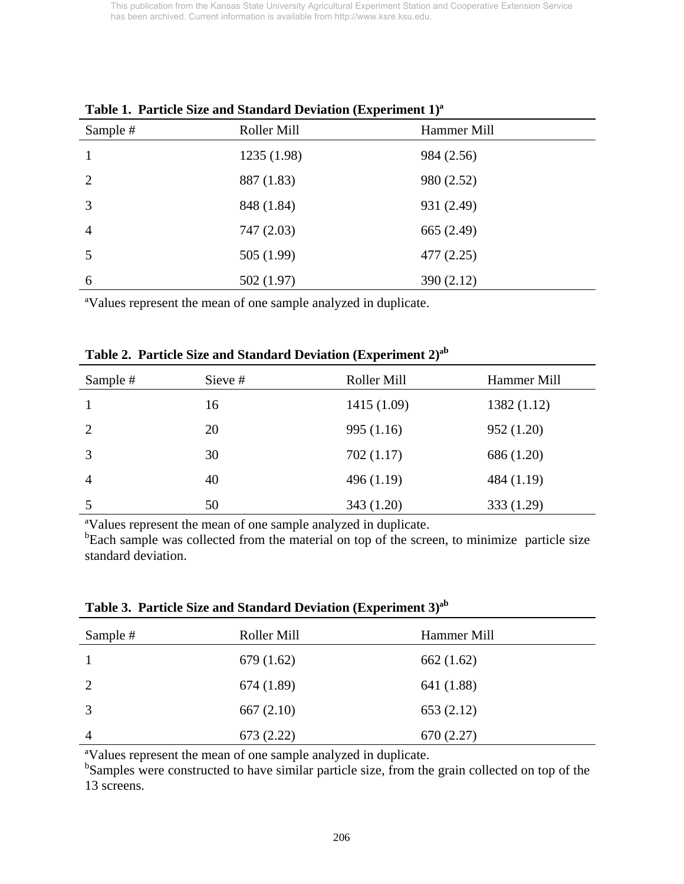**Table 1. Particle Size and Standard Deviation (Experiment 1)[a]**

| Sample # | Roller Mill | Hammer Mill |
|---|---|---|
| 1 | 1235 (1.98) | 984 (2.56) |
| 2 | 887 (1.83) | 980 (2.52) |
| 3 | 848 (1.84) | 931 (2.49) |
| 4 | 747 (2.03) | 665 (2.49) |
| 5 | 505 (1.99) | 477 (2.25) |
| 6 | 502 (1.97) | 390 (2.12) |

[a]Values represent the mean of one sample analyzed in duplicate.

**Table 2. Particle Size and Standard Deviation (Experiment 2)[ab]**

| Sample # | Sieve # | Roller Mill | Hammer Mill |
|---|---|---|---|
| 1 | 16 | 1415 (1.09) | 1382 (1.12) |
| 2 | 20 | 995 (1.16) | 952 (1.20) |
| 3 | 30 | 702 (1.17) | 686 (1.20) |
| 4 | 40 | 496 (1.19) | 484 (1.19) |
| 5 | 50 | 343 (1.20) | 333 (1.29) |

[a]Values represent the mean of one sample analyzed in duplicate.
[b]Each sample was collected from the material on top of the screen, to minimize particle size standard deviation.

**Table 3. Particle Size and Standard Deviation (Experiment 3)[ab]**

| Sample # | Roller Mill | Hammer Mill |
|---|---|---|
| 1 | 679 (1.62) | 662 (1.62) |
| 2 | 674 (1.89) | 641 (1.88) |
| 3 | 667 (2.10) | 653 (2.12) |
| 4 | 673 (2.22) | 670 (2.27) |

[a]Values represent the mean of one sample analyzed in duplicate.
[b]Samples were constructed to have similar particle size, from the grain collected on top of the 13 screens.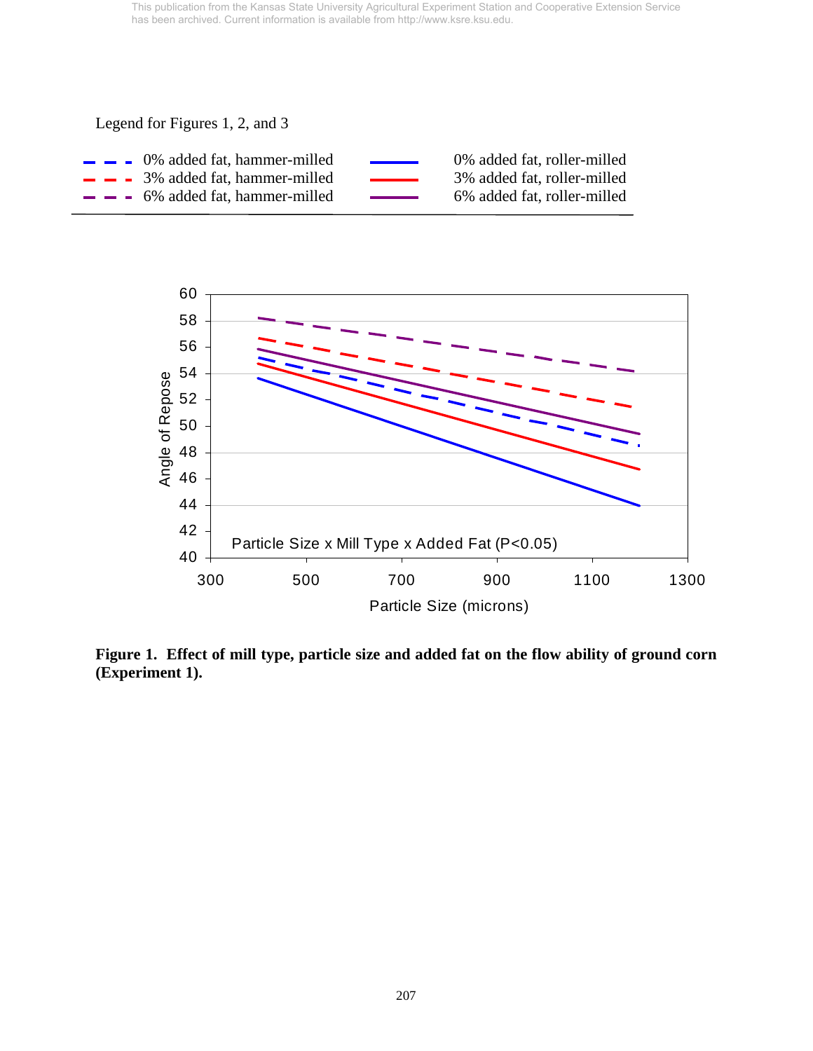Legend for Figures 1, 2, and 3

| | |
|---|---|
| - - - 0% added fat, hammer-milled | —— 0% added fat, roller-milled |
| - - - 3% added fat, hammer-milled | —— 3% added fat, roller-milled |
| - - - 6% added fat, hammer-milled | —— 6% added fat, roller-milled |

**Figure 1. Effect of mill type, particle size and added fat on the flow ability of ground corn (Experiment 1).**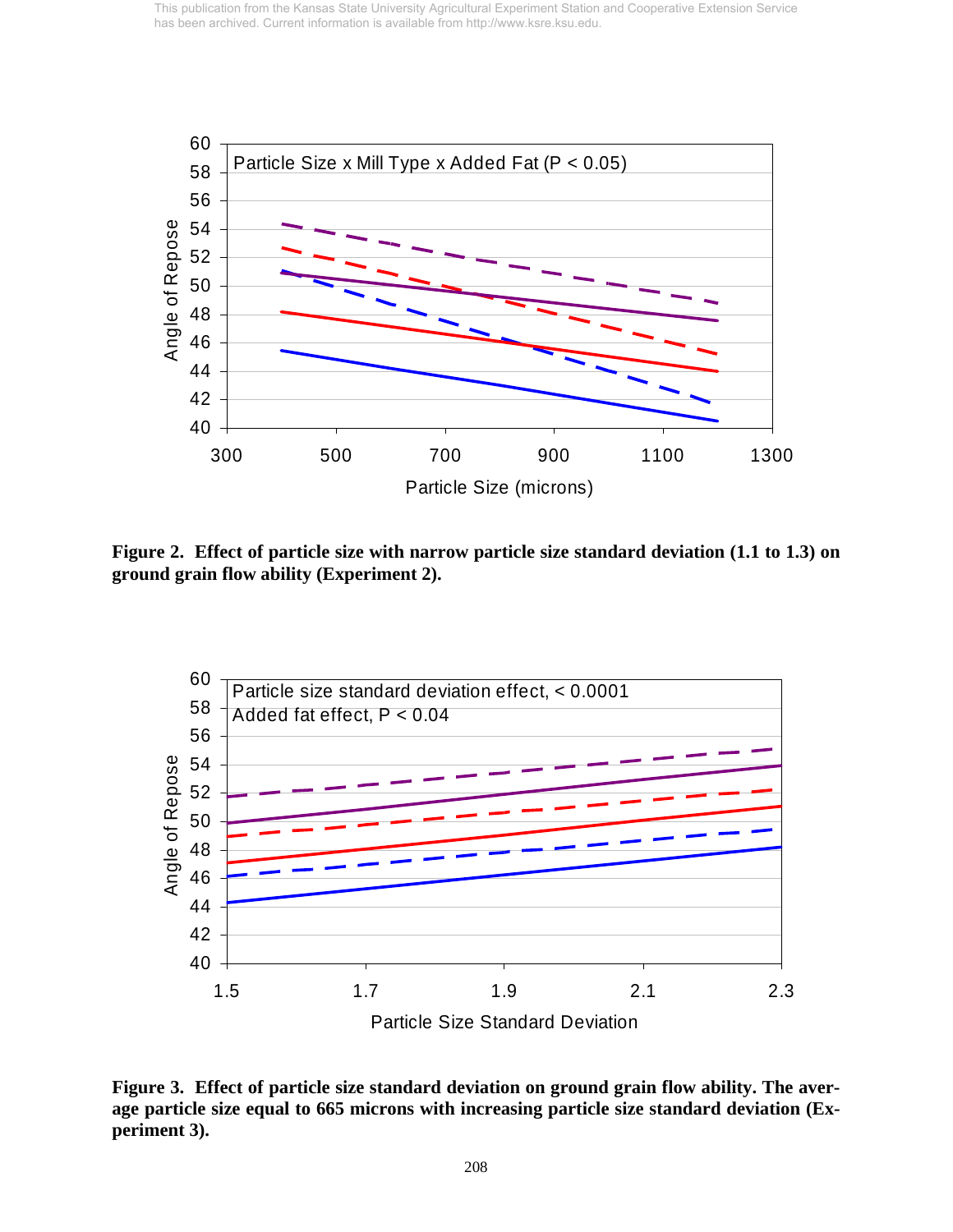**Figure 2. Effect of particle size with narrow particle size standard deviation (1.1 to 1.3) on ground grain flow ability (Experiment 2).**

**Figure 3. Effect of particle size standard deviation on ground grain flow ability. The average particle size equal to 665 microns with increasing particle size standard deviation (Experiment 3).**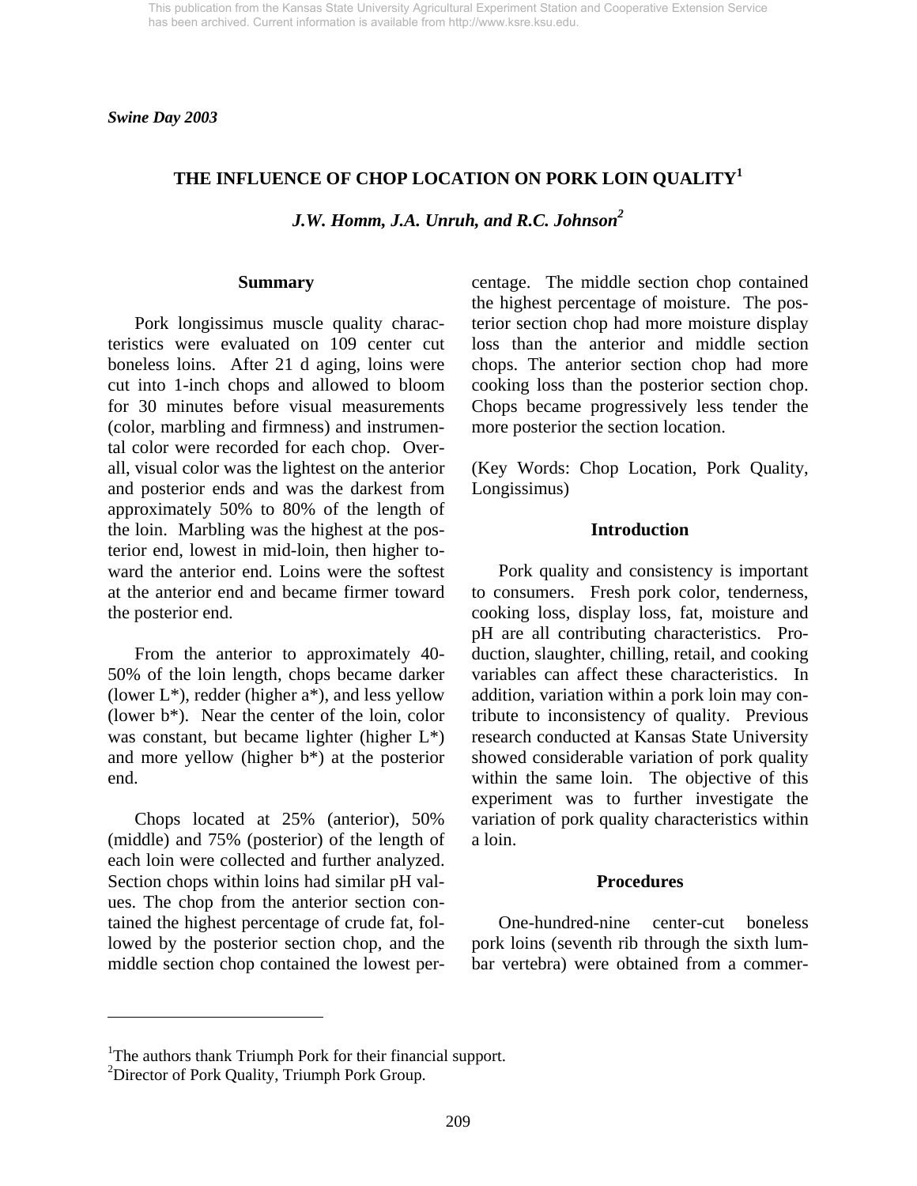*Swine Day 2003*

# THE INFLUENCE OF CHOP LOCATION ON PORK LOIN QUALITY[1]

*J.W. Homm, J.A. Unruh, and R.C. Johnson[2]*

## Summary

Pork longissimus muscle quality characteristics were evaluated on 109 center cut boneless loins. After 21 d aging, loins were cut into 1-inch chops and allowed to bloom for 30 minutes before visual measurements (color, marbling and firmness) and instrumental color were recorded for each chop. Overall, visual color was the lightest on the anterior and posterior ends and was the darkest from approximately 50% to 80% of the length of the loin. Marbling was the highest at the posterior end, lowest in mid-loin, then higher toward the anterior end. Loins were the softest at the anterior end and became firmer toward the posterior end.

From the anterior to approximately 40-50% of the loin length, chops became darker (lower L*), redder (higher a*), and less yellow (lower b*). Near the center of the loin, color was constant, but became lighter (higher L*) and more yellow (higher b*) at the posterior end.

Chops located at 25% (anterior), 50% (middle) and 75% (posterior) of the length of each loin were collected and further analyzed. Section chops within loins had similar pH values. The chop from the anterior section contained the highest percentage of crude fat, followed by the posterior section chop, and the middle section chop contained the lowest percentage. The middle section chop contained the highest percentage of moisture. The posterior section chop had more moisture display loss than the anterior and middle section chops. The anterior section chop had more cooking loss than the posterior section chop. Chops became progressively less tender the more posterior the section location.

(Key Words: Chop Location, Pork Quality, Longissimus)

## Introduction

Pork quality and consistency is important to consumers. Fresh pork color, tenderness, cooking loss, display loss, fat, moisture and pH are all contributing characteristics. Production, slaughter, chilling, retail, and cooking variables can affect these characteristics. In addition, variation within a pork loin may contribute to inconsistency of quality. Previous research conducted at Kansas State University showed considerable variation of pork quality within the same loin. The objective of this experiment was to further investigate the variation of pork quality characteristics within a loin.

## Procedures

One-hundred-nine center-cut boneless pork loins (seventh rib through the sixth lumbar vertebra) were obtained from a commer-

---

[1]The authors thank Triumph Pork for their financial support.

[2]Director of Pork Quality, Triumph Pork Group.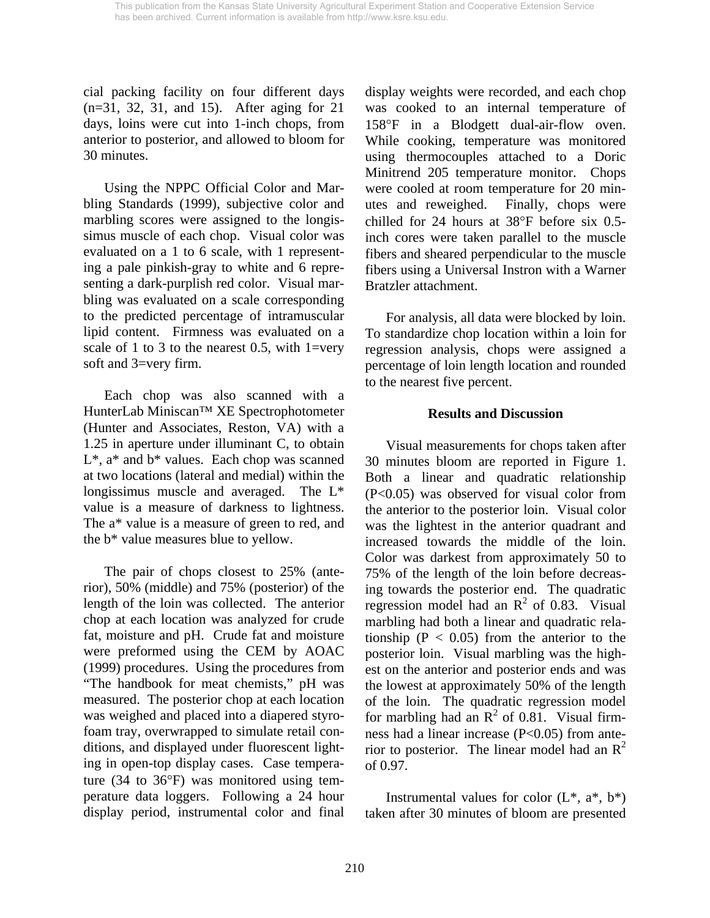cial packing facility on four different days (n=31, 32, 31, and 15). After aging for 21 days, loins were cut into 1-inch chops, from anterior to posterior, and allowed to bloom for 30 minutes.

Using the NPPC Official Color and Marbling Standards (1999), subjective color and marbling scores were assigned to the longissimus muscle of each chop. Visual color was evaluated on a 1 to 6 scale, with 1 representing a pale pinkish-gray to white and 6 representing a dark-purplish red color. Visual marbling was evaluated on a scale corresponding to the predicted percentage of intramuscular lipid content. Firmness was evaluated on a scale of 1 to 3 to the nearest 0.5, with 1=very soft and 3=very firm.

Each chop was also scanned with a HunterLab Miniscan™ XE Spectrophotometer (Hunter and Associates, Reston, VA) with a 1.25 in aperture under illuminant C, to obtain L*, a* and b* values. Each chop was scanned at two locations (lateral and medial) within the longissimus muscle and averaged. The L* value is a measure of darkness to lightness. The a* value is a measure of green to red, and the b* value measures blue to yellow.

The pair of chops closest to 25% (anterior), 50% (middle) and 75% (posterior) of the length of the loin was collected. The anterior chop at each location was analyzed for crude fat, moisture and pH. Crude fat and moisture were preformed using the CEM by AOAC (1999) procedures. Using the procedures from "The handbook for meat chemists," pH was measured. The posterior chop at each location was weighed and placed into a diapered styrofoam tray, overwrapped to simulate retail conditions, and displayed under fluorescent lighting in open-top display cases. Case temperature (34 to 36°F) was monitored using temperature data loggers. Following a 24 hour display period, instrumental color and final display weights were recorded, and each chop was cooked to an internal temperature of 158°F in a Blodgett dual-air-flow oven. While cooking, temperature was monitored using thermocouples attached to a Doric Minitrend 205 temperature monitor. Chops were cooled at room temperature for 20 minutes and reweighed. Finally, chops were chilled for 24 hours at 38°F before six 0.5-inch cores were taken parallel to the muscle fibers and sheared perpendicular to the muscle fibers using a Universal Instron with a Warner Bratzler attachment.

For analysis, all data were blocked by loin. To standardize chop location within a loin for regression analysis, chops were assigned a percentage of loin length location and rounded to the nearest five percent.

## Results and Discussion

Visual measurements for chops taken after 30 minutes bloom are reported in Figure 1. Both a linear and quadratic relationship ($P<0.05$) was observed for visual color from the anterior to the posterior loin. Visual color was the lightest in the anterior quadrant and increased towards the middle of the loin. Color was darkest from approximately 50 to 75% of the length of the loin before decreasing towards the posterior end. The quadratic regression model had an $R^2$ of 0.83. Visual marbling had both a linear and quadratic relationship ($P < 0.05$) from the anterior to the posterior loin. Visual marbling was the highest on the anterior and posterior ends and was the lowest at approximately 50% of the length of the loin. The quadratic regression model for marbling had an $R^2$ of 0.81. Visual firmness had a linear increase ($P<0.05$) from anterior to posterior. The linear model had an $R^2$ of 0.97.

Instrumental values for color (L*, a*, b*) taken after 30 minutes of bloom are presented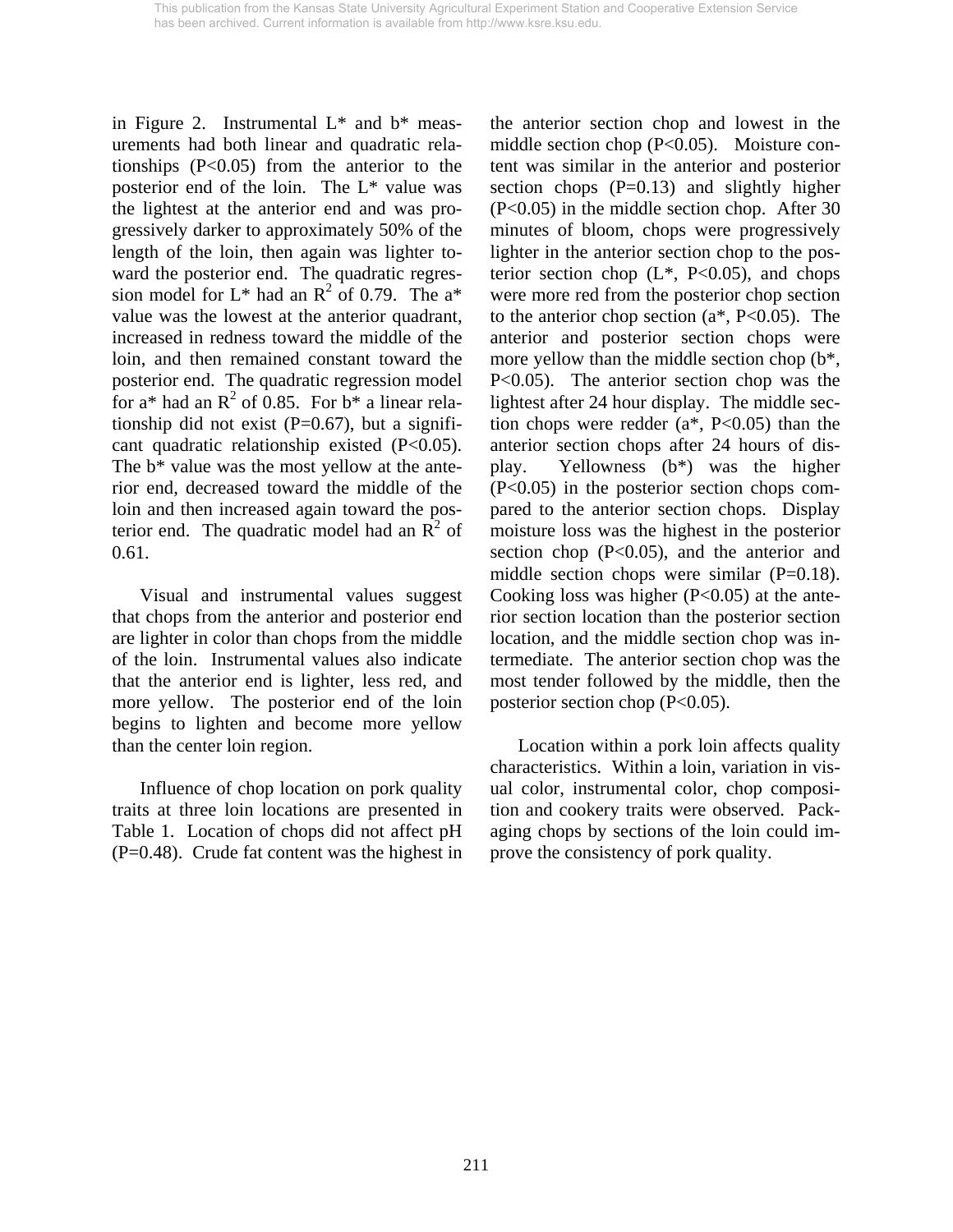in Figure 2. Instrumental L* and b* measurements had both linear and quadratic relationships ($P<0.05$) from the anterior to the posterior end of the loin. The L* value was the lightest at the anterior end and was progressively darker to approximately 50% of the length of the loin, then again was lighter toward the posterior end. The quadratic regression model for L* had an $R^2$ of 0.79. The a* value was the lowest at the anterior quadrant, increased in redness toward the middle of the loin, and then remained constant toward the posterior end. The quadratic regression model for a* had an $R^2$ of 0.85. For b* a linear relationship did not exist ($P=0.67$), but a significant quadratic relationship existed ($P<0.05$). The b* value was the most yellow at the anterior end, decreased toward the middle of the loin and then increased again toward the posterior end. The quadratic model had an $R^2$ of 0.61.

Visual and instrumental values suggest that chops from the anterior and posterior end are lighter in color than chops from the middle of the loin. Instrumental values also indicate that the anterior end is lighter, less red, and more yellow. The posterior end of the loin begins to lighten and become more yellow than the center loin region.

Influence of chop location on pork quality traits at three loin locations are presented in Table 1. Location of chops did not affect pH ($P=0.48$). Crude fat content was the highest in the anterior section chop and lowest in the middle section chop ($P<0.05$). Moisture content was similar in the anterior and posterior section chops ($P=0.13$) and slightly higher ($P<0.05$) in the middle section chop. After 30 minutes of bloom, chops were progressively lighter in the anterior section chop to the posterior section chop (L*, $P<0.05$), and chops were more red from the posterior chop section to the anterior chop section (a*, $P<0.05$). The anterior and posterior section chops were more yellow than the middle section chop (b*, $P<0.05$). The anterior section chop was the lightest after 24 hour display. The middle section chops were redder (a*, $P<0.05$) than the anterior section chops after 24 hours of display. Yellowness (b*) was the higher ($P<0.05$) in the posterior section chops compared to the anterior section chops. Display moisture loss was the highest in the posterior section chop ($P<0.05$), and the anterior and middle section chops were similar ($P=0.18$). Cooking loss was higher ($P<0.05$) at the anterior section location than the posterior section location, and the middle section chop was intermediate. The anterior section chop was the most tender followed by the middle, then the posterior section chop ($P<0.05$).

Location within a pork loin affects quality characteristics. Within a loin, variation in visual color, instrumental color, chop composition and cookery traits were observed. Packaging chops by sections of the loin could improve the consistency of pork quality.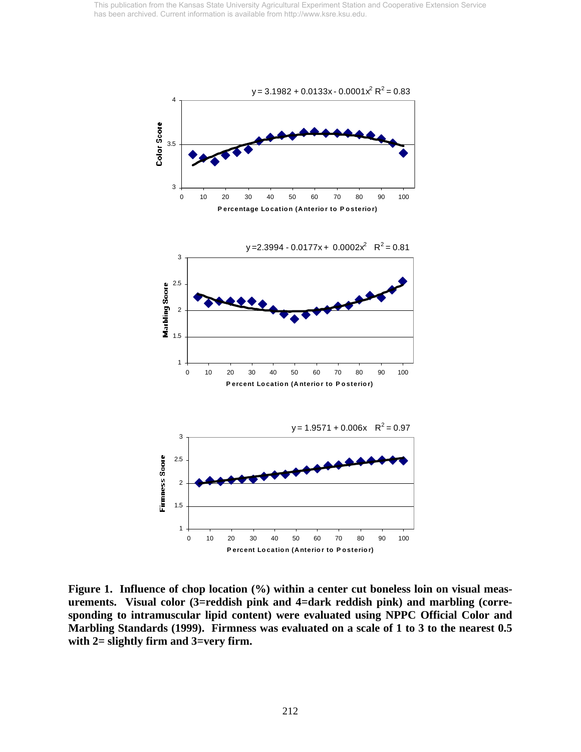This publication from the Kansas State University Agricultural Experiment Station and Cooperative Extension Service has been archived. Current information is available from http://www.ksre.ksu.edu.

$y = 3.1982 + 0.0133x - 0.0001x^2$ $R^2 = 0.83$

$y = 2.3994 - 0.0177x + 0.0002x^2$ $R^2 = 0.81$

$y = 1.9571 + 0.006x$ $R^2 = 0.97$

**Figure 1. Influence of chop location (%) within a center cut boneless loin on visual measurements. Visual color (3=reddish pink and 4=dark reddish pink) and marbling (corresponding to intramuscular lipid content) were evaluated using NPPC Official Color and Marbling Standards (1999). Firmness was evaluated on a scale of 1 to 3 to the nearest 0.5 with 2= slightly firm and 3=very firm.**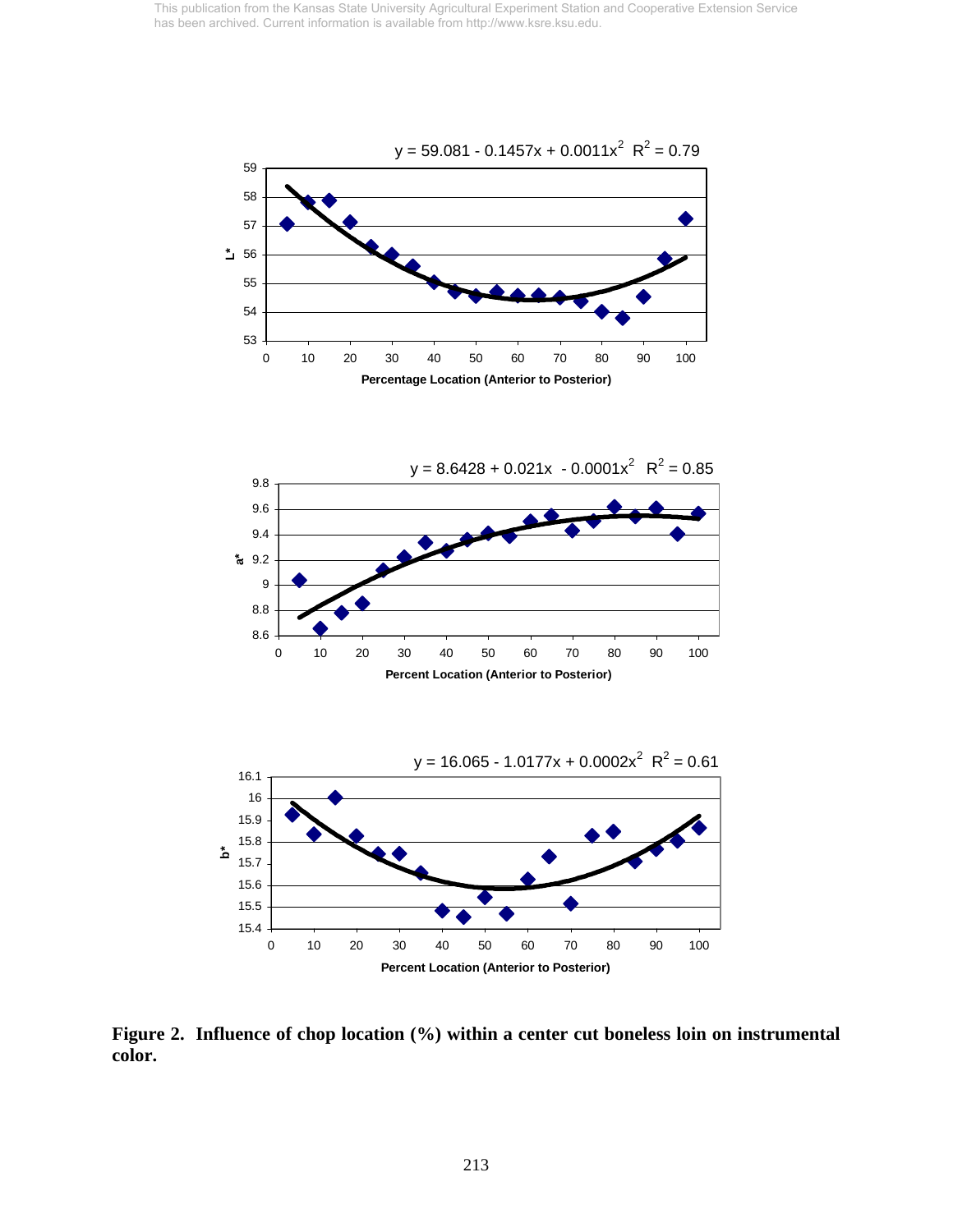$y = 59.081 - 0.1457x + 0.0011x^2 \quad R^2 = 0.79$

L*

Percentage Location (Anterior to Posterior)

$y = 8.6428 + 0.021x - 0.0001x^2 \quad R^2 = 0.85$

a*

Percent Location (Anterior to Posterior)

$y = 16.065 - 1.0177x + 0.0002x^2 \quad R^2 = 0.61$

b*

Percent Location (Anterior to Posterior)

**Figure 2. Influence of chop location (%) within a center cut boneless loin on instrumental color.**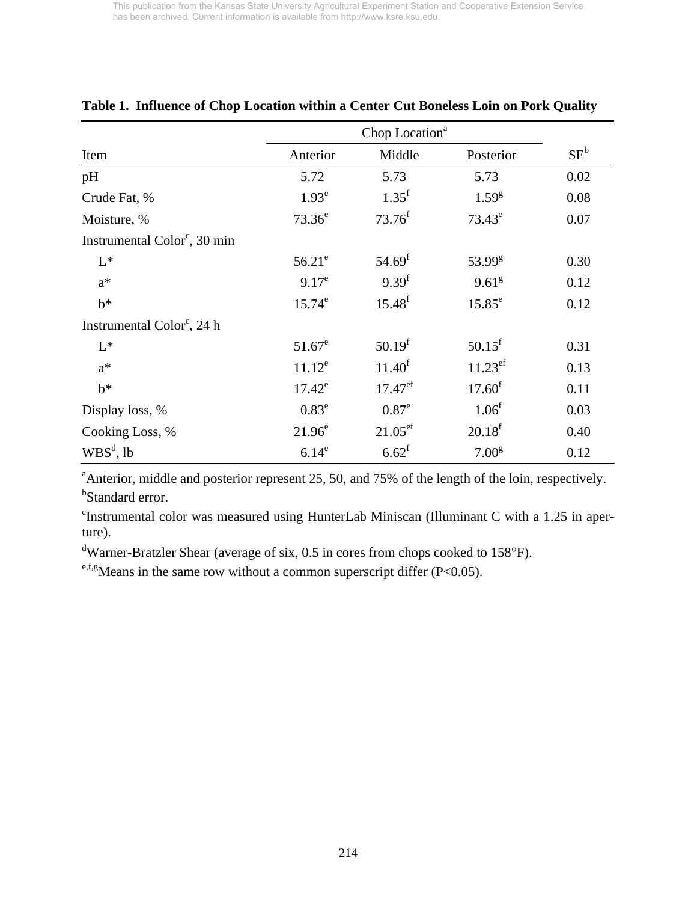This publication from the Kansas State University Agricultural Experiment Station and Cooperative Extension Service has been archived. Current information is available from http://www.ksre.ksu.edu.

**Table 1. Influence of Chop Location within a Center Cut Boneless Loin on Pork Quality**

| | Chop Location[a] | | | |
|---|---|---|---|---|
| Item | Anterior | Middle | Posterior | SE[b] |
| pH | 5.72 | 5.73 | 5.73 | 0.02 |
| Crude Fat, % | 1.93[e] | 1.35[f] | 1.59[g] | 0.08 |
| Moisture, % | 73.36[e] | 73.76[f] | 73.43[e] | 0.07 |
| Instrumental Color[c], 30 min | | | | |
| L* | 56.21[e] | 54.69[f] | 53.99[g] | 0.30 |
| a* | 9.17[e] | 9.39[f] | 9.61[g] | 0.12 |
| b* | 15.74[e] | 15.48[f] | 15.85[e] | 0.12 |
| Instrumental Color[c], 24 h | | | | |
| L* | 51.67[e] | 50.19[f] | 50.15[f] | 0.31 |
| a* | 11.12[e] | 11.40[f] | 11.23[ef] | 0.13 |
| b* | 17.42[e] | 17.47[ef] | 17.60[f] | 0.11 |
| Display loss, % | 0.83[e] | 0.87[e] | 1.06[f] | 0.03 |
| Cooking Loss, % | 21.96[e] | 21.05[ef] | 20.18[f] | 0.40 |
| WBS[d], lb | 6.14[e] | 6.62[f] | 7.00[g] | 0.12 |

[a]Anterior, middle and posterior represent 25, 50, and 75% of the length of the loin, respectively.
[b]Standard error.
[c]Instrumental color was measured using HunterLab Miniscan (Illuminant C with a 1.25 in aperture).
[d]Warner-Bratzler Shear (average of six, 0.5 in cores from chops cooked to 158°F).
[e,f,g]Means in the same row without a common superscript differ ($P<0.05$).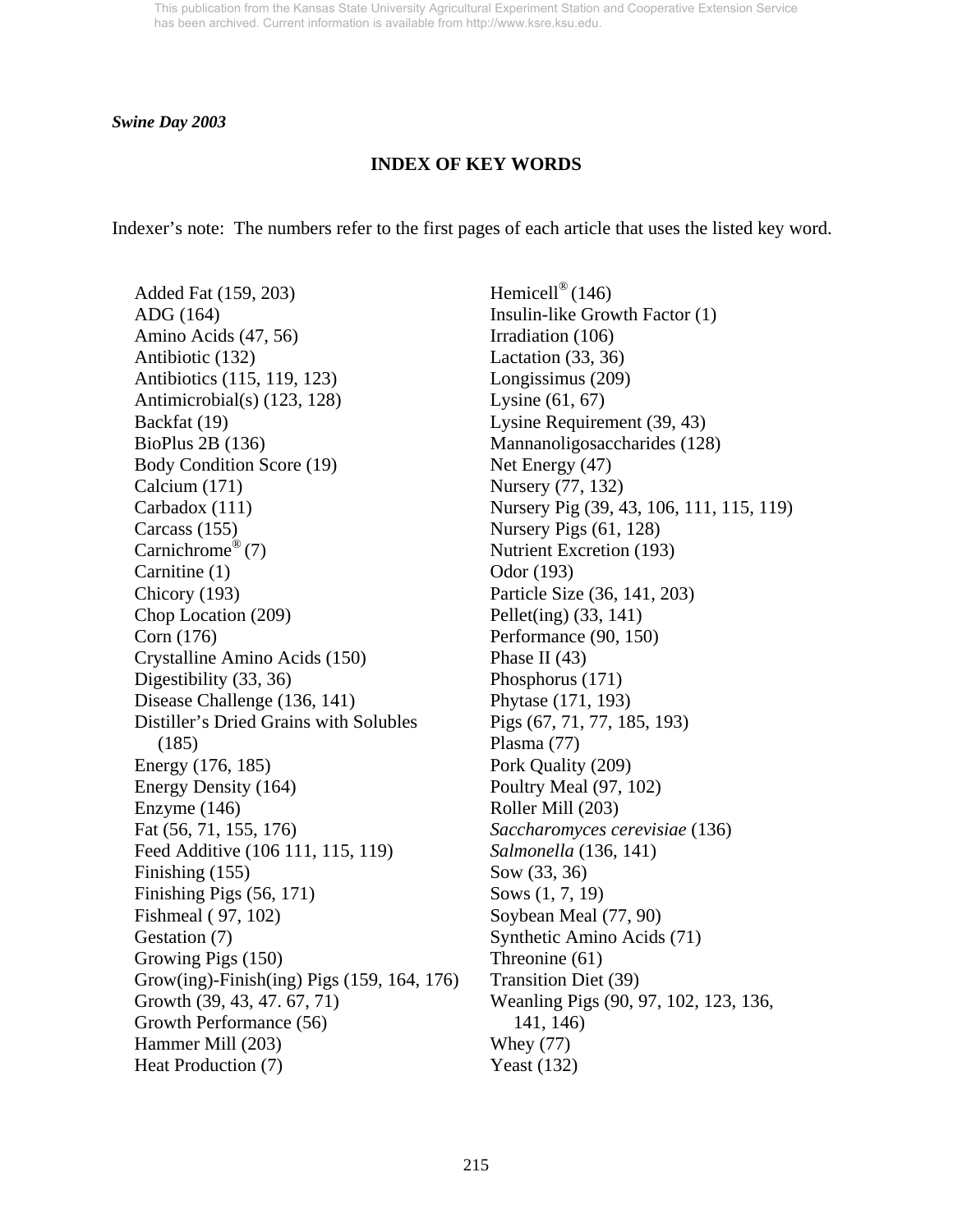*Swine Day 2003*

## INDEX OF KEY WORDS

Indexer's note: The numbers refer to the first pages of each article that uses the listed key word.

Added Fat (159, 203)
ADG (164)
Amino Acids (47, 56)
Antibiotic (132)
Antibiotics (115, 119, 123)
Antimicrobial(s) (123, 128)
Backfat (19)
BioPlus 2B (136)
Body Condition Score (19)
Calcium (171)
Carbadox (111)
Carcass (155)
Carnichrome® (7)
Carnitine (1)
Chicory (193)
Chop Location (209)
Corn (176)
Crystalline Amino Acids (150)
Digestibility (33, 36)
Disease Challenge (136, 141)
Distiller's Dried Grains with Solubles (185)
Energy (176, 185)
Energy Density (164)
Enzyme (146)
Fat (56, 71, 155, 176)
Feed Additive (106 111, 115, 119)
Finishing (155)
Finishing Pigs (56, 171)
Fishmeal ( 97, 102)
Gestation (7)
Growing Pigs (150)
Grow(ing)-Finish(ing) Pigs (159, 164, 176)
Growth (39, 43, 47. 67, 71)
Growth Performance (56)
Hammer Mill (203)
Heat Production (7)
Hemicell® (146)
Insulin-like Growth Factor (1)
Irradiation (106)
Lactation (33, 36)
Longissimus (209)
Lysine (61, 67)
Lysine Requirement (39, 43)
Mannanoligosaccharides (128)
Net Energy (47)
Nursery (77, 132)
Nursery Pig (39, 43, 106, 111, 115, 119)
Nursery Pigs (61, 128)
Nutrient Excretion (193)
Odor (193)
Particle Size (36, 141, 203)
Pellet(ing) (33, 141)
Performance (90, 150)
Phase II (43)
Phosphorus (171)
Phytase (171, 193)
Pigs (67, 71, 77, 185, 193)
Plasma (77)
Pork Quality (209)
Poultry Meal (97, 102)
Roller Mill (203)
*Saccharomyces cerevisiae* (136)
*Salmonella* (136, 141)
Sow (33, 36)
Sows (1, 7, 19)
Soybean Meal (77, 90)
Synthetic Amino Acids (71)
Threonine (61)
Transition Diet (39)
Weanling Pigs (90, 97, 102, 123, 136, 141, 146)
Whey (77)
Yeast (132)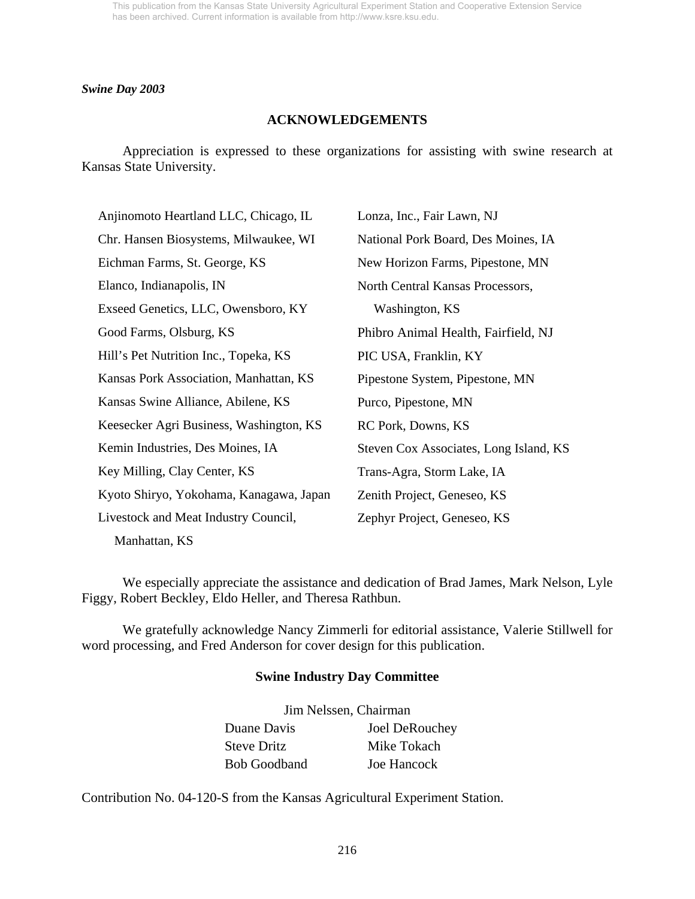*Swine Day 2003*

## ACKNOWLEDGEMENTS

Appreciation is expressed to these organizations for assisting with swine research at Kansas State University.

- Anjinomoto Heartland LLC, Chicago, IL
- Chr. Hansen Biosystems, Milwaukee, WI
- Eichman Farms, St. George, KS
- Elanco, Indianapolis, IN
- Exseed Genetics, LLC, Owensboro, KY
- Good Farms, Olsburg, KS
- Hill's Pet Nutrition Inc., Topeka, KS
- Kansas Pork Association, Manhattan, KS
- Kansas Swine Alliance, Abilene, KS
- Keesecker Agri Business, Washington, KS
- Kemin Industries, Des Moines, IA
- Key Milling, Clay Center, KS
- Kyoto Shiryo, Yokohama, Kanagawa, Japan
- Livestock and Meat Industry Council, Manhattan, KS
- Lonza, Inc., Fair Lawn, NJ
- National Pork Board, Des Moines, IA
- New Horizon Farms, Pipestone, MN
- North Central Kansas Processors, Washington, KS
- Phibro Animal Health, Fairfield, NJ
- PIC USA, Franklin, KY
- Pipestone System, Pipestone, MN
- Purco, Pipestone, MN
- RC Pork, Downs, KS
- Steven Cox Associates, Long Island, KS
- Trans-Agra, Storm Lake, IA
- Zenith Project, Geneseo, KS
- Zephyr Project, Geneseo, KS

We especially appreciate the assistance and dedication of Brad James, Mark Nelson, Lyle Figgy, Robert Beckley, Eldo Heller, and Theresa Rathbun.

We gratefully acknowledge Nancy Zimmerli for editorial assistance, Valerie Stillwell for word processing, and Fred Anderson for cover design for this publication.

### Swine Industry Day Committee

Jim Nelssen, Chairman

| | |
|---|---|
| Duane Davis | Joel DeRouchey |
| Steve Dritz | Mike Tokach |
| Bob Goodband | Joe Hancock |

Contribution No. 04-120-S from the Kansas Agricultural Experiment Station.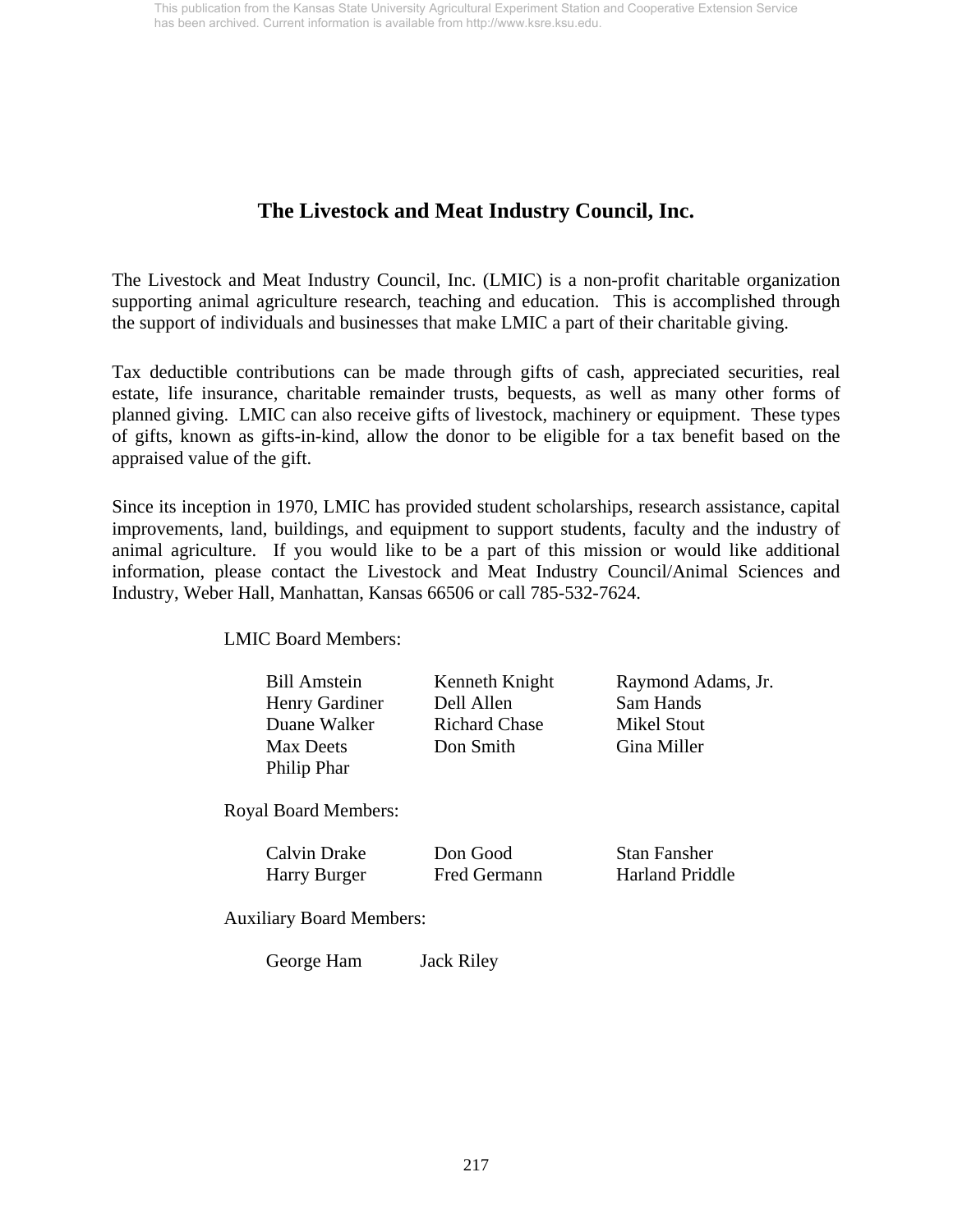# The Livestock and Meat Industry Council, Inc.

The Livestock and Meat Industry Council, Inc. (LMIC) is a non-profit charitable organization supporting animal agriculture research, teaching and education. This is accomplished through the support of individuals and businesses that make LMIC a part of their charitable giving.

Tax deductible contributions can be made through gifts of cash, appreciated securities, real estate, life insurance, charitable remainder trusts, bequests, as well as many other forms of planned giving. LMIC can also receive gifts of livestock, machinery or equipment. These types of gifts, known as gifts-in-kind, allow the donor to be eligible for a tax benefit based on the appraised value of the gift.

Since its inception in 1970, LMIC has provided student scholarships, research assistance, capital improvements, land, buildings, and equipment to support students, faculty and the industry of animal agriculture. If you would like to be a part of this mission or would like additional information, please contact the Livestock and Meat Industry Council/Animal Sciences and Industry, Weber Hall, Manhattan, Kansas 66506 or call 785-532-7624.

LMIC Board Members:

| | | |
|---|---|---|
| Bill Amstein | Kenneth Knight | Raymond Adams, Jr. |
| Henry Gardiner | Dell Allen | Sam Hands |
| Duane Walker | Richard Chase | Mikel Stout |
| Max Deets | Don Smith | Gina Miller |
| Philip Phar | | |

Royal Board Members:

| | | |
|---|---|---|
| Calvin Drake | Don Good | Stan Fansher |
| Harry Burger | Fred Germann | Harland Priddle |

Auxiliary Board Members:

| | |
|---|---|
| George Ham | Jack Riley |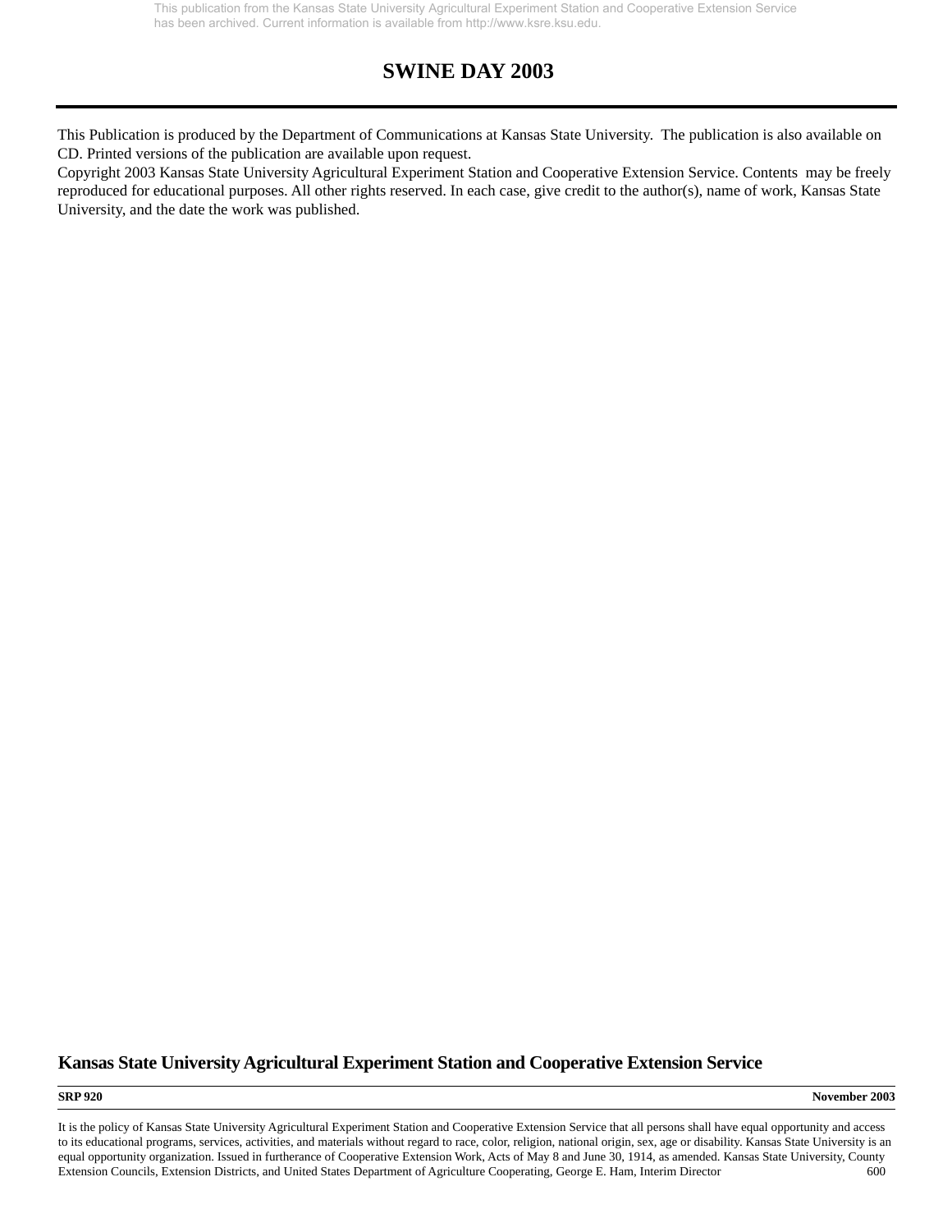This publication from the Kansas State University Agricultural Experiment Station and Cooperative Extension Service has been archived. Current information is available from http://www.ksre.ksu.edu.

# SWINE DAY 2003

This Publication is produced by the Department of Communications at Kansas State University. The publication is also available on CD. Printed versions of the publication are available upon request.
Copyright 2003 Kansas State University Agricultural Experiment Station and Cooperative Extension Service. Contents may be freely reproduced for educational purposes. All other rights reserved. In each case, give credit to the author(s), name of work, Kansas State University, and the date the work was published.

## Kansas State University Agricultural Experiment Station and Cooperative Extension Service

**SRP 920** **November 2003**

It is the policy of Kansas State University Agricultural Experiment Station and Cooperative Extension Service that all persons shall have equal opportunity and access to its educational programs, services, activities, and materials without regard to race, color, religion, national origin, sex, age or disability. Kansas State University is an equal opportunity organization. Issued in furtherance of Cooperative Extension Work, Acts of May 8 and June 30, 1914, as amended. Kansas State University, County Extension Councils, Extension Districts, and United States Department of Agriculture Cooperating, George E. Ham, Interim Director 600